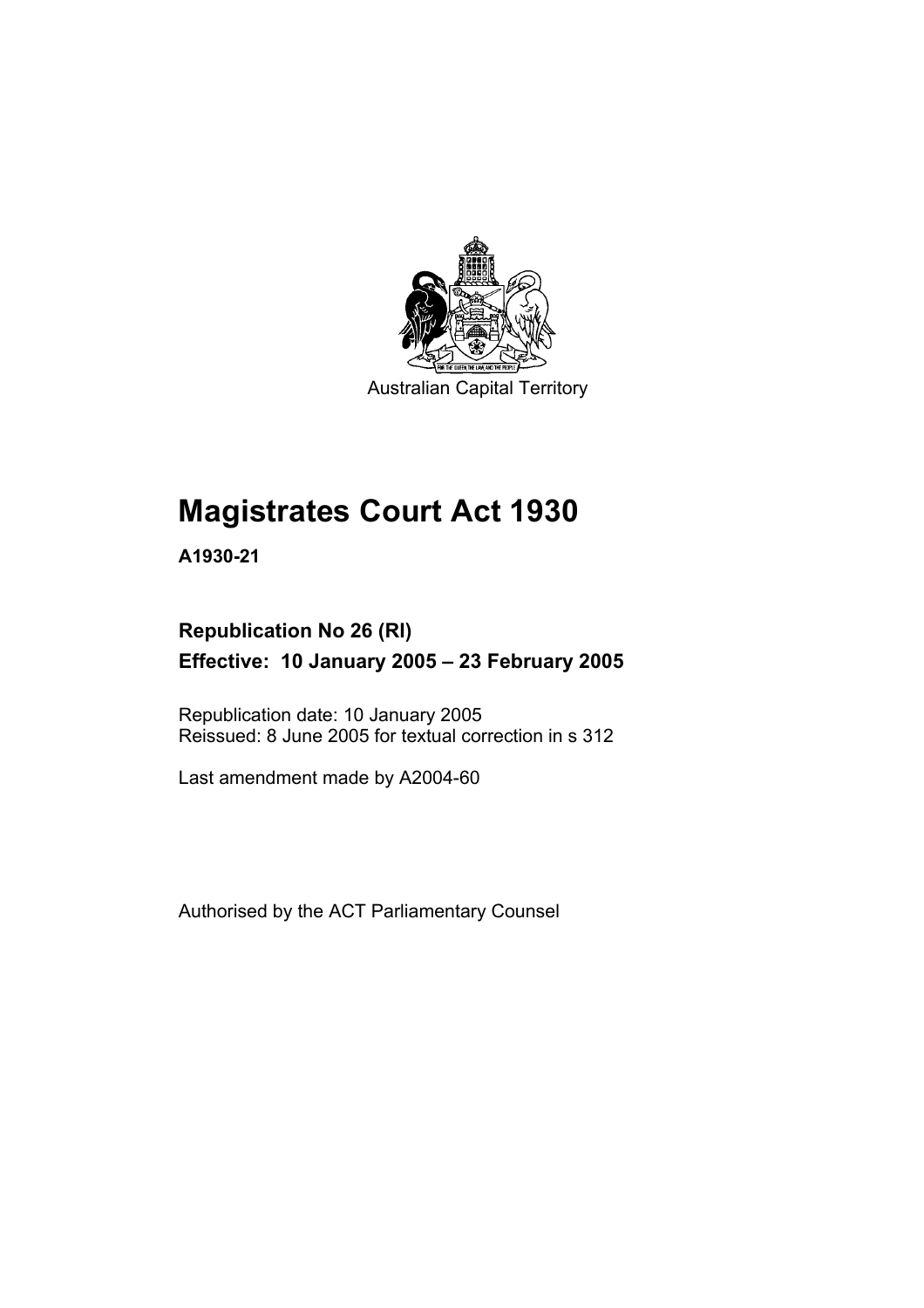Australian Capital Territory

# Magistrates Court Act 1930

**A1930-21**

## Republication No 26 (RI)

## Effective: 10 January 2005 – 23 February 2005

Republication date: 10 January 2005
Reissued: 8 June 2005 for textual correction in s 312

Last amendment made by A2004-60

Authorised by the ACT Parliamentary Counsel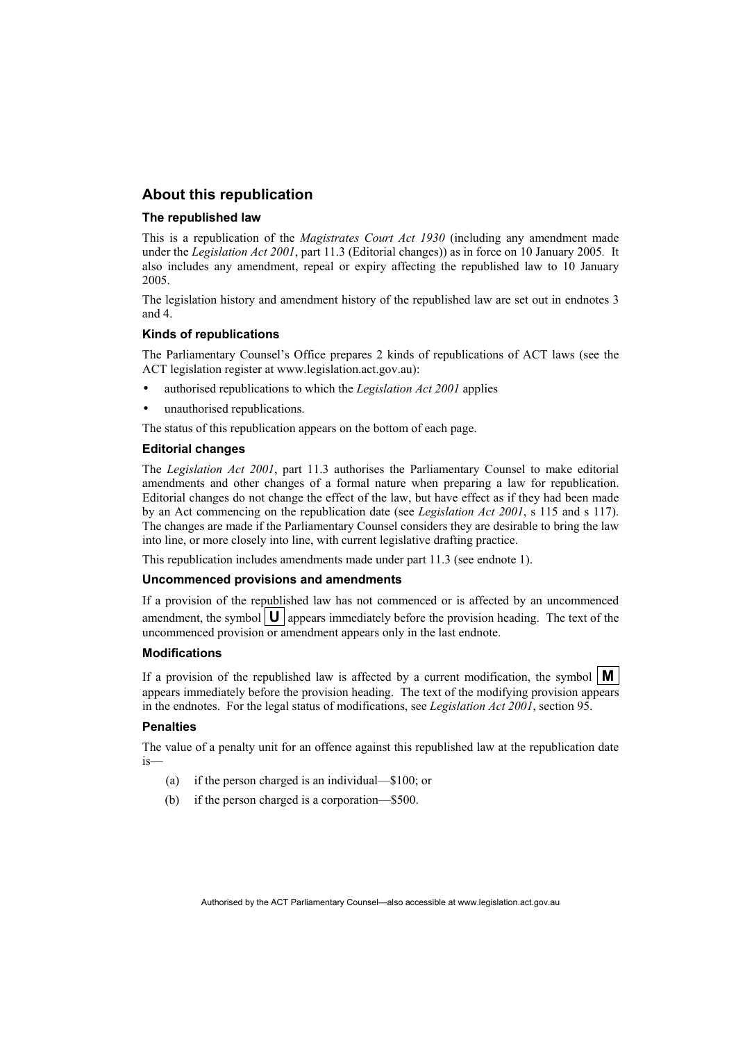## About this republication

### The republished law

This is a republication of the *Magistrates Court Act 1930* (including any amendment made under the *Legislation Act 2001*, part 11.3 (Editorial changes)) as in force on 10 January 2005. It also includes any amendment, repeal or expiry affecting the republished law to 10 January 2005.

The legislation history and amendment history of the republished law are set out in endnotes 3 and 4.

### Kinds of republications

The Parliamentary Counsel's Office prepares 2 kinds of republications of ACT laws (see the ACT legislation register at www.legislation.act.gov.au):

- authorised republications to which the *Legislation Act 2001* applies
- unauthorised republications.

The status of this republication appears on the bottom of each page.

### Editorial changes

The *Legislation Act 2001*, part 11.3 authorises the Parliamentary Counsel to make editorial amendments and other changes of a formal nature when preparing a law for republication. Editorial changes do not change the effect of the law, but have effect as if they had been made by an Act commencing on the republication date (see *Legislation Act 2001*, s 115 and s 117). The changes are made if the Parliamentary Counsel considers they are desirable to bring the law into line, or more closely into line, with current legislative drafting practice.

This republication includes amendments made under part 11.3 (see endnote 1).

### Uncommenced provisions and amendments

If a provision of the republished law has not commenced or is affected by an uncommenced amendment, the symbol **U** appears immediately before the provision heading. The text of the uncommenced provision or amendment appears only in the last endnote.

### Modifications

If a provision of the republished law is affected by a current modification, the symbol **M** appears immediately before the provision heading. The text of the modifying provision appears in the endnotes. For the legal status of modifications, see *Legislation Act 2001*, section 95.

### Penalties

The value of a penalty unit for an offence against this republished law at the republication date is—

(a) if the person charged is an individual—$100; or

(b) if the person charged is a corporation—$500.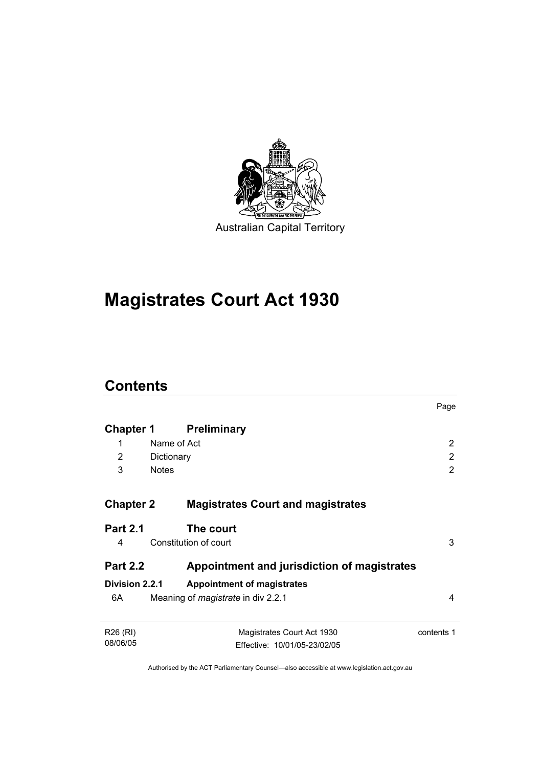Australian Capital Territory

# Magistrates Court Act 1930

## Contents

| | | Page |
|---|---|---|
| **Chapter 1** | **Preliminary** | |
| 1 | Name of Act | 2 |
| 2 | Dictionary | 2 |
| 3 | Notes | 2 |
| **Chapter 2** | **Magistrates Court and magistrates** | |
| **Part 2.1** | **The court** | |
| 4 | Constitution of court | 3 |
| **Part 2.2** | **Appointment and jurisdiction of magistrates** | |
| **Division 2.2.1** | **Appointment of magistrates** | |
| 6A | Meaning of *magistrate* in div 2.2.1 | 4 |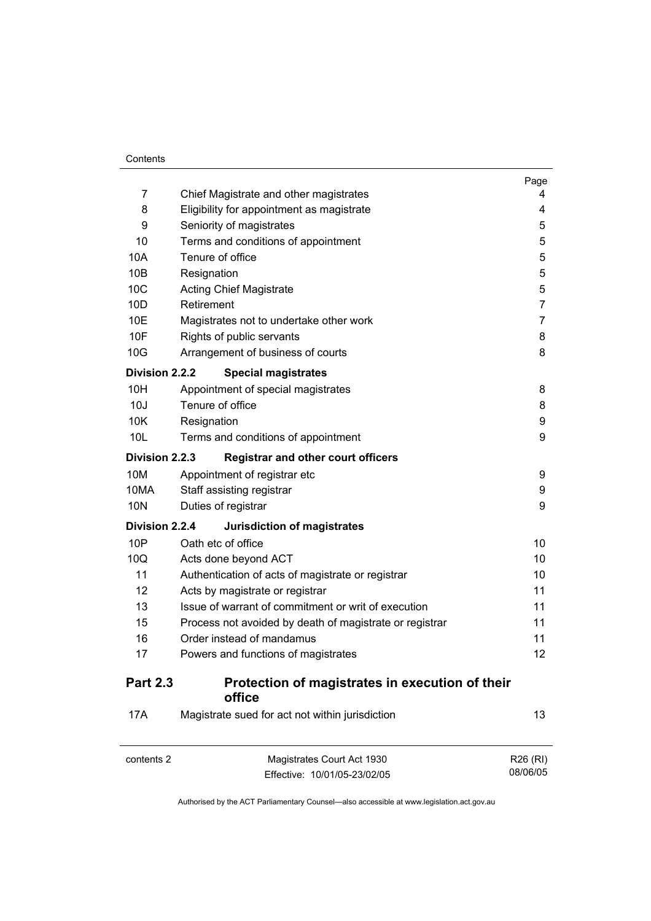| | | Page |
|---|---|---|
| 7 | Chief Magistrate and other magistrates | 4 |
| 8 | Eligibility for appointment as magistrate | 4 |
| 9 | Seniority of magistrates | 5 |
| 10 | Terms and conditions of appointment | 5 |
| 10A | Tenure of office | 5 |
| 10B | Resignation | 5 |
| 10C | Acting Chief Magistrate | 5 |
| 10D | Retirement | 7 |
| 10E | Magistrates not to undertake other work | 7 |
| 10F | Rights of public servants | 8 |
| 10G | Arrangement of business of courts | 8 |
| **Division 2.2.2** | **Special magistrates** | |
| 10H | Appointment of special magistrates | 8 |
| 10J | Tenure of office | 8 |
| 10K | Resignation | 9 |
| 10L | Terms and conditions of appointment | 9 |
| **Division 2.2.3** | **Registrar and other court officers** | |
| 10M | Appointment of registrar etc | 9 |
| 10MA | Staff assisting registrar | 9 |
| 10N | Duties of registrar | 9 |
| **Division 2.2.4** | **Jurisdiction of magistrates** | |
| 10P | Oath etc of office | 10 |
| 10Q | Acts done beyond ACT | 10 |
| 11 | Authentication of acts of magistrate or registrar | 10 |
| 12 | Acts by magistrate or registrar | 11 |
| 13 | Issue of warrant of commitment or writ of execution | 11 |
| 15 | Process not avoided by death of magistrate or registrar | 11 |
| 16 | Order instead of mandamus | 11 |
| 17 | Powers and functions of magistrates | 12 |
| **Part 2.3** | **Protection of magistrates in execution of their office** | |
| 17A | Magistrate sued for act not within jurisdiction | 13 |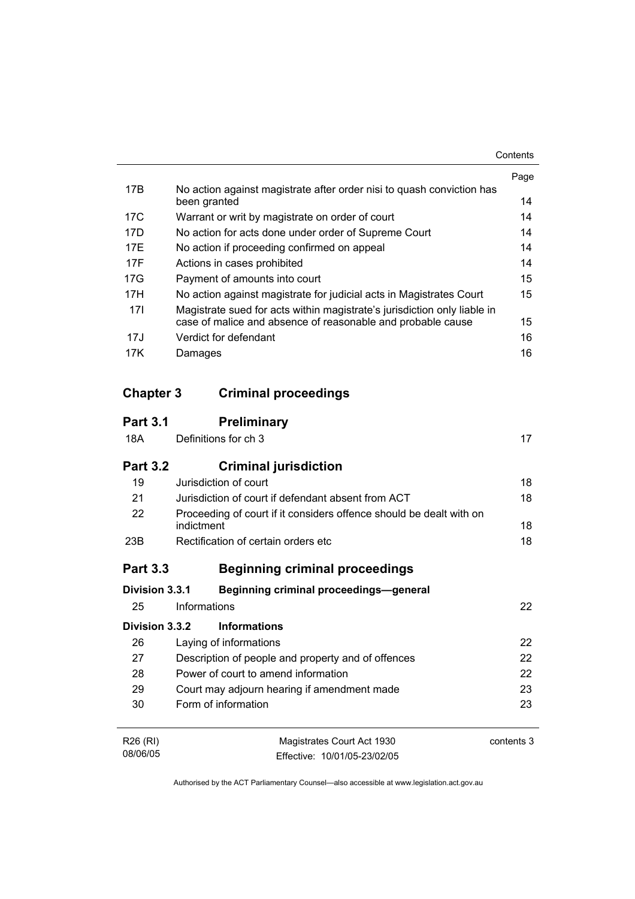| | | Page |
|---|---|---|
| 17B | No action against magistrate after order nisi to quash conviction has been granted | 14 |
| 17C | Warrant or writ by magistrate on order of court | 14 |
| 17D | No action for acts done under order of Supreme Court | 14 |
| 17E | No action if proceeding confirmed on appeal | 14 |
| 17F | Actions in cases prohibited | 14 |
| 17G | Payment of amounts into court | 15 |
| 17H | No action against magistrate for judicial acts in Magistrates Court | 15 |
| 17I | Magistrate sued for acts within magistrate's jurisdiction only liable in case of malice and absence of reasonable and probable cause | 15 |
| 17J | Verdict for defendant | 16 |
| 17K | Damages | 16 |

## Chapter 3 Criminal proceedings

### Part 3.1 Preliminary

| | | |
|---|---|---|
| 18A | Definitions for ch 3 | 17 |

### Part 3.2 Criminal jurisdiction

| | | |
|---|---|---|
| 19 | Jurisdiction of court | 18 |
| 21 | Jurisdiction of court if defendant absent from ACT | 18 |
| 22 | Proceeding of court if it considers offence should be dealt with on indictment | 18 |
| 23B | Rectification of certain orders etc | 18 |

### Part 3.3 Beginning criminal proceedings

#### Division 3.3.1 Beginning criminal proceedings—general

| | | |
|---|---|---|
| 25 | Informations | 22 |

#### Division 3.3.2 Informations

| | | |
|---|---|---|
| 26 | Laying of informations | 22 |
| 27 | Description of people and property and of offences | 22 |
| 28 | Power of court to amend information | 22 |
| 29 | Court may adjourn hearing if amendment made | 23 |
| 30 | Form of information | 23 |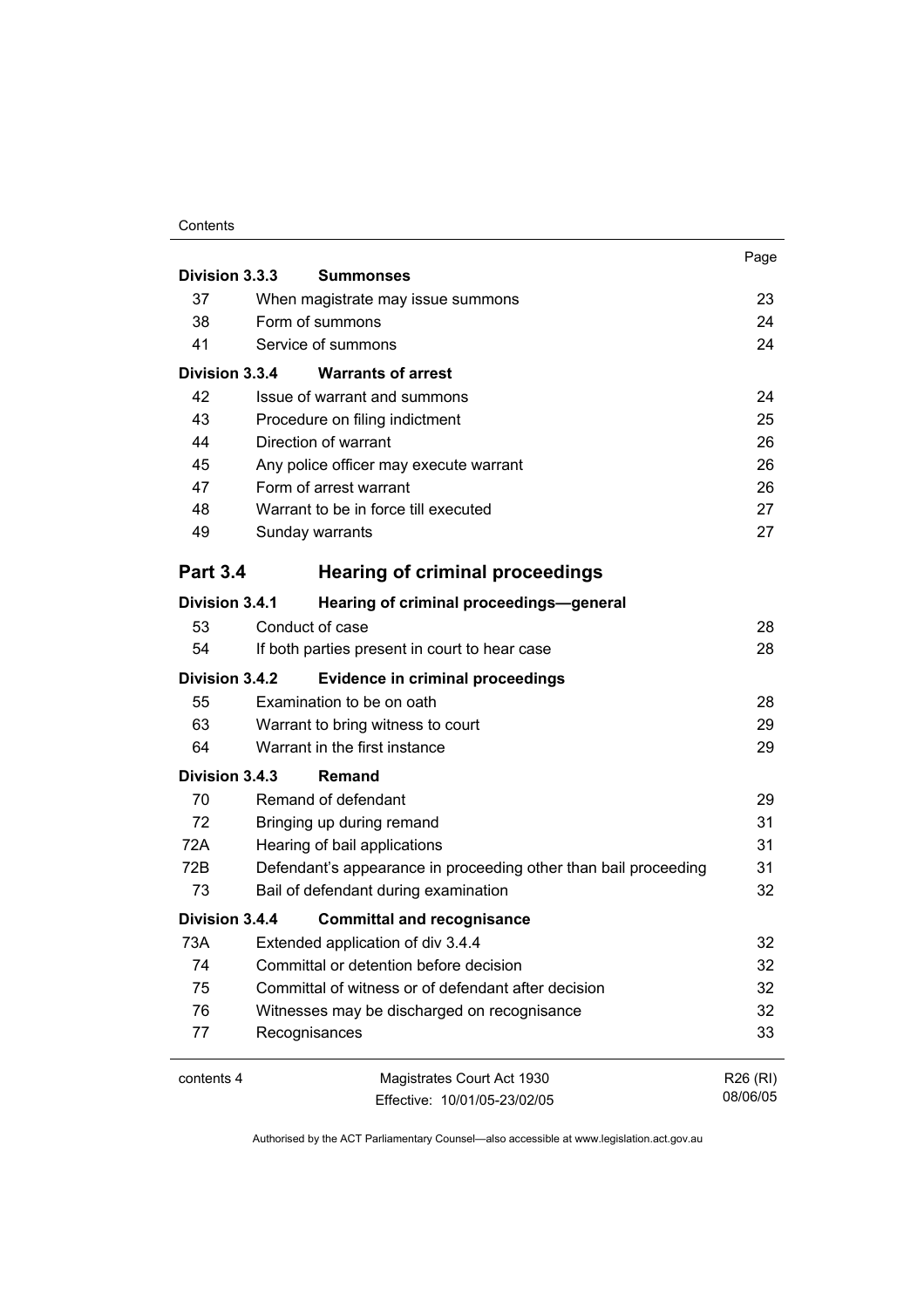| | | Page |
|---|---|---|
| **Division 3.3.3** | **Summonses** | |
| 37 | When magistrate may issue summons | 23 |
| 38 | Form of summons | 24 |
| 41 | Service of summons | 24 |
| **Division 3.3.4** | **Warrants of arrest** | |
| 42 | Issue of warrant and summons | 24 |
| 43 | Procedure on filing indictment | 25 |
| 44 | Direction of warrant | 26 |
| 45 | Any police officer may execute warrant | 26 |
| 47 | Form of arrest warrant | 26 |
| 48 | Warrant to be in force till executed | 27 |
| 49 | Sunday warrants | 27 |
| **Part 3.4** | **Hearing of criminal proceedings** | |
| **Division 3.4.1** | **Hearing of criminal proceedings—general** | |
| 53 | Conduct of case | 28 |
| 54 | If both parties present in court to hear case | 28 |
| **Division 3.4.2** | **Evidence in criminal proceedings** | |
| 55 | Examination to be on oath | 28 |
| 63 | Warrant to bring witness to court | 29 |
| 64 | Warrant in the first instance | 29 |
| **Division 3.4.3** | **Remand** | |
| 70 | Remand of defendant | 29 |
| 72 | Bringing up during remand | 31 |
| 72A | Hearing of bail applications | 31 |
| 72B | Defendant's appearance in proceeding other than bail proceeding | 31 |
| 73 | Bail of defendant during examination | 32 |
| **Division 3.4.4** | **Committal and recognisance** | |
| 73A | Extended application of div 3.4.4 | 32 |
| 74 | Committal or detention before decision | 32 |
| 75 | Committal of witness or of defendant after decision | 32 |
| 76 | Witnesses may be discharged on recognisance | 32 |
| 77 | Recognisances | 33 |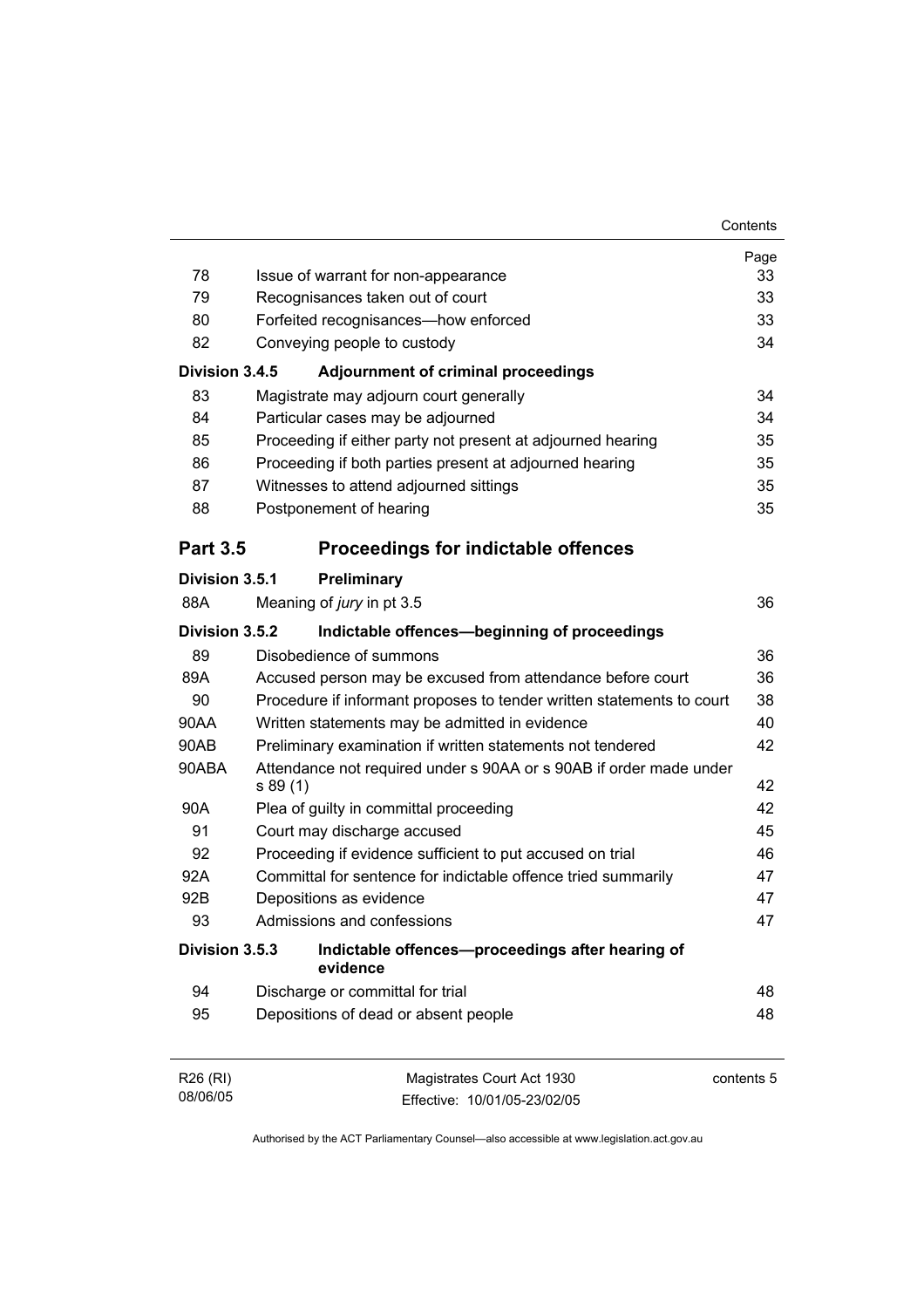| | | Page |
|---|---|---|
| 78 | Issue of warrant for non-appearance | 33 |
| 79 | Recognisances taken out of court | 33 |
| 80 | Forfeited recognisances—how enforced | 33 |
| 82 | Conveying people to custody | 34 |
| **Division 3.4.5** | **Adjournment of criminal proceedings** | |
| 83 | Magistrate may adjourn court generally | 34 |
| 84 | Particular cases may be adjourned | 34 |
| 85 | Proceeding if either party not present at adjourned hearing | 35 |
| 86 | Proceeding if both parties present at adjourned hearing | 35 |
| 87 | Witnesses to attend adjourned sittings | 35 |
| 88 | Postponement of hearing | 35 |

## Part 3.5 Proceedings for indictable offences

| | | |
|---|---|---|
| **Division 3.5.1** | **Preliminary** | |
| 88A | Meaning of *jury* in pt 3.5 | 36 |
| **Division 3.5.2** | **Indictable offences—beginning of proceedings** | |
| 89 | Disobedience of summons | 36 |
| 89A | Accused person may be excused from attendance before court | 36 |
| 90 | Procedure if informant proposes to tender written statements to court | 38 |
| 90AA | Written statements may be admitted in evidence | 40 |
| 90AB | Preliminary examination if written statements not tendered | 42 |
| 90ABA | Attendance not required under s 90AA or s 90AB if order made under s 89 (1) | 42 |
| 90A | Plea of guilty in committal proceeding | 42 |
| 91 | Court may discharge accused | 45 |
| 92 | Proceeding if evidence sufficient to put accused on trial | 46 |
| 92A | Committal for sentence for indictable offence tried summarily | 47 |
| 92B | Depositions as evidence | 47 |
| 93 | Admissions and confessions | 47 |
| **Division 3.5.3** | **Indictable offences—proceedings after hearing of evidence** | |
| 94 | Discharge or committal for trial | 48 |
| 95 | Depositions of dead or absent people | 48 |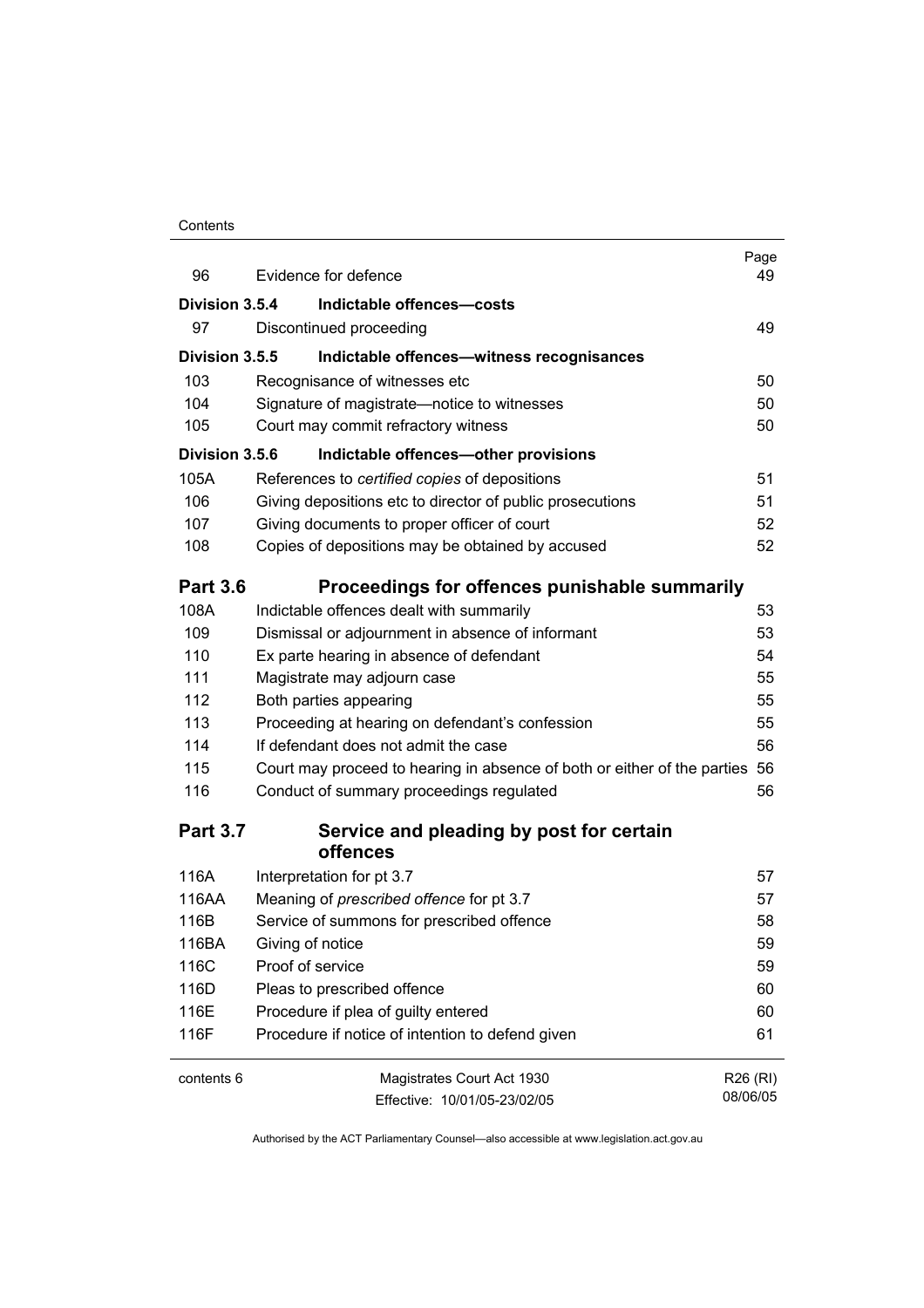| | | Page |
|---|---|---|
| 96 | Evidence for defence | 49 |
| **Division 3.5.4** | **Indictable offences—costs** | |
| 97 | Discontinued proceeding | 49 |
| **Division 3.5.5** | **Indictable offences—witness recognisances** | |
| 103 | Recognisance of witnesses etc | 50 |
| 104 | Signature of magistrate—notice to witnesses | 50 |
| 105 | Court may commit refractory witness | 50 |
| **Division 3.5.6** | **Indictable offences—other provisions** | |
| 105A | References to *certified copies* of depositions | 51 |
| 106 | Giving depositions etc to director of public prosecutions | 51 |
| 107 | Giving documents to proper officer of court | 52 |
| 108 | Copies of depositions may be obtained by accused | 52 |
| **Part 3.6** | **Proceedings for offences punishable summarily** | |
| 108A | Indictable offences dealt with summarily | 53 |
| 109 | Dismissal or adjournment in absence of informant | 53 |
| 110 | Ex parte hearing in absence of defendant | 54 |
| 111 | Magistrate may adjourn case | 55 |
| 112 | Both parties appearing | 55 |
| 113 | Proceeding at hearing on defendant's confession | 55 |
| 114 | If defendant does not admit the case | 56 |
| 115 | Court may proceed to hearing in absence of both or either of the parties | 56 |
| 116 | Conduct of summary proceedings regulated | 56 |
| **Part 3.7** | **Service and pleading by post for certain offences** | |
| 116A | Interpretation for pt 3.7 | 57 |
| 116AA | Meaning of *prescribed offence* for pt 3.7 | 57 |
| 116B | Service of summons for prescribed offence | 58 |
| 116BA | Giving of notice | 59 |
| 116C | Proof of service | 59 |
| 116D | Pleas to prescribed offence | 60 |
| 116E | Procedure if plea of guilty entered | 60 |
| 116F | Procedure if notice of intention to defend given | 61 |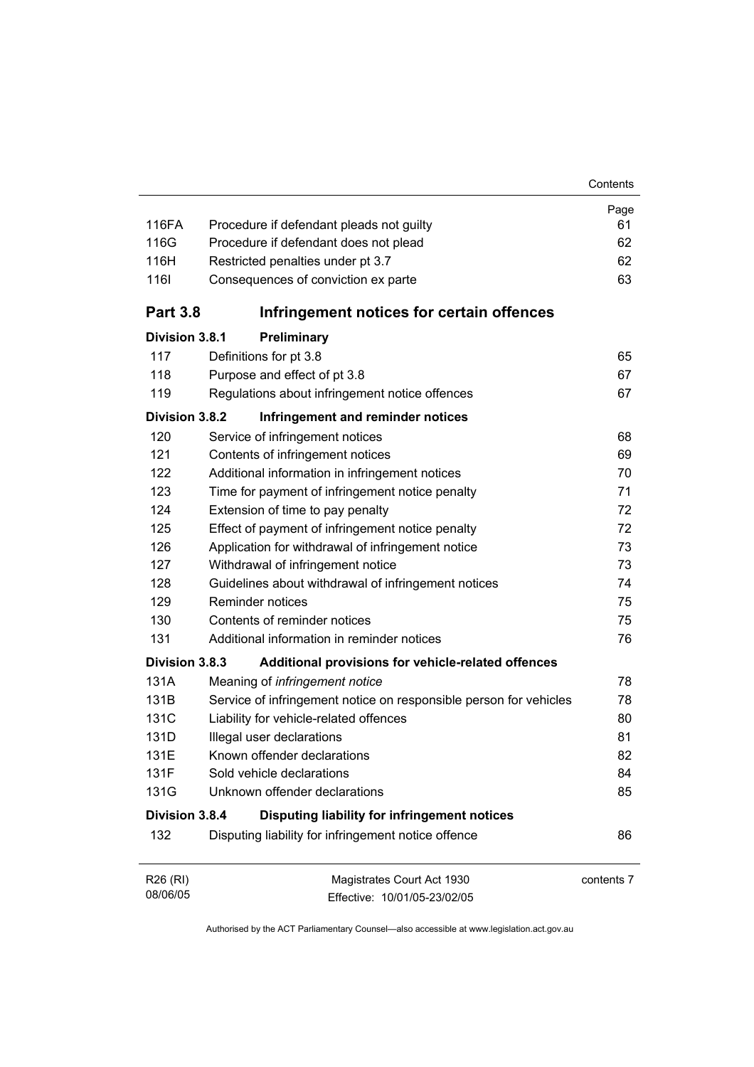| | | Page |
|---|---|---|
| 116FA | Procedure if defendant pleads not guilty | 61 |
| 116G | Procedure if defendant does not plead | 62 |
| 116H | Restricted penalties under pt 3.7 | 62 |
| 116I | Consequences of conviction ex parte | 63 |

## Part 3.8 Infringement notices for certain offences

**Division 3.8.1 Preliminary**

| | | |
|---|---|---|
| 117 | Definitions for pt 3.8 | 65 |
| 118 | Purpose and effect of pt 3.8 | 67 |
| 119 | Regulations about infringement notice offences | 67 |

**Division 3.8.2 Infringement and reminder notices**

| | | |
|---|---|---|
| 120 | Service of infringement notices | 68 |
| 121 | Contents of infringement notices | 69 |
| 122 | Additional information in infringement notices | 70 |
| 123 | Time for payment of infringement notice penalty | 71 |
| 124 | Extension of time to pay penalty | 72 |
| 125 | Effect of payment of infringement notice penalty | 72 |
| 126 | Application for withdrawal of infringement notice | 73 |
| 127 | Withdrawal of infringement notice | 73 |
| 128 | Guidelines about withdrawal of infringement notices | 74 |
| 129 | Reminder notices | 75 |
| 130 | Contents of reminder notices | 75 |
| 131 | Additional information in reminder notices | 76 |

**Division 3.8.3 Additional provisions for vehicle-related offences**

| | | |
|---|---|---|
| 131A | Meaning of *infringement notice* | 78 |
| 131B | Service of infringement notice on responsible person for vehicles | 78 |
| 131C | Liability for vehicle-related offences | 80 |
| 131D | Illegal user declarations | 81 |
| 131E | Known offender declarations | 82 |
| 131F | Sold vehicle declarations | 84 |
| 131G | Unknown offender declarations | 85 |

**Division 3.8.4 Disputing liability for infringement notices**

| | | |
|---|---|---|
| 132 | Disputing liability for infringement notice offence | 86 |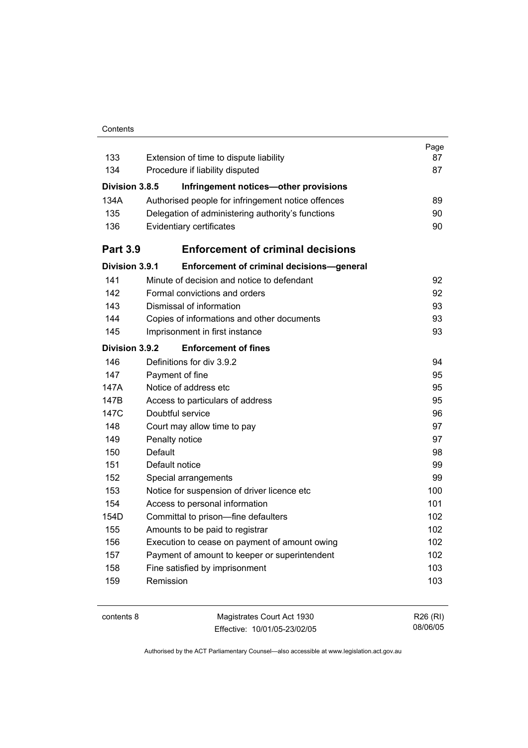| | | Page |
|---|---|---|
| 133 | Extension of time to dispute liability | 87 |
| 134 | Procedure if liability disputed | 87 |
| **Division 3.8.5** | **Infringement notices—other provisions** | |
| 134A | Authorised people for infringement notice offences | 89 |
| 135 | Delegation of administering authority's functions | 90 |
| 136 | Evidentiary certificates | 90 |
| **Part 3.9** | **Enforcement of criminal decisions** | |
| **Division 3.9.1** | **Enforcement of criminal decisions—general** | |
| 141 | Minute of decision and notice to defendant | 92 |
| 142 | Formal convictions and orders | 92 |
| 143 | Dismissal of information | 93 |
| 144 | Copies of informations and other documents | 93 |
| 145 | Imprisonment in first instance | 93 |
| **Division 3.9.2** | **Enforcement of fines** | |
| 146 | Definitions for div 3.9.2 | 94 |
| 147 | Payment of fine | 95 |
| 147A | Notice of address etc | 95 |
| 147B | Access to particulars of address | 95 |
| 147C | Doubtful service | 96 |
| 148 | Court may allow time to pay | 97 |
| 149 | Penalty notice | 97 |
| 150 | Default | 98 |
| 151 | Default notice | 99 |
| 152 | Special arrangements | 99 |
| 153 | Notice for suspension of driver licence etc | 100 |
| 154 | Access to personal information | 101 |
| 154D | Committal to prison—fine defaulters | 102 |
| 155 | Amounts to be paid to registrar | 102 |
| 156 | Execution to cease on payment of amount owing | 102 |
| 157 | Payment of amount to keeper or superintendent | 102 |
| 158 | Fine satisfied by imprisonment | 103 |
| 159 | Remission | 103 |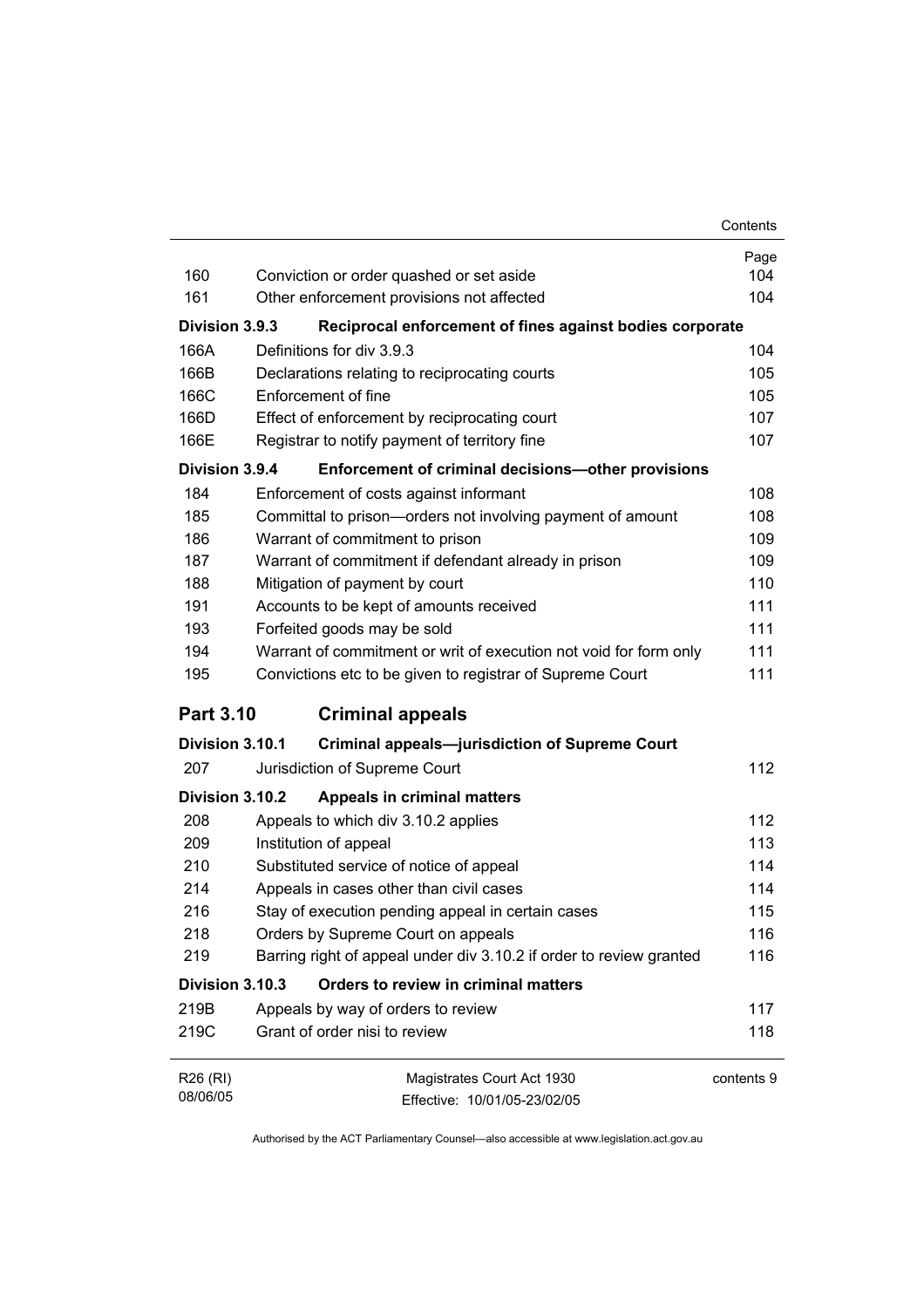| | | Page |
|---|---|---|
| 160 | Conviction or order quashed or set aside | 104 |
| 161 | Other enforcement provisions not affected | 104 |
| **Division 3.9.3** | **Reciprocal enforcement of fines against bodies corporate** | |
| 166A | Definitions for div 3.9.3 | 104 |
| 166B | Declarations relating to reciprocating courts | 105 |
| 166C | Enforcement of fine | 105 |
| 166D | Effect of enforcement by reciprocating court | 107 |
| 166E | Registrar to notify payment of territory fine | 107 |
| **Division 3.9.4** | **Enforcement of criminal decisions—other provisions** | |
| 184 | Enforcement of costs against informant | 108 |
| 185 | Committal to prison—orders not involving payment of amount | 108 |
| 186 | Warrant of commitment to prison | 109 |
| 187 | Warrant of commitment if defendant already in prison | 109 |
| 188 | Mitigation of payment by court | 110 |
| 191 | Accounts to be kept of amounts received | 111 |
| 193 | Forfeited goods may be sold | 111 |
| 194 | Warrant of commitment or writ of execution not void for form only | 111 |
| 195 | Convictions etc to be given to registrar of Supreme Court | 111 |
| **Part 3.10** | **Criminal appeals** | |
| **Division 3.10.1** | **Criminal appeals—jurisdiction of Supreme Court** | |
| 207 | Jurisdiction of Supreme Court | 112 |
| **Division 3.10.2** | **Appeals in criminal matters** | |
| 208 | Appeals to which div 3.10.2 applies | 112 |
| 209 | Institution of appeal | 113 |
| 210 | Substituted service of notice of appeal | 114 |
| 214 | Appeals in cases other than civil cases | 114 |
| 216 | Stay of execution pending appeal in certain cases | 115 |
| 218 | Orders by Supreme Court on appeals | 116 |
| 219 | Barring right of appeal under div 3.10.2 if order to review granted | 116 |
| **Division 3.10.3** | **Orders to review in criminal matters** | |
| 219B | Appeals by way of orders to review | 117 |
| 219C | Grant of order nisi to review | 118 |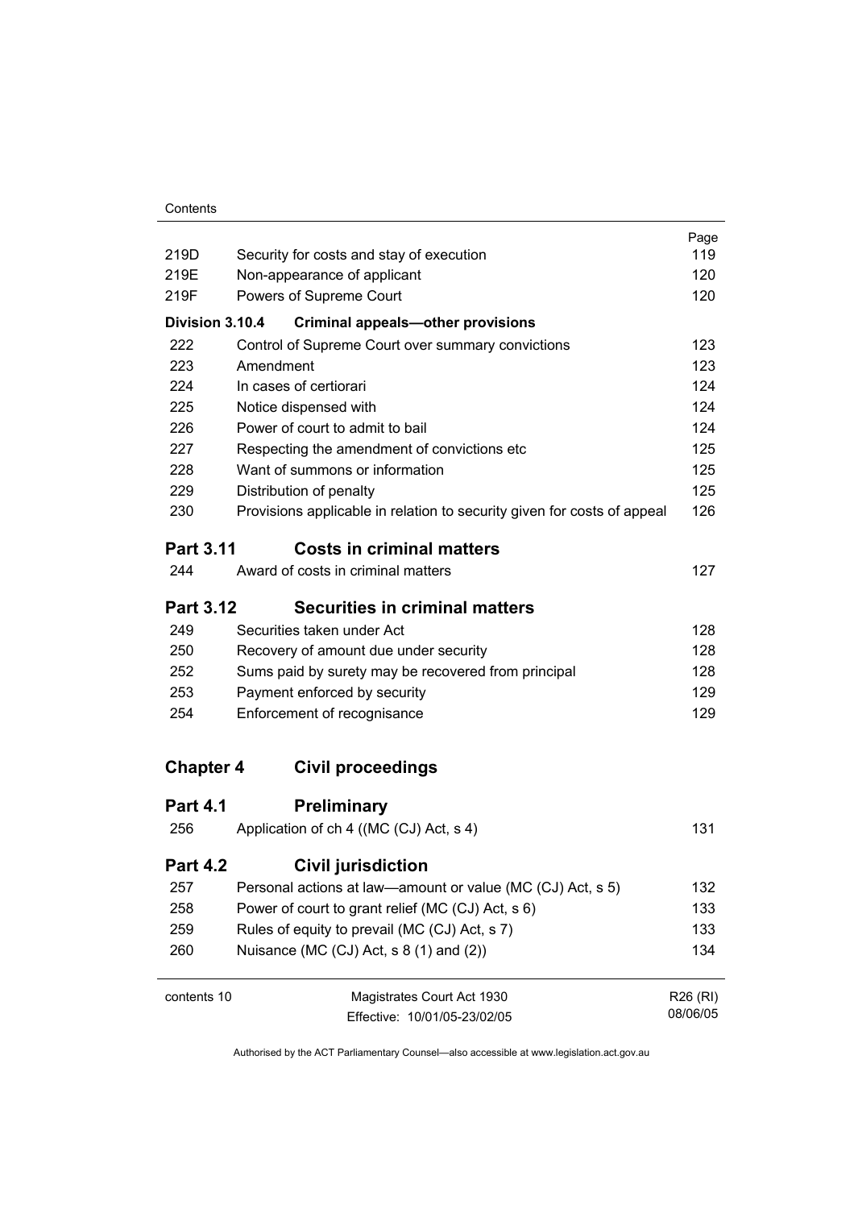| | | Page |
|---|---|---|
| 219D | Security for costs and stay of execution | 119 |
| 219E | Non-appearance of applicant | 120 |
| 219F | Powers of Supreme Court | 120 |
| **Division 3.10.4** | **Criminal appeals—other provisions** | |
| 222 | Control of Supreme Court over summary convictions | 123 |
| 223 | Amendment | 123 |
| 224 | In cases of certiorari | 124 |
| 225 | Notice dispensed with | 124 |
| 226 | Power of court to admit to bail | 124 |
| 227 | Respecting the amendment of convictions etc | 125 |
| 228 | Want of summons or information | 125 |
| 229 | Distribution of penalty | 125 |
| 230 | Provisions applicable in relation to security given for costs of appeal | 126 |

## Part 3.11 Costs in criminal matters

| | | |
|---|---|---|
| 244 | Award of costs in criminal matters | 127 |

## Part 3.12 Securities in criminal matters

| | | |
|---|---|---|
| 249 | Securities taken under Act | 128 |
| 250 | Recovery of amount due under security | 128 |
| 252 | Sums paid by surety may be recovered from principal | 128 |
| 253 | Payment enforced by security | 129 |
| 254 | Enforcement of recognisance | 129 |

# Chapter 4 Civil proceedings

## Part 4.1 Preliminary

| | | |
|---|---|---|
| 256 | Application of ch 4 ((MC (CJ) Act, s 4) | 131 |

## Part 4.2 Civil jurisdiction

| | | |
|---|---|---|
| 257 | Personal actions at law—amount or value (MC (CJ) Act, s 5) | 132 |
| 258 | Power of court to grant relief (MC (CJ) Act, s 6) | 133 |
| 259 | Rules of equity to prevail (MC (CJ) Act, s 7) | 133 |
| 260 | Nuisance (MC (CJ) Act, s 8 (1) and (2)) | 134 |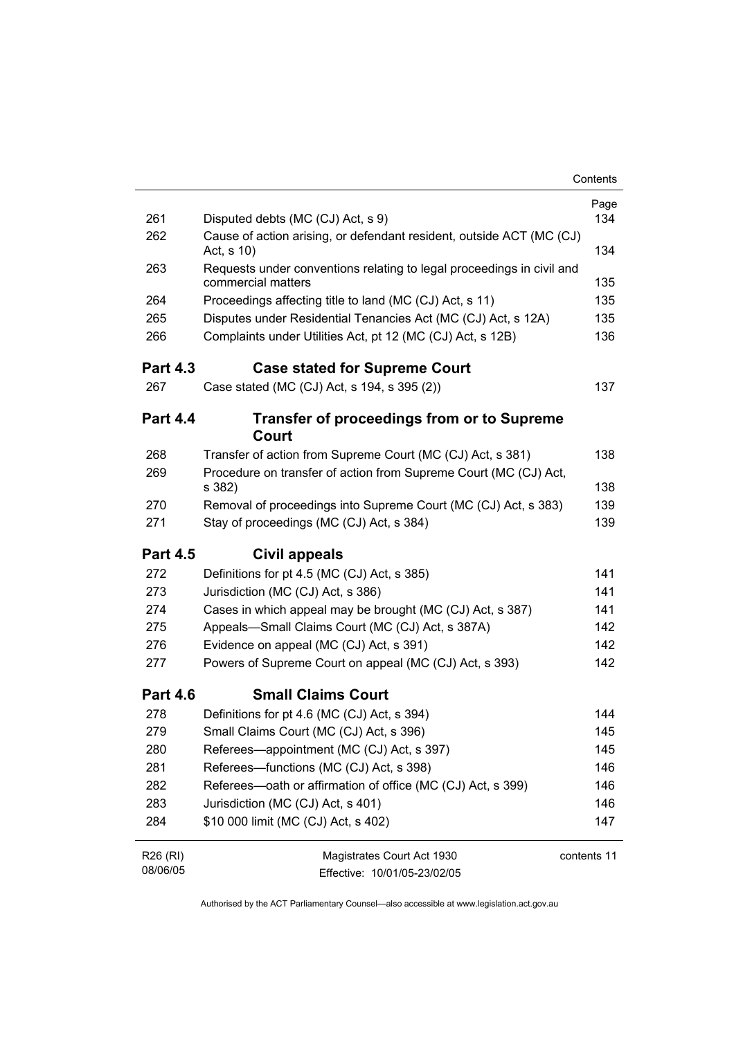| | | Page |
|---|---|---|
| 261 | Disputed debts (MC (CJ) Act, s 9) | 134 |
| 262 | Cause of action arising, or defendant resident, outside ACT (MC (CJ) Act, s 10) | 134 |
| 263 | Requests under conventions relating to legal proceedings in civil and commercial matters | 135 |
| 264 | Proceedings affecting title to land (MC (CJ) Act, s 11) | 135 |
| 265 | Disputes under Residential Tenancies Act (MC (CJ) Act, s 12A) | 135 |
| 266 | Complaints under Utilities Act, pt 12 (MC (CJ) Act, s 12B) | 136 |

### Part 4.3 Case stated for Supreme Court

| | | |
|---|---|---|
| 267 | Case stated (MC (CJ) Act, s 194, s 395 (2)) | 137 |

### Part 4.4 Transfer of proceedings from or to Supreme Court

| | | |
|---|---|---|
| 268 | Transfer of action from Supreme Court (MC (CJ) Act, s 381) | 138 |
| 269 | Procedure on transfer of action from Supreme Court (MC (CJ) Act, s 382) | 138 |
| 270 | Removal of proceedings into Supreme Court (MC (CJ) Act, s 383) | 139 |
| 271 | Stay of proceedings (MC (CJ) Act, s 384) | 139 |

### Part 4.5 Civil appeals

| | | |
|---|---|---|
| 272 | Definitions for pt 4.5 (MC (CJ) Act, s 385) | 141 |
| 273 | Jurisdiction (MC (CJ) Act, s 386) | 141 |
| 274 | Cases in which appeal may be brought (MC (CJ) Act, s 387) | 141 |
| 275 | Appeals—Small Claims Court (MC (CJ) Act, s 387A) | 142 |
| 276 | Evidence on appeal (MC (CJ) Act, s 391) | 142 |
| 277 | Powers of Supreme Court on appeal (MC (CJ) Act, s 393) | 142 |

### Part 4.6 Small Claims Court

| | | |
|---|---|---|
| 278 | Definitions for pt 4.6 (MC (CJ) Act, s 394) | 144 |
| 279 | Small Claims Court (MC (CJ) Act, s 396) | 145 |
| 280 | Referees—appointment (MC (CJ) Act, s 397) | 145 |
| 281 | Referees—functions (MC (CJ) Act, s 398) | 146 |
| 282 | Referees—oath or affirmation of office (MC (CJ) Act, s 399) | 146 |
| 283 | Jurisdiction (MC (CJ) Act, s 401) | 146 |
| 284 | $10 000 limit (MC (CJ) Act, s 402) | 147 |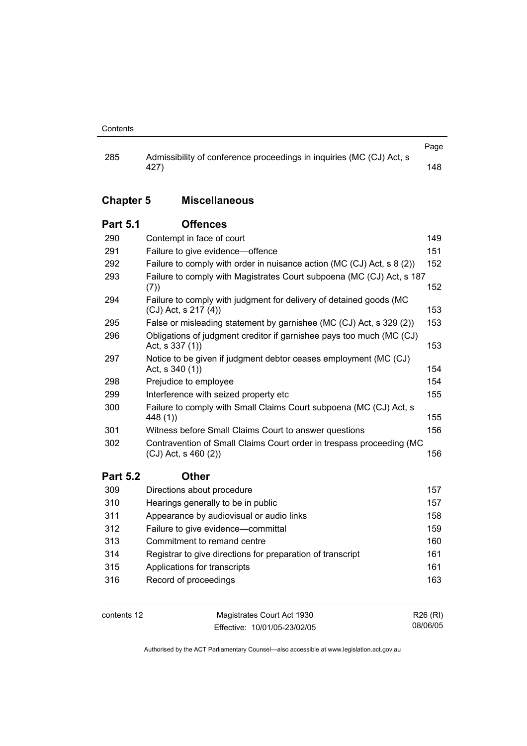| | | Page |
|---|---|---|
| 285 | Admissibility of conference proceedings in inquiries (MC (CJ) Act, s 427) | 148 |

## Chapter 5 Miscellaneous

### Part 5.1 Offences

| | | |
|---|---|---|
| 290 | Contempt in face of court | 149 |
| 291 | Failure to give evidence—offence | 151 |
| 292 | Failure to comply with order in nuisance action (MC (CJ) Act, s 8 (2)) | 152 |
| 293 | Failure to comply with Magistrates Court subpoena (MC (CJ) Act, s 187 (7)) | 152 |
| 294 | Failure to comply with judgment for delivery of detained goods (MC (CJ) Act, s 217 (4)) | 153 |
| 295 | False or misleading statement by garnishee (MC (CJ) Act, s 329 (2)) | 153 |
| 296 | Obligations of judgment creditor if garnishee pays too much (MC (CJ) Act, s 337 (1)) | 153 |
| 297 | Notice to be given if judgment debtor ceases employment (MC (CJ) Act, s 340 (1)) | 154 |
| 298 | Prejudice to employee | 154 |
| 299 | Interference with seized property etc | 155 |
| 300 | Failure to comply with Small Claims Court subpoena (MC (CJ) Act, s 448 (1)) | 155 |
| 301 | Witness before Small Claims Court to answer questions | 156 |
| 302 | Contravention of Small Claims Court order in trespass proceeding (MC (CJ) Act, s 460 (2)) | 156 |

### Part 5.2 Other

| | | |
|---|---|---|
| 309 | Directions about procedure | 157 |
| 310 | Hearings generally to be in public | 157 |
| 311 | Appearance by audiovisual or audio links | 158 |
| 312 | Failure to give evidence—committal | 159 |
| 313 | Commitment to remand centre | 160 |
| 314 | Registrar to give directions for preparation of transcript | 161 |
| 315 | Applications for transcripts | 161 |
| 316 | Record of proceedings | 163 |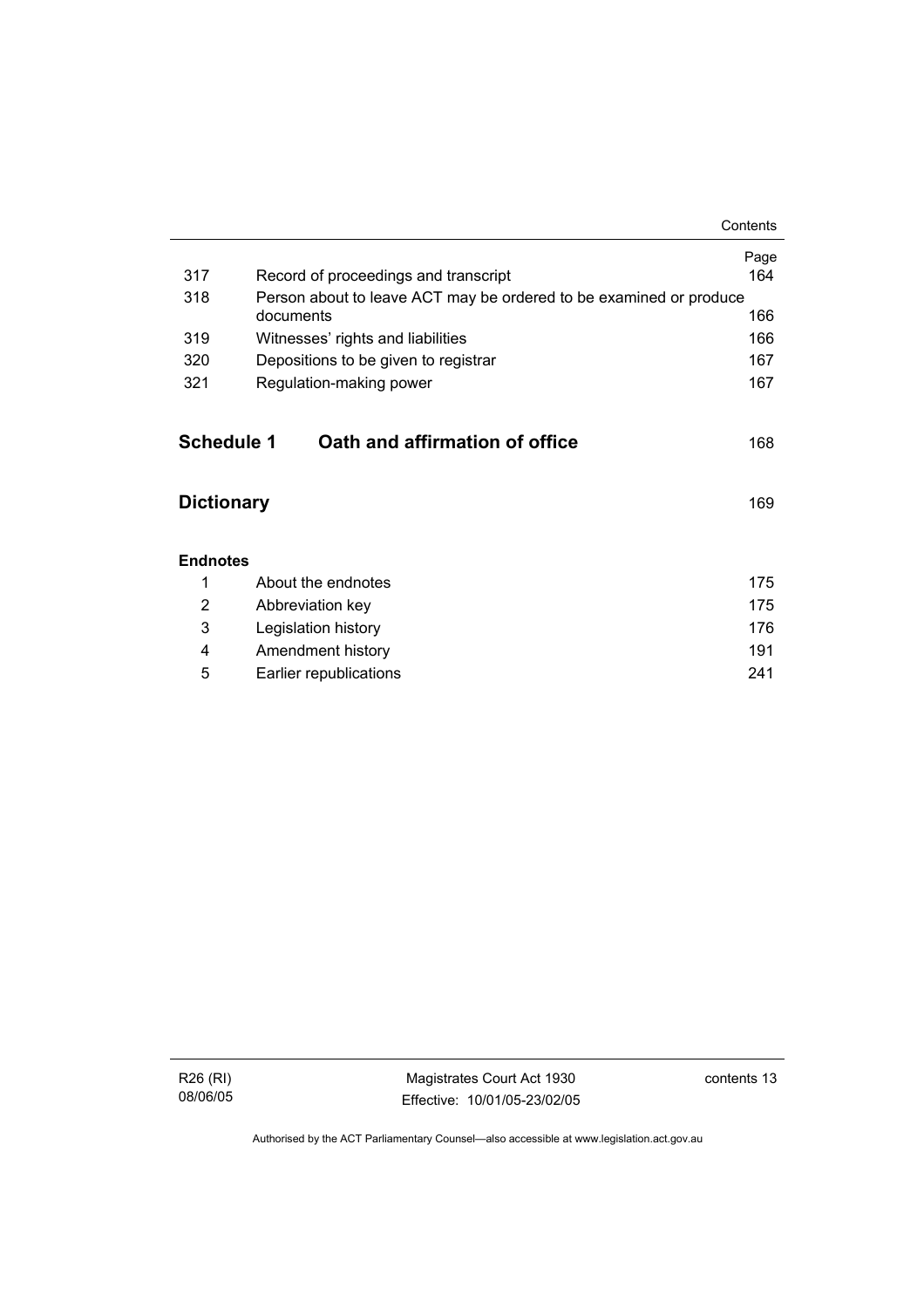| | | Page |
|---|---|---|
| 317 | Record of proceedings and transcript | 164 |
| 318 | Person about to leave ACT may be ordered to be examined or produce documents | 166 |
| 319 | Witnesses' rights and liabilities | 166 |
| 320 | Depositions to be given to registrar | 167 |
| 321 | Regulation-making power | 167 |

## Schedule 1 Oath and affirmation of office 168

## Dictionary 169

**Endnotes**

| | | |
|---|---|---|
| 1 | About the endnotes | 175 |
| 2 | Abbreviation key | 175 |
| 3 | Legislation history | 176 |
| 4 | Amendment history | 191 |
| 5 | Earlier republications | 241 |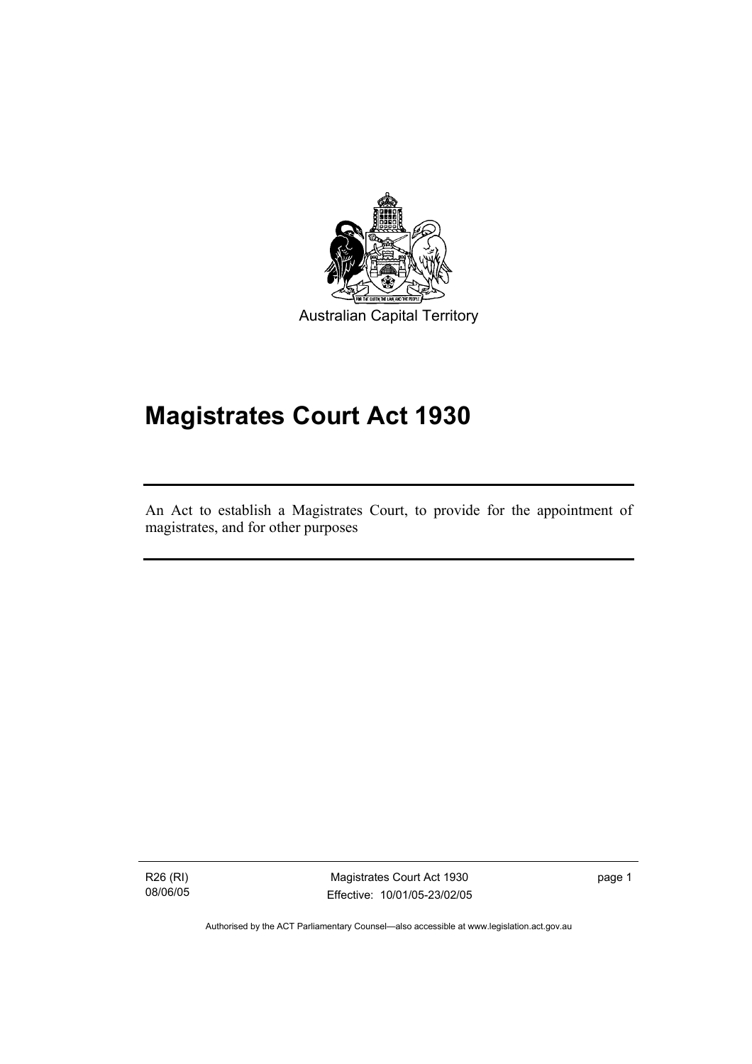Australian Capital Territory

# Magistrates Court Act 1930

An Act to establish a Magistrates Court, to provide for the appointment of magistrates, and for other purposes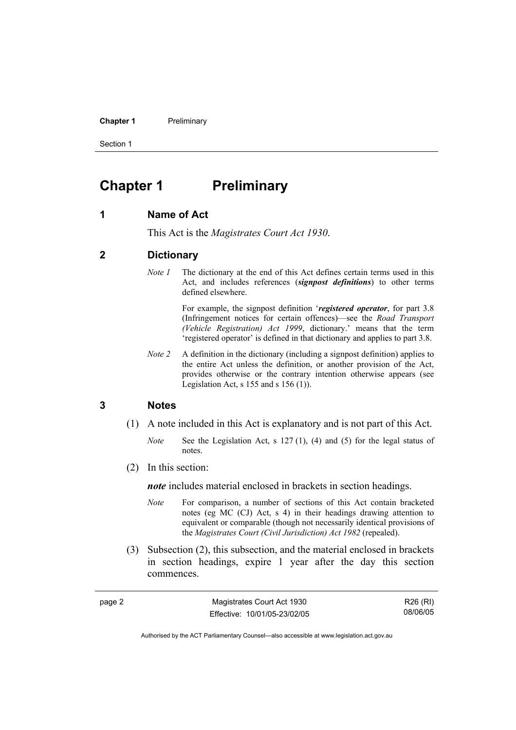# Chapter 1 Preliminary

## 1 Name of Act

This Act is the *Magistrates Court Act 1930*.

## 2 Dictionary

*Note 1* The dictionary at the end of this Act defines certain terms used in this Act, and includes references (***signpost definitions***) to other terms defined elsewhere.

For example, the signpost definition '***registered operator***, for part 3.8 (Infringement notices for certain offences)—see the *Road Transport (Vehicle Registration) Act 1999*, dictionary.' means that the term 'registered operator' is defined in that dictionary and applies to part 3.8.

*Note 2* A definition in the dictionary (including a signpost definition) applies to the entire Act unless the definition, or another provision of the Act, provides otherwise or the contrary intention otherwise appears (see Legislation Act, s 155 and s 156 (1)).

## 3 Notes

(1) A note included in this Act is explanatory and is not part of this Act.

*Note* See the Legislation Act, s 127 (1), (4) and (5) for the legal status of notes.

(2) In this section:

***note*** includes material enclosed in brackets in section headings.

*Note* For comparison, a number of sections of this Act contain bracketed notes (eg MC (CJ) Act, s 4) in their headings drawing attention to equivalent or comparable (though not necessarily identical provisions of the *Magistrates Court (Civil Jurisdiction) Act 1982* (repealed).

(3) Subsection (2), this subsection, and the material enclosed in brackets in section headings, expire 1 year after the day this section commences.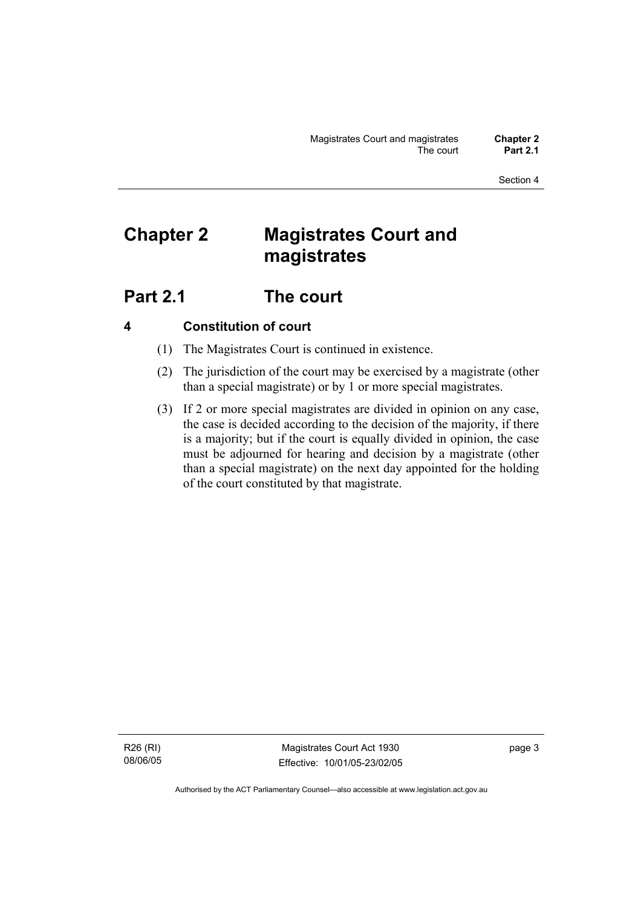# Chapter 2 Magistrates Court and magistrates

## Part 2.1 The court

### 4 Constitution of court

(1) The Magistrates Court is continued in existence.

(2) The jurisdiction of the court may be exercised by a magistrate (other than a special magistrate) or by 1 or more special magistrates.

(3) If 2 or more special magistrates are divided in opinion on any case, the case is decided according to the decision of the majority, if there is a majority; but if the court is equally divided in opinion, the case must be adjourned for hearing and decision by a magistrate (other than a special magistrate) on the next day appointed for the holding of the court constituted by that magistrate.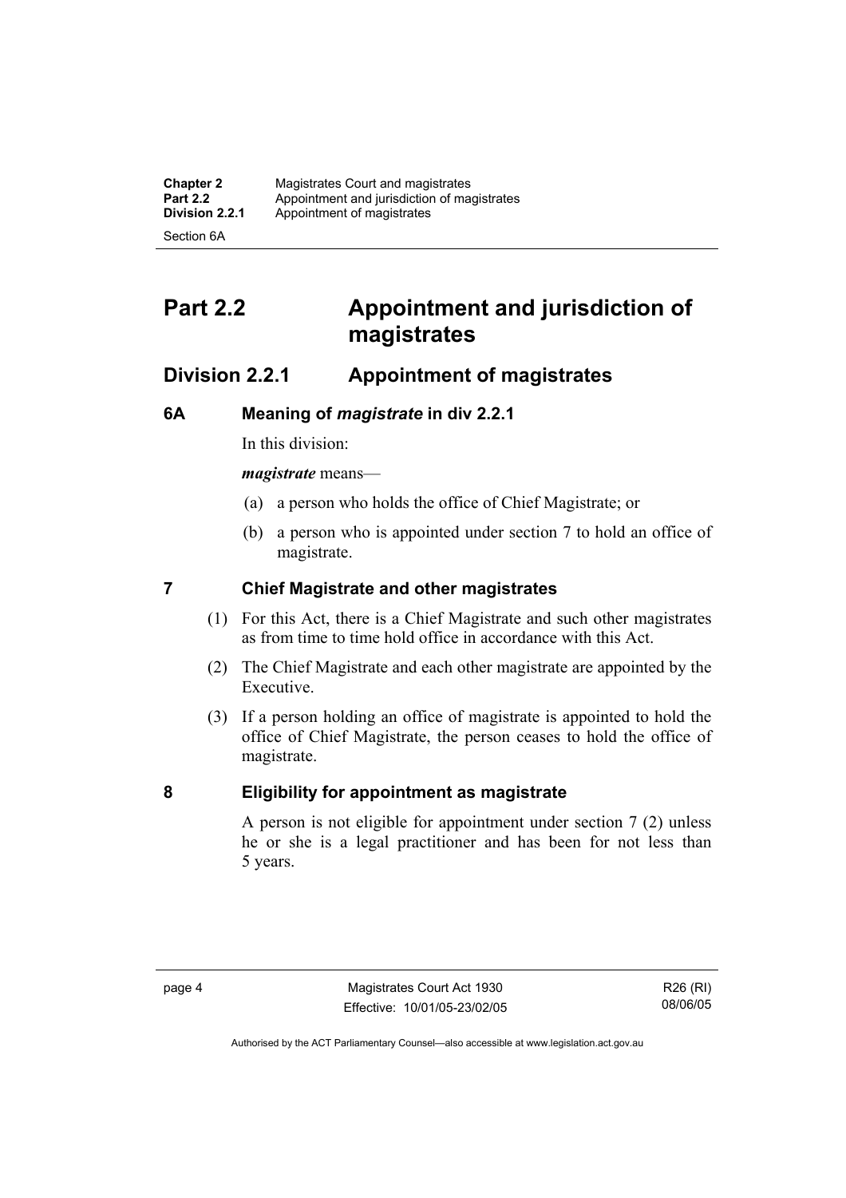# Part 2.2 Appointment and jurisdiction of magistrates

## Division 2.2.1 Appointment of magistrates

### 6A Meaning of *magistrate* in div 2.2.1

In this division:

***magistrate*** means—

(a) a person who holds the office of Chief Magistrate; or

(b) a person who is appointed under section 7 to hold an office of magistrate.

### 7 Chief Magistrate and other magistrates

(1) For this Act, there is a Chief Magistrate and such other magistrates as from time to time hold office in accordance with this Act.

(2) The Chief Magistrate and each other magistrate are appointed by the Executive.

(3) If a person holding an office of magistrate is appointed to hold the office of Chief Magistrate, the person ceases to hold the office of magistrate.

### 8 Eligibility for appointment as magistrate

A person is not eligible for appointment under section 7 (2) unless he or she is a legal practitioner and has been for not less than 5 years.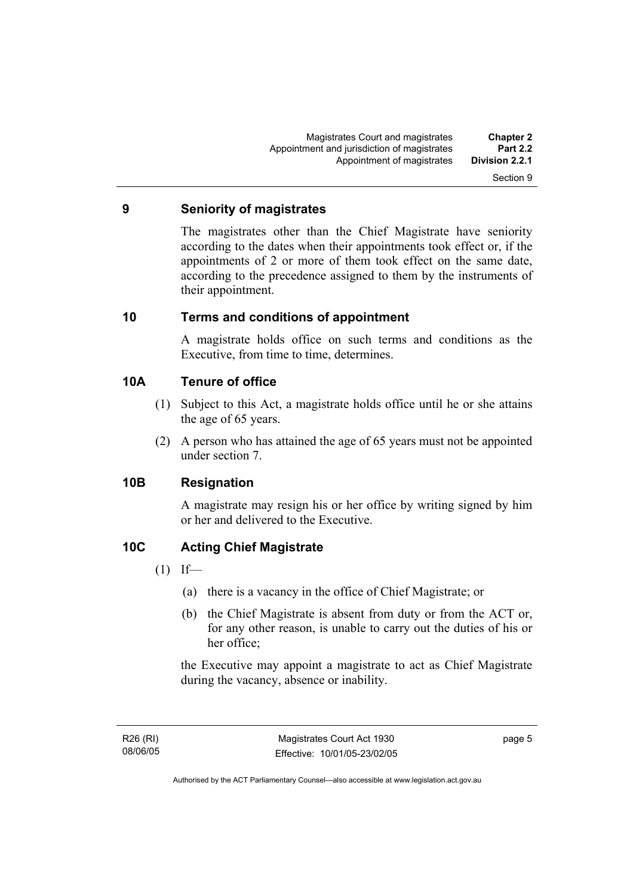## 9 Seniority of magistrates

The magistrates other than the Chief Magistrate have seniority according to the dates when their appointments took effect or, if the appointments of 2 or more of them took effect on the same date, according to the precedence assigned to them by the instruments of their appointment.

## 10 Terms and conditions of appointment

A magistrate holds office on such terms and conditions as the Executive, from time to time, determines.

## 10A Tenure of office

(1) Subject to this Act, a magistrate holds office until he or she attains the age of 65 years.

(2) A person who has attained the age of 65 years must not be appointed under section 7.

## 10B Resignation

A magistrate may resign his or her office by writing signed by him or her and delivered to the Executive.

## 10C Acting Chief Magistrate

(1) If—

(a) there is a vacancy in the office of Chief Magistrate; or

(b) the Chief Magistrate is absent from duty or from the ACT or, for any other reason, is unable to carry out the duties of his or her office;

the Executive may appoint a magistrate to act as Chief Magistrate during the vacancy, absence or inability.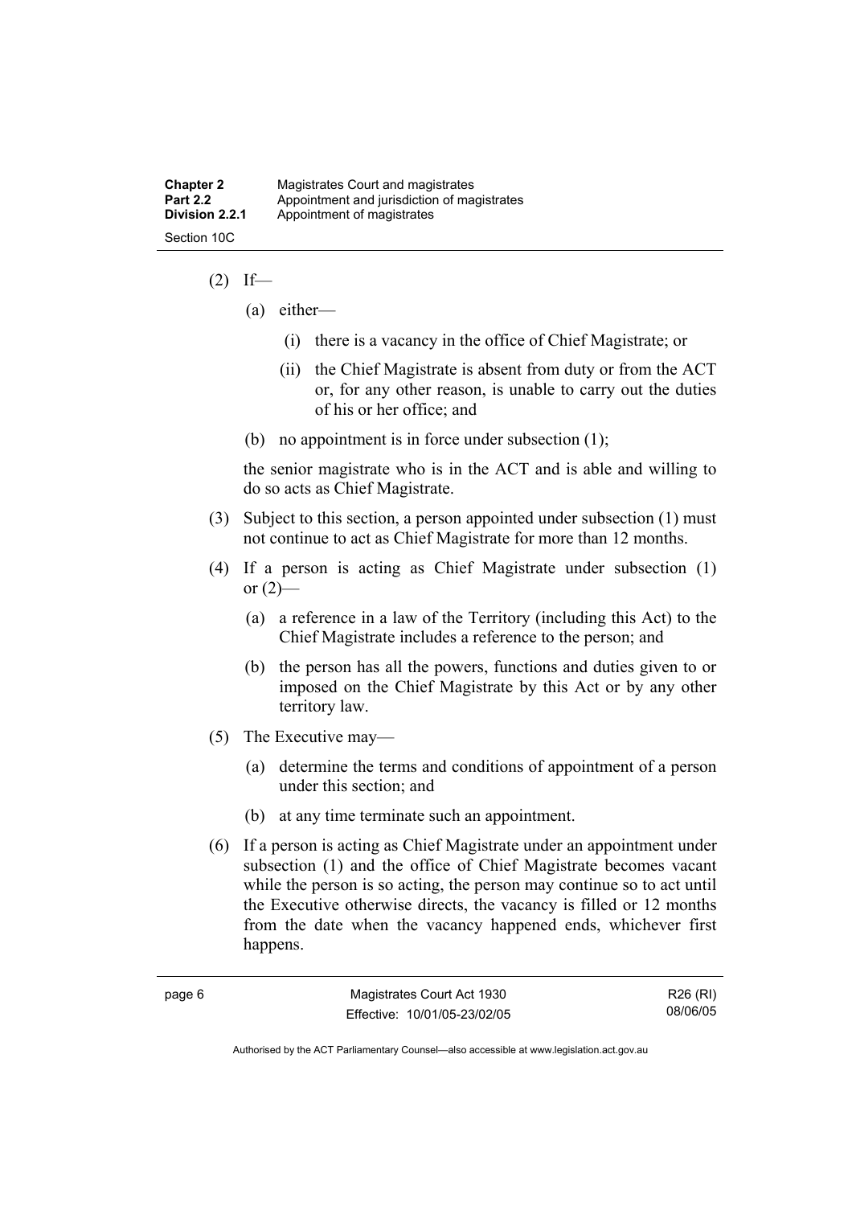(2) If—

(a) either—

(i) there is a vacancy in the office of Chief Magistrate; or

(ii) the Chief Magistrate is absent from duty or from the ACT or, for any other reason, is unable to carry out the duties of his or her office; and

(b) no appointment is in force under subsection (1);

the senior magistrate who is in the ACT and is able and willing to do so acts as Chief Magistrate.

(3) Subject to this section, a person appointed under subsection (1) must not continue to act as Chief Magistrate for more than 12 months.

(4) If a person is acting as Chief Magistrate under subsection (1) or (2)—

(a) a reference in a law of the Territory (including this Act) to the Chief Magistrate includes a reference to the person; and

(b) the person has all the powers, functions and duties given to or imposed on the Chief Magistrate by this Act or by any other territory law.

(5) The Executive may—

(a) determine the terms and conditions of appointment of a person under this section; and

(b) at any time terminate such an appointment.

(6) If a person is acting as Chief Magistrate under an appointment under subsection (1) and the office of Chief Magistrate becomes vacant while the person is so acting, the person may continue so to act until the Executive otherwise directs, the vacancy is filled or 12 months from the date when the vacancy happened ends, whichever first happens.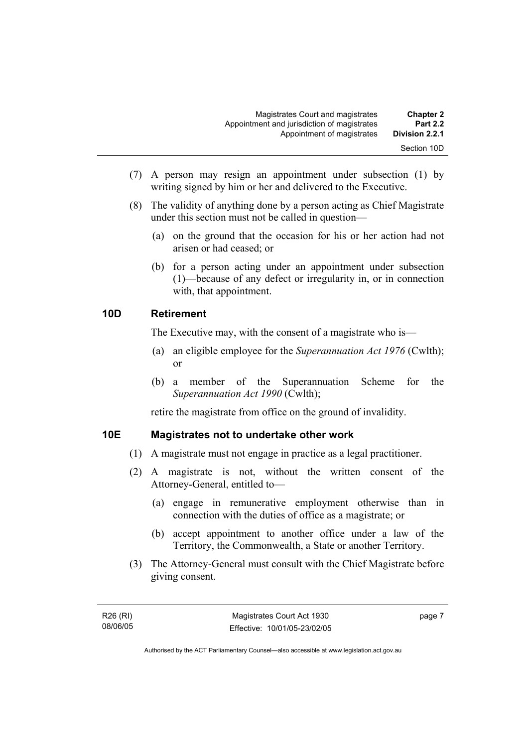(7) A person may resign an appointment under subsection (1) by writing signed by him or her and delivered to the Executive.

(8) The validity of anything done by a person acting as Chief Magistrate under this section must not be called in question—

(a) on the ground that the occasion for his or her action had not arisen or had ceased; or

(b) for a person acting under an appointment under subsection (1)—because of any defect or irregularity in, or in connection with, that appointment.

### 10D Retirement

The Executive may, with the consent of a magistrate who is—

(a) an eligible employee for the *Superannuation Act 1976* (Cwlth); or

(b) a member of the Superannuation Scheme for the *Superannuation Act 1990* (Cwlth);

retire the magistrate from office on the ground of invalidity.

### 10E Magistrates not to undertake other work

(1) A magistrate must not engage in practice as a legal practitioner.

(2) A magistrate is not, without the written consent of the Attorney-General, entitled to—

(a) engage in remunerative employment otherwise than in connection with the duties of office as a magistrate; or

(b) accept appointment to another office under a law of the Territory, the Commonwealth, a State or another Territory.

(3) The Attorney-General must consult with the Chief Magistrate before giving consent.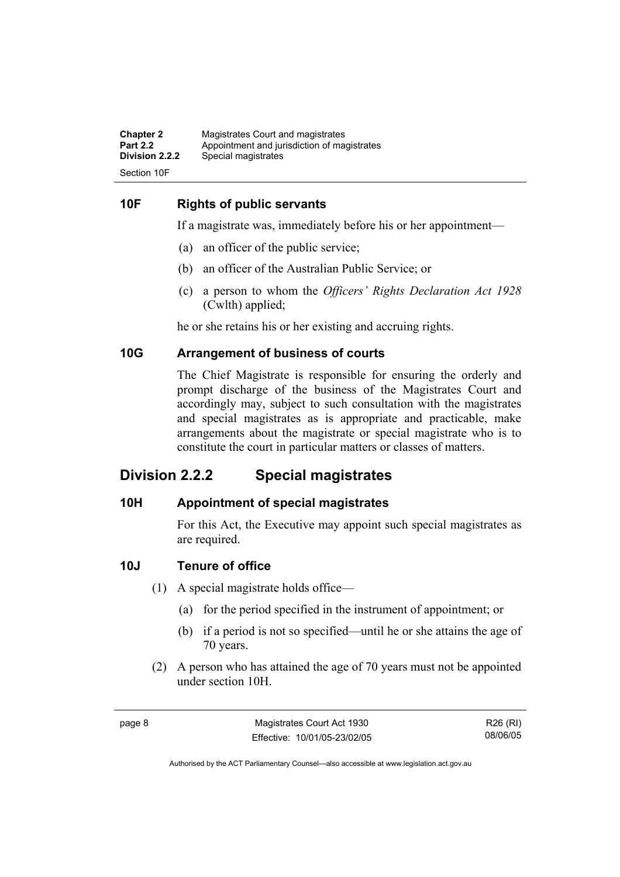## 10F Rights of public servants

If a magistrate was, immediately before his or her appointment—

(a) an officer of the public service;

(b) an officer of the Australian Public Service; or

(c) a person to whom the *Officers' Rights Declaration Act 1928* (Cwlth) applied;

he or she retains his or her existing and accruing rights.

## 10G Arrangement of business of courts

The Chief Magistrate is responsible for ensuring the orderly and prompt discharge of the business of the Magistrates Court and accordingly may, subject to such consultation with the magistrates and special magistrates as is appropriate and practicable, make arrangements about the magistrate or special magistrate who is to constitute the court in particular matters or classes of matters.

# Division 2.2.2 Special magistrates

## 10H Appointment of special magistrates

For this Act, the Executive may appoint such special magistrates as are required.

## 10J Tenure of office

(1) A special magistrate holds office—

(a) for the period specified in the instrument of appointment; or

(b) if a period is not so specified—until he or she attains the age of 70 years.

(2) A person who has attained the age of 70 years must not be appointed under section 10H.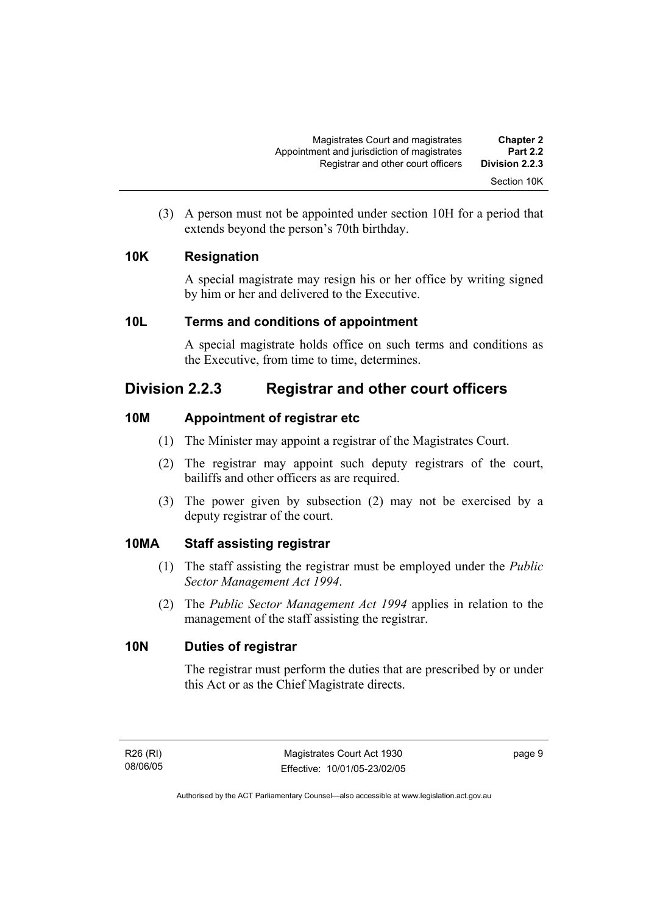(3) A person must not be appointed under section 10H for a period that extends beyond the person's 70th birthday.

### 10K Resignation

A special magistrate may resign his or her office by writing signed by him or her and delivered to the Executive.

### 10L Terms and conditions of appointment

A special magistrate holds office on such terms and conditions as the Executive, from time to time, determines.

## Division 2.2.3 Registrar and other court officers

### 10M Appointment of registrar etc

(1) The Minister may appoint a registrar of the Magistrates Court.

(2) The registrar may appoint such deputy registrars of the court, bailiffs and other officers as are required.

(3) The power given by subsection (2) may not be exercised by a deputy registrar of the court.

### 10MA Staff assisting registrar

(1) The staff assisting the registrar must be employed under the *Public Sector Management Act 1994*.

(2) The *Public Sector Management Act 1994* applies in relation to the management of the staff assisting the registrar.

### 10N Duties of registrar

The registrar must perform the duties that are prescribed by or under this Act or as the Chief Magistrate directs.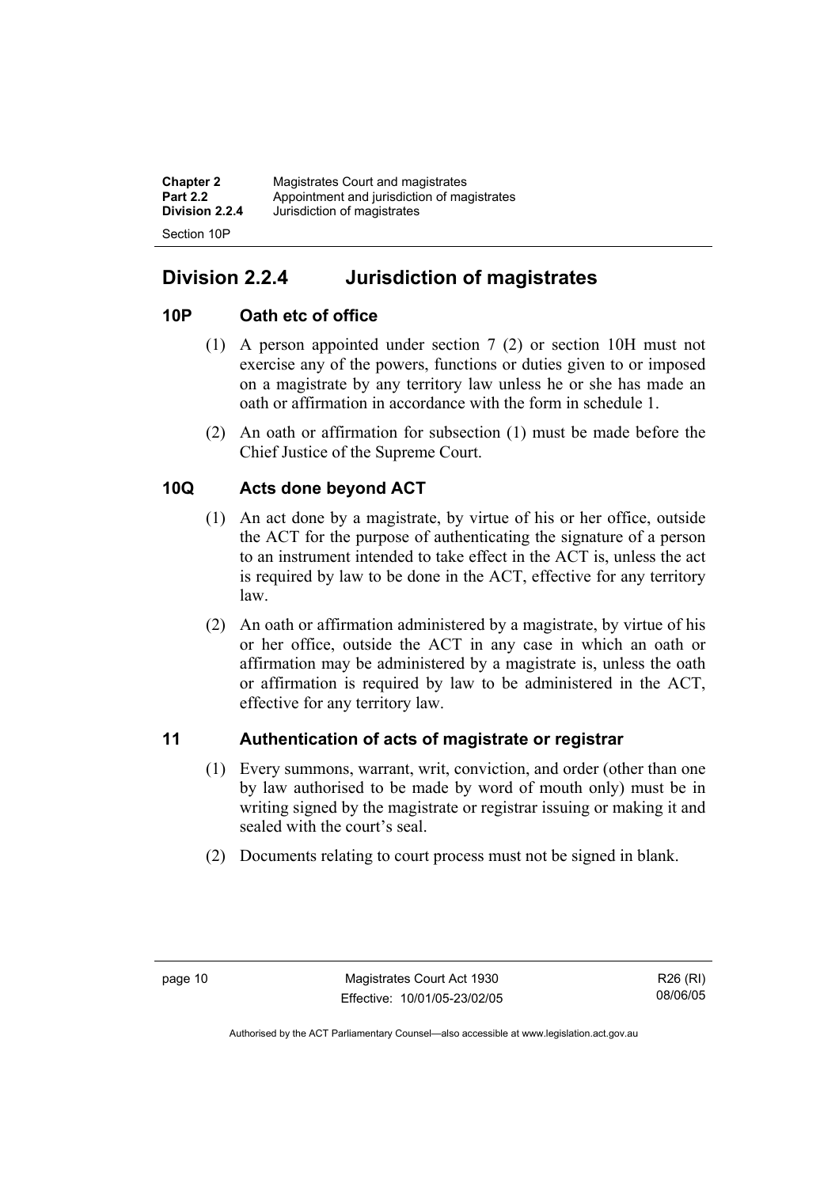## Division 2.2.4 Jurisdiction of magistrates

### 10P Oath etc of office

(1) A person appointed under section 7 (2) or section 10H must not exercise any of the powers, functions or duties given to or imposed on a magistrate by any territory law unless he or she has made an oath or affirmation in accordance with the form in schedule 1.

(2) An oath or affirmation for subsection (1) must be made before the Chief Justice of the Supreme Court.

### 10Q Acts done beyond ACT

(1) An act done by a magistrate, by virtue of his or her office, outside the ACT for the purpose of authenticating the signature of a person to an instrument intended to take effect in the ACT is, unless the act is required by law to be done in the ACT, effective for any territory law.

(2) An oath or affirmation administered by a magistrate, by virtue of his or her office, outside the ACT in any case in which an oath or affirmation may be administered by a magistrate is, unless the oath or affirmation is required by law to be administered in the ACT, effective for any territory law.

### 11 Authentication of acts of magistrate or registrar

(1) Every summons, warrant, writ, conviction, and order (other than one by law authorised to be made by word of mouth only) must be in writing signed by the magistrate or registrar issuing or making it and sealed with the court's seal.

(2) Documents relating to court process must not be signed in blank.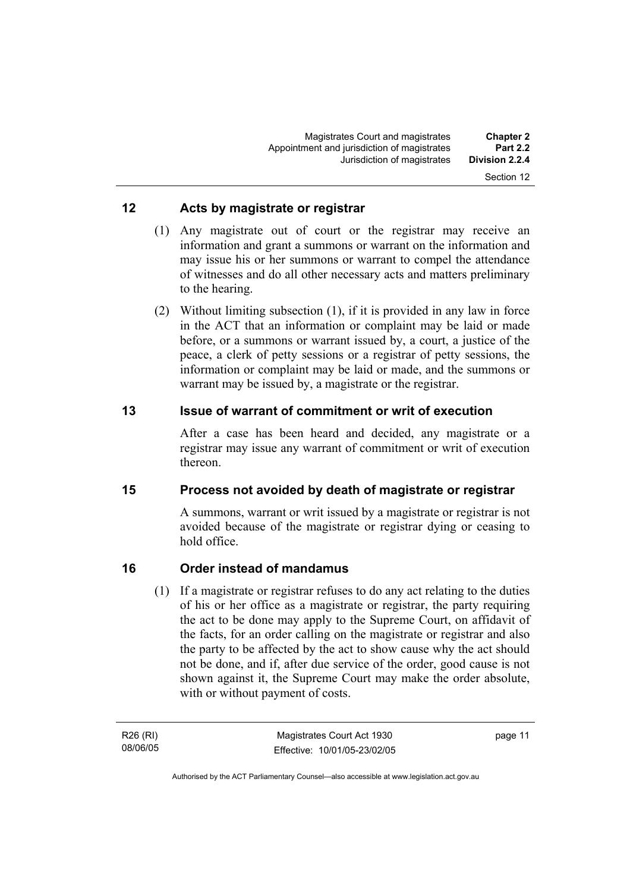## 12 Acts by magistrate or registrar

(1) Any magistrate out of court or the registrar may receive an information and grant a summons or warrant on the information and may issue his or her summons or warrant to compel the attendance of witnesses and do all other necessary acts and matters preliminary to the hearing.

(2) Without limiting subsection (1), if it is provided in any law in force in the ACT that an information or complaint may be laid or made before, or a summons or warrant issued by, a court, a justice of the peace, a clerk of petty sessions or a registrar of petty sessions, the information or complaint may be laid or made, and the summons or warrant may be issued by, a magistrate or the registrar.

## 13 Issue of warrant of commitment or writ of execution

After a case has been heard and decided, any magistrate or a registrar may issue any warrant of commitment or writ of execution thereon.

## 15 Process not avoided by death of magistrate or registrar

A summons, warrant or writ issued by a magistrate or registrar is not avoided because of the magistrate or registrar dying or ceasing to hold office.

## 16 Order instead of mandamus

(1) If a magistrate or registrar refuses to do any act relating to the duties of his or her office as a magistrate or registrar, the party requiring the act to be done may apply to the Supreme Court, on affidavit of the facts, for an order calling on the magistrate or registrar and also the party to be affected by the act to show cause why the act should not be done, and if, after due service of the order, good cause is not shown against it, the Supreme Court may make the order absolute, with or without payment of costs.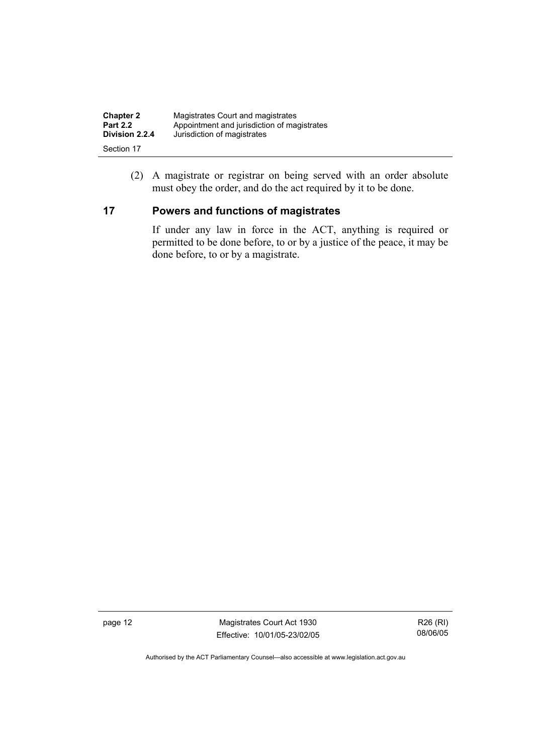(2) A magistrate or registrar on being served with an order absolute must obey the order, and do the act required by it to be done.

## 17 Powers and functions of magistrates

If under any law in force in the ACT, anything is required or permitted to be done before, to or by a justice of the peace, it may be done before, to or by a magistrate.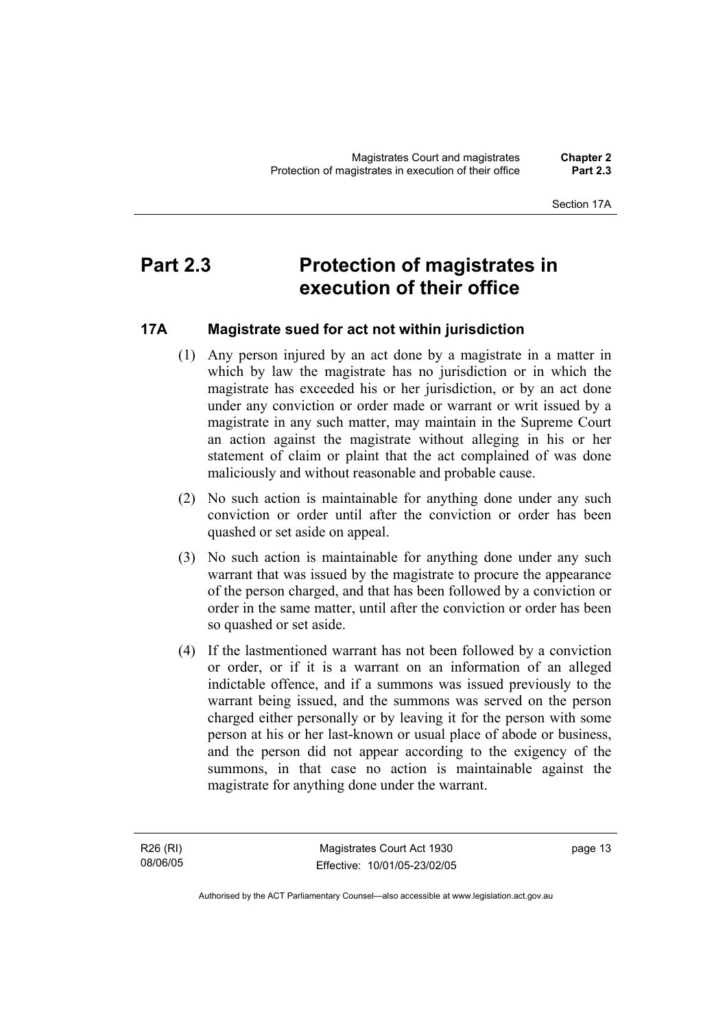# Part 2.3 Protection of magistrates in execution of their office

## 17A Magistrate sued for act not within jurisdiction

(1) Any person injured by an act done by a magistrate in a matter in which by law the magistrate has no jurisdiction or in which the magistrate has exceeded his or her jurisdiction, or by an act done under any conviction or order made or warrant or writ issued by a magistrate in any such matter, may maintain in the Supreme Court an action against the magistrate without alleging in his or her statement of claim or plaint that the act complained of was done maliciously and without reasonable and probable cause.

(2) No such action is maintainable for anything done under any such conviction or order until after the conviction or order has been quashed or set aside on appeal.

(3) No such action is maintainable for anything done under any such warrant that was issued by the magistrate to procure the appearance of the person charged, and that has been followed by a conviction or order in the same matter, until after the conviction or order has been so quashed or set aside.

(4) If the lastmentioned warrant has not been followed by a conviction or order, or if it is a warrant on an information of an alleged indictable offence, and if a summons was issued previously to the warrant being issued, and the summons was served on the person charged either personally or by leaving it for the person with some person at his or her last-known or usual place of abode or business, and the person did not appear according to the exigency of the summons, in that case no action is maintainable against the magistrate for anything done under the warrant.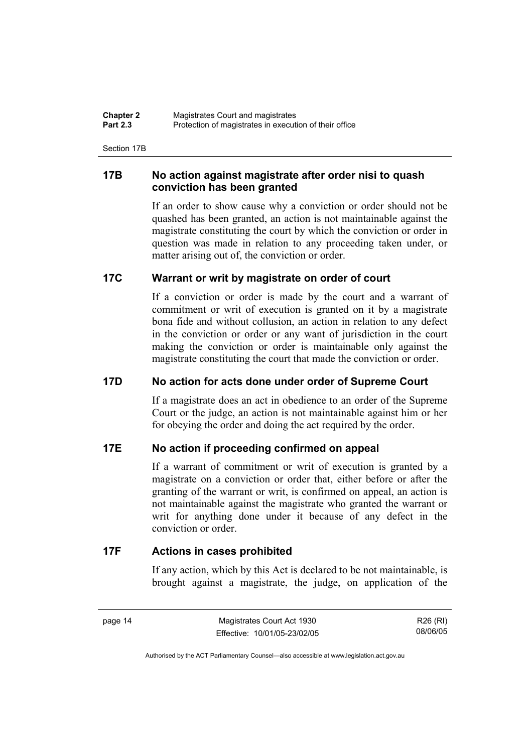## 17B No action against magistrate after order nisi to quash conviction has been granted

If an order to show cause why a conviction or order should not be quashed has been granted, an action is not maintainable against the magistrate constituting the court by which the conviction or order in question was made in relation to any proceeding taken under, or matter arising out of, the conviction or order.

## 17C Warrant or writ by magistrate on order of court

If a conviction or order is made by the court and a warrant of commitment or writ of execution is granted on it by a magistrate bona fide and without collusion, an action in relation to any defect in the conviction or order or any want of jurisdiction in the court making the conviction or order is maintainable only against the magistrate constituting the court that made the conviction or order.

## 17D No action for acts done under order of Supreme Court

If a magistrate does an act in obedience to an order of the Supreme Court or the judge, an action is not maintainable against him or her for obeying the order and doing the act required by the order.

## 17E No action if proceeding confirmed on appeal

If a warrant of commitment or writ of execution is granted by a magistrate on a conviction or order that, either before or after the granting of the warrant or writ, is confirmed on appeal, an action is not maintainable against the magistrate who granted the warrant or writ for anything done under it because of any defect in the conviction or order.

## 17F Actions in cases prohibited

If any action, which by this Act is declared to be not maintainable, is brought against a magistrate, the judge, on application of the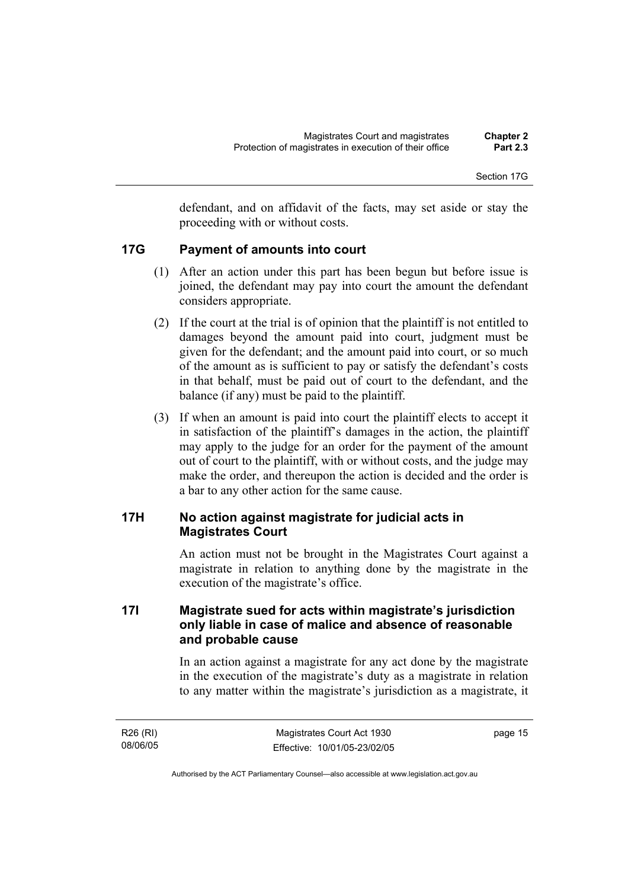defendant, and on affidavit of the facts, may set aside or stay the proceeding with or without costs.

## 17G Payment of amounts into court

(1) After an action under this part has been begun but before issue is joined, the defendant may pay into court the amount the defendant considers appropriate.

(2) If the court at the trial is of opinion that the plaintiff is not entitled to damages beyond the amount paid into court, judgment must be given for the defendant; and the amount paid into court, or so much of the amount as is sufficient to pay or satisfy the defendant's costs in that behalf, must be paid out of court to the defendant, and the balance (if any) must be paid to the plaintiff.

(3) If when an amount is paid into court the plaintiff elects to accept it in satisfaction of the plaintiff's damages in the action, the plaintiff may apply to the judge for an order for the payment of the amount out of court to the plaintiff, with or without costs, and the judge may make the order, and thereupon the action is decided and the order is a bar to any other action for the same cause.

## 17H No action against magistrate for judicial acts in Magistrates Court

An action must not be brought in the Magistrates Court against a magistrate in relation to anything done by the magistrate in the execution of the magistrate's office.

## 17I Magistrate sued for acts within magistrate's jurisdiction only liable in case of malice and absence of reasonable and probable cause

In an action against a magistrate for any act done by the magistrate in the execution of the magistrate's duty as a magistrate in relation to any matter within the magistrate's jurisdiction as a magistrate, it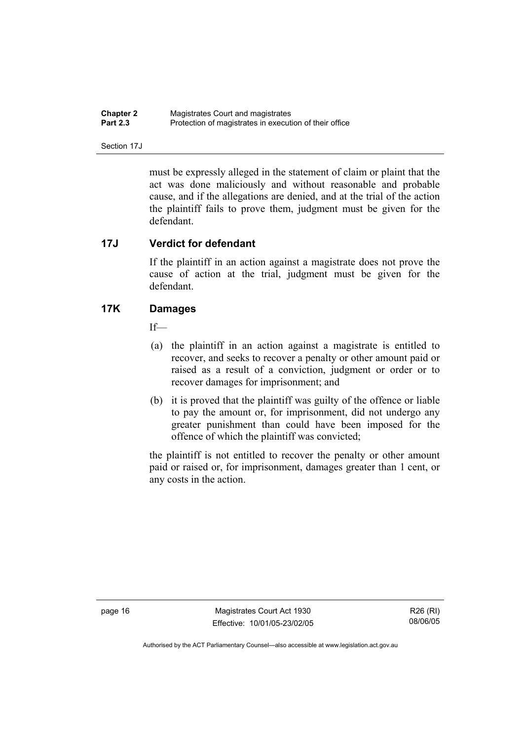must be expressly alleged in the statement of claim or plaint that the act was done maliciously and without reasonable and probable cause, and if the allegations are denied, and at the trial of the action the plaintiff fails to prove them, judgment must be given for the defendant.

## 17J Verdict for defendant

If the plaintiff in an action against a magistrate does not prove the cause of action at the trial, judgment must be given for the defendant.

## 17K Damages

If—

(a) the plaintiff in an action against a magistrate is entitled to recover, and seeks to recover a penalty or other amount paid or raised as a result of a conviction, judgment or order or to recover damages for imprisonment; and

(b) it is proved that the plaintiff was guilty of the offence or liable to pay the amount or, for imprisonment, did not undergo any greater punishment than could have been imposed for the offence of which the plaintiff was convicted;

the plaintiff is not entitled to recover the penalty or other amount paid or raised or, for imprisonment, damages greater than 1 cent, or any costs in the action.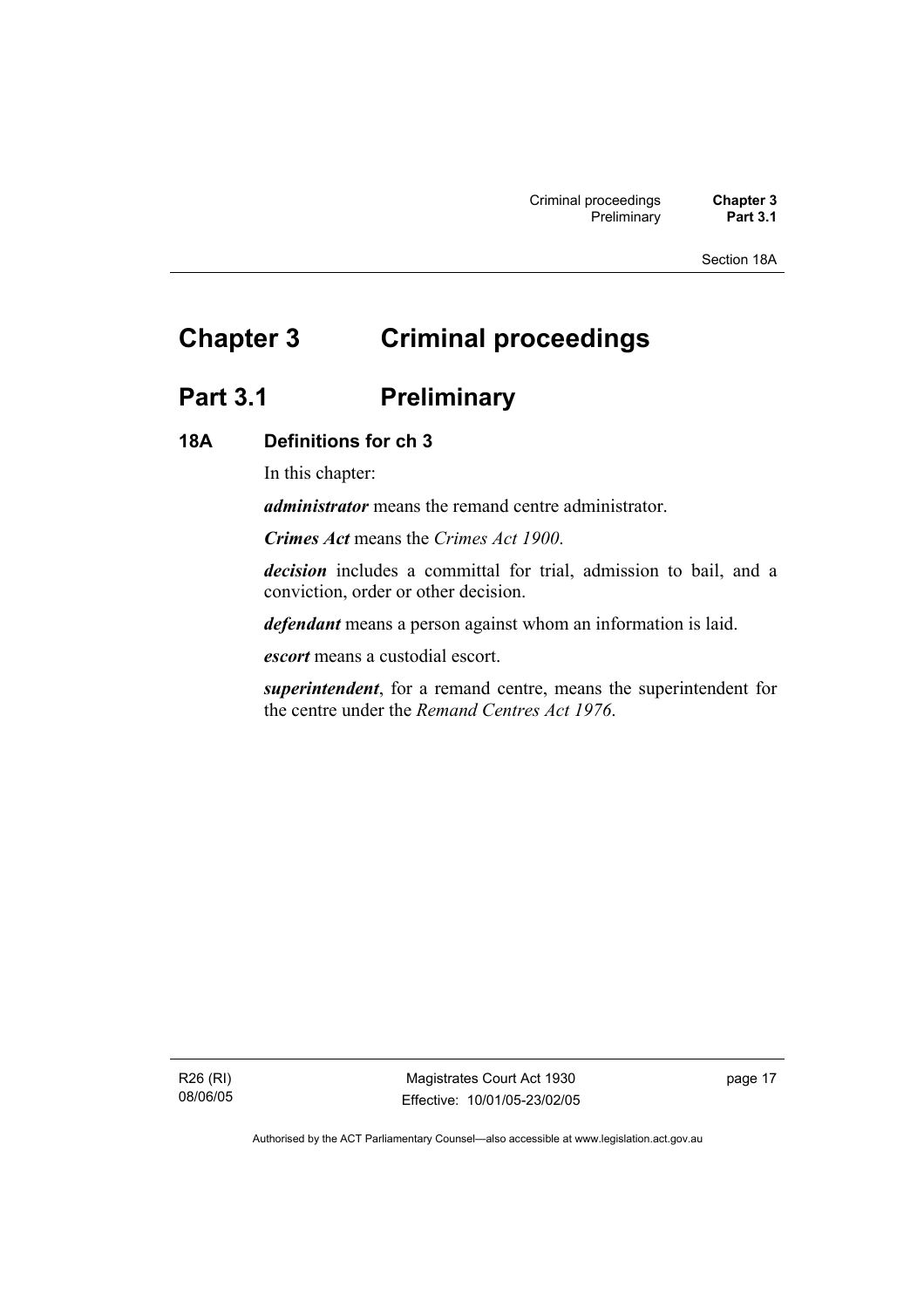# Chapter 3 Criminal proceedings

## Part 3.1 Preliminary

### 18A Definitions for ch 3

In this chapter:

***administrator*** means the remand centre administrator.

***Crimes Act*** means the *Crimes Act 1900*.

***decision*** includes a committal for trial, admission to bail, and a conviction, order or other decision.

***defendant*** means a person against whom an information is laid.

***escort*** means a custodial escort.

***superintendent***, for a remand centre, means the superintendent for the centre under the *Remand Centres Act 1976*.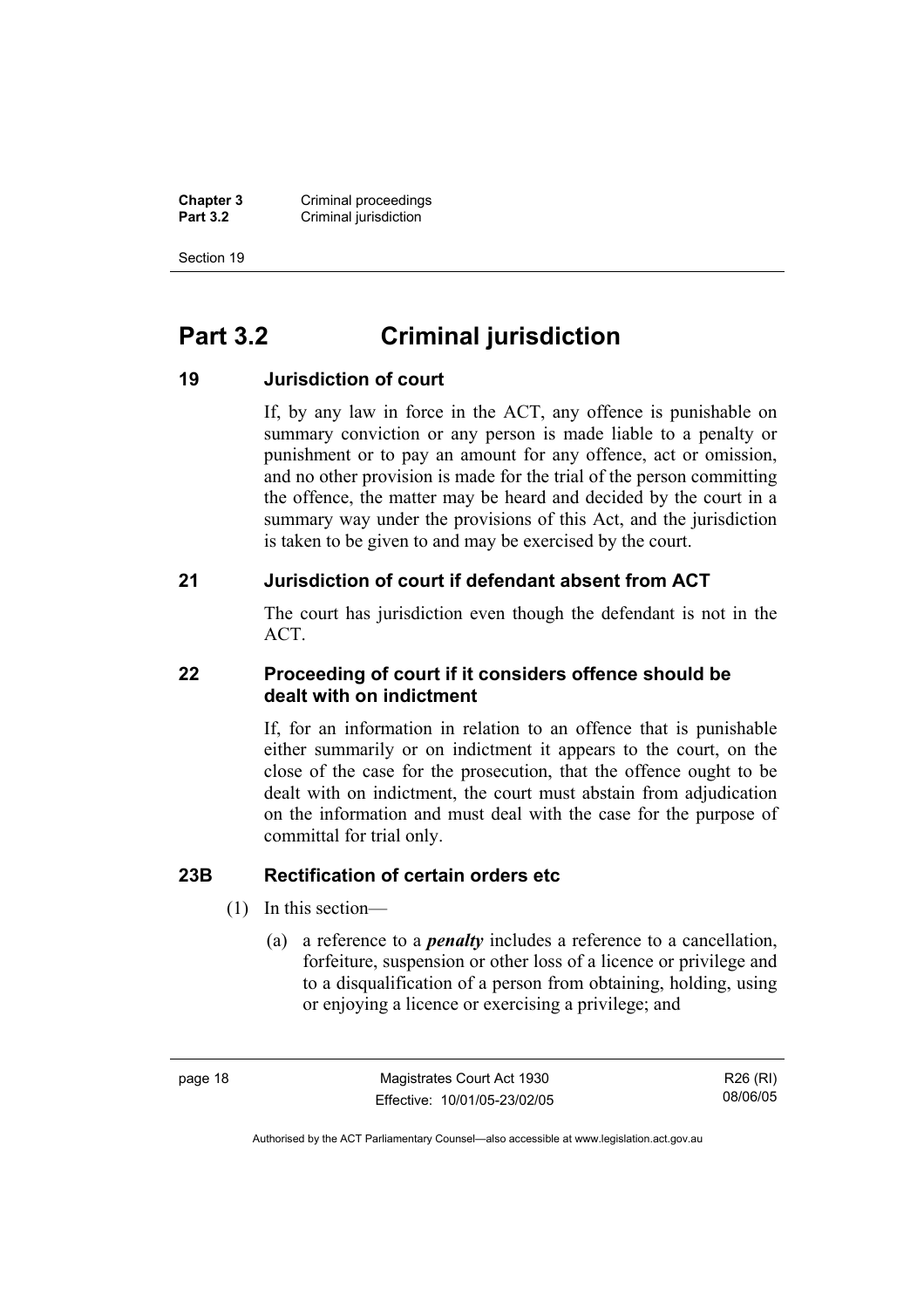# Part 3.2 Criminal jurisdiction

### 19 Jurisdiction of court

If, by any law in force in the ACT, any offence is punishable on summary conviction or any person is made liable to a penalty or punishment or to pay an amount for any offence, act or omission, and no other provision is made for the trial of the person committing the offence, the matter may be heard and decided by the court in a summary way under the provisions of this Act, and the jurisdiction is taken to be given to and may be exercised by the court.

### 21 Jurisdiction of court if defendant absent from ACT

The court has jurisdiction even though the defendant is not in the ACT.

### 22 Proceeding of court if it considers offence should be dealt with on indictment

If, for an information in relation to an offence that is punishable either summarily or on indictment it appears to the court, on the close of the case for the prosecution, that the offence ought to be dealt with on indictment, the court must abstain from adjudication on the information and must deal with the case for the purpose of committal for trial only.

### 23B Rectification of certain orders etc

(1) In this section—

(a) a reference to a ***penalty*** includes a reference to a cancellation, forfeiture, suspension or other loss of a licence or privilege and to a disqualification of a person from obtaining, holding, using or enjoying a licence or exercising a privilege; and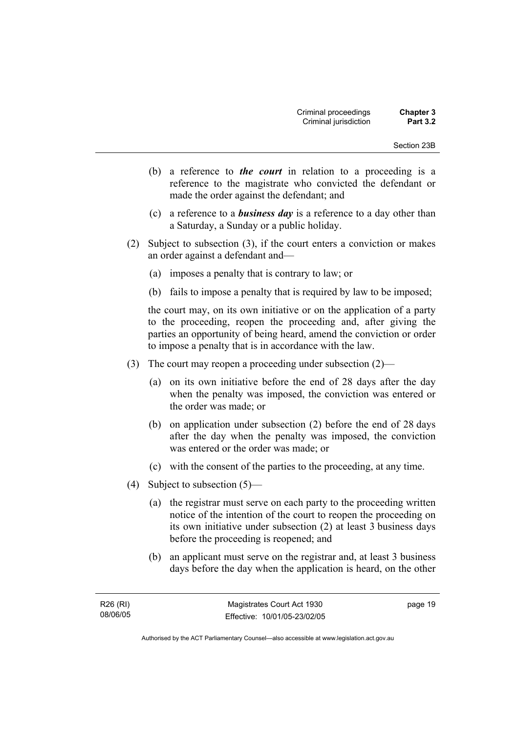(b) a reference to ***the court*** in relation to a proceeding is a reference to the magistrate who convicted the defendant or made the order against the defendant; and

(c) a reference to a ***business day*** is a reference to a day other than a Saturday, a Sunday or a public holiday.

(2) Subject to subsection (3), if the court enters a conviction or makes an order against a defendant and—

(a) imposes a penalty that is contrary to law; or

(b) fails to impose a penalty that is required by law to be imposed;

the court may, on its own initiative or on the application of a party to the proceeding, reopen the proceeding and, after giving the parties an opportunity of being heard, amend the conviction or order to impose a penalty that is in accordance with the law.

(3) The court may reopen a proceeding under subsection (2)—

(a) on its own initiative before the end of 28 days after the day when the penalty was imposed, the conviction was entered or the order was made; or

(b) on application under subsection (2) before the end of 28 days after the day when the penalty was imposed, the conviction was entered or the order was made; or

(c) with the consent of the parties to the proceeding, at any time.

(4) Subject to subsection (5)—

(a) the registrar must serve on each party to the proceeding written notice of the intention of the court to reopen the proceeding on its own initiative under subsection (2) at least 3 business days before the proceeding is reopened; and

(b) an applicant must serve on the registrar and, at least 3 business days before the day when the application is heard, on the other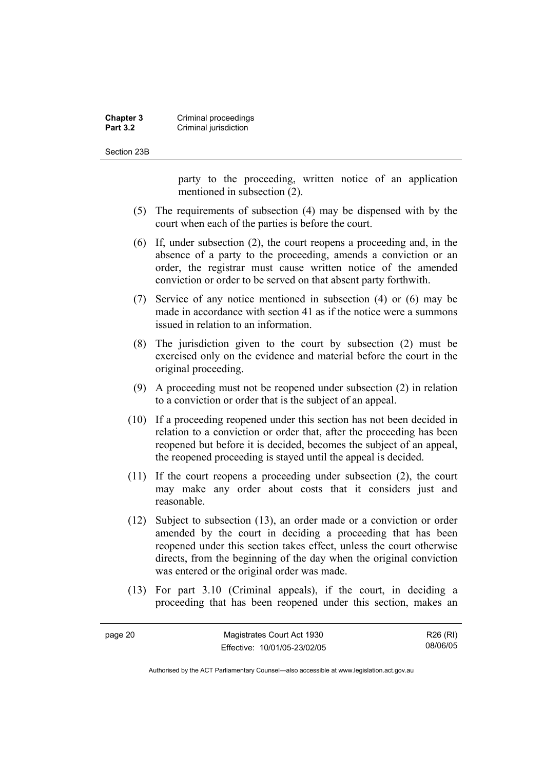party to the proceeding, written notice of an application mentioned in subsection (2).

(5) The requirements of subsection (4) may be dispensed with by the court when each of the parties is before the court.

(6) If, under subsection (2), the court reopens a proceeding and, in the absence of a party to the proceeding, amends a conviction or an order, the registrar must cause written notice of the amended conviction or order to be served on that absent party forthwith.

(7) Service of any notice mentioned in subsection (4) or (6) may be made in accordance with section 41 as if the notice were a summons issued in relation to an information.

(8) The jurisdiction given to the court by subsection (2) must be exercised only on the evidence and material before the court in the original proceeding.

(9) A proceeding must not be reopened under subsection (2) in relation to a conviction or order that is the subject of an appeal.

(10) If a proceeding reopened under this section has not been decided in relation to a conviction or order that, after the proceeding has been reopened but before it is decided, becomes the subject of an appeal, the reopened proceeding is stayed until the appeal is decided.

(11) If the court reopens a proceeding under subsection (2), the court may make any order about costs that it considers just and reasonable.

(12) Subject to subsection (13), an order made or a conviction or order amended by the court in deciding a proceeding that has been reopened under this section takes effect, unless the court otherwise directs, from the beginning of the day when the original conviction was entered or the original order was made.

(13) For part 3.10 (Criminal appeals), if the court, in deciding a proceeding that has been reopened under this section, makes an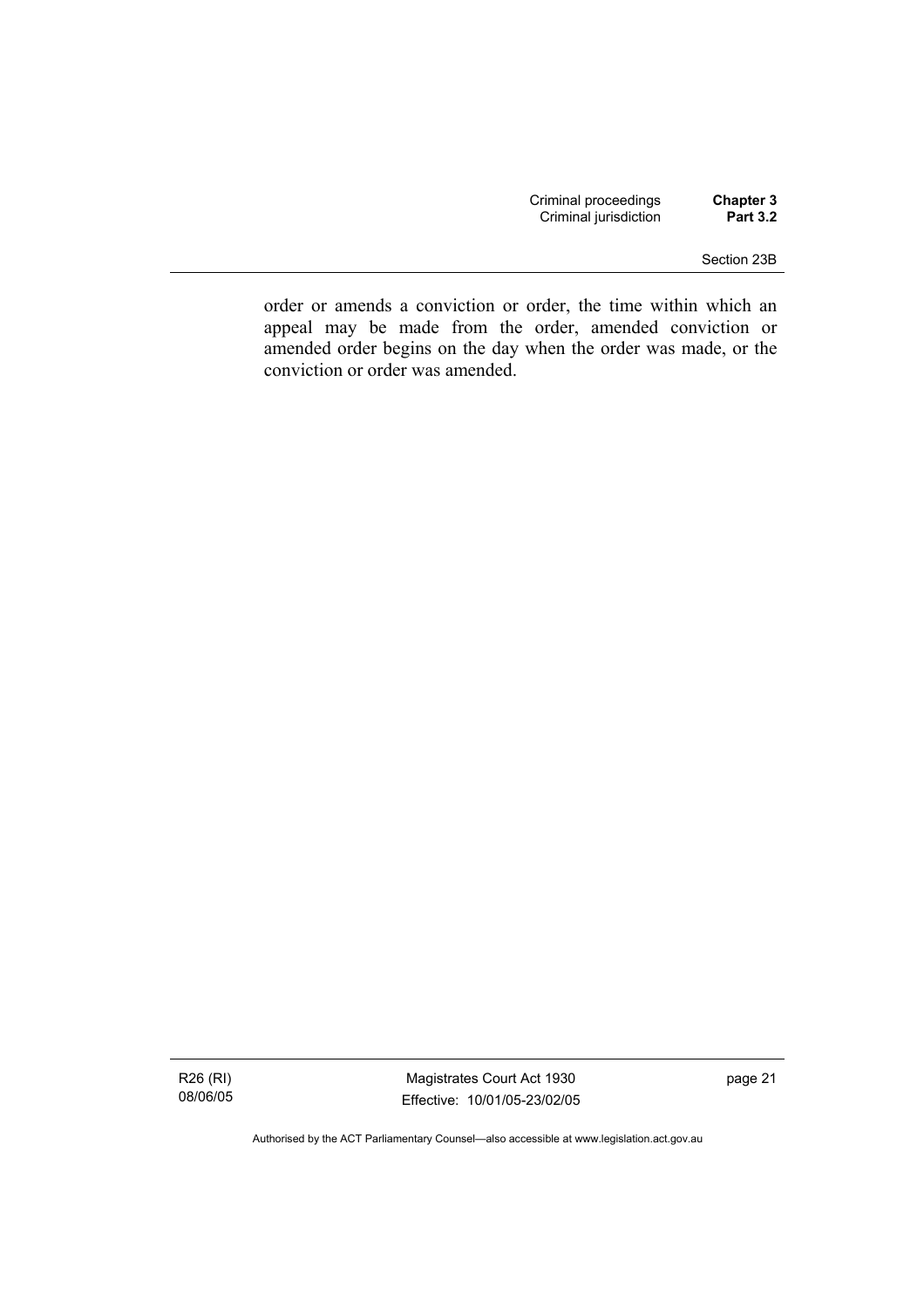order or amends a conviction or order, the time within which an appeal may be made from the order, amended conviction or amended order begins on the day when the order was made, or the conviction or order was amended.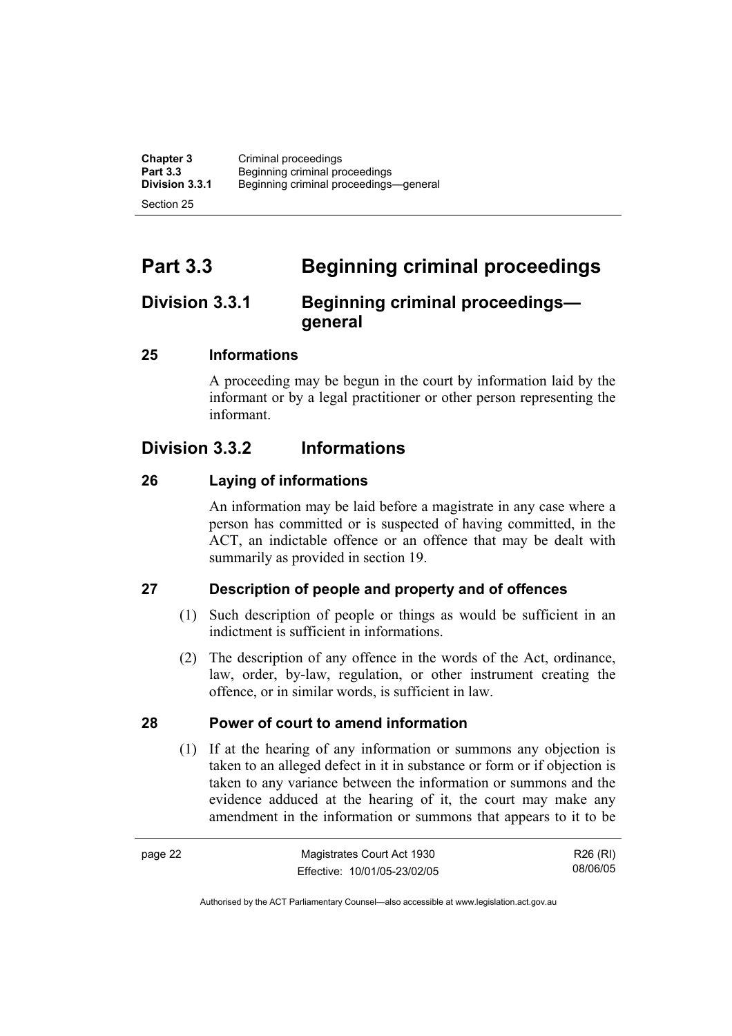# Part 3.3 Beginning criminal proceedings

## Division 3.3.1 Beginning criminal proceedings—general

### 25 Informations

A proceeding may be begun in the court by information laid by the informant or by a legal practitioner or other person representing the informant.

## Division 3.3.2 Informations

### 26 Laying of informations

An information may be laid before a magistrate in any case where a person has committed or is suspected of having committed, in the ACT, an indictable offence or an offence that may be dealt with summarily as provided in section 19.

### 27 Description of people and property and of offences

(1) Such description of people or things as would be sufficient in an indictment is sufficient in informations.

(2) The description of any offence in the words of the Act, ordinance, law, order, by-law, regulation, or other instrument creating the offence, or in similar words, is sufficient in law.

### 28 Power of court to amend information

(1) If at the hearing of any information or summons any objection is taken to an alleged defect in it in substance or form or if objection is taken to any variance between the information or summons and the evidence adduced at the hearing of it, the court may make any amendment in the information or summons that appears to it to be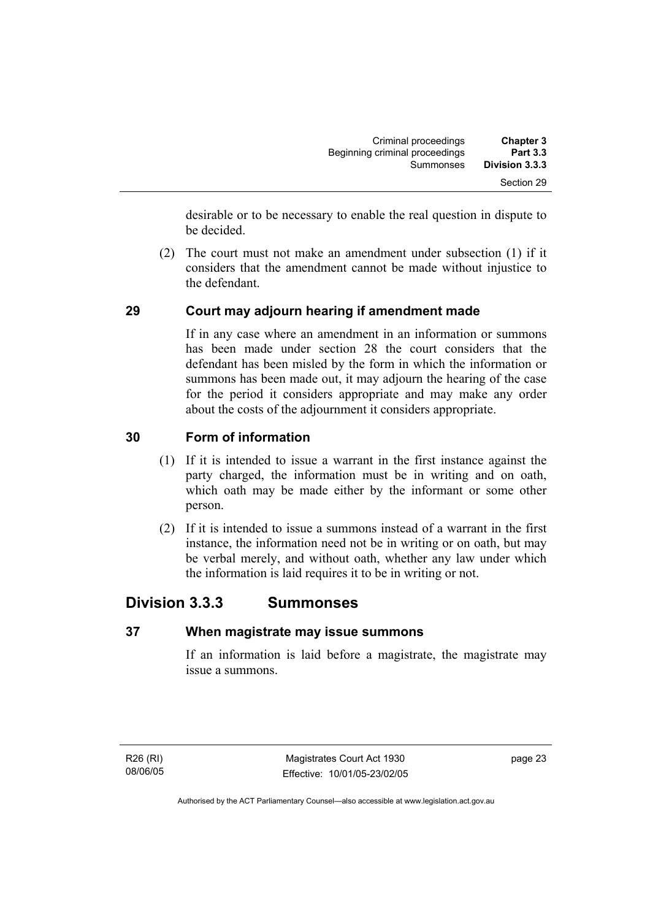desirable or to be necessary to enable the real question in dispute to be decided.

(2) The court must not make an amendment under subsection (1) if it considers that the amendment cannot be made without injustice to the defendant.

### 29 Court may adjourn hearing if amendment made

If in any case where an amendment in an information or summons has been made under section 28 the court considers that the defendant has been misled by the form in which the information or summons has been made out, it may adjourn the hearing of the case for the period it considers appropriate and may make any order about the costs of the adjournment it considers appropriate.

### 30 Form of information

(1) If it is intended to issue a warrant in the first instance against the party charged, the information must be in writing and on oath, which oath may be made either by the informant or some other person.

(2) If it is intended to issue a summons instead of a warrant in the first instance, the information need not be in writing or on oath, but may be verbal merely, and without oath, whether any law under which the information is laid requires it to be in writing or not.

## Division 3.3.3 Summonses

### 37 When magistrate may issue summons

If an information is laid before a magistrate, the magistrate may issue a summons.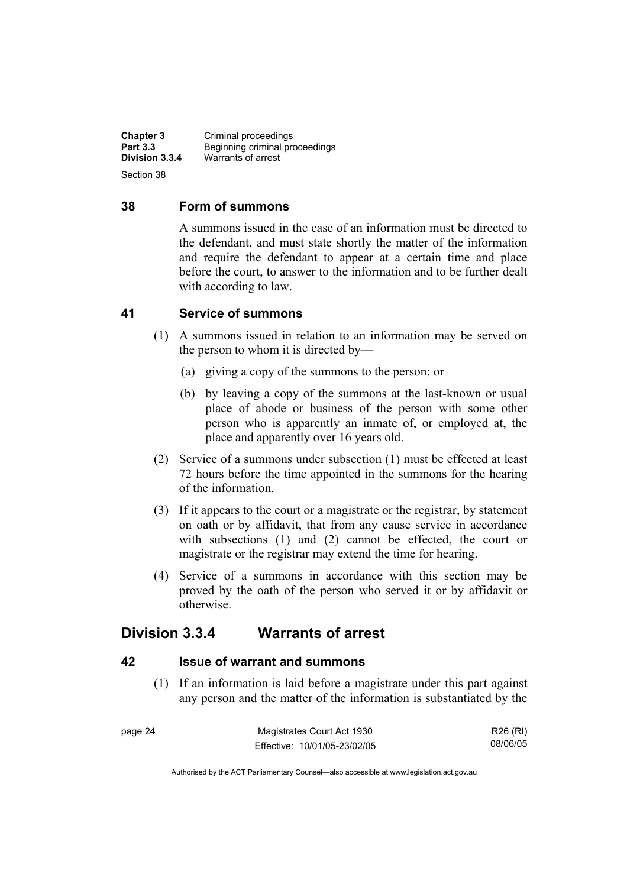### 38 Form of summons

A summons issued in the case of an information must be directed to the defendant, and must state shortly the matter of the information and require the defendant to appear at a certain time and place before the court, to answer to the information and to be further dealt with according to law.

### 41 Service of summons

(1) A summons issued in relation to an information may be served on the person to whom it is directed by—

(a) giving a copy of the summons to the person; or

(b) by leaving a copy of the summons at the last-known or usual place of abode or business of the person with some other person who is apparently an inmate of, or employed at, the place and apparently over 16 years old.

(2) Service of a summons under subsection (1) must be effected at least 72 hours before the time appointed in the summons for the hearing of the information.

(3) If it appears to the court or a magistrate or the registrar, by statement on oath or by affidavit, that from any cause service in accordance with subsections (1) and (2) cannot be effected, the court or magistrate or the registrar may extend the time for hearing.

(4) Service of a summons in accordance with this section may be proved by the oath of the person who served it or by affidavit or otherwise.

## Division 3.3.4 Warrants of arrest

### 42 Issue of warrant and summons

(1) If an information is laid before a magistrate under this part against any person and the matter of the information is substantiated by the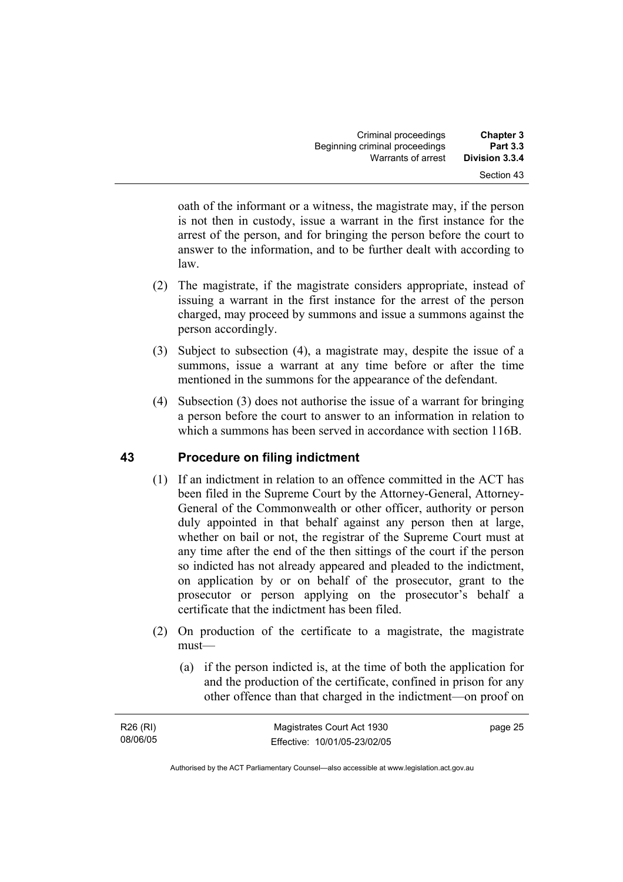oath of the informant or a witness, the magistrate may, if the person is not then in custody, issue a warrant in the first instance for the arrest of the person, and for bringing the person before the court to answer to the information, and to be further dealt with according to law.

(2) The magistrate, if the magistrate considers appropriate, instead of issuing a warrant in the first instance for the arrest of the person charged, may proceed by summons and issue a summons against the person accordingly.

(3) Subject to subsection (4), a magistrate may, despite the issue of a summons, issue a warrant at any time before or after the time mentioned in the summons for the appearance of the defendant.

(4) Subsection (3) does not authorise the issue of a warrant for bringing a person before the court to answer to an information in relation to which a summons has been served in accordance with section 116B.

## 43 Procedure on filing indictment

(1) If an indictment in relation to an offence committed in the ACT has been filed in the Supreme Court by the Attorney-General, Attorney-General of the Commonwealth or other officer, authority or person duly appointed in that behalf against any person then at large, whether on bail or not, the registrar of the Supreme Court must at any time after the end of the then sittings of the court if the person so indicted has not already appeared and pleaded to the indictment, on application by or on behalf of the prosecutor, grant to the prosecutor or person applying on the prosecutor's behalf a certificate that the indictment has been filed.

(2) On production of the certificate to a magistrate, the magistrate must—

(a) if the person indicted is, at the time of both the application for and the production of the certificate, confined in prison for any other offence than that charged in the indictment—on proof on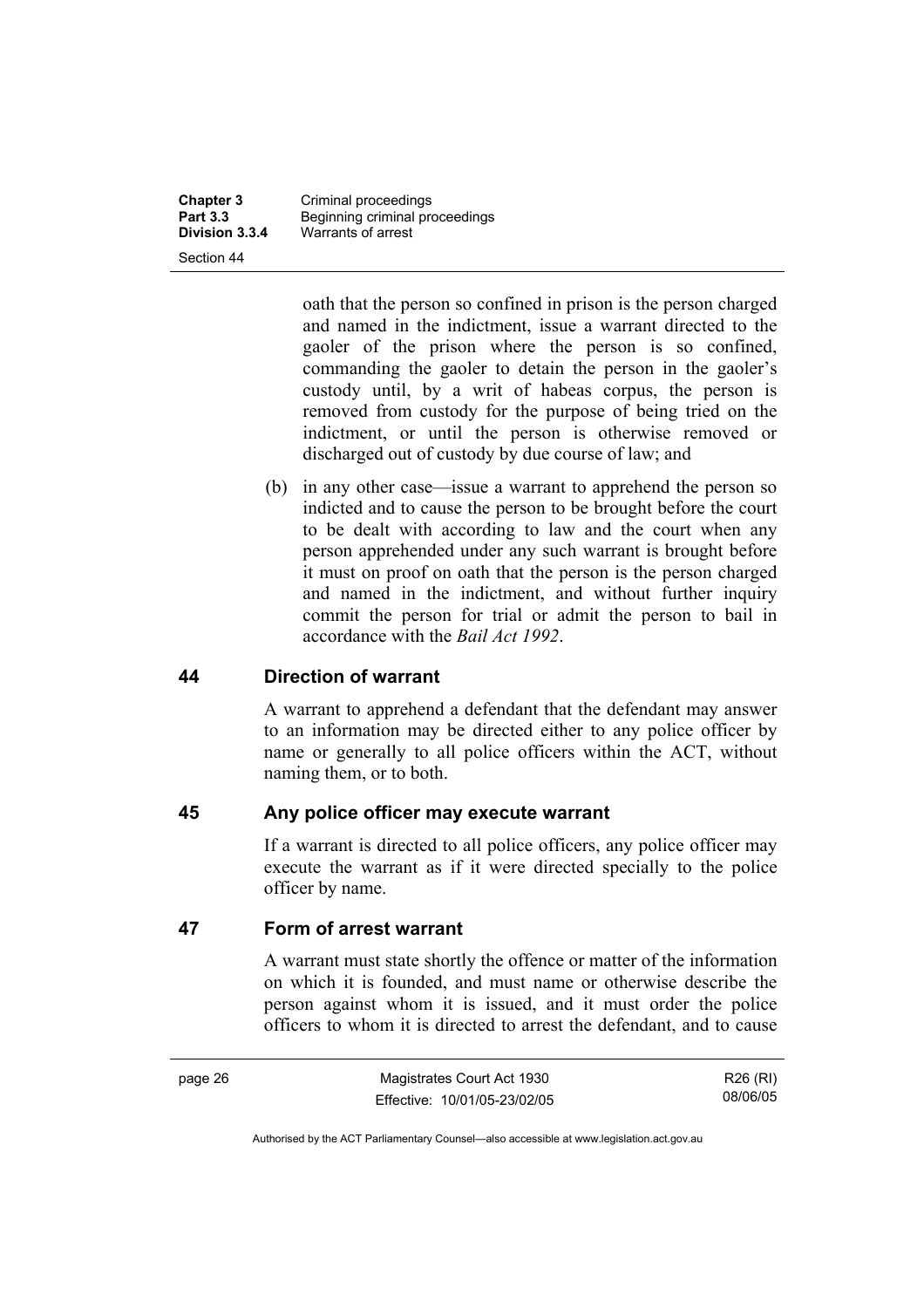oath that the person so confined in prison is the person charged and named in the indictment, issue a warrant directed to the gaoler of the prison where the person is so confined, commanding the gaoler to detain the person in the gaoler's custody until, by a writ of habeas corpus, the person is removed from custody for the purpose of being tried on the indictment, or until the person is otherwise removed or discharged out of custody by due course of law; and

(b) in any other case—issue a warrant to apprehend the person so indicted and to cause the person to be brought before the court to be dealt with according to law and the court when any person apprehended under any such warrant is brought before it must on proof on oath that the person is the person charged and named in the indictment, and without further inquiry commit the person for trial or admit the person to bail in accordance with the *Bail Act 1992*.

## 44 Direction of warrant

A warrant to apprehend a defendant that the defendant may answer to an information may be directed either to any police officer by name or generally to all police officers within the ACT, without naming them, or to both.

## 45 Any police officer may execute warrant

If a warrant is directed to all police officers, any police officer may execute the warrant as if it were directed specially to the police officer by name.

## 47 Form of arrest warrant

A warrant must state shortly the offence or matter of the information on which it is founded, and must name or otherwise describe the person against whom it is issued, and it must order the police officers to whom it is directed to arrest the defendant, and to cause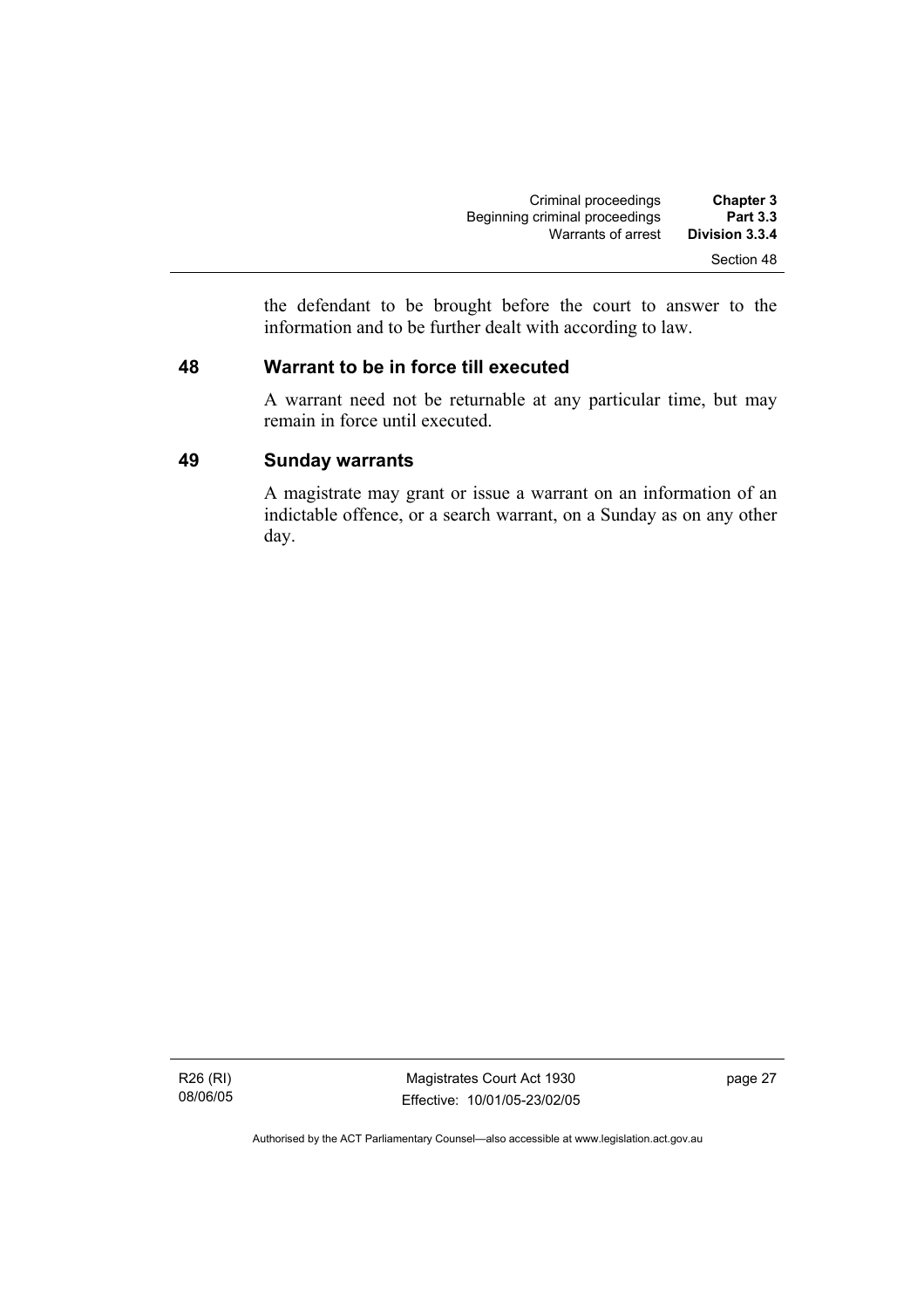the defendant to be brought before the court to answer to the information and to be further dealt with according to law.

### 48 Warrant to be in force till executed

A warrant need not be returnable at any particular time, but may remain in force until executed.

### 49 Sunday warrants

A magistrate may grant or issue a warrant on an information of an indictable offence, or a search warrant, on a Sunday as on any other day.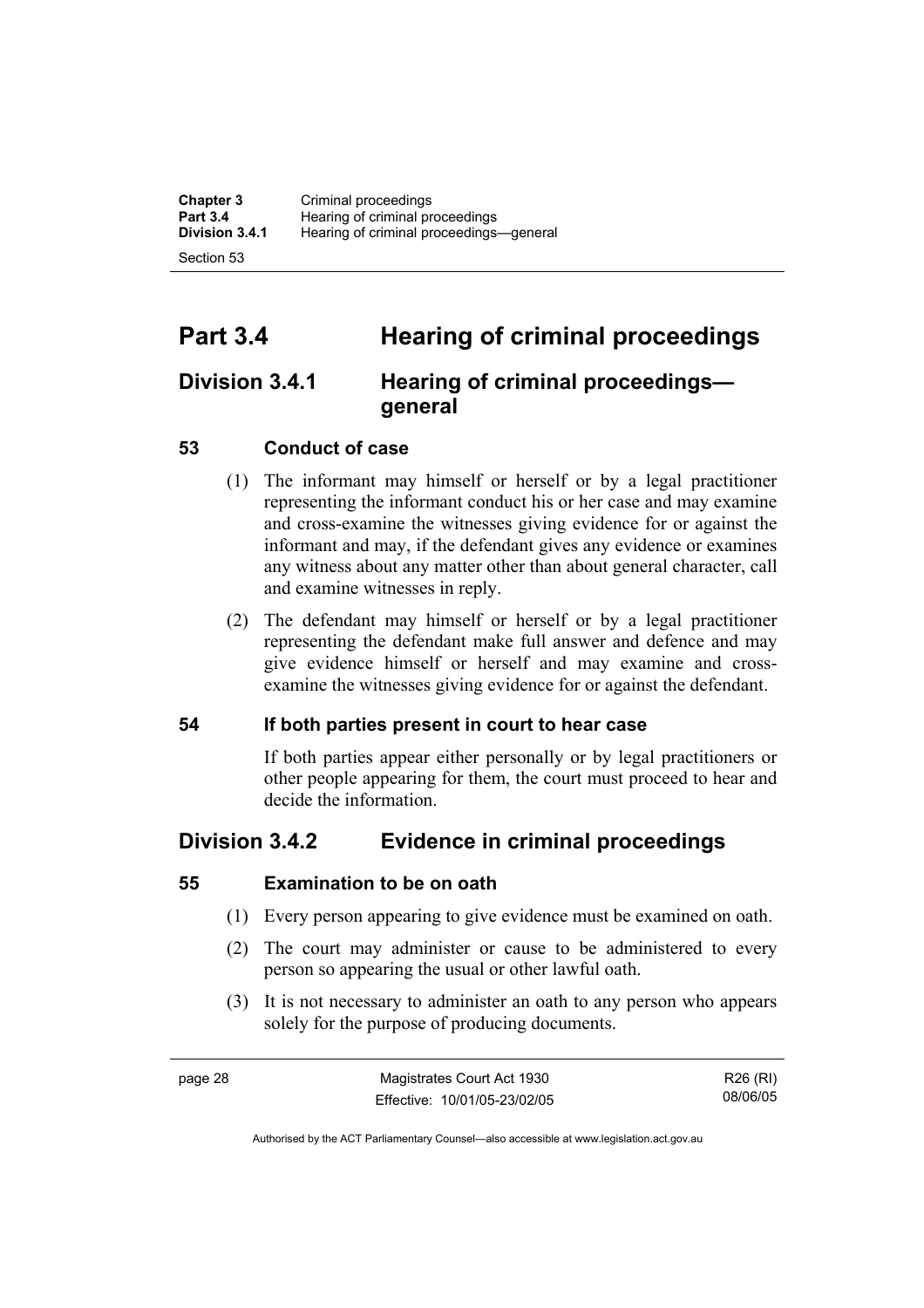# Part 3.4 Hearing of criminal proceedings

## Division 3.4.1 Hearing of criminal proceedings—general

### 53 Conduct of case

(1) The informant may himself or herself or by a legal practitioner representing the informant conduct his or her case and may examine and cross-examine the witnesses giving evidence for or against the informant and may, if the defendant gives any evidence or examines any witness about any matter other than about general character, call and examine witnesses in reply.

(2) The defendant may himself or herself or by a legal practitioner representing the defendant make full answer and defence and may give evidence himself or herself and may examine and cross-examine the witnesses giving evidence for or against the defendant.

### 54 If both parties present in court to hear case

If both parties appear either personally or by legal practitioners or other people appearing for them, the court must proceed to hear and decide the information.

## Division 3.4.2 Evidence in criminal proceedings

### 55 Examination to be on oath

(1) Every person appearing to give evidence must be examined on oath.

(2) The court may administer or cause to be administered to every person so appearing the usual or other lawful oath.

(3) It is not necessary to administer an oath to any person who appears solely for the purpose of producing documents.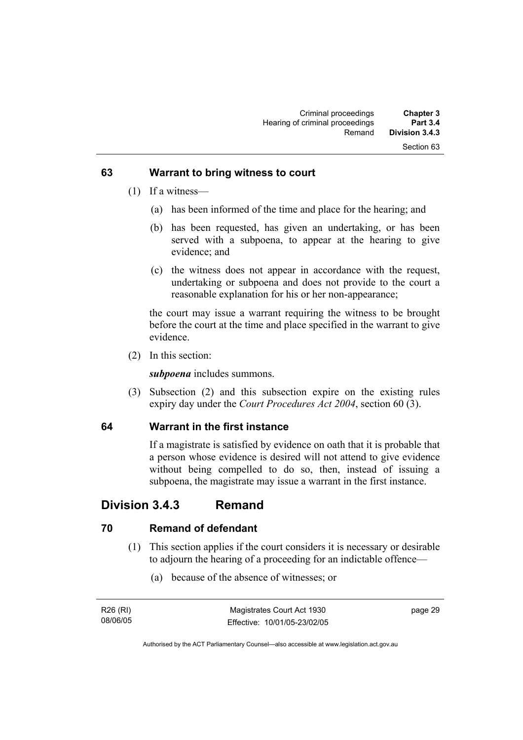### 63 Warrant to bring witness to court

(1) If a witness—

(a) has been informed of the time and place for the hearing; and

(b) has been requested, has given an undertaking, or has been served with a subpoena, to appear at the hearing to give evidence; and

(c) the witness does not appear in accordance with the request, undertaking or subpoena and does not provide to the court a reasonable explanation for his or her non-appearance;

the court may issue a warrant requiring the witness to be brought before the court at the time and place specified in the warrant to give evidence.

(2) In this section:

***subpoena*** includes summons.

(3) Subsection (2) and this subsection expire on the existing rules expiry day under the *Court Procedures Act 2004*, section 60 (3).

### 64 Warrant in the first instance

If a magistrate is satisfied by evidence on oath that it is probable that a person whose evidence is desired will not attend to give evidence without being compelled to do so, then, instead of issuing a subpoena, the magistrate may issue a warrant in the first instance.

## Division 3.4.3 Remand

### 70 Remand of defendant

(1) This section applies if the court considers it is necessary or desirable to adjourn the hearing of a proceeding for an indictable offence—

(a) because of the absence of witnesses; or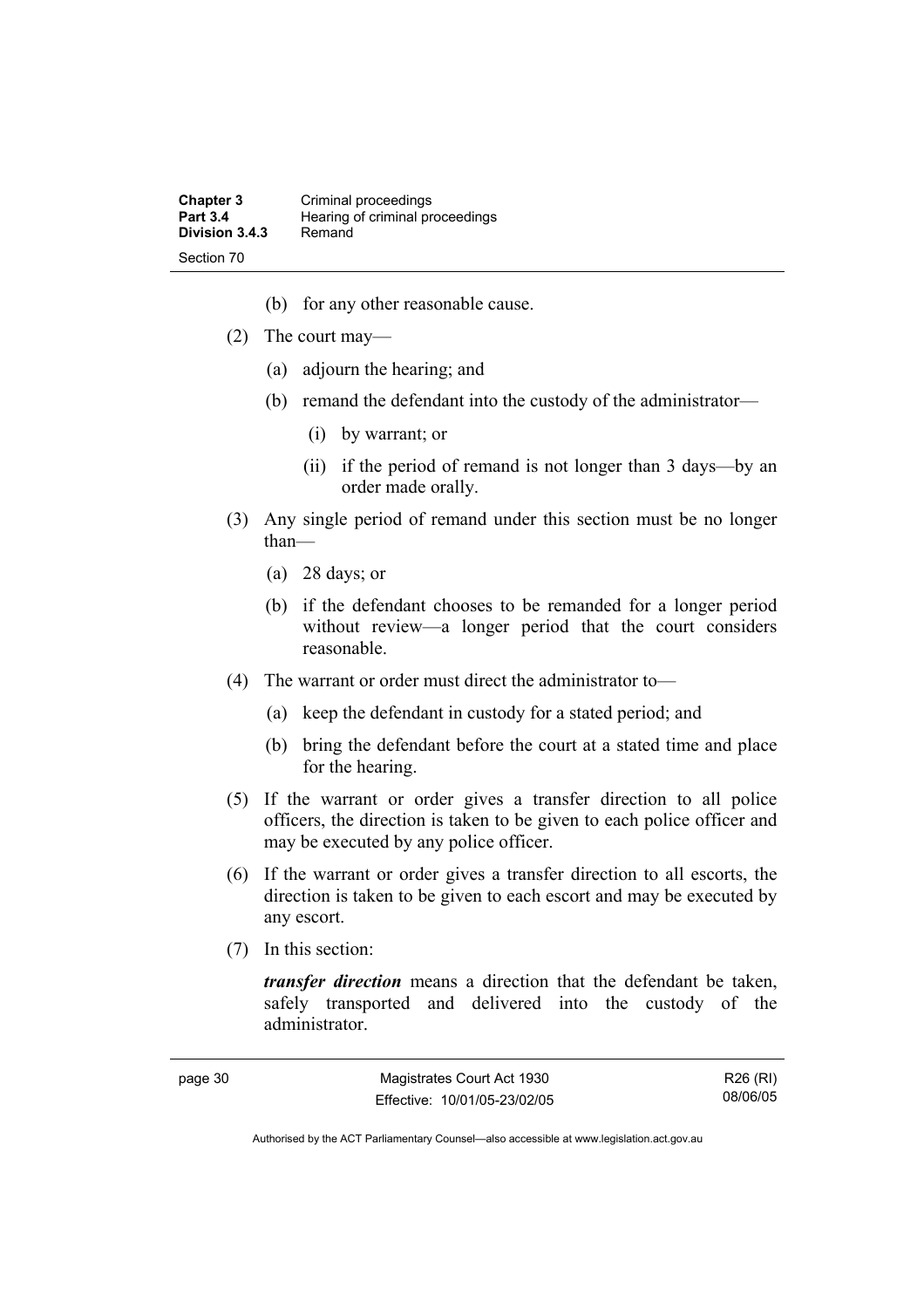(b) for any other reasonable cause.

(2) The court may—

(a) adjourn the hearing; and

(b) remand the defendant into the custody of the administrator—

(i) by warrant; or

(ii) if the period of remand is not longer than 3 days—by an order made orally.

(3) Any single period of remand under this section must be no longer than—

(a) 28 days; or

(b) if the defendant chooses to be remanded for a longer period without review—a longer period that the court considers reasonable.

(4) The warrant or order must direct the administrator to—

(a) keep the defendant in custody for a stated period; and

(b) bring the defendant before the court at a stated time and place for the hearing.

(5) If the warrant or order gives a transfer direction to all police officers, the direction is taken to be given to each police officer and may be executed by any police officer.

(6) If the warrant or order gives a transfer direction to all escorts, the direction is taken to be given to each escort and may be executed by any escort.

(7) In this section:

***transfer direction*** means a direction that the defendant be taken, safely transported and delivered into the custody of the administrator.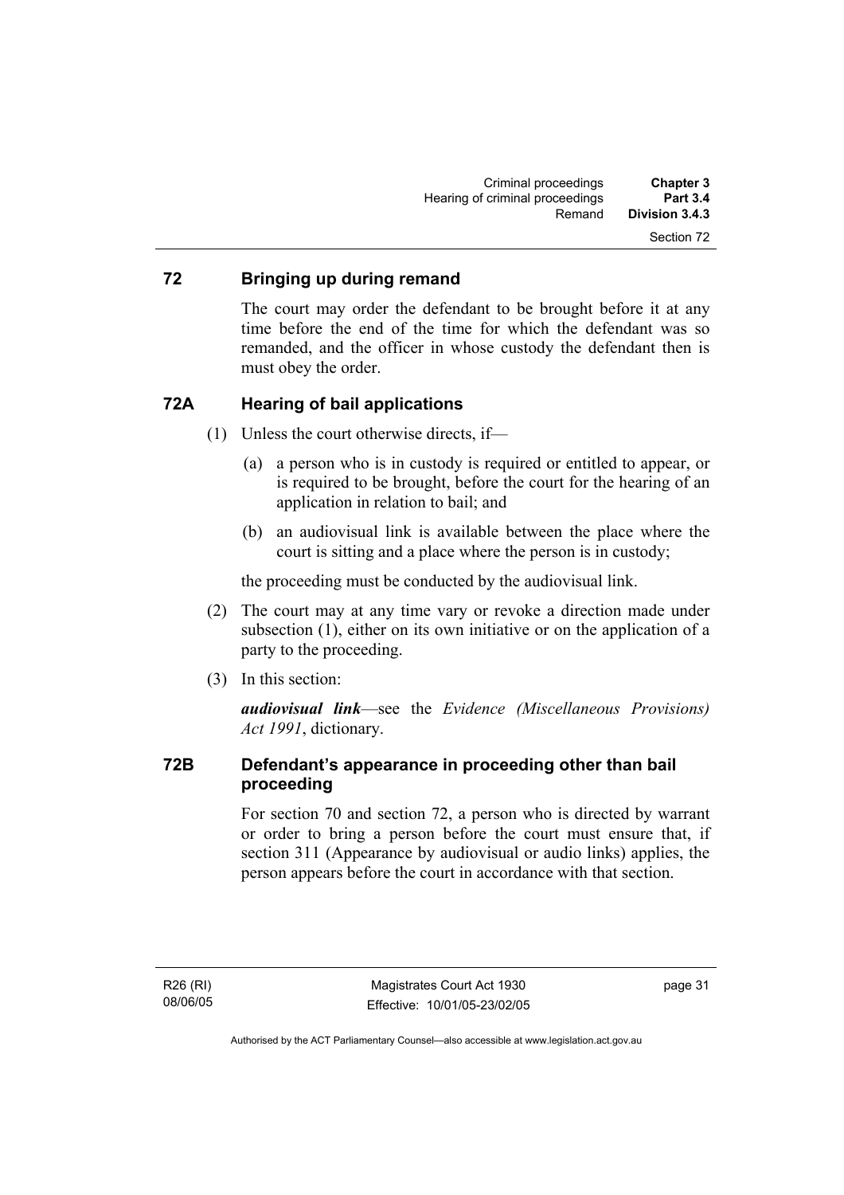## 72 Bringing up during remand

The court may order the defendant to be brought before it at any time before the end of the time for which the defendant was so remanded, and the officer in whose custody the defendant then is must obey the order.

## 72A Hearing of bail applications

(1) Unless the court otherwise directs, if—

(a) a person who is in custody is required or entitled to appear, or is required to be brought, before the court for the hearing of an application in relation to bail; and

(b) an audiovisual link is available between the place where the court is sitting and a place where the person is in custody;

the proceeding must be conducted by the audiovisual link.

(2) The court may at any time vary or revoke a direction made under subsection (1), either on its own initiative or on the application of a party to the proceeding.

(3) In this section:

***audiovisual link***—see the *Evidence (Miscellaneous Provisions) Act 1991*, dictionary.

## 72B Defendant's appearance in proceeding other than bail proceeding

For section 70 and section 72, a person who is directed by warrant or order to bring a person before the court must ensure that, if section 311 (Appearance by audiovisual or audio links) applies, the person appears before the court in accordance with that section.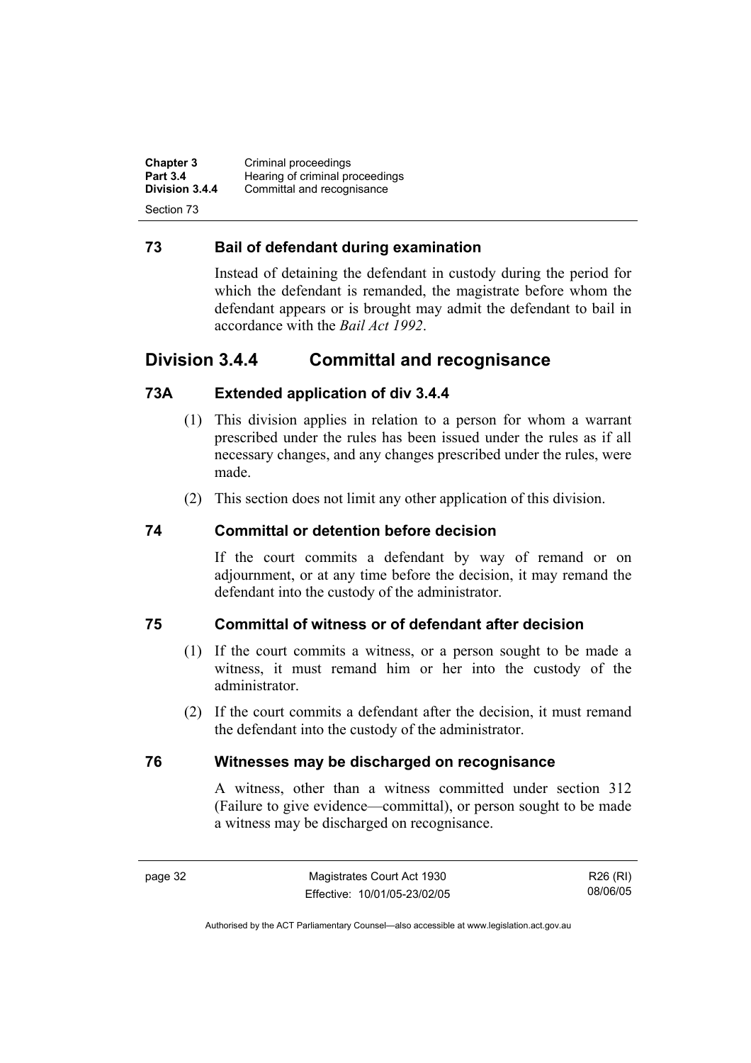### 73 Bail of defendant during examination

Instead of detaining the defendant in custody during the period for which the defendant is remanded, the magistrate before whom the defendant appears or is brought may admit the defendant to bail in accordance with the *Bail Act 1992*.

## Division 3.4.4 Committal and recognisance

### 73A Extended application of div 3.4.4

(1) This division applies in relation to a person for whom a warrant prescribed under the rules has been issued under the rules as if all necessary changes, and any changes prescribed under the rules, were made.

(2) This section does not limit any other application of this division.

### 74 Committal or detention before decision

If the court commits a defendant by way of remand or on adjournment, or at any time before the decision, it may remand the defendant into the custody of the administrator.

### 75 Committal of witness or of defendant after decision

(1) If the court commits a witness, or a person sought to be made a witness, it must remand him or her into the custody of the administrator.

(2) If the court commits a defendant after the decision, it must remand the defendant into the custody of the administrator.

### 76 Witnesses may be discharged on recognisance

A witness, other than a witness committed under section 312 (Failure to give evidence—committal), or person sought to be made a witness may be discharged on recognisance.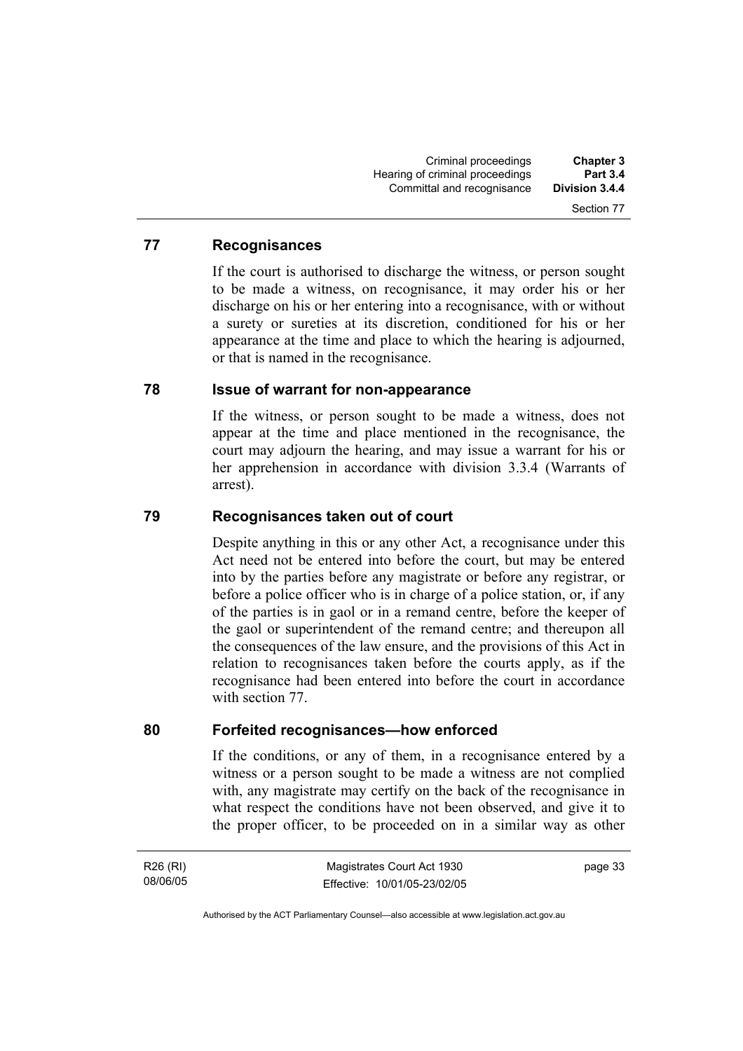## 77 Recognisances

If the court is authorised to discharge the witness, or person sought to be made a witness, on recognisance, it may order his or her discharge on his or her entering into a recognisance, with or without a surety or sureties at its discretion, conditioned for his or her appearance at the time and place to which the hearing is adjourned, or that is named in the recognisance.

## 78 Issue of warrant for non-appearance

If the witness, or person sought to be made a witness, does not appear at the time and place mentioned in the recognisance, the court may adjourn the hearing, and may issue a warrant for his or her apprehension in accordance with division 3.3.4 (Warrants of arrest).

## 79 Recognisances taken out of court

Despite anything in this or any other Act, a recognisance under this Act need not be entered into before the court, but may be entered into by the parties before any magistrate or before any registrar, or before a police officer who is in charge of a police station, or, if any of the parties is in gaol or in a remand centre, before the keeper of the gaol or superintendent of the remand centre; and thereupon all the consequences of the law ensure, and the provisions of this Act in relation to recognisances taken before the courts apply, as if the recognisance had been entered into before the court in accordance with section 77.

## 80 Forfeited recognisances—how enforced

If the conditions, or any of them, in a recognisance entered by a witness or a person sought to be made a witness are not complied with, any magistrate may certify on the back of the recognisance in what respect the conditions have not been observed, and give it to the proper officer, to be proceeded on in a similar way as other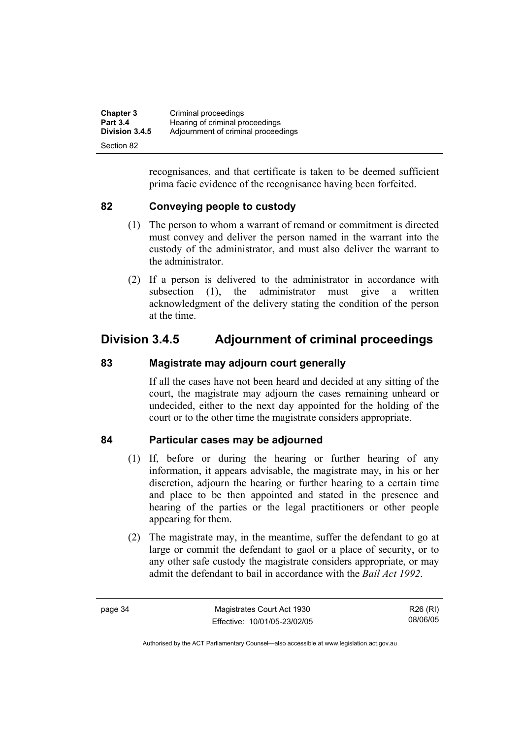recognisances, and that certificate is taken to be deemed sufficient prima facie evidence of the recognisance having been forfeited.

### 82 Conveying people to custody

(1) The person to whom a warrant of remand or commitment is directed must convey and deliver the person named in the warrant into the custody of the administrator, and must also deliver the warrant to the administrator.

(2) If a person is delivered to the administrator in accordance with subsection (1), the administrator must give a written acknowledgment of the delivery stating the condition of the person at the time.

## Division 3.4.5 Adjournment of criminal proceedings

### 83 Magistrate may adjourn court generally

If all the cases have not been heard and decided at any sitting of the court, the magistrate may adjourn the cases remaining unheard or undecided, either to the next day appointed for the holding of the court or to the other time the magistrate considers appropriate.

### 84 Particular cases may be adjourned

(1) If, before or during the hearing or further hearing of any information, it appears advisable, the magistrate may, in his or her discretion, adjourn the hearing or further hearing to a certain time and place to be then appointed and stated in the presence and hearing of the parties or the legal practitioners or other people appearing for them.

(2) The magistrate may, in the meantime, suffer the defendant to go at large or commit the defendant to gaol or a place of security, or to any other safe custody the magistrate considers appropriate, or may admit the defendant to bail in accordance with the *Bail Act 1992*.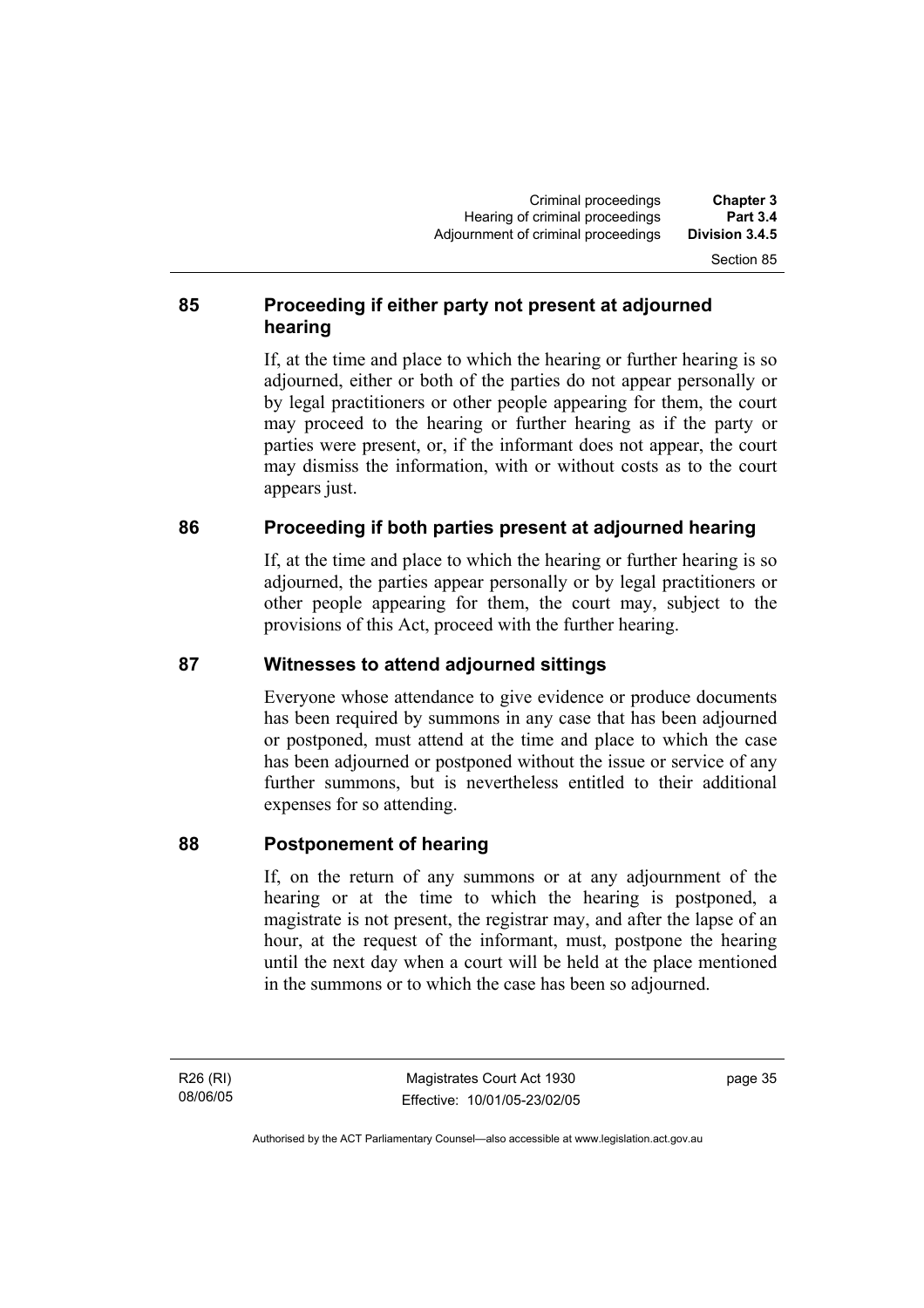### 85 Proceeding if either party not present at adjourned hearing

If, at the time and place to which the hearing or further hearing is so adjourned, either or both of the parties do not appear personally or by legal practitioners or other people appearing for them, the court may proceed to the hearing or further hearing as if the party or parties were present, or, if the informant does not appear, the court may dismiss the information, with or without costs as to the court appears just.

### 86 Proceeding if both parties present at adjourned hearing

If, at the time and place to which the hearing or further hearing is so adjourned, the parties appear personally or by legal practitioners or other people appearing for them, the court may, subject to the provisions of this Act, proceed with the further hearing.

### 87 Witnesses to attend adjourned sittings

Everyone whose attendance to give evidence or produce documents has been required by summons in any case that has been adjourned or postponed, must attend at the time and place to which the case has been adjourned or postponed without the issue or service of any further summons, but is nevertheless entitled to their additional expenses for so attending.

### 88 Postponement of hearing

If, on the return of any summons or at any adjournment of the hearing or at the time to which the hearing is postponed, a magistrate is not present, the registrar may, and after the lapse of an hour, at the request of the informant, must, postpone the hearing until the next day when a court will be held at the place mentioned in the summons or to which the case has been so adjourned.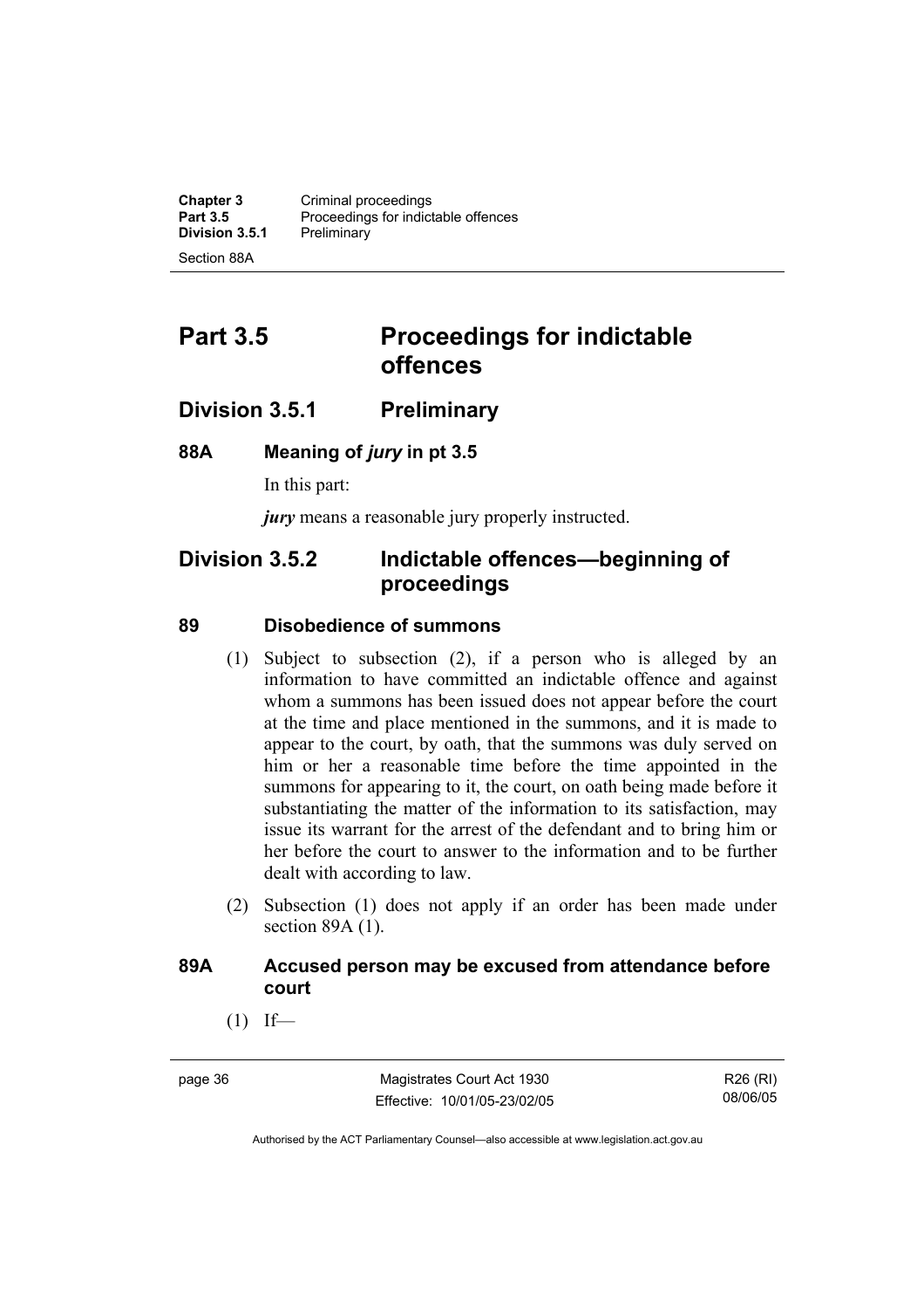# Part 3.5 Proceedings for indictable offences

## Division 3.5.1 Preliminary

### 88A Meaning of *jury* in pt 3.5

In this part:

***jury*** means a reasonable jury properly instructed.

## Division 3.5.2 Indictable offences—beginning of proceedings

### 89 Disobedience of summons

(1) Subject to subsection (2), if a person who is alleged by an information to have committed an indictable offence and against whom a summons has been issued does not appear before the court at the time and place mentioned in the summons, and it is made to appear to the court, by oath, that the summons was duly served on him or her a reasonable time before the time appointed in the summons for appearing to it, the court, on oath being made before it substantiating the matter of the information to its satisfaction, may issue its warrant for the arrest of the defendant and to bring him or her before the court to answer to the information and to be further dealt with according to law.

(2) Subsection (1) does not apply if an order has been made under section 89A (1).

### 89A Accused person may be excused from attendance before court

(1) If—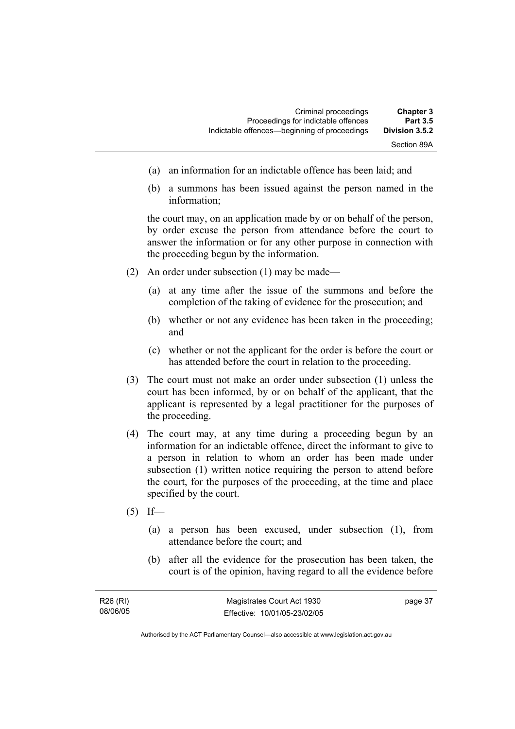(a) an information for an indictable offence has been laid; and

(b) a summons has been issued against the person named in the information;

the court may, on an application made by or on behalf of the person, by order excuse the person from attendance before the court to answer the information or for any other purpose in connection with the proceeding begun by the information.

(2) An order under subsection (1) may be made—

(a) at any time after the issue of the summons and before the completion of the taking of evidence for the prosecution; and

(b) whether or not any evidence has been taken in the proceeding; and

(c) whether or not the applicant for the order is before the court or has attended before the court in relation to the proceeding.

(3) The court must not make an order under subsection (1) unless the court has been informed, by or on behalf of the applicant, that the applicant is represented by a legal practitioner for the purposes of the proceeding.

(4) The court may, at any time during a proceeding begun by an information for an indictable offence, direct the informant to give to a person in relation to whom an order has been made under subsection (1) written notice requiring the person to attend before the court, for the purposes of the proceeding, at the time and place specified by the court.

(5) If—

(a) a person has been excused, under subsection (1), from attendance before the court; and

(b) after all the evidence for the prosecution has been taken, the court is of the opinion, having regard to all the evidence before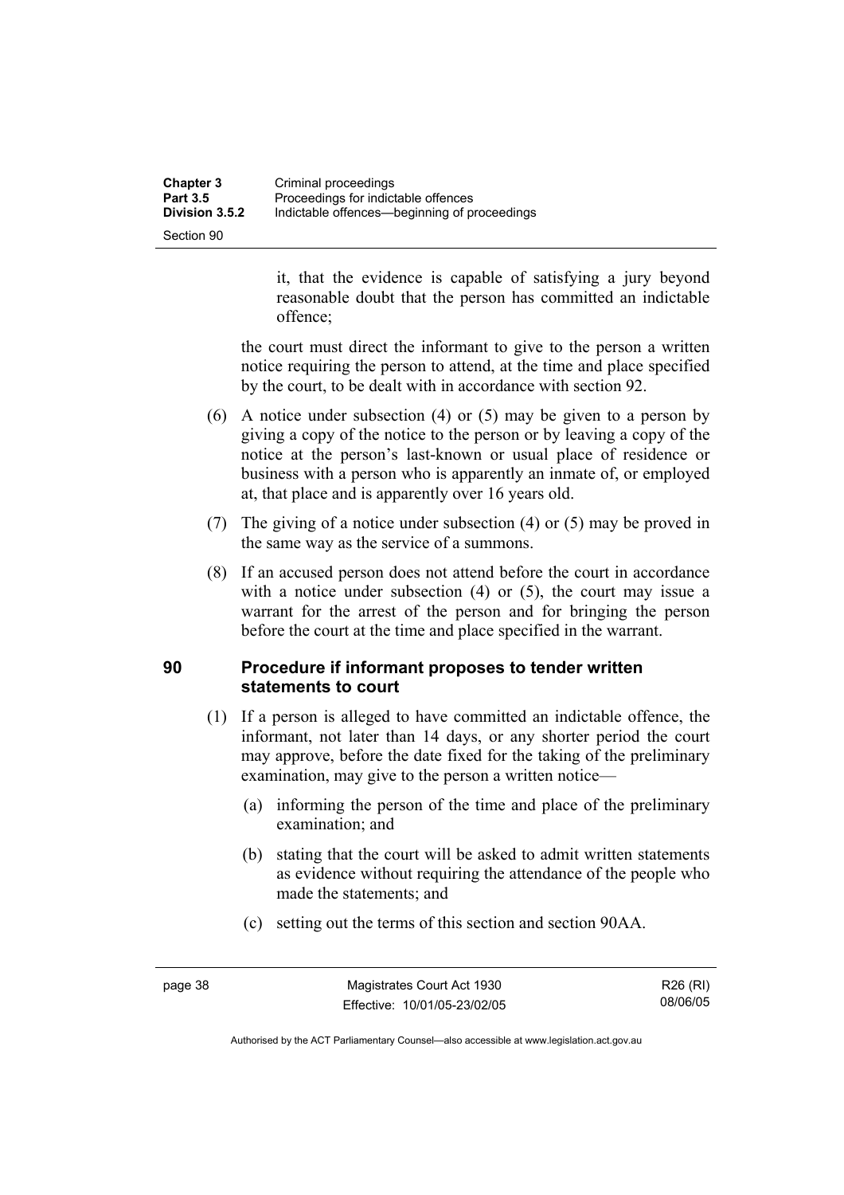it, that the evidence is capable of satisfying a jury beyond reasonable doubt that the person has committed an indictable offence;

the court must direct the informant to give to the person a written notice requiring the person to attend, at the time and place specified by the court, to be dealt with in accordance with section 92.

(6) A notice under subsection (4) or (5) may be given to a person by giving a copy of the notice to the person or by leaving a copy of the notice at the person's last-known or usual place of residence or business with a person who is apparently an inmate of, or employed at, that place and is apparently over 16 years old.

(7) The giving of a notice under subsection (4) or (5) may be proved in the same way as the service of a summons.

(8) If an accused person does not attend before the court in accordance with a notice under subsection (4) or (5), the court may issue a warrant for the arrest of the person and for bringing the person before the court at the time and place specified in the warrant.

## 90 Procedure if informant proposes to tender written statements to court

(1) If a person is alleged to have committed an indictable offence, the informant, not later than 14 days, or any shorter period the court may approve, before the date fixed for the taking of the preliminary examination, may give to the person a written notice—

(a) informing the person of the time and place of the preliminary examination; and

(b) stating that the court will be asked to admit written statements as evidence without requiring the attendance of the people who made the statements; and

(c) setting out the terms of this section and section 90AA.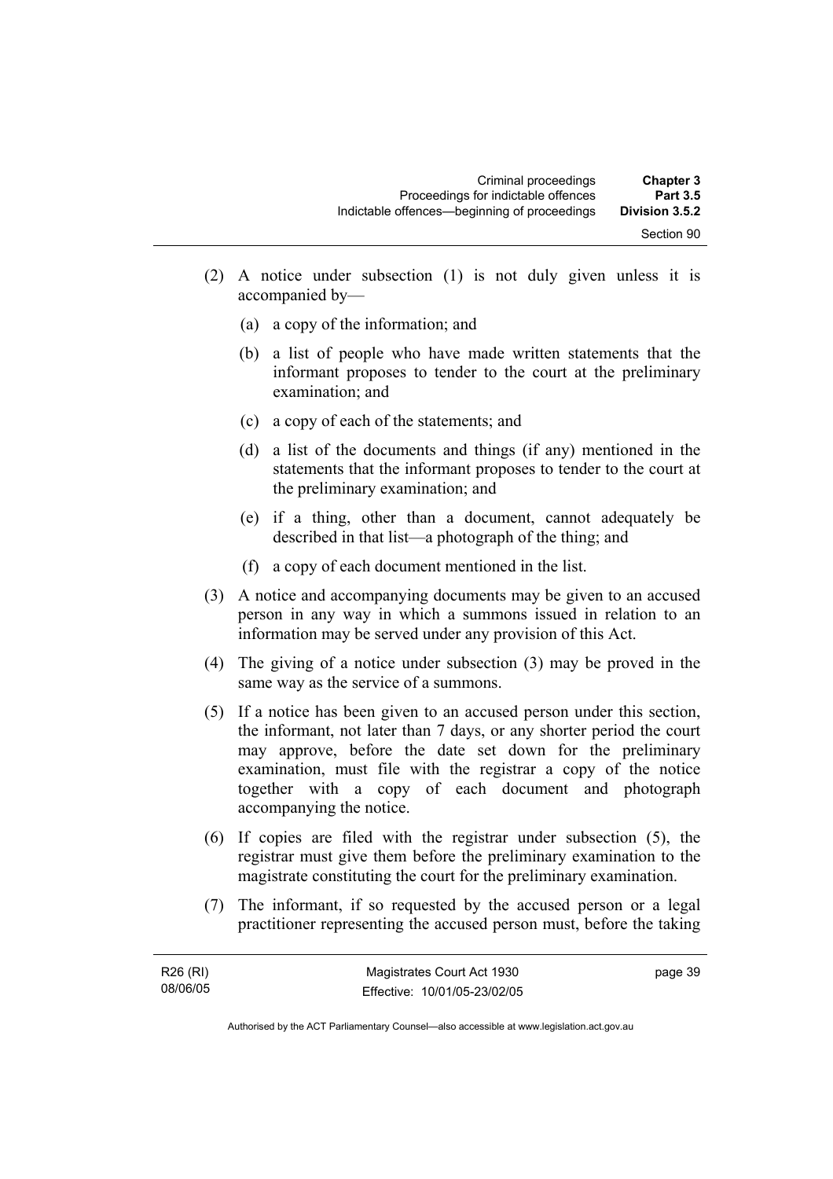(2) A notice under subsection (1) is not duly given unless it is accompanied by—

(a) a copy of the information; and

(b) a list of people who have made written statements that the informant proposes to tender to the court at the preliminary examination; and

(c) a copy of each of the statements; and

(d) a list of the documents and things (if any) mentioned in the statements that the informant proposes to tender to the court at the preliminary examination; and

(e) if a thing, other than a document, cannot adequately be described in that list—a photograph of the thing; and

(f) a copy of each document mentioned in the list.

(3) A notice and accompanying documents may be given to an accused person in any way in which a summons issued in relation to an information may be served under any provision of this Act.

(4) The giving of a notice under subsection (3) may be proved in the same way as the service of a summons.

(5) If a notice has been given to an accused person under this section, the informant, not later than 7 days, or any shorter period the court may approve, before the date set down for the preliminary examination, must file with the registrar a copy of the notice together with a copy of each document and photograph accompanying the notice.

(6) If copies are filed with the registrar under subsection (5), the registrar must give them before the preliminary examination to the magistrate constituting the court for the preliminary examination.

(7) The informant, if so requested by the accused person or a legal practitioner representing the accused person must, before the taking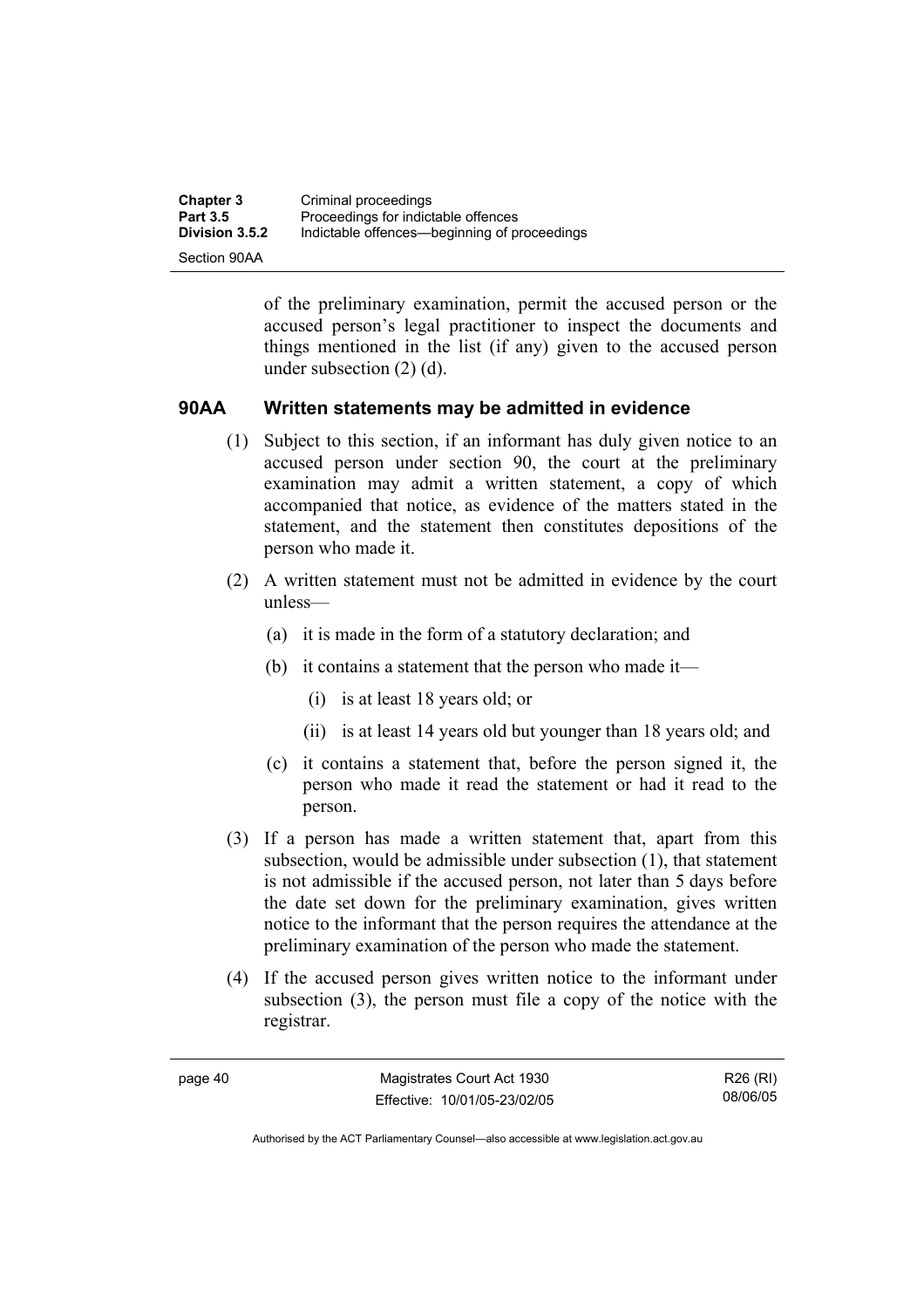of the preliminary examination, permit the accused person or the accused person's legal practitioner to inspect the documents and things mentioned in the list (if any) given to the accused person under subsection (2) (d).

### 90AA Written statements may be admitted in evidence

(1) Subject to this section, if an informant has duly given notice to an accused person under section 90, the court at the preliminary examination may admit a written statement, a copy of which accompanied that notice, as evidence of the matters stated in the statement, and the statement then constitutes depositions of the person who made it.

(2) A written statement must not be admitted in evidence by the court unless—

(a) it is made in the form of a statutory declaration; and

(b) it contains a statement that the person who made it—

(i) is at least 18 years old; or

(ii) is at least 14 years old but younger than 18 years old; and

(c) it contains a statement that, before the person signed it, the person who made it read the statement or had it read to the person.

(3) If a person has made a written statement that, apart from this subsection, would be admissible under subsection (1), that statement is not admissible if the accused person, not later than 5 days before the date set down for the preliminary examination, gives written notice to the informant that the person requires the attendance at the preliminary examination of the person who made the statement.

(4) If the accused person gives written notice to the informant under subsection (3), the person must file a copy of the notice with the registrar.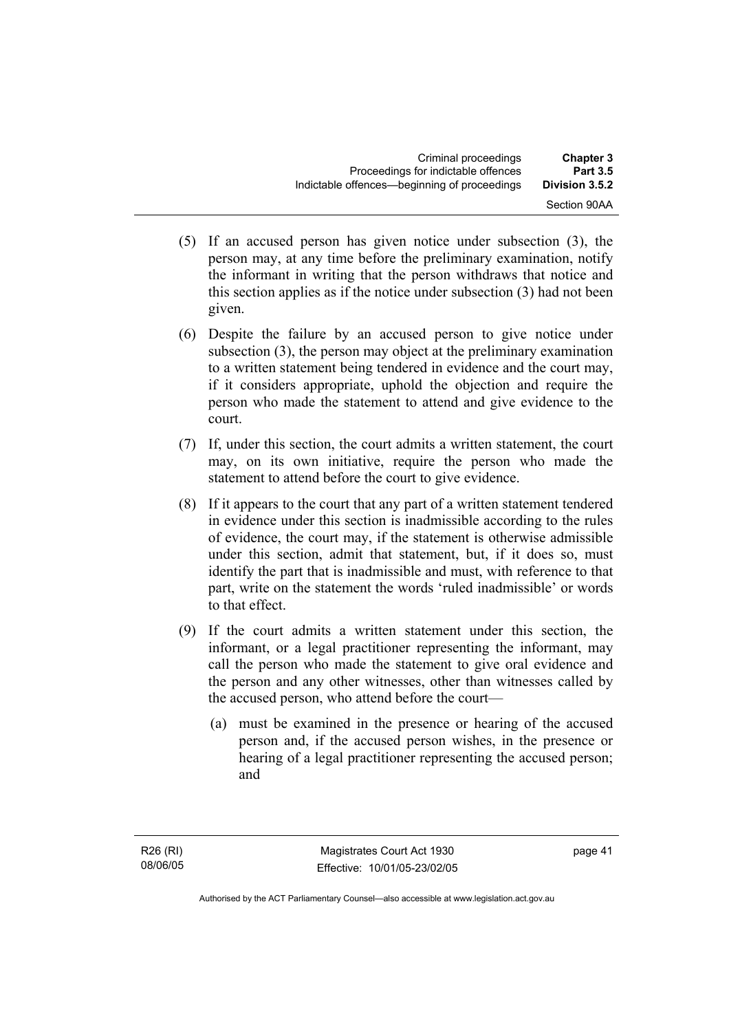(5) If an accused person has given notice under subsection (3), the person may, at any time before the preliminary examination, notify the informant in writing that the person withdraws that notice and this section applies as if the notice under subsection (3) had not been given.

(6) Despite the failure by an accused person to give notice under subsection (3), the person may object at the preliminary examination to a written statement being tendered in evidence and the court may, if it considers appropriate, uphold the objection and require the person who made the statement to attend and give evidence to the court.

(7) If, under this section, the court admits a written statement, the court may, on its own initiative, require the person who made the statement to attend before the court to give evidence.

(8) If it appears to the court that any part of a written statement tendered in evidence under this section is inadmissible according to the rules of evidence, the court may, if the statement is otherwise admissible under this section, admit that statement, but, if it does so, must identify the part that is inadmissible and must, with reference to that part, write on the statement the words 'ruled inadmissible' or words to that effect.

(9) If the court admits a written statement under this section, the informant, or a legal practitioner representing the informant, may call the person who made the statement to give oral evidence and the person and any other witnesses, other than witnesses called by the accused person, who attend before the court—

(a) must be examined in the presence or hearing of the accused person and, if the accused person wishes, in the presence or hearing of a legal practitioner representing the accused person; and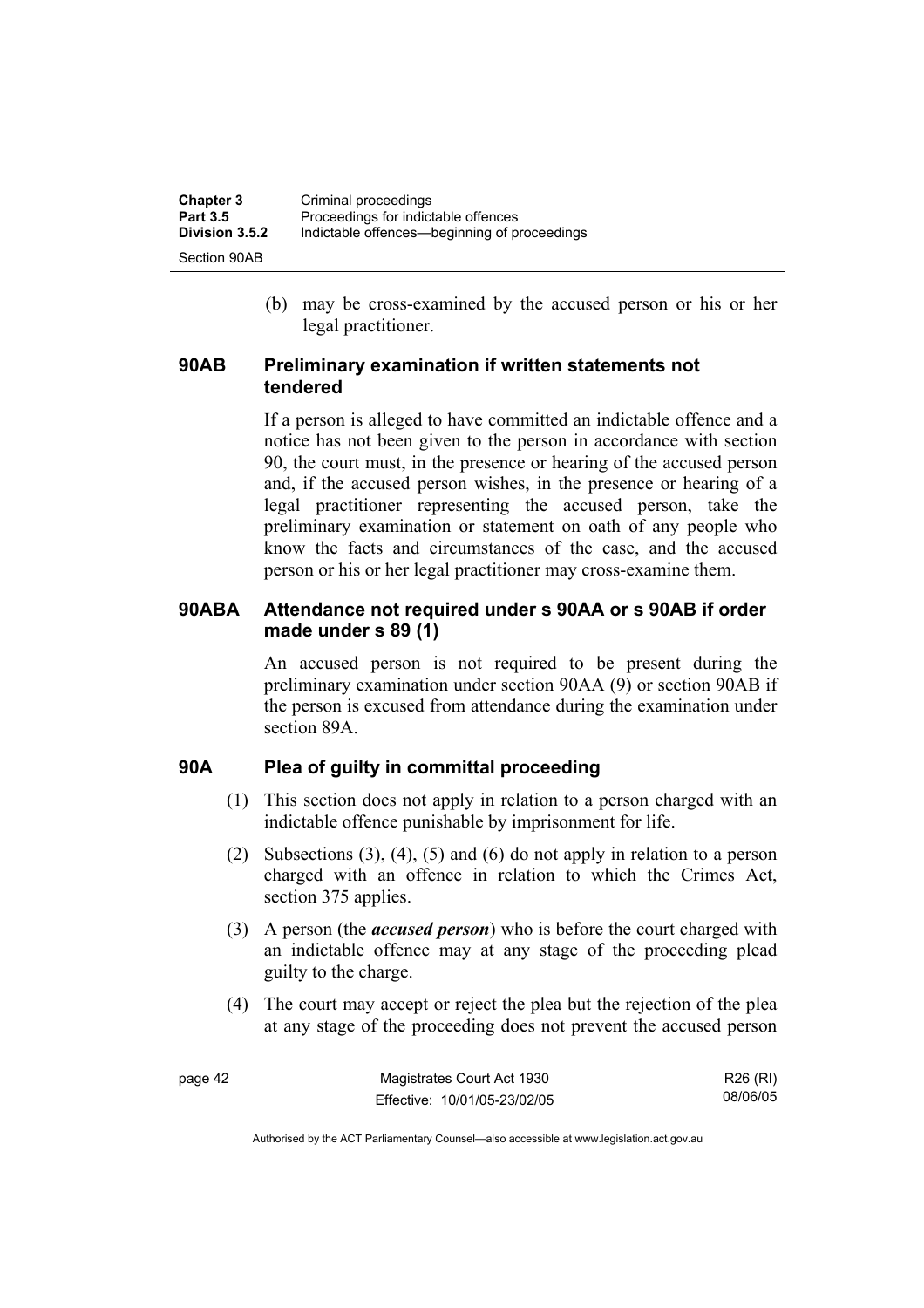(b) may be cross-examined by the accused person or his or her legal practitioner.

## 90AB Preliminary examination if written statements not tendered

If a person is alleged to have committed an indictable offence and a notice has not been given to the person in accordance with section 90, the court must, in the presence or hearing of the accused person and, if the accused person wishes, in the presence or hearing of a legal practitioner representing the accused person, take the preliminary examination or statement on oath of any people who know the facts and circumstances of the case, and the accused person or his or her legal practitioner may cross-examine them.

## 90ABA Attendance not required under s 90AA or s 90AB if order made under s 89 (1)

An accused person is not required to be present during the preliminary examination under section 90AA (9) or section 90AB if the person is excused from attendance during the examination under section 89A.

## 90A Plea of guilty in committal proceeding

(1) This section does not apply in relation to a person charged with an indictable offence punishable by imprisonment for life.

(2) Subsections (3), (4), (5) and (6) do not apply in relation to a person charged with an offence in relation to which the Crimes Act, section 375 applies.

(3) A person (the ***accused person***) who is before the court charged with an indictable offence may at any stage of the proceeding plead guilty to the charge.

(4) The court may accept or reject the plea but the rejection of the plea at any stage of the proceeding does not prevent the accused person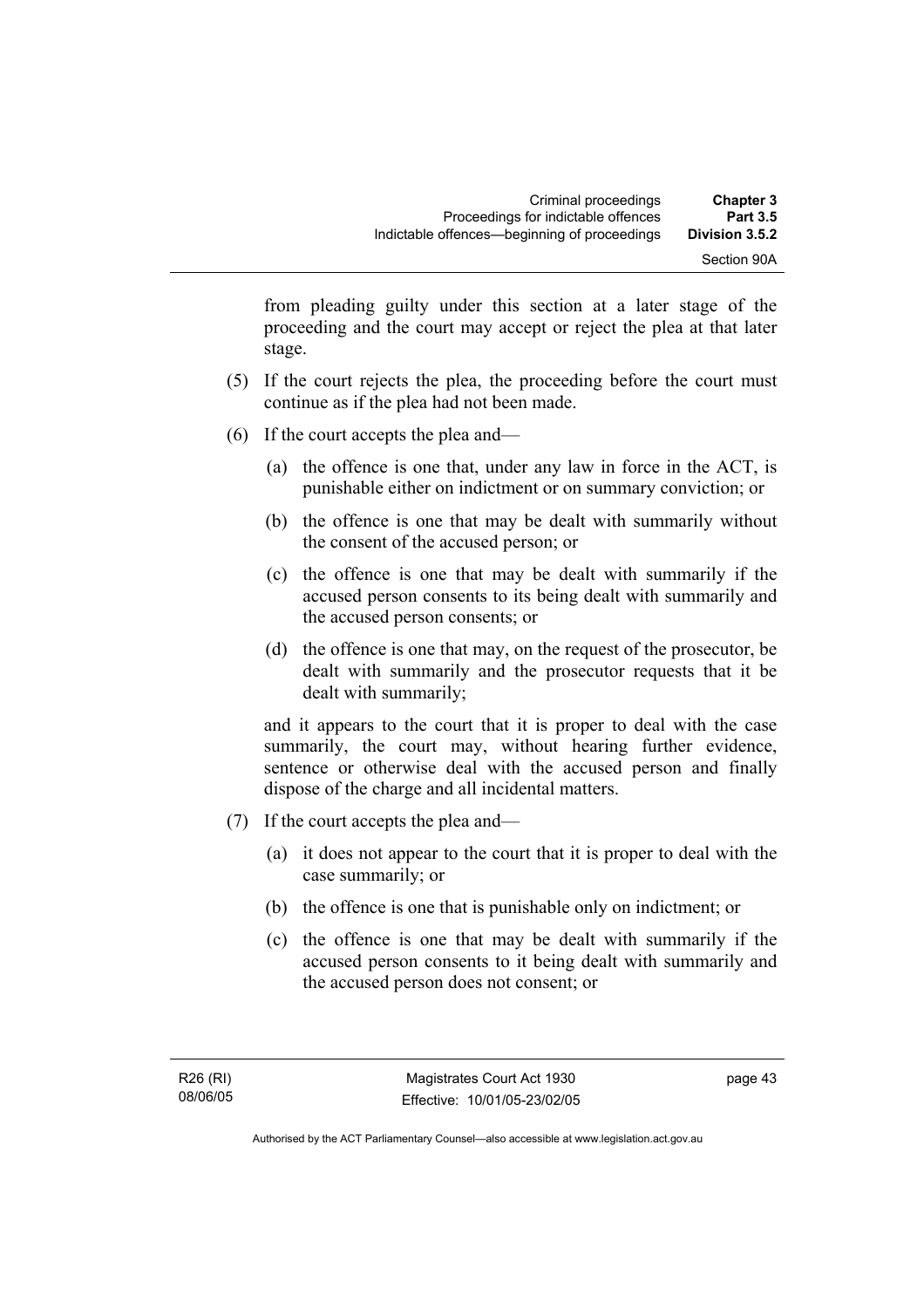from pleading guilty under this section at a later stage of the proceeding and the court may accept or reject the plea at that later stage.

(5) If the court rejects the plea, the proceeding before the court must continue as if the plea had not been made.

(6) If the court accepts the plea and—

(a) the offence is one that, under any law in force in the ACT, is punishable either on indictment or on summary conviction; or

(b) the offence is one that may be dealt with summarily without the consent of the accused person; or

(c) the offence is one that may be dealt with summarily if the accused person consents to its being dealt with summarily and the accused person consents; or

(d) the offence is one that may, on the request of the prosecutor, be dealt with summarily and the prosecutor requests that it be dealt with summarily;

and it appears to the court that it is proper to deal with the case summarily, the court may, without hearing further evidence, sentence or otherwise deal with the accused person and finally dispose of the charge and all incidental matters.

(7) If the court accepts the plea and—

(a) it does not appear to the court that it is proper to deal with the case summarily; or

(b) the offence is one that is punishable only on indictment; or

(c) the offence is one that may be dealt with summarily if the accused person consents to it being dealt with summarily and the accused person does not consent; or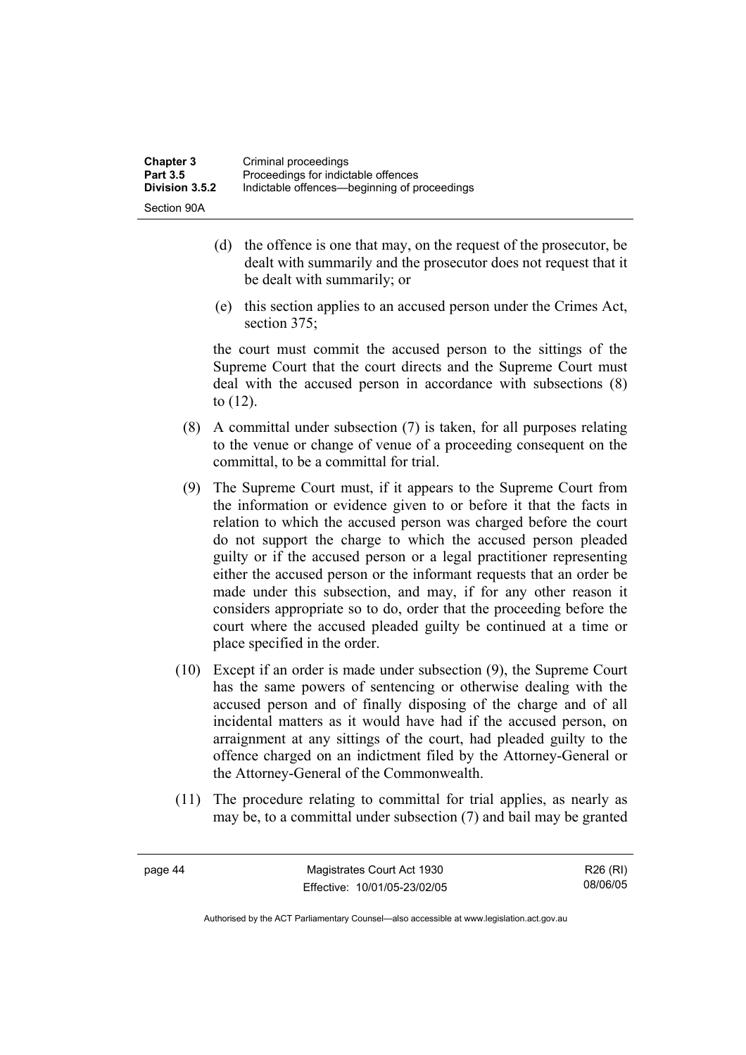(d) the offence is one that may, on the request of the prosecutor, be dealt with summarily and the prosecutor does not request that it be dealt with summarily; or

(e) this section applies to an accused person under the Crimes Act, section 375;

the court must commit the accused person to the sittings of the Supreme Court that the court directs and the Supreme Court must deal with the accused person in accordance with subsections (8) to (12).

(8) A committal under subsection (7) is taken, for all purposes relating to the venue or change of venue of a proceeding consequent on the committal, to be a committal for trial.

(9) The Supreme Court must, if it appears to the Supreme Court from the information or evidence given to or before it that the facts in relation to which the accused person was charged before the court do not support the charge to which the accused person pleaded guilty or if the accused person or a legal practitioner representing either the accused person or the informant requests that an order be made under this subsection, and may, if for any other reason it considers appropriate so to do, order that the proceeding before the court where the accused pleaded guilty be continued at a time or place specified in the order.

(10) Except if an order is made under subsection (9), the Supreme Court has the same powers of sentencing or otherwise dealing with the accused person and of finally disposing of the charge and of all incidental matters as it would have had if the accused person, on arraignment at any sittings of the court, had pleaded guilty to the offence charged on an indictment filed by the Attorney-General or the Attorney-General of the Commonwealth.

(11) The procedure relating to committal for trial applies, as nearly as may be, to a committal under subsection (7) and bail may be granted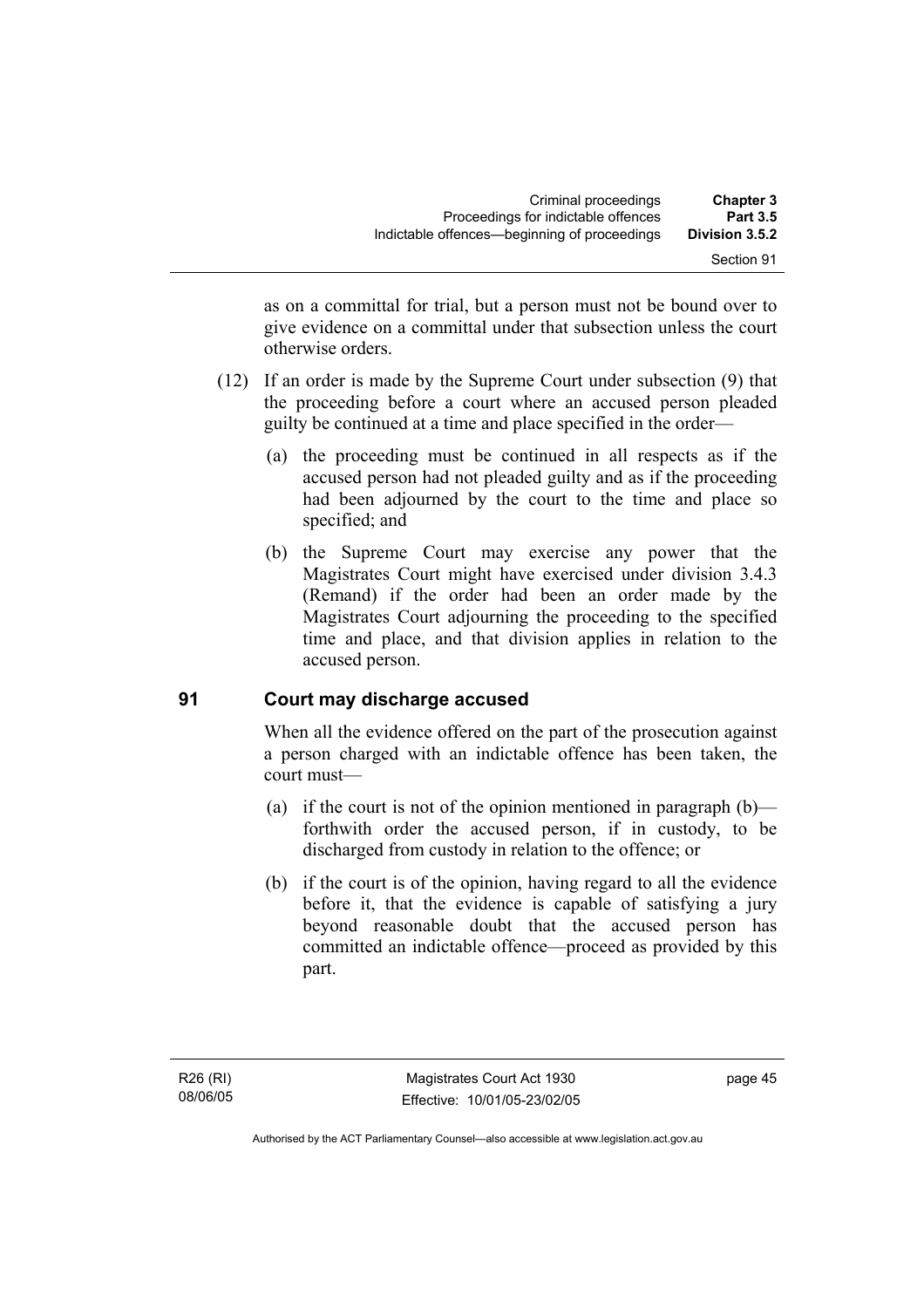as on a committal for trial, but a person must not be bound over to give evidence on a committal under that subsection unless the court otherwise orders.

(12) If an order is made by the Supreme Court under subsection (9) that the proceeding before a court where an accused person pleaded guilty be continued at a time and place specified in the order—

(a) the proceeding must be continued in all respects as if the accused person had not pleaded guilty and as if the proceeding had been adjourned by the court to the time and place so specified; and

(b) the Supreme Court may exercise any power that the Magistrates Court might have exercised under division 3.4.3 (Remand) if the order had been an order made by the Magistrates Court adjourning the proceeding to the specified time and place, and that division applies in relation to the accused person.

## 91 Court may discharge accused

When all the evidence offered on the part of the prosecution against a person charged with an indictable offence has been taken, the court must—

(a) if the court is not of the opinion mentioned in paragraph (b)—forthwith order the accused person, if in custody, to be discharged from custody in relation to the offence; or

(b) if the court is of the opinion, having regard to all the evidence before it, that the evidence is capable of satisfying a jury beyond reasonable doubt that the accused person has committed an indictable offence—proceed as provided by this part.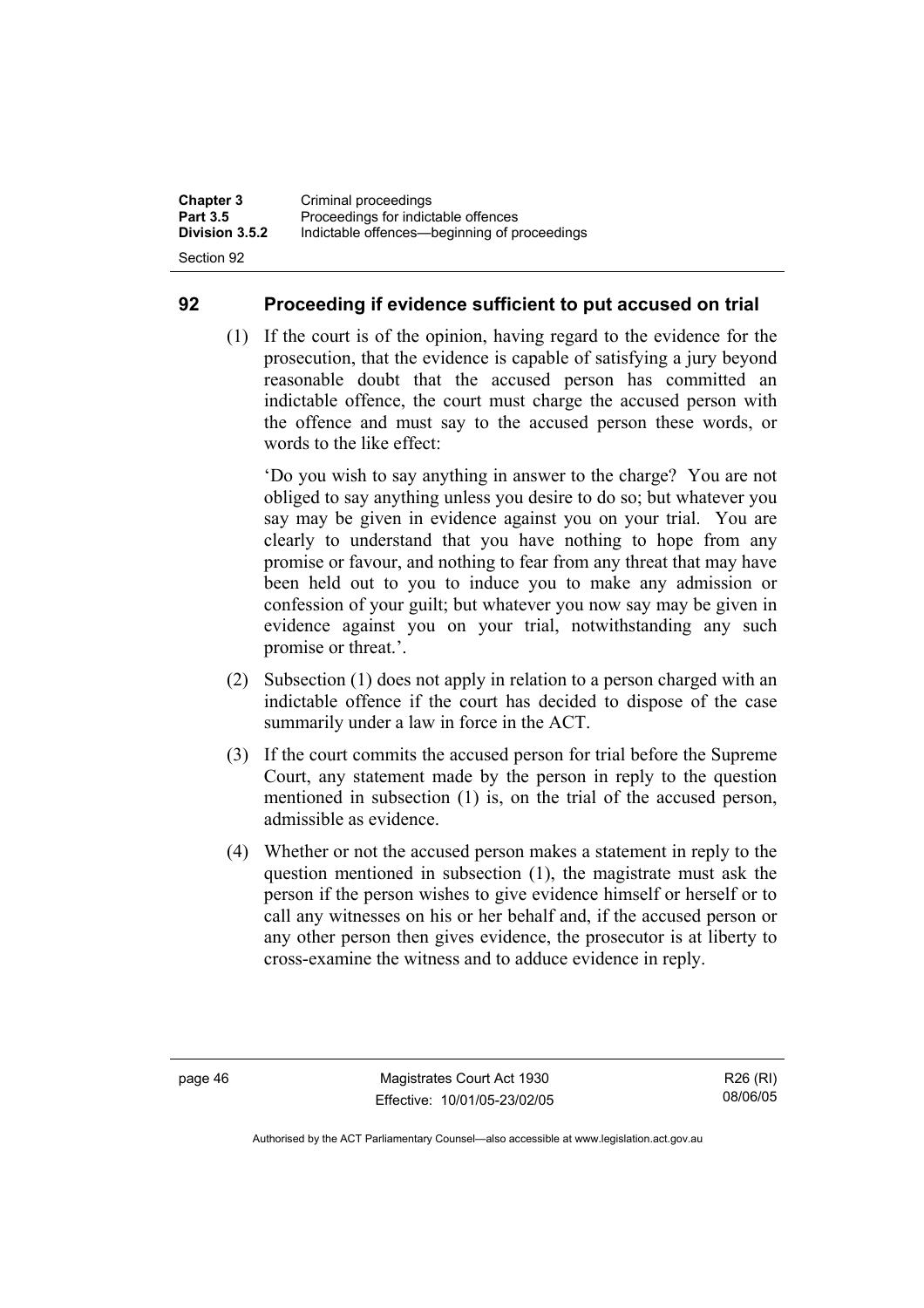## 92 Proceeding if evidence sufficient to put accused on trial

(1) If the court is of the opinion, having regard to the evidence for the prosecution, that the evidence is capable of satisfying a jury beyond reasonable doubt that the accused person has committed an indictable offence, the court must charge the accused person with the offence and must say to the accused person these words, or words to the like effect:

'Do you wish to say anything in answer to the charge? You are not obliged to say anything unless you desire to do so; but whatever you say may be given in evidence against you on your trial. You are clearly to understand that you have nothing to hope from any promise or favour, and nothing to fear from any threat that may have been held out to you to induce you to make any admission or confession of your guilt; but whatever you now say may be given in evidence against you on your trial, notwithstanding any such promise or threat.'.

(2) Subsection (1) does not apply in relation to a person charged with an indictable offence if the court has decided to dispose of the case summarily under a law in force in the ACT.

(3) If the court commits the accused person for trial before the Supreme Court, any statement made by the person in reply to the question mentioned in subsection (1) is, on the trial of the accused person, admissible as evidence.

(4) Whether or not the accused person makes a statement in reply to the question mentioned in subsection (1), the magistrate must ask the person if the person wishes to give evidence himself or herself or to call any witnesses on his or her behalf and, if the accused person or any other person then gives evidence, the prosecutor is at liberty to cross-examine the witness and to adduce evidence in reply.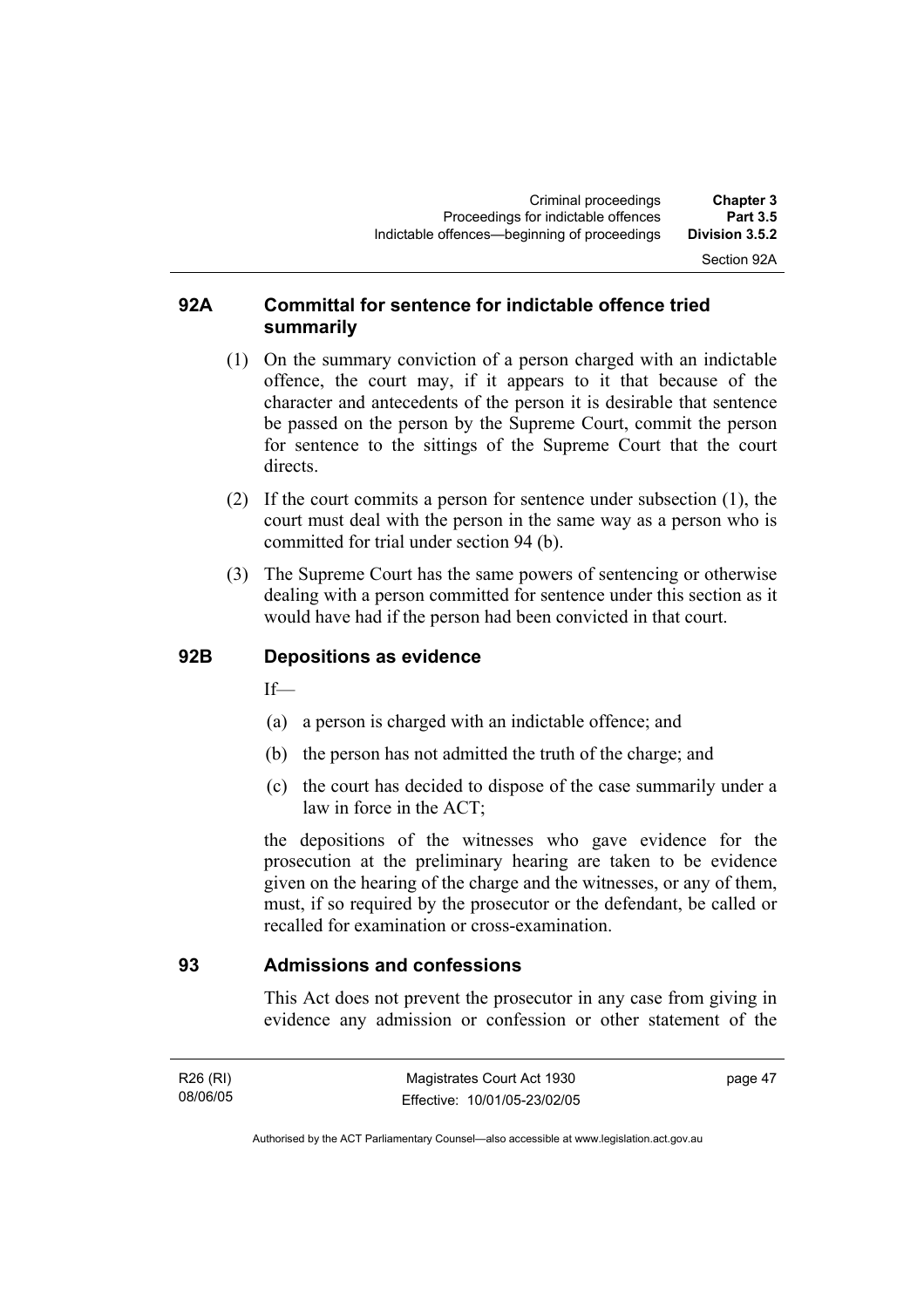### 92A Committal for sentence for indictable offence tried summarily

(1) On the summary conviction of a person charged with an indictable offence, the court may, if it appears to it that because of the character and antecedents of the person it is desirable that sentence be passed on the person by the Supreme Court, commit the person for sentence to the sittings of the Supreme Court that the court directs.

(2) If the court commits a person for sentence under subsection (1), the court must deal with the person in the same way as a person who is committed for trial under section 94 (b).

(3) The Supreme Court has the same powers of sentencing or otherwise dealing with a person committed for sentence under this section as it would have had if the person had been convicted in that court.

### 92B Depositions as evidence

If—

(a) a person is charged with an indictable offence; and

(b) the person has not admitted the truth of the charge; and

(c) the court has decided to dispose of the case summarily under a law in force in the ACT;

the depositions of the witnesses who gave evidence for the prosecution at the preliminary hearing are taken to be evidence given on the hearing of the charge and the witnesses, or any of them, must, if so required by the prosecutor or the defendant, be called or recalled for examination or cross-examination.

### 93 Admissions and confessions

This Act does not prevent the prosecutor in any case from giving in evidence any admission or confession or other statement of the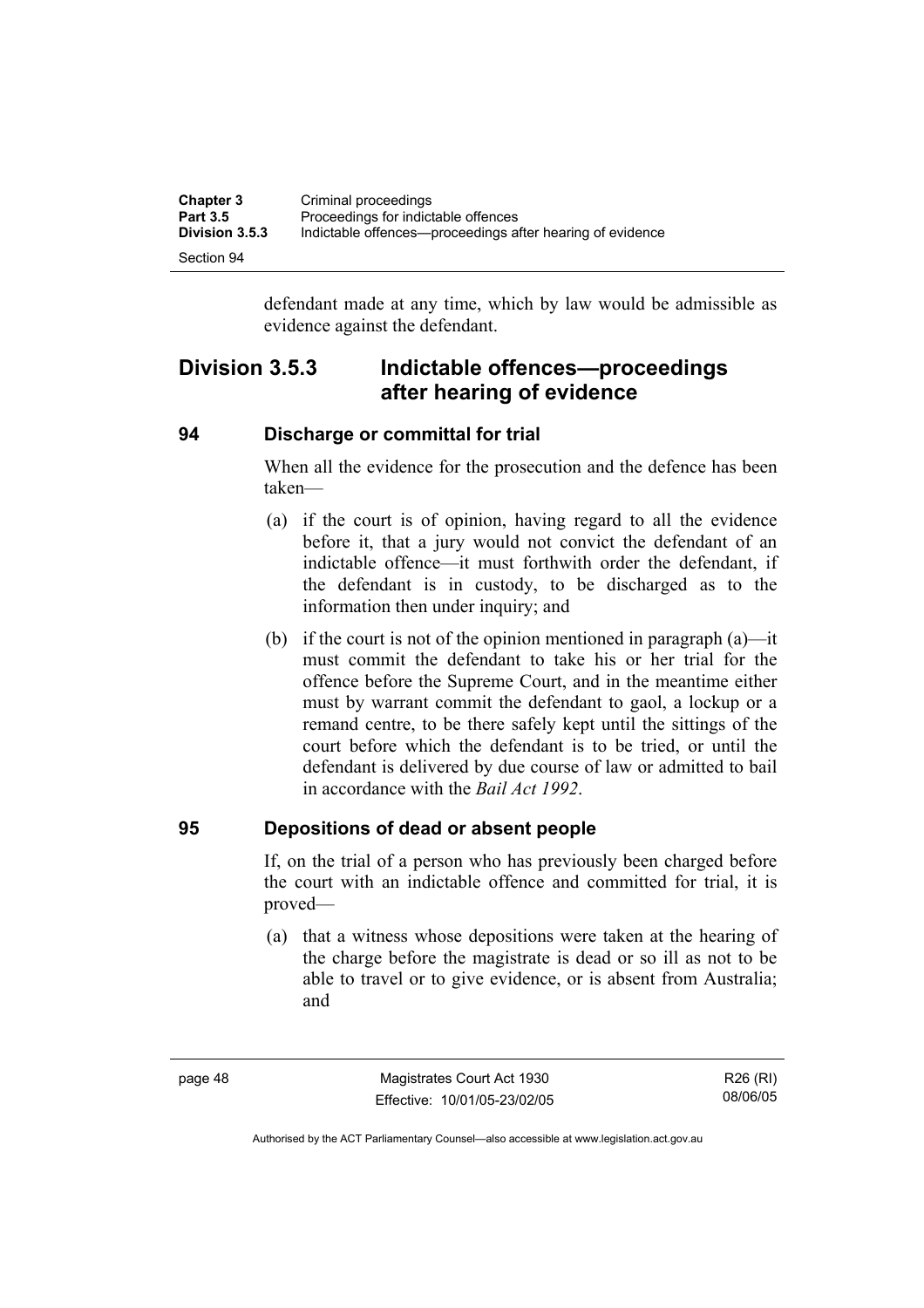defendant made at any time, which by law would be admissible as evidence against the defendant.

## Division 3.5.3 Indictable offences—proceedings after hearing of evidence

### 94 Discharge or committal for trial

When all the evidence for the prosecution and the defence has been taken—

(a) if the court is of opinion, having regard to all the evidence before it, that a jury would not convict the defendant of an indictable offence—it must forthwith order the defendant, if the defendant is in custody, to be discharged as to the information then under inquiry; and

(b) if the court is not of the opinion mentioned in paragraph (a)—it must commit the defendant to take his or her trial for the offence before the Supreme Court, and in the meantime either must by warrant commit the defendant to gaol, a lockup or a remand centre, to be there safely kept until the sittings of the court before which the defendant is to be tried, or until the defendant is delivered by due course of law or admitted to bail in accordance with the *Bail Act 1992*.

### 95 Depositions of dead or absent people

If, on the trial of a person who has previously been charged before the court with an indictable offence and committed for trial, it is proved—

(a) that a witness whose depositions were taken at the hearing of the charge before the magistrate is dead or so ill as not to be able to travel or to give evidence, or is absent from Australia; and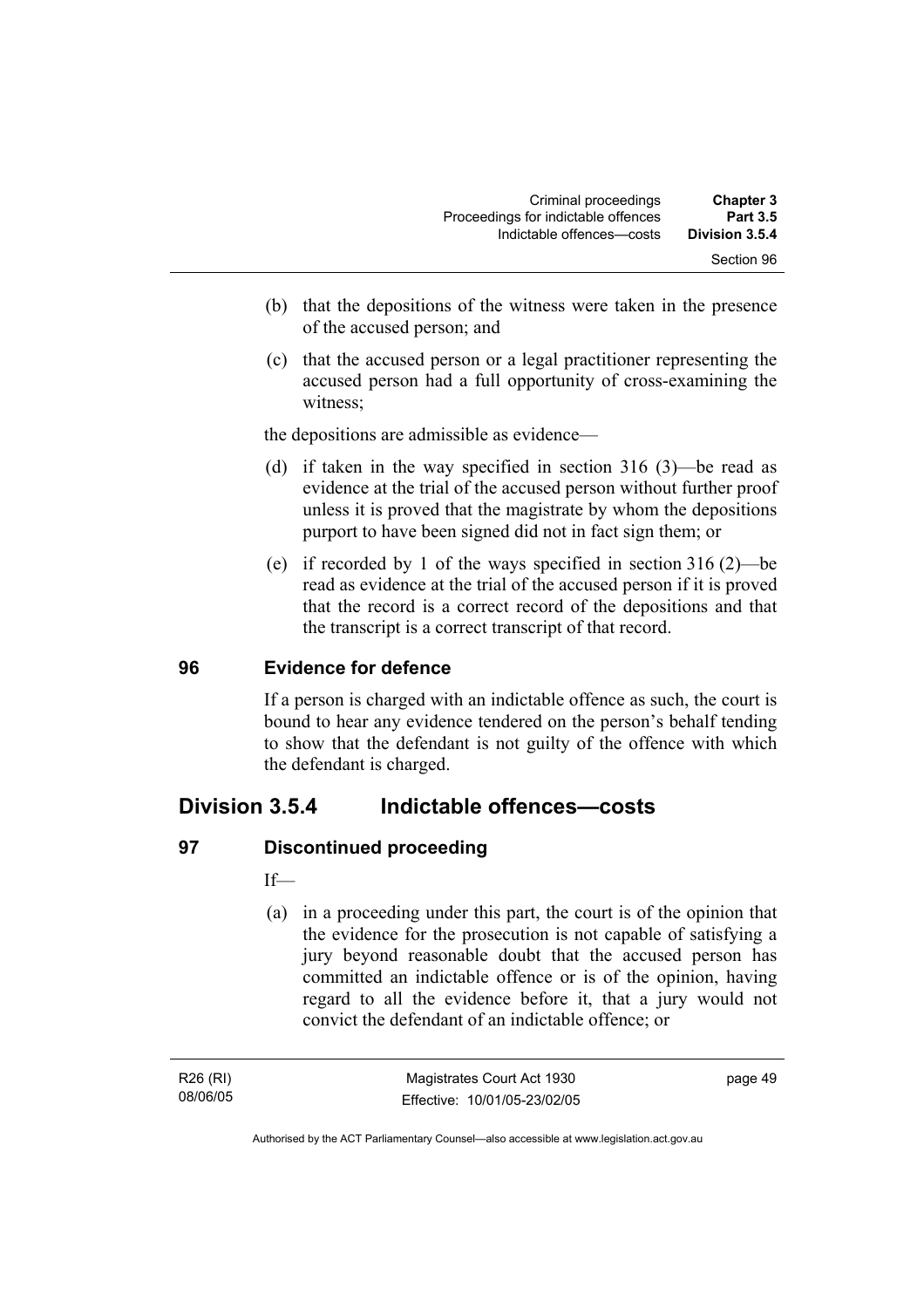(b) that the depositions of the witness were taken in the presence of the accused person; and

(c) that the accused person or a legal practitioner representing the accused person had a full opportunity of cross-examining the witness;

the depositions are admissible as evidence—

(d) if taken in the way specified in section 316 (3)—be read as evidence at the trial of the accused person without further proof unless it is proved that the magistrate by whom the depositions purport to have been signed did not in fact sign them; or

(e) if recorded by 1 of the ways specified in section 316 (2)—be read as evidence at the trial of the accused person if it is proved that the record is a correct record of the depositions and that the transcript is a correct transcript of that record.

### 96 Evidence for defence

If a person is charged with an indictable offence as such, the court is bound to hear any evidence tendered on the person's behalf tending to show that the defendant is not guilty of the offence with which the defendant is charged.

## Division 3.5.4 Indictable offences—costs

### 97 Discontinued proceeding

If—

(a) in a proceeding under this part, the court is of the opinion that the evidence for the prosecution is not capable of satisfying a jury beyond reasonable doubt that the accused person has committed an indictable offence or is of the opinion, having regard to all the evidence before it, that a jury would not convict the defendant of an indictable offence; or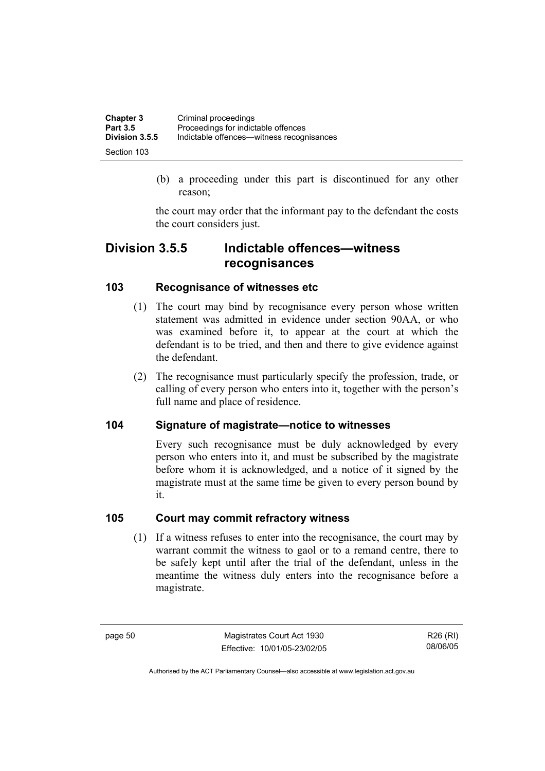(b) a proceeding under this part is discontinued for any other reason;

the court may order that the informant pay to the defendant the costs the court considers just.

## Division 3.5.5 Indictable offences—witness recognisances

### 103 Recognisance of witnesses etc

(1) The court may bind by recognisance every person whose written statement was admitted in evidence under section 90AA, or who was examined before it, to appear at the court at which the defendant is to be tried, and then and there to give evidence against the defendant.

(2) The recognisance must particularly specify the profession, trade, or calling of every person who enters into it, together with the person's full name and place of residence.

### 104 Signature of magistrate—notice to witnesses

Every such recognisance must be duly acknowledged by every person who enters into it, and must be subscribed by the magistrate before whom it is acknowledged, and a notice of it signed by the magistrate must at the same time be given to every person bound by it.

### 105 Court may commit refractory witness

(1) If a witness refuses to enter into the recognisance, the court may by warrant commit the witness to gaol or to a remand centre, there to be safely kept until after the trial of the defendant, unless in the meantime the witness duly enters into the recognisance before a magistrate.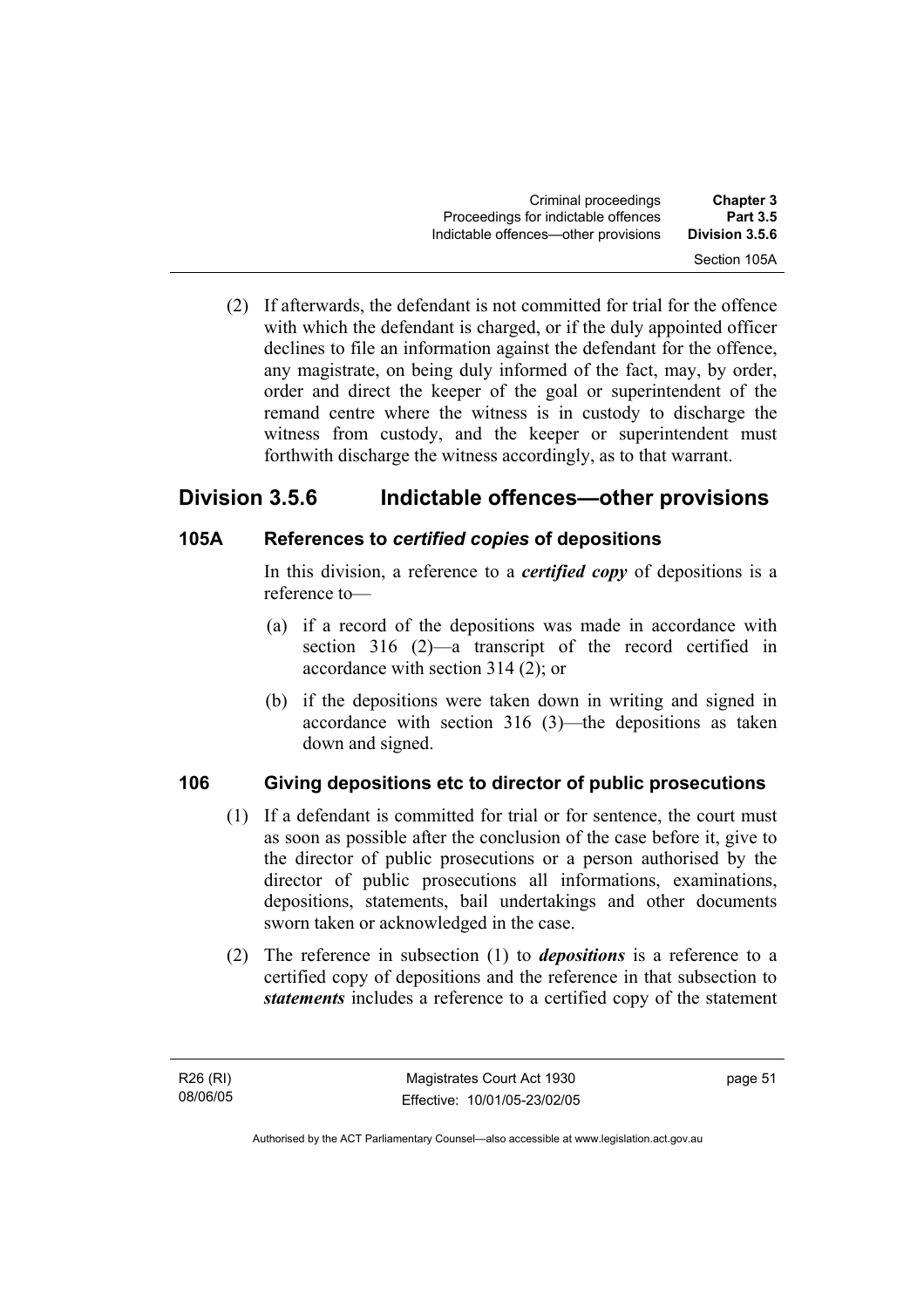(2) If afterwards, the defendant is not committed for trial for the offence with which the defendant is charged, or if the duly appointed officer declines to file an information against the defendant for the offence, any magistrate, on being duly informed of the fact, may, by order, order and direct the keeper of the goal or superintendent of the remand centre where the witness is in custody to discharge the witness from custody, and the keeper or superintendent must forthwith discharge the witness accordingly, as to that warrant.

## Division 3.5.6 Indictable offences—other provisions

### 105A References to *certified copies* of depositions

In this division, a reference to a ***certified copy*** of depositions is a reference to—

(a) if a record of the depositions was made in accordance with section 316 (2)—a transcript of the record certified in accordance with section 314 (2); or

(b) if the depositions were taken down in writing and signed in accordance with section 316 (3)—the depositions as taken down and signed.

### 106 Giving depositions etc to director of public prosecutions

(1) If a defendant is committed for trial or for sentence, the court must as soon as possible after the conclusion of the case before it, give to the director of public prosecutions or a person authorised by the director of public prosecutions all informations, examinations, depositions, statements, bail undertakings and other documents sworn taken or acknowledged in the case.

(2) The reference in subsection (1) to ***depositions*** is a reference to a certified copy of depositions and the reference in that subsection to ***statements*** includes a reference to a certified copy of the statement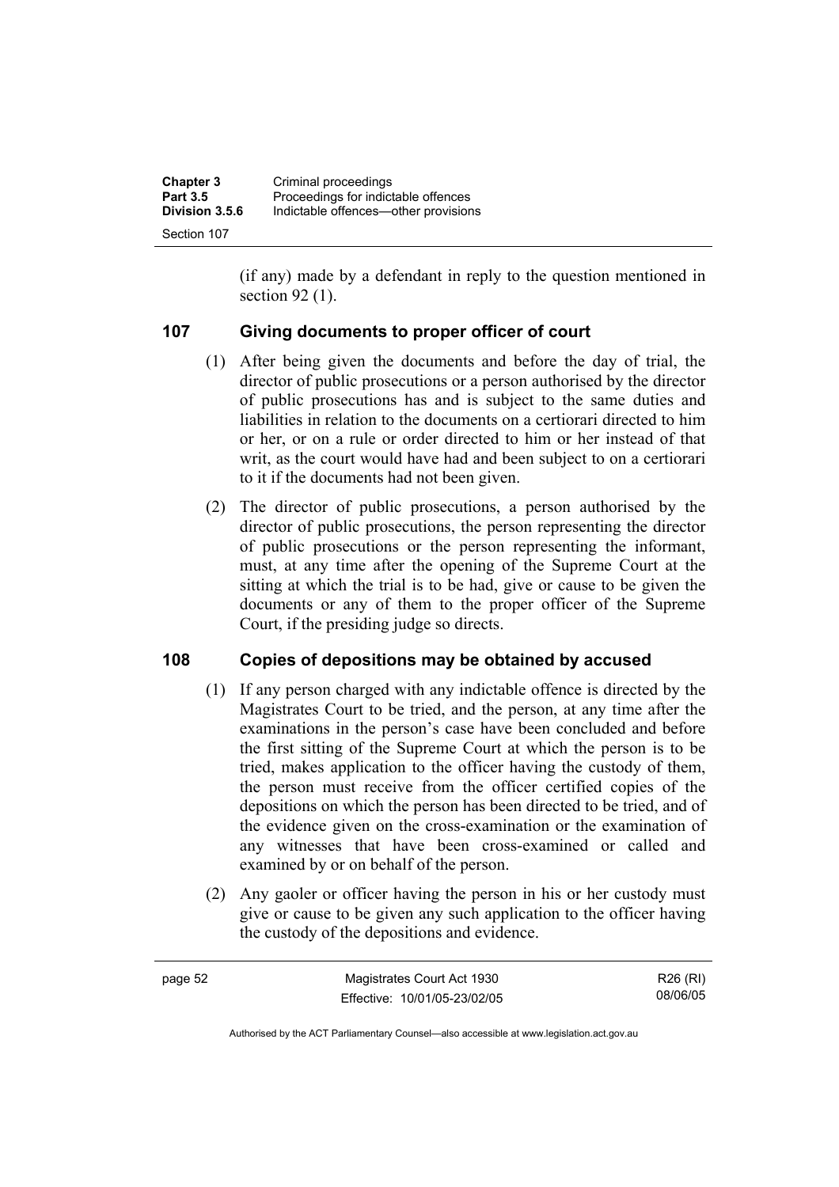(if any) made by a defendant in reply to the question mentioned in section 92 (1).

## 107 Giving documents to proper officer of court

(1) After being given the documents and before the day of trial, the director of public prosecutions or a person authorised by the director of public prosecutions has and is subject to the same duties and liabilities in relation to the documents on a certiorari directed to him or her, or on a rule or order directed to him or her instead of that writ, as the court would have had and been subject to on a certiorari to it if the documents had not been given.

(2) The director of public prosecutions, a person authorised by the director of public prosecutions, the person representing the director of public prosecutions or the person representing the informant, must, at any time after the opening of the Supreme Court at the sitting at which the trial is to be had, give or cause to be given the documents or any of them to the proper officer of the Supreme Court, if the presiding judge so directs.

## 108 Copies of depositions may be obtained by accused

(1) If any person charged with any indictable offence is directed by the Magistrates Court to be tried, and the person, at any time after the examinations in the person's case have been concluded and before the first sitting of the Supreme Court at which the person is to be tried, makes application to the officer having the custody of them, the person must receive from the officer certified copies of the depositions on which the person has been directed to be tried, and of the evidence given on the cross-examination or the examination of any witnesses that have been cross-examined or called and examined by or on behalf of the person.

(2) Any gaoler or officer having the person in his or her custody must give or cause to be given any such application to the officer having the custody of the depositions and evidence.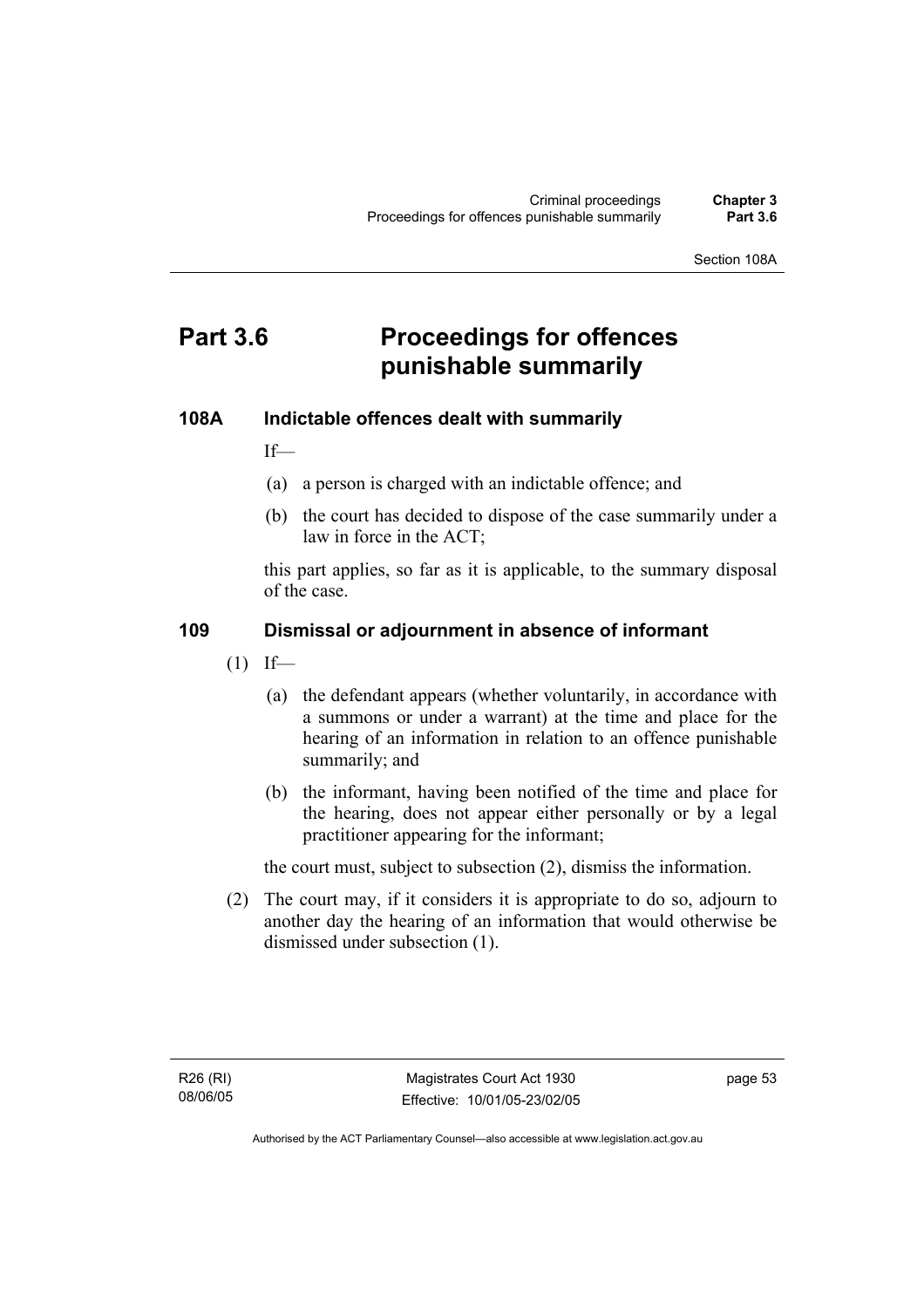# Part 3.6 Proceedings for offences punishable summarily

## 108A Indictable offences dealt with summarily

If—

(a) a person is charged with an indictable offence; and

(b) the court has decided to dispose of the case summarily under a law in force in the ACT;

this part applies, so far as it is applicable, to the summary disposal of the case.

## 109 Dismissal or adjournment in absence of informant

(1) If—

(a) the defendant appears (whether voluntarily, in accordance with a summons or under a warrant) at the time and place for the hearing of an information in relation to an offence punishable summarily; and

(b) the informant, having been notified of the time and place for the hearing, does not appear either personally or by a legal practitioner appearing for the informant;

the court must, subject to subsection (2), dismiss the information.

(2) The court may, if it considers it is appropriate to do so, adjourn to another day the hearing of an information that would otherwise be dismissed under subsection (1).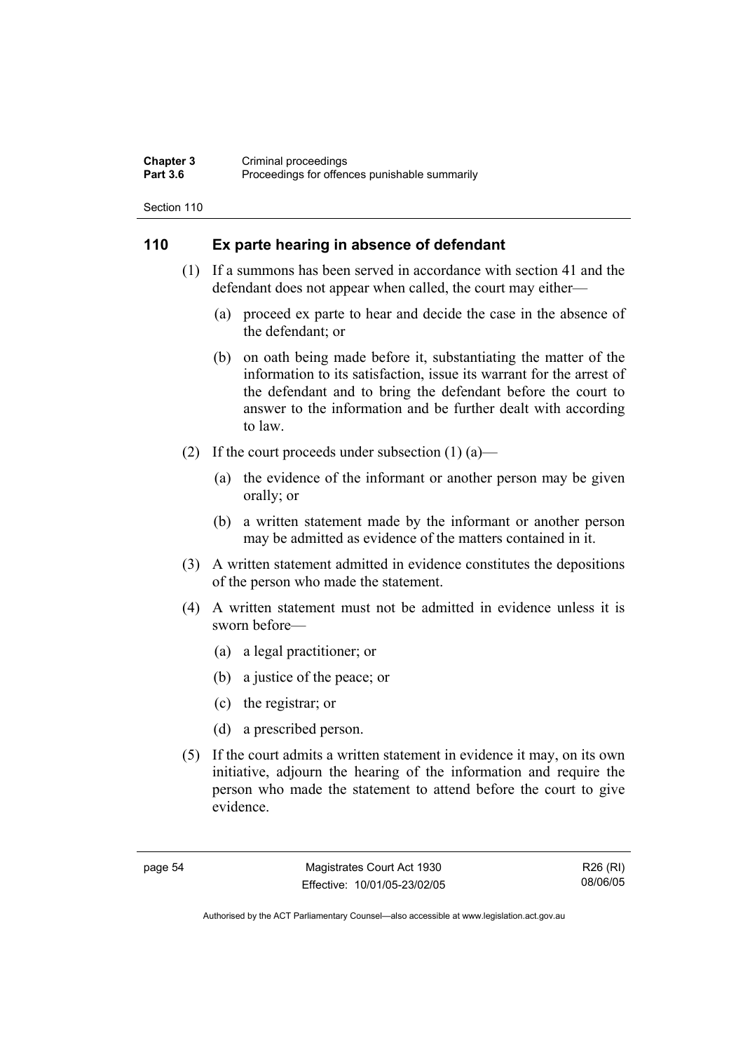## 110 Ex parte hearing in absence of defendant

(1) If a summons has been served in accordance with section 41 and the defendant does not appear when called, the court may either—

(a) proceed ex parte to hear and decide the case in the absence of the defendant; or

(b) on oath being made before it, substantiating the matter of the information to its satisfaction, issue its warrant for the arrest of the defendant and to bring the defendant before the court to answer to the information and be further dealt with according to law.

(2) If the court proceeds under subsection (1) (a)—

(a) the evidence of the informant or another person may be given orally; or

(b) a written statement made by the informant or another person may be admitted as evidence of the matters contained in it.

(3) A written statement admitted in evidence constitutes the depositions of the person who made the statement.

(4) A written statement must not be admitted in evidence unless it is sworn before—

(a) a legal practitioner; or

(b) a justice of the peace; or

(c) the registrar; or

(d) a prescribed person.

(5) If the court admits a written statement in evidence it may, on its own initiative, adjourn the hearing of the information and require the person who made the statement to attend before the court to give evidence.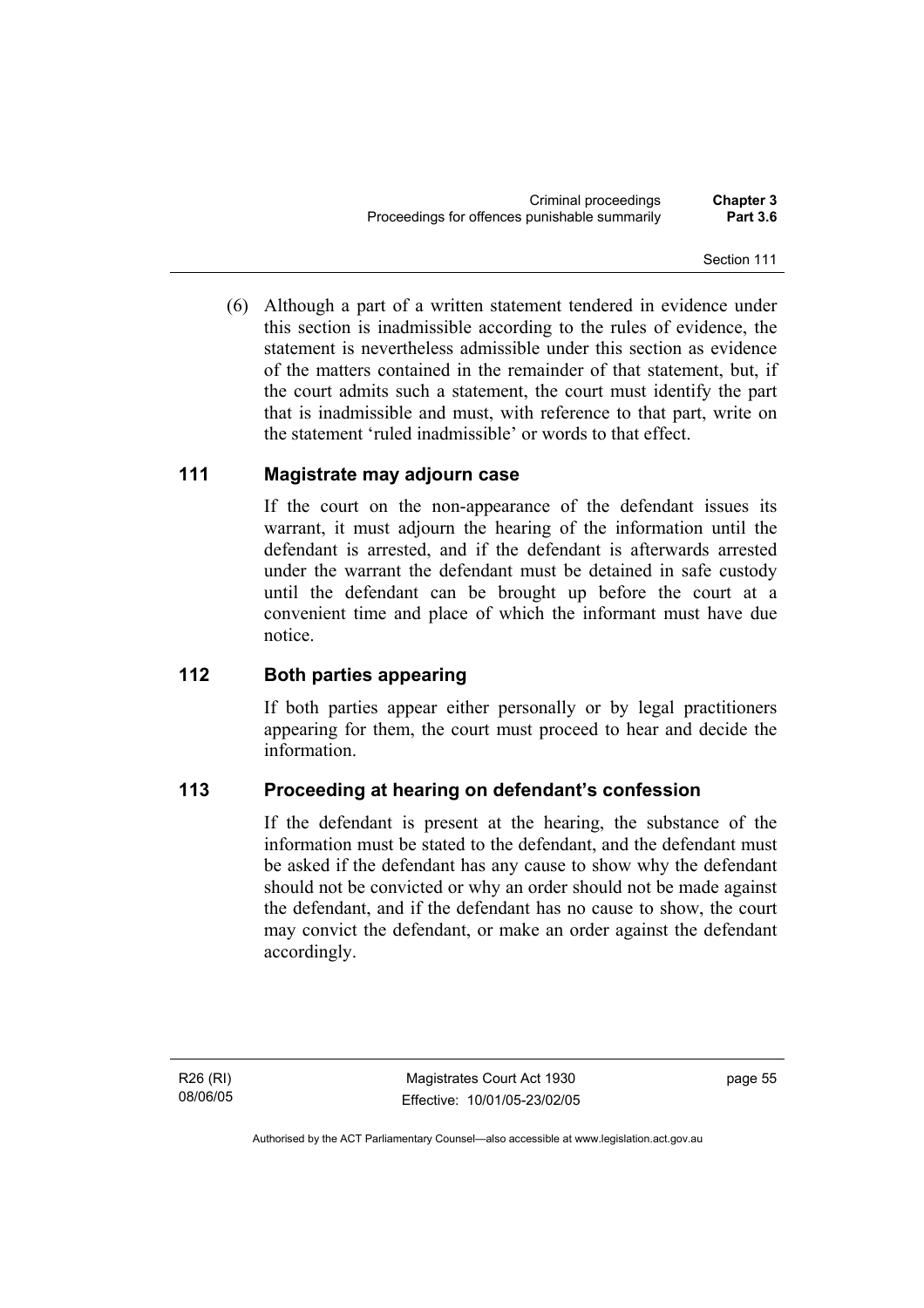(6) Although a part of a written statement tendered in evidence under this section is inadmissible according to the rules of evidence, the statement is nevertheless admissible under this section as evidence of the matters contained in the remainder of that statement, but, if the court admits such a statement, the court must identify the part that is inadmissible and must, with reference to that part, write on the statement 'ruled inadmissible' or words to that effect.

### 111 Magistrate may adjourn case

If the court on the non-appearance of the defendant issues its warrant, it must adjourn the hearing of the information until the defendant is arrested, and if the defendant is afterwards arrested under the warrant the defendant must be detained in safe custody until the defendant can be brought up before the court at a convenient time and place of which the informant must have due notice.

### 112 Both parties appearing

If both parties appear either personally or by legal practitioners appearing for them, the court must proceed to hear and decide the information.

### 113 Proceeding at hearing on defendant's confession

If the defendant is present at the hearing, the substance of the information must be stated to the defendant, and the defendant must be asked if the defendant has any cause to show why the defendant should not be convicted or why an order should not be made against the defendant, and if the defendant has no cause to show, the court may convict the defendant, or make an order against the defendant accordingly.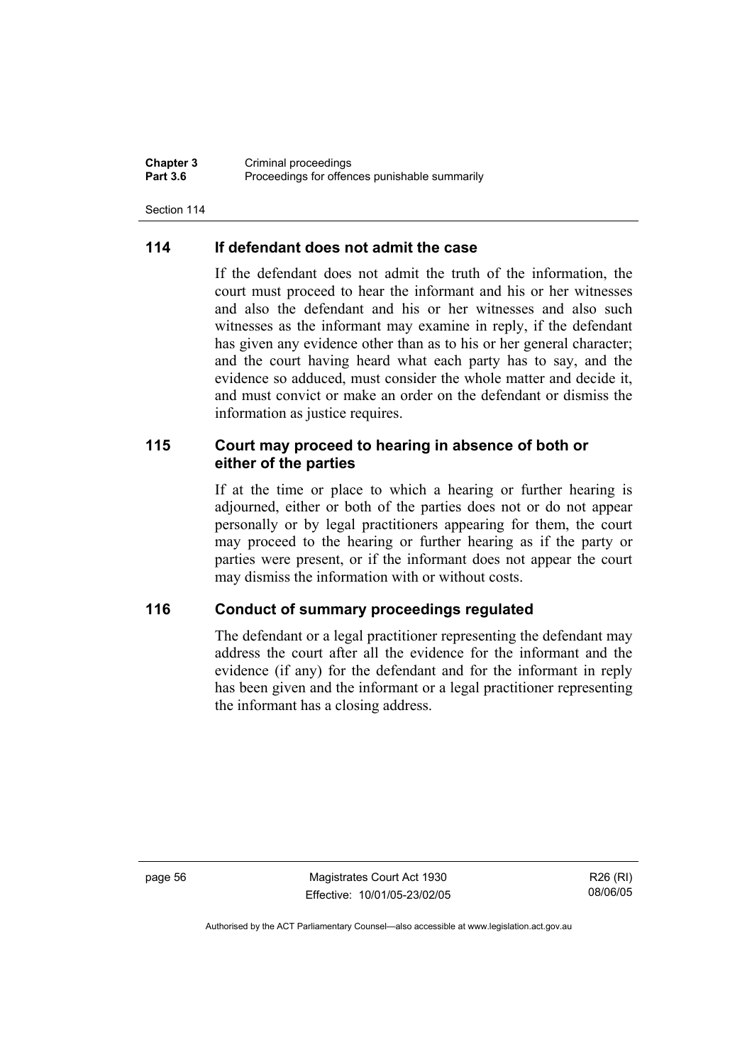## 114 If defendant does not admit the case

If the defendant does not admit the truth of the information, the court must proceed to hear the informant and his or her witnesses and also the defendant and his or her witnesses and also such witnesses as the informant may examine in reply, if the defendant has given any evidence other than as to his or her general character; and the court having heard what each party has to say, and the evidence so adduced, must consider the whole matter and decide it, and must convict or make an order on the defendant or dismiss the information as justice requires.

## 115 Court may proceed to hearing in absence of both or either of the parties

If at the time or place to which a hearing or further hearing is adjourned, either or both of the parties does not or do not appear personally or by legal practitioners appearing for them, the court may proceed to the hearing or further hearing as if the party or parties were present, or if the informant does not appear the court may dismiss the information with or without costs.

## 116 Conduct of summary proceedings regulated

The defendant or a legal practitioner representing the defendant may address the court after all the evidence for the informant and the evidence (if any) for the defendant and for the informant in reply has been given and the informant or a legal practitioner representing the informant has a closing address.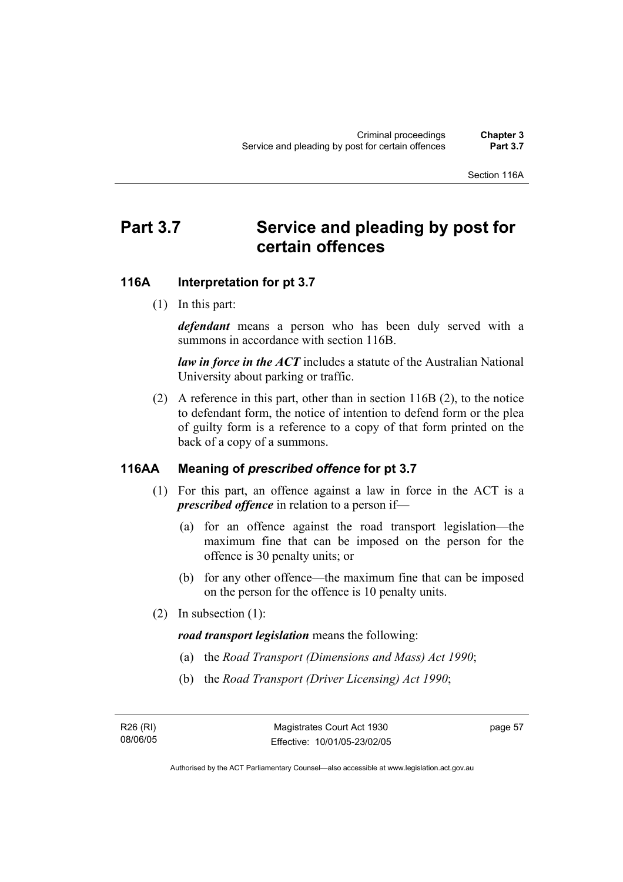# Part 3.7 Service and pleading by post for certain offences

## 116A Interpretation for pt 3.7

(1) In this part:

***defendant*** means a person who has been duly served with a summons in accordance with section 116B.

***law in force in the ACT*** includes a statute of the Australian National University about parking or traffic.

(2) A reference in this part, other than in section 116B (2), to the notice to defendant form, the notice of intention to defend form or the plea of guilty form is a reference to a copy of that form printed on the back of a copy of a summons.

## 116AA Meaning of *prescribed offence* for pt 3.7

(1) For this part, an offence against a law in force in the ACT is a ***prescribed offence*** in relation to a person if—

- (a) for an offence against the road transport legislation—the maximum fine that can be imposed on the person for the offence is 30 penalty units; or
- (b) for any other offence—the maximum fine that can be imposed on the person for the offence is 10 penalty units.

(2) In subsection (1):

***road transport legislation*** means the following:

- (a) the *Road Transport (Dimensions and Mass) Act 1990*;
- (b) the *Road Transport (Driver Licensing) Act 1990*;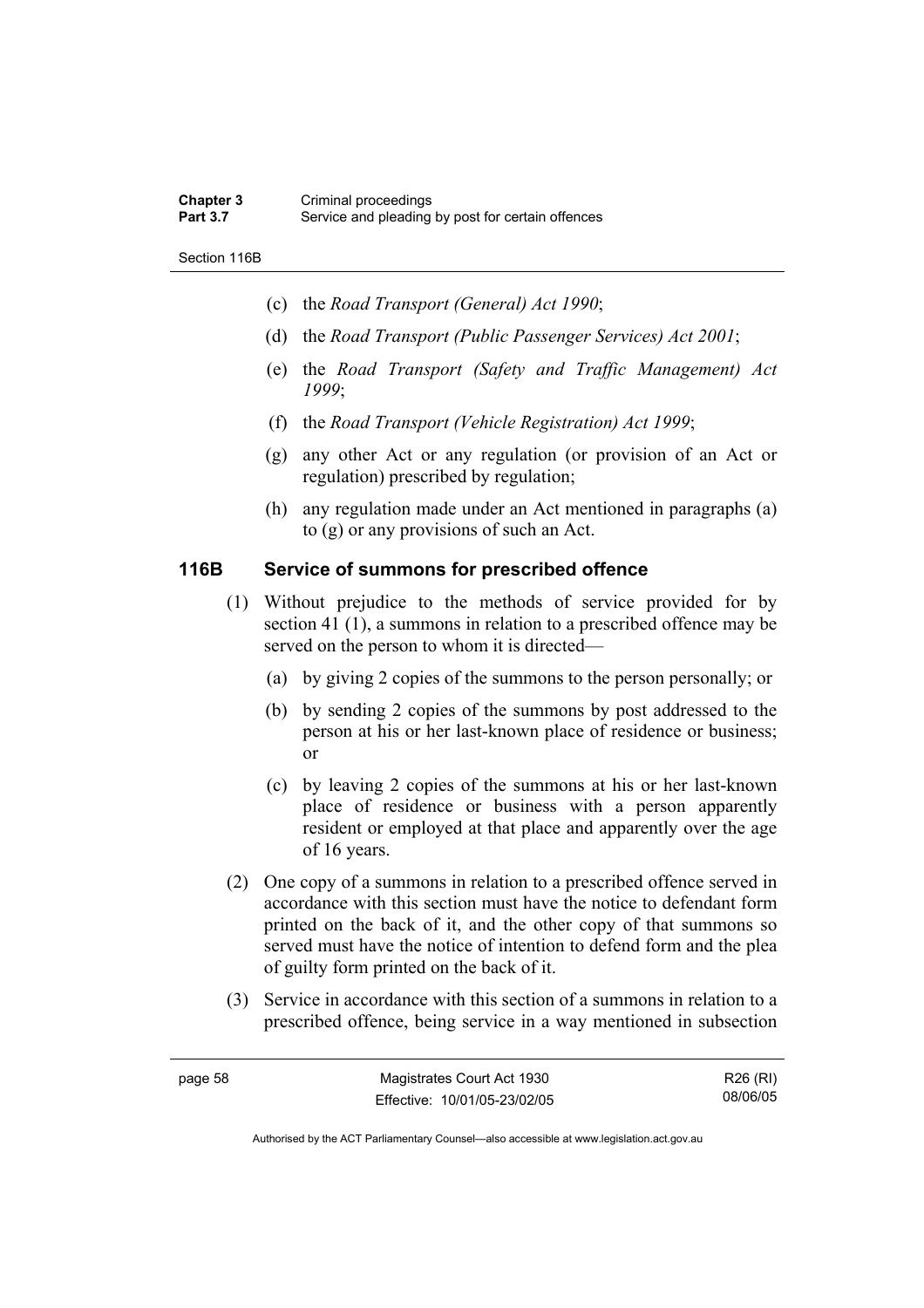- (c) the *Road Transport (General) Act 1990*;
- (d) the *Road Transport (Public Passenger Services) Act 2001*;
- (e) the *Road Transport (Safety and Traffic Management) Act 1999*;
- (f) the *Road Transport (Vehicle Registration) Act 1999*;
- (g) any other Act or any regulation (or provision of an Act or regulation) prescribed by regulation;
- (h) any regulation made under an Act mentioned in paragraphs (a) to (g) or any provisions of such an Act.

## 116B Service of summons for prescribed offence

(1) Without prejudice to the methods of service provided for by section 41 (1), a summons in relation to a prescribed offence may be served on the person to whom it is directed—

- (a) by giving 2 copies of the summons to the person personally; or
- (b) by sending 2 copies of the summons by post addressed to the person at his or her last-known place of residence or business; or
- (c) by leaving 2 copies of the summons at his or her last-known place of residence or business with a person apparently resident or employed at that place and apparently over the age of 16 years.

(2) One copy of a summons in relation to a prescribed offence served in accordance with this section must have the notice to defendant form printed on the back of it, and the other copy of that summons so served must have the notice of intention to defend form and the plea of guilty form printed on the back of it.

(3) Service in accordance with this section of a summons in relation to a prescribed offence, being service in a way mentioned in subsection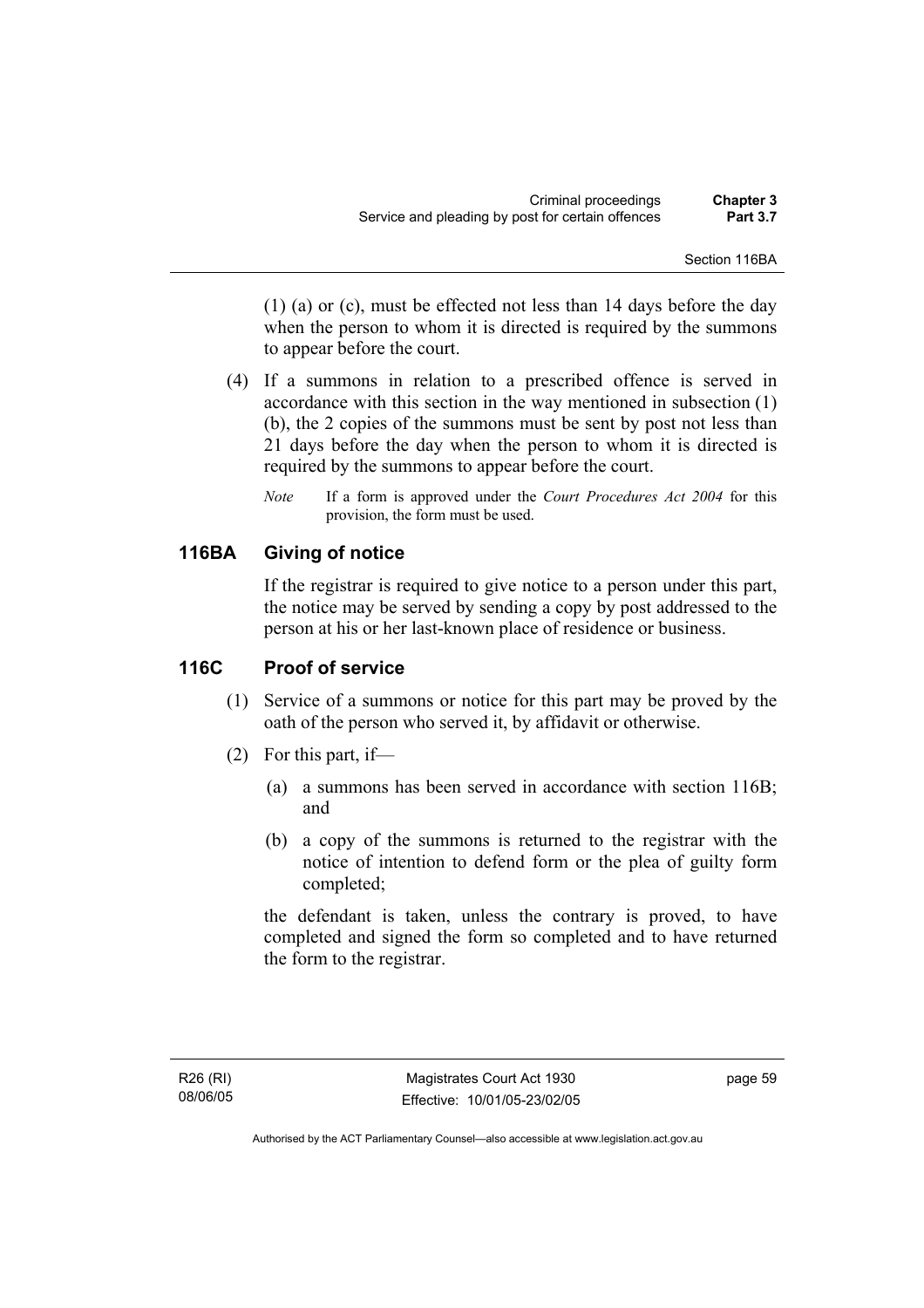(1) (a) or (c), must be effected not less than 14 days before the day when the person to whom it is directed is required by the summons to appear before the court.

(4) If a summons in relation to a prescribed offence is served in accordance with this section in the way mentioned in subsection (1) (b), the 2 copies of the summons must be sent by post not less than 21 days before the day when the person to whom it is directed is required by the summons to appear before the court.

*Note* If a form is approved under the *Court Procedures Act 2004* for this provision, the form must be used.

## 116BA Giving of notice

If the registrar is required to give notice to a person under this part, the notice may be served by sending a copy by post addressed to the person at his or her last-known place of residence or business.

## 116C Proof of service

(1) Service of a summons or notice for this part may be proved by the oath of the person who served it, by affidavit or otherwise.

(2) For this part, if—

(a) a summons has been served in accordance with section 116B; and

(b) a copy of the summons is returned to the registrar with the notice of intention to defend form or the plea of guilty form completed;

the defendant is taken, unless the contrary is proved, to have completed and signed the form so completed and to have returned the form to the registrar.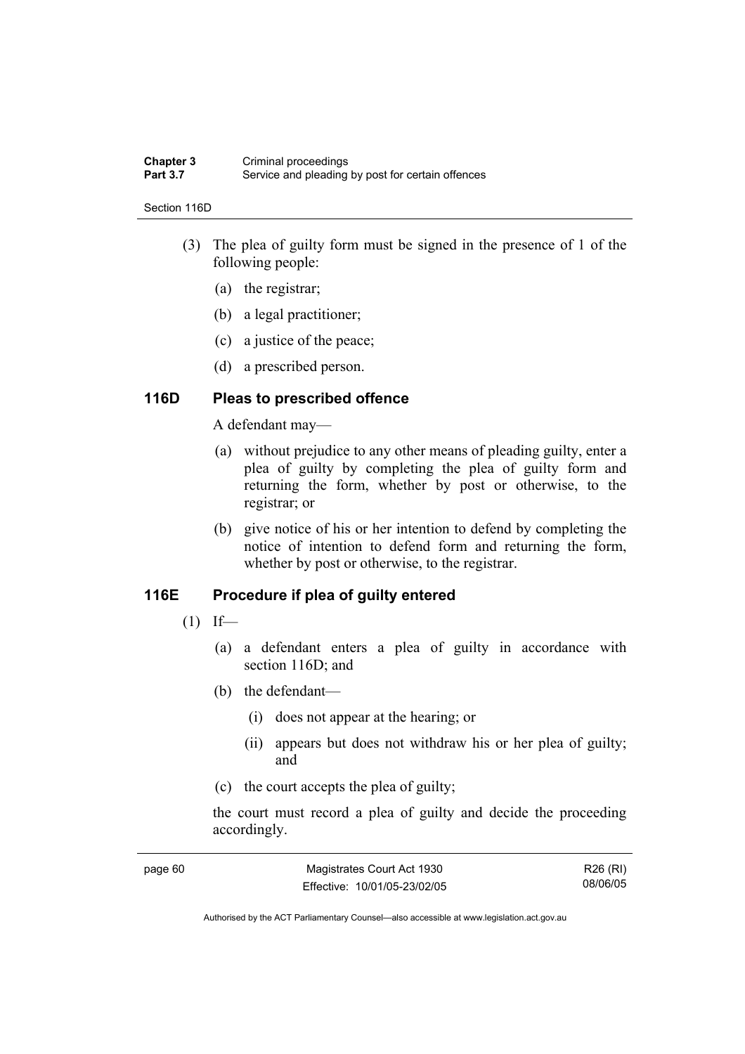(3) The plea of guilty form must be signed in the presence of 1 of the following people:

  (a) the registrar;

  (b) a legal practitioner;

  (c) a justice of the peace;

  (d) a prescribed person.

### 116D Pleas to prescribed offence

A defendant may—

  (a) without prejudice to any other means of pleading guilty, enter a plea of guilty by completing the plea of guilty form and returning the form, whether by post or otherwise, to the registrar; or

  (b) give notice of his or her intention to defend by completing the notice of intention to defend form and returning the form, whether by post or otherwise, to the registrar.

### 116E Procedure if plea of guilty entered

(1) If—

  (a) a defendant enters a plea of guilty in accordance with section 116D; and

  (b) the defendant—

    (i) does not appear at the hearing; or

    (ii) appears but does not withdraw his or her plea of guilty; and

  (c) the court accepts the plea of guilty;

the court must record a plea of guilty and decide the proceeding accordingly.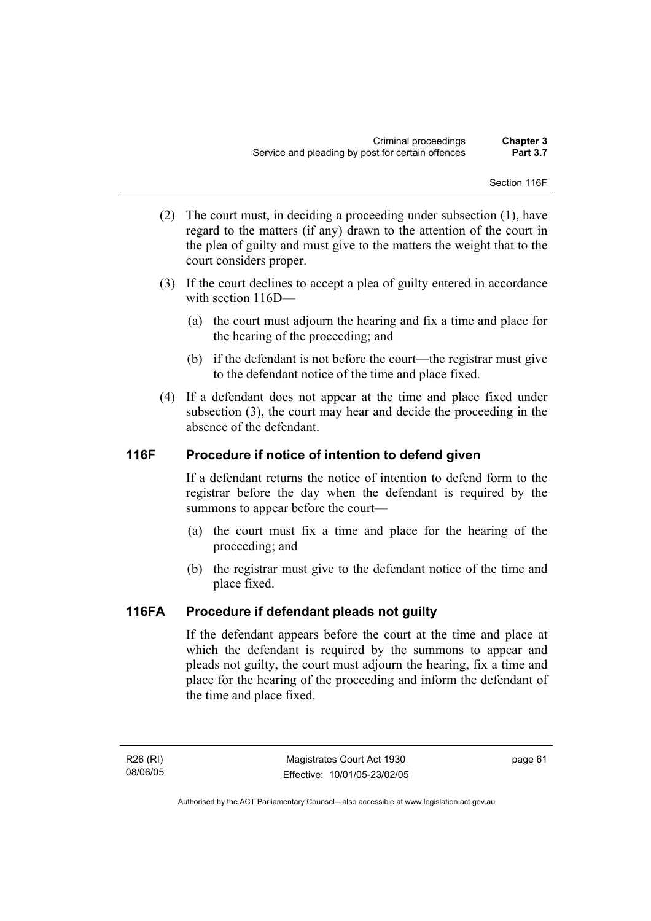(2) The court must, in deciding a proceeding under subsection (1), have regard to the matters (if any) drawn to the attention of the court in the plea of guilty and must give to the matters the weight that to the court considers proper.

(3) If the court declines to accept a plea of guilty entered in accordance with section 116D—

(a) the court must adjourn the hearing and fix a time and place for the hearing of the proceeding; and

(b) if the defendant is not before the court—the registrar must give to the defendant notice of the time and place fixed.

(4) If a defendant does not appear at the time and place fixed under subsection (3), the court may hear and decide the proceeding in the absence of the defendant.

## 116F Procedure if notice of intention to defend given

If a defendant returns the notice of intention to defend form to the registrar before the day when the defendant is required by the summons to appear before the court—

(a) the court must fix a time and place for the hearing of the proceeding; and

(b) the registrar must give to the defendant notice of the time and place fixed.

## 116FA Procedure if defendant pleads not guilty

If the defendant appears before the court at the time and place at which the defendant is required by the summons to appear and pleads not guilty, the court must adjourn the hearing, fix a time and place for the hearing of the proceeding and inform the defendant of the time and place fixed.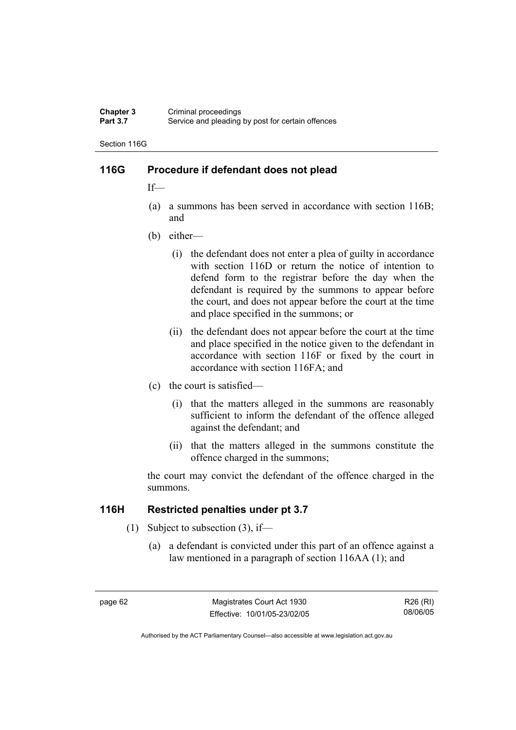## 116G Procedure if defendant does not plead

If—

(a) a summons has been served in accordance with section 116B; and

(b) either—

  (i) the defendant does not enter a plea of guilty in accordance with section 116D or return the notice of intention to defend form to the registrar before the day when the defendant is required by the summons to appear before the court, and does not appear before the court at the time and place specified in the summons; or

  (ii) the defendant does not appear before the court at the time and place specified in the notice given to the defendant in accordance with section 116F or fixed by the court in accordance with section 116FA; and

(c) the court is satisfied—

  (i) that the matters alleged in the summons are reasonably sufficient to inform the defendant of the offence alleged against the defendant; and

  (ii) that the matters alleged in the summons constitute the offence charged in the summons;

the court may convict the defendant of the offence charged in the summons.

## 116H Restricted penalties under pt 3.7

(1) Subject to subsection (3), if—

  (a) a defendant is convicted under this part of an offence against a law mentioned in a paragraph of section 116AA (1); and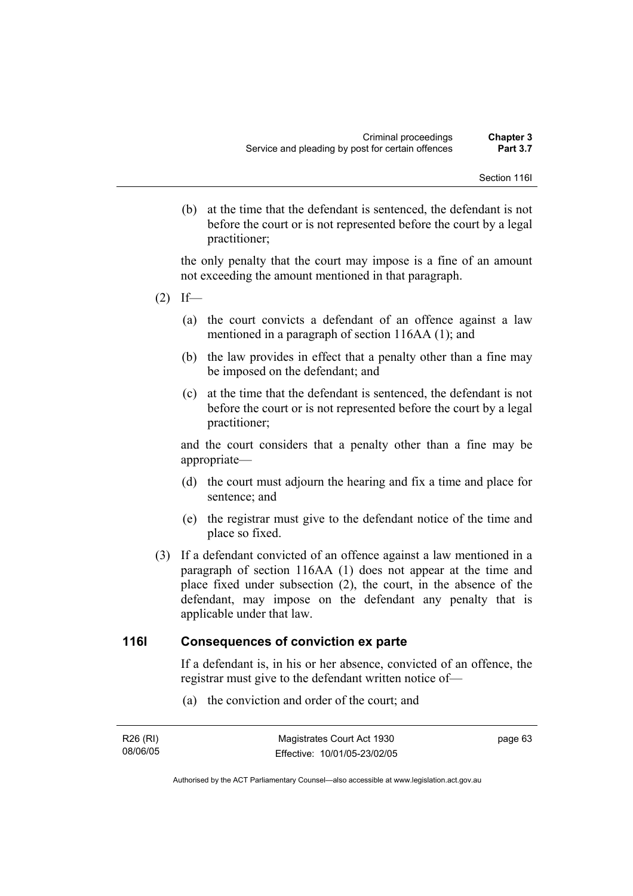(b) at the time that the defendant is sentenced, the defendant is not before the court or is not represented before the court by a legal practitioner;

the only penalty that the court may impose is a fine of an amount not exceeding the amount mentioned in that paragraph.

(2) If—

(a) the court convicts a defendant of an offence against a law mentioned in a paragraph of section 116AA (1); and

(b) the law provides in effect that a penalty other than a fine may be imposed on the defendant; and

(c) at the time that the defendant is sentenced, the defendant is not before the court or is not represented before the court by a legal practitioner;

and the court considers that a penalty other than a fine may be appropriate—

(d) the court must adjourn the hearing and fix a time and place for sentence; and

(e) the registrar must give to the defendant notice of the time and place so fixed.

(3) If a defendant convicted of an offence against a law mentioned in a paragraph of section 116AA (1) does not appear at the time and place fixed under subsection (2), the court, in the absence of the defendant, may impose on the defendant any penalty that is applicable under that law.

## 116I Consequences of conviction ex parte

If a defendant is, in his or her absence, convicted of an offence, the registrar must give to the defendant written notice of—

(a) the conviction and order of the court; and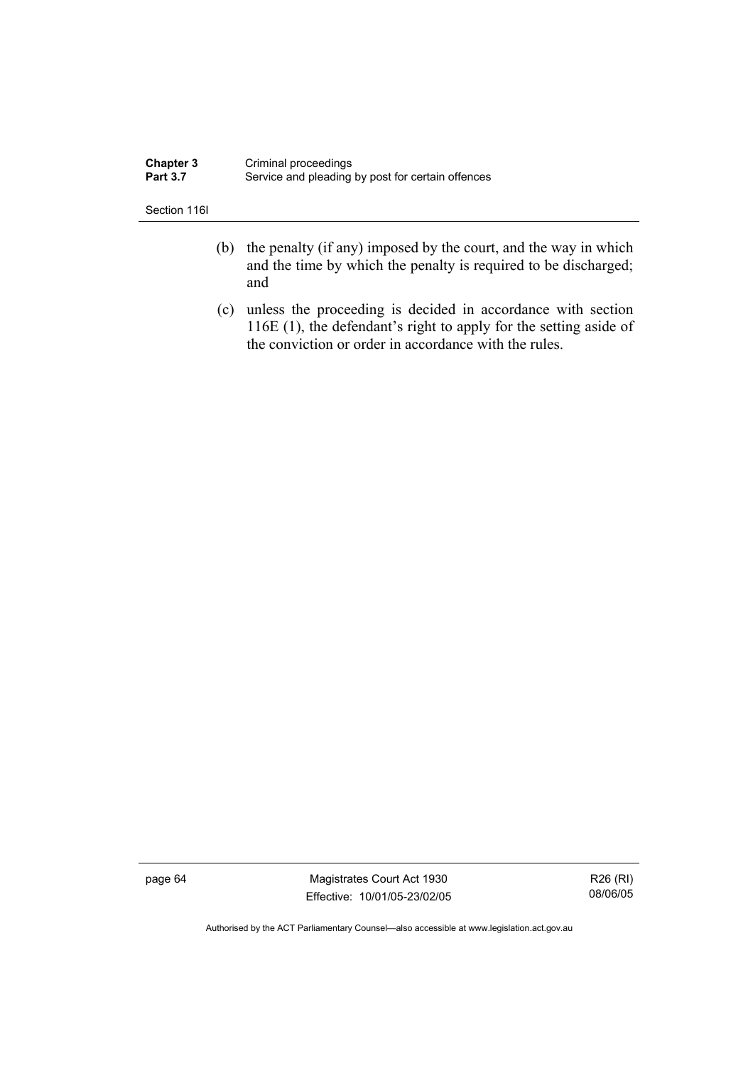(b) the penalty (if any) imposed by the court, and the way in which and the time by which the penalty is required to be discharged; and

(c) unless the proceeding is decided in accordance with section 116E (1), the defendant's right to apply for the setting aside of the conviction or order in accordance with the rules.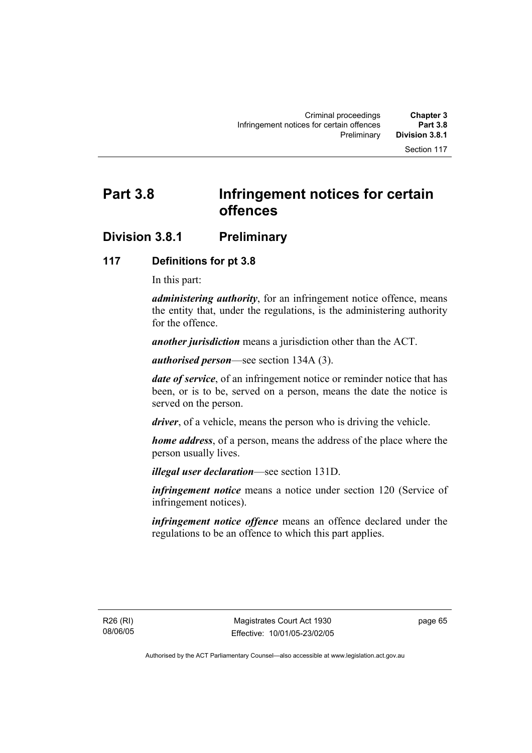# Part 3.8 Infringement notices for certain offences

## Division 3.8.1 Preliminary

### 117 Definitions for pt 3.8

In this part:

***administering authority***, for an infringement notice offence, means the entity that, under the regulations, is the administering authority for the offence.

***another jurisdiction*** means a jurisdiction other than the ACT.

***authorised person***—see section 134A (3).

***date of service***, of an infringement notice or reminder notice that has been, or is to be, served on a person, means the date the notice is served on the person.

***driver***, of a vehicle, means the person who is driving the vehicle.

***home address***, of a person, means the address of the place where the person usually lives.

***illegal user declaration***—see section 131D.

***infringement notice*** means a notice under section 120 (Service of infringement notices).

***infringement notice offence*** means an offence declared under the regulations to be an offence to which this part applies.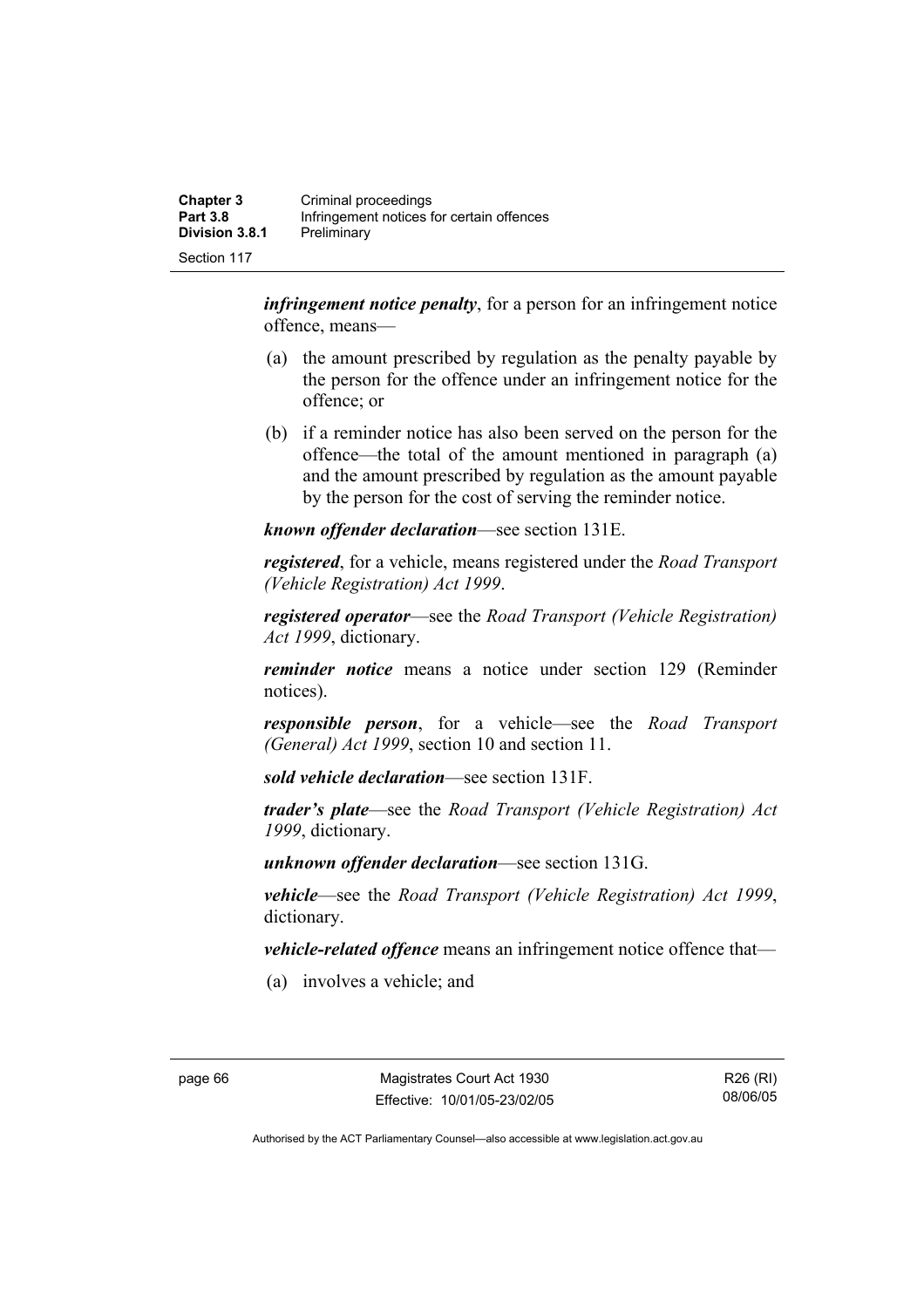***infringement notice penalty***, for a person for an infringement notice offence, means—

(a) the amount prescribed by regulation as the penalty payable by the person for the offence under an infringement notice for the offence; or

(b) if a reminder notice has also been served on the person for the offence—the total of the amount mentioned in paragraph (a) and the amount prescribed by regulation as the amount payable by the person for the cost of serving the reminder notice.

***known offender declaration***—see section 131E.

***registered***, for a vehicle, means registered under the *Road Transport (Vehicle Registration) Act 1999*.

***registered operator***—see the *Road Transport (Vehicle Registration) Act 1999*, dictionary.

***reminder notice*** means a notice under section 129 (Reminder notices).

***responsible person***, for a vehicle—see the *Road Transport (General) Act 1999*, section 10 and section 11.

***sold vehicle declaration***—see section 131F.

***trader's plate***—see the *Road Transport (Vehicle Registration) Act 1999*, dictionary.

***unknown offender declaration***—see section 131G.

***vehicle***—see the *Road Transport (Vehicle Registration) Act 1999*, dictionary.

***vehicle-related offence*** means an infringement notice offence that—

(a) involves a vehicle; and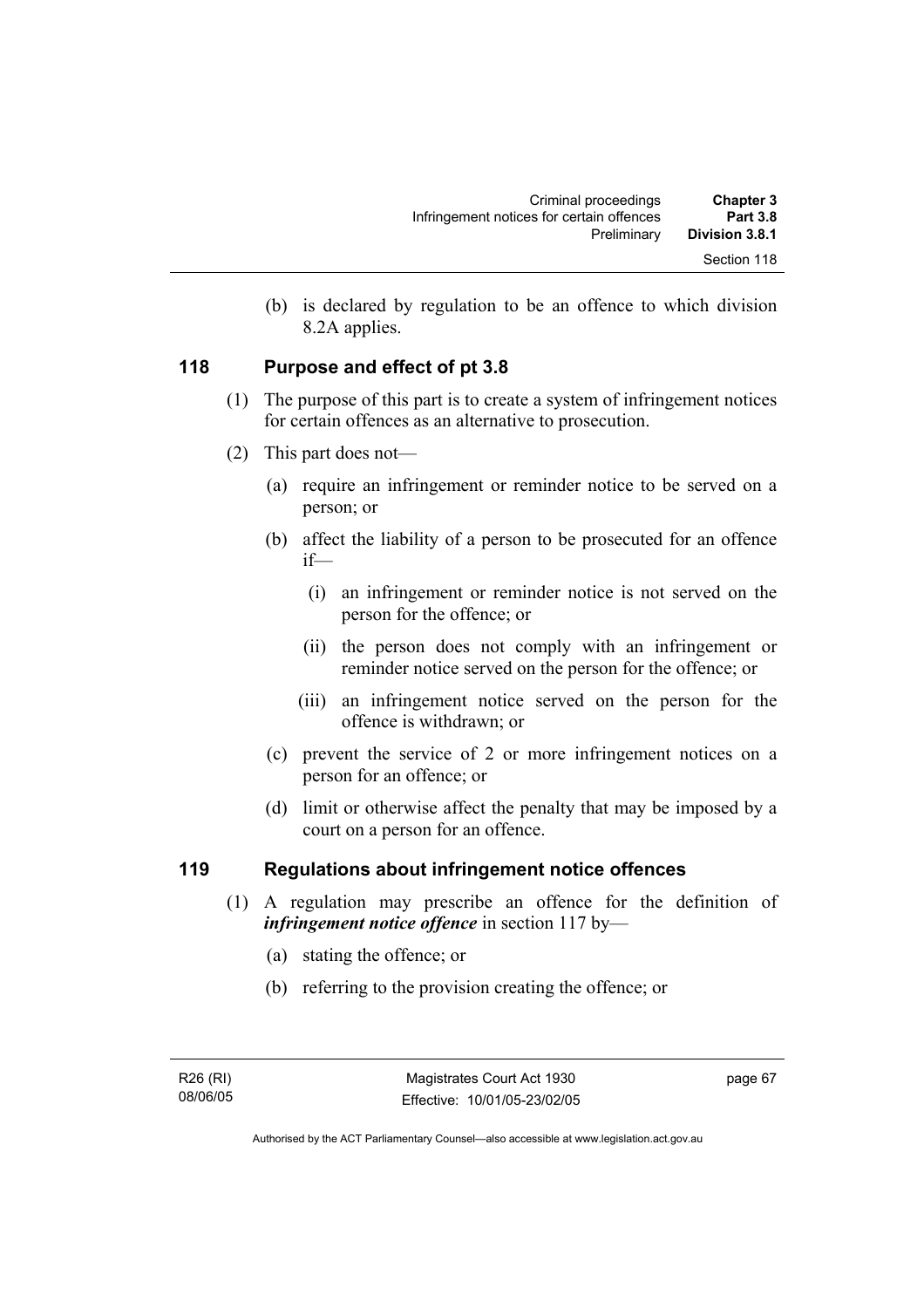(b) is declared by regulation to be an offence to which division 8.2A applies.

## 118 Purpose and effect of pt 3.8

(1) The purpose of this part is to create a system of infringement notices for certain offences as an alternative to prosecution.

(2) This part does not—

- (a) require an infringement or reminder notice to be served on a person; or
- (b) affect the liability of a person to be prosecuted for an offence if—
  - (i) an infringement or reminder notice is not served on the person for the offence; or
  - (ii) the person does not comply with an infringement or reminder notice served on the person for the offence; or
  - (iii) an infringement notice served on the person for the offence is withdrawn; or
- (c) prevent the service of 2 or more infringement notices on a person for an offence; or
- (d) limit or otherwise affect the penalty that may be imposed by a court on a person for an offence.

## 119 Regulations about infringement notice offences

(1) A regulation may prescribe an offence for the definition of ***infringement notice offence*** in section 117 by—

- (a) stating the offence; or
- (b) referring to the provision creating the offence; or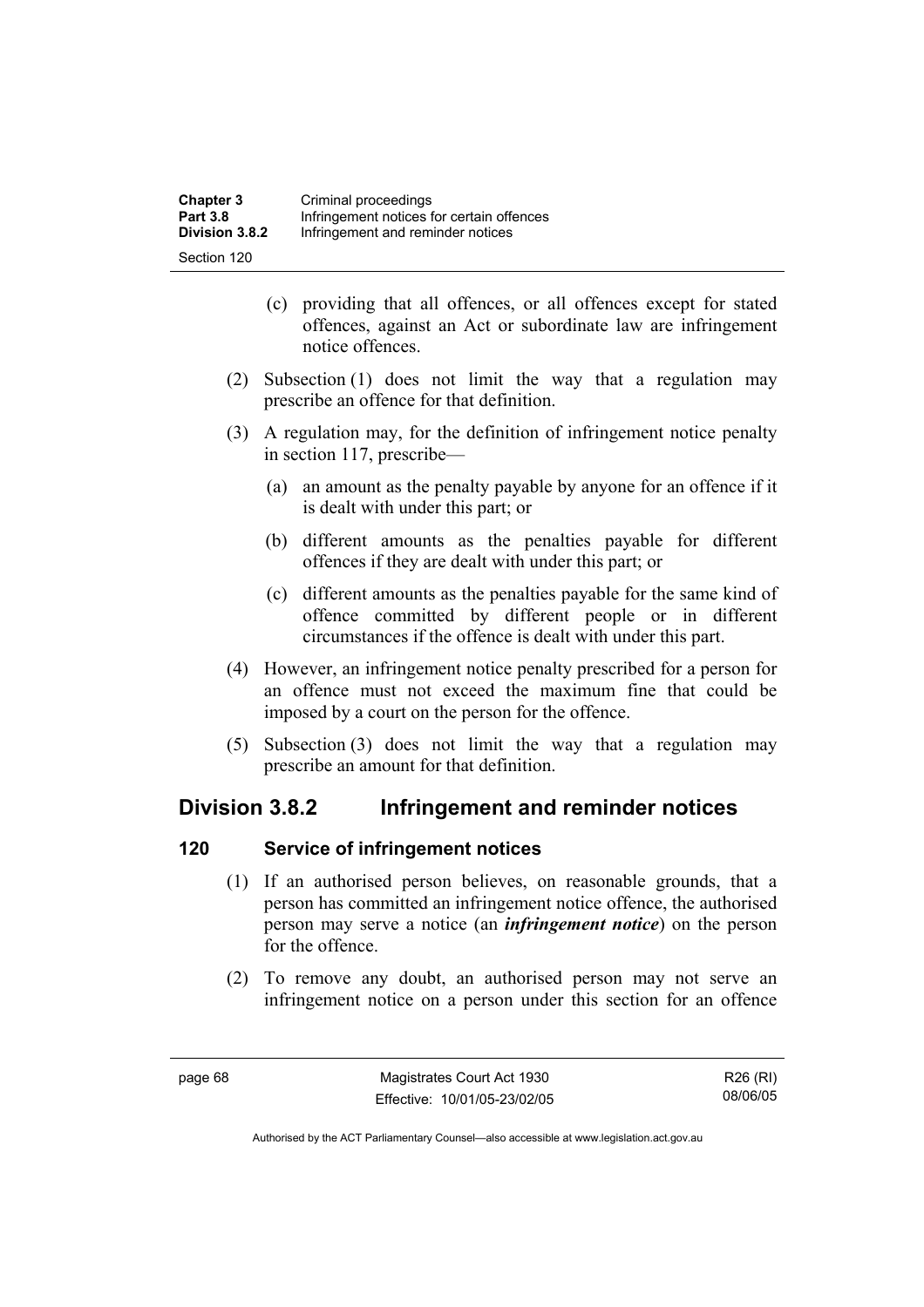(c) providing that all offences, or all offences except for stated offences, against an Act or subordinate law are infringement notice offences.

(2) Subsection (1) does not limit the way that a regulation may prescribe an offence for that definition.

(3) A regulation may, for the definition of infringement notice penalty in section 117, prescribe—

(a) an amount as the penalty payable by anyone for an offence if it is dealt with under this part; or

(b) different amounts as the penalties payable for different offences if they are dealt with under this part; or

(c) different amounts as the penalties payable for the same kind of offence committed by different people or in different circumstances if the offence is dealt with under this part.

(4) However, an infringement notice penalty prescribed for a person for an offence must not exceed the maximum fine that could be imposed by a court on the person for the offence.

(5) Subsection (3) does not limit the way that a regulation may prescribe an amount for that definition.

## Division 3.8.2 Infringement and reminder notices

### 120 Service of infringement notices

(1) If an authorised person believes, on reasonable grounds, that a person has committed an infringement notice offence, the authorised person may serve a notice (an ***infringement notice***) on the person for the offence.

(2) To remove any doubt, an authorised person may not serve an infringement notice on a person under this section for an offence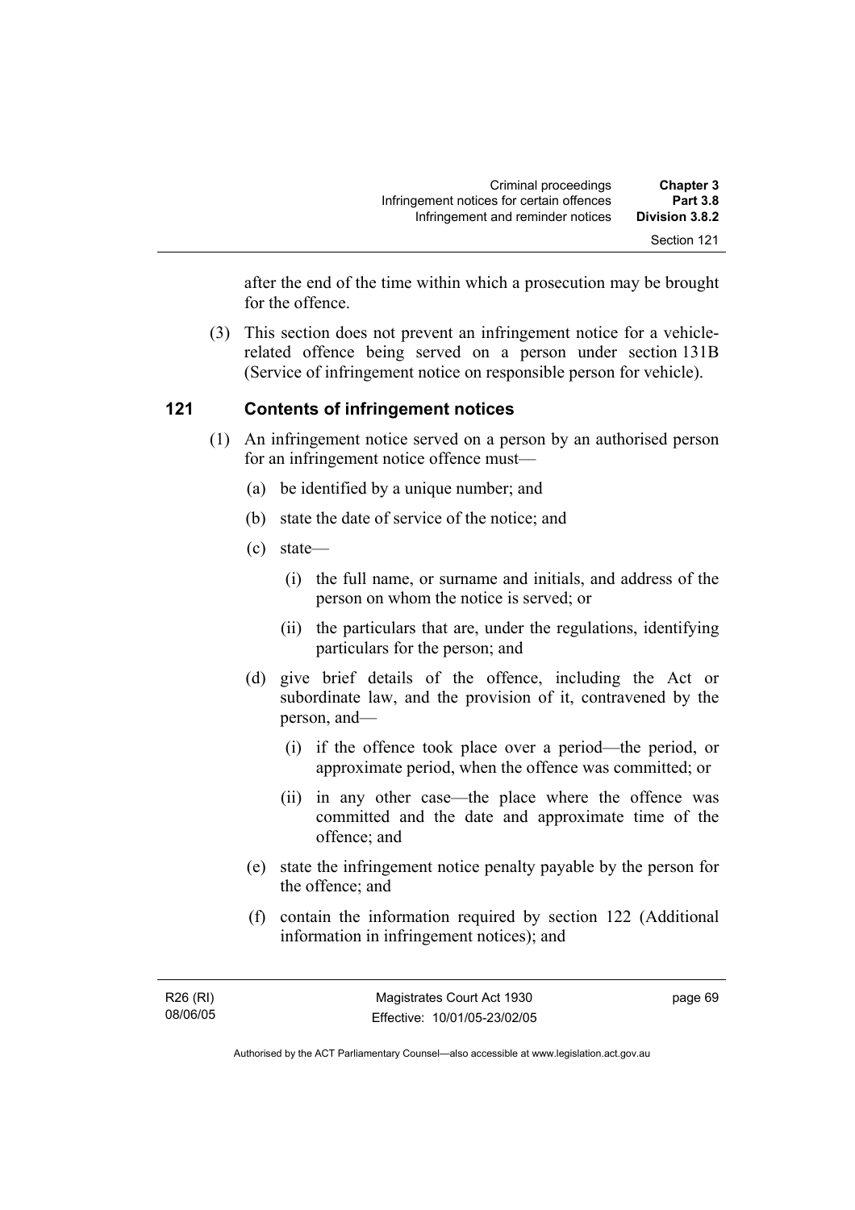after the end of the time within which a prosecution may be brought for the offence.

(3) This section does not prevent an infringement notice for a vehicle-related offence being served on a person under section 131B (Service of infringement notice on responsible person for vehicle).

## 121 Contents of infringement notices

(1) An infringement notice served on a person by an authorised person for an infringement notice offence must—

(a) be identified by a unique number; and

(b) state the date of service of the notice; and

(c) state—

(i) the full name, or surname and initials, and address of the person on whom the notice is served; or

(ii) the particulars that are, under the regulations, identifying particulars for the person; and

(d) give brief details of the offence, including the Act or subordinate law, and the provision of it, contravened by the person, and—

(i) if the offence took place over a period—the period, or approximate period, when the offence was committed; or

(ii) in any other case—the place where the offence was committed and the date and approximate time of the offence; and

(e) state the infringement notice penalty payable by the person for the offence; and

(f) contain the information required by section 122 (Additional information in infringement notices); and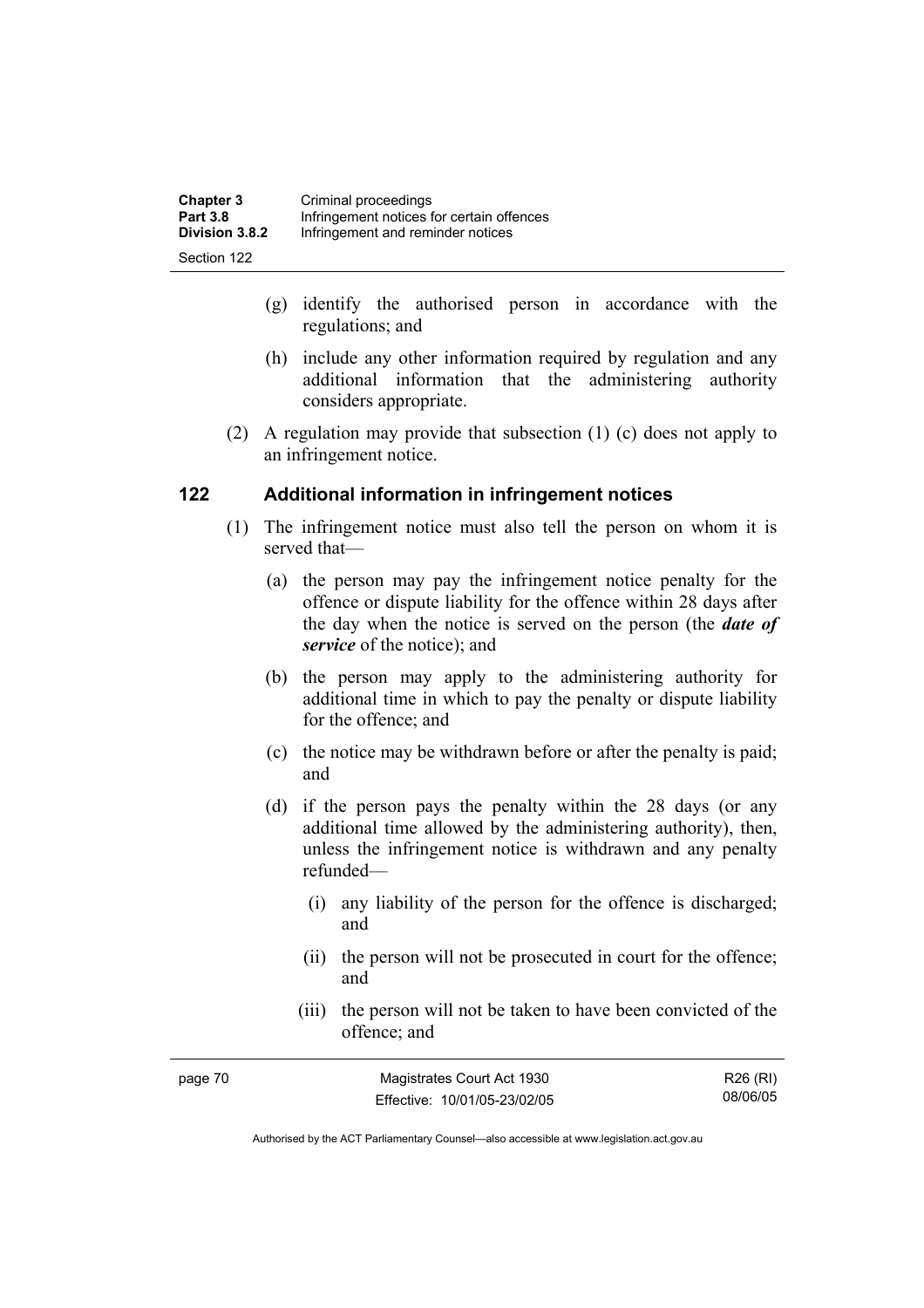(g) identify the authorised person in accordance with the regulations; and

(h) include any other information required by regulation and any additional information that the administering authority considers appropriate.

(2) A regulation may provide that subsection (1) (c) does not apply to an infringement notice.

## 122 Additional information in infringement notices

(1) The infringement notice must also tell the person on whom it is served that—

(a) the person may pay the infringement notice penalty for the offence or dispute liability for the offence within 28 days after the day when the notice is served on the person (the ***date of service*** of the notice); and

(b) the person may apply to the administering authority for additional time in which to pay the penalty or dispute liability for the offence; and

(c) the notice may be withdrawn before or after the penalty is paid; and

(d) if the person pays the penalty within the 28 days (or any additional time allowed by the administering authority), then, unless the infringement notice is withdrawn and any penalty refunded—

(i) any liability of the person for the offence is discharged; and

(ii) the person will not be prosecuted in court for the offence; and

(iii) the person will not be taken to have been convicted of the offence; and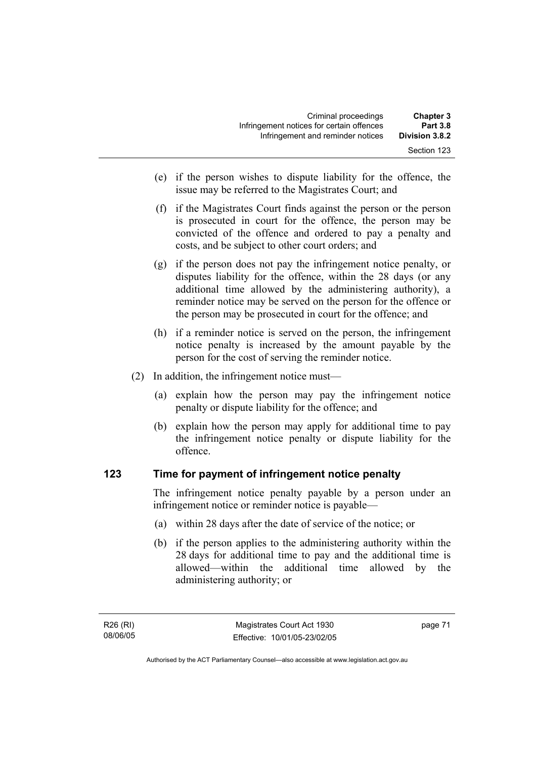(e) if the person wishes to dispute liability for the offence, the issue may be referred to the Magistrates Court; and

(f) if the Magistrates Court finds against the person or the person is prosecuted in court for the offence, the person may be convicted of the offence and ordered to pay a penalty and costs, and be subject to other court orders; and

(g) if the person does not pay the infringement notice penalty, or disputes liability for the offence, within the 28 days (or any additional time allowed by the administering authority), a reminder notice may be served on the person for the offence or the person may be prosecuted in court for the offence; and

(h) if a reminder notice is served on the person, the infringement notice penalty is increased by the amount payable by the person for the cost of serving the reminder notice.

(2) In addition, the infringement notice must—

(a) explain how the person may pay the infringement notice penalty or dispute liability for the offence; and

(b) explain how the person may apply for additional time to pay the infringement notice penalty or dispute liability for the offence.

## 123 Time for payment of infringement notice penalty

The infringement notice penalty payable by a person under an infringement notice or reminder notice is payable—

(a) within 28 days after the date of service of the notice; or

(b) if the person applies to the administering authority within the 28 days for additional time to pay and the additional time is allowed—within the additional time allowed by the administering authority; or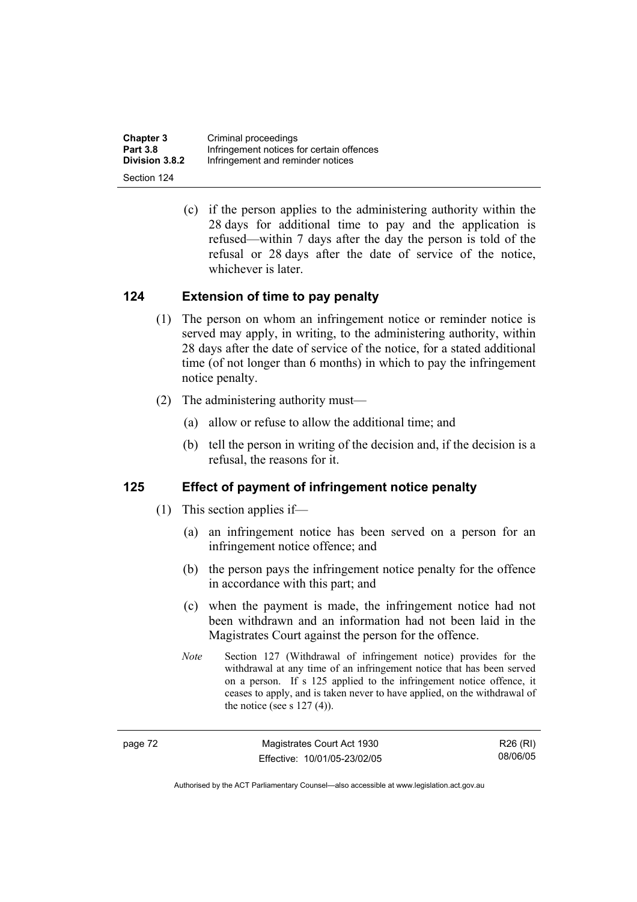(c) if the person applies to the administering authority within the 28 days for additional time to pay and the application is refused—within 7 days after the day the person is told of the refusal or 28 days after the date of service of the notice, whichever is later.

## 124 Extension of time to pay penalty

(1) The person on whom an infringement notice or reminder notice is served may apply, in writing, to the administering authority, within 28 days after the date of service of the notice, for a stated additional time (of not longer than 6 months) in which to pay the infringement notice penalty.

(2) The administering authority must—

(a) allow or refuse to allow the additional time; and

(b) tell the person in writing of the decision and, if the decision is a refusal, the reasons for it.

## 125 Effect of payment of infringement notice penalty

(1) This section applies if—

(a) an infringement notice has been served on a person for an infringement notice offence; and

(b) the person pays the infringement notice penalty for the offence in accordance with this part; and

(c) when the payment is made, the infringement notice had not been withdrawn and an information had not been laid in the Magistrates Court against the person for the offence.

*Note* Section 127 (Withdrawal of infringement notice) provides for the withdrawal at any time of an infringement notice that has been served on a person. If s 125 applied to the infringement notice offence, it ceases to apply, and is taken never to have applied, on the withdrawal of the notice (see s 127 (4)).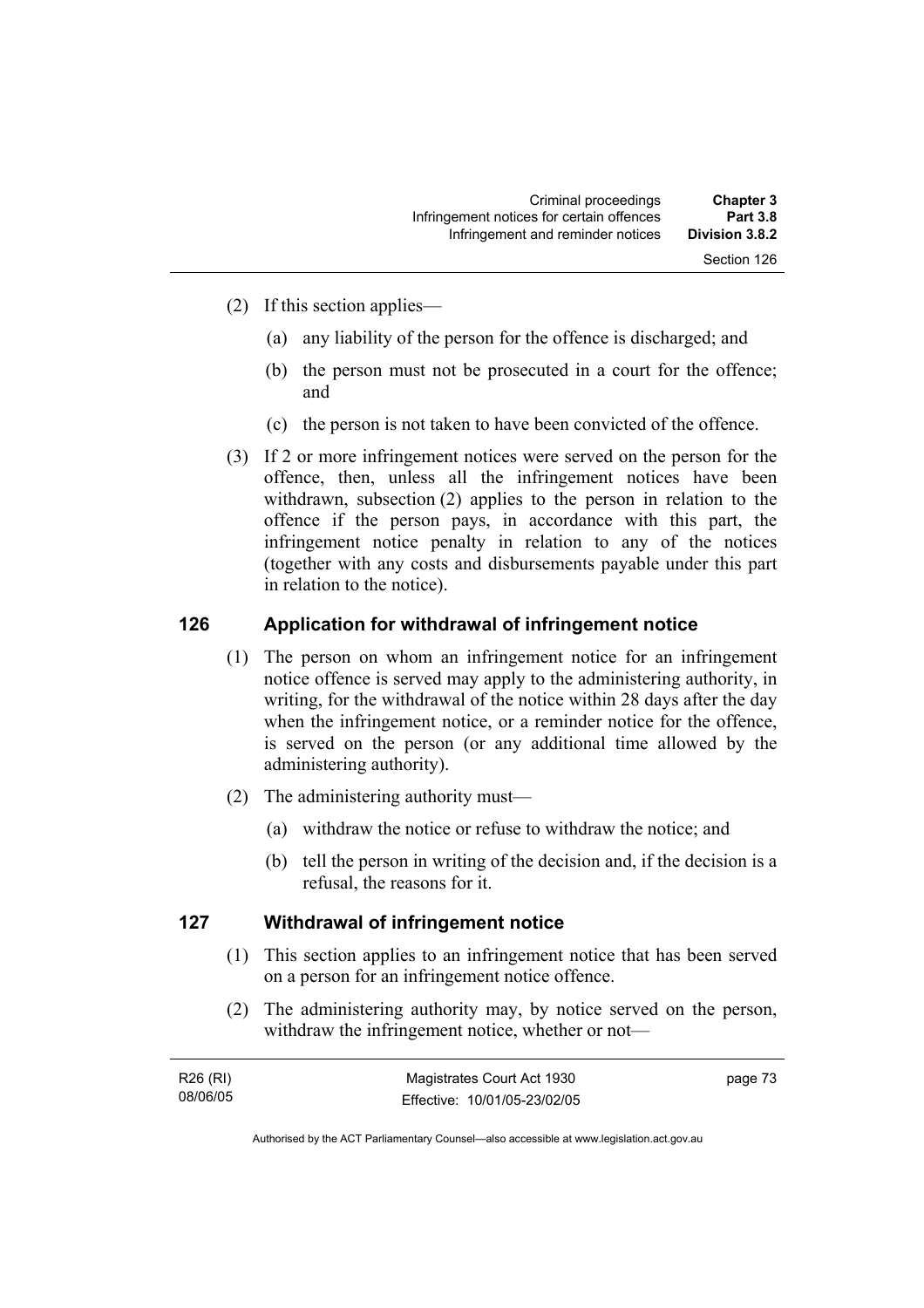(2) If this section applies—

(a) any liability of the person for the offence is discharged; and

(b) the person must not be prosecuted in a court for the offence; and

(c) the person is not taken to have been convicted of the offence.

(3) If 2 or more infringement notices were served on the person for the offence, then, unless all the infringement notices have been withdrawn, subsection (2) applies to the person in relation to the offence if the person pays, in accordance with this part, the infringement notice penalty in relation to any of the notices (together with any costs and disbursements payable under this part in relation to the notice).

## 126 Application for withdrawal of infringement notice

(1) The person on whom an infringement notice for an infringement notice offence is served may apply to the administering authority, in writing, for the withdrawal of the notice within 28 days after the day when the infringement notice, or a reminder notice for the offence, is served on the person (or any additional time allowed by the administering authority).

(2) The administering authority must—

(a) withdraw the notice or refuse to withdraw the notice; and

(b) tell the person in writing of the decision and, if the decision is a refusal, the reasons for it.

## 127 Withdrawal of infringement notice

(1) This section applies to an infringement notice that has been served on a person for an infringement notice offence.

(2) The administering authority may, by notice served on the person, withdraw the infringement notice, whether or not—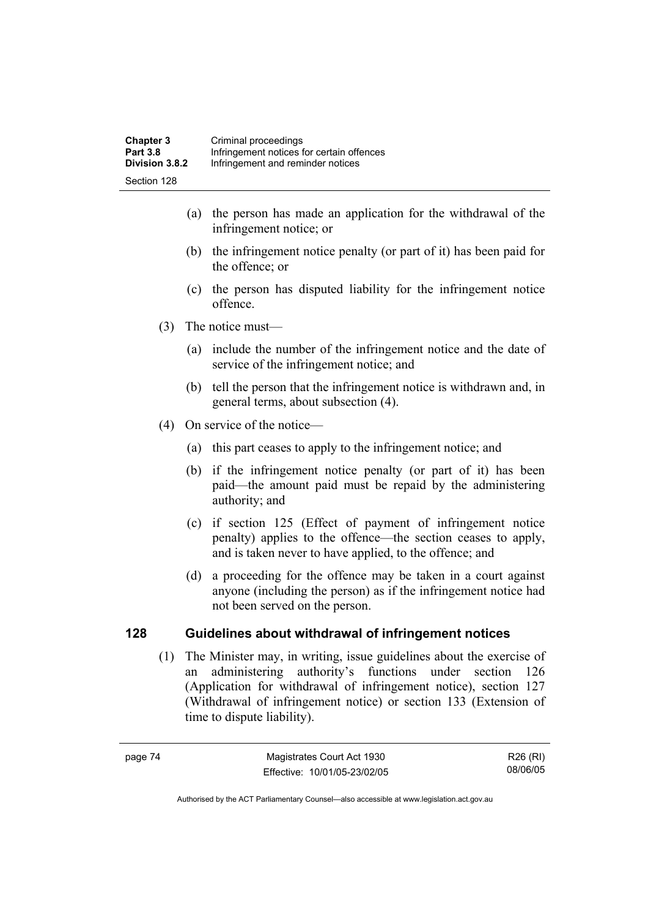(a) the person has made an application for the withdrawal of the infringement notice; or

(b) the infringement notice penalty (or part of it) has been paid for the offence; or

(c) the person has disputed liability for the infringement notice offence.

(3) The notice must—

(a) include the number of the infringement notice and the date of service of the infringement notice; and

(b) tell the person that the infringement notice is withdrawn and, in general terms, about subsection (4).

(4) On service of the notice—

(a) this part ceases to apply to the infringement notice; and

(b) if the infringement notice penalty (or part of it) has been paid—the amount paid must be repaid by the administering authority; and

(c) if section 125 (Effect of payment of infringement notice penalty) applies to the offence—the section ceases to apply, and is taken never to have applied, to the offence; and

(d) a proceeding for the offence may be taken in a court against anyone (including the person) as if the infringement notice had not been served on the person.

## 128 Guidelines about withdrawal of infringement notices

(1) The Minister may, in writing, issue guidelines about the exercise of an administering authority's functions under section 126 (Application for withdrawal of infringement notice), section 127 (Withdrawal of infringement notice) or section 133 (Extension of time to dispute liability).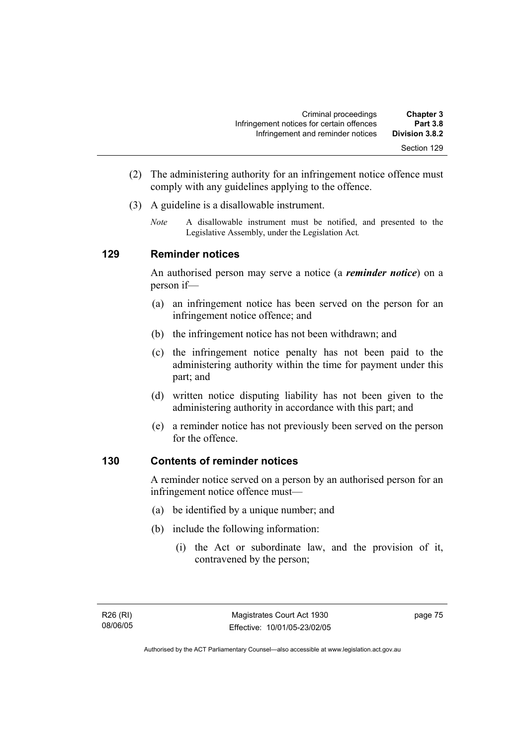(2) The administering authority for an infringement notice offence must comply with any guidelines applying to the offence.

(3) A guideline is a disallowable instrument.

*Note* A disallowable instrument must be notified, and presented to the Legislative Assembly, under the Legislation Act*.*

## 129 Reminder notices

An authorised person may serve a notice (a ***reminder notice***) on a person if—

(a) an infringement notice has been served on the person for an infringement notice offence; and

(b) the infringement notice has not been withdrawn; and

(c) the infringement notice penalty has not been paid to the administering authority within the time for payment under this part; and

(d) written notice disputing liability has not been given to the administering authority in accordance with this part; and

(e) a reminder notice has not previously been served on the person for the offence.

## 130 Contents of reminder notices

A reminder notice served on a person by an authorised person for an infringement notice offence must—

(a) be identified by a unique number; and

(b) include the following information:

(i) the Act or subordinate law, and the provision of it, contravened by the person;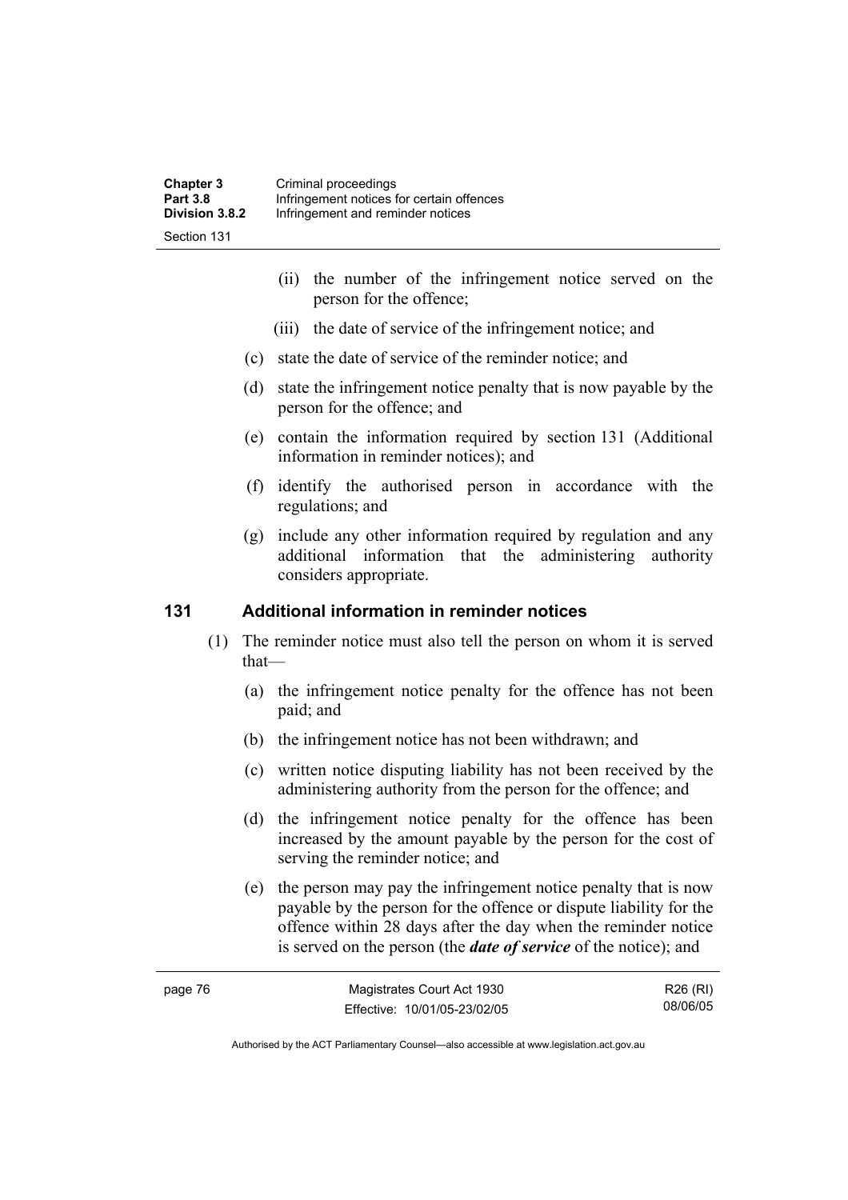(ii) the number of the infringement notice served on the person for the offence;

(iii) the date of service of the infringement notice; and

(c) state the date of service of the reminder notice; and

(d) state the infringement notice penalty that is now payable by the person for the offence; and

(e) contain the information required by section 131 (Additional information in reminder notices); and

(f) identify the authorised person in accordance with the regulations; and

(g) include any other information required by regulation and any additional information that the administering authority considers appropriate.

### 131 Additional information in reminder notices

(1) The reminder notice must also tell the person on whom it is served that—

(a) the infringement notice penalty for the offence has not been paid; and

(b) the infringement notice has not been withdrawn; and

(c) written notice disputing liability has not been received by the administering authority from the person for the offence; and

(d) the infringement notice penalty for the offence has been increased by the amount payable by the person for the cost of serving the reminder notice; and

(e) the person may pay the infringement notice penalty that is now payable by the person for the offence or dispute liability for the offence within 28 days after the day when the reminder notice is served on the person (the ***date of service*** of the notice); and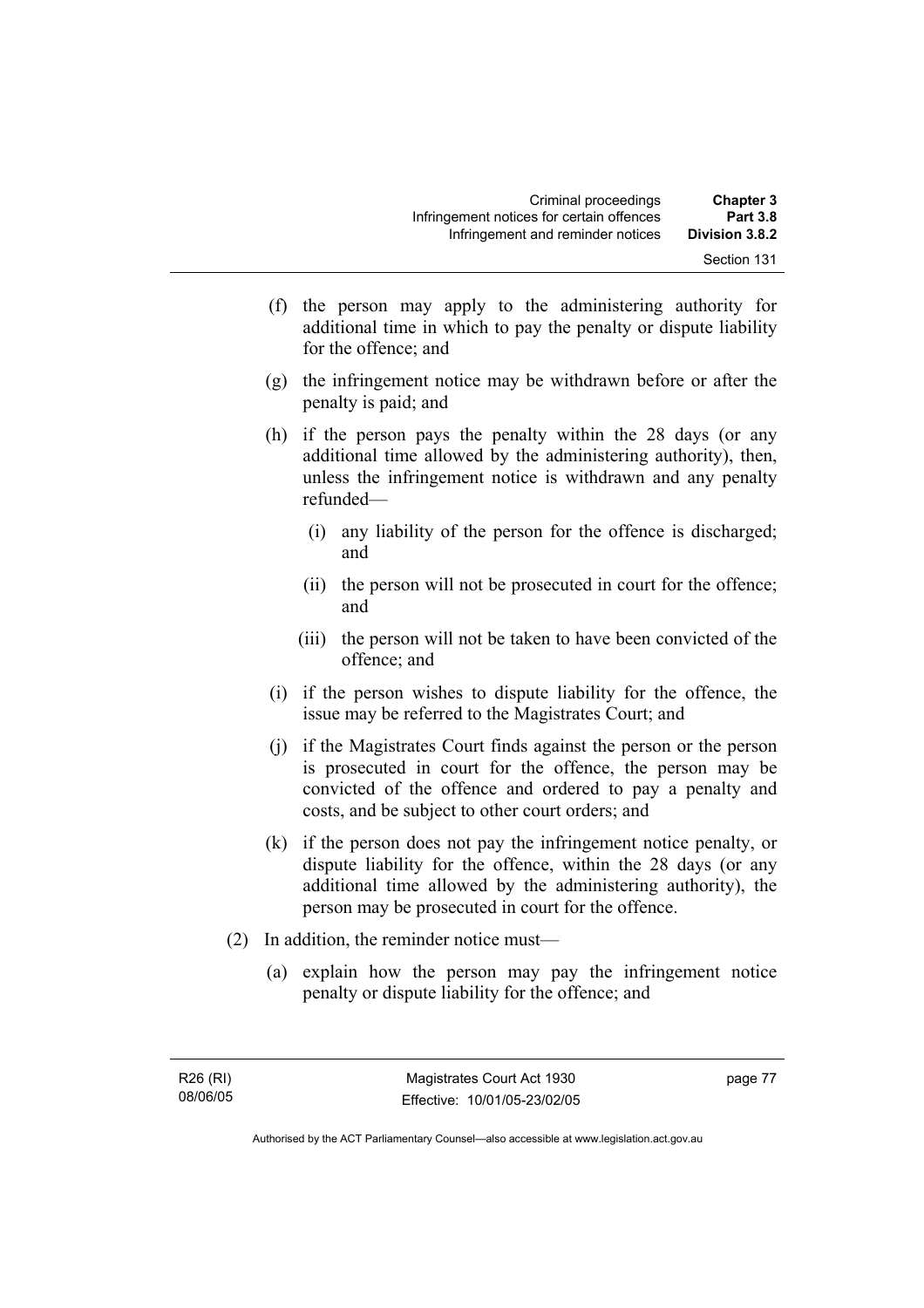(f) the person may apply to the administering authority for additional time in which to pay the penalty or dispute liability for the offence; and

(g) the infringement notice may be withdrawn before or after the penalty is paid; and

(h) if the person pays the penalty within the 28 days (or any additional time allowed by the administering authority), then, unless the infringement notice is withdrawn and any penalty refunded—

  (i) any liability of the person for the offence is discharged; and

  (ii) the person will not be prosecuted in court for the offence; and

  (iii) the person will not be taken to have been convicted of the offence; and

(i) if the person wishes to dispute liability for the offence, the issue may be referred to the Magistrates Court; and

(j) if the Magistrates Court finds against the person or the person is prosecuted in court for the offence, the person may be convicted of the offence and ordered to pay a penalty and costs, and be subject to other court orders; and

(k) if the person does not pay the infringement notice penalty, or dispute liability for the offence, within the 28 days (or any additional time allowed by the administering authority), the person may be prosecuted in court for the offence.

(2) In addition, the reminder notice must—

(a) explain how the person may pay the infringement notice penalty or dispute liability for the offence; and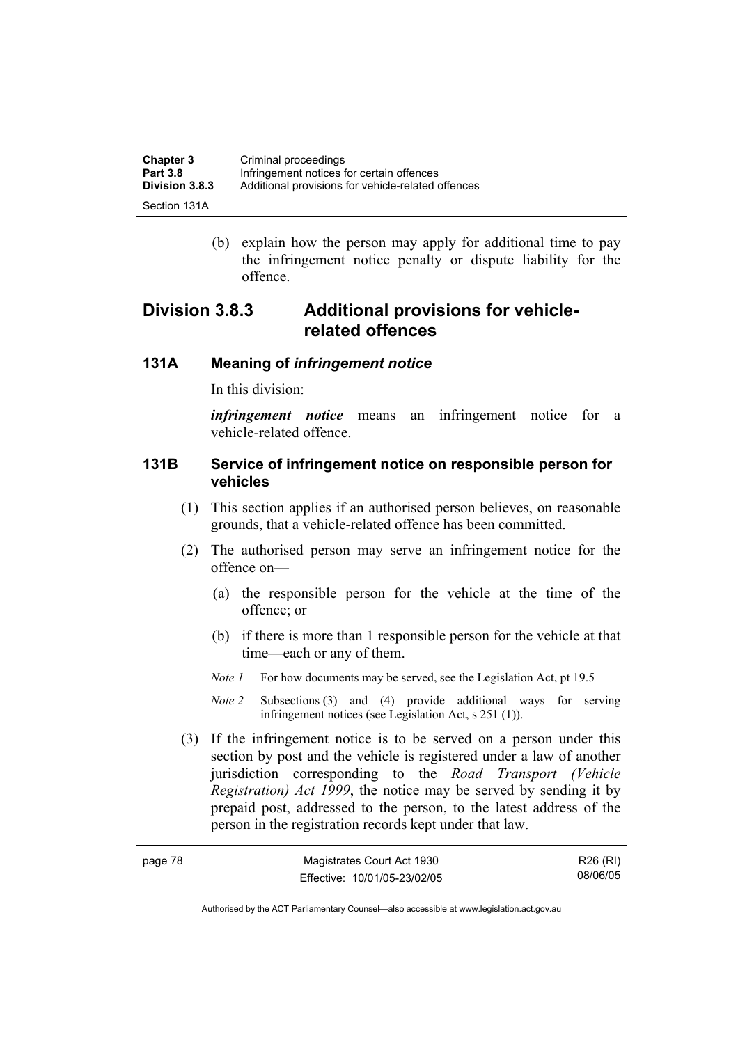(b) explain how the person may apply for additional time to pay the infringement notice penalty or dispute liability for the offence.

## Division 3.8.3 Additional provisions for vehicle-related offences

### 131A Meaning of *infringement notice*

In this division:

***infringement notice*** means an infringement notice for a vehicle-related offence.

### 131B Service of infringement notice on responsible person for vehicles

(1) This section applies if an authorised person believes, on reasonable grounds, that a vehicle-related offence has been committed.

(2) The authorised person may serve an infringement notice for the offence on—

(a) the responsible person for the vehicle at the time of the offence; or

(b) if there is more than 1 responsible person for the vehicle at that time—each or any of them.

*Note 1* For how documents may be served, see the Legislation Act, pt 19.5

*Note 2* Subsections (3) and (4) provide additional ways for serving infringement notices (see Legislation Act, s 251 (1)).

(3) If the infringement notice is to be served on a person under this section by post and the vehicle is registered under a law of another jurisdiction corresponding to the *Road Transport (Vehicle Registration) Act 1999*, the notice may be served by sending it by prepaid post, addressed to the person, to the latest address of the person in the registration records kept under that law.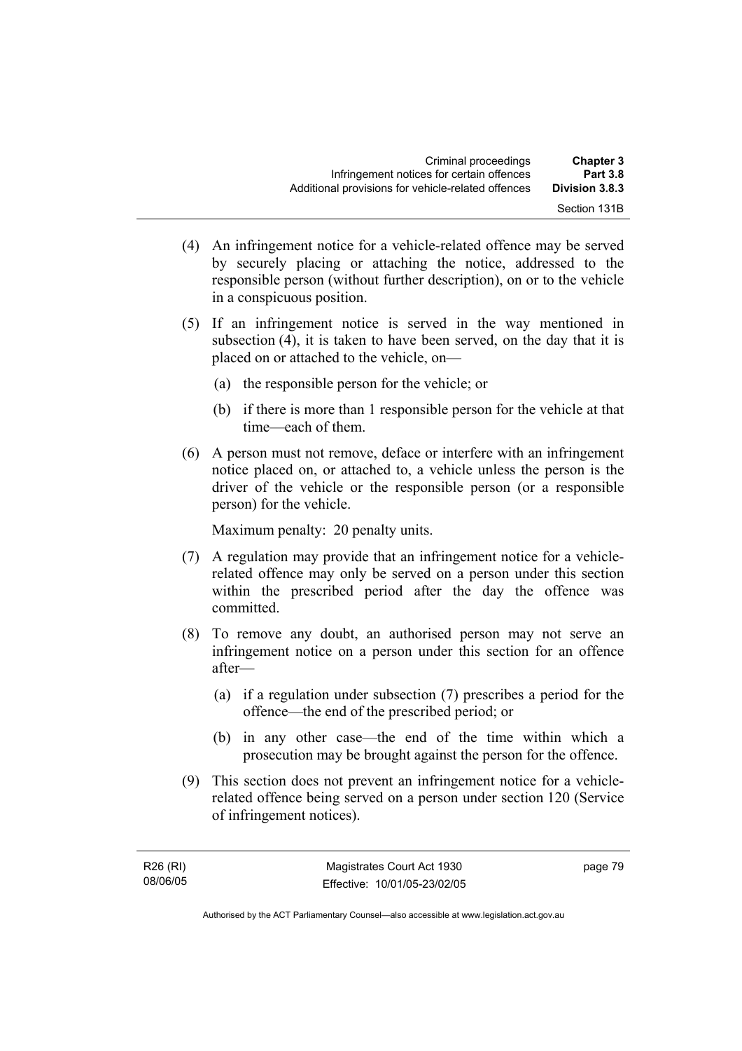(4) An infringement notice for a vehicle-related offence may be served by securely placing or attaching the notice, addressed to the responsible person (without further description), on or to the vehicle in a conspicuous position.

(5) If an infringement notice is served in the way mentioned in subsection (4), it is taken to have been served, on the day that it is placed on or attached to the vehicle, on—

(a) the responsible person for the vehicle; or

(b) if there is more than 1 responsible person for the vehicle at that time—each of them.

(6) A person must not remove, deface or interfere with an infringement notice placed on, or attached to, a vehicle unless the person is the driver of the vehicle or the responsible person (or a responsible person) for the vehicle.

Maximum penalty: 20 penalty units.

(7) A regulation may provide that an infringement notice for a vehicle-related offence may only be served on a person under this section within the prescribed period after the day the offence was committed.

(8) To remove any doubt, an authorised person may not serve an infringement notice on a person under this section for an offence after—

(a) if a regulation under subsection (7) prescribes a period for the offence—the end of the prescribed period; or

(b) in any other case—the end of the time within which a prosecution may be brought against the person for the offence.

(9) This section does not prevent an infringement notice for a vehicle-related offence being served on a person under section 120 (Service of infringement notices).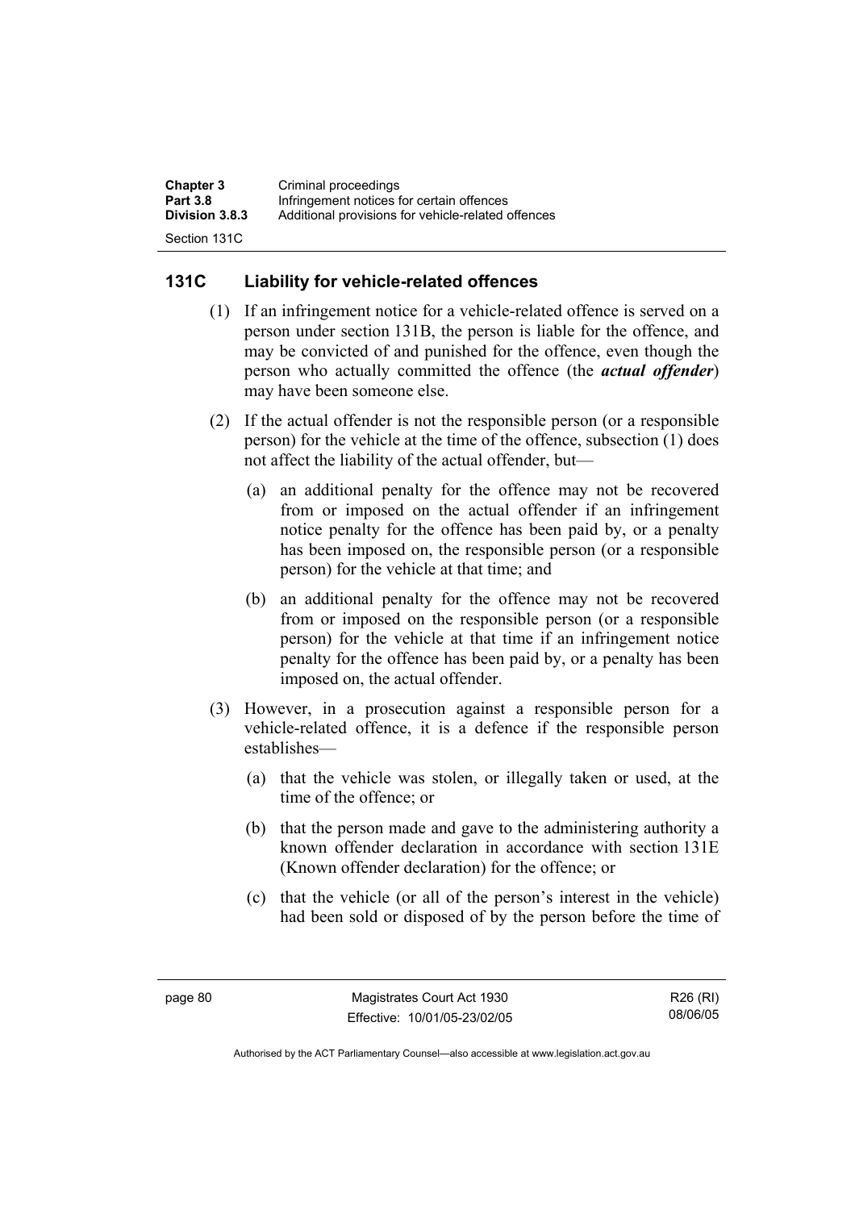## 131C Liability for vehicle-related offences

(1) If an infringement notice for a vehicle-related offence is served on a person under section 131B, the person is liable for the offence, and may be convicted of and punished for the offence, even though the person who actually committed the offence (the ***actual offender***) may have been someone else.

(2) If the actual offender is not the responsible person (or a responsible person) for the vehicle at the time of the offence, subsection (1) does not affect the liability of the actual offender, but—

  (a) an additional penalty for the offence may not be recovered from or imposed on the actual offender if an infringement notice penalty for the offence has been paid by, or a penalty has been imposed on, the responsible person (or a responsible person) for the vehicle at that time; and

  (b) an additional penalty for the offence may not be recovered from or imposed on the responsible person (or a responsible person) for the vehicle at that time if an infringement notice penalty for the offence has been paid by, or a penalty has been imposed on, the actual offender.

(3) However, in a prosecution against a responsible person for a vehicle-related offence, it is a defence if the responsible person establishes—

  (a) that the vehicle was stolen, or illegally taken or used, at the time of the offence; or

  (b) that the person made and gave to the administering authority a known offender declaration in accordance with section 131E (Known offender declaration) for the offence; or

  (c) that the vehicle (or all of the person's interest in the vehicle) had been sold or disposed of by the person before the time of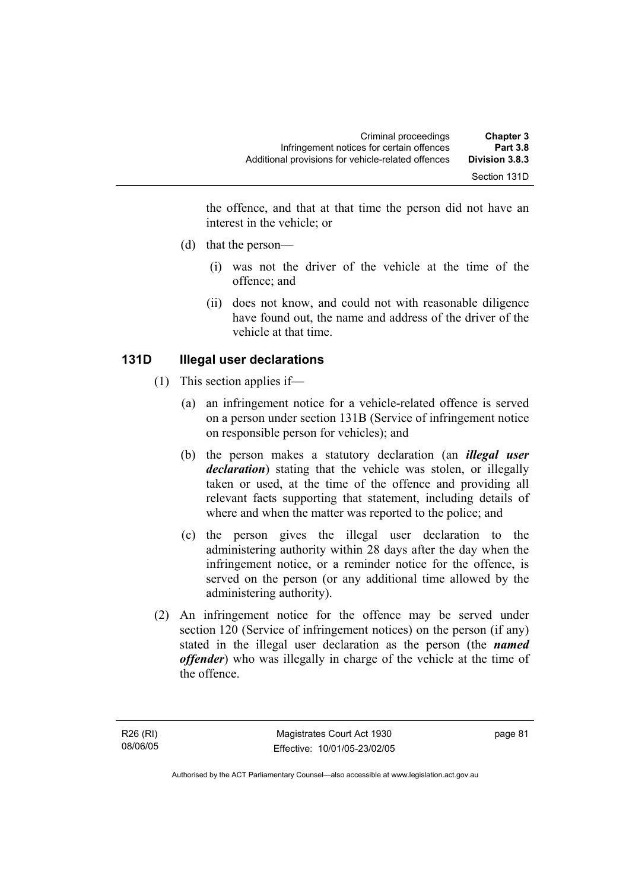the offence, and that at that time the person did not have an interest in the vehicle; or

(d) that the person—

(i) was not the driver of the vehicle at the time of the offence; and

(ii) does not know, and could not with reasonable diligence have found out, the name and address of the driver of the vehicle at that time.

### 131D Illegal user declarations

(1) This section applies if—

(a) an infringement notice for a vehicle-related offence is served on a person under section 131B (Service of infringement notice on responsible person for vehicles); and

(b) the person makes a statutory declaration (an ***illegal user declaration***) stating that the vehicle was stolen, or illegally taken or used, at the time of the offence and providing all relevant facts supporting that statement, including details of where and when the matter was reported to the police; and

(c) the person gives the illegal user declaration to the administering authority within 28 days after the day when the infringement notice, or a reminder notice for the offence, is served on the person (or any additional time allowed by the administering authority).

(2) An infringement notice for the offence may be served under section 120 (Service of infringement notices) on the person (if any) stated in the illegal user declaration as the person (the ***named offender***) who was illegally in charge of the vehicle at the time of the offence.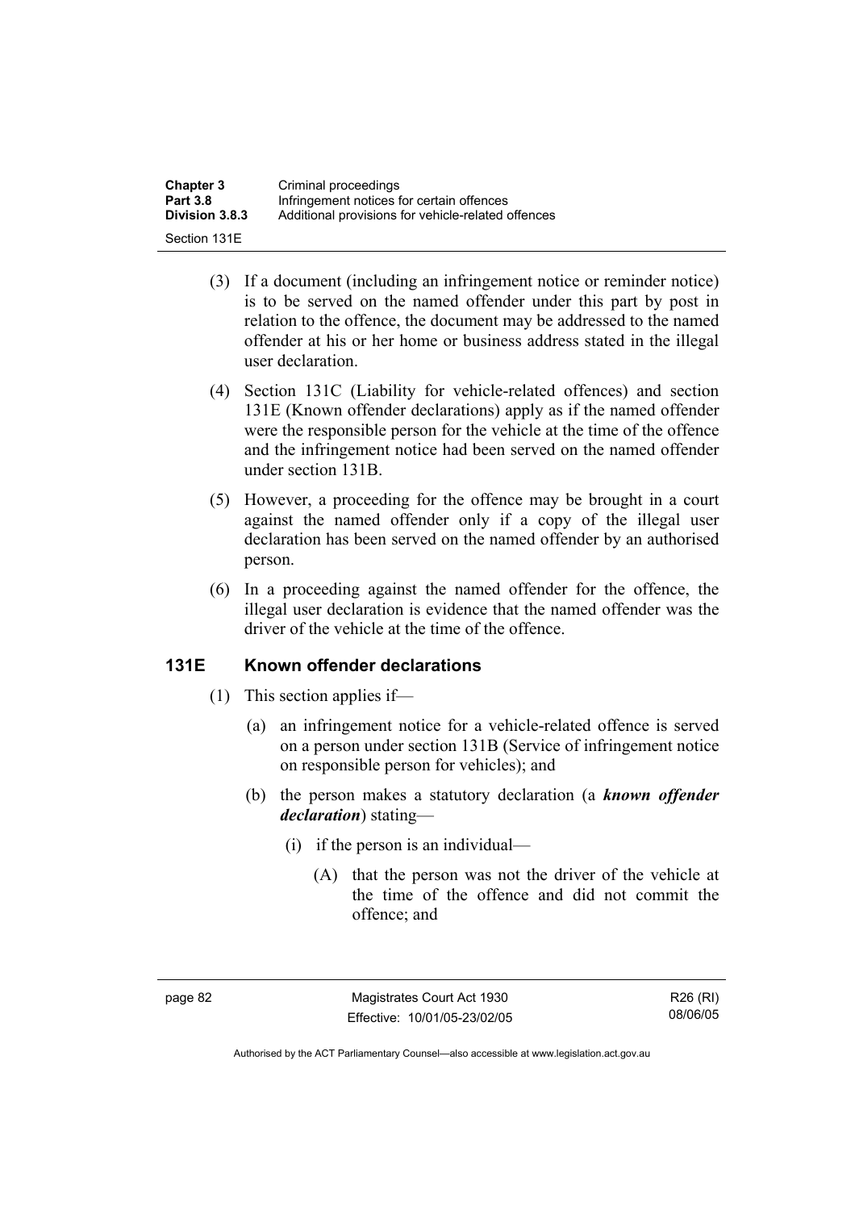(3) If a document (including an infringement notice or reminder notice) is to be served on the named offender under this part by post in relation to the offence, the document may be addressed to the named offender at his or her home or business address stated in the illegal user declaration.

(4) Section 131C (Liability for vehicle-related offences) and section 131E (Known offender declarations) apply as if the named offender were the responsible person for the vehicle at the time of the offence and the infringement notice had been served on the named offender under section 131B.

(5) However, a proceeding for the offence may be brought in a court against the named offender only if a copy of the illegal user declaration has been served on the named offender by an authorised person.

(6) In a proceeding against the named offender for the offence, the illegal user declaration is evidence that the named offender was the driver of the vehicle at the time of the offence.

## 131E Known offender declarations

(1) This section applies if—

(a) an infringement notice for a vehicle-related offence is served on a person under section 131B (Service of infringement notice on responsible person for vehicles); and

(b) the person makes a statutory declaration (a ***known offender declaration***) stating—

(i) if the person is an individual—

(A) that the person was not the driver of the vehicle at the time of the offence and did not commit the offence; and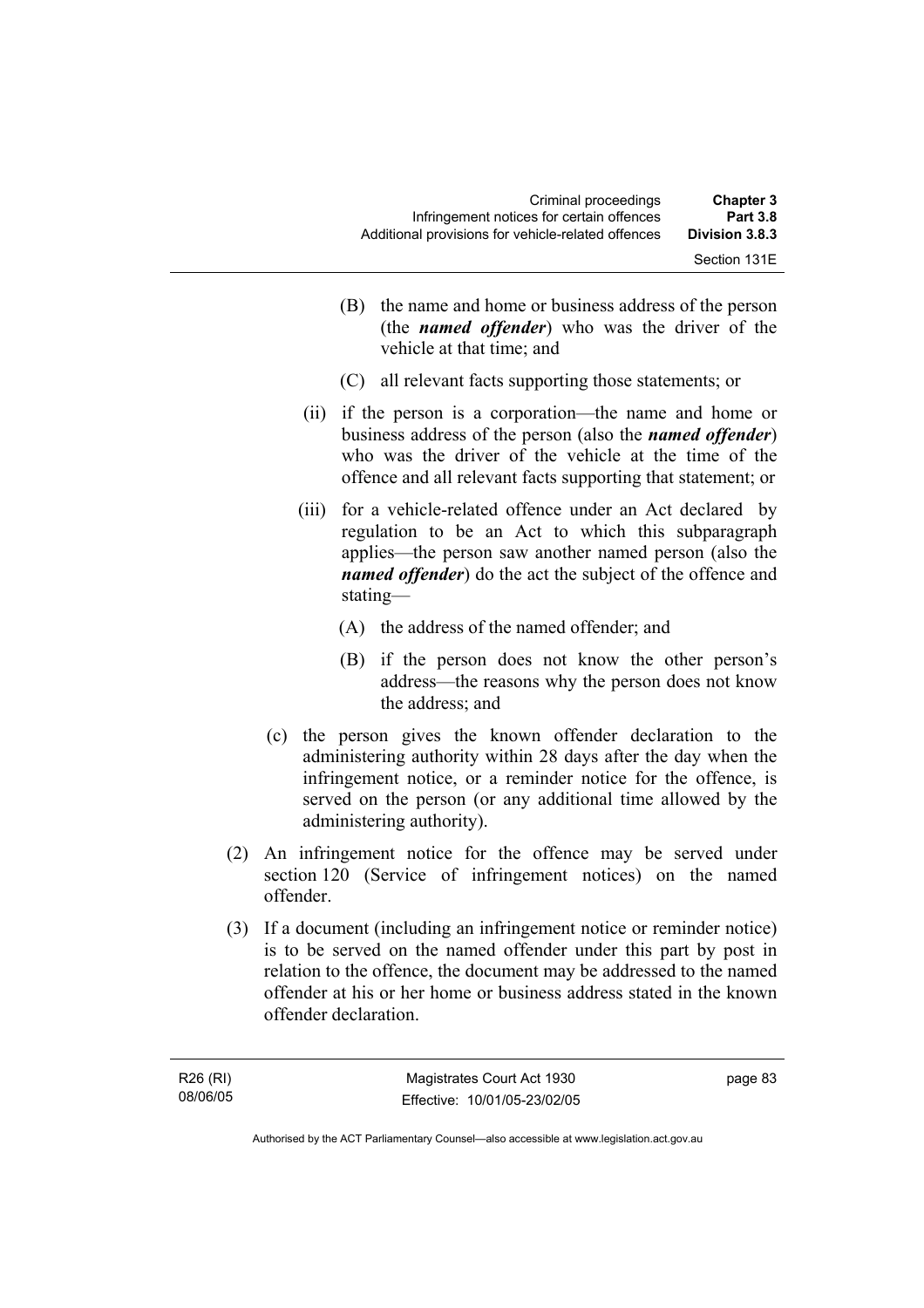(B) the name and home or business address of the person (the ***named offender***) who was the driver of the vehicle at that time; and

(C) all relevant facts supporting those statements; or

(ii) if the person is a corporation—the name and home or business address of the person (also the ***named offender***) who was the driver of the vehicle at the time of the offence and all relevant facts supporting that statement; or

(iii) for a vehicle-related offence under an Act declared by regulation to be an Act to which this subparagraph applies—the person saw another named person (also the ***named offender***) do the act the subject of the offence and stating—

(A) the address of the named offender; and

(B) if the person does not know the other person's address—the reasons why the person does not know the address; and

(c) the person gives the known offender declaration to the administering authority within 28 days after the day when the infringement notice, or a reminder notice for the offence, is served on the person (or any additional time allowed by the administering authority).

(2) An infringement notice for the offence may be served under section 120 (Service of infringement notices) on the named offender.

(3) If a document (including an infringement notice or reminder notice) is to be served on the named offender under this part by post in relation to the offence, the document may be addressed to the named offender at his or her home or business address stated in the known offender declaration.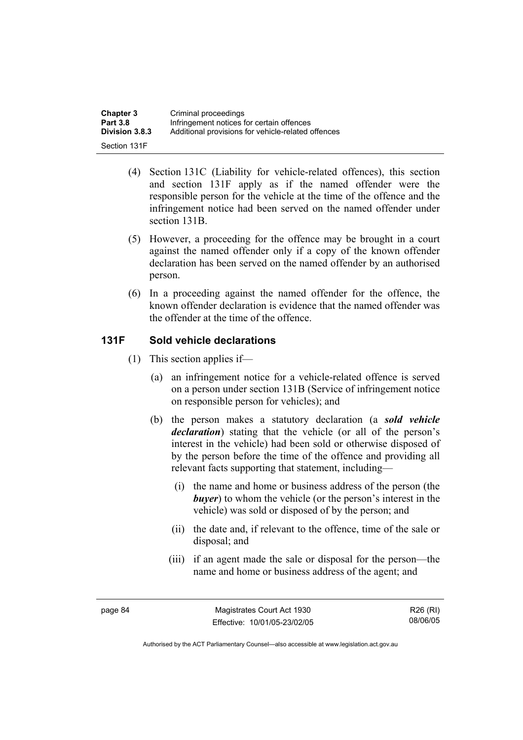(4) Section 131C (Liability for vehicle-related offences), this section and section 131F apply as if the named offender were the responsible person for the vehicle at the time of the offence and the infringement notice had been served on the named offender under section 131B.

(5) However, a proceeding for the offence may be brought in a court against the named offender only if a copy of the known offender declaration has been served on the named offender by an authorised person.

(6) In a proceeding against the named offender for the offence, the known offender declaration is evidence that the named offender was the offender at the time of the offence.

### 131F Sold vehicle declarations

(1) This section applies if—

(a) an infringement notice for a vehicle-related offence is served on a person under section 131B (Service of infringement notice on responsible person for vehicles); and

(b) the person makes a statutory declaration (a ***sold vehicle declaration***) stating that the vehicle (or all of the person's interest in the vehicle) had been sold or otherwise disposed of by the person before the time of the offence and providing all relevant facts supporting that statement, including—

(i) the name and home or business address of the person (the ***buyer***) to whom the vehicle (or the person's interest in the vehicle) was sold or disposed of by the person; and

(ii) the date and, if relevant to the offence, time of the sale or disposal; and

(iii) if an agent made the sale or disposal for the person—the name and home or business address of the agent; and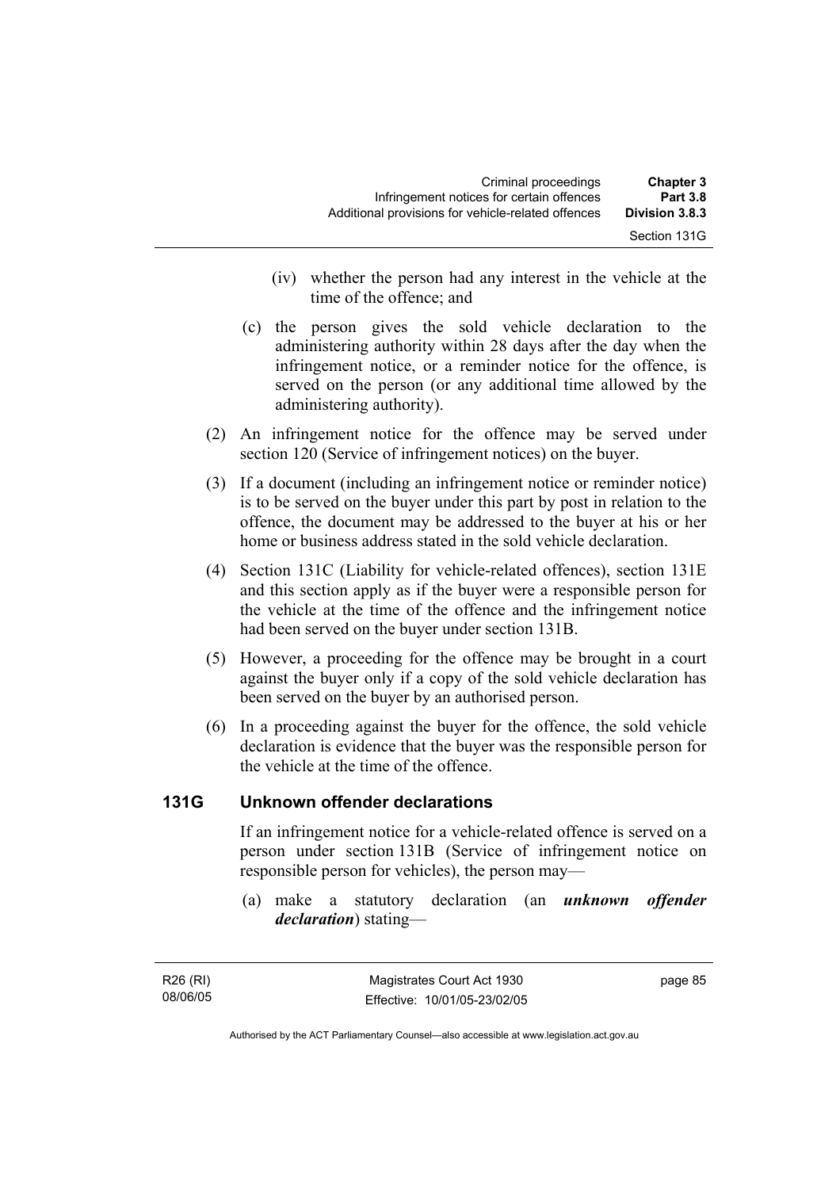(iv) whether the person had any interest in the vehicle at the time of the offence; and

(c) the person gives the sold vehicle declaration to the administering authority within 28 days after the day when the infringement notice, or a reminder notice for the offence, is served on the person (or any additional time allowed by the administering authority).

(2) An infringement notice for the offence may be served under section 120 (Service of infringement notices) on the buyer.

(3) If a document (including an infringement notice or reminder notice) is to be served on the buyer under this part by post in relation to the offence, the document may be addressed to the buyer at his or her home or business address stated in the sold vehicle declaration.

(4) Section 131C (Liability for vehicle-related offences), section 131E and this section apply as if the buyer were a responsible person for the vehicle at the time of the offence and the infringement notice had been served on the buyer under section 131B.

(5) However, a proceeding for the offence may be brought in a court against the buyer only if a copy of the sold vehicle declaration has been served on the buyer by an authorised person.

(6) In a proceeding against the buyer for the offence, the sold vehicle declaration is evidence that the buyer was the responsible person for the vehicle at the time of the offence.

### 131G Unknown offender declarations

If an infringement notice for a vehicle-related offence is served on a person under section 131B (Service of infringement notice on responsible person for vehicles), the person may—

(a) make a statutory declaration (an ***unknown offender declaration***) stating—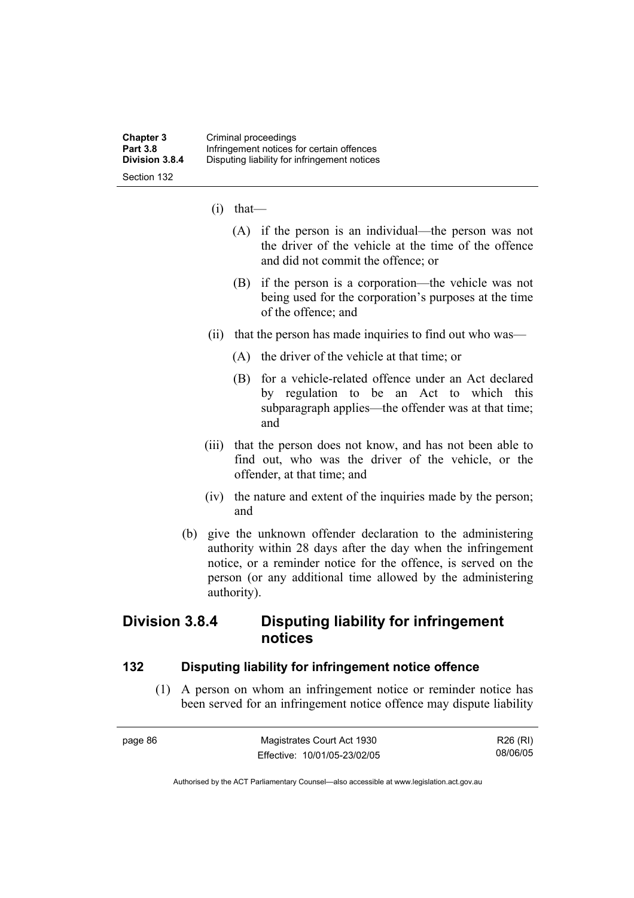(i) that—

(A) if the person is an individual—the person was not the driver of the vehicle at the time of the offence and did not commit the offence; or

(B) if the person is a corporation—the vehicle was not being used for the corporation's purposes at the time of the offence; and

(ii) that the person has made inquiries to find out who was—

(A) the driver of the vehicle at that time; or

(B) for a vehicle-related offence under an Act declared by regulation to be an Act to which this subparagraph applies—the offender was at that time; and

(iii) that the person does not know, and has not been able to find out, who was the driver of the vehicle, or the offender, at that time; and

(iv) the nature and extent of the inquiries made by the person; and

(b) give the unknown offender declaration to the administering authority within 28 days after the day when the infringement notice, or a reminder notice for the offence, is served on the person (or any additional time allowed by the administering authority).

## Division 3.8.4 Disputing liability for infringement notices

### 132 Disputing liability for infringement notice offence

(1) A person on whom an infringement notice or reminder notice has been served for an infringement notice offence may dispute liability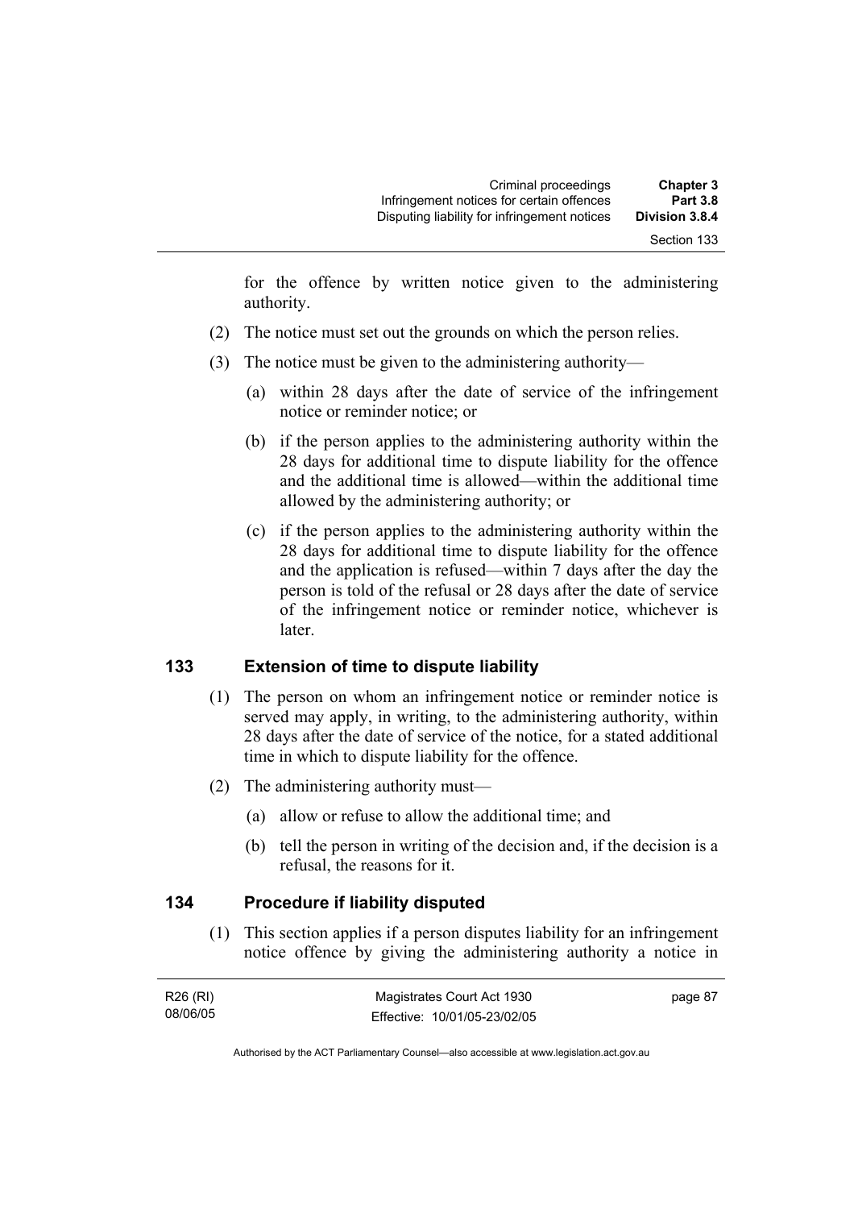for the offence by written notice given to the administering authority.

(2) The notice must set out the grounds on which the person relies.

(3) The notice must be given to the administering authority—

(a) within 28 days after the date of service of the infringement notice or reminder notice; or

(b) if the person applies to the administering authority within the 28 days for additional time to dispute liability for the offence and the additional time is allowed—within the additional time allowed by the administering authority; or

(c) if the person applies to the administering authority within the 28 days for additional time to dispute liability for the offence and the application is refused—within 7 days after the day the person is told of the refusal or 28 days after the date of service of the infringement notice or reminder notice, whichever is later.

## 133 Extension of time to dispute liability

(1) The person on whom an infringement notice or reminder notice is served may apply, in writing, to the administering authority, within 28 days after the date of service of the notice, for a stated additional time in which to dispute liability for the offence.

(2) The administering authority must—

(a) allow or refuse to allow the additional time; and

(b) tell the person in writing of the decision and, if the decision is a refusal, the reasons for it.

## 134 Procedure if liability disputed

(1) This section applies if a person disputes liability for an infringement notice offence by giving the administering authority a notice in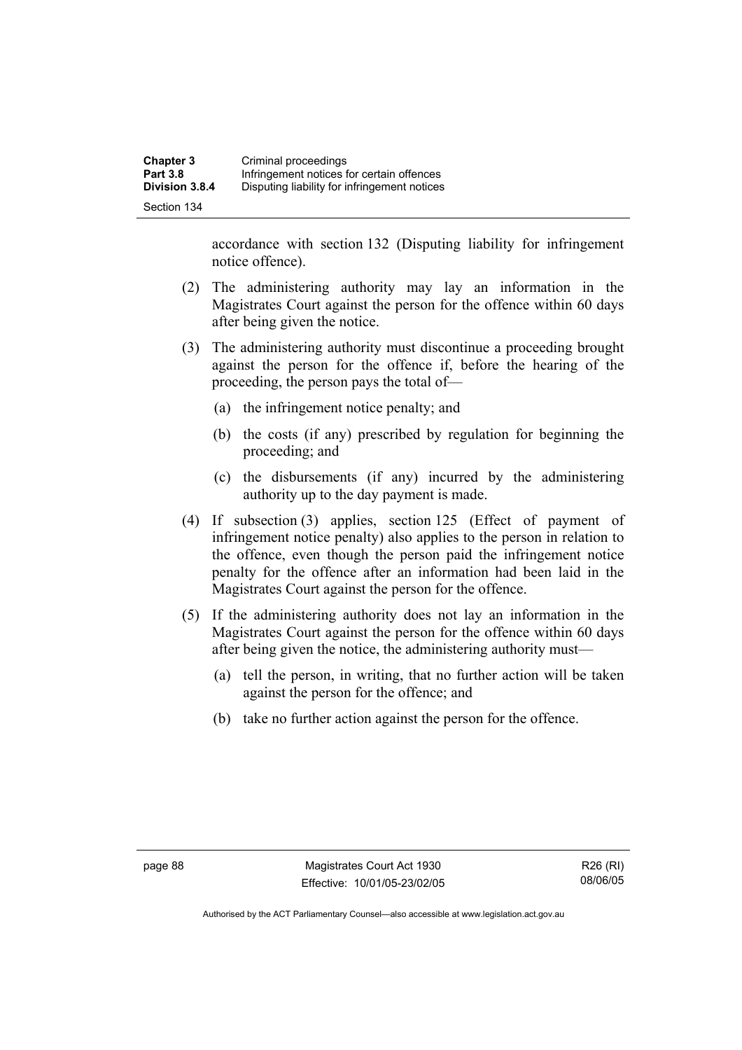accordance with section 132 (Disputing liability for infringement notice offence).

(2) The administering authority may lay an information in the Magistrates Court against the person for the offence within 60 days after being given the notice.

(3) The administering authority must discontinue a proceeding brought against the person for the offence if, before the hearing of the proceeding, the person pays the total of—

(a) the infringement notice penalty; and

(b) the costs (if any) prescribed by regulation for beginning the proceeding; and

(c) the disbursements (if any) incurred by the administering authority up to the day payment is made.

(4) If subsection (3) applies, section 125 (Effect of payment of infringement notice penalty) also applies to the person in relation to the offence, even though the person paid the infringement notice penalty for the offence after an information had been laid in the Magistrates Court against the person for the offence.

(5) If the administering authority does not lay an information in the Magistrates Court against the person for the offence within 60 days after being given the notice, the administering authority must—

(a) tell the person, in writing, that no further action will be taken against the person for the offence; and

(b) take no further action against the person for the offence.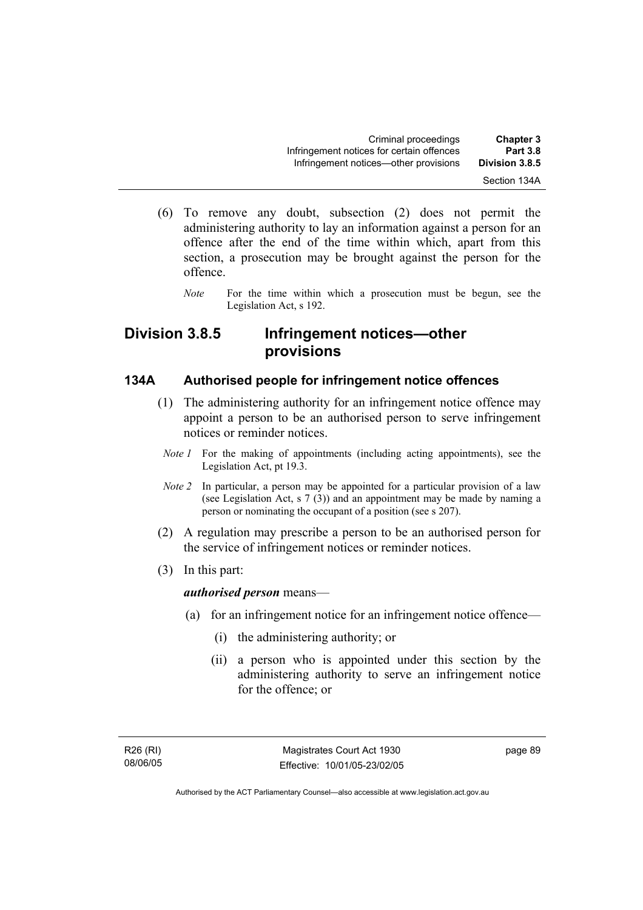(6) To remove any doubt, subsection (2) does not permit the administering authority to lay an information against a person for an offence after the end of the time within which, apart from this section, a prosecution may be brought against the person for the offence.

*Note* For the time within which a prosecution must be begun, see the Legislation Act, s 192.

## Division 3.8.5 Infringement notices—other provisions

### 134A Authorised people for infringement notice offences

(1) The administering authority for an infringement notice offence may appoint a person to be an authorised person to serve infringement notices or reminder notices.

*Note 1* For the making of appointments (including acting appointments), see the Legislation Act, pt 19.3.

*Note 2* In particular, a person may be appointed for a particular provision of a law (see Legislation Act, s 7 (3)) and an appointment may be made by naming a person or nominating the occupant of a position (see s 207).

(2) A regulation may prescribe a person to be an authorised person for the service of infringement notices or reminder notices.

(3) In this part:

***authorised person*** means—

(a) for an infringement notice for an infringement notice offence—

(i) the administering authority; or

(ii) a person who is appointed under this section by the administering authority to serve an infringement notice for the offence; or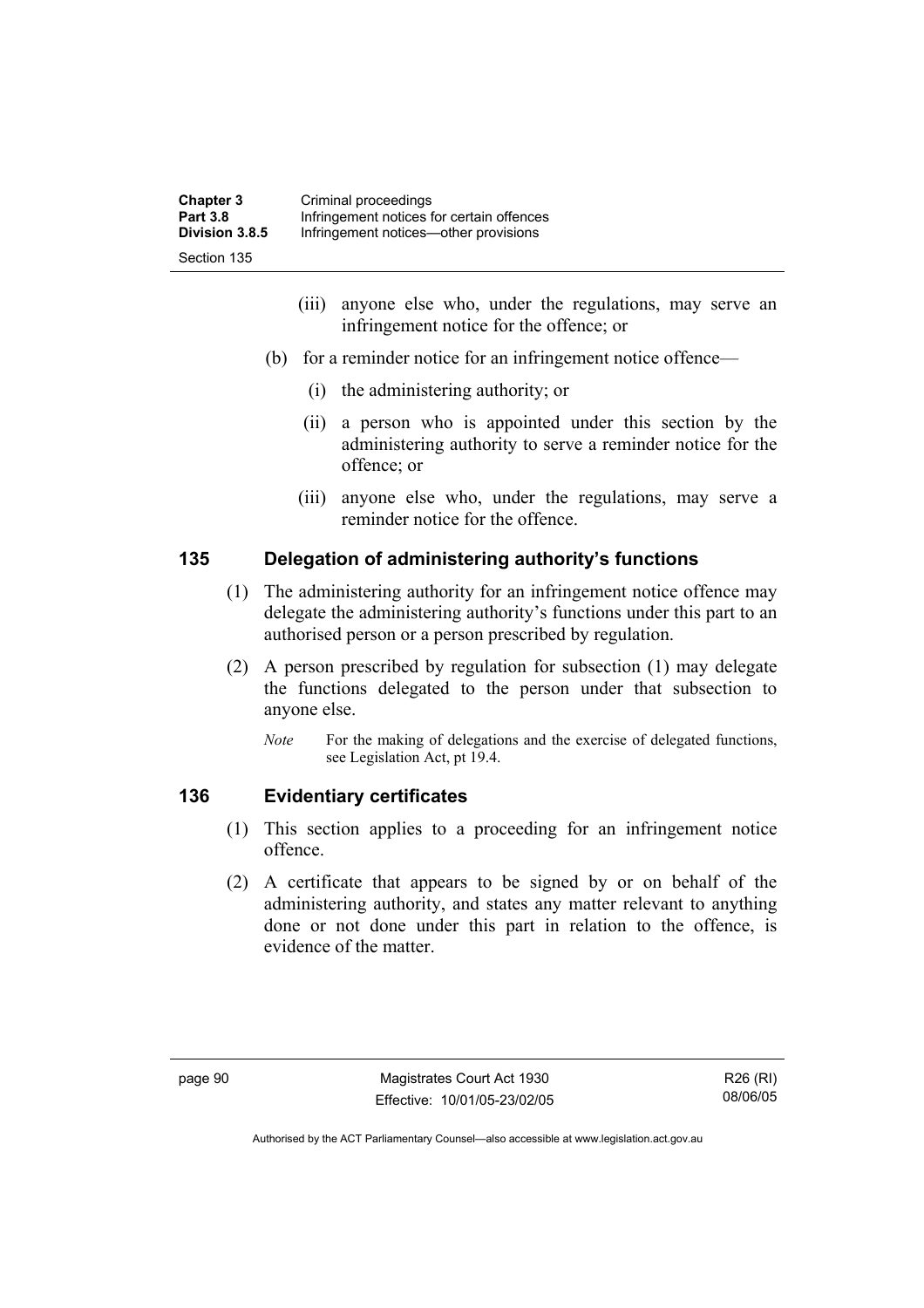(iii) anyone else who, under the regulations, may serve an infringement notice for the offence; or

(b) for a reminder notice for an infringement notice offence—

(i) the administering authority; or

(ii) a person who is appointed under this section by the administering authority to serve a reminder notice for the offence; or

(iii) anyone else who, under the regulations, may serve a reminder notice for the offence.

## 135 Delegation of administering authority's functions

(1) The administering authority for an infringement notice offence may delegate the administering authority's functions under this part to an authorised person or a person prescribed by regulation.

(2) A person prescribed by regulation for subsection (1) may delegate the functions delegated to the person under that subsection to anyone else.

*Note* For the making of delegations and the exercise of delegated functions, see Legislation Act, pt 19.4.

## 136 Evidentiary certificates

(1) This section applies to a proceeding for an infringement notice offence.

(2) A certificate that appears to be signed by or on behalf of the administering authority, and states any matter relevant to anything done or not done under this part in relation to the offence, is evidence of the matter.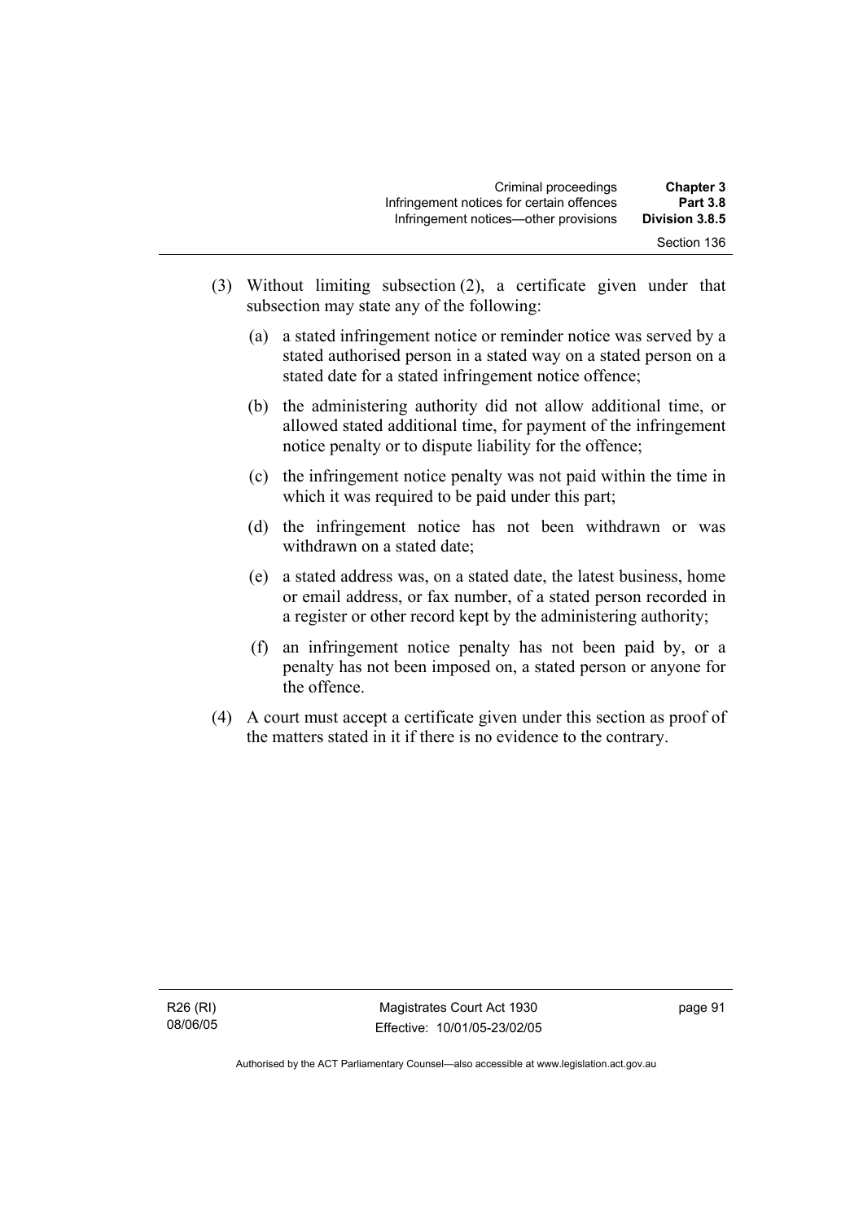(3) Without limiting subsection (2), a certificate given under that subsection may state any of the following:

(a) a stated infringement notice or reminder notice was served by a stated authorised person in a stated way on a stated person on a stated date for a stated infringement notice offence;

(b) the administering authority did not allow additional time, or allowed stated additional time, for payment of the infringement notice penalty or to dispute liability for the offence;

(c) the infringement notice penalty was not paid within the time in which it was required to be paid under this part;

(d) the infringement notice has not been withdrawn or was withdrawn on a stated date;

(e) a stated address was, on a stated date, the latest business, home or email address, or fax number, of a stated person recorded in a register or other record kept by the administering authority;

(f) an infringement notice penalty has not been paid by, or a penalty has not been imposed on, a stated person or anyone for the offence.

(4) A court must accept a certificate given under this section as proof of the matters stated in it if there is no evidence to the contrary.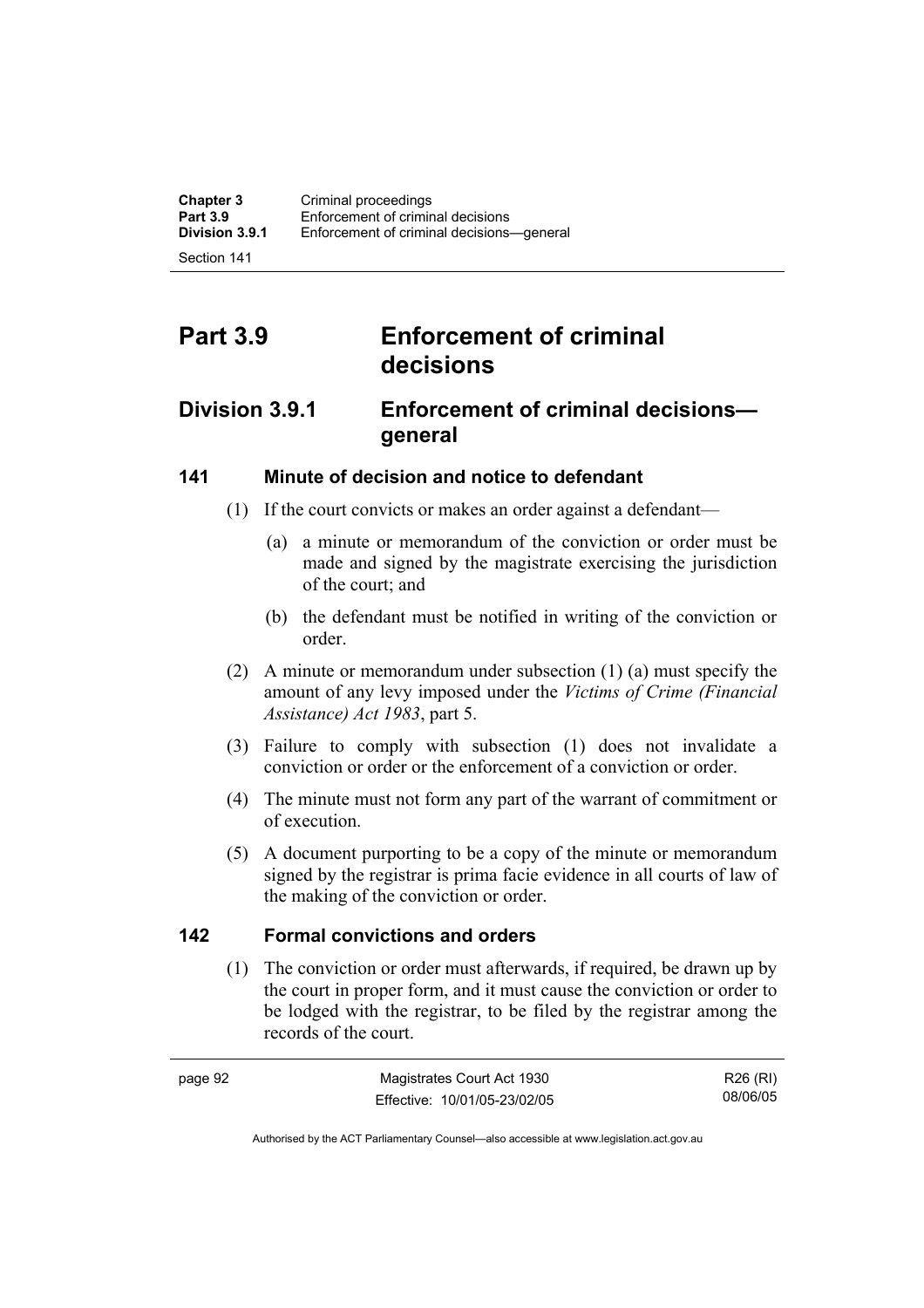# Part 3.9 Enforcement of criminal decisions

## Division 3.9.1 Enforcement of criminal decisions—general

### 141 Minute of decision and notice to defendant

(1) If the court convicts or makes an order against a defendant—

(a) a minute or memorandum of the conviction or order must be made and signed by the magistrate exercising the jurisdiction of the court; and

(b) the defendant must be notified in writing of the conviction or order.

(2) A minute or memorandum under subsection (1) (a) must specify the amount of any levy imposed under the *Victims of Crime (Financial Assistance) Act 1983*, part 5.

(3) Failure to comply with subsection (1) does not invalidate a conviction or order or the enforcement of a conviction or order.

(4) The minute must not form any part of the warrant of commitment or of execution.

(5) A document purporting to be a copy of the minute or memorandum signed by the registrar is prima facie evidence in all courts of law of the making of the conviction or order.

### 142 Formal convictions and orders

(1) The conviction or order must afterwards, if required, be drawn up by the court in proper form, and it must cause the conviction or order to be lodged with the registrar, to be filed by the registrar among the records of the court.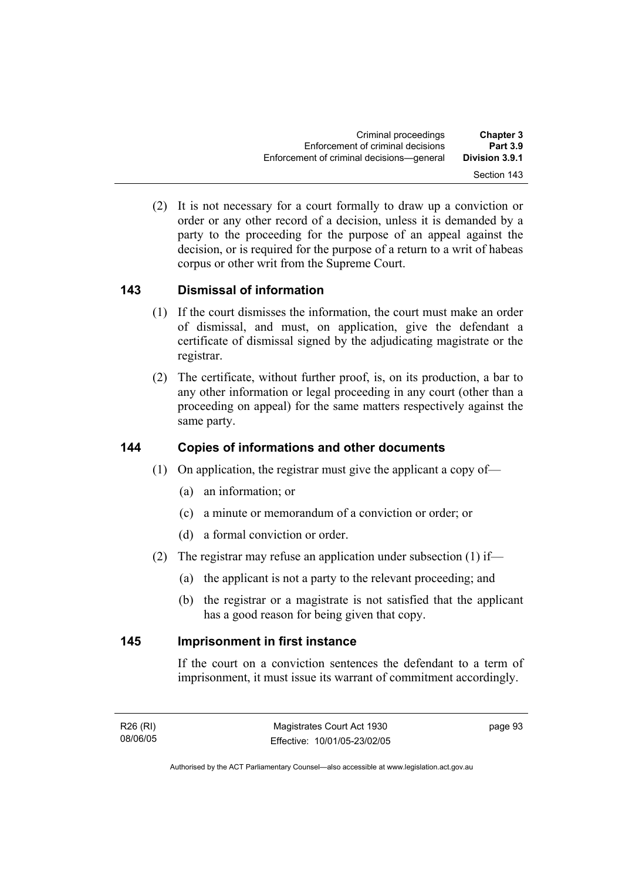(2) It is not necessary for a court formally to draw up a conviction or order or any other record of a decision, unless it is demanded by a party to the proceeding for the purpose of an appeal against the decision, or is required for the purpose of a return to a writ of habeas corpus or other writ from the Supreme Court.

## 143 Dismissal of information

(1) If the court dismisses the information, the court must make an order of dismissal, and must, on application, give the defendant a certificate of dismissal signed by the adjudicating magistrate or the registrar.

(2) The certificate, without further proof, is, on its production, a bar to any other information or legal proceeding in any court (other than a proceeding on appeal) for the same matters respectively against the same party.

## 144 Copies of informations and other documents

(1) On application, the registrar must give the applicant a copy of—

(a) an information; or

(c) a minute or memorandum of a conviction or order; or

(d) a formal conviction or order.

(2) The registrar may refuse an application under subsection (1) if—

(a) the applicant is not a party to the relevant proceeding; and

(b) the registrar or a magistrate is not satisfied that the applicant has a good reason for being given that copy.

## 145 Imprisonment in first instance

If the court on a conviction sentences the defendant to a term of imprisonment, it must issue its warrant of commitment accordingly.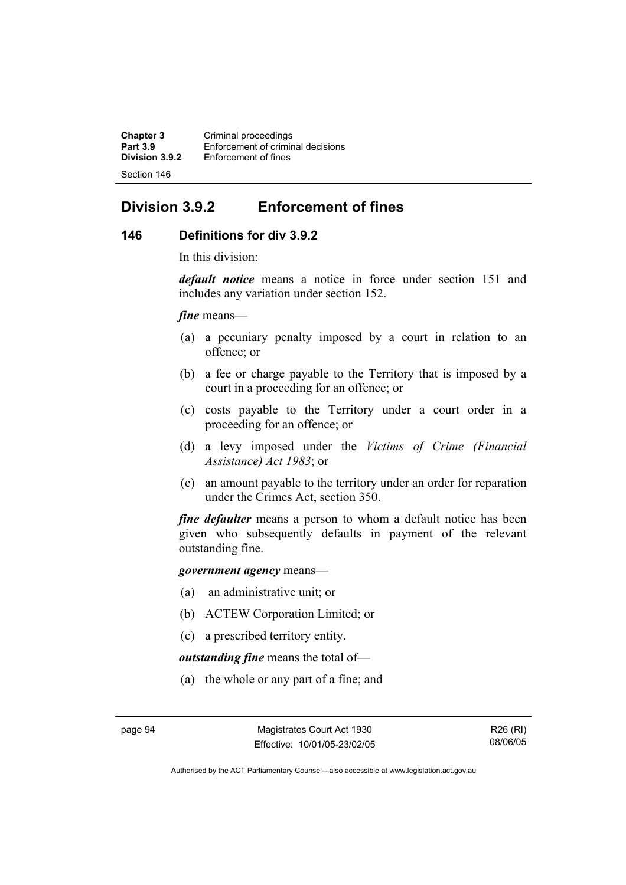## Division 3.9.2 Enforcement of fines

### 146 Definitions for div 3.9.2

In this division:

***default notice*** means a notice in force under section 151 and includes any variation under section 152.

***fine*** means—

(a) a pecuniary penalty imposed by a court in relation to an offence; or

(b) a fee or charge payable to the Territory that is imposed by a court in a proceeding for an offence; or

(c) costs payable to the Territory under a court order in a proceeding for an offence; or

(d) a levy imposed under the *Victims of Crime (Financial Assistance) Act 1983*; or

(e) an amount payable to the territory under an order for reparation under the Crimes Act, section 350.

***fine defaulter*** means a person to whom a default notice has been given who subsequently defaults in payment of the relevant outstanding fine.

***government agency*** means—

(a) an administrative unit; or

(b) ACTEW Corporation Limited; or

(c) a prescribed territory entity.

***outstanding fine*** means the total of—

(a) the whole or any part of a fine; and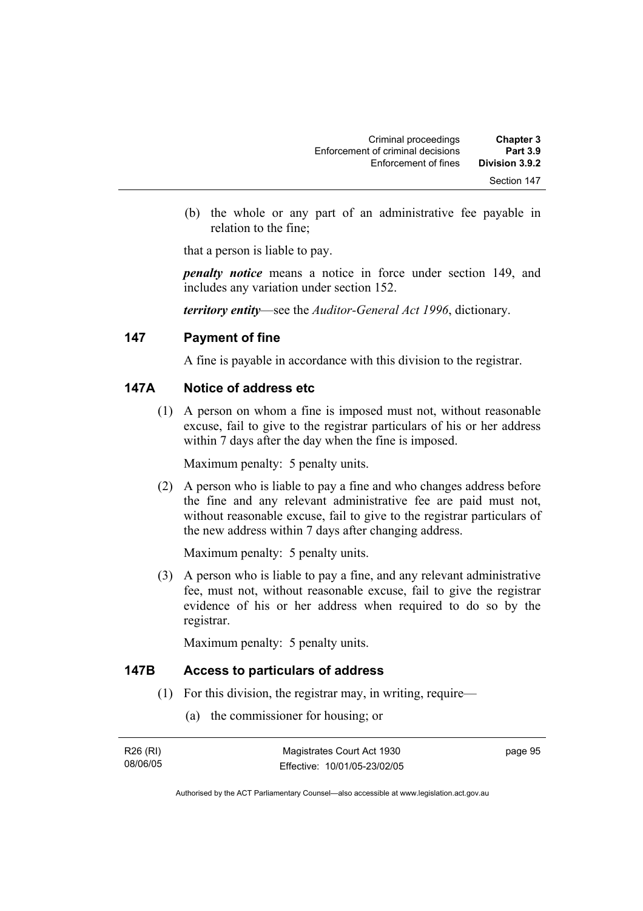(b) the whole or any part of an administrative fee payable in relation to the fine;

that a person is liable to pay.

***penalty notice*** means a notice in force under section 149, and includes any variation under section 152.

***territory entity***—see the *Auditor-General Act 1996*, dictionary.

## 147 Payment of fine

A fine is payable in accordance with this division to the registrar.

## 147A Notice of address etc

(1) A person on whom a fine is imposed must not, without reasonable excuse, fail to give to the registrar particulars of his or her address within 7 days after the day when the fine is imposed.

Maximum penalty: 5 penalty units.

(2) A person who is liable to pay a fine and who changes address before the fine and any relevant administrative fee are paid must not, without reasonable excuse, fail to give to the registrar particulars of the new address within 7 days after changing address.

Maximum penalty: 5 penalty units.

(3) A person who is liable to pay a fine, and any relevant administrative fee, must not, without reasonable excuse, fail to give the registrar evidence of his or her address when required to do so by the registrar.

Maximum penalty: 5 penalty units.

## 147B Access to particulars of address

(1) For this division, the registrar may, in writing, require—

(a) the commissioner for housing; or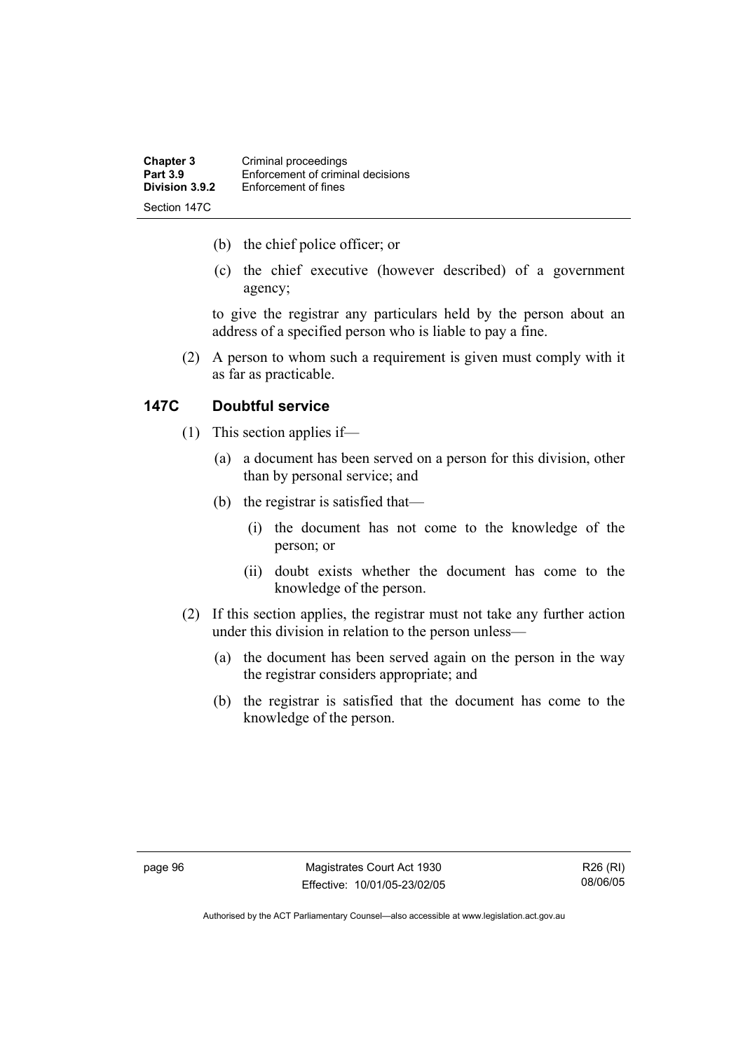(b) the chief police officer; or

(c) the chief executive (however described) of a government agency;

to give the registrar any particulars held by the person about an address of a specified person who is liable to pay a fine.

(2) A person to whom such a requirement is given must comply with it as far as practicable.

## 147C Doubtful service

(1) This section applies if—

(a) a document has been served on a person for this division, other than by personal service; and

(b) the registrar is satisfied that—

(i) the document has not come to the knowledge of the person; or

(ii) doubt exists whether the document has come to the knowledge of the person.

(2) If this section applies, the registrar must not take any further action under this division in relation to the person unless—

(a) the document has been served again on the person in the way the registrar considers appropriate; and

(b) the registrar is satisfied that the document has come to the knowledge of the person.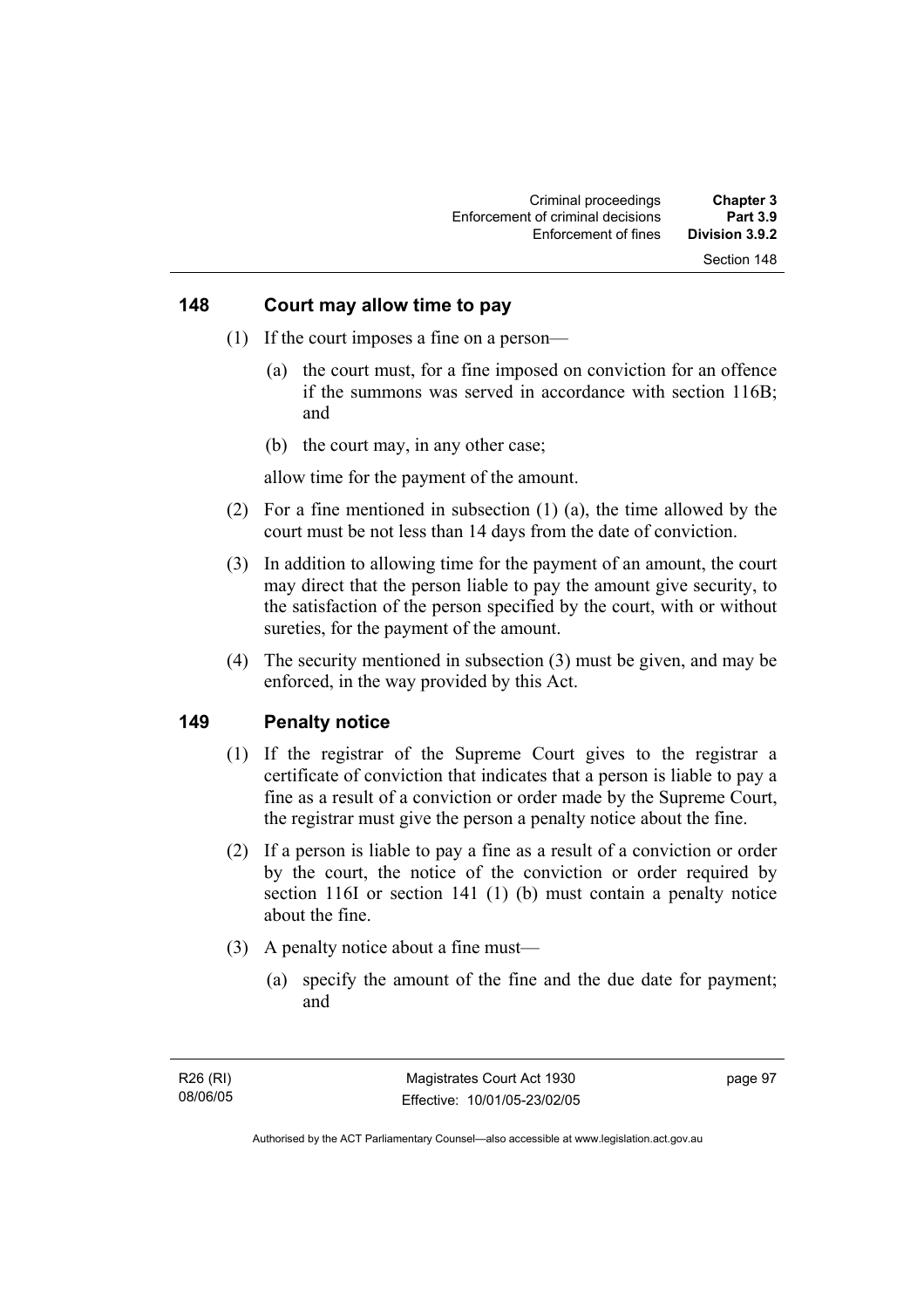## 148 Court may allow time to pay

(1) If the court imposes a fine on a person—

(a) the court must, for a fine imposed on conviction for an offence if the summons was served in accordance with section 116B; and

(b) the court may, in any other case;

allow time for the payment of the amount.

(2) For a fine mentioned in subsection (1) (a), the time allowed by the court must be not less than 14 days from the date of conviction.

(3) In addition to allowing time for the payment of an amount, the court may direct that the person liable to pay the amount give security, to the satisfaction of the person specified by the court, with or without sureties, for the payment of the amount.

(4) The security mentioned in subsection (3) must be given, and may be enforced, in the way provided by this Act.

## 149 Penalty notice

(1) If the registrar of the Supreme Court gives to the registrar a certificate of conviction that indicates that a person is liable to pay a fine as a result of a conviction or order made by the Supreme Court, the registrar must give the person a penalty notice about the fine.

(2) If a person is liable to pay a fine as a result of a conviction or order by the court, the notice of the conviction or order required by section 116I or section 141 (1) (b) must contain a penalty notice about the fine.

(3) A penalty notice about a fine must—

(a) specify the amount of the fine and the due date for payment; and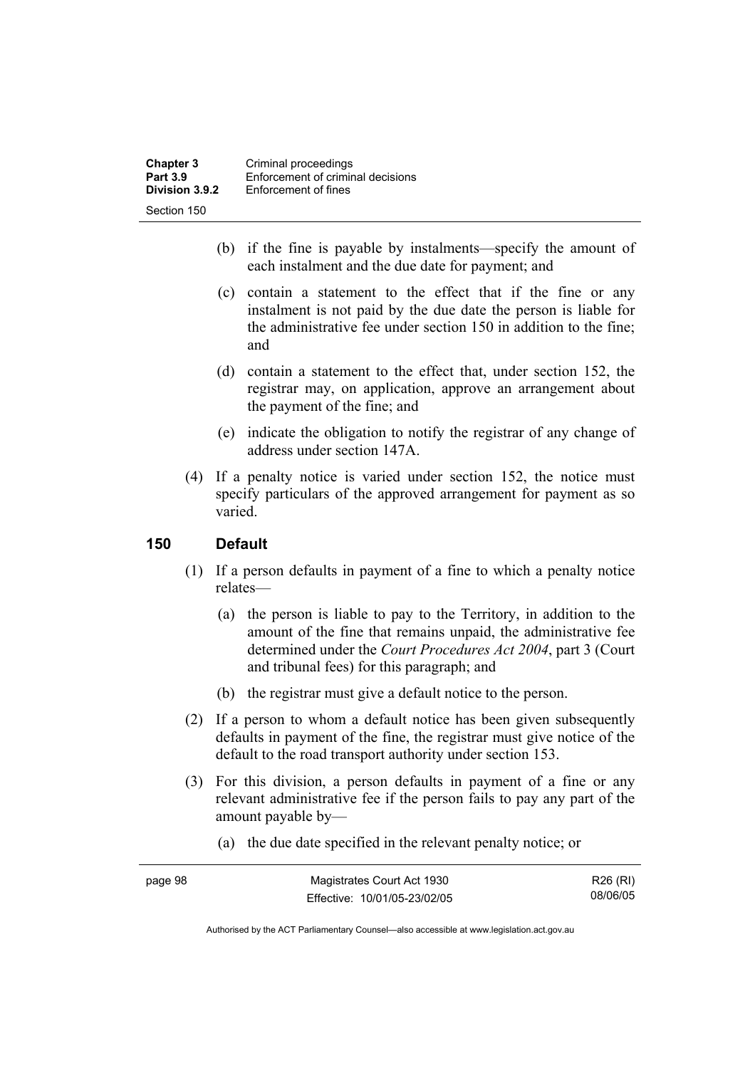(b) if the fine is payable by instalments—specify the amount of each instalment and the due date for payment; and

(c) contain a statement to the effect that if the fine or any instalment is not paid by the due date the person is liable for the administrative fee under section 150 in addition to the fine; and

(d) contain a statement to the effect that, under section 152, the registrar may, on application, approve an arrangement about the payment of the fine; and

(e) indicate the obligation to notify the registrar of any change of address under section 147A.

(4) If a penalty notice is varied under section 152, the notice must specify particulars of the approved arrangement for payment as so varied.

## 150 Default

(1) If a person defaults in payment of a fine to which a penalty notice relates—

(a) the person is liable to pay to the Territory, in addition to the amount of the fine that remains unpaid, the administrative fee determined under the *Court Procedures Act 2004*, part 3 (Court and tribunal fees) for this paragraph; and

(b) the registrar must give a default notice to the person.

(2) If a person to whom a default notice has been given subsequently defaults in payment of the fine, the registrar must give notice of the default to the road transport authority under section 153.

(3) For this division, a person defaults in payment of a fine or any relevant administrative fee if the person fails to pay any part of the amount payable by—

(a) the due date specified in the relevant penalty notice; or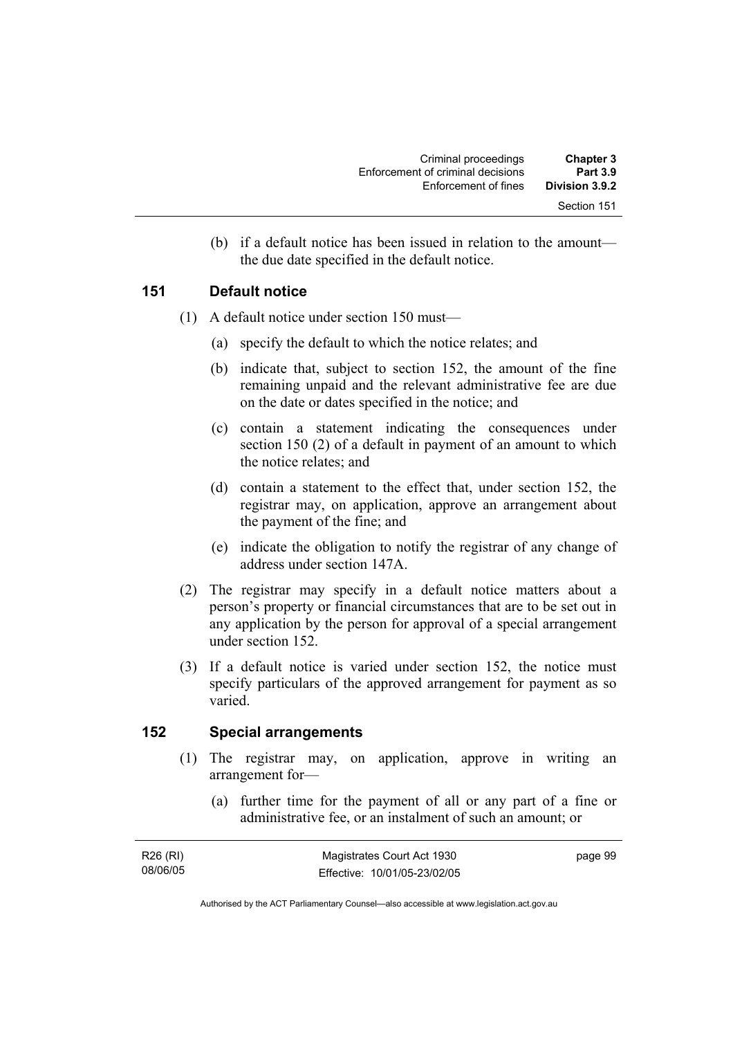(b) if a default notice has been issued in relation to the amount—the due date specified in the default notice.

## 151 Default notice

(1) A default notice under section 150 must—

(a) specify the default to which the notice relates; and

(b) indicate that, subject to section 152, the amount of the fine remaining unpaid and the relevant administrative fee are due on the date or dates specified in the notice; and

(c) contain a statement indicating the consequences under section 150 (2) of a default in payment of an amount to which the notice relates; and

(d) contain a statement to the effect that, under section 152, the registrar may, on application, approve an arrangement about the payment of the fine; and

(e) indicate the obligation to notify the registrar of any change of address under section 147A.

(2) The registrar may specify in a default notice matters about a person's property or financial circumstances that are to be set out in any application by the person for approval of a special arrangement under section 152.

(3) If a default notice is varied under section 152, the notice must specify particulars of the approved arrangement for payment as so varied.

## 152 Special arrangements

(1) The registrar may, on application, approve in writing an arrangement for—

(a) further time for the payment of all or any part of a fine or administrative fee, or an instalment of such an amount; or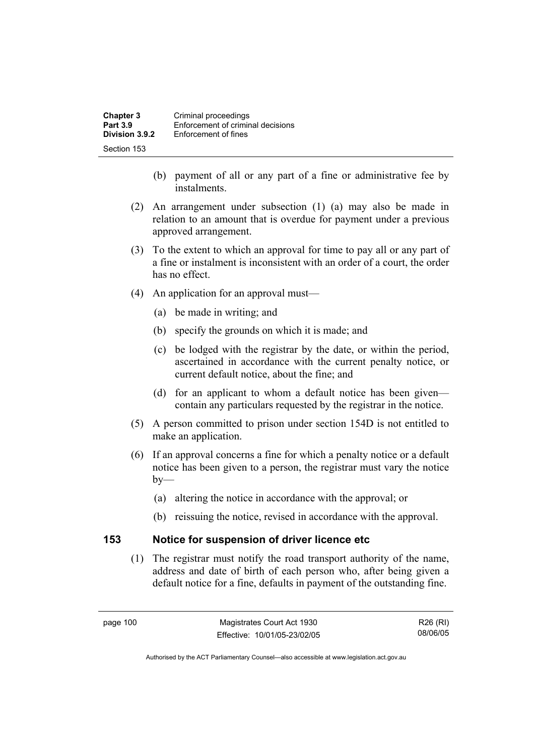(b) payment of all or any part of a fine or administrative fee by instalments.

(2) An arrangement under subsection (1) (a) may also be made in relation to an amount that is overdue for payment under a previous approved arrangement.

(3) To the extent to which an approval for time to pay all or any part of a fine or instalment is inconsistent with an order of a court, the order has no effect.

(4) An application for an approval must—

(a) be made in writing; and

(b) specify the grounds on which it is made; and

(c) be lodged with the registrar by the date, or within the period, ascertained in accordance with the current penalty notice, or current default notice, about the fine; and

(d) for an applicant to whom a default notice has been given—contain any particulars requested by the registrar in the notice.

(5) A person committed to prison under section 154D is not entitled to make an application.

(6) If an approval concerns a fine for which a penalty notice or a default notice has been given to a person, the registrar must vary the notice by—

(a) altering the notice in accordance with the approval; or

(b) reissuing the notice, revised in accordance with the approval.

### 153 Notice for suspension of driver licence etc

(1) The registrar must notify the road transport authority of the name, address and date of birth of each person who, after being given a default notice for a fine, defaults in payment of the outstanding fine.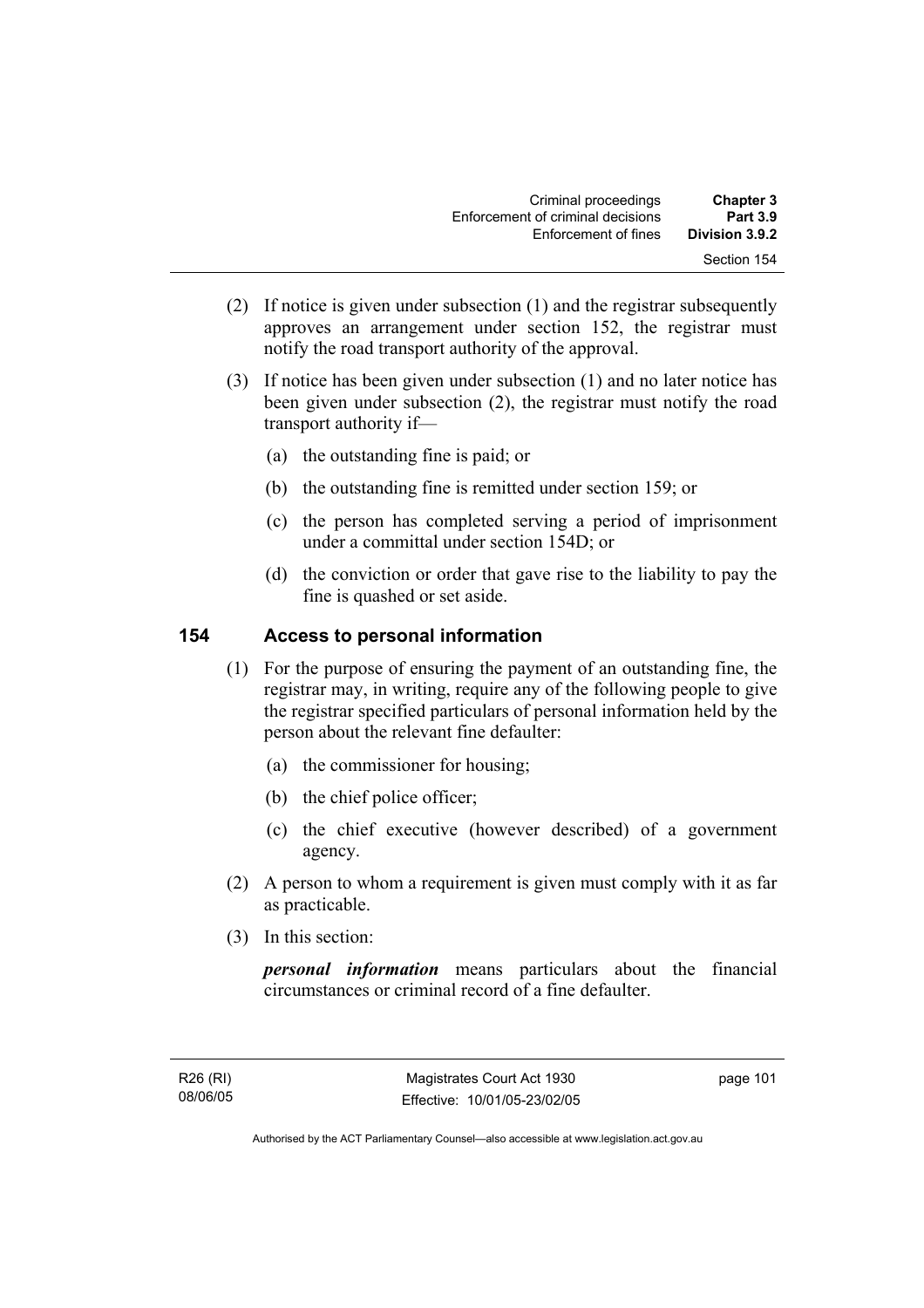(2) If notice is given under subsection (1) and the registrar subsequently approves an arrangement under section 152, the registrar must notify the road transport authority of the approval.

(3) If notice has been given under subsection (1) and no later notice has been given under subsection (2), the registrar must notify the road transport authority if—

(a) the outstanding fine is paid; or

(b) the outstanding fine is remitted under section 159; or

(c) the person has completed serving a period of imprisonment under a committal under section 154D; or

(d) the conviction or order that gave rise to the liability to pay the fine is quashed or set aside.

## 154 Access to personal information

(1) For the purpose of ensuring the payment of an outstanding fine, the registrar may, in writing, require any of the following people to give the registrar specified particulars of personal information held by the person about the relevant fine defaulter:

(a) the commissioner for housing;

(b) the chief police officer;

(c) the chief executive (however described) of a government agency.

(2) A person to whom a requirement is given must comply with it as far as practicable.

(3) In this section:

***personal information*** means particulars about the financial circumstances or criminal record of a fine defaulter.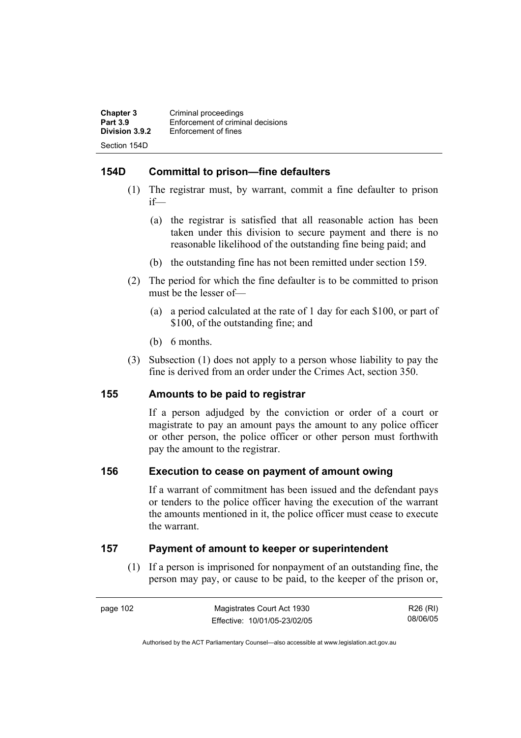## 154D Committal to prison—fine defaulters

(1) The registrar must, by warrant, commit a fine defaulter to prison if—

(a) the registrar is satisfied that all reasonable action has been taken under this division to secure payment and there is no reasonable likelihood of the outstanding fine being paid; and

(b) the outstanding fine has not been remitted under section 159.

(2) The period for which the fine defaulter is to be committed to prison must be the lesser of—

(a) a period calculated at the rate of 1 day for each $100, or part of $100, of the outstanding fine; and

(b) 6 months.

(3) Subsection (1) does not apply to a person whose liability to pay the fine is derived from an order under the Crimes Act, section 350.

## 155 Amounts to be paid to registrar

If a person adjudged by the conviction or order of a court or magistrate to pay an amount pays the amount to any police officer or other person, the police officer or other person must forthwith pay the amount to the registrar.

## 156 Execution to cease on payment of amount owing

If a warrant of commitment has been issued and the defendant pays or tenders to the police officer having the execution of the warrant the amounts mentioned in it, the police officer must cease to execute the warrant.

## 157 Payment of amount to keeper or superintendent

(1) If a person is imprisoned for nonpayment of an outstanding fine, the person may pay, or cause to be paid, to the keeper of the prison or,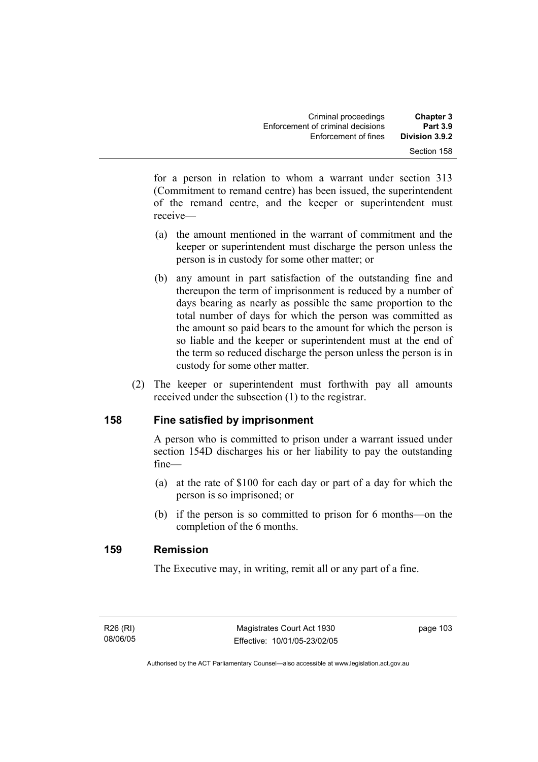for a person in relation to whom a warrant under section 313 (Commitment to remand centre) has been issued, the superintendent of the remand centre, and the keeper or superintendent must receive—

(a) the amount mentioned in the warrant of commitment and the keeper or superintendent must discharge the person unless the person is in custody for some other matter; or

(b) any amount in part satisfaction of the outstanding fine and thereupon the term of imprisonment is reduced by a number of days bearing as nearly as possible the same proportion to the total number of days for which the person was committed as the amount so paid bears to the amount for which the person is so liable and the keeper or superintendent must at the end of the term so reduced discharge the person unless the person is in custody for some other matter.

(2) The keeper or superintendent must forthwith pay all amounts received under the subsection (1) to the registrar.

## 158 Fine satisfied by imprisonment

A person who is committed to prison under a warrant issued under section 154D discharges his or her liability to pay the outstanding fine—

(a) at the rate of $100 for each day or part of a day for which the person is so imprisoned; or

(b) if the person is so committed to prison for 6 months—on the completion of the 6 months.

## 159 Remission

The Executive may, in writing, remit all or any part of a fine.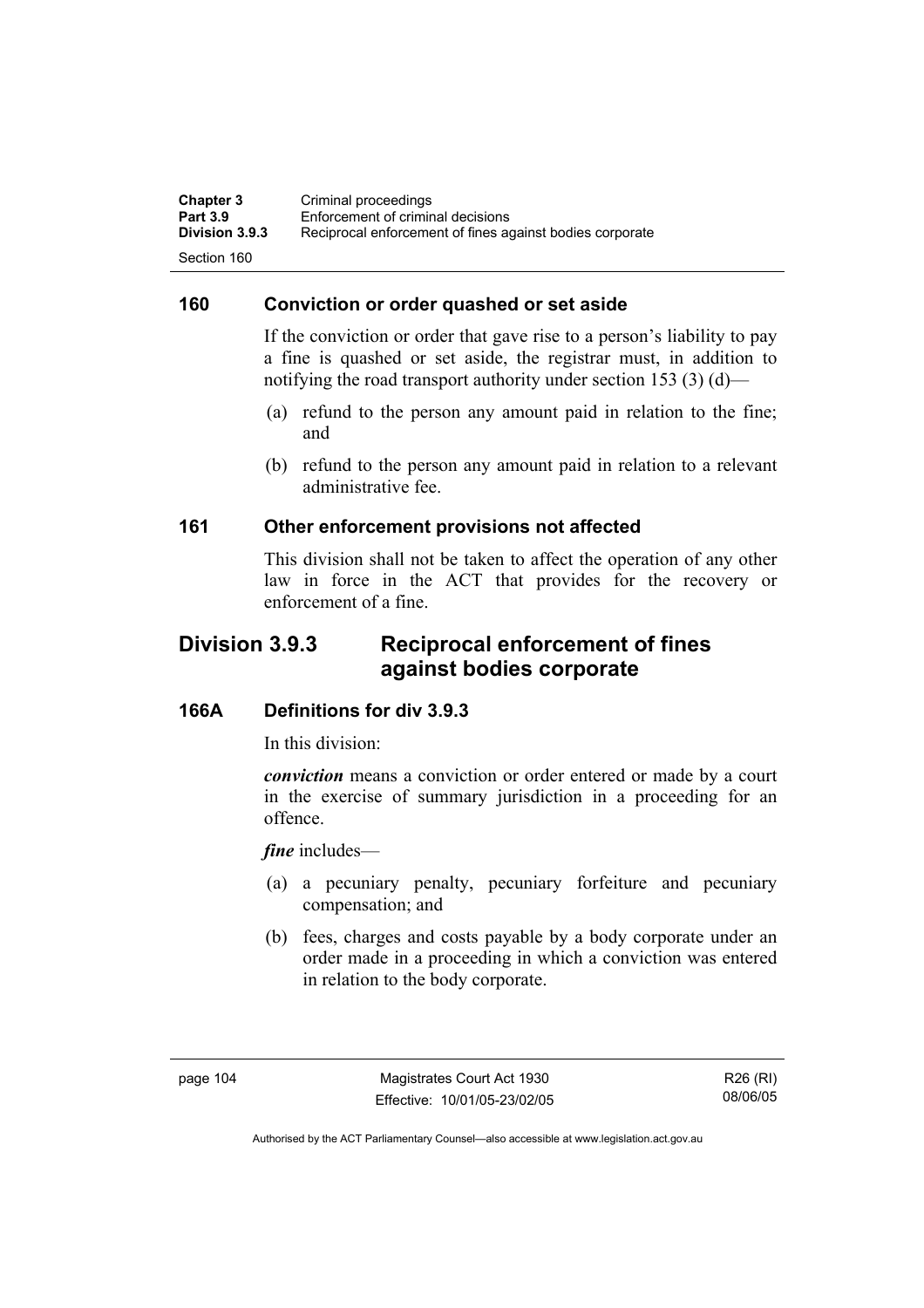### 160 Conviction or order quashed or set aside

If the conviction or order that gave rise to a person's liability to pay a fine is quashed or set aside, the registrar must, in addition to notifying the road transport authority under section 153 (3) (d)—

(a) refund to the person any amount paid in relation to the fine; and

(b) refund to the person any amount paid in relation to a relevant administrative fee.

### 161 Other enforcement provisions not affected

This division shall not be taken to affect the operation of any other law in force in the ACT that provides for the recovery or enforcement of a fine.

## Division 3.9.3 Reciprocal enforcement of fines against bodies corporate

### 166A Definitions for div 3.9.3

In this division:

***conviction*** means a conviction or order entered or made by a court in the exercise of summary jurisdiction in a proceeding for an offence.

***fine*** includes—

(a) a pecuniary penalty, pecuniary forfeiture and pecuniary compensation; and

(b) fees, charges and costs payable by a body corporate under an order made in a proceeding in which a conviction was entered in relation to the body corporate.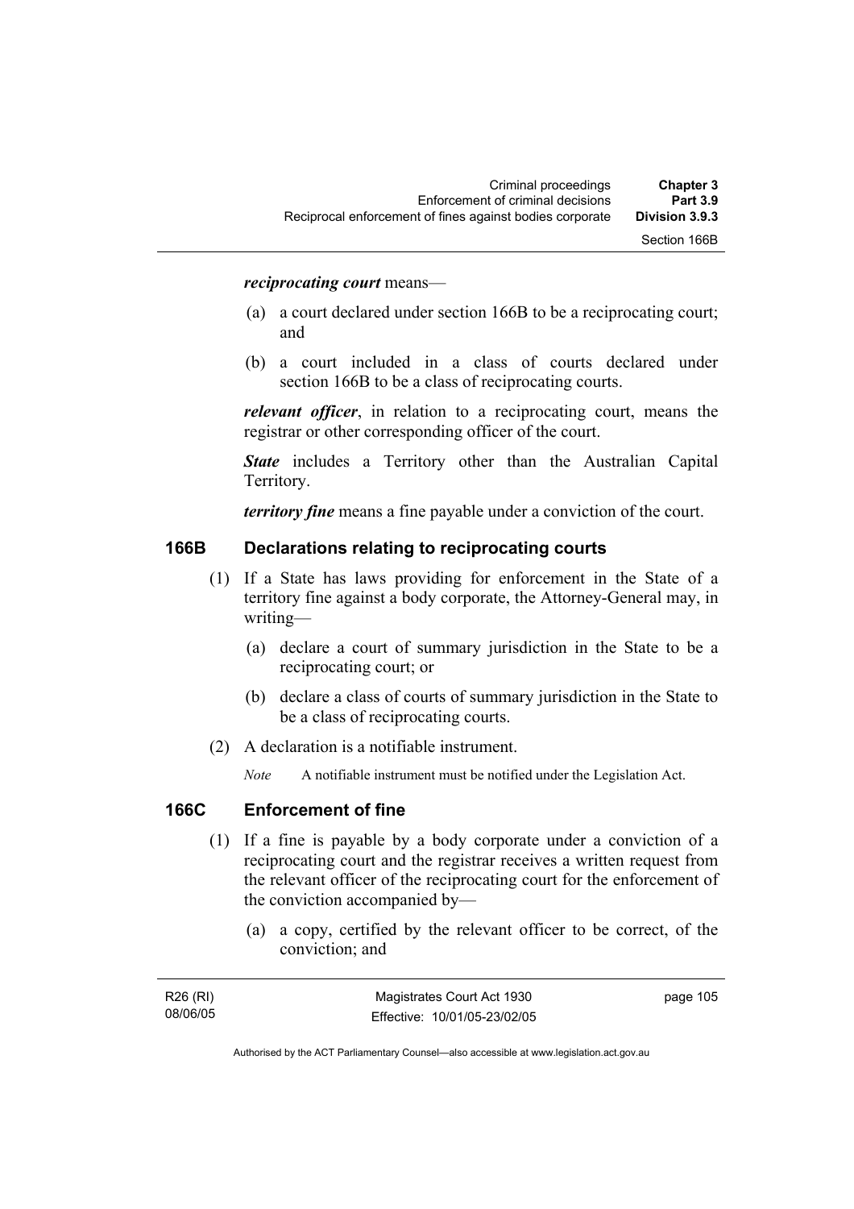***reciprocating court*** means—

(a) a court declared under section 166B to be a reciprocating court; and

(b) a court included in a class of courts declared under section 166B to be a class of reciprocating courts.

***relevant officer***, in relation to a reciprocating court, means the registrar or other corresponding officer of the court.

***State*** includes a Territory other than the Australian Capital Territory.

***territory fine*** means a fine payable under a conviction of the court.

## 166B Declarations relating to reciprocating courts

(1) If a State has laws providing for enforcement in the State of a territory fine against a body corporate, the Attorney-General may, in writing—

(a) declare a court of summary jurisdiction in the State to be a reciprocating court; or

(b) declare a class of courts of summary jurisdiction in the State to be a class of reciprocating courts.

(2) A declaration is a notifiable instrument.

*Note* A notifiable instrument must be notified under the Legislation Act.

## 166C Enforcement of fine

(1) If a fine is payable by a body corporate under a conviction of a reciprocating court and the registrar receives a written request from the relevant officer of the reciprocating court for the enforcement of the conviction accompanied by—

(a) a copy, certified by the relevant officer to be correct, of the conviction; and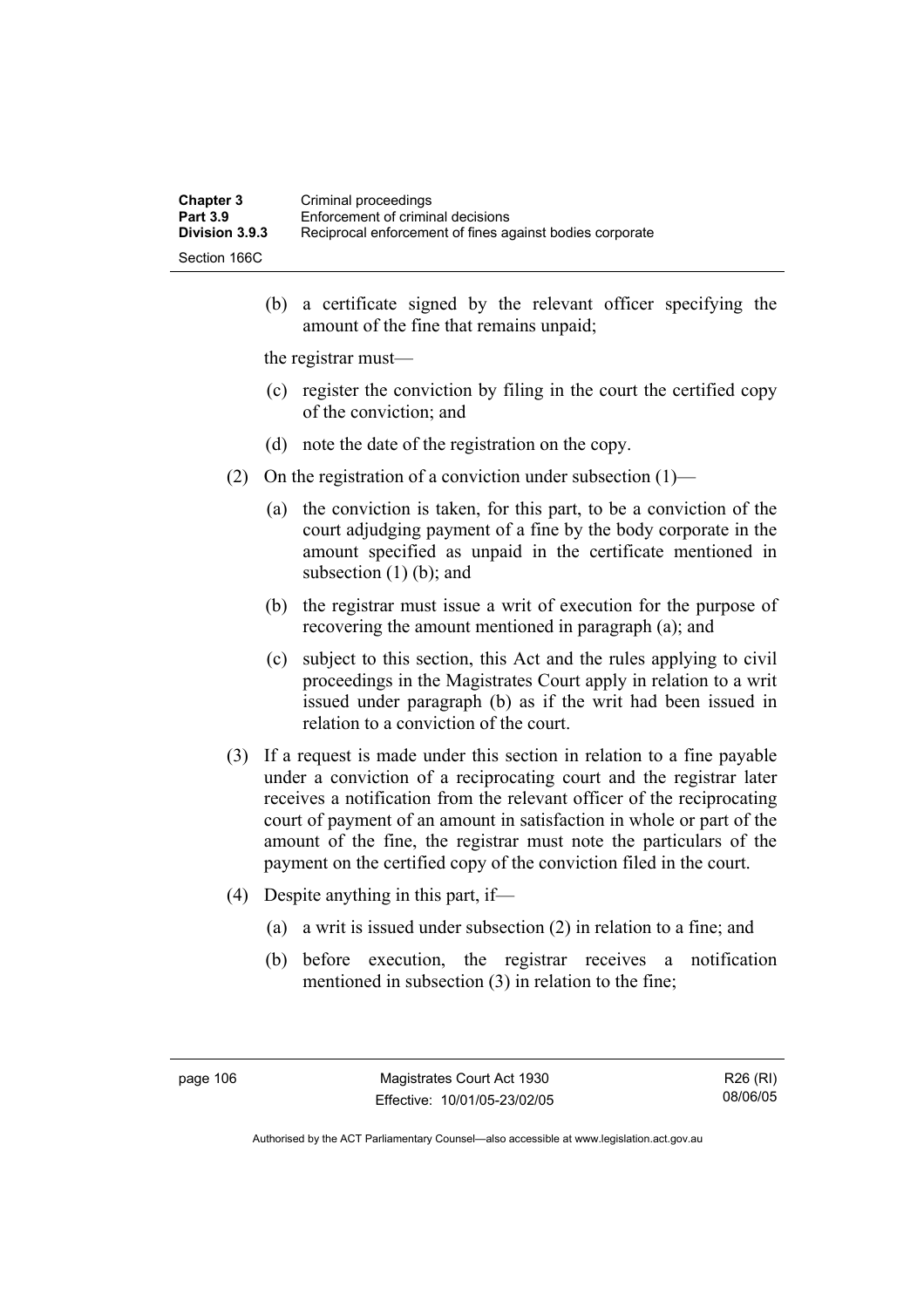(b) a certificate signed by the relevant officer specifying the amount of the fine that remains unpaid;

the registrar must—

(c) register the conviction by filing in the court the certified copy of the conviction; and

(d) note the date of the registration on the copy.

(2) On the registration of a conviction under subsection (1)—

(a) the conviction is taken, for this part, to be a conviction of the court adjudging payment of a fine by the body corporate in the amount specified as unpaid in the certificate mentioned in subsection (1) (b); and

(b) the registrar must issue a writ of execution for the purpose of recovering the amount mentioned in paragraph (a); and

(c) subject to this section, this Act and the rules applying to civil proceedings in the Magistrates Court apply in relation to a writ issued under paragraph (b) as if the writ had been issued in relation to a conviction of the court.

(3) If a request is made under this section in relation to a fine payable under a conviction of a reciprocating court and the registrar later receives a notification from the relevant officer of the reciprocating court of payment of an amount in satisfaction in whole or part of the amount of the fine, the registrar must note the particulars of the payment on the certified copy of the conviction filed in the court.

(4) Despite anything in this part, if—

(a) a writ is issued under subsection (2) in relation to a fine; and

(b) before execution, the registrar receives a notification mentioned in subsection (3) in relation to the fine;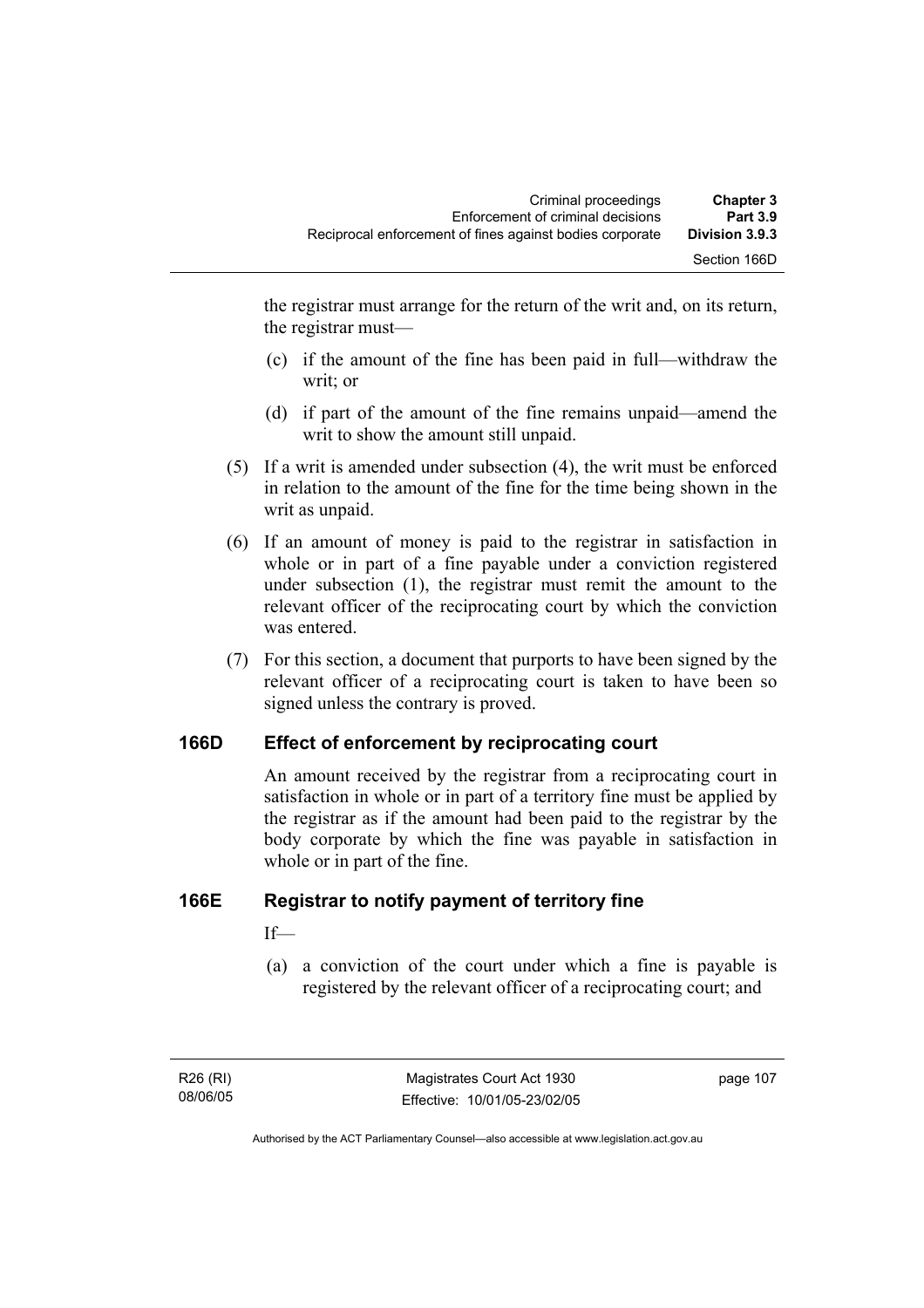the registrar must arrange for the return of the writ and, on its return, the registrar must—

(c) if the amount of the fine has been paid in full—withdraw the writ; or

(d) if part of the amount of the fine remains unpaid—amend the writ to show the amount still unpaid.

(5) If a writ is amended under subsection (4), the writ must be enforced in relation to the amount of the fine for the time being shown in the writ as unpaid.

(6) If an amount of money is paid to the registrar in satisfaction in whole or in part of a fine payable under a conviction registered under subsection (1), the registrar must remit the amount to the relevant officer of the reciprocating court by which the conviction was entered.

(7) For this section, a document that purports to have been signed by the relevant officer of a reciprocating court is taken to have been so signed unless the contrary is proved.

## 166D Effect of enforcement by reciprocating court

An amount received by the registrar from a reciprocating court in satisfaction in whole or in part of a territory fine must be applied by the registrar as if the amount had been paid to the registrar by the body corporate by which the fine was payable in satisfaction in whole or in part of the fine.

## 166E Registrar to notify payment of territory fine

If—

(a) a conviction of the court under which a fine is payable is registered by the relevant officer of a reciprocating court; and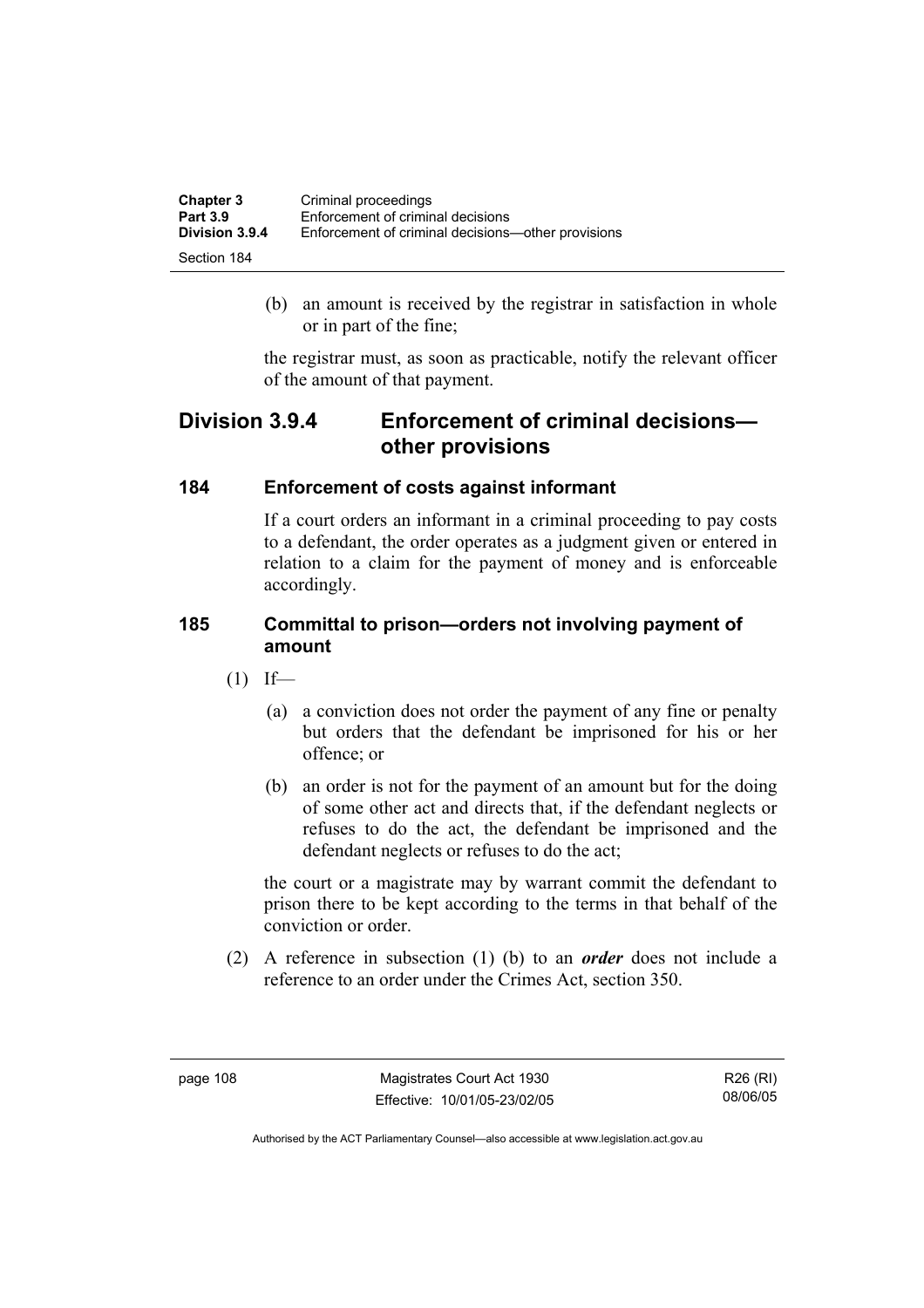(b) an amount is received by the registrar in satisfaction in whole or in part of the fine;

the registrar must, as soon as practicable, notify the relevant officer of the amount of that payment.

## Division 3.9.4 Enforcement of criminal decisions—other provisions

### 184 Enforcement of costs against informant

If a court orders an informant in a criminal proceeding to pay costs to a defendant, the order operates as a judgment given or entered in relation to a claim for the payment of money and is enforceable accordingly.

### 185 Committal to prison—orders not involving payment of amount

(1) If—

(a) a conviction does not order the payment of any fine or penalty but orders that the defendant be imprisoned for his or her offence; or

(b) an order is not for the payment of an amount but for the doing of some other act and directs that, if the defendant neglects or refuses to do the act, the defendant be imprisoned and the defendant neglects or refuses to do the act;

the court or a magistrate may by warrant commit the defendant to prison there to be kept according to the terms in that behalf of the conviction or order.

(2) A reference in subsection (1) (b) to an ***order*** does not include a reference to an order under the Crimes Act, section 350.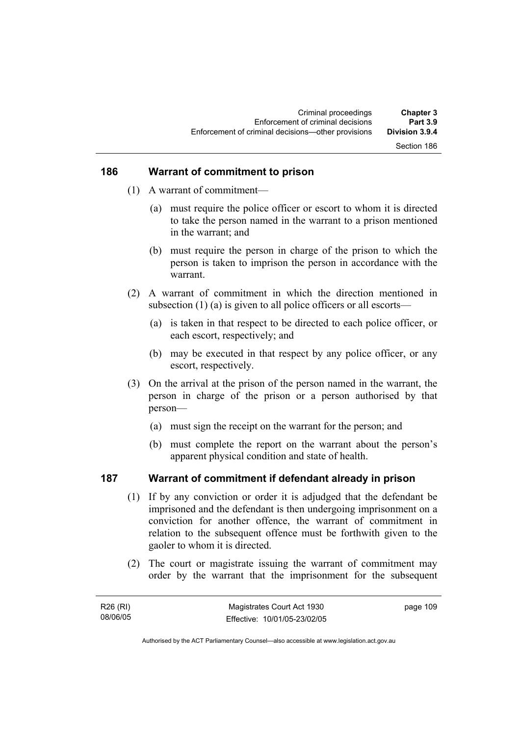## 186 Warrant of commitment to prison

(1) A warrant of commitment—

(a) must require the police officer or escort to whom it is directed to take the person named in the warrant to a prison mentioned in the warrant; and

(b) must require the person in charge of the prison to which the person is taken to imprison the person in accordance with the warrant.

(2) A warrant of commitment in which the direction mentioned in subsection (1) (a) is given to all police officers or all escorts—

(a) is taken in that respect to be directed to each police officer, or each escort, respectively; and

(b) may be executed in that respect by any police officer, or any escort, respectively.

(3) On the arrival at the prison of the person named in the warrant, the person in charge of the prison or a person authorised by that person—

(a) must sign the receipt on the warrant for the person; and

(b) must complete the report on the warrant about the person's apparent physical condition and state of health.

## 187 Warrant of commitment if defendant already in prison

(1) If by any conviction or order it is adjudged that the defendant be imprisoned and the defendant is then undergoing imprisonment on a conviction for another offence, the warrant of commitment in relation to the subsequent offence must be forthwith given to the gaoler to whom it is directed.

(2) The court or magistrate issuing the warrant of commitment may order by the warrant that the imprisonment for the subsequent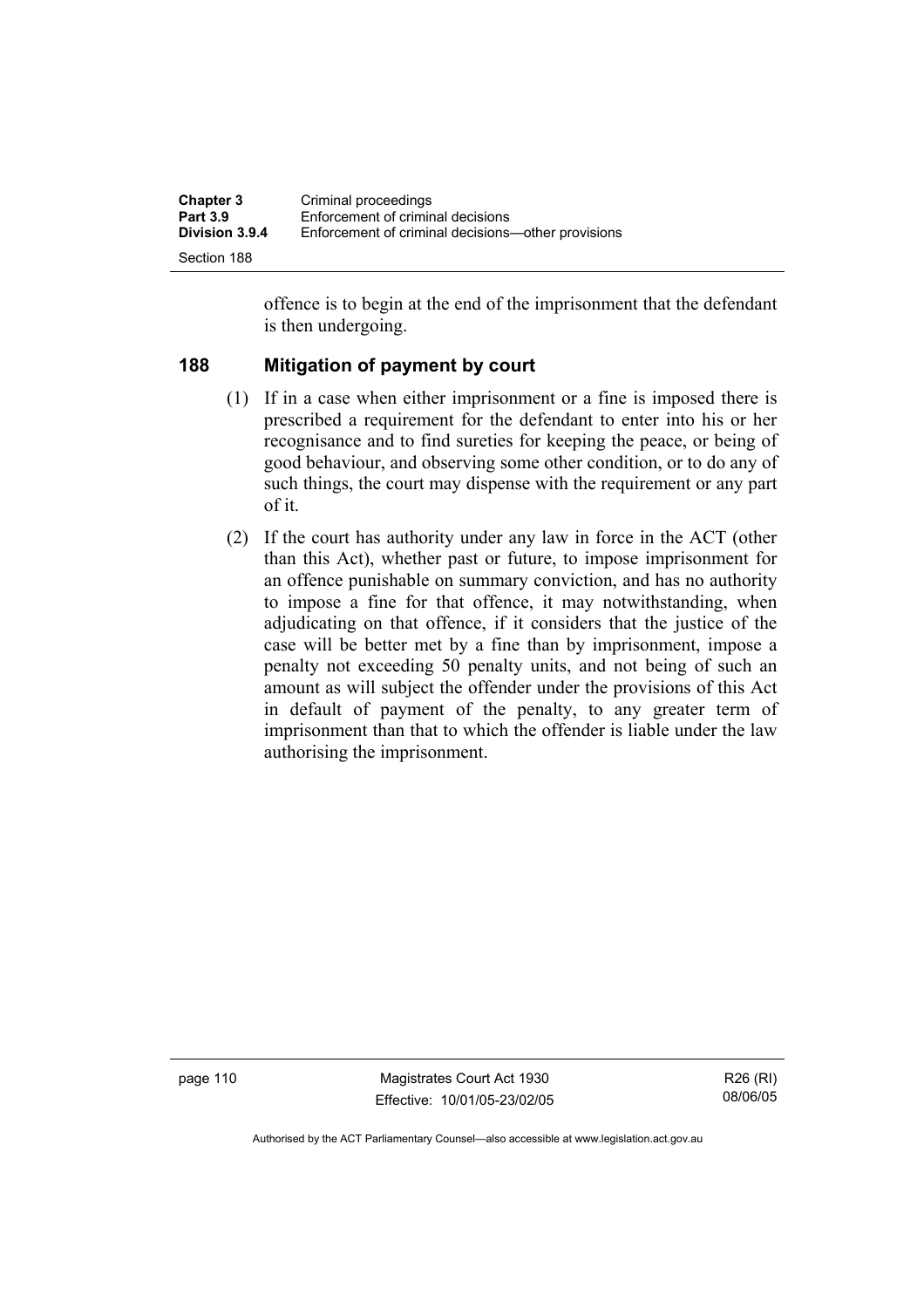offence is to begin at the end of the imprisonment that the defendant is then undergoing.

### 188 Mitigation of payment by court

(1) If in a case when either imprisonment or a fine is imposed there is prescribed a requirement for the defendant to enter into his or her recognisance and to find sureties for keeping the peace, or being of good behaviour, and observing some other condition, or to do any of such things, the court may dispense with the requirement or any part of it.

(2) If the court has authority under any law in force in the ACT (other than this Act), whether past or future, to impose imprisonment for an offence punishable on summary conviction, and has no authority to impose a fine for that offence, it may notwithstanding, when adjudicating on that offence, if it considers that the justice of the case will be better met by a fine than by imprisonment, impose a penalty not exceeding 50 penalty units, and not being of such an amount as will subject the offender under the provisions of this Act in default of payment of the penalty, to any greater term of imprisonment than that to which the offender is liable under the law authorising the imprisonment.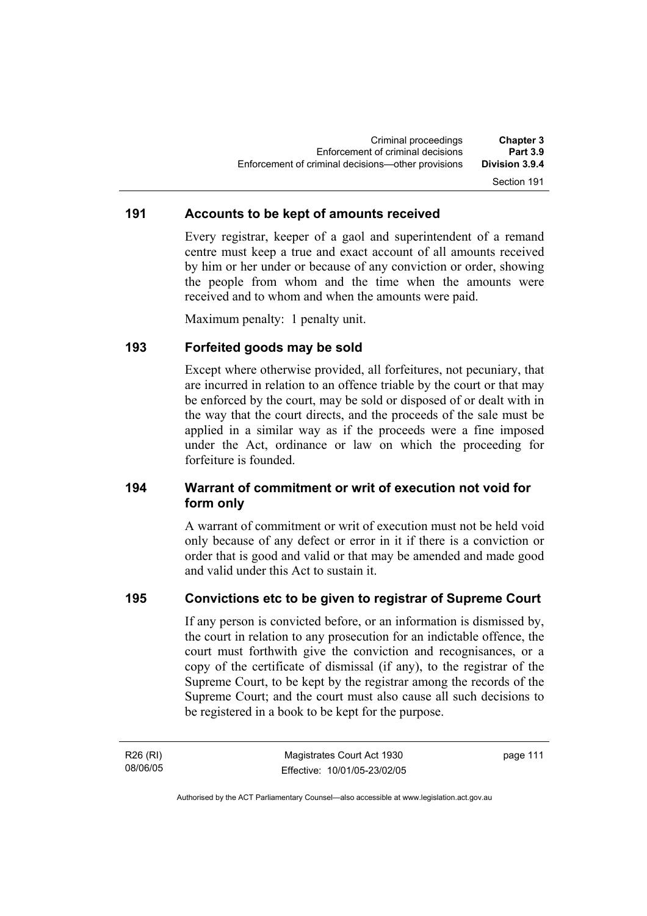### 191 Accounts to be kept of amounts received

Every registrar, keeper of a gaol and superintendent of a remand centre must keep a true and exact account of all amounts received by him or her under or because of any conviction or order, showing the people from whom and the time when the amounts were received and to whom and when the amounts were paid.

Maximum penalty: 1 penalty unit.

### 193 Forfeited goods may be sold

Except where otherwise provided, all forfeitures, not pecuniary, that are incurred in relation to an offence triable by the court or that may be enforced by the court, may be sold or disposed of or dealt with in the way that the court directs, and the proceeds of the sale must be applied in a similar way as if the proceeds were a fine imposed under the Act, ordinance or law on which the proceeding for forfeiture is founded.

### 194 Warrant of commitment or writ of execution not void for form only

A warrant of commitment or writ of execution must not be held void only because of any defect or error in it if there is a conviction or order that is good and valid or that may be amended and made good and valid under this Act to sustain it.

### 195 Convictions etc to be given to registrar of Supreme Court

If any person is convicted before, or an information is dismissed by, the court in relation to any prosecution for an indictable offence, the court must forthwith give the conviction and recognisances, or a copy of the certificate of dismissal (if any), to the registrar of the Supreme Court, to be kept by the registrar among the records of the Supreme Court; and the court must also cause all such decisions to be registered in a book to be kept for the purpose.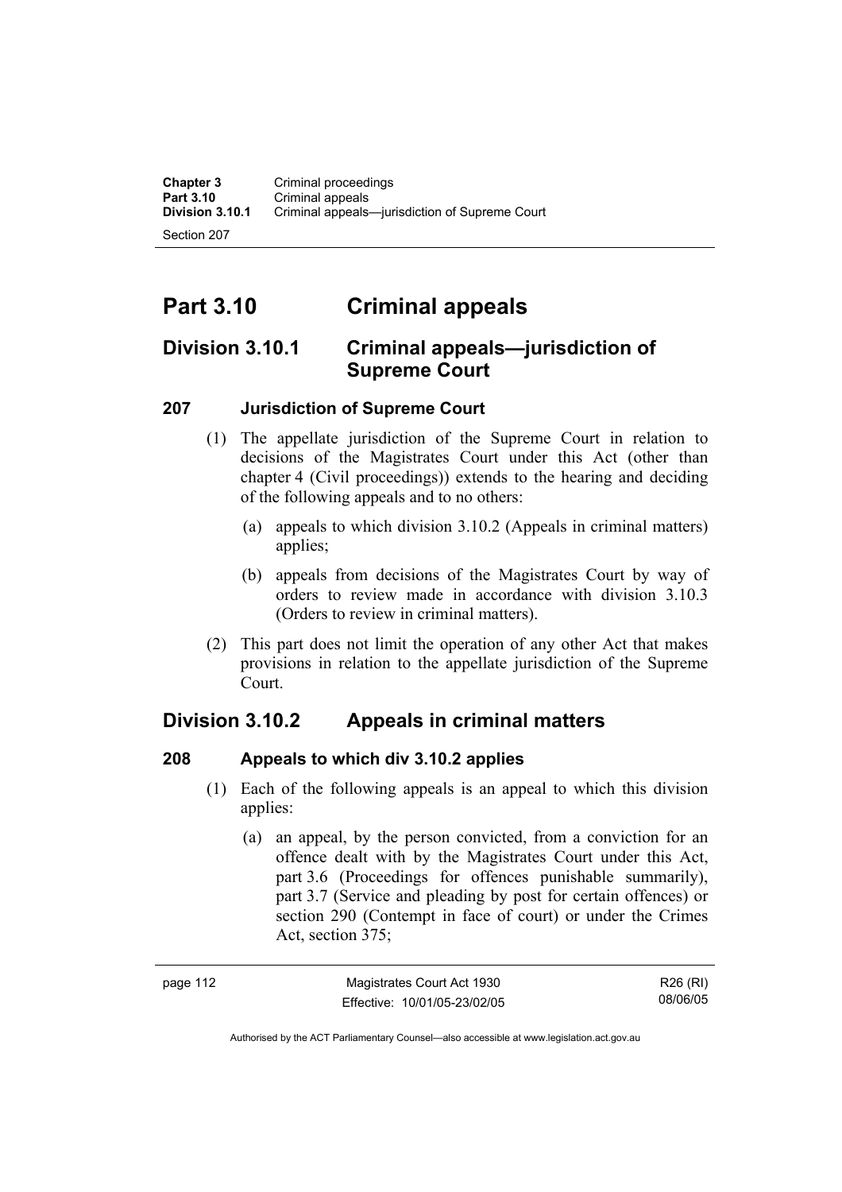# Part 3.10 Criminal appeals

## Division 3.10.1 Criminal appeals—jurisdiction of Supreme Court

### 207 Jurisdiction of Supreme Court

(1) The appellate jurisdiction of the Supreme Court in relation to decisions of the Magistrates Court under this Act (other than chapter 4 (Civil proceedings)) extends to the hearing and deciding of the following appeals and to no others:

(a) appeals to which division 3.10.2 (Appeals in criminal matters) applies;

(b) appeals from decisions of the Magistrates Court by way of orders to review made in accordance with division 3.10.3 (Orders to review in criminal matters).

(2) This part does not limit the operation of any other Act that makes provisions in relation to the appellate jurisdiction of the Supreme Court.

## Division 3.10.2 Appeals in criminal matters

### 208 Appeals to which div 3.10.2 applies

(1) Each of the following appeals is an appeal to which this division applies:

(a) an appeal, by the person convicted, from a conviction for an offence dealt with by the Magistrates Court under this Act, part 3.6 (Proceedings for offences punishable summarily), part 3.7 (Service and pleading by post for certain offences) or section 290 (Contempt in face of court) or under the Crimes Act, section 375;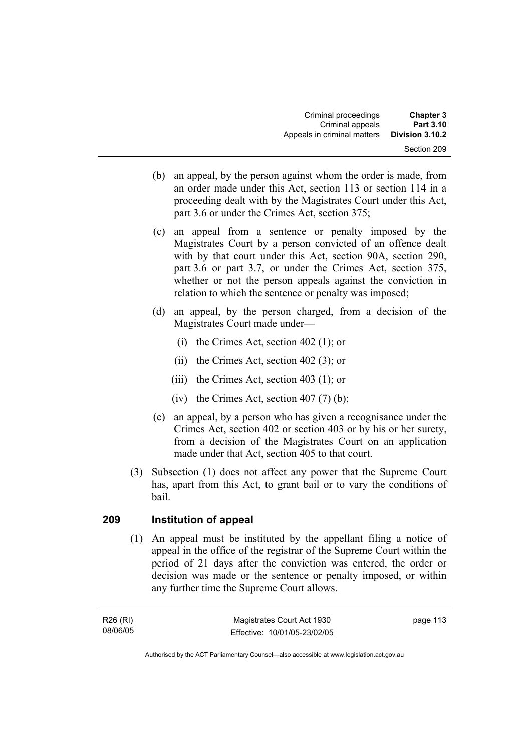(b) an appeal, by the person against whom the order is made, from an order made under this Act, section 113 or section 114 in a proceeding dealt with by the Magistrates Court under this Act, part 3.6 or under the Crimes Act, section 375;

(c) an appeal from a sentence or penalty imposed by the Magistrates Court by a person convicted of an offence dealt with by that court under this Act, section 90A, section 290, part 3.6 or part 3.7, or under the Crimes Act, section 375, whether or not the person appeals against the conviction in relation to which the sentence or penalty was imposed;

(d) an appeal, by the person charged, from a decision of the Magistrates Court made under—

  (i) the Crimes Act, section 402 (1); or

  (ii) the Crimes Act, section 402 (3); or

  (iii) the Crimes Act, section 403 (1); or

  (iv) the Crimes Act, section 407 (7) (b);

(e) an appeal, by a person who has given a recognisance under the Crimes Act, section 402 or section 403 or by his or her surety, from a decision of the Magistrates Court on an application made under that Act, section 405 to that court.

(3) Subsection (1) does not affect any power that the Supreme Court has, apart from this Act, to grant bail or to vary the conditions of bail.

## 209 Institution of appeal

(1) An appeal must be instituted by the appellant filing a notice of appeal in the office of the registrar of the Supreme Court within the period of 21 days after the conviction was entered, the order or decision was made or the sentence or penalty imposed, or within any further time the Supreme Court allows.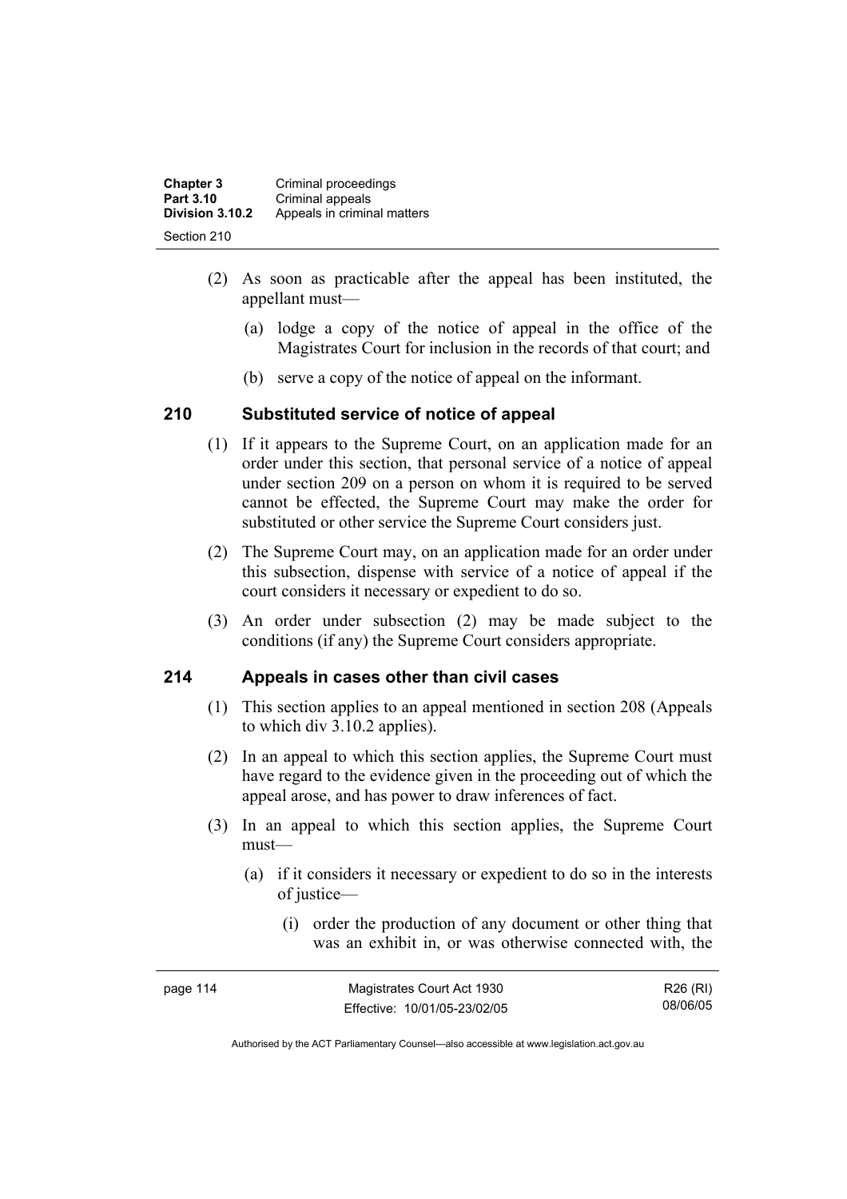(2) As soon as practicable after the appeal has been instituted, the appellant must—

(a) lodge a copy of the notice of appeal in the office of the Magistrates Court for inclusion in the records of that court; and

(b) serve a copy of the notice of appeal on the informant.

## 210 Substituted service of notice of appeal

(1) If it appears to the Supreme Court, on an application made for an order under this section, that personal service of a notice of appeal under section 209 on a person on whom it is required to be served cannot be effected, the Supreme Court may make the order for substituted or other service the Supreme Court considers just.

(2) The Supreme Court may, on an application made for an order under this subsection, dispense with service of a notice of appeal if the court considers it necessary or expedient to do so.

(3) An order under subsection (2) may be made subject to the conditions (if any) the Supreme Court considers appropriate.

## 214 Appeals in cases other than civil cases

(1) This section applies to an appeal mentioned in section 208 (Appeals to which div 3.10.2 applies).

(2) In an appeal to which this section applies, the Supreme Court must have regard to the evidence given in the proceeding out of which the appeal arose, and has power to draw inferences of fact.

(3) In an appeal to which this section applies, the Supreme Court must—

(a) if it considers it necessary or expedient to do so in the interests of justice—

(i) order the production of any document or other thing that was an exhibit in, or was otherwise connected with, the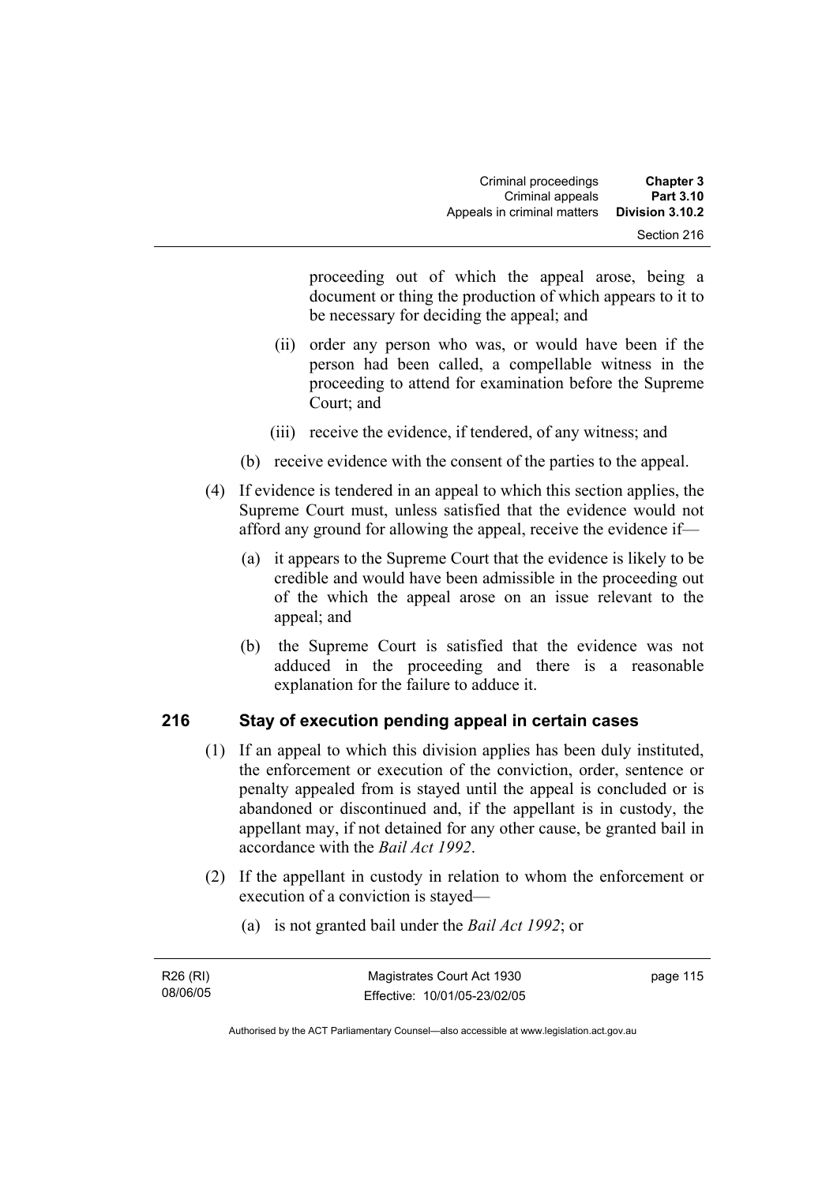proceeding out of which the appeal arose, being a document or thing the production of which appears to it to be necessary for deciding the appeal; and

(ii) order any person who was, or would have been if the person had been called, a compellable witness in the proceeding to attend for examination before the Supreme Court; and

(iii) receive the evidence, if tendered, of any witness; and

(b) receive evidence with the consent of the parties to the appeal.

(4) If evidence is tendered in an appeal to which this section applies, the Supreme Court must, unless satisfied that the evidence would not afford any ground for allowing the appeal, receive the evidence if—

(a) it appears to the Supreme Court that the evidence is likely to be credible and would have been admissible in the proceeding out of the which the appeal arose on an issue relevant to the appeal; and

(b) the Supreme Court is satisfied that the evidence was not adduced in the proceeding and there is a reasonable explanation for the failure to adduce it.

## 216 Stay of execution pending appeal in certain cases

(1) If an appeal to which this division applies has been duly instituted, the enforcement or execution of the conviction, order, sentence or penalty appealed from is stayed until the appeal is concluded or is abandoned or discontinued and, if the appellant is in custody, the appellant may, if not detained for any other cause, be granted bail in accordance with the *Bail Act 1992*.

(2) If the appellant in custody in relation to whom the enforcement or execution of a conviction is stayed—

(a) is not granted bail under the *Bail Act 1992*; or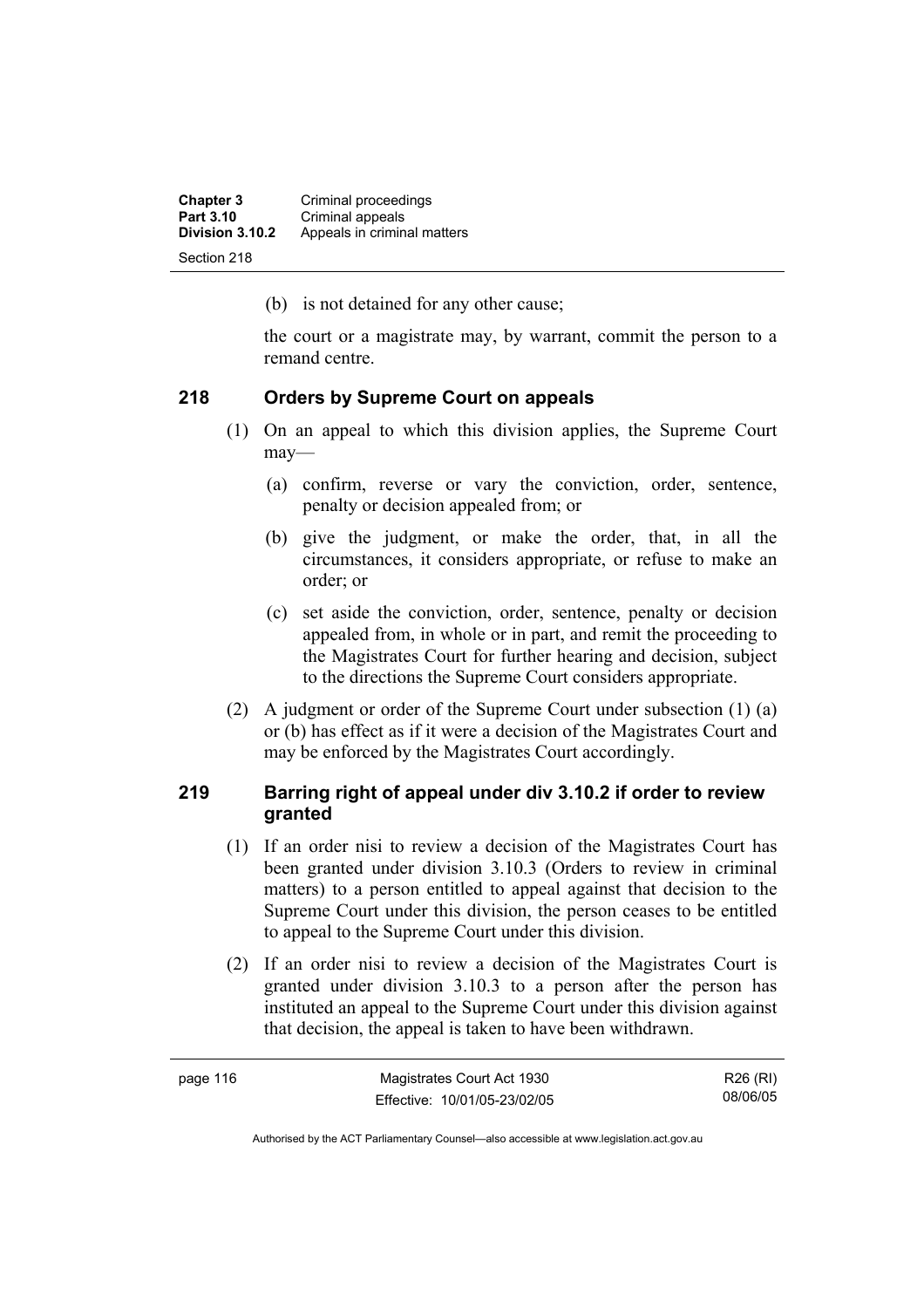(b) is not detained for any other cause;

the court or a magistrate may, by warrant, commit the person to a remand centre.

### 218 Orders by Supreme Court on appeals

(1) On an appeal to which this division applies, the Supreme Court may—

(a) confirm, reverse or vary the conviction, order, sentence, penalty or decision appealed from; or

(b) give the judgment, or make the order, that, in all the circumstances, it considers appropriate, or refuse to make an order; or

(c) set aside the conviction, order, sentence, penalty or decision appealed from, in whole or in part, and remit the proceeding to the Magistrates Court for further hearing and decision, subject to the directions the Supreme Court considers appropriate.

(2) A judgment or order of the Supreme Court under subsection (1) (a) or (b) has effect as if it were a decision of the Magistrates Court and may be enforced by the Magistrates Court accordingly.

### 219 Barring right of appeal under div 3.10.2 if order to review granted

(1) If an order nisi to review a decision of the Magistrates Court has been granted under division 3.10.3 (Orders to review in criminal matters) to a person entitled to appeal against that decision to the Supreme Court under this division, the person ceases to be entitled to appeal to the Supreme Court under this division.

(2) If an order nisi to review a decision of the Magistrates Court is granted under division 3.10.3 to a person after the person has instituted an appeal to the Supreme Court under this division against that decision, the appeal is taken to have been withdrawn.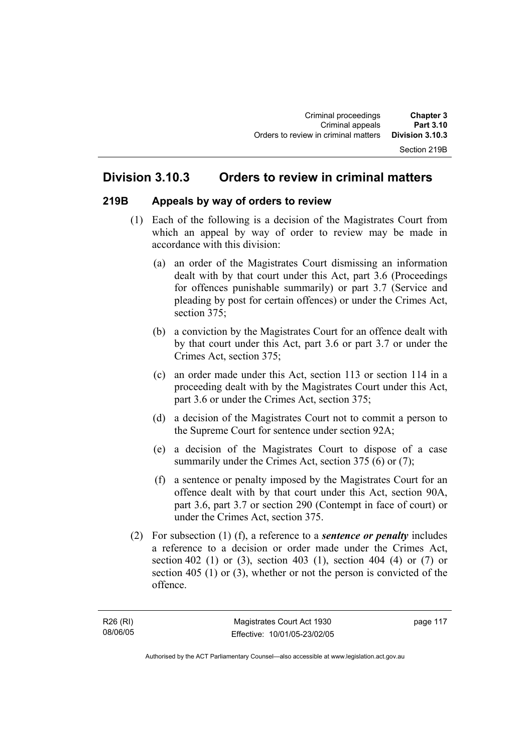## Division 3.10.3 Orders to review in criminal matters

### 219B Appeals by way of orders to review

(1) Each of the following is a decision of the Magistrates Court from which an appeal by way of order to review may be made in accordance with this division:

(a) an order of the Magistrates Court dismissing an information dealt with by that court under this Act, part 3.6 (Proceedings for offences punishable summarily) or part 3.7 (Service and pleading by post for certain offences) or under the Crimes Act, section 375;

(b) a conviction by the Magistrates Court for an offence dealt with by that court under this Act, part 3.6 or part 3.7 or under the Crimes Act, section 375;

(c) an order made under this Act, section 113 or section 114 in a proceeding dealt with by the Magistrates Court under this Act, part 3.6 or under the Crimes Act, section 375;

(d) a decision of the Magistrates Court not to commit a person to the Supreme Court for sentence under section 92A;

(e) a decision of the Magistrates Court to dispose of a case summarily under the Crimes Act, section 375 (6) or (7);

(f) a sentence or penalty imposed by the Magistrates Court for an offence dealt with by that court under this Act, section 90A, part 3.6, part 3.7 or section 290 (Contempt in face of court) or under the Crimes Act, section 375.

(2) For subsection (1) (f), a reference to a ***sentence or penalty*** includes a reference to a decision or order made under the Crimes Act, section 402 (1) or (3), section 403 (1), section 404 (4) or (7) or section 405 (1) or (3), whether or not the person is convicted of the offence.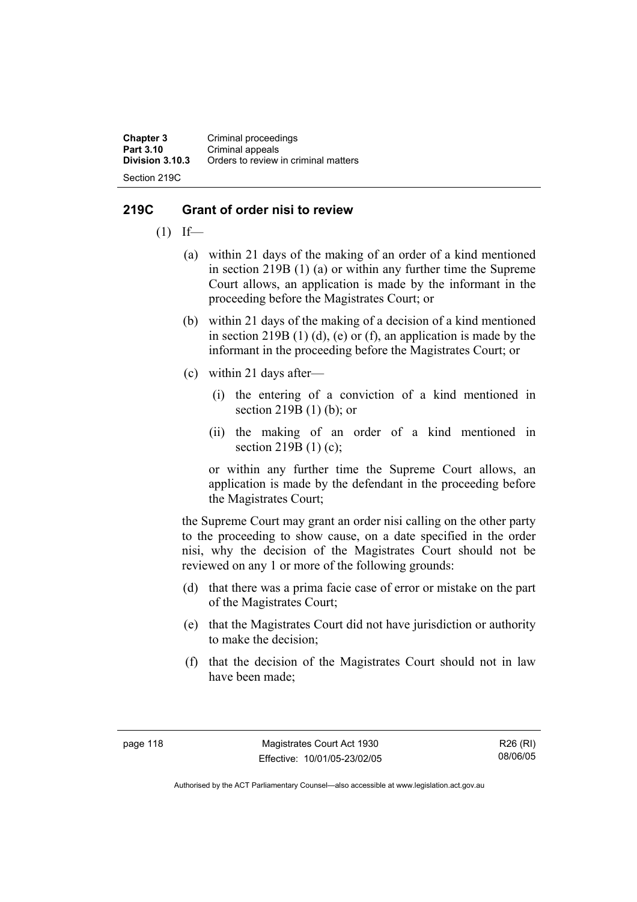## 219C Grant of order nisi to review

(1) If—

(a) within 21 days of the making of an order of a kind mentioned in section 219B (1) (a) or within any further time the Supreme Court allows, an application is made by the informant in the proceeding before the Magistrates Court; or

(b) within 21 days of the making of a decision of a kind mentioned in section 219B (1) (d), (e) or (f), an application is made by the informant in the proceeding before the Magistrates Court; or

(c) within 21 days after—

(i) the entering of a conviction of a kind mentioned in section 219B (1) (b); or

(ii) the making of an order of a kind mentioned in section 219B (1) (c);

or within any further time the Supreme Court allows, an application is made by the defendant in the proceeding before the Magistrates Court;

the Supreme Court may grant an order nisi calling on the other party to the proceeding to show cause, on a date specified in the order nisi, why the decision of the Magistrates Court should not be reviewed on any 1 or more of the following grounds:

(d) that there was a prima facie case of error or mistake on the part of the Magistrates Court;

(e) that the Magistrates Court did not have jurisdiction or authority to make the decision;

(f) that the decision of the Magistrates Court should not in law have been made;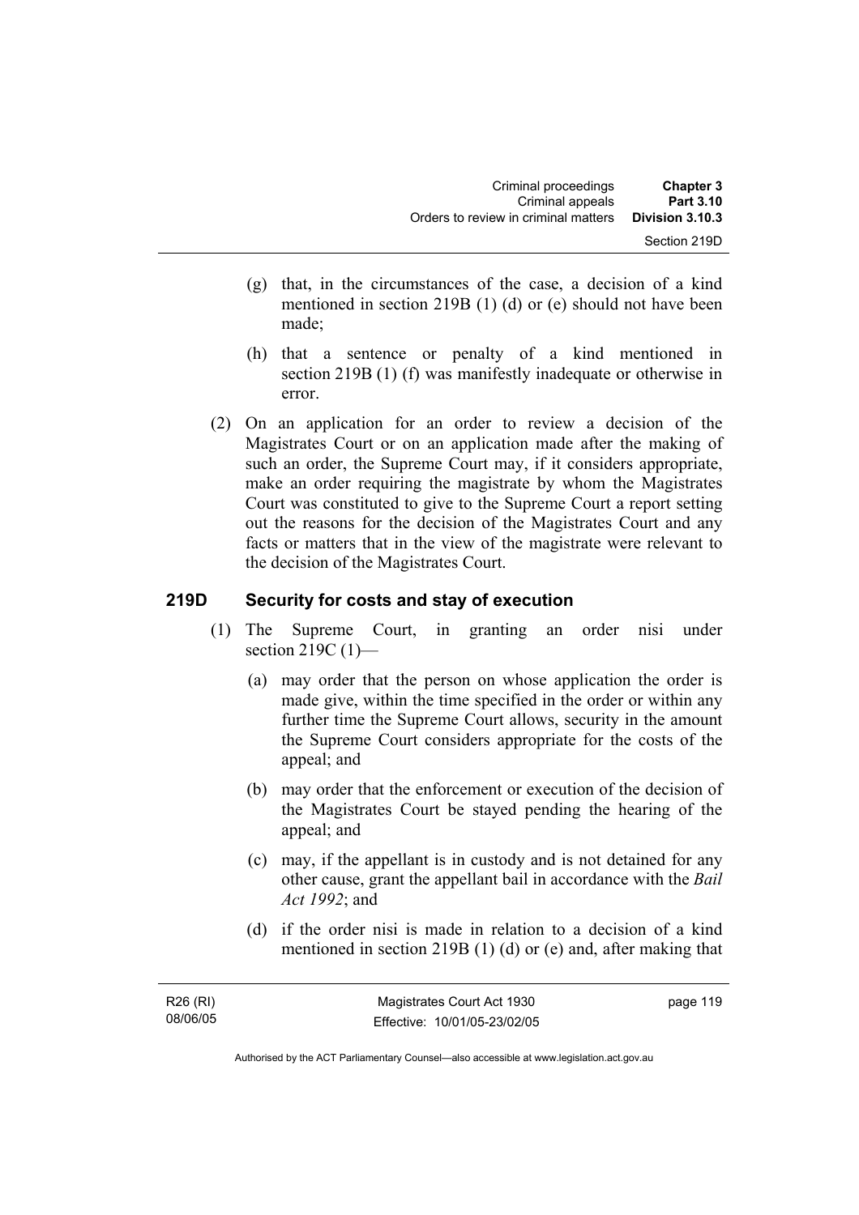(g) that, in the circumstances of the case, a decision of a kind mentioned in section 219B (1) (d) or (e) should not have been made;

(h) that a sentence or penalty of a kind mentioned in section 219B (1) (f) was manifestly inadequate or otherwise in error.

(2) On an application for an order to review a decision of the Magistrates Court or on an application made after the making of such an order, the Supreme Court may, if it considers appropriate, make an order requiring the magistrate by whom the Magistrates Court was constituted to give to the Supreme Court a report setting out the reasons for the decision of the Magistrates Court and any facts or matters that in the view of the magistrate were relevant to the decision of the Magistrates Court.

### 219D Security for costs and stay of execution

(1) The Supreme Court, in granting an order nisi under section 219C (1)—

(a) may order that the person on whose application the order is made give, within the time specified in the order or within any further time the Supreme Court allows, security in the amount the Supreme Court considers appropriate for the costs of the appeal; and

(b) may order that the enforcement or execution of the decision of the Magistrates Court be stayed pending the hearing of the appeal; and

(c) may, if the appellant is in custody and is not detained for any other cause, grant the appellant bail in accordance with the *Bail Act 1992*; and

(d) if the order nisi is made in relation to a decision of a kind mentioned in section 219B (1) (d) or (e) and, after making that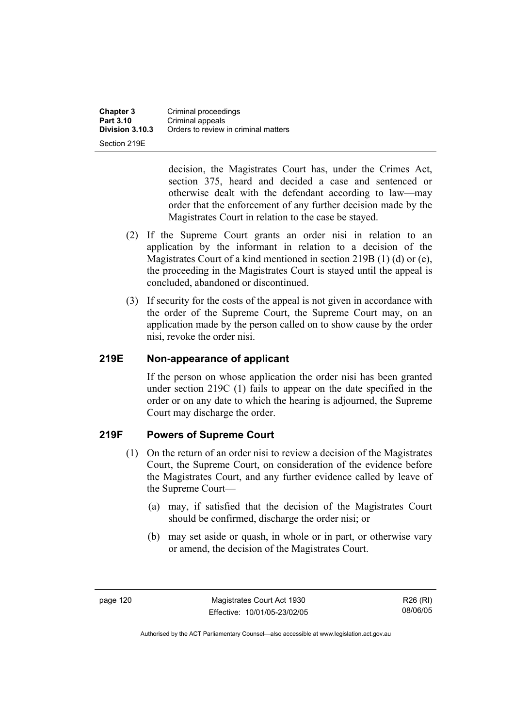decision, the Magistrates Court has, under the Crimes Act, section 375, heard and decided a case and sentenced or otherwise dealt with the defendant according to law—may order that the enforcement of any further decision made by the Magistrates Court in relation to the case be stayed.

(2) If the Supreme Court grants an order nisi in relation to an application by the informant in relation to a decision of the Magistrates Court of a kind mentioned in section 219B (1) (d) or (e), the proceeding in the Magistrates Court is stayed until the appeal is concluded, abandoned or discontinued.

(3) If security for the costs of the appeal is not given in accordance with the order of the Supreme Court, the Supreme Court may, on an application made by the person called on to show cause by the order nisi, revoke the order nisi.

### 219E Non-appearance of applicant

If the person on whose application the order nisi has been granted under section 219C (1) fails to appear on the date specified in the order or on any date to which the hearing is adjourned, the Supreme Court may discharge the order.

### 219F Powers of Supreme Court

(1) On the return of an order nisi to review a decision of the Magistrates Court, the Supreme Court, on consideration of the evidence before the Magistrates Court, and any further evidence called by leave of the Supreme Court—

(a) may, if satisfied that the decision of the Magistrates Court should be confirmed, discharge the order nisi; or

(b) may set aside or quash, in whole or in part, or otherwise vary or amend, the decision of the Magistrates Court.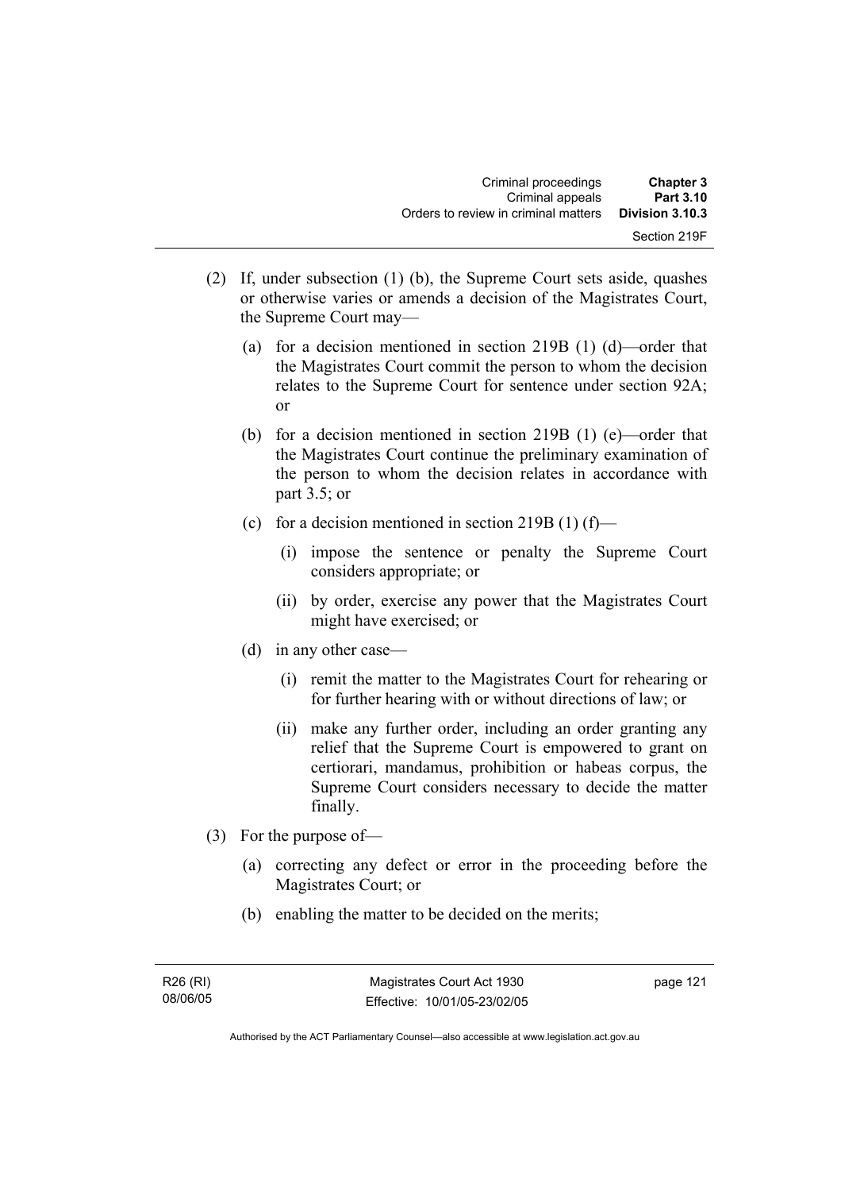(2) If, under subsection (1) (b), the Supreme Court sets aside, quashes or otherwise varies or amends a decision of the Magistrates Court, the Supreme Court may—

  (a) for a decision mentioned in section 219B (1) (d)—order that the Magistrates Court commit the person to whom the decision relates to the Supreme Court for sentence under section 92A; or

  (b) for a decision mentioned in section 219B (1) (e)—order that the Magistrates Court continue the preliminary examination of the person to whom the decision relates in accordance with part 3.5; or

  (c) for a decision mentioned in section 219B (1) (f)—

    (i) impose the sentence or penalty the Supreme Court considers appropriate; or

    (ii) by order, exercise any power that the Magistrates Court might have exercised; or

  (d) in any other case—

    (i) remit the matter to the Magistrates Court for rehearing or for further hearing with or without directions of law; or

    (ii) make any further order, including an order granting any relief that the Supreme Court is empowered to grant on certiorari, mandamus, prohibition or habeas corpus, the Supreme Court considers necessary to decide the matter finally.

(3) For the purpose of—

  (a) correcting any defect or error in the proceeding before the Magistrates Court; or

  (b) enabling the matter to be decided on the merits;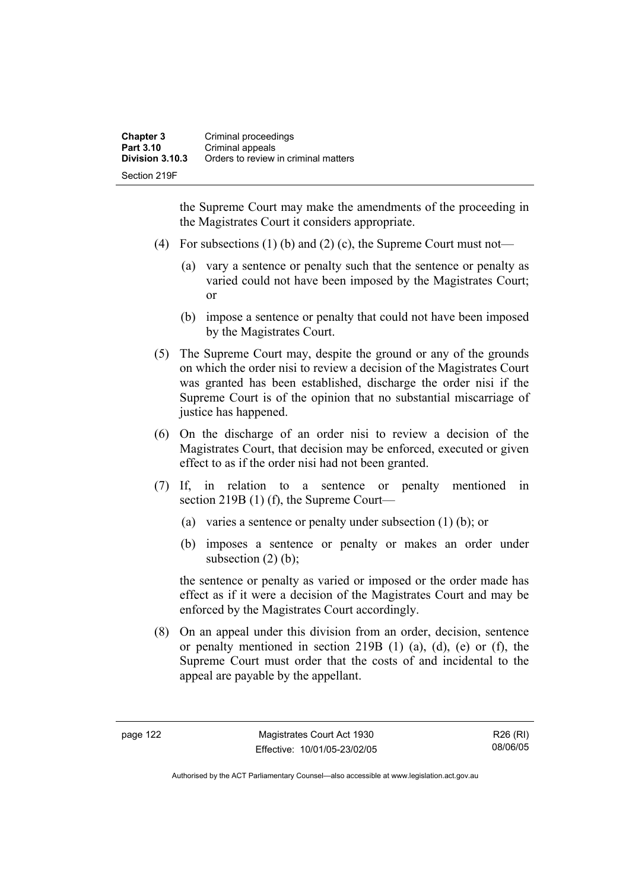the Supreme Court may make the amendments of the proceeding in the Magistrates Court it considers appropriate.

(4) For subsections (1) (b) and (2) (c), the Supreme Court must not—

(a) vary a sentence or penalty such that the sentence or penalty as varied could not have been imposed by the Magistrates Court; or

(b) impose a sentence or penalty that could not have been imposed by the Magistrates Court.

(5) The Supreme Court may, despite the ground or any of the grounds on which the order nisi to review a decision of the Magistrates Court was granted has been established, discharge the order nisi if the Supreme Court is of the opinion that no substantial miscarriage of justice has happened.

(6) On the discharge of an order nisi to review a decision of the Magistrates Court, that decision may be enforced, executed or given effect to as if the order nisi had not been granted.

(7) If, in relation to a sentence or penalty mentioned in section 219B (1) (f), the Supreme Court—

(a) varies a sentence or penalty under subsection (1) (b); or

(b) imposes a sentence or penalty or makes an order under subsection (2) (b);

the sentence or penalty as varied or imposed or the order made has effect as if it were a decision of the Magistrates Court and may be enforced by the Magistrates Court accordingly.

(8) On an appeal under this division from an order, decision, sentence or penalty mentioned in section 219B (1) (a), (d), (e) or (f), the Supreme Court must order that the costs of and incidental to the appeal are payable by the appellant.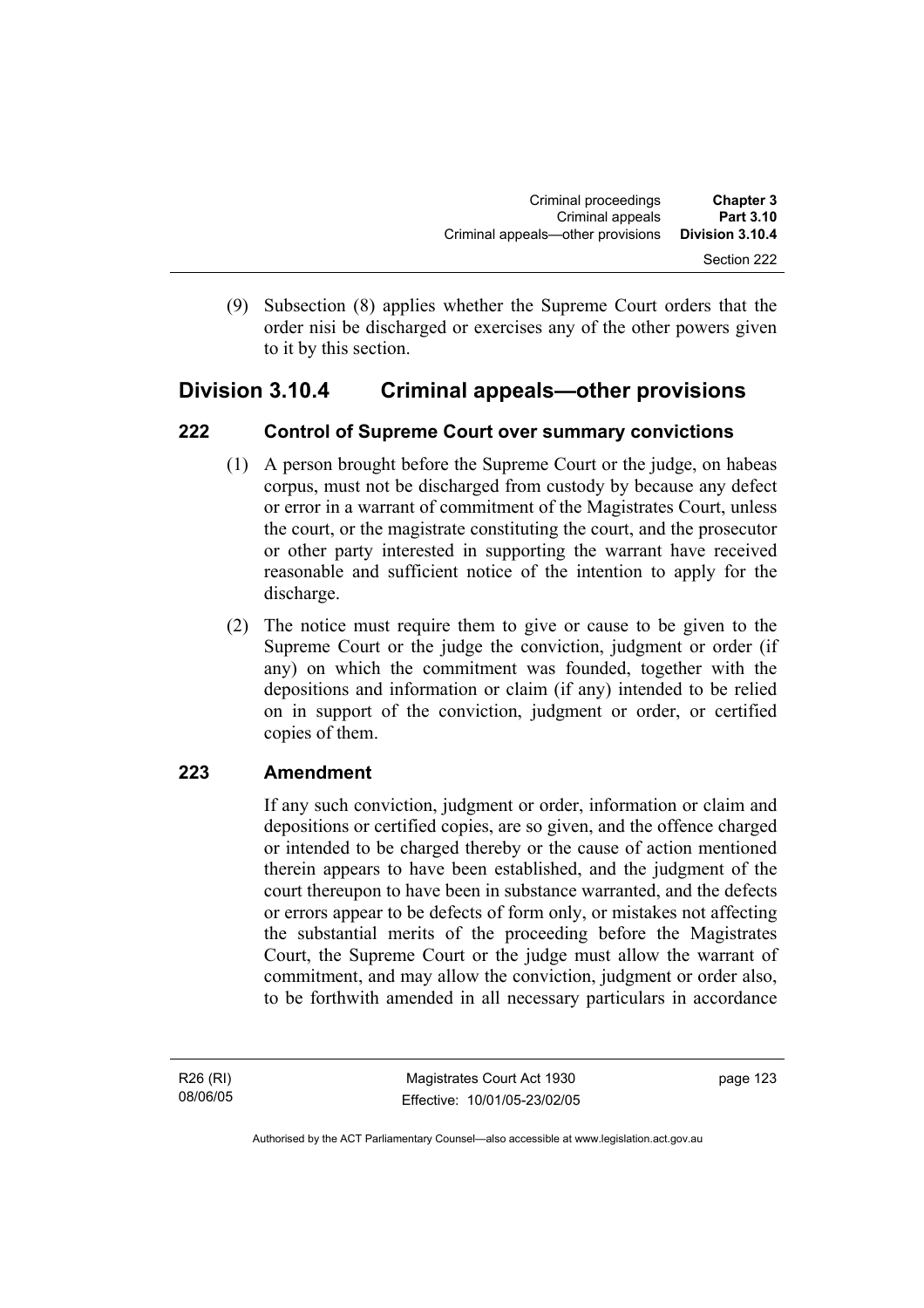(9) Subsection (8) applies whether the Supreme Court orders that the order nisi be discharged or exercises any of the other powers given to it by this section.

## Division 3.10.4 Criminal appeals—other provisions

### 222 Control of Supreme Court over summary convictions

(1) A person brought before the Supreme Court or the judge, on habeas corpus, must not be discharged from custody by because any defect or error in a warrant of commitment of the Magistrates Court, unless the court, or the magistrate constituting the court, and the prosecutor or other party interested in supporting the warrant have received reasonable and sufficient notice of the intention to apply for the discharge.

(2) The notice must require them to give or cause to be given to the Supreme Court or the judge the conviction, judgment or order (if any) on which the commitment was founded, together with the depositions and information or claim (if any) intended to be relied on in support of the conviction, judgment or order, or certified copies of them.

### 223 Amendment

If any such conviction, judgment or order, information or claim and depositions or certified copies, are so given, and the offence charged or intended to be charged thereby or the cause of action mentioned therein appears to have been established, and the judgment of the court thereupon to have been in substance warranted, and the defects or errors appear to be defects of form only, or mistakes not affecting the substantial merits of the proceeding before the Magistrates Court, the Supreme Court or the judge must allow the warrant of commitment, and may allow the conviction, judgment or order also, to be forthwith amended in all necessary particulars in accordance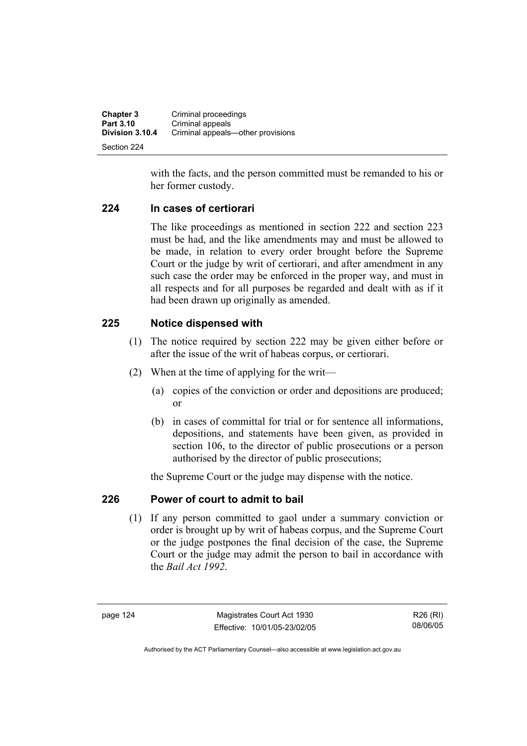with the facts, and the person committed must be remanded to his or her former custody.

### 224 In cases of certiorari

The like proceedings as mentioned in section 222 and section 223 must be had, and the like amendments may and must be allowed to be made, in relation to every order brought before the Supreme Court or the judge by writ of certiorari, and after amendment in any such case the order may be enforced in the proper way, and must in all respects and for all purposes be regarded and dealt with as if it had been drawn up originally as amended.

### 225 Notice dispensed with

(1) The notice required by section 222 may be given either before or after the issue of the writ of habeas corpus, or certiorari.

(2) When at the time of applying for the writ—

(a) copies of the conviction or order and depositions are produced; or

(b) in cases of committal for trial or for sentence all informations, depositions, and statements have been given, as provided in section 106, to the director of public prosecutions or a person authorised by the director of public prosecutions;

the Supreme Court or the judge may dispense with the notice.

### 226 Power of court to admit to bail

(1) If any person committed to gaol under a summary conviction or order is brought up by writ of habeas corpus, and the Supreme Court or the judge postpones the final decision of the case, the Supreme Court or the judge may admit the person to bail in accordance with the *Bail Act 1992*.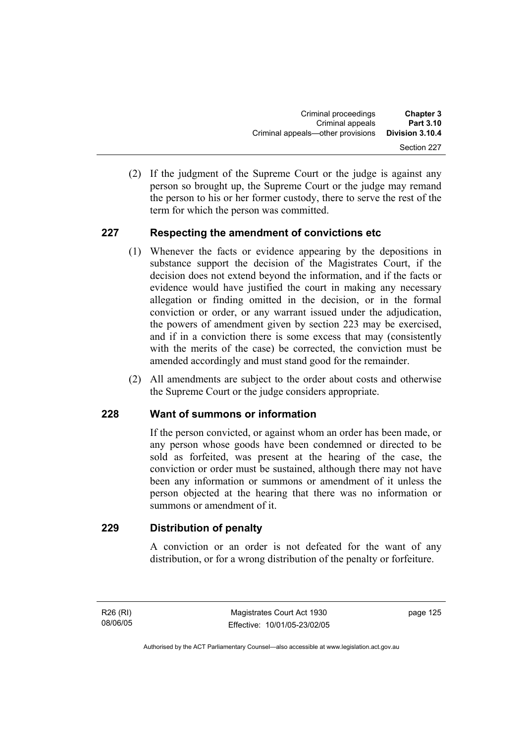(2) If the judgment of the Supreme Court or the judge is against any person so brought up, the Supreme Court or the judge may remand the person to his or her former custody, there to serve the rest of the term for which the person was committed.

## 227 Respecting the amendment of convictions etc

(1) Whenever the facts or evidence appearing by the depositions in substance support the decision of the Magistrates Court, if the decision does not extend beyond the information, and if the facts or evidence would have justified the court in making any necessary allegation or finding omitted in the decision, or in the formal conviction or order, or any warrant issued under the adjudication, the powers of amendment given by section 223 may be exercised, and if in a conviction there is some excess that may (consistently with the merits of the case) be corrected, the conviction must be amended accordingly and must stand good for the remainder.

(2) All amendments are subject to the order about costs and otherwise the Supreme Court or the judge considers appropriate.

## 228 Want of summons or information

If the person convicted, or against whom an order has been made, or any person whose goods have been condemned or directed to be sold as forfeited, was present at the hearing of the case, the conviction or order must be sustained, although there may not have been any information or summons or amendment of it unless the person objected at the hearing that there was no information or summons or amendment of it.

## 229 Distribution of penalty

A conviction or an order is not defeated for the want of any distribution, or for a wrong distribution of the penalty or forfeiture.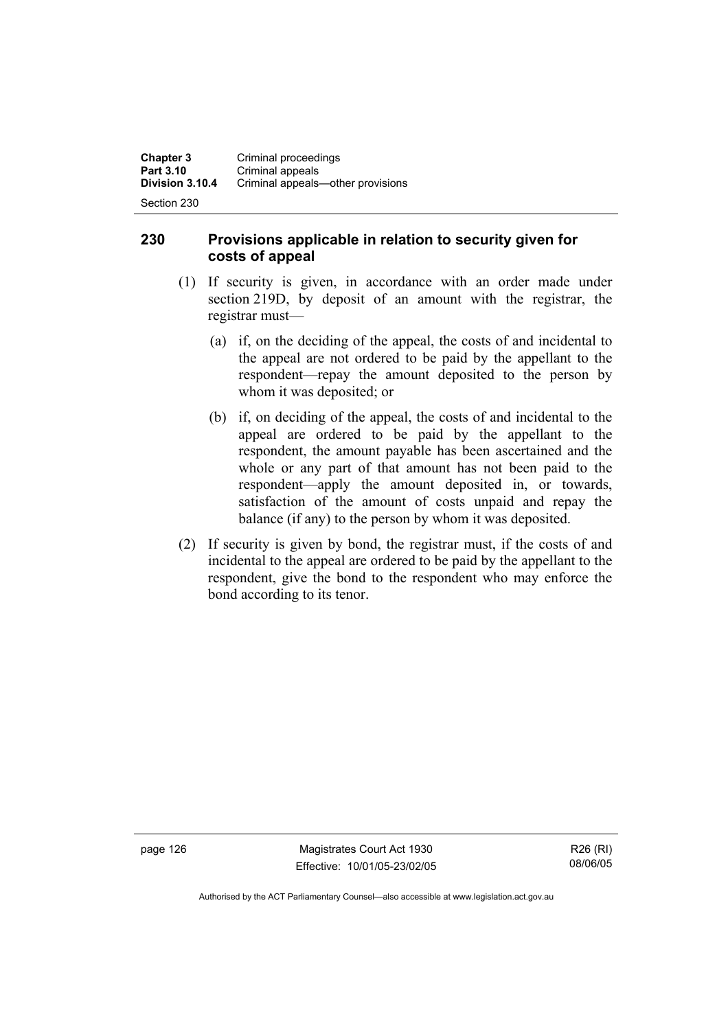## 230 Provisions applicable in relation to security given for costs of appeal

(1) If security is given, in accordance with an order made under section 219D, by deposit of an amount with the registrar, the registrar must—

(a) if, on the deciding of the appeal, the costs of and incidental to the appeal are not ordered to be paid by the appellant to the respondent—repay the amount deposited to the person by whom it was deposited; or

(b) if, on deciding of the appeal, the costs of and incidental to the appeal are ordered to be paid by the appellant to the respondent, the amount payable has been ascertained and the whole or any part of that amount has not been paid to the respondent—apply the amount deposited in, or towards, satisfaction of the amount of costs unpaid and repay the balance (if any) to the person by whom it was deposited.

(2) If security is given by bond, the registrar must, if the costs of and incidental to the appeal are ordered to be paid by the appellant to the respondent, give the bond to the respondent who may enforce the bond according to its tenor.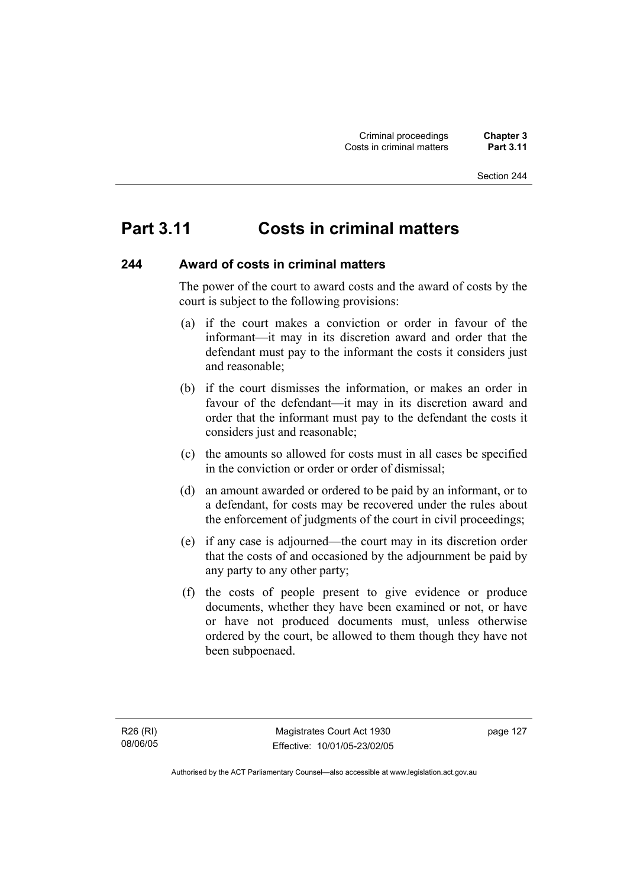# Part 3.11 Costs in criminal matters

## 244 Award of costs in criminal matters

The power of the court to award costs and the award of costs by the court is subject to the following provisions:

(a) if the court makes a conviction or order in favour of the informant—it may in its discretion award and order that the defendant must pay to the informant the costs it considers just and reasonable;

(b) if the court dismisses the information, or makes an order in favour of the defendant—it may in its discretion award and order that the informant must pay to the defendant the costs it considers just and reasonable;

(c) the amounts so allowed for costs must in all cases be specified in the conviction or order or order of dismissal;

(d) an amount awarded or ordered to be paid by an informant, or to a defendant, for costs may be recovered under the rules about the enforcement of judgments of the court in civil proceedings;

(e) if any case is adjourned—the court may in its discretion order that the costs of and occasioned by the adjournment be paid by any party to any other party;

(f) the costs of people present to give evidence or produce documents, whether they have been examined or not, or have or have not produced documents must, unless otherwise ordered by the court, be allowed to them though they have not been subpoenaed.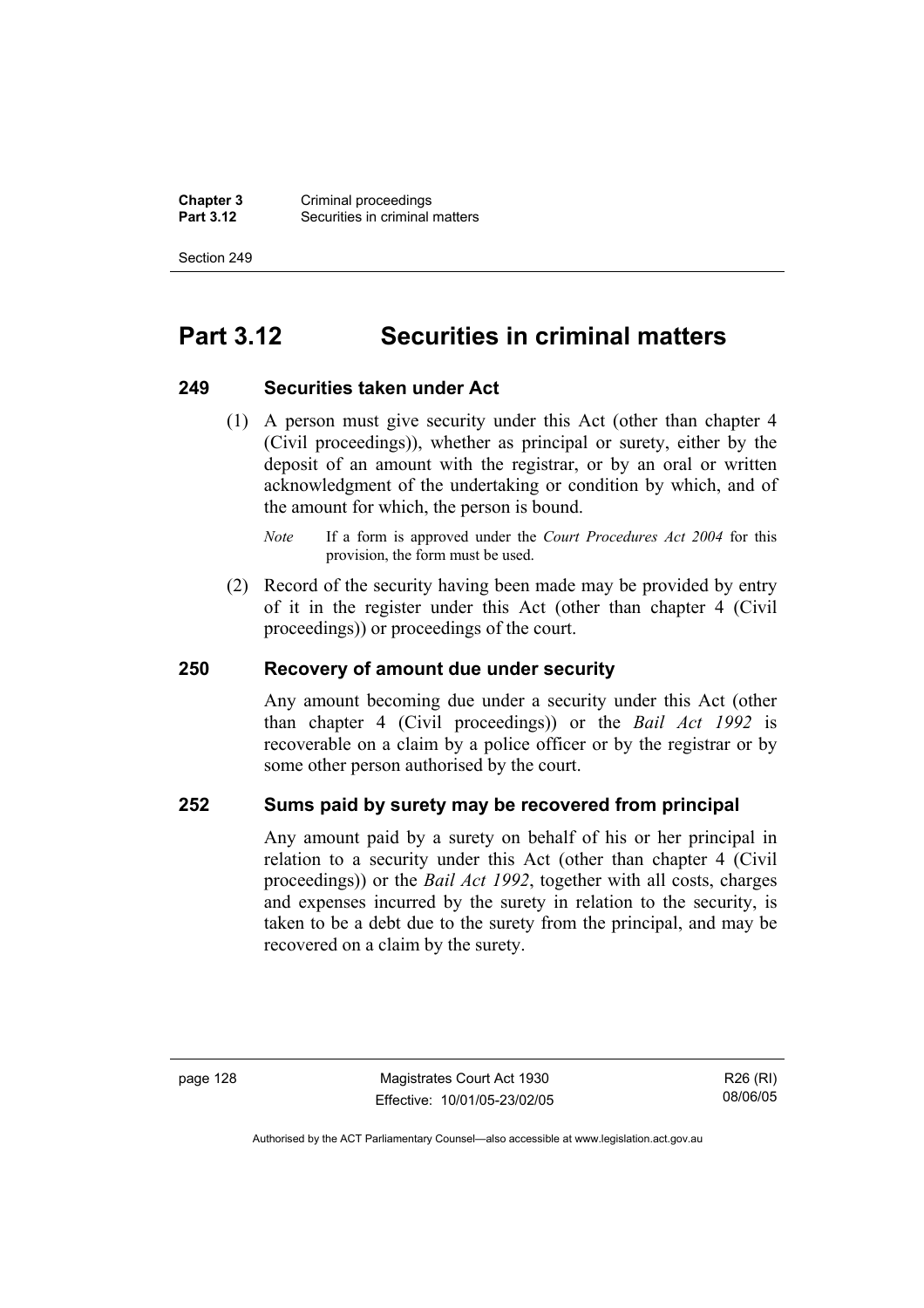# Part 3.12 Securities in criminal matters

### 249 Securities taken under Act

(1) A person must give security under this Act (other than chapter 4 (Civil proceedings)), whether as principal or surety, either by the deposit of an amount with the registrar, or by an oral or written acknowledgment of the undertaking or condition by which, and of the amount for which, the person is bound.

*Note* If a form is approved under the *Court Procedures Act 2004* for this provision, the form must be used.

(2) Record of the security having been made may be provided by entry of it in the register under this Act (other than chapter 4 (Civil proceedings)) or proceedings of the court.

### 250 Recovery of amount due under security

Any amount becoming due under a security under this Act (other than chapter 4 (Civil proceedings)) or the *Bail Act 1992* is recoverable on a claim by a police officer or by the registrar or by some other person authorised by the court.

### 252 Sums paid by surety may be recovered from principal

Any amount paid by a surety on behalf of his or her principal in relation to a security under this Act (other than chapter 4 (Civil proceedings)) or the *Bail Act 1992*, together with all costs, charges and expenses incurred by the surety in relation to the security, is taken to be a debt due to the surety from the principal, and may be recovered on a claim by the surety.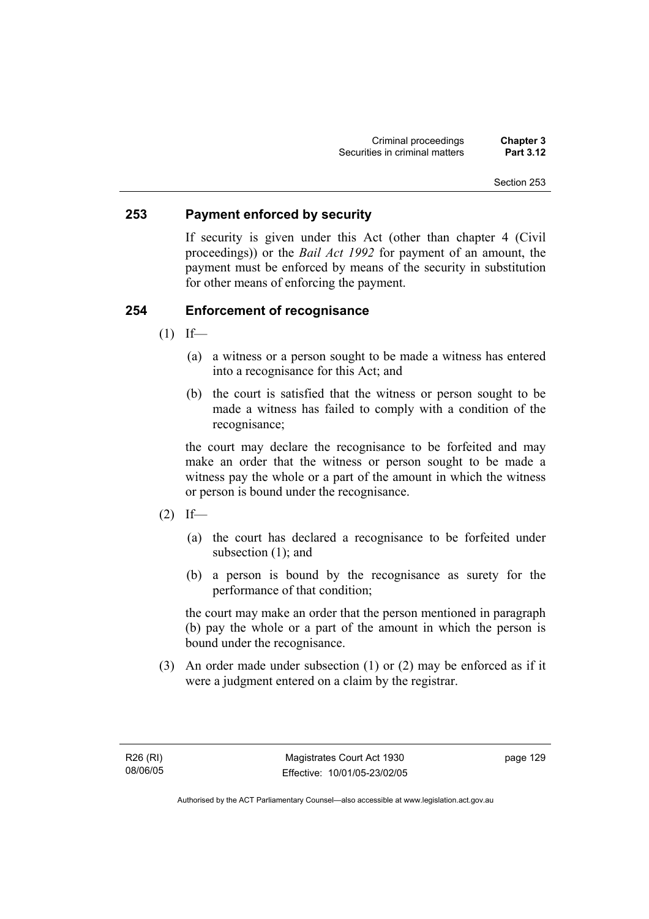## 253 Payment enforced by security

If security is given under this Act (other than chapter 4 (Civil proceedings)) or the *Bail Act 1992* for payment of an amount, the payment must be enforced by means of the security in substitution for other means of enforcing the payment.

## 254 Enforcement of recognisance

(1) If—

(a) a witness or a person sought to be made a witness has entered into a recognisance for this Act; and

(b) the court is satisfied that the witness or person sought to be made a witness has failed to comply with a condition of the recognisance;

the court may declare the recognisance to be forfeited and may make an order that the witness or person sought to be made a witness pay the whole or a part of the amount in which the witness or person is bound under the recognisance.

(2) If—

(a) the court has declared a recognisance to be forfeited under subsection (1); and

(b) a person is bound by the recognisance as surety for the performance of that condition;

the court may make an order that the person mentioned in paragraph (b) pay the whole or a part of the amount in which the person is bound under the recognisance.

(3) An order made under subsection (1) or (2) may be enforced as if it were a judgment entered on a claim by the registrar.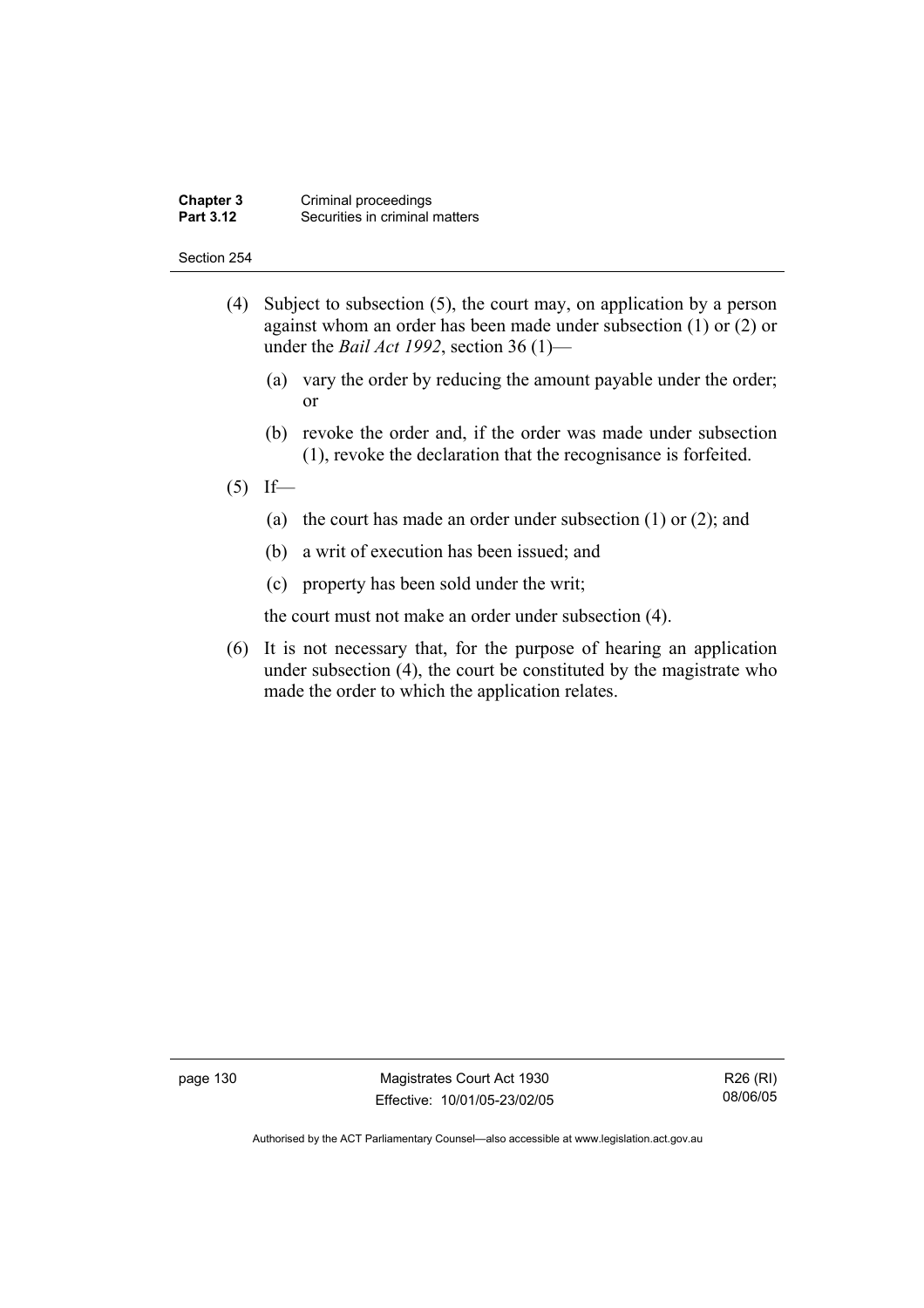(4) Subject to subsection (5), the court may, on application by a person against whom an order has been made under subsection (1) or (2) or under the *Bail Act 1992*, section 36 (1)—

(a) vary the order by reducing the amount payable under the order; or

(b) revoke the order and, if the order was made under subsection (1), revoke the declaration that the recognisance is forfeited.

(5) If—

(a) the court has made an order under subsection (1) or (2); and

(b) a writ of execution has been issued; and

(c) property has been sold under the writ;

the court must not make an order under subsection (4).

(6) It is not necessary that, for the purpose of hearing an application under subsection (4), the court be constituted by the magistrate who made the order to which the application relates.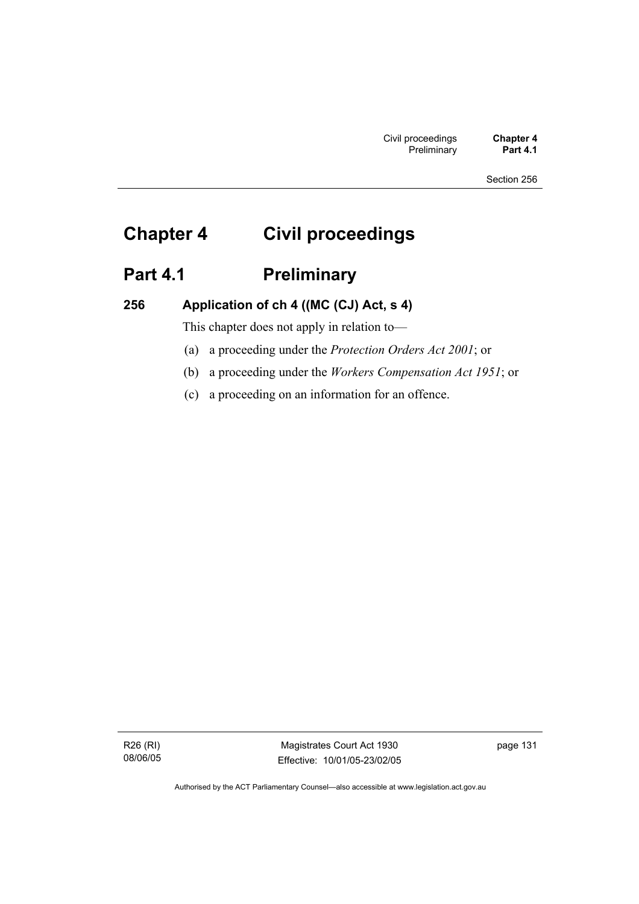# Chapter 4 Civil proceedings

## Part 4.1 Preliminary

### 256 Application of ch 4 ((MC (CJ) Act, s 4)

This chapter does not apply in relation to—

(a) a proceeding under the *Protection Orders Act 2001*; or

(b) a proceeding under the *Workers Compensation Act 1951*; or

(c) a proceeding on an information for an offence.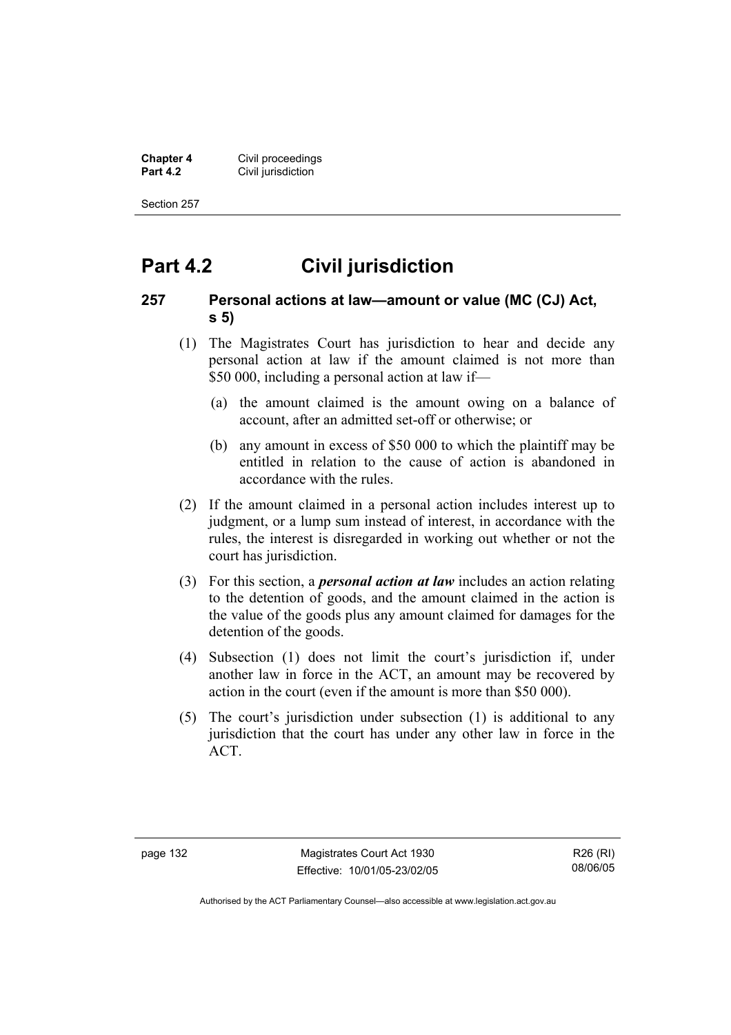# Part 4.2 Civil jurisdiction

## 257 Personal actions at law—amount or value (MC (CJ) Act, s 5)

(1) The Magistrates Court has jurisdiction to hear and decide any personal action at law if the amount claimed is not more than $50 000, including a personal action at law if—

(a) the amount claimed is the amount owing on a balance of account, after an admitted set-off or otherwise; or

(b) any amount in excess of $50 000 to which the plaintiff may be entitled in relation to the cause of action is abandoned in accordance with the rules.

(2) If the amount claimed in a personal action includes interest up to judgment, or a lump sum instead of interest, in accordance with the rules, the interest is disregarded in working out whether or not the court has jurisdiction.

(3) For this section, a ***personal action at law*** includes an action relating to the detention of goods, and the amount claimed in the action is the value of the goods plus any amount claimed for damages for the detention of the goods.

(4) Subsection (1) does not limit the court's jurisdiction if, under another law in force in the ACT, an amount may be recovered by action in the court (even if the amount is more than $50 000).

(5) The court's jurisdiction under subsection (1) is additional to any jurisdiction that the court has under any other law in force in the ACT.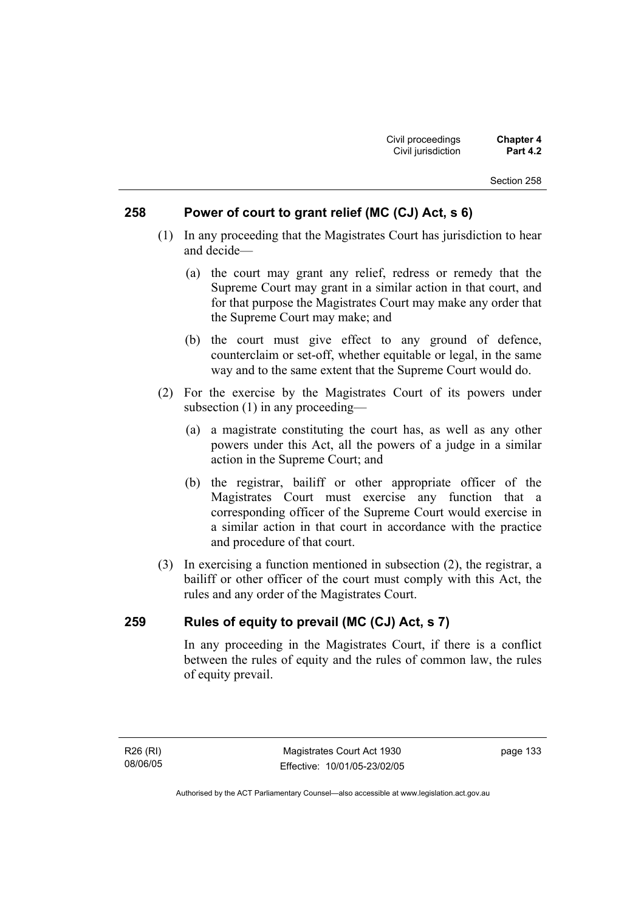## 258 Power of court to grant relief (MC (CJ) Act, s 6)

(1) In any proceeding that the Magistrates Court has jurisdiction to hear and decide—

(a) the court may grant any relief, redress or remedy that the Supreme Court may grant in a similar action in that court, and for that purpose the Magistrates Court may make any order that the Supreme Court may make; and

(b) the court must give effect to any ground of defence, counterclaim or set-off, whether equitable or legal, in the same way and to the same extent that the Supreme Court would do.

(2) For the exercise by the Magistrates Court of its powers under subsection (1) in any proceeding—

(a) a magistrate constituting the court has, as well as any other powers under this Act, all the powers of a judge in a similar action in the Supreme Court; and

(b) the registrar, bailiff or other appropriate officer of the Magistrates Court must exercise any function that a corresponding officer of the Supreme Court would exercise in a similar action in that court in accordance with the practice and procedure of that court.

(3) In exercising a function mentioned in subsection (2), the registrar, a bailiff or other officer of the court must comply with this Act, the rules and any order of the Magistrates Court.

## 259 Rules of equity to prevail (MC (CJ) Act, s 7)

In any proceeding in the Magistrates Court, if there is a conflict between the rules of equity and the rules of common law, the rules of equity prevail.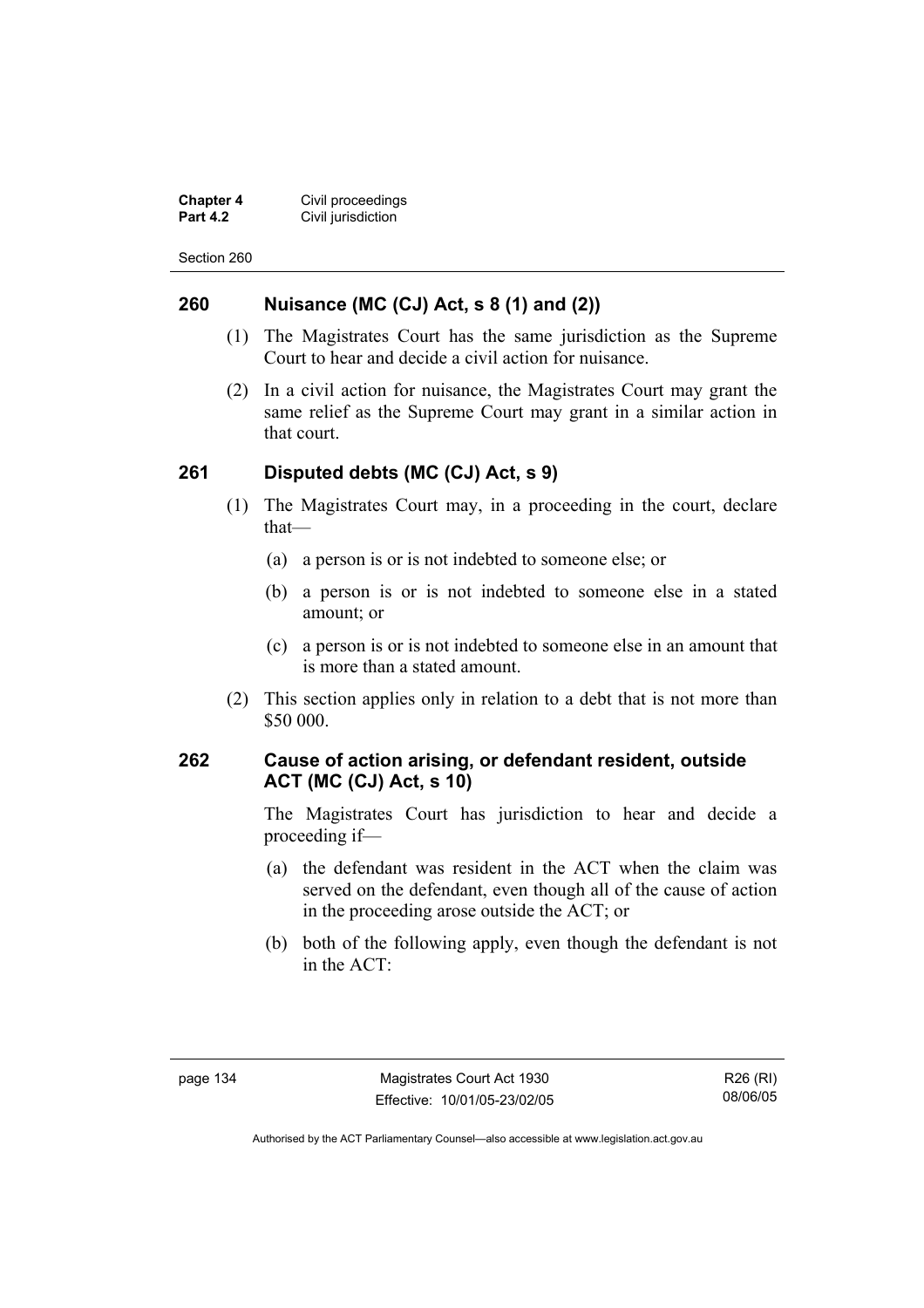### 260 Nuisance (MC (CJ) Act, s 8 (1) and (2))

(1) The Magistrates Court has the same jurisdiction as the Supreme Court to hear and decide a civil action for nuisance.

(2) In a civil action for nuisance, the Magistrates Court may grant the same relief as the Supreme Court may grant in a similar action in that court.

### 261 Disputed debts (MC (CJ) Act, s 9)

(1) The Magistrates Court may, in a proceeding in the court, declare that—

(a) a person is or is not indebted to someone else; or

(b) a person is or is not indebted to someone else in a stated amount; or

(c) a person is or is not indebted to someone else in an amount that is more than a stated amount.

(2) This section applies only in relation to a debt that is not more than $50 000.

### 262 Cause of action arising, or defendant resident, outside ACT (MC (CJ) Act, s 10)

The Magistrates Court has jurisdiction to hear and decide a proceeding if—

(a) the defendant was resident in the ACT when the claim was served on the defendant, even though all of the cause of action in the proceeding arose outside the ACT; or

(b) both of the following apply, even though the defendant is not in the ACT: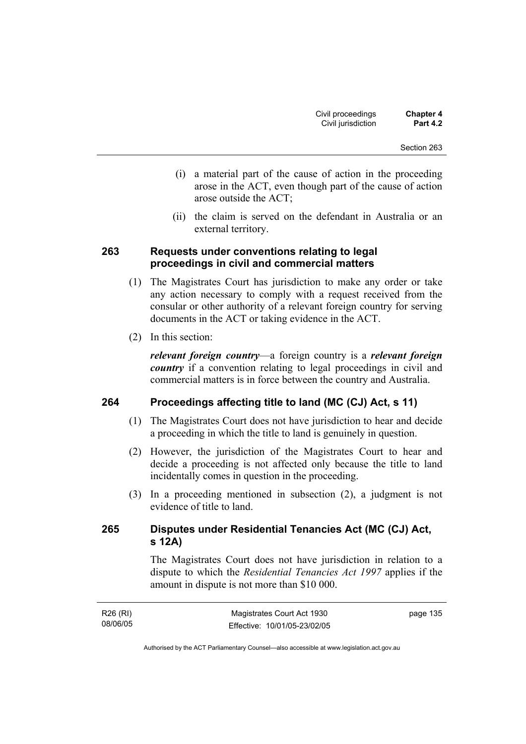(i) a material part of the cause of action in the proceeding arose in the ACT, even though part of the cause of action arose outside the ACT;

(ii) the claim is served on the defendant in Australia or an external territory.

### 263 Requests under conventions relating to legal proceedings in civil and commercial matters

(1) The Magistrates Court has jurisdiction to make any order or take any action necessary to comply with a request received from the consular or other authority of a relevant foreign country for serving documents in the ACT or taking evidence in the ACT.

(2) In this section:

***relevant foreign country***—a foreign country is a ***relevant foreign country*** if a convention relating to legal proceedings in civil and commercial matters is in force between the country and Australia.

### 264 Proceedings affecting title to land (MC (CJ) Act, s 11)

(1) The Magistrates Court does not have jurisdiction to hear and decide a proceeding in which the title to land is genuinely in question.

(2) However, the jurisdiction of the Magistrates Court to hear and decide a proceeding is not affected only because the title to land incidentally comes in question in the proceeding.

(3) In a proceeding mentioned in subsection (2), a judgment is not evidence of title to land.

### 265 Disputes under Residential Tenancies Act (MC (CJ) Act, s 12A)

The Magistrates Court does not have jurisdiction in relation to a dispute to which the *Residential Tenancies Act 1997* applies if the amount in dispute is not more than $10 000.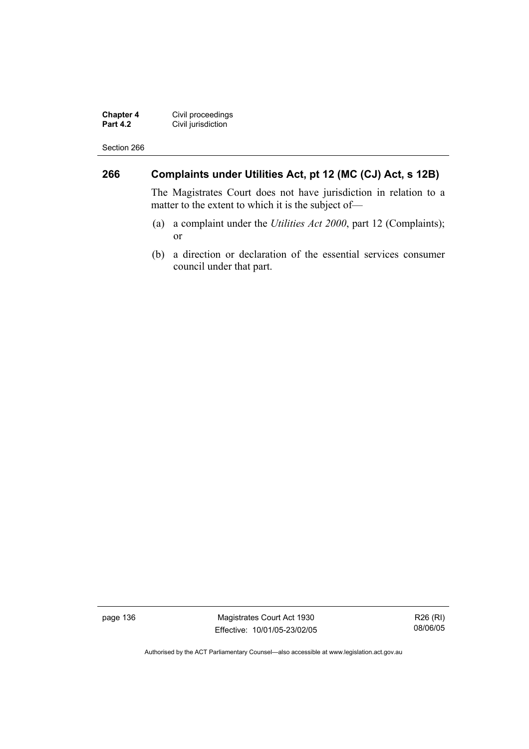## 266 Complaints under Utilities Act, pt 12 (MC (CJ) Act, s 12B)

The Magistrates Court does not have jurisdiction in relation to a matter to the extent to which it is the subject of—

(a) a complaint under the *Utilities Act 2000*, part 12 (Complaints); or

(b) a direction or declaration of the essential services consumer council under that part.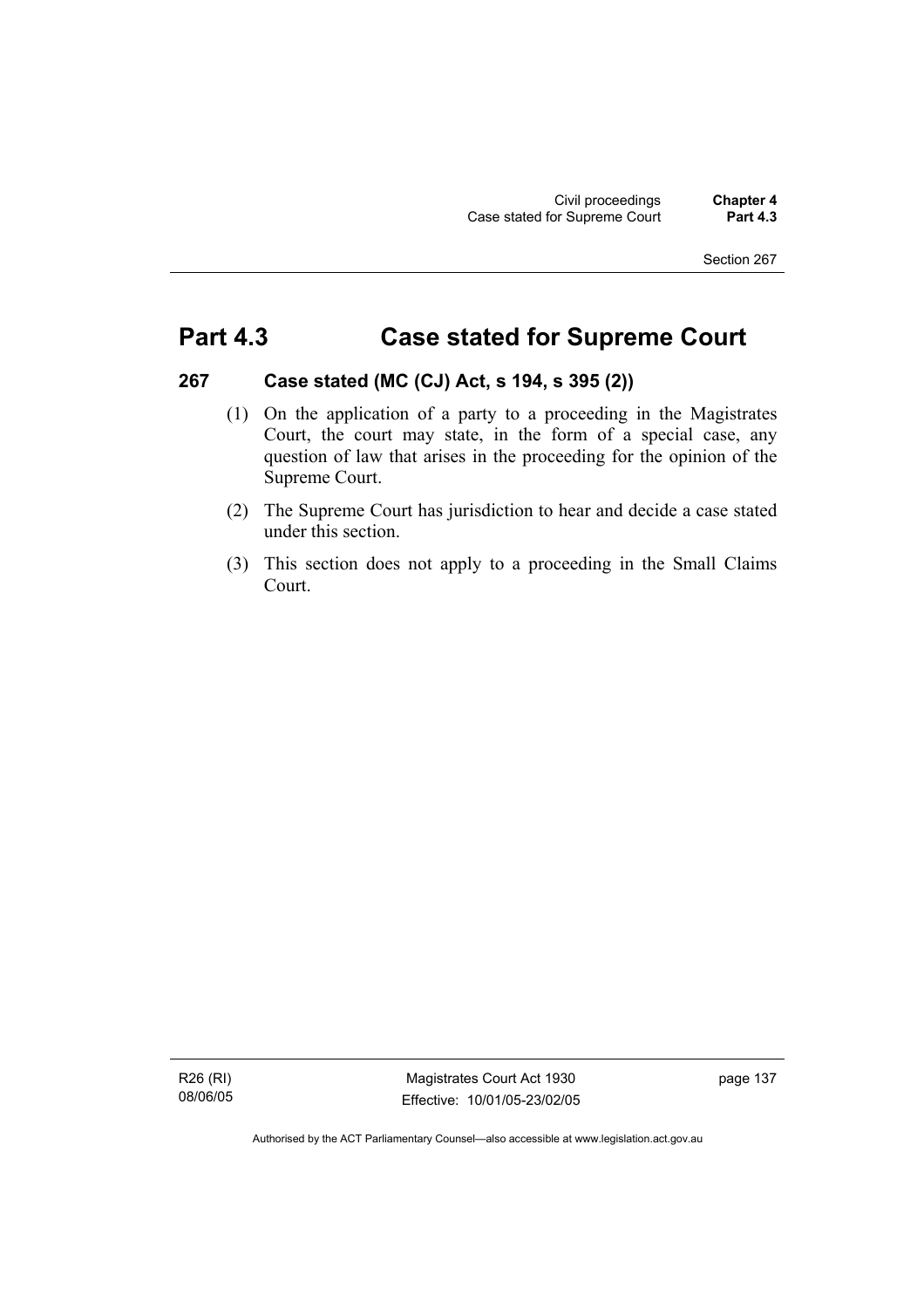# Part 4.3 Case stated for Supreme Court

## 267 Case stated (MC (CJ) Act, s 194, s 395 (2))

(1) On the application of a party to a proceeding in the Magistrates Court, the court may state, in the form of a special case, any question of law that arises in the proceeding for the opinion of the Supreme Court.

(2) The Supreme Court has jurisdiction to hear and decide a case stated under this section.

(3) This section does not apply to a proceeding in the Small Claims Court.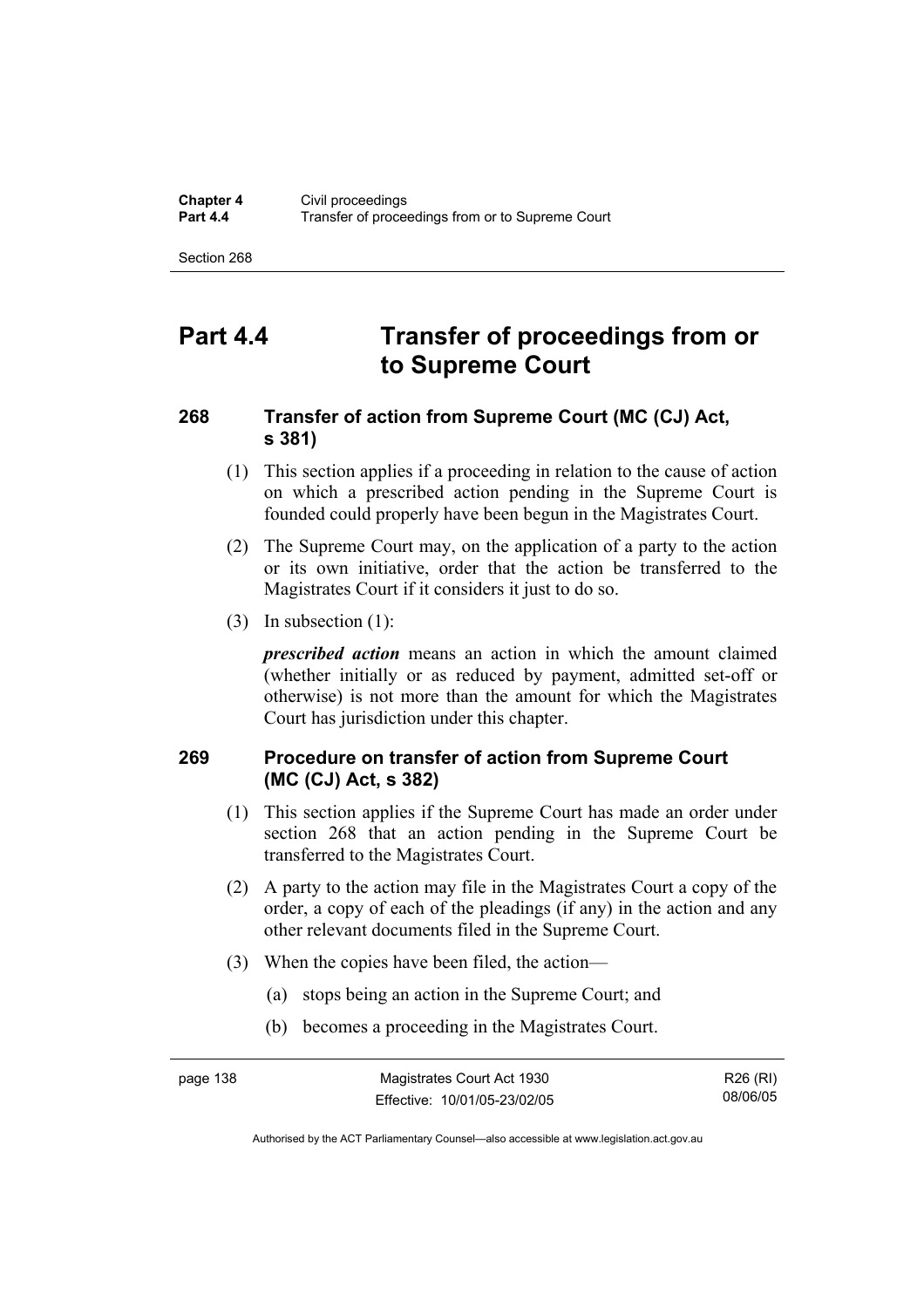# Part 4.4 Transfer of proceedings from or to Supreme Court

### 268 Transfer of action from Supreme Court (MC (CJ) Act, s 381)

(1) This section applies if a proceeding in relation to the cause of action on which a prescribed action pending in the Supreme Court is founded could properly have been begun in the Magistrates Court.

(2) The Supreme Court may, on the application of a party to the action or its own initiative, order that the action be transferred to the Magistrates Court if it considers it just to do so.

(3) In subsection (1):

***prescribed action*** means an action in which the amount claimed (whether initially or as reduced by payment, admitted set-off or otherwise) is not more than the amount for which the Magistrates Court has jurisdiction under this chapter.

### 269 Procedure on transfer of action from Supreme Court (MC (CJ) Act, s 382)

(1) This section applies if the Supreme Court has made an order under section 268 that an action pending in the Supreme Court be transferred to the Magistrates Court.

(2) A party to the action may file in the Magistrates Court a copy of the order, a copy of each of the pleadings (if any) in the action and any other relevant documents filed in the Supreme Court.

(3) When the copies have been filed, the action—

(a) stops being an action in the Supreme Court; and

(b) becomes a proceeding in the Magistrates Court.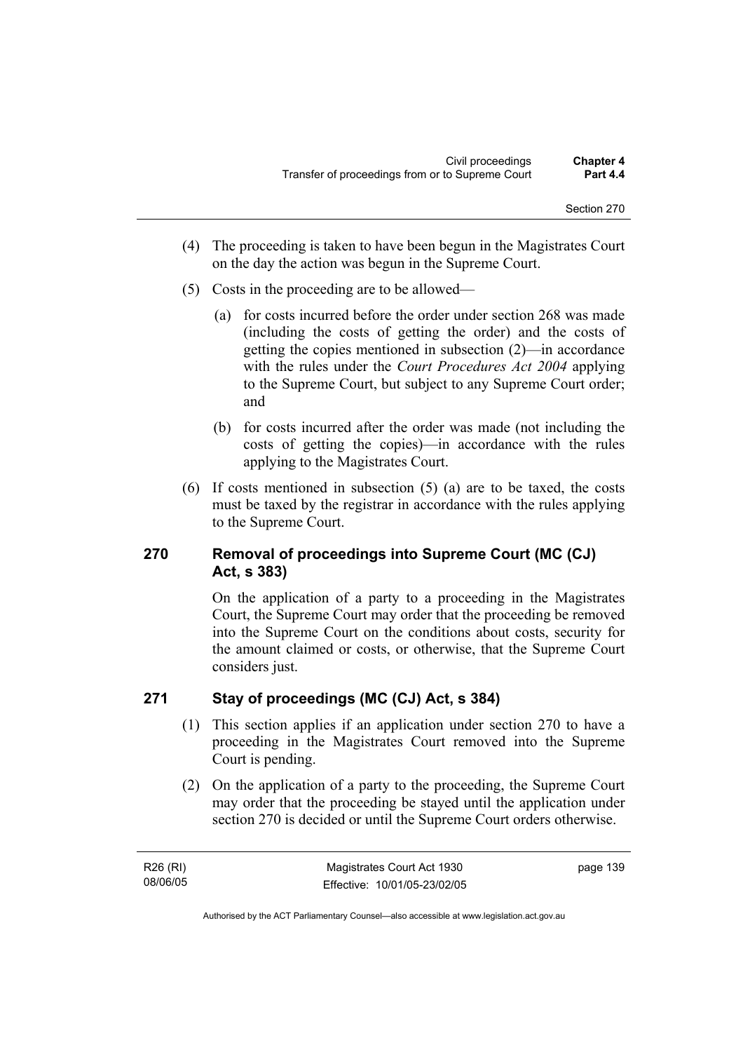(4) The proceeding is taken to have been begun in the Magistrates Court on the day the action was begun in the Supreme Court.

(5) Costs in the proceeding are to be allowed—

(a) for costs incurred before the order under section 268 was made (including the costs of getting the order) and the costs of getting the copies mentioned in subsection (2)—in accordance with the rules under the *Court Procedures Act 2004* applying to the Supreme Court, but subject to any Supreme Court order; and

(b) for costs incurred after the order was made (not including the costs of getting the copies)—in accordance with the rules applying to the Magistrates Court.

(6) If costs mentioned in subsection (5) (a) are to be taxed, the costs must be taxed by the registrar in accordance with the rules applying to the Supreme Court.

## 270 Removal of proceedings into Supreme Court (MC (CJ) Act, s 383)

On the application of a party to a proceeding in the Magistrates Court, the Supreme Court may order that the proceeding be removed into the Supreme Court on the conditions about costs, security for the amount claimed or costs, or otherwise, that the Supreme Court considers just.

## 271 Stay of proceedings (MC (CJ) Act, s 384)

(1) This section applies if an application under section 270 to have a proceeding in the Magistrates Court removed into the Supreme Court is pending.

(2) On the application of a party to the proceeding, the Supreme Court may order that the proceeding be stayed until the application under section 270 is decided or until the Supreme Court orders otherwise.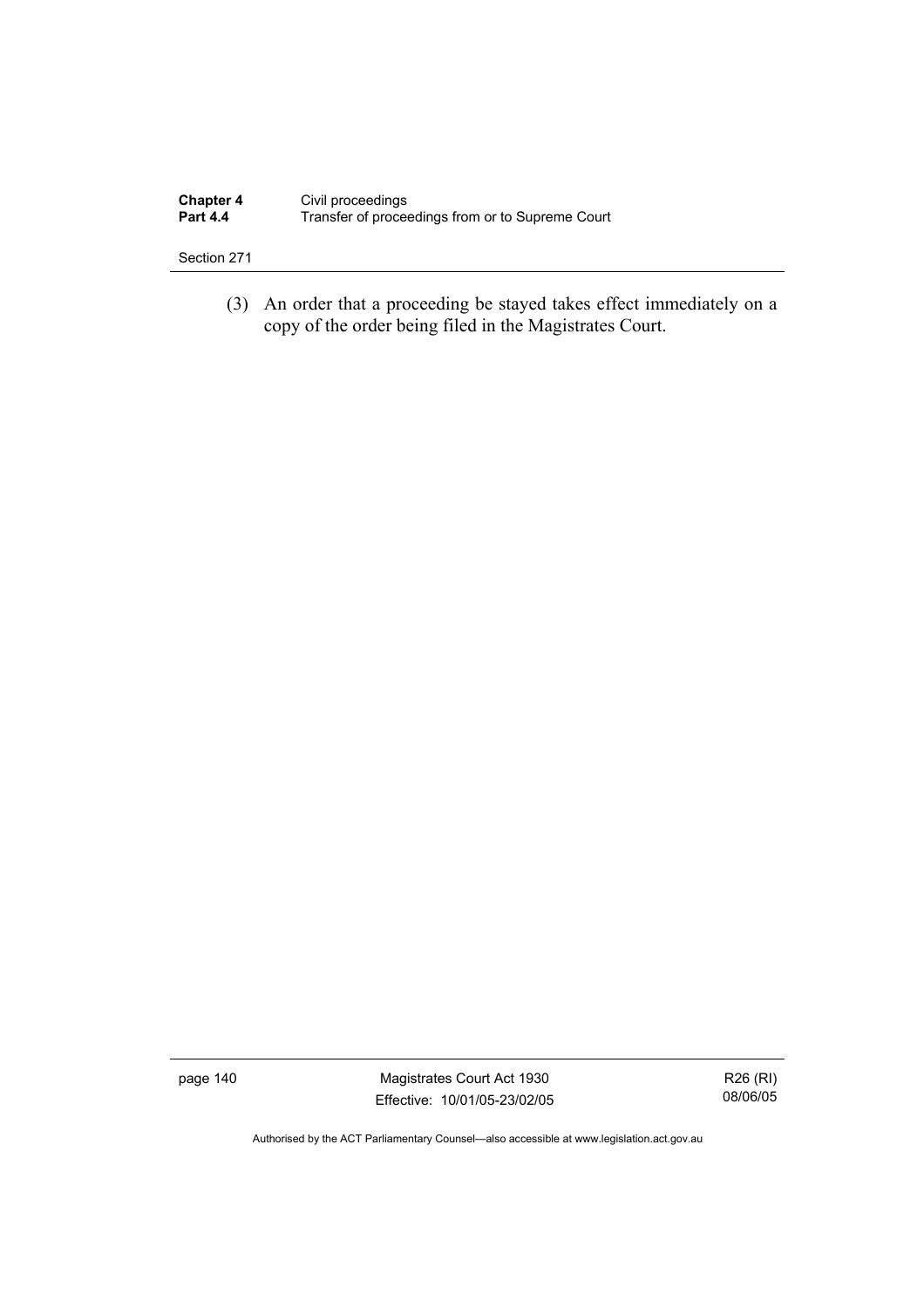(3) An order that a proceeding be stayed takes effect immediately on a copy of the order being filed in the Magistrates Court.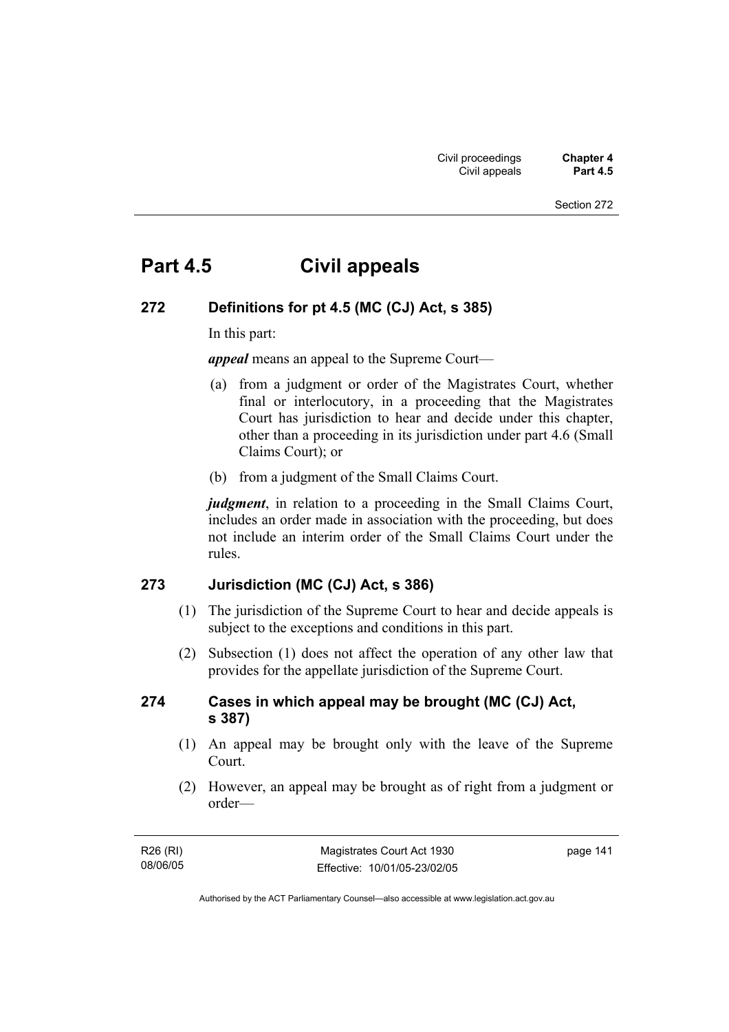# Part 4.5 Civil appeals

## 272 Definitions for pt 4.5 (MC (CJ) Act, s 385)

In this part:

***appeal*** means an appeal to the Supreme Court—

(a) from a judgment or order of the Magistrates Court, whether final or interlocutory, in a proceeding that the Magistrates Court has jurisdiction to hear and decide under this chapter, other than a proceeding in its jurisdiction under part 4.6 (Small Claims Court); or

(b) from a judgment of the Small Claims Court.

***judgment***, in relation to a proceeding in the Small Claims Court, includes an order made in association with the proceeding, but does not include an interim order of the Small Claims Court under the rules.

## 273 Jurisdiction (MC (CJ) Act, s 386)

(1) The jurisdiction of the Supreme Court to hear and decide appeals is subject to the exceptions and conditions in this part.

(2) Subsection (1) does not affect the operation of any other law that provides for the appellate jurisdiction of the Supreme Court.

## 274 Cases in which appeal may be brought (MC (CJ) Act, s 387)

(1) An appeal may be brought only with the leave of the Supreme Court.

(2) However, an appeal may be brought as of right from a judgment or order—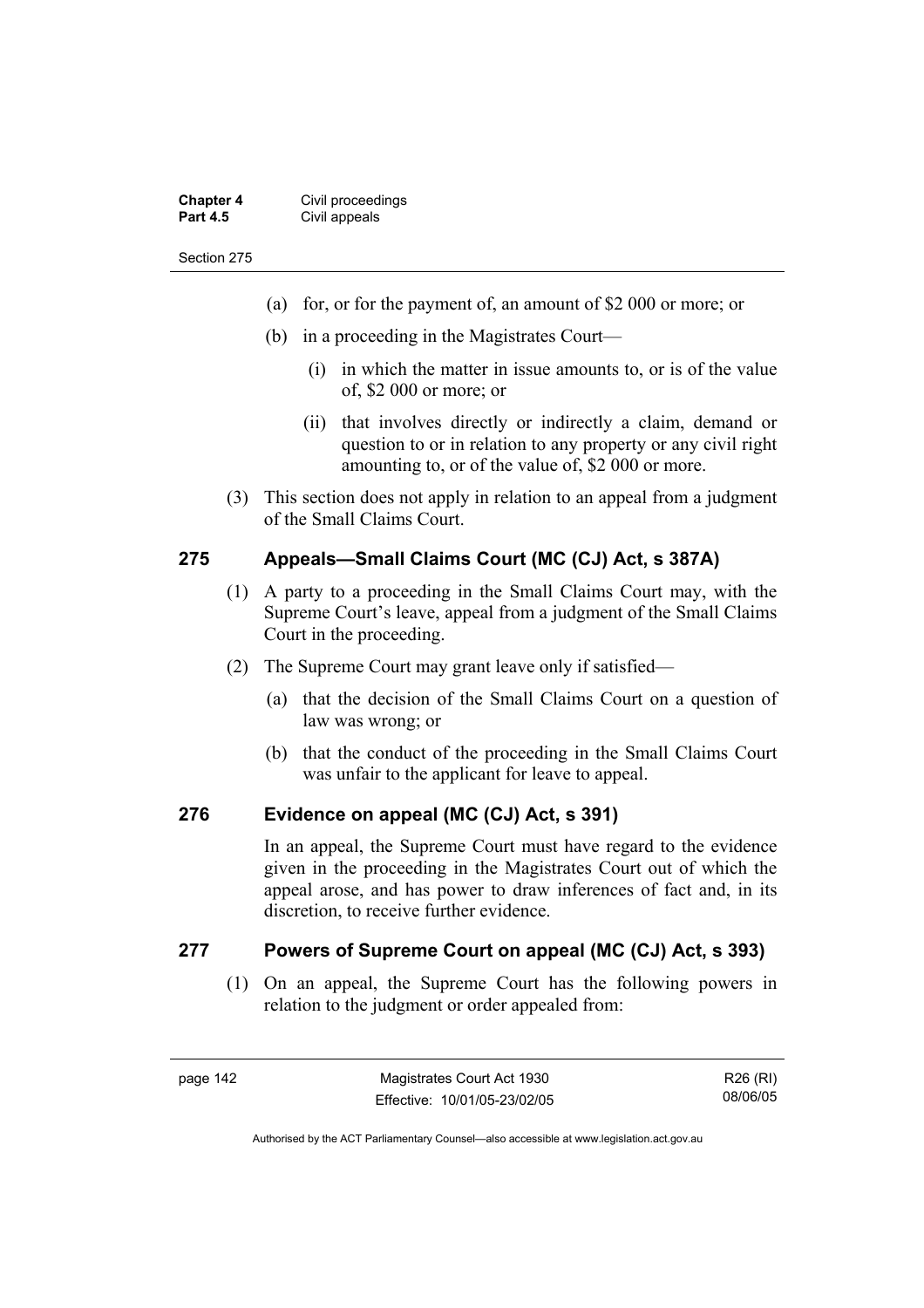(a) for, or for the payment of, an amount of $2 000 or more; or

(b) in a proceeding in the Magistrates Court—

(i) in which the matter in issue amounts to, or is of the value of, $2 000 or more; or

(ii) that involves directly or indirectly a claim, demand or question to or in relation to any property or any civil right amounting to, or of the value of, $2 000 or more.

(3) This section does not apply in relation to an appeal from a judgment of the Small Claims Court.

### 275 Appeals—Small Claims Court (MC (CJ) Act, s 387A)

(1) A party to a proceeding in the Small Claims Court may, with the Supreme Court's leave, appeal from a judgment of the Small Claims Court in the proceeding.

(2) The Supreme Court may grant leave only if satisfied—

(a) that the decision of the Small Claims Court on a question of law was wrong; or

(b) that the conduct of the proceeding in the Small Claims Court was unfair to the applicant for leave to appeal.

### 276 Evidence on appeal (MC (CJ) Act, s 391)

In an appeal, the Supreme Court must have regard to the evidence given in the proceeding in the Magistrates Court out of which the appeal arose, and has power to draw inferences of fact and, in its discretion, to receive further evidence.

### 277 Powers of Supreme Court on appeal (MC (CJ) Act, s 393)

(1) On an appeal, the Supreme Court has the following powers in relation to the judgment or order appealed from: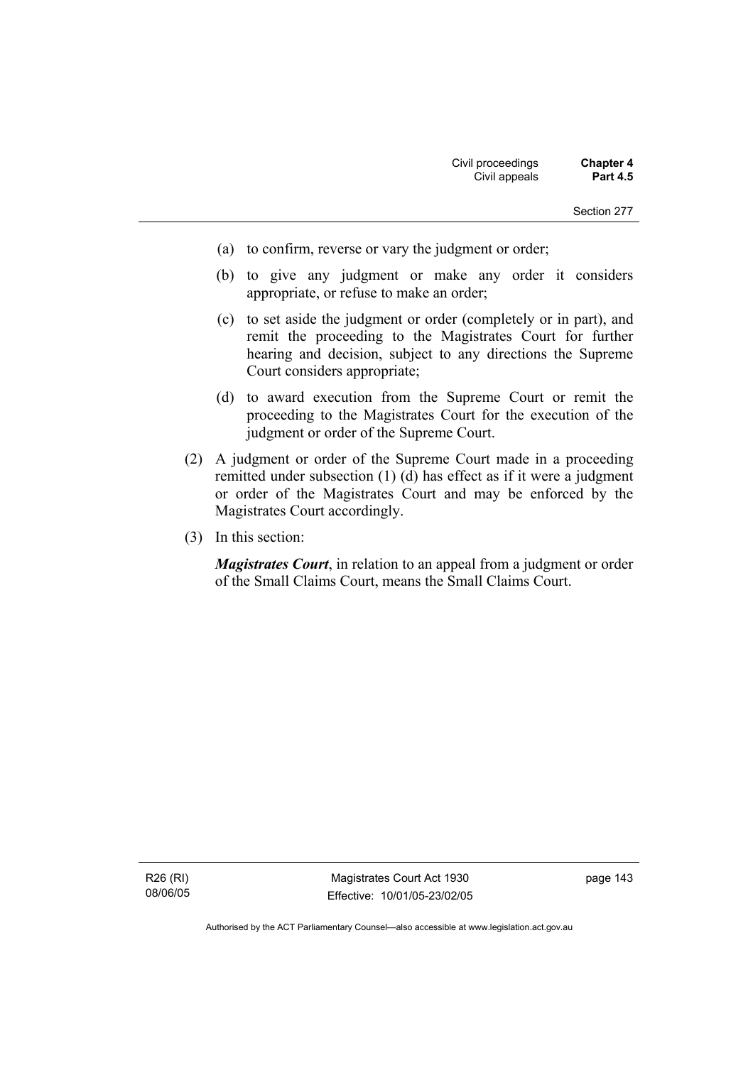(a) to confirm, reverse or vary the judgment or order;

(b) to give any judgment or make any order it considers appropriate, or refuse to make an order;

(c) to set aside the judgment or order (completely or in part), and remit the proceeding to the Magistrates Court for further hearing and decision, subject to any directions the Supreme Court considers appropriate;

(d) to award execution from the Supreme Court or remit the proceeding to the Magistrates Court for the execution of the judgment or order of the Supreme Court.

(2) A judgment or order of the Supreme Court made in a proceeding remitted under subsection (1) (d) has effect as if it were a judgment or order of the Magistrates Court and may be enforced by the Magistrates Court accordingly.

(3) In this section:

***Magistrates Court***, in relation to an appeal from a judgment or order of the Small Claims Court, means the Small Claims Court.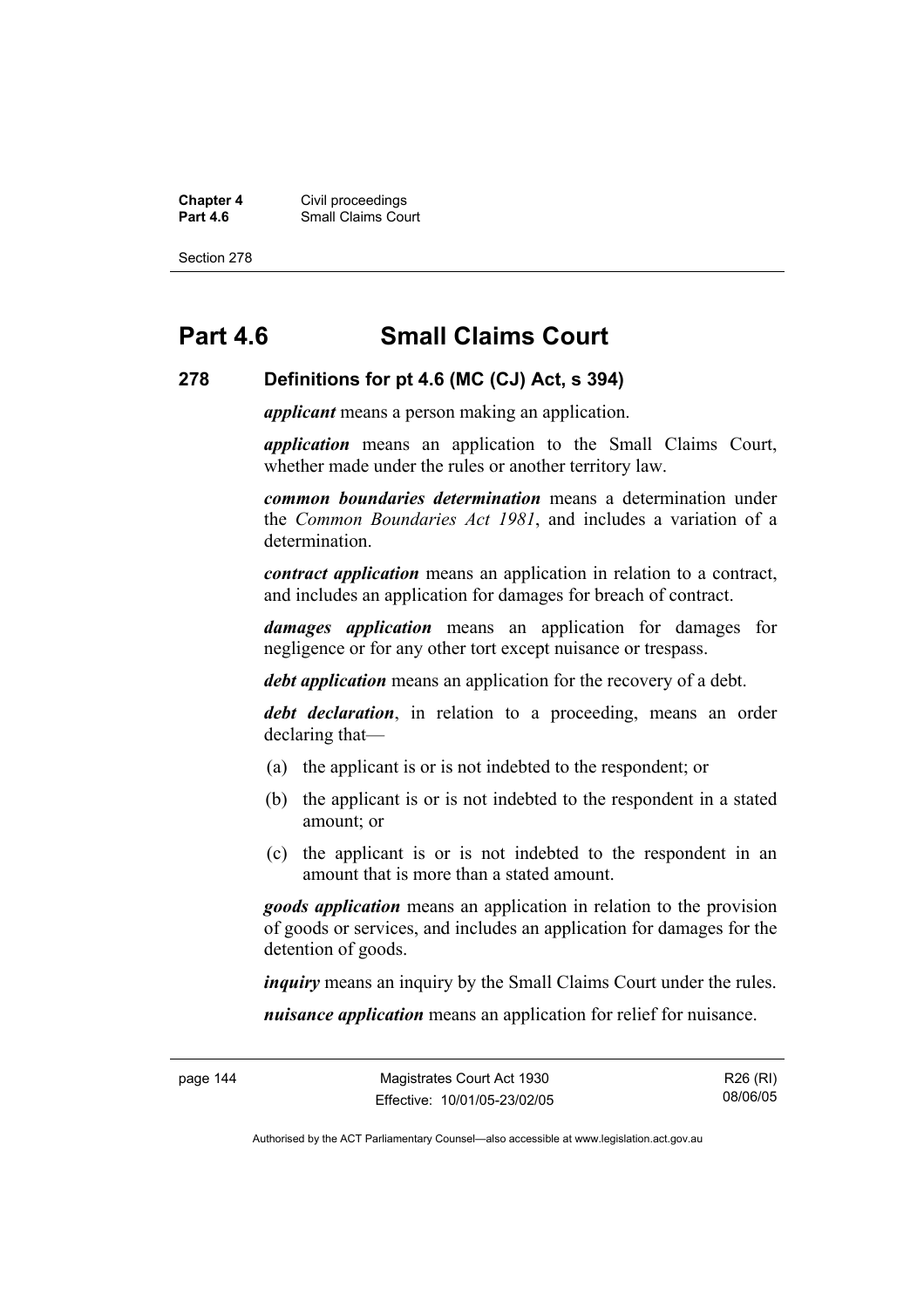# Part 4.6 Small Claims Court

## 278 Definitions for pt 4.6 (MC (CJ) Act, s 394)

***applicant*** means a person making an application.

***application*** means an application to the Small Claims Court, whether made under the rules or another territory law.

***common boundaries determination*** means a determination under the *Common Boundaries Act 1981*, and includes a variation of a determination.

***contract application*** means an application in relation to a contract, and includes an application for damages for breach of contract.

***damages application*** means an application for damages for negligence or for any other tort except nuisance or trespass.

***debt application*** means an application for the recovery of a debt.

***debt declaration***, in relation to a proceeding, means an order declaring that—

(a) the applicant is or is not indebted to the respondent; or

(b) the applicant is or is not indebted to the respondent in a stated amount; or

(c) the applicant is or is not indebted to the respondent in an amount that is more than a stated amount.

***goods application*** means an application in relation to the provision of goods or services, and includes an application for damages for the detention of goods.

***inquiry*** means an inquiry by the Small Claims Court under the rules.

***nuisance application*** means an application for relief for nuisance.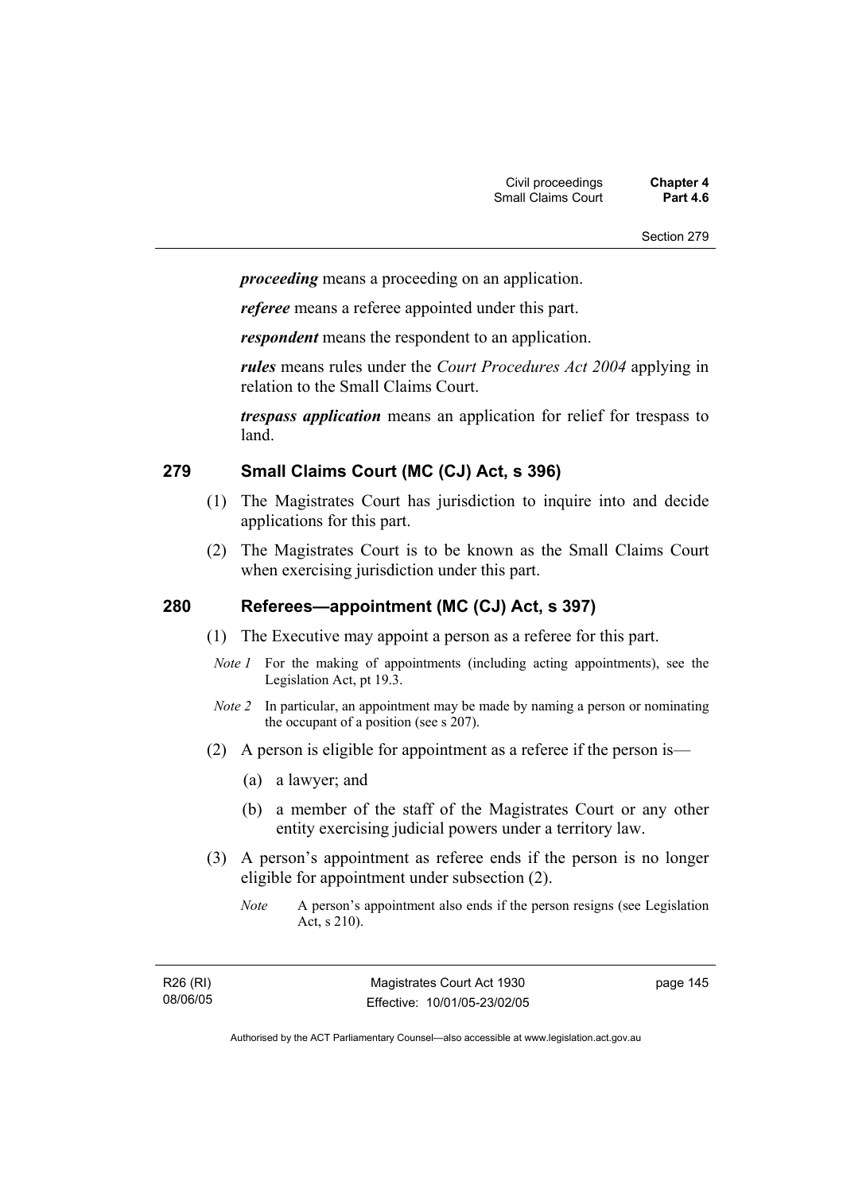***proceeding*** means a proceeding on an application.

***referee*** means a referee appointed under this part.

***respondent*** means the respondent to an application.

***rules*** means rules under the *Court Procedures Act 2004* applying in relation to the Small Claims Court.

***trespass application*** means an application for relief for trespass to land.

## 279 Small Claims Court (MC (CJ) Act, s 396)

(1) The Magistrates Court has jurisdiction to inquire into and decide applications for this part.

(2) The Magistrates Court is to be known as the Small Claims Court when exercising jurisdiction under this part.

## 280 Referees—appointment (MC (CJ) Act, s 397)

(1) The Executive may appoint a person as a referee for this part.

*Note 1* For the making of appointments (including acting appointments), see the Legislation Act, pt 19.3.

*Note 2* In particular, an appointment may be made by naming a person or nominating the occupant of a position (see s 207).

(2) A person is eligible for appointment as a referee if the person is—

(a) a lawyer; and

(b) a member of the staff of the Magistrates Court or any other entity exercising judicial powers under a territory law.

(3) A person's appointment as referee ends if the person is no longer eligible for appointment under subsection (2).

*Note* A person's appointment also ends if the person resigns (see Legislation Act, s 210).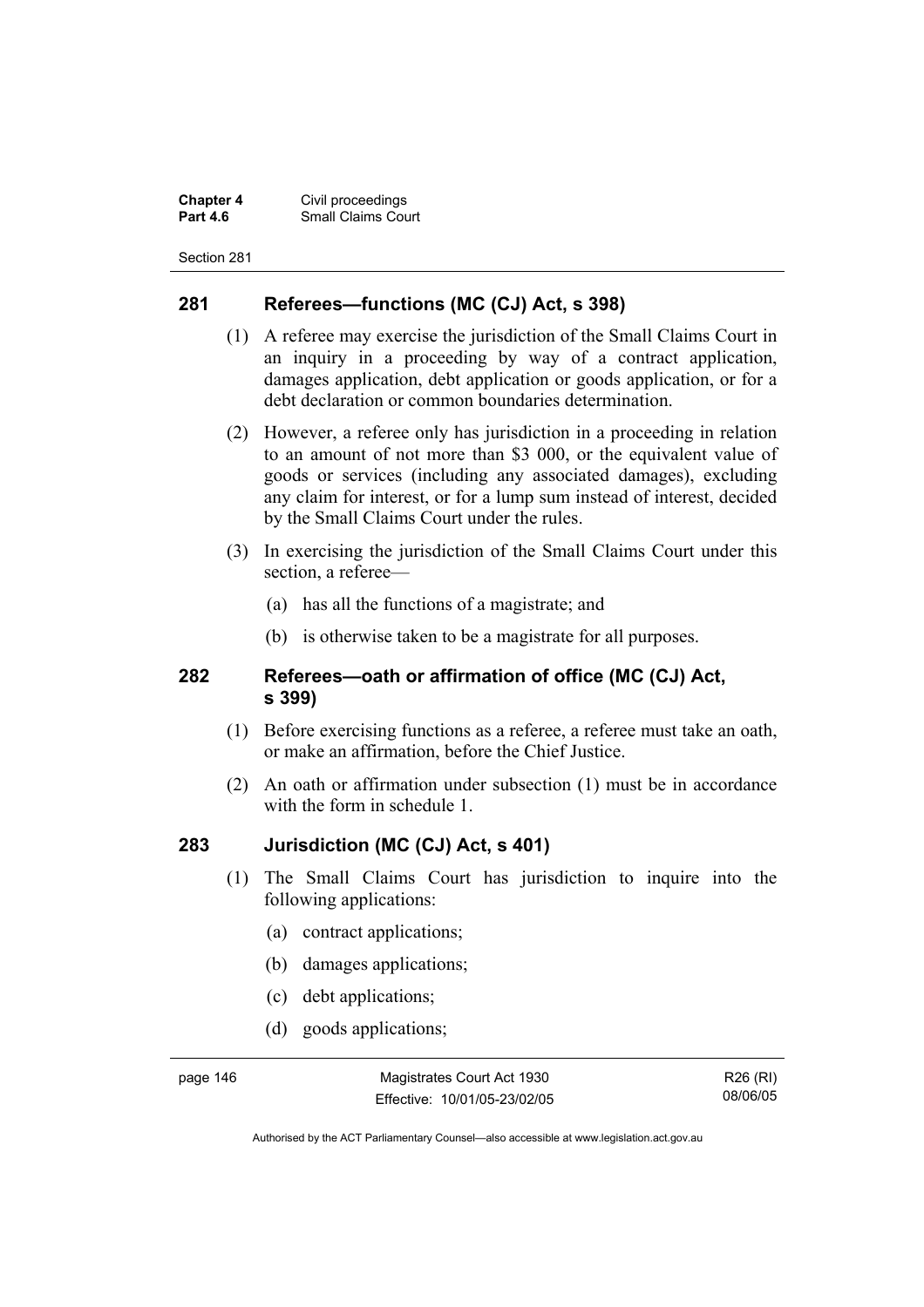## 281 Referees—functions (MC (CJ) Act, s 398)

(1) A referee may exercise the jurisdiction of the Small Claims Court in an inquiry in a proceeding by way of a contract application, damages application, debt application or goods application, or for a debt declaration or common boundaries determination.

(2) However, a referee only has jurisdiction in a proceeding in relation to an amount of not more than $3 000, or the equivalent value of goods or services (including any associated damages), excluding any claim for interest, or for a lump sum instead of interest, decided by the Small Claims Court under the rules.

(3) In exercising the jurisdiction of the Small Claims Court under this section, a referee—

(a) has all the functions of a magistrate; and

(b) is otherwise taken to be a magistrate for all purposes.

## 282 Referees—oath or affirmation of office (MC (CJ) Act, s 399)

(1) Before exercising functions as a referee, a referee must take an oath, or make an affirmation, before the Chief Justice.

(2) An oath or affirmation under subsection (1) must be in accordance with the form in schedule 1.

## 283 Jurisdiction (MC (CJ) Act, s 401)

(1) The Small Claims Court has jurisdiction to inquire into the following applications:

(a) contract applications;

(b) damages applications;

(c) debt applications;

(d) goods applications;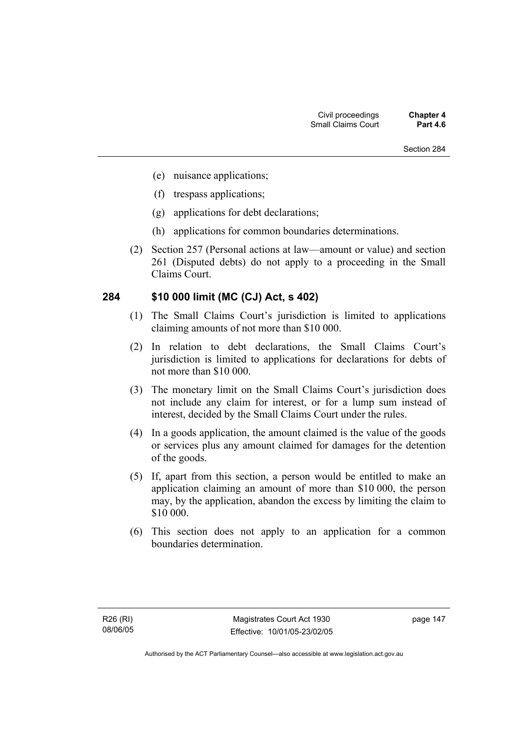(e) nuisance applications;

(f) trespass applications;

(g) applications for debt declarations;

(h) applications for common boundaries determinations.

(2) Section 257 (Personal actions at law—amount or value) and section 261 (Disputed debts) do not apply to a proceeding in the Small Claims Court.

### 284 $10 000 limit (MC (CJ) Act, s 402)

(1) The Small Claims Court's jurisdiction is limited to applications claiming amounts of not more than $10 000.

(2) In relation to debt declarations, the Small Claims Court's jurisdiction is limited to applications for declarations for debts of not more than $10 000.

(3) The monetary limit on the Small Claims Court's jurisdiction does not include any claim for interest, or for a lump sum instead of interest, decided by the Small Claims Court under the rules.

(4) In a goods application, the amount claimed is the value of the goods or services plus any amount claimed for damages for the detention of the goods.

(5) If, apart from this section, a person would be entitled to make an application claiming an amount of more than $10 000, the person may, by the application, abandon the excess by limiting the claim to $10 000.

(6) This section does not apply to an application for a common boundaries determination.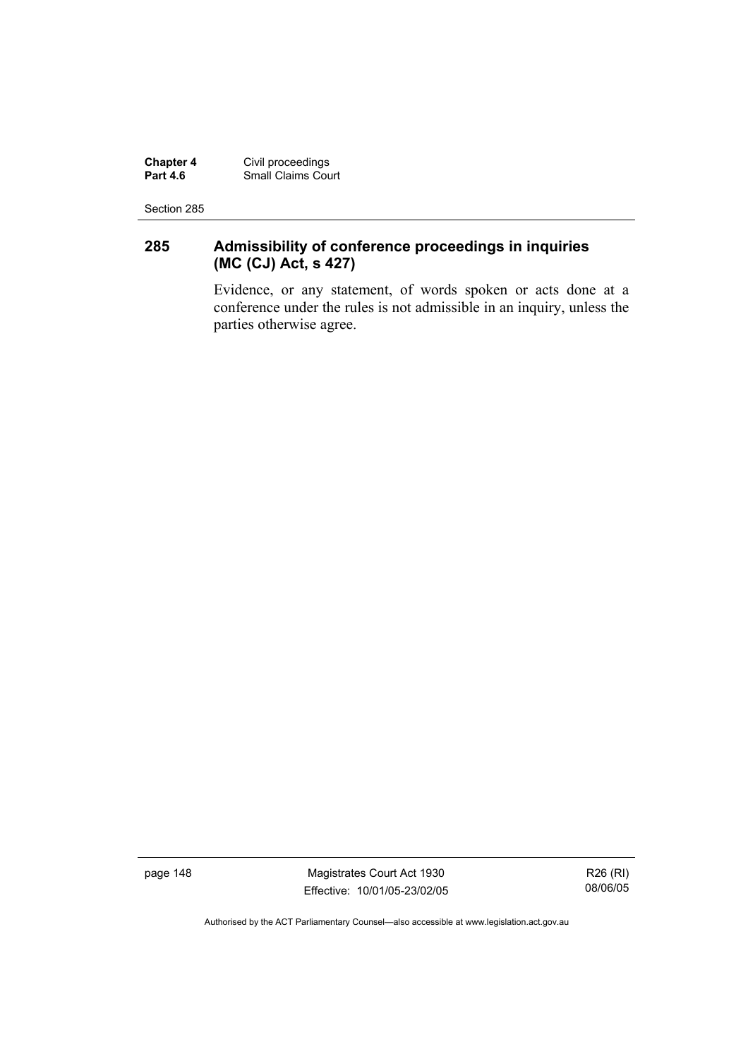## 285 Admissibility of conference proceedings in inquiries (MC (CJ) Act, s 427)

Evidence, or any statement, of words spoken or acts done at a conference under the rules is not admissible in an inquiry, unless the parties otherwise agree.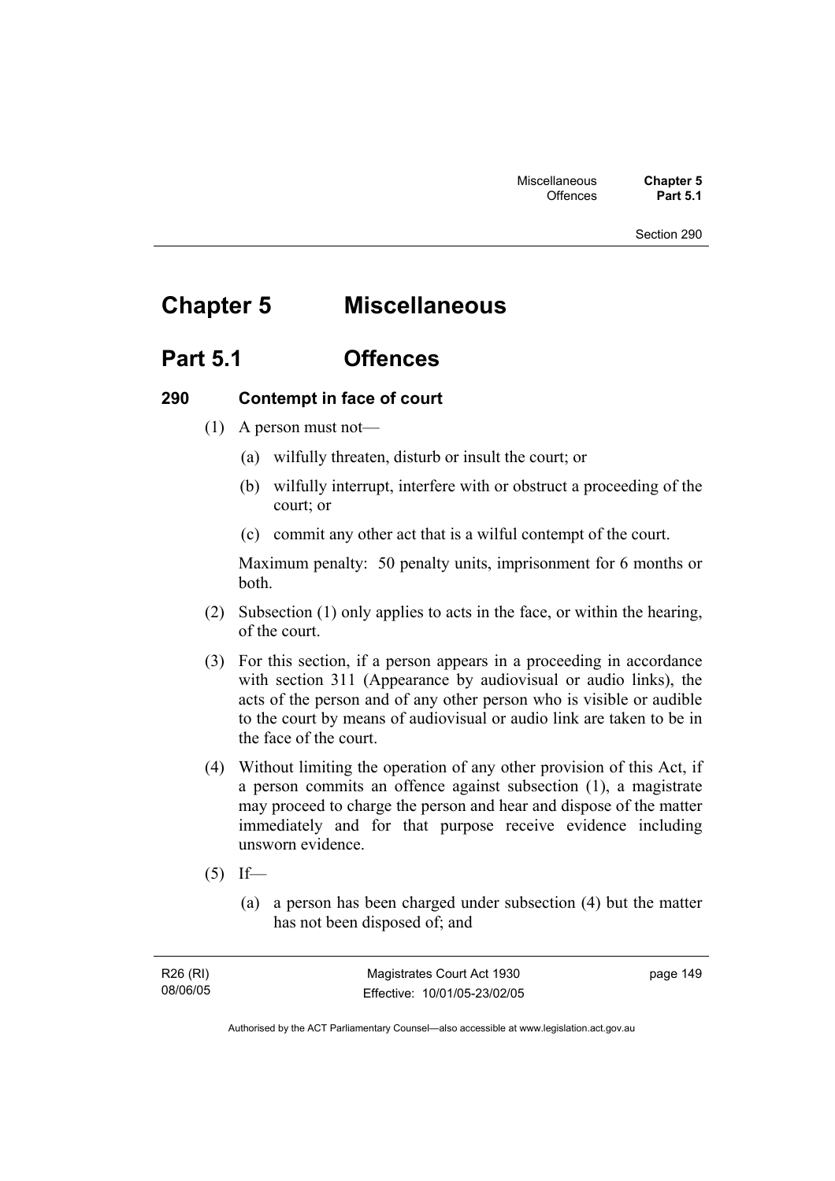# Chapter 5 Miscellaneous

## Part 5.1 Offences

### 290 Contempt in face of court

(1) A person must not—

(a) wilfully threaten, disturb or insult the court; or

(b) wilfully interrupt, interfere with or obstruct a proceeding of the court; or

(c) commit any other act that is a wilful contempt of the court.

Maximum penalty: 50 penalty units, imprisonment for 6 months or both.

(2) Subsection (1) only applies to acts in the face, or within the hearing, of the court.

(3) For this section, if a person appears in a proceeding in accordance with section 311 (Appearance by audiovisual or audio links), the acts of the person and of any other person who is visible or audible to the court by means of audiovisual or audio link are taken to be in the face of the court.

(4) Without limiting the operation of any other provision of this Act, if a person commits an offence against subsection (1), a magistrate may proceed to charge the person and hear and dispose of the matter immediately and for that purpose receive evidence including unsworn evidence.

(5) If—

(a) a person has been charged under subsection (4) but the matter has not been disposed of; and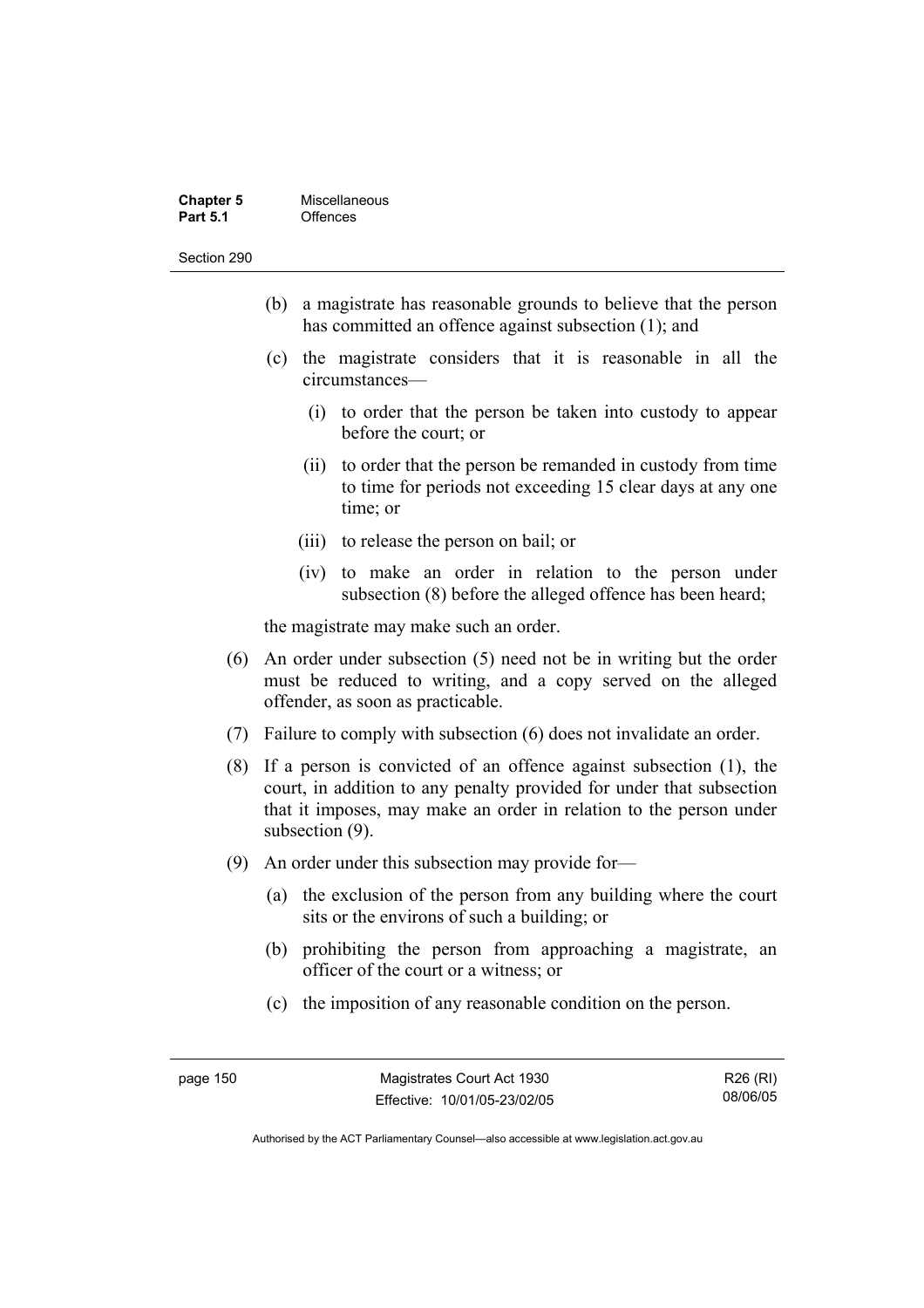(b) a magistrate has reasonable grounds to believe that the person has committed an offence against subsection (1); and

(c) the magistrate considers that it is reasonable in all the circumstances—

(i) to order that the person be taken into custody to appear before the court; or

(ii) to order that the person be remanded in custody from time to time for periods not exceeding 15 clear days at any one time; or

(iii) to release the person on bail; or

(iv) to make an order in relation to the person under subsection (8) before the alleged offence has been heard;

the magistrate may make such an order.

(6) An order under subsection (5) need not be in writing but the order must be reduced to writing, and a copy served on the alleged offender, as soon as practicable.

(7) Failure to comply with subsection (6) does not invalidate an order.

(8) If a person is convicted of an offence against subsection (1), the court, in addition to any penalty provided for under that subsection that it imposes, may make an order in relation to the person under subsection (9).

(9) An order under this subsection may provide for—

(a) the exclusion of the person from any building where the court sits or the environs of such a building; or

(b) prohibiting the person from approaching a magistrate, an officer of the court or a witness; or

(c) the imposition of any reasonable condition on the person.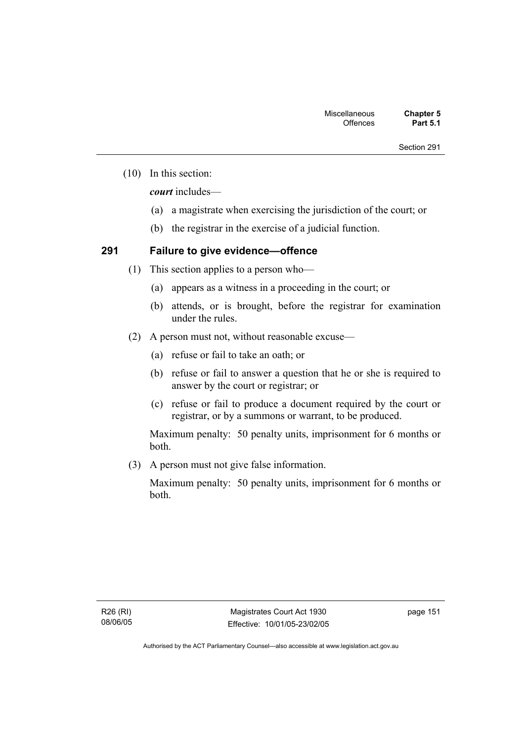(10) In this section:

***court*** includes—

(a) a magistrate when exercising the jurisdiction of the court; or

(b) the registrar in the exercise of a judicial function.

### 291 Failure to give evidence—offence

(1) This section applies to a person who—

(a) appears as a witness in a proceeding in the court; or

(b) attends, or is brought, before the registrar for examination under the rules.

(2) A person must not, without reasonable excuse—

(a) refuse or fail to take an oath; or

(b) refuse or fail to answer a question that he or she is required to answer by the court or registrar; or

(c) refuse or fail to produce a document required by the court or registrar, or by a summons or warrant, to be produced.

Maximum penalty: 50 penalty units, imprisonment for 6 months or both.

(3) A person must not give false information.

Maximum penalty: 50 penalty units, imprisonment for 6 months or both.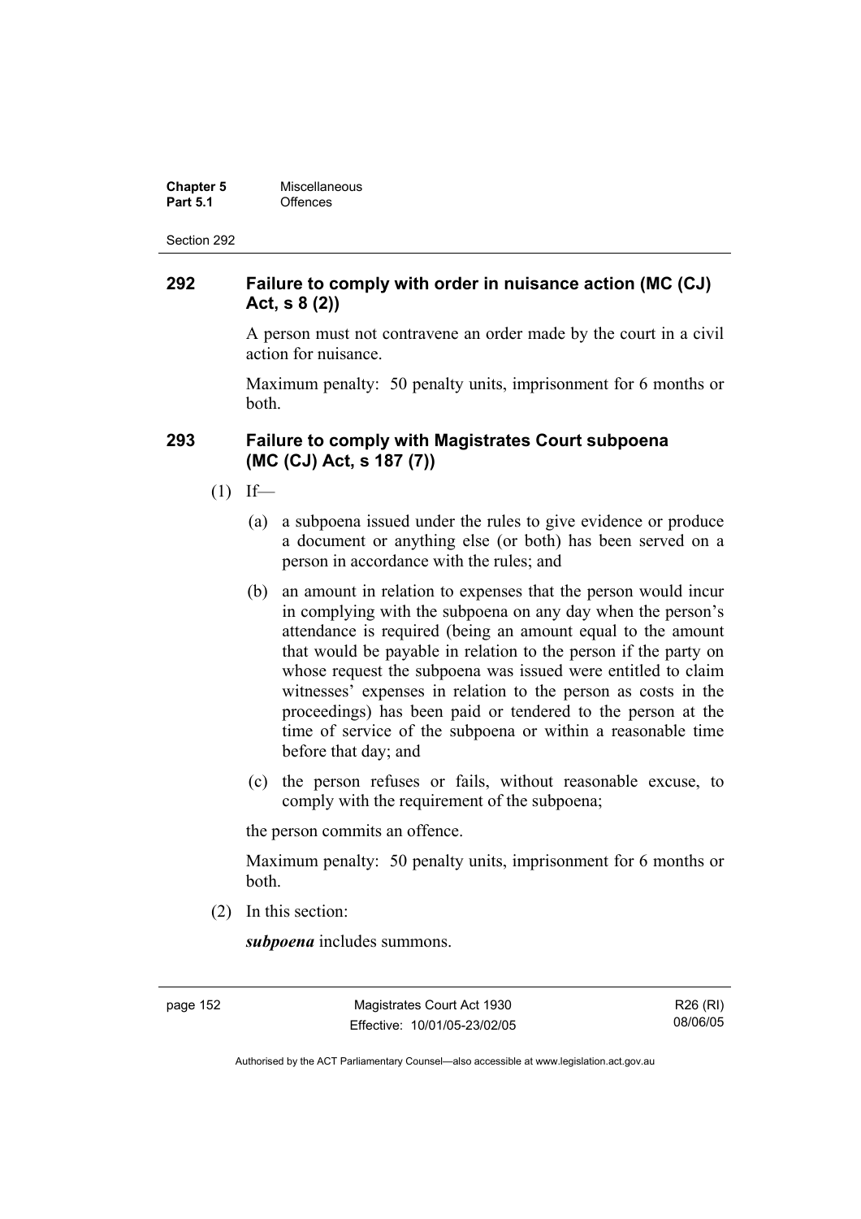## 292 Failure to comply with order in nuisance action (MC (CJ) Act, s 8 (2))

A person must not contravene an order made by the court in a civil action for nuisance.

Maximum penalty: 50 penalty units, imprisonment for 6 months or both.

## 293 Failure to comply with Magistrates Court subpoena (MC (CJ) Act, s 187 (7))

(1) If—

(a) a subpoena issued under the rules to give evidence or produce a document or anything else (or both) has been served on a person in accordance with the rules; and

(b) an amount in relation to expenses that the person would incur in complying with the subpoena on any day when the person's attendance is required (being an amount equal to the amount that would be payable in relation to the person if the party on whose request the subpoena was issued were entitled to claim witnesses' expenses in relation to the person as costs in the proceedings) has been paid or tendered to the person at the time of service of the subpoena or within a reasonable time before that day; and

(c) the person refuses or fails, without reasonable excuse, to comply with the requirement of the subpoena;

the person commits an offence.

Maximum penalty: 50 penalty units, imprisonment for 6 months or both.

(2) In this section:

***subpoena*** includes summons.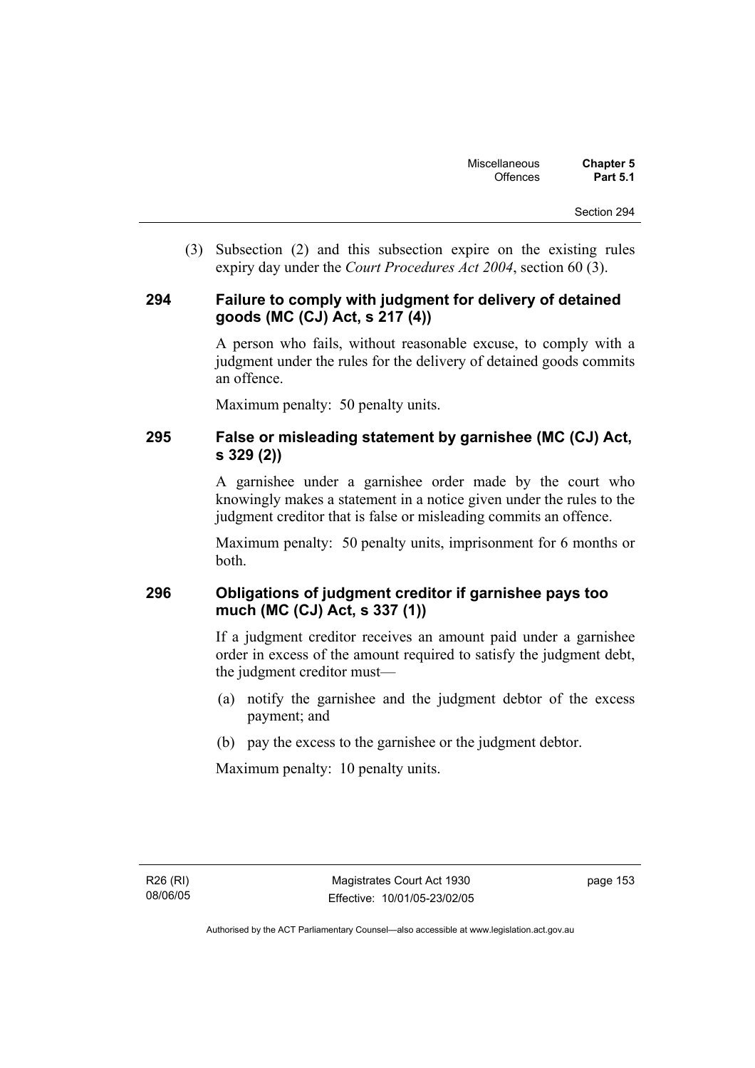(3) Subsection (2) and this subsection expire on the existing rules expiry day under the *Court Procedures Act 2004*, section 60 (3).

### 294 Failure to comply with judgment for delivery of detained goods (MC (CJ) Act, s 217 (4))

A person who fails, without reasonable excuse, to comply with a judgment under the rules for the delivery of detained goods commits an offence.

Maximum penalty: 50 penalty units.

### 295 False or misleading statement by garnishee (MC (CJ) Act, s 329 (2))

A garnishee under a garnishee order made by the court who knowingly makes a statement in a notice given under the rules to the judgment creditor that is false or misleading commits an offence.

Maximum penalty: 50 penalty units, imprisonment for 6 months or both.

### 296 Obligations of judgment creditor if garnishee pays too much (MC (CJ) Act, s 337 (1))

If a judgment creditor receives an amount paid under a garnishee order in excess of the amount required to satisfy the judgment debt, the judgment creditor must—

(a) notify the garnishee and the judgment debtor of the excess payment; and

(b) pay the excess to the garnishee or the judgment debtor.

Maximum penalty: 10 penalty units.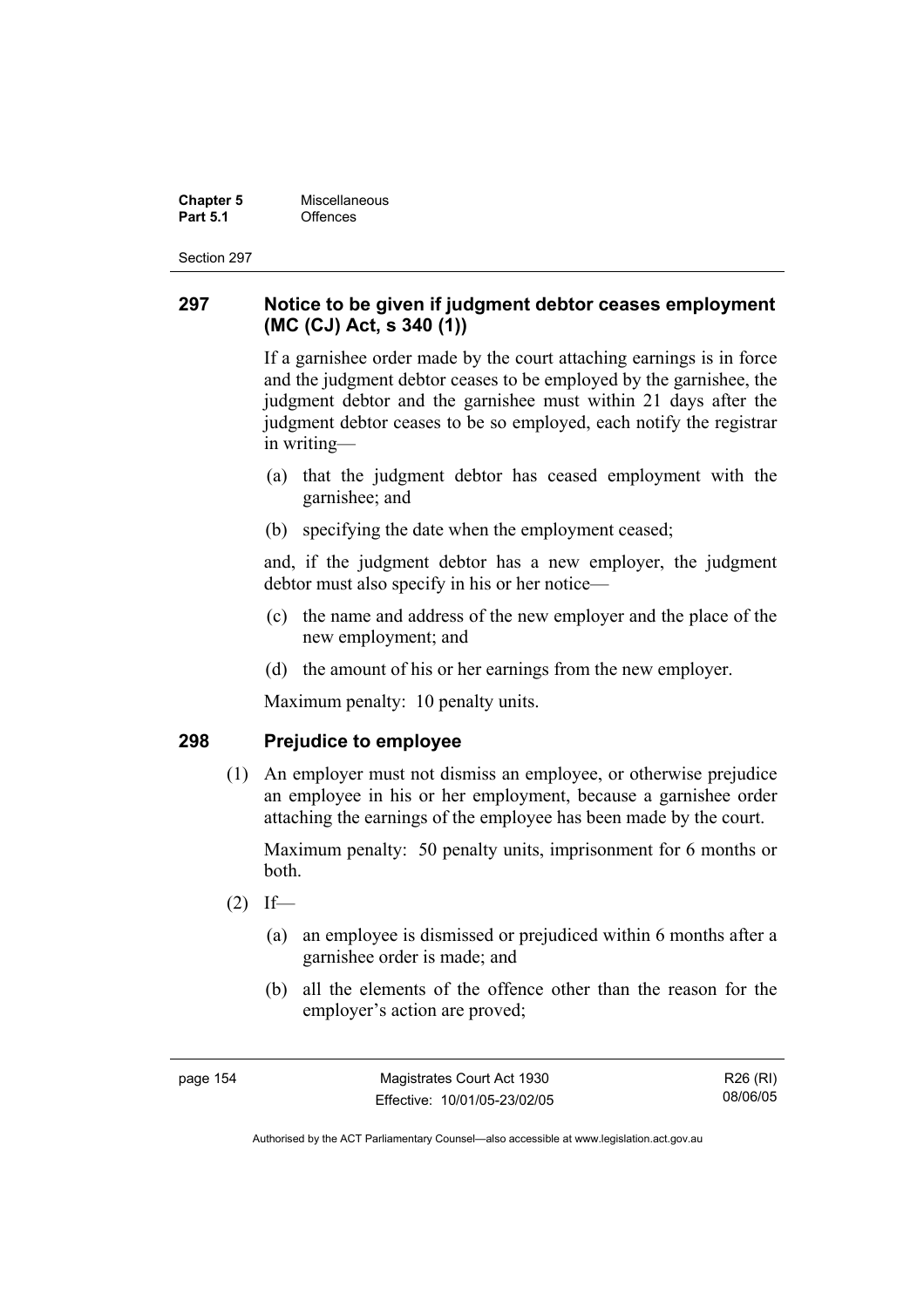## 297 Notice to be given if judgment debtor ceases employment (MC (CJ) Act, s 340 (1))

If a garnishee order made by the court attaching earnings is in force and the judgment debtor ceases to be employed by the garnishee, the judgment debtor and the garnishee must within 21 days after the judgment debtor ceases to be so employed, each notify the registrar in writing—

(a) that the judgment debtor has ceased employment with the garnishee; and

(b) specifying the date when the employment ceased;

and, if the judgment debtor has a new employer, the judgment debtor must also specify in his or her notice—

(c) the name and address of the new employer and the place of the new employment; and

(d) the amount of his or her earnings from the new employer.

Maximum penalty: 10 penalty units.

## 298 Prejudice to employee

(1) An employer must not dismiss an employee, or otherwise prejudice an employee in his or her employment, because a garnishee order attaching the earnings of the employee has been made by the court.

Maximum penalty: 50 penalty units, imprisonment for 6 months or both.

(2) If—

(a) an employee is dismissed or prejudiced within 6 months after a garnishee order is made; and

(b) all the elements of the offence other than the reason for the employer's action are proved;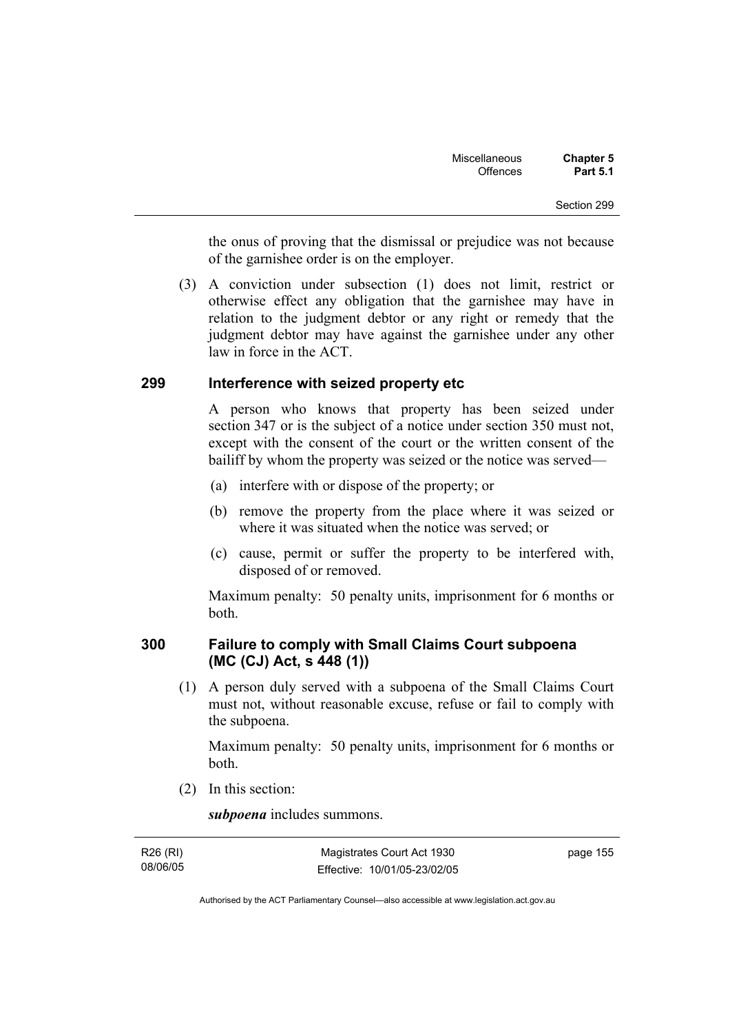the onus of proving that the dismissal or prejudice was not because of the garnishee order is on the employer.

(3) A conviction under subsection (1) does not limit, restrict or otherwise effect any obligation that the garnishee may have in relation to the judgment debtor or any right or remedy that the judgment debtor may have against the garnishee under any other law in force in the ACT.

## 299 Interference with seized property etc

A person who knows that property has been seized under section 347 or is the subject of a notice under section 350 must not, except with the consent of the court or the written consent of the bailiff by whom the property was seized or the notice was served—

(a) interfere with or dispose of the property; or

(b) remove the property from the place where it was seized or where it was situated when the notice was served; or

(c) cause, permit or suffer the property to be interfered with, disposed of or removed.

Maximum penalty: 50 penalty units, imprisonment for 6 months or both.

## 300 Failure to comply with Small Claims Court subpoena (MC (CJ) Act, s 448 (1))

(1) A person duly served with a subpoena of the Small Claims Court must not, without reasonable excuse, refuse or fail to comply with the subpoena.

Maximum penalty: 50 penalty units, imprisonment for 6 months or both.

(2) In this section:

***subpoena*** includes summons.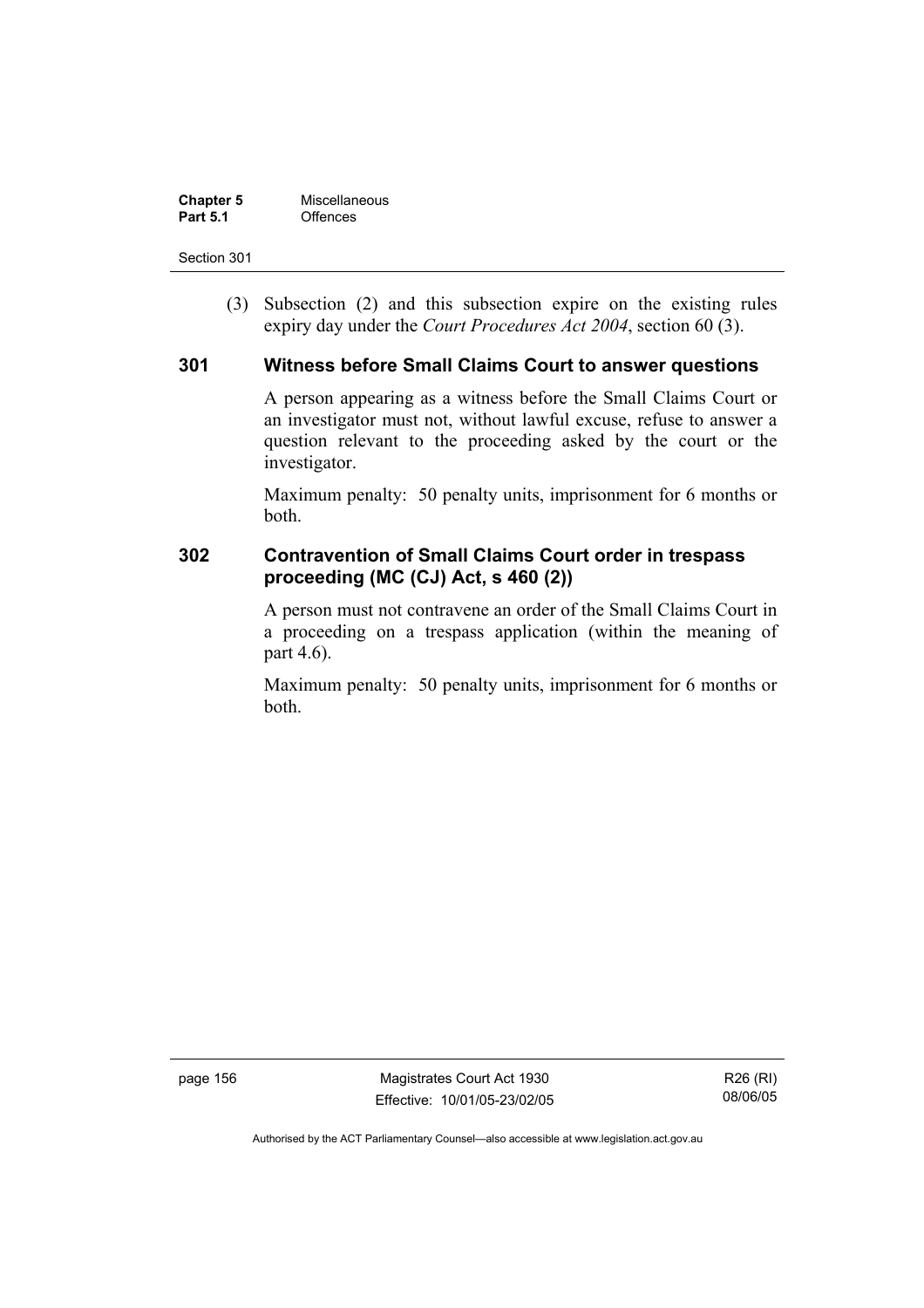(3) Subsection (2) and this subsection expire on the existing rules expiry day under the *Court Procedures Act 2004*, section 60 (3).

### 301 Witness before Small Claims Court to answer questions

A person appearing as a witness before the Small Claims Court or an investigator must not, without lawful excuse, refuse to answer a question relevant to the proceeding asked by the court or the investigator.

Maximum penalty: 50 penalty units, imprisonment for 6 months or both.

### 302 Contravention of Small Claims Court order in trespass proceeding (MC (CJ) Act, s 460 (2))

A person must not contravene an order of the Small Claims Court in a proceeding on a trespass application (within the meaning of part 4.6).

Maximum penalty: 50 penalty units, imprisonment for 6 months or both.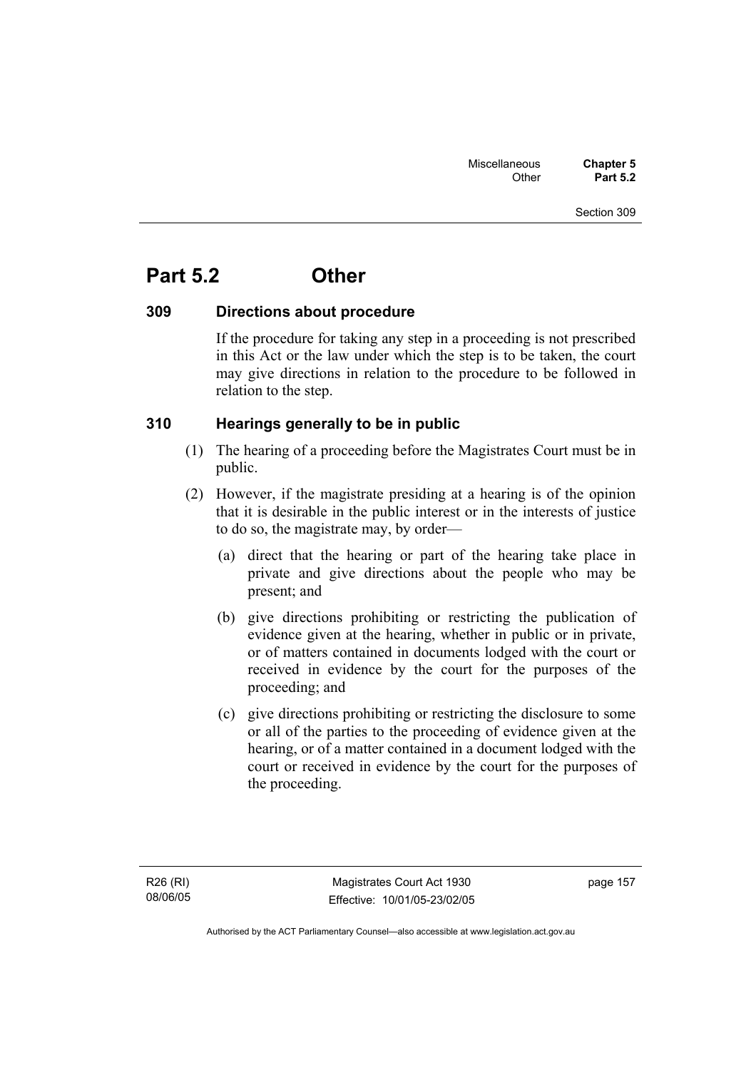# Part 5.2 Other

### 309 Directions about procedure

If the procedure for taking any step in a proceeding is not prescribed in this Act or the law under which the step is to be taken, the court may give directions in relation to the procedure to be followed in relation to the step.

### 310 Hearings generally to be in public

(1) The hearing of a proceeding before the Magistrates Court must be in public.

(2) However, if the magistrate presiding at a hearing is of the opinion that it is desirable in the public interest or in the interests of justice to do so, the magistrate may, by order—

(a) direct that the hearing or part of the hearing take place in private and give directions about the people who may be present; and

(b) give directions prohibiting or restricting the publication of evidence given at the hearing, whether in public or in private, or of matters contained in documents lodged with the court or received in evidence by the court for the purposes of the proceeding; and

(c) give directions prohibiting or restricting the disclosure to some or all of the parties to the proceeding of evidence given at the hearing, or of a matter contained in a document lodged with the court or received in evidence by the court for the purposes of the proceeding.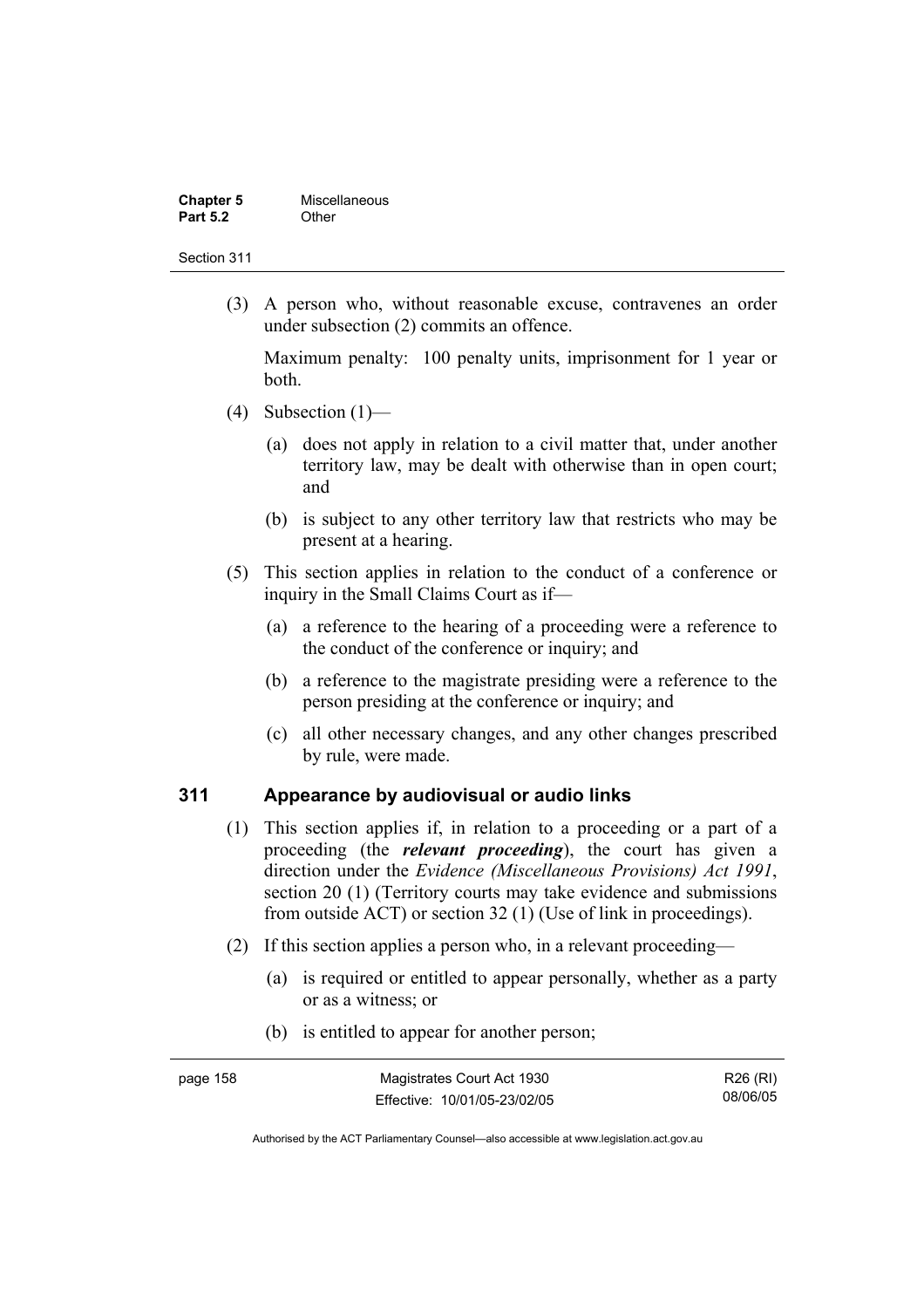(3) A person who, without reasonable excuse, contravenes an order under subsection (2) commits an offence.

Maximum penalty: 100 penalty units, imprisonment for 1 year or both.

(4) Subsection (1)—

(a) does not apply in relation to a civil matter that, under another territory law, may be dealt with otherwise than in open court; and

(b) is subject to any other territory law that restricts who may be present at a hearing.

(5) This section applies in relation to the conduct of a conference or inquiry in the Small Claims Court as if—

(a) a reference to the hearing of a proceeding were a reference to the conduct of the conference or inquiry; and

(b) a reference to the magistrate presiding were a reference to the person presiding at the conference or inquiry; and

(c) all other necessary changes, and any other changes prescribed by rule, were made.

## 311 Appearance by audiovisual or audio links

(1) This section applies if, in relation to a proceeding or a part of a proceeding (the ***relevant proceeding***), the court has given a direction under the *Evidence (Miscellaneous Provisions) Act 1991*, section 20 (1) (Territory courts may take evidence and submissions from outside ACT) or section 32 (1) (Use of link in proceedings).

(2) If this section applies a person who, in a relevant proceeding—

(a) is required or entitled to appear personally, whether as a party or as a witness; or

(b) is entitled to appear for another person;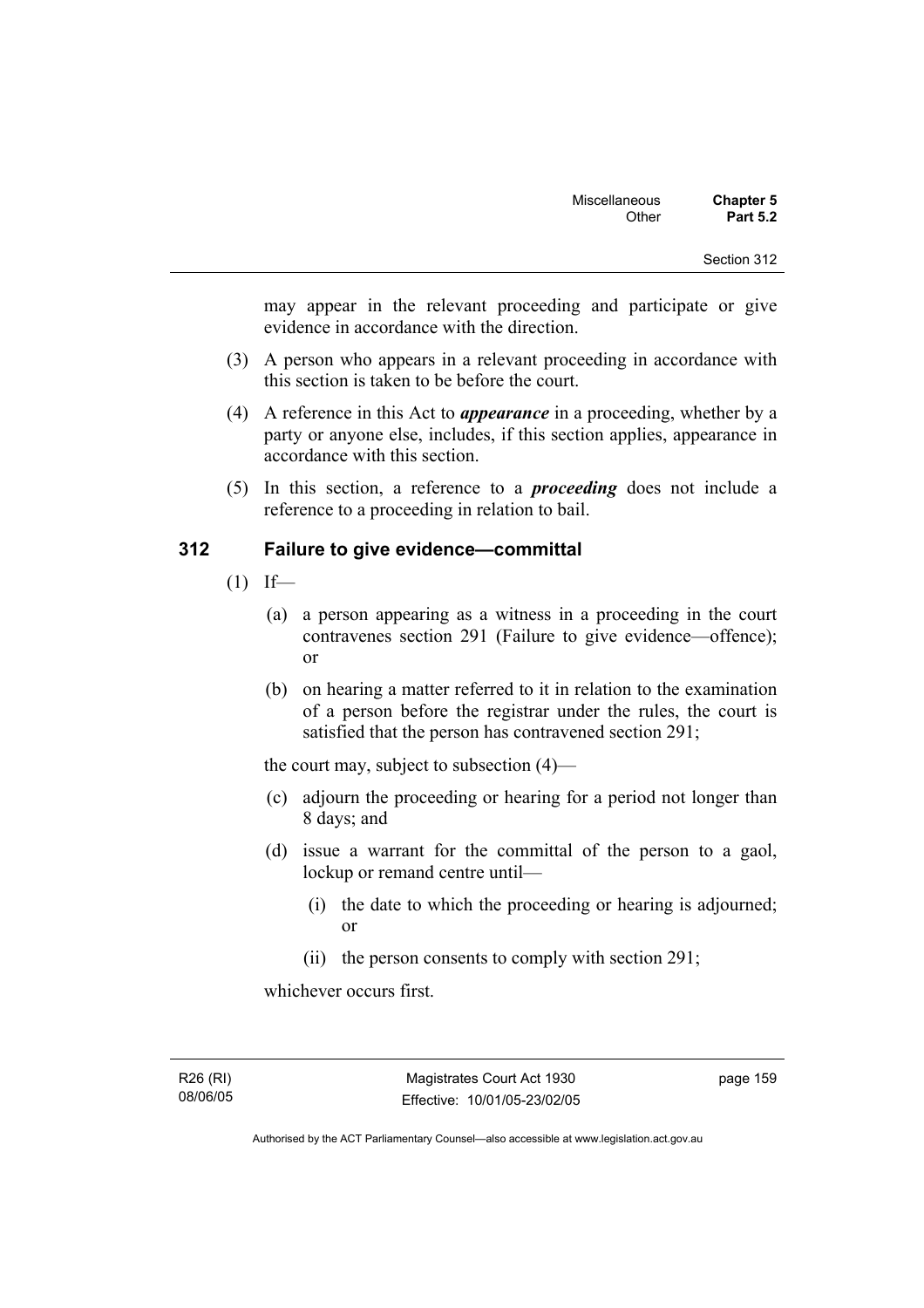may appear in the relevant proceeding and participate or give evidence in accordance with the direction.

(3) A person who appears in a relevant proceeding in accordance with this section is taken to be before the court.

(4) A reference in this Act to ***appearance*** in a proceeding, whether by a party or anyone else, includes, if this section applies, appearance in accordance with this section.

(5) In this section, a reference to a ***proceeding*** does not include a reference to a proceeding in relation to bail.

## 312 Failure to give evidence—committal

(1) If—

(a) a person appearing as a witness in a proceeding in the court contravenes section 291 (Failure to give evidence—offence); or

(b) on hearing a matter referred to it in relation to the examination of a person before the registrar under the rules, the court is satisfied that the person has contravened section 291;

the court may, subject to subsection (4)—

(c) adjourn the proceeding or hearing for a period not longer than 8 days; and

(d) issue a warrant for the committal of the person to a gaol, lockup or remand centre until—

(i) the date to which the proceeding or hearing is adjourned; or

(ii) the person consents to comply with section 291;

whichever occurs first.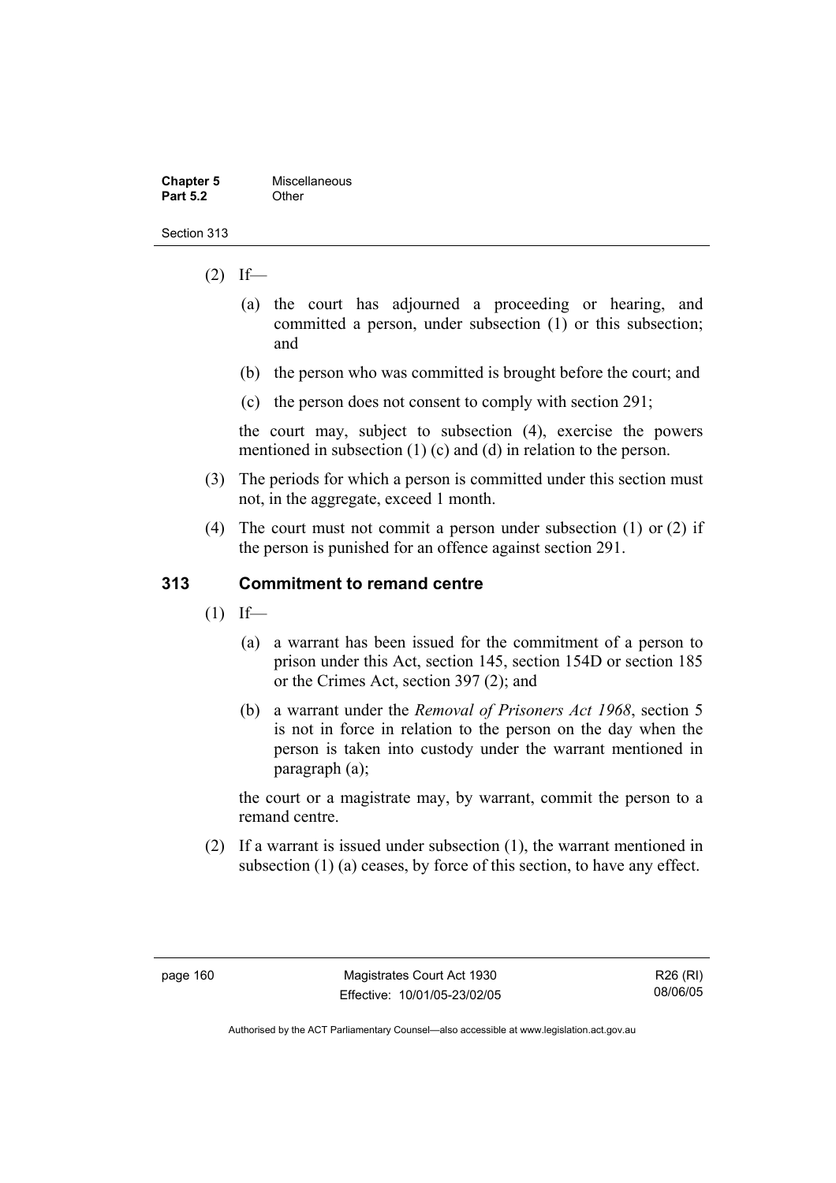(2) If—

(a) the court has adjourned a proceeding or hearing, and committed a person, under subsection (1) or this subsection; and

(b) the person who was committed is brought before the court; and

(c) the person does not consent to comply with section 291;

the court may, subject to subsection (4), exercise the powers mentioned in subsection (1) (c) and (d) in relation to the person.

(3) The periods for which a person is committed under this section must not, in the aggregate, exceed 1 month.

(4) The court must not commit a person under subsection (1) or (2) if the person is punished for an offence against section 291.

## 313 Commitment to remand centre

(1) If—

(a) a warrant has been issued for the commitment of a person to prison under this Act, section 145, section 154D or section 185 or the Crimes Act, section 397 (2); and

(b) a warrant under the *Removal of Prisoners Act 1968*, section 5 is not in force in relation to the person on the day when the person is taken into custody under the warrant mentioned in paragraph (a);

the court or a magistrate may, by warrant, commit the person to a remand centre.

(2) If a warrant is issued under subsection (1), the warrant mentioned in subsection (1) (a) ceases, by force of this section, to have any effect.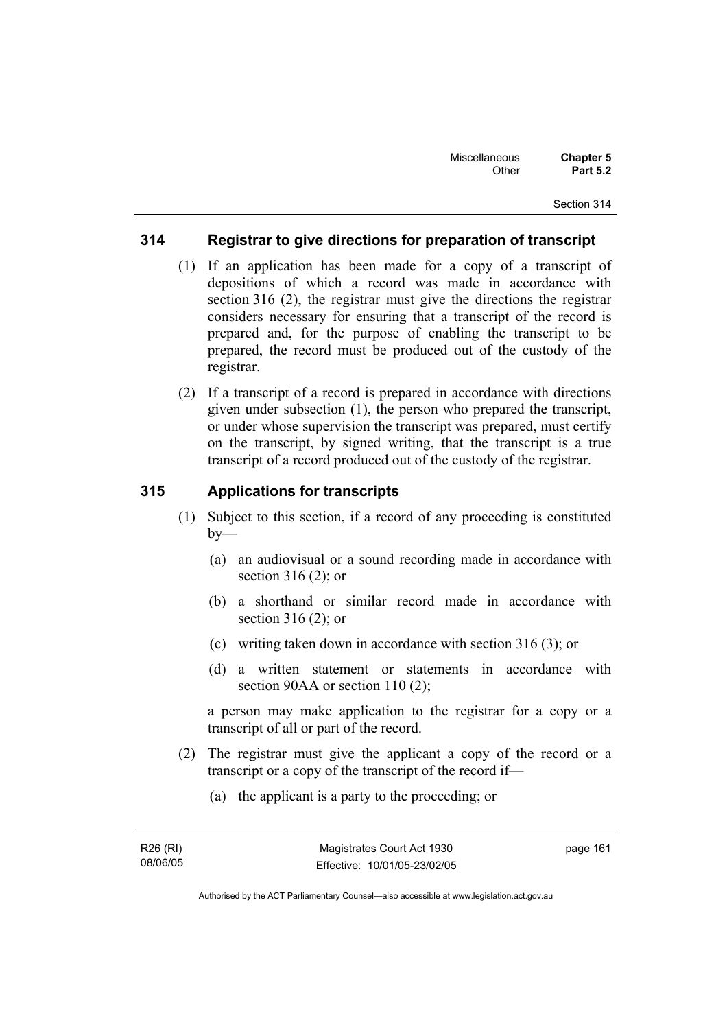### 314 Registrar to give directions for preparation of transcript

(1) If an application has been made for a copy of a transcript of depositions of which a record was made in accordance with section 316 (2), the registrar must give the directions the registrar considers necessary for ensuring that a transcript of the record is prepared and, for the purpose of enabling the transcript to be prepared, the record must be produced out of the custody of the registrar.

(2) If a transcript of a record is prepared in accordance with directions given under subsection (1), the person who prepared the transcript, or under whose supervision the transcript was prepared, must certify on the transcript, by signed writing, that the transcript is a true transcript of a record produced out of the custody of the registrar.

### 315 Applications for transcripts

(1) Subject to this section, if a record of any proceeding is constituted by—

(a) an audiovisual or a sound recording made in accordance with section 316 (2); or

(b) a shorthand or similar record made in accordance with section 316 (2); or

(c) writing taken down in accordance with section 316 (3); or

(d) a written statement or statements in accordance with section 90AA or section 110 (2);

a person may make application to the registrar for a copy or a transcript of all or part of the record.

(2) The registrar must give the applicant a copy of the record or a transcript or a copy of the transcript of the record if—

(a) the applicant is a party to the proceeding; or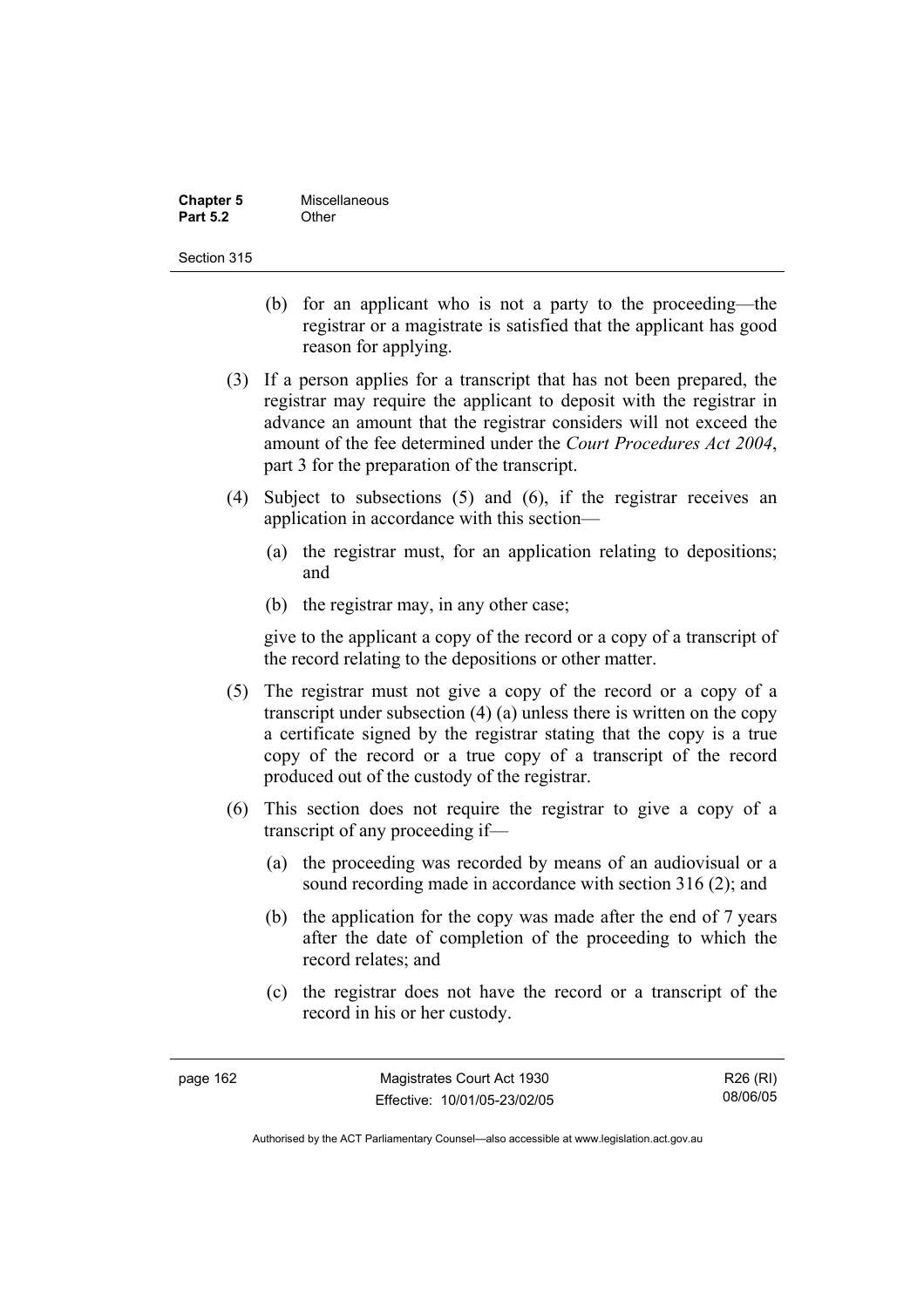(b) for an applicant who is not a party to the proceeding—the registrar or a magistrate is satisfied that the applicant has good reason for applying.

(3) If a person applies for a transcript that has not been prepared, the registrar may require the applicant to deposit with the registrar in advance an amount that the registrar considers will not exceed the amount of the fee determined under the *Court Procedures Act 2004*, part 3 for the preparation of the transcript.

(4) Subject to subsections (5) and (6), if the registrar receives an application in accordance with this section—

(a) the registrar must, for an application relating to depositions; and

(b) the registrar may, in any other case;

give to the applicant a copy of the record or a copy of a transcript of the record relating to the depositions or other matter.

(5) The registrar must not give a copy of the record or a copy of a transcript under subsection (4) (a) unless there is written on the copy a certificate signed by the registrar stating that the copy is a true copy of the record or a true copy of a transcript of the record produced out of the custody of the registrar.

(6) This section does not require the registrar to give a copy of a transcript of any proceeding if—

(a) the proceeding was recorded by means of an audiovisual or a sound recording made in accordance with section 316 (2); and

(b) the application for the copy was made after the end of 7 years after the date of completion of the proceeding to which the record relates; and

(c) the registrar does not have the record or a transcript of the record in his or her custody.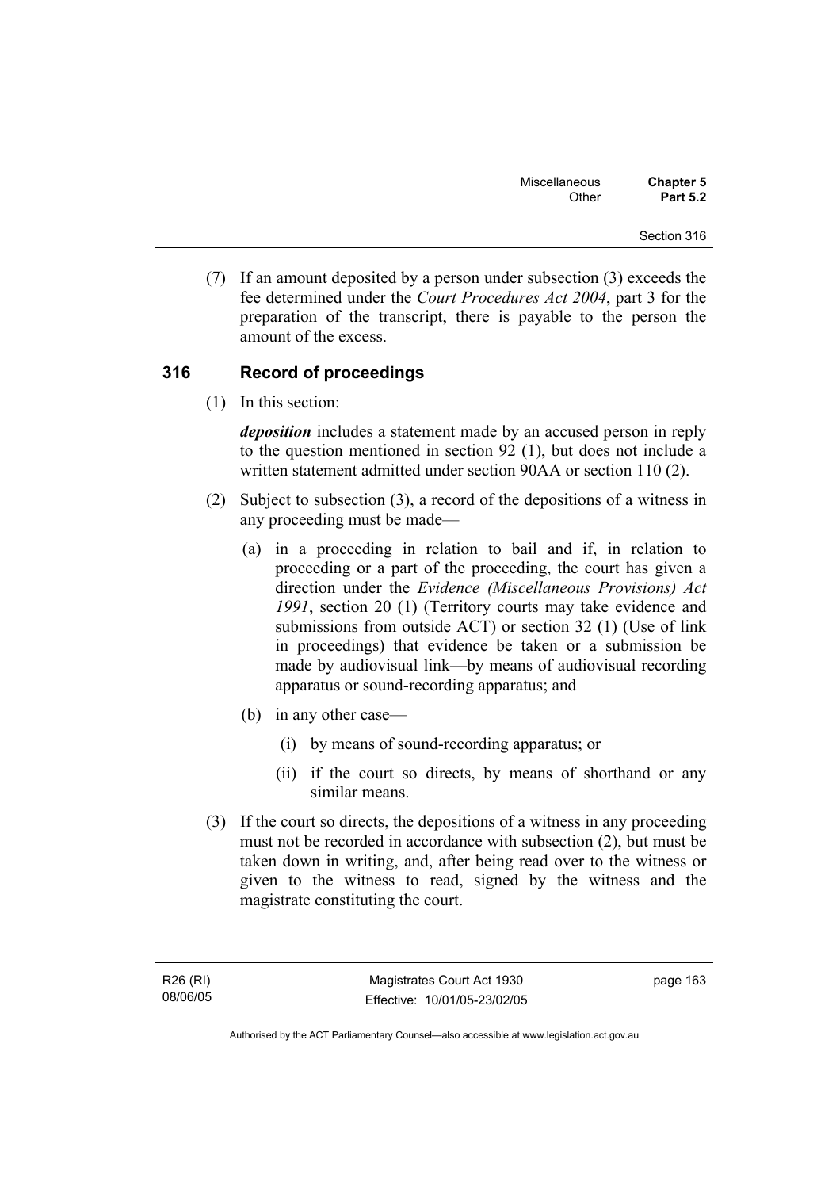(7) If an amount deposited by a person under subsection (3) exceeds the fee determined under the *Court Procedures Act 2004*, part 3 for the preparation of the transcript, there is payable to the person the amount of the excess.

### 316 Record of proceedings

(1) In this section:

***deposition*** includes a statement made by an accused person in reply to the question mentioned in section 92 (1), but does not include a written statement admitted under section 90AA or section 110 (2).

(2) Subject to subsection (3), a record of the depositions of a witness in any proceeding must be made—

(a) in a proceeding in relation to bail and if, in relation to proceeding or a part of the proceeding, the court has given a direction under the *Evidence (Miscellaneous Provisions) Act 1991*, section 20 (1) (Territory courts may take evidence and submissions from outside ACT) or section 32 (1) (Use of link in proceedings) that evidence be taken or a submission be made by audiovisual link—by means of audiovisual recording apparatus or sound-recording apparatus; and

(b) in any other case—

(i) by means of sound-recording apparatus; or

(ii) if the court so directs, by means of shorthand or any similar means.

(3) If the court so directs, the depositions of a witness in any proceeding must not be recorded in accordance with subsection (2), but must be taken down in writing, and, after being read over to the witness or given to the witness to read, signed by the witness and the magistrate constituting the court.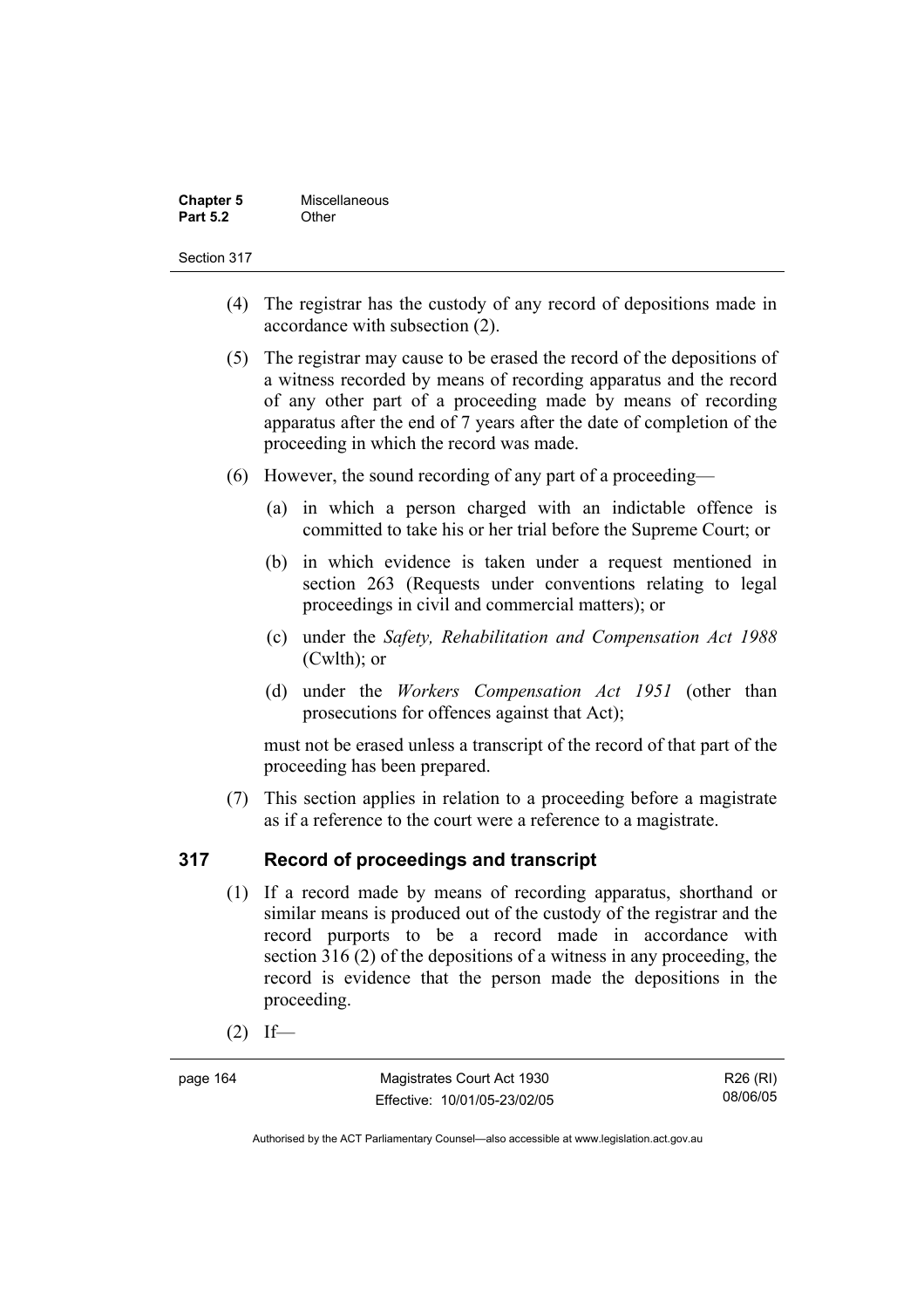(4) The registrar has the custody of any record of depositions made in accordance with subsection (2).

(5) The registrar may cause to be erased the record of the depositions of a witness recorded by means of recording apparatus and the record of any other part of a proceeding made by means of recording apparatus after the end of 7 years after the date of completion of the proceeding in which the record was made.

(6) However, the sound recording of any part of a proceeding—

(a) in which a person charged with an indictable offence is committed to take his or her trial before the Supreme Court; or

(b) in which evidence is taken under a request mentioned in section 263 (Requests under conventions relating to legal proceedings in civil and commercial matters); or

(c) under the *Safety, Rehabilitation and Compensation Act 1988* (Cwlth); or

(d) under the *Workers Compensation Act 1951* (other than prosecutions for offences against that Act);

must not be erased unless a transcript of the record of that part of the proceeding has been prepared.

(7) This section applies in relation to a proceeding before a magistrate as if a reference to the court were a reference to a magistrate.

## 317 Record of proceedings and transcript

(1) If a record made by means of recording apparatus, shorthand or similar means is produced out of the custody of the registrar and the record purports to be a record made in accordance with section 316 (2) of the depositions of a witness in any proceeding, the record is evidence that the person made the depositions in the proceeding.

(2) If—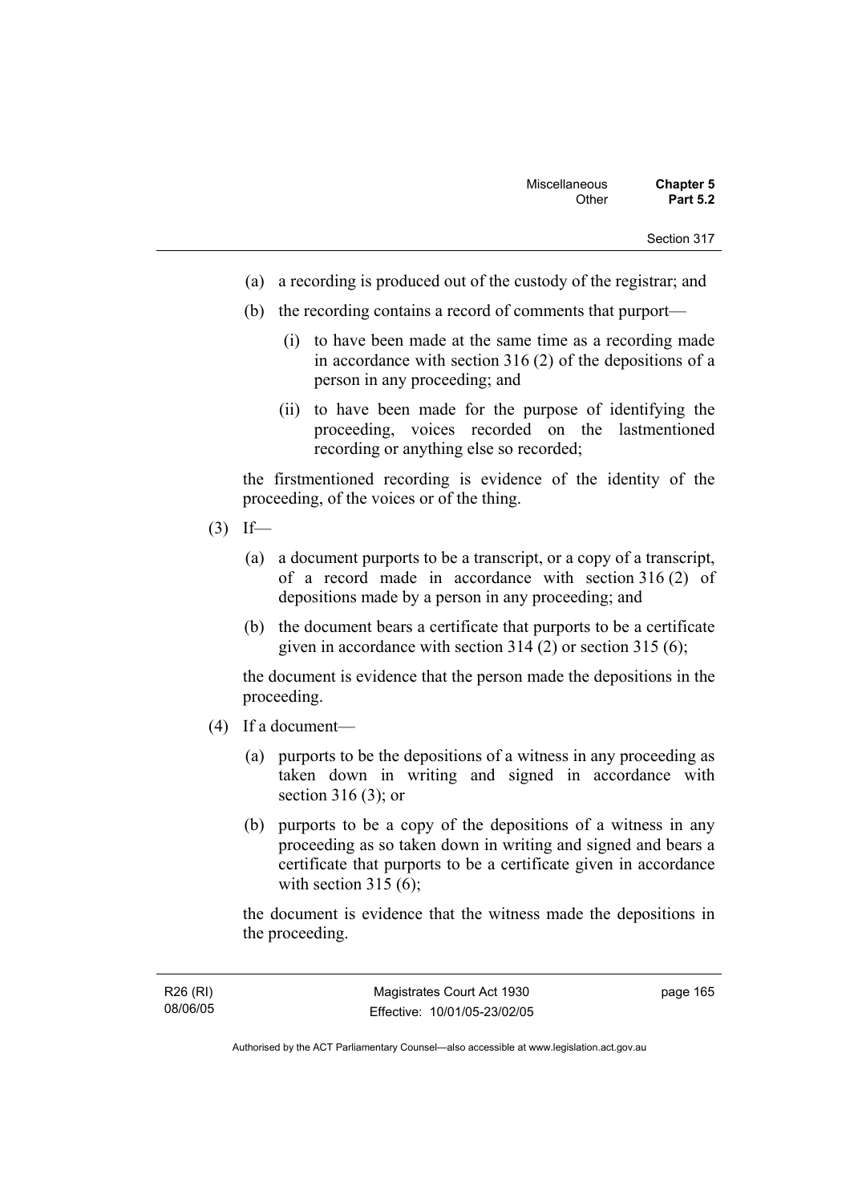(a) a recording is produced out of the custody of the registrar; and

(b) the recording contains a record of comments that purport—

(i) to have been made at the same time as a recording made in accordance with section 316 (2) of the depositions of a person in any proceeding; and

(ii) to have been made for the purpose of identifying the proceeding, voices recorded on the lastmentioned recording or anything else so recorded;

the firstmentioned recording is evidence of the identity of the proceeding, of the voices or of the thing.

(3) If—

(a) a document purports to be a transcript, or a copy of a transcript, of a record made in accordance with section 316 (2) of depositions made by a person in any proceeding; and

(b) the document bears a certificate that purports to be a certificate given in accordance with section 314 (2) or section 315 (6);

the document is evidence that the person made the depositions in the proceeding.

(4) If a document—

(a) purports to be the depositions of a witness in any proceeding as taken down in writing and signed in accordance with section 316 (3); or

(b) purports to be a copy of the depositions of a witness in any proceeding as so taken down in writing and signed and bears a certificate that purports to be a certificate given in accordance with section 315 (6);

the document is evidence that the witness made the depositions in the proceeding.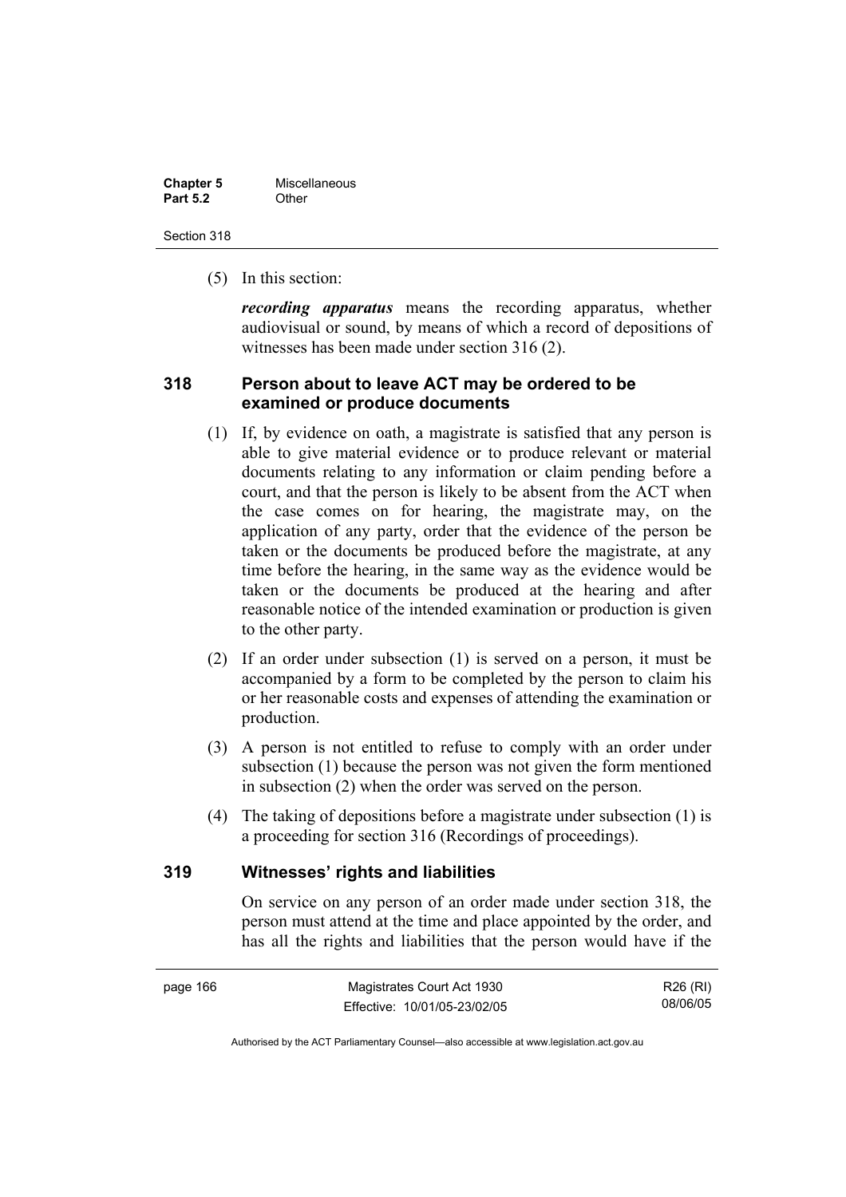(5) In this section:

***recording apparatus*** means the recording apparatus, whether audiovisual or sound, by means of which a record of depositions of witnesses has been made under section 316 (2).

### 318 Person about to leave ACT may be ordered to be examined or produce documents

(1) If, by evidence on oath, a magistrate is satisfied that any person is able to give material evidence or to produce relevant or material documents relating to any information or claim pending before a court, and that the person is likely to be absent from the ACT when the case comes on for hearing, the magistrate may, on the application of any party, order that the evidence of the person be taken or the documents be produced before the magistrate, at any time before the hearing, in the same way as the evidence would be taken or the documents be produced at the hearing and after reasonable notice of the intended examination or production is given to the other party.

(2) If an order under subsection (1) is served on a person, it must be accompanied by a form to be completed by the person to claim his or her reasonable costs and expenses of attending the examination or production.

(3) A person is not entitled to refuse to comply with an order under subsection (1) because the person was not given the form mentioned in subsection (2) when the order was served on the person.

(4) The taking of depositions before a magistrate under subsection (1) is a proceeding for section 316 (Recordings of proceedings).

### 319 Witnesses' rights and liabilities

On service on any person of an order made under section 318, the person must attend at the time and place appointed by the order, and has all the rights and liabilities that the person would have if the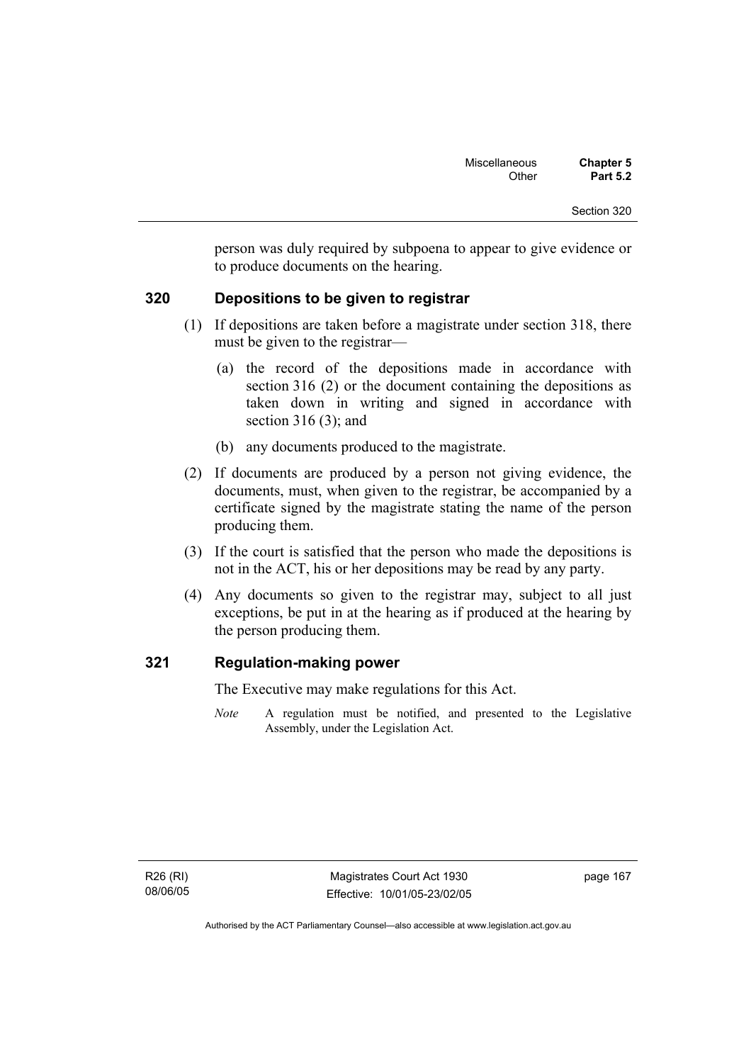person was duly required by subpoena to appear to give evidence or to produce documents on the hearing.

### 320 Depositions to be given to registrar

(1) If depositions are taken before a magistrate under section 318, there must be given to the registrar—

(a) the record of the depositions made in accordance with section 316 (2) or the document containing the depositions as taken down in writing and signed in accordance with section 316 (3); and

(b) any documents produced to the magistrate.

(2) If documents are produced by a person not giving evidence, the documents, must, when given to the registrar, be accompanied by a certificate signed by the magistrate stating the name of the person producing them.

(3) If the court is satisfied that the person who made the depositions is not in the ACT, his or her depositions may be read by any party.

(4) Any documents so given to the registrar may, subject to all just exceptions, be put in at the hearing as if produced at the hearing by the person producing them.

### 321 Regulation-making power

The Executive may make regulations for this Act.

*Note* A regulation must be notified, and presented to the Legislative Assembly, under the Legislation Act.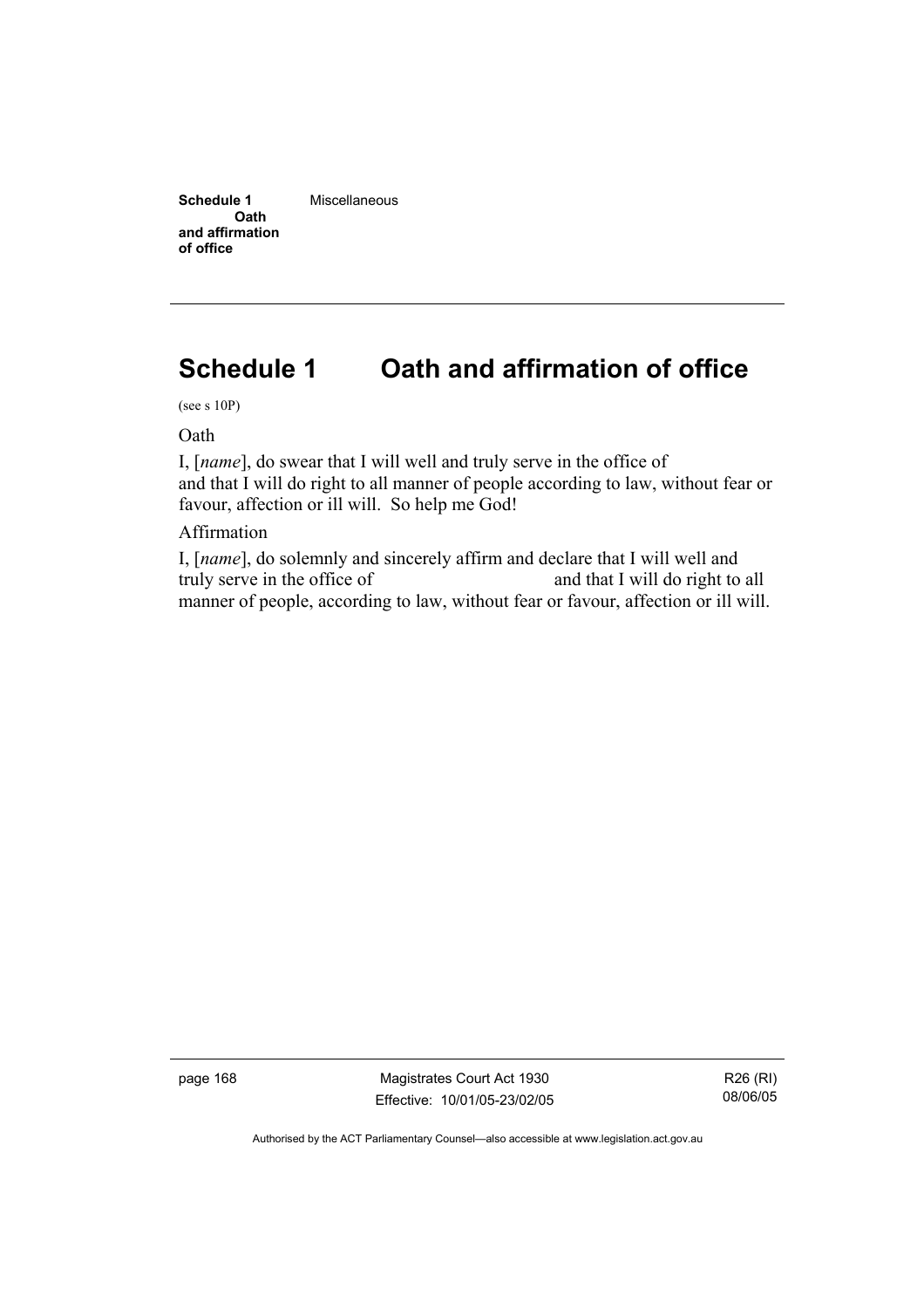# Schedule 1 Oath and affirmation of office

(see s 10P)

Oath

I, [*name*], do swear that I will well and truly serve in the office of and that I will do right to all manner of people according to law, without fear or favour, affection or ill will. So help me God!

Affirmation

I, [*name*], do solemnly and sincerely affirm and declare that I will well and truly serve in the office of and that I will do right to all manner of people, according to law, without fear or favour, affection or ill will.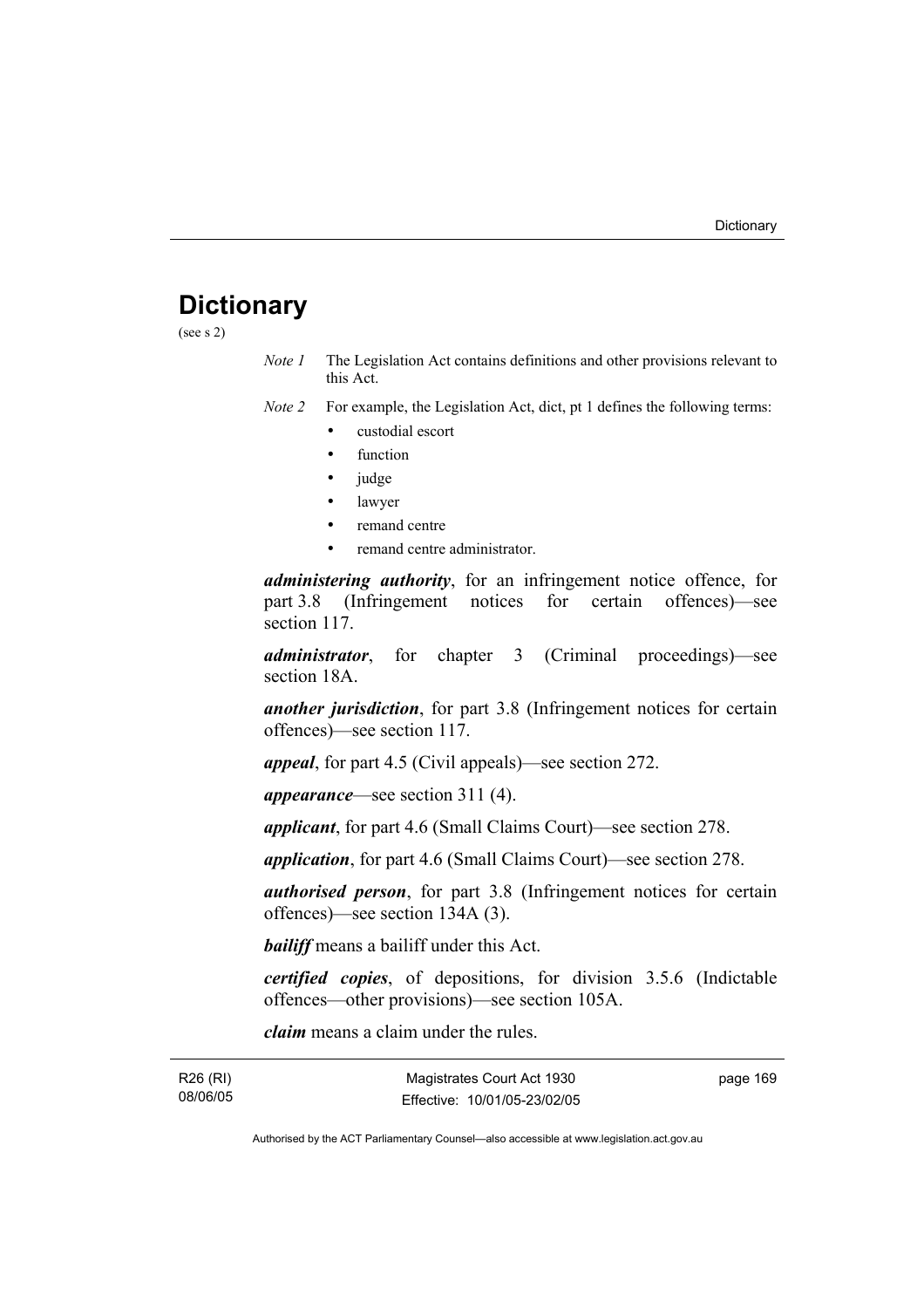# Dictionary

(see s 2)

*Note 1* The Legislation Act contains definitions and other provisions relevant to this Act.

*Note 2* For example, the Legislation Act, dict, pt 1 defines the following terms:

- custodial escort
- function
- judge
- lawyer
- remand centre
- remand centre administrator.

***administering authority***, for an infringement notice offence, for part 3.8 (Infringement notices for certain offences)—see section 117.

***administrator***, for chapter 3 (Criminal proceedings)—see section 18A.

***another jurisdiction***, for part 3.8 (Infringement notices for certain offences)—see section 117.

***appeal***, for part 4.5 (Civil appeals)—see section 272.

***appearance***—see section 311 (4).

***applicant***, for part 4.6 (Small Claims Court)—see section 278.

***application***, for part 4.6 (Small Claims Court)—see section 278.

***authorised person***, for part 3.8 (Infringement notices for certain offences)—see section 134A (3).

***bailiff*** means a bailiff under this Act.

***certified copies***, of depositions, for division 3.5.6 (Indictable offences—other provisions)—see section 105A.

***claim*** means a claim under the rules.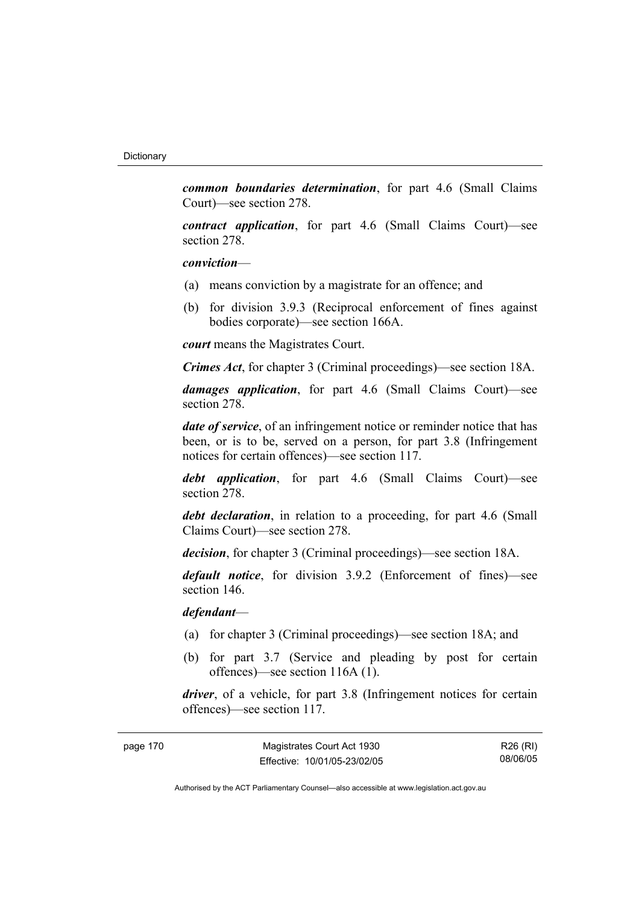***common boundaries determination***, for part 4.6 (Small Claims Court)—see section 278.

***contract application***, for part 4.6 (Small Claims Court)—see section 278.

***conviction***—

(a) means conviction by a magistrate for an offence; and

(b) for division 3.9.3 (Reciprocal enforcement of fines against bodies corporate)—see section 166A.

***court*** means the Magistrates Court.

***Crimes Act***, for chapter 3 (Criminal proceedings)—see section 18A.

***damages application***, for part 4.6 (Small Claims Court)—see section 278.

***date of service***, of an infringement notice or reminder notice that has been, or is to be, served on a person, for part 3.8 (Infringement notices for certain offences)—see section 117.

***debt application***, for part 4.6 (Small Claims Court)—see section 278.

***debt declaration***, in relation to a proceeding, for part 4.6 (Small Claims Court)—see section 278.

***decision***, for chapter 3 (Criminal proceedings)—see section 18A.

***default notice***, for division 3.9.2 (Enforcement of fines)—see section 146.

***defendant***—

(a) for chapter 3 (Criminal proceedings)—see section 18A; and

(b) for part 3.7 (Service and pleading by post for certain offences)—see section 116A (1).

***driver***, of a vehicle, for part 3.8 (Infringement notices for certain offences)—see section 117.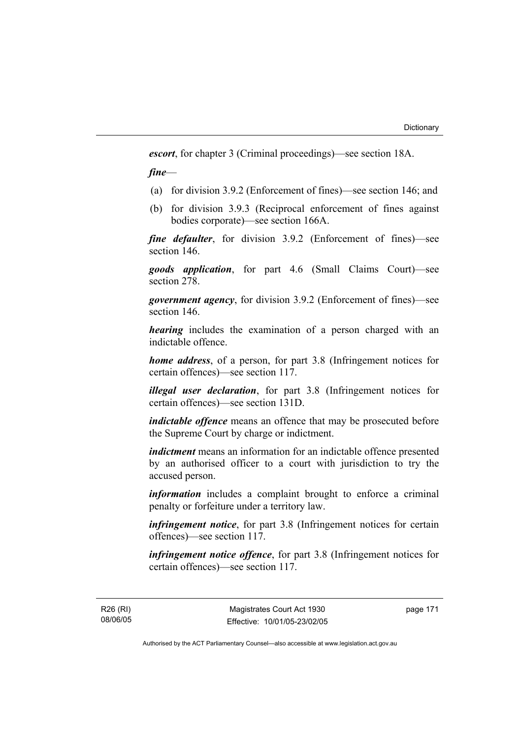***escort***, for chapter 3 (Criminal proceedings)—see section 18A.

***fine***—

(a) for division 3.9.2 (Enforcement of fines)—see section 146; and

(b) for division 3.9.3 (Reciprocal enforcement of fines against bodies corporate)—see section 166A.

***fine defaulter***, for division 3.9.2 (Enforcement of fines)—see section 146.

***goods application***, for part 4.6 (Small Claims Court)—see section 278.

***government agency***, for division 3.9.2 (Enforcement of fines)—see section 146.

***hearing*** includes the examination of a person charged with an indictable offence.

***home address***, of a person, for part 3.8 (Infringement notices for certain offences)—see section 117.

***illegal user declaration***, for part 3.8 (Infringement notices for certain offences)—see section 131D.

***indictable offence*** means an offence that may be prosecuted before the Supreme Court by charge or indictment.

***indictment*** means an information for an indictable offence presented by an authorised officer to a court with jurisdiction to try the accused person.

***information*** includes a complaint brought to enforce a criminal penalty or forfeiture under a territory law.

***infringement notice***, for part 3.8 (Infringement notices for certain offences)—see section 117.

***infringement notice offence***, for part 3.8 (Infringement notices for certain offences)—see section 117.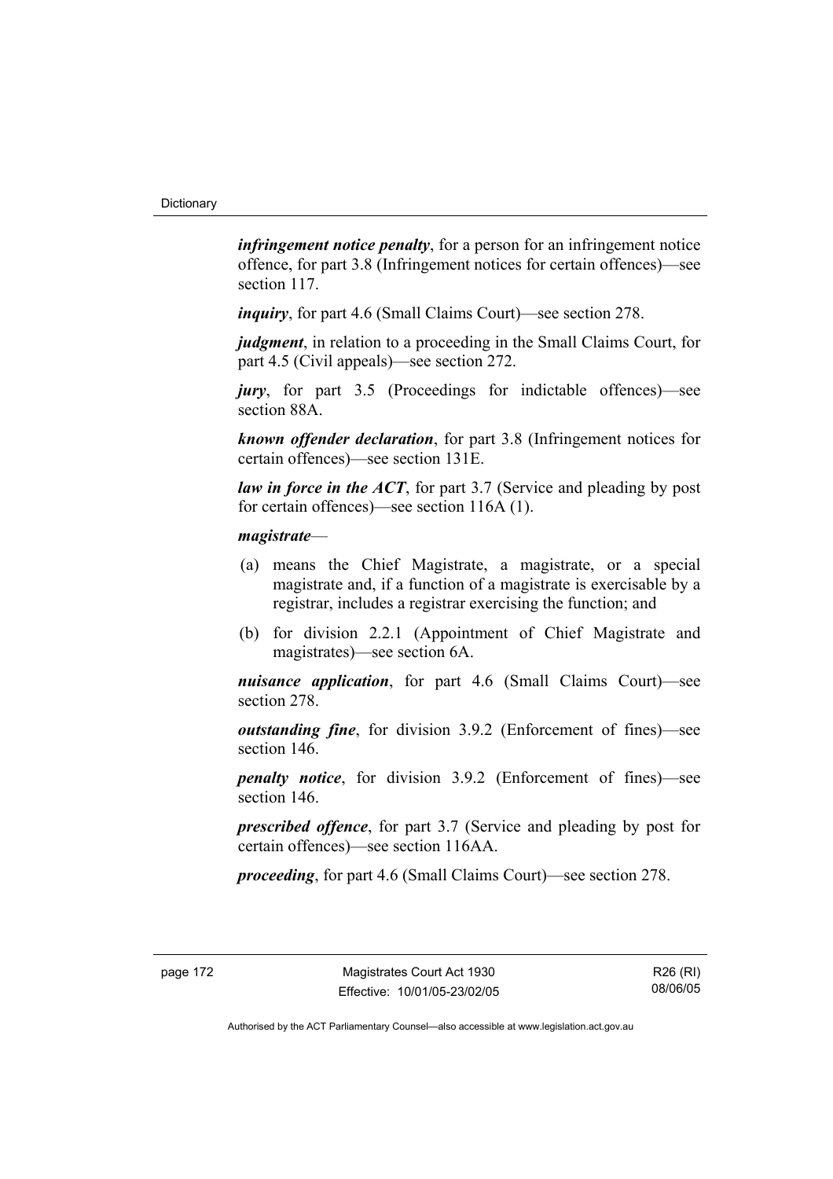***infringement notice penalty***, for a person for an infringement notice offence, for part 3.8 (Infringement notices for certain offences)—see section 117.

***inquiry***, for part 4.6 (Small Claims Court)—see section 278.

***judgment***, in relation to a proceeding in the Small Claims Court, for part 4.5 (Civil appeals)—see section 272.

***jury***, for part 3.5 (Proceedings for indictable offences)—see section 88A.

***known offender declaration***, for part 3.8 (Infringement notices for certain offences)—see section 131E.

***law in force in the ACT***, for part 3.7 (Service and pleading by post for certain offences)—see section 116A (1).

***magistrate***—

(a) means the Chief Magistrate, a magistrate, or a special magistrate and, if a function of a magistrate is exercisable by a registrar, includes a registrar exercising the function; and

(b) for division 2.2.1 (Appointment of Chief Magistrate and magistrates)—see section 6A.

***nuisance application***, for part 4.6 (Small Claims Court)—see section 278.

***outstanding fine***, for division 3.9.2 (Enforcement of fines)—see section 146.

***penalty notice***, for division 3.9.2 (Enforcement of fines)—see section 146.

***prescribed offence***, for part 3.7 (Service and pleading by post for certain offences)—see section 116AA.

***proceeding***, for part 4.6 (Small Claims Court)—see section 278.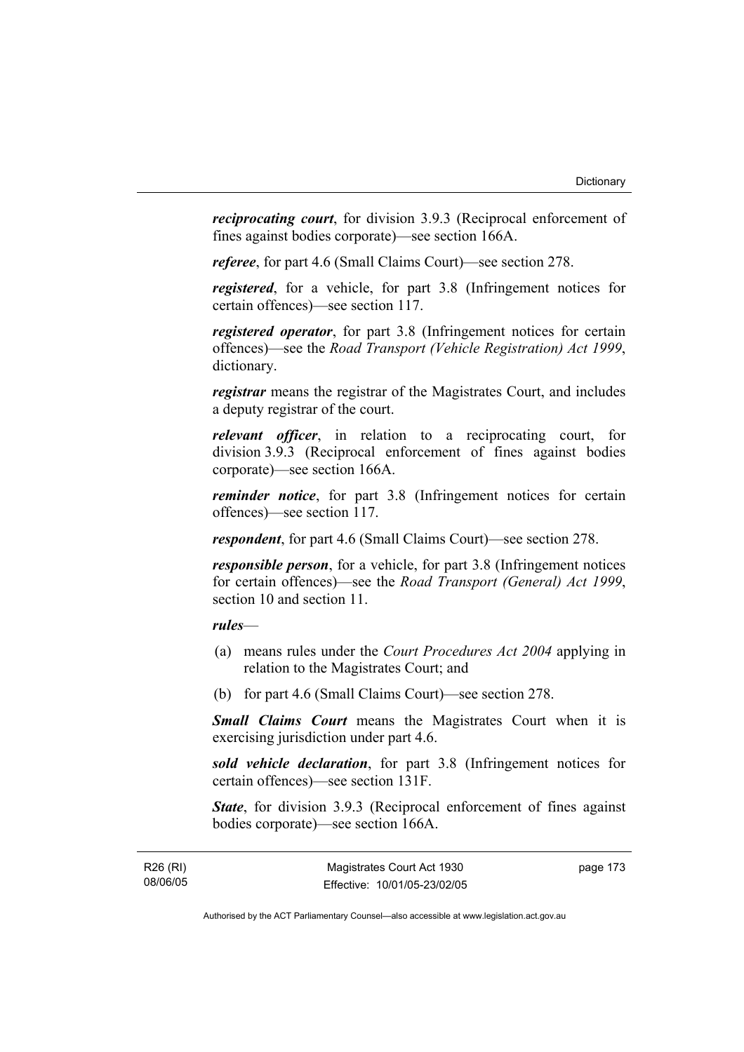***reciprocating court***, for division 3.9.3 (Reciprocal enforcement of fines against bodies corporate)—see section 166A.

***referee***, for part 4.6 (Small Claims Court)—see section 278.

***registered***, for a vehicle, for part 3.8 (Infringement notices for certain offences)—see section 117.

***registered operator***, for part 3.8 (Infringement notices for certain offences)—see the *Road Transport (Vehicle Registration) Act 1999*, dictionary.

***registrar*** means the registrar of the Magistrates Court, and includes a deputy registrar of the court.

***relevant officer***, in relation to a reciprocating court, for division 3.9.3 (Reciprocal enforcement of fines against bodies corporate)—see section 166A.

***reminder notice***, for part 3.8 (Infringement notices for certain offences)—see section 117.

***respondent***, for part 4.6 (Small Claims Court)—see section 278.

***responsible person***, for a vehicle, for part 3.8 (Infringement notices for certain offences)—see the *Road Transport (General) Act 1999*, section 10 and section 11.

***rules***—

(a) means rules under the *Court Procedures Act 2004* applying in relation to the Magistrates Court; and

(b) for part 4.6 (Small Claims Court)—see section 278.

***Small Claims Court*** means the Magistrates Court when it is exercising jurisdiction under part 4.6.

***sold vehicle declaration***, for part 3.8 (Infringement notices for certain offences)—see section 131F.

***State***, for division 3.9.3 (Reciprocal enforcement of fines against bodies corporate)—see section 166A.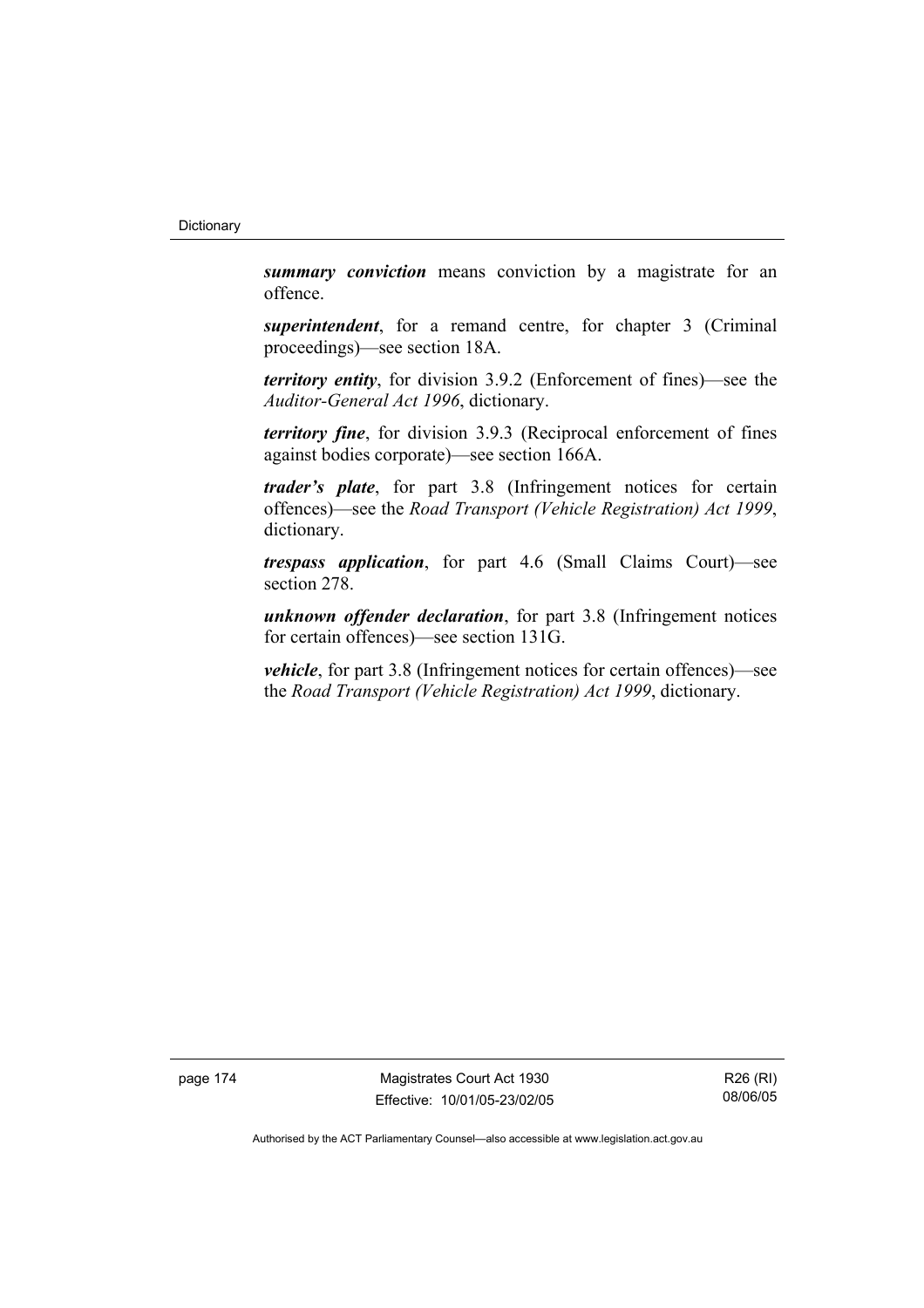***summary conviction*** means conviction by a magistrate for an offence.

***superintendent***, for a remand centre, for chapter 3 (Criminal proceedings)—see section 18A.

***territory entity***, for division 3.9.2 (Enforcement of fines)—see the *Auditor-General Act 1996*, dictionary.

***territory fine***, for division 3.9.3 (Reciprocal enforcement of fines against bodies corporate)—see section 166A.

***trader's plate***, for part 3.8 (Infringement notices for certain offences)—see the *Road Transport (Vehicle Registration) Act 1999*, dictionary.

***trespass application***, for part 4.6 (Small Claims Court)—see section 278.

***unknown offender declaration***, for part 3.8 (Infringement notices for certain offences)—see section 131G.

***vehicle***, for part 3.8 (Infringement notices for certain offences)—see the *Road Transport (Vehicle Registration) Act 1999*, dictionary.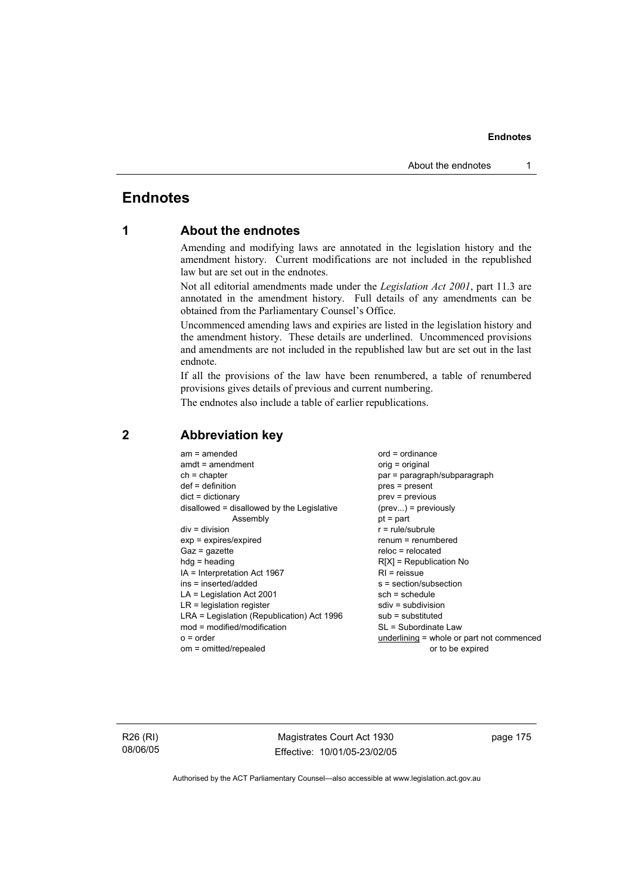# Endnotes

## 1 About the endnotes

Amending and modifying laws are annotated in the legislation history and the amendment history. Current modifications are not included in the republished law but are set out in the endnotes.

Not all editorial amendments made under the *Legislation Act 2001*, part 11.3 are annotated in the amendment history. Full details of any amendments can be obtained from the Parliamentary Counsel's Office.

Uncommenced amending laws and expiries are listed in the legislation history and the amendment history. These details are underlined. Uncommenced provisions and amendments are not included in the republished law but are set out in the last endnote.

If all the provisions of the law have been renumbered, a table of renumbered provisions gives details of previous and current numbering.

The endnotes also include a table of earlier republications.

## 2 Abbreviation key

am = amended
amdt = amendment
ch = chapter
def = definition
dict = dictionary
disallowed = disallowed by the Legislative Assembly
div = division
exp = expires/expired
Gaz = gazette
hdg = heading
IA = Interpretation Act 1967
ins = inserted/added
LA = Legislation Act 2001
LR = legislation register
LRA = Legislation (Republication) Act 1996
mod = modified/modification
o = order
om = omitted/repealed
ord = ordinance
orig = original
par = paragraph/subparagraph
pres = present
prev = previous
(prev...) = previously
pt = part
r = rule/subrule
renum = renumbered
reloc = relocated
R[X] = Republication No
RI = reissue
s = section/subsection
sch = schedule
sdiv = subdivision
sub = substituted
SL = Subordinate Law
underlining = whole or part not commenced or to be expired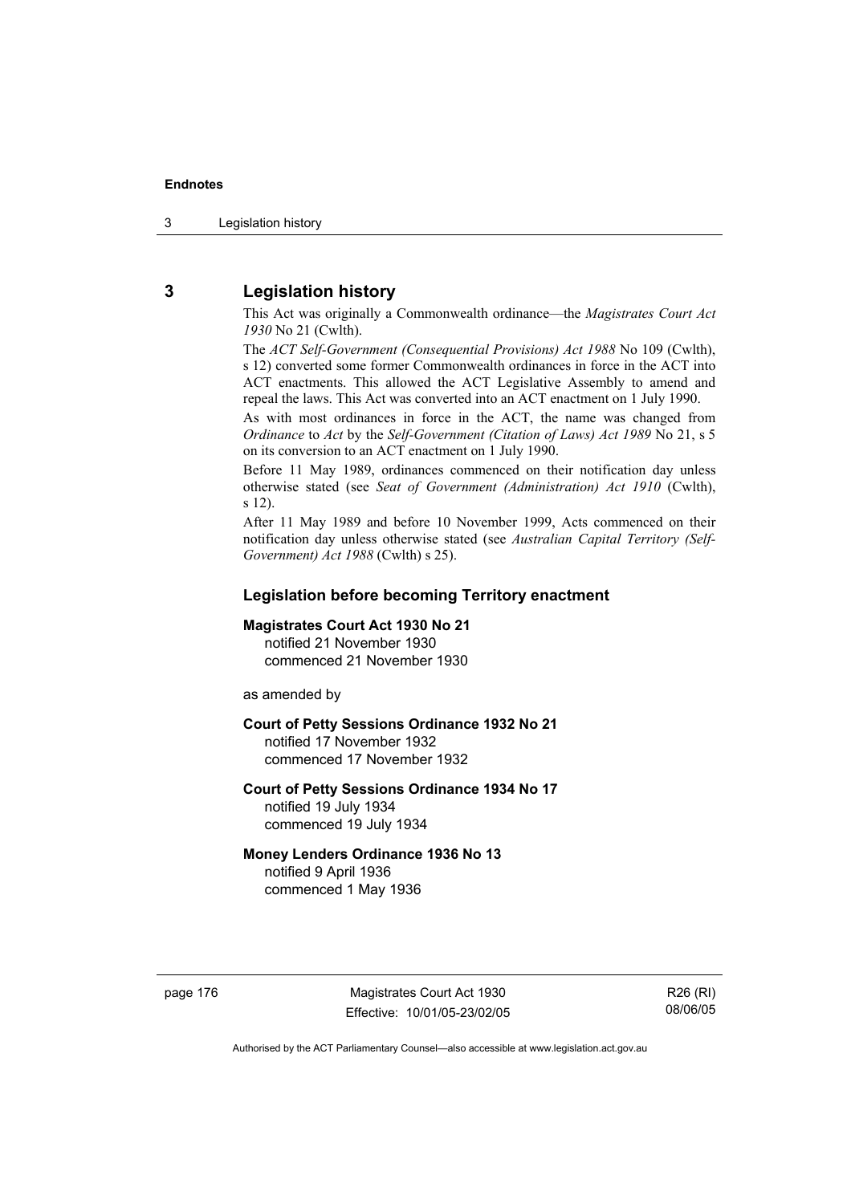## 3 Legislation history

This Act was originally a Commonwealth ordinance—the *Magistrates Court Act 1930* No 21 (Cwlth).

The *ACT Self-Government (Consequential Provisions) Act 1988* No 109 (Cwlth), s 12) converted some former Commonwealth ordinances in force in the ACT into ACT enactments. This allowed the ACT Legislative Assembly to amend and repeal the laws. This Act was converted into an ACT enactment on 1 July 1990.

As with most ordinances in force in the ACT, the name was changed from *Ordinance* to *Act* by the *Self-Government (Citation of Laws) Act 1989* No 21, s 5 on its conversion to an ACT enactment on 1 July 1990.

Before 11 May 1989, ordinances commenced on their notification day unless otherwise stated (see *Seat of Government (Administration) Act 1910* (Cwlth), s 12).

After 11 May 1989 and before 10 November 1999, Acts commenced on their notification day unless otherwise stated (see *Australian Capital Territory (Self-Government) Act 1988* (Cwlth) s 25).

### Legislation before becoming Territory enactment

**Magistrates Court Act 1930 No 21**
notified 21 November 1930
commenced 21 November 1930

as amended by

**Court of Petty Sessions Ordinance 1932 No 21**
notified 17 November 1932
commenced 17 November 1932

**Court of Petty Sessions Ordinance 1934 No 17**
notified 19 July 1934
commenced 19 July 1934

**Money Lenders Ordinance 1936 No 13**
notified 9 April 1936
commenced 1 May 1936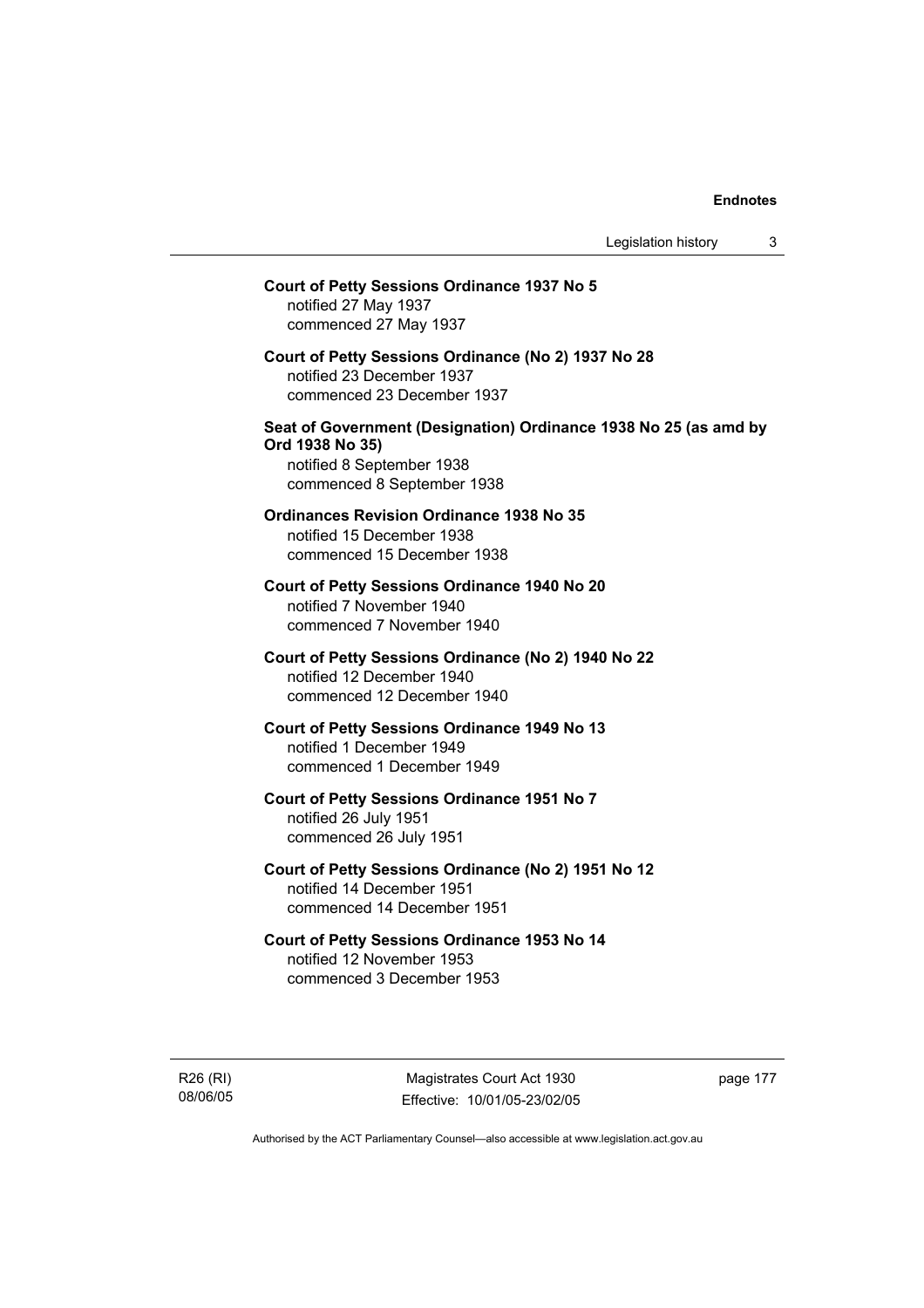**Court of Petty Sessions Ordinance 1937 No 5**
notified 27 May 1937
commenced 27 May 1937

**Court of Petty Sessions Ordinance (No 2) 1937 No 28**
notified 23 December 1937
commenced 23 December 1937

**Seat of Government (Designation) Ordinance 1938 No 25 (as amd by Ord 1938 No 35)**
notified 8 September 1938
commenced 8 September 1938

**Ordinances Revision Ordinance 1938 No 35**
notified 15 December 1938
commenced 15 December 1938

**Court of Petty Sessions Ordinance 1940 No 20**
notified 7 November 1940
commenced 7 November 1940

**Court of Petty Sessions Ordinance (No 2) 1940 No 22**
notified 12 December 1940
commenced 12 December 1940

**Court of Petty Sessions Ordinance 1949 No 13**
notified 1 December 1949
commenced 1 December 1949

**Court of Petty Sessions Ordinance 1951 No 7**
notified 26 July 1951
commenced 26 July 1951

**Court of Petty Sessions Ordinance (No 2) 1951 No 12**
notified 14 December 1951
commenced 14 December 1951

**Court of Petty Sessions Ordinance 1953 No 14**
notified 12 November 1953
commenced 3 December 1953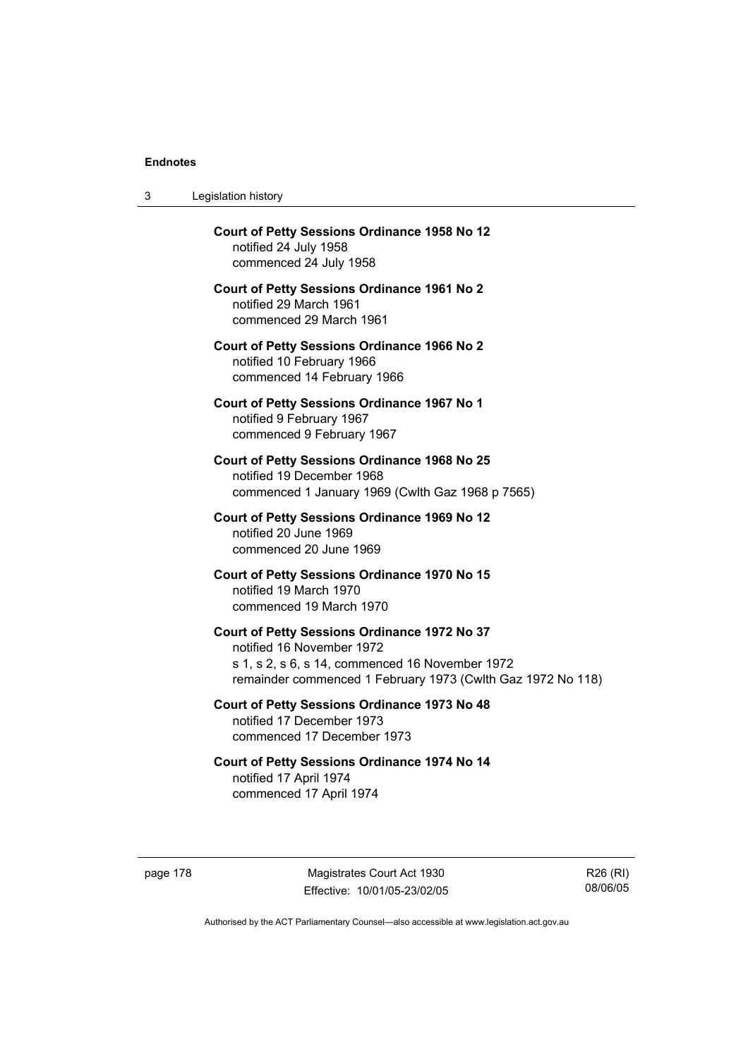**Court of Petty Sessions Ordinance 1958 No 12**
notified 24 July 1958
commenced 24 July 1958

**Court of Petty Sessions Ordinance 1961 No 2**
notified 29 March 1961
commenced 29 March 1961

**Court of Petty Sessions Ordinance 1966 No 2**
notified 10 February 1966
commenced 14 February 1966

**Court of Petty Sessions Ordinance 1967 No 1**
notified 9 February 1967
commenced 9 February 1967

**Court of Petty Sessions Ordinance 1968 No 25**
notified 19 December 1968
commenced 1 January 1969 (Cwlth Gaz 1968 p 7565)

**Court of Petty Sessions Ordinance 1969 No 12**
notified 20 June 1969
commenced 20 June 1969

**Court of Petty Sessions Ordinance 1970 No 15**
notified 19 March 1970
commenced 19 March 1970

**Court of Petty Sessions Ordinance 1972 No 37**
notified 16 November 1972
s 1, s 2, s 6, s 14, commenced 16 November 1972
remainder commenced 1 February 1973 (Cwlth Gaz 1972 No 118)

**Court of Petty Sessions Ordinance 1973 No 48**
notified 17 December 1973
commenced 17 December 1973

**Court of Petty Sessions Ordinance 1974 No 14**
notified 17 April 1974
commenced 17 April 1974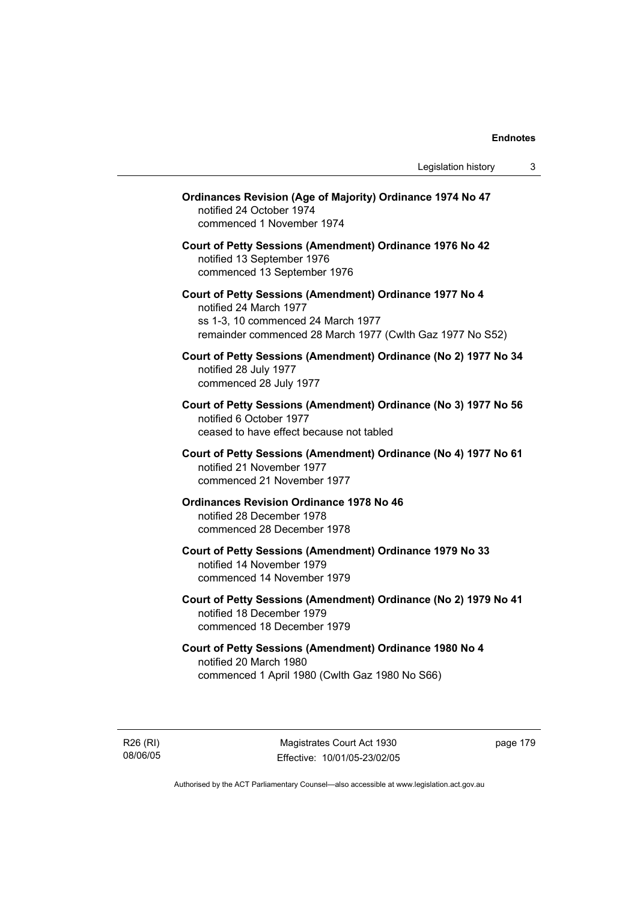**Ordinances Revision (Age of Majority) Ordinance 1974 No 47**
notified 24 October 1974
commenced 1 November 1974

**Court of Petty Sessions (Amendment) Ordinance 1976 No 42**
notified 13 September 1976
commenced 13 September 1976

**Court of Petty Sessions (Amendment) Ordinance 1977 No 4**
notified 24 March 1977
ss 1-3, 10 commenced 24 March 1977
remainder commenced 28 March 1977 (Cwlth Gaz 1977 No S52)

**Court of Petty Sessions (Amendment) Ordinance (No 2) 1977 No 34**
notified 28 July 1977
commenced 28 July 1977

**Court of Petty Sessions (Amendment) Ordinance (No 3) 1977 No 56**
notified 6 October 1977
ceased to have effect because not tabled

**Court of Petty Sessions (Amendment) Ordinance (No 4) 1977 No 61**
notified 21 November 1977
commenced 21 November 1977

**Ordinances Revision Ordinance 1978 No 46**
notified 28 December 1978
commenced 28 December 1978

**Court of Petty Sessions (Amendment) Ordinance 1979 No 33**
notified 14 November 1979
commenced 14 November 1979

**Court of Petty Sessions (Amendment) Ordinance (No 2) 1979 No 41**
notified 18 December 1979
commenced 18 December 1979

**Court of Petty Sessions (Amendment) Ordinance 1980 No 4**
notified 20 March 1980
commenced 1 April 1980 (Cwlth Gaz 1980 No S66)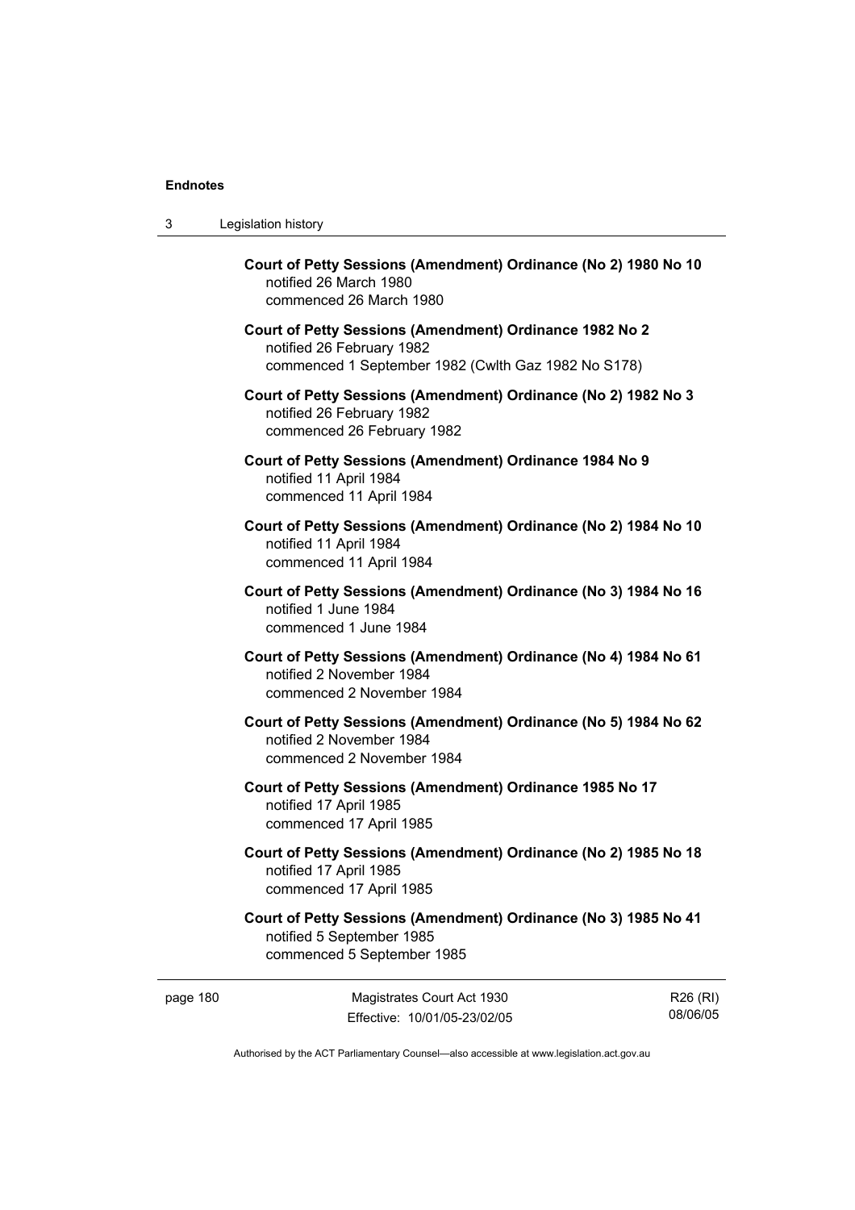**Court of Petty Sessions (Amendment) Ordinance (No 2) 1980 No 10**
notified 26 March 1980
commenced 26 March 1980

**Court of Petty Sessions (Amendment) Ordinance 1982 No 2**
notified 26 February 1982
commenced 1 September 1982 (Cwlth Gaz 1982 No S178)

**Court of Petty Sessions (Amendment) Ordinance (No 2) 1982 No 3**
notified 26 February 1982
commenced 26 February 1982

**Court of Petty Sessions (Amendment) Ordinance 1984 No 9**
notified 11 April 1984
commenced 11 April 1984

**Court of Petty Sessions (Amendment) Ordinance (No 2) 1984 No 10**
notified 11 April 1984
commenced 11 April 1984

**Court of Petty Sessions (Amendment) Ordinance (No 3) 1984 No 16**
notified 1 June 1984
commenced 1 June 1984

**Court of Petty Sessions (Amendment) Ordinance (No 4) 1984 No 61**
notified 2 November 1984
commenced 2 November 1984

**Court of Petty Sessions (Amendment) Ordinance (No 5) 1984 No 62**
notified 2 November 1984
commenced 2 November 1984

**Court of Petty Sessions (Amendment) Ordinance 1985 No 17**
notified 17 April 1985
commenced 17 April 1985

**Court of Petty Sessions (Amendment) Ordinance (No 2) 1985 No 18**
notified 17 April 1985
commenced 17 April 1985

**Court of Petty Sessions (Amendment) Ordinance (No 3) 1985 No 41**
notified 5 September 1985
commenced 5 September 1985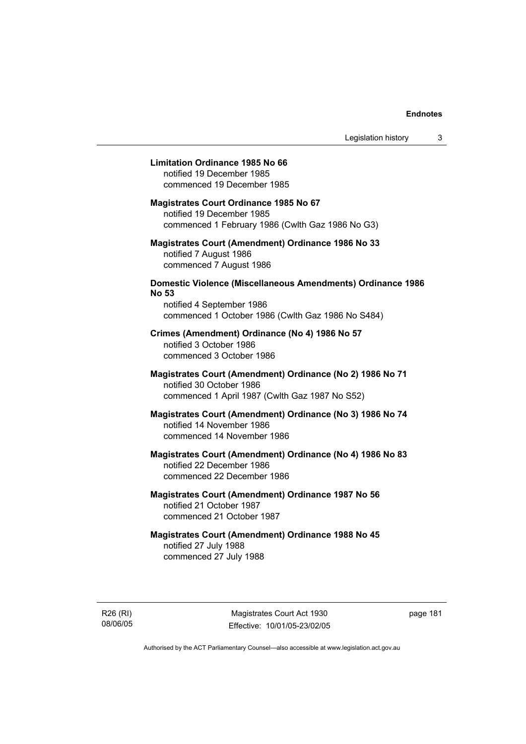**Limitation Ordinance 1985 No 66**
notified 19 December 1985
commenced 19 December 1985

**Magistrates Court Ordinance 1985 No 67**
notified 19 December 1985
commenced 1 February 1986 (Cwlth Gaz 1986 No G3)

**Magistrates Court (Amendment) Ordinance 1986 No 33**
notified 7 August 1986
commenced 7 August 1986

**Domestic Violence (Miscellaneous Amendments) Ordinance 1986 No 53**
notified 4 September 1986
commenced 1 October 1986 (Cwlth Gaz 1986 No S484)

**Crimes (Amendment) Ordinance (No 4) 1986 No 57**
notified 3 October 1986
commenced 3 October 1986

**Magistrates Court (Amendment) Ordinance (No 2) 1986 No 71**
notified 30 October 1986
commenced 1 April 1987 (Cwlth Gaz 1987 No S52)

**Magistrates Court (Amendment) Ordinance (No 3) 1986 No 74**
notified 14 November 1986
commenced 14 November 1986

**Magistrates Court (Amendment) Ordinance (No 4) 1986 No 83**
notified 22 December 1986
commenced 22 December 1986

**Magistrates Court (Amendment) Ordinance 1987 No 56**
notified 21 October 1987
commenced 21 October 1987

**Magistrates Court (Amendment) Ordinance 1988 No 45**
notified 27 July 1988
commenced 27 July 1988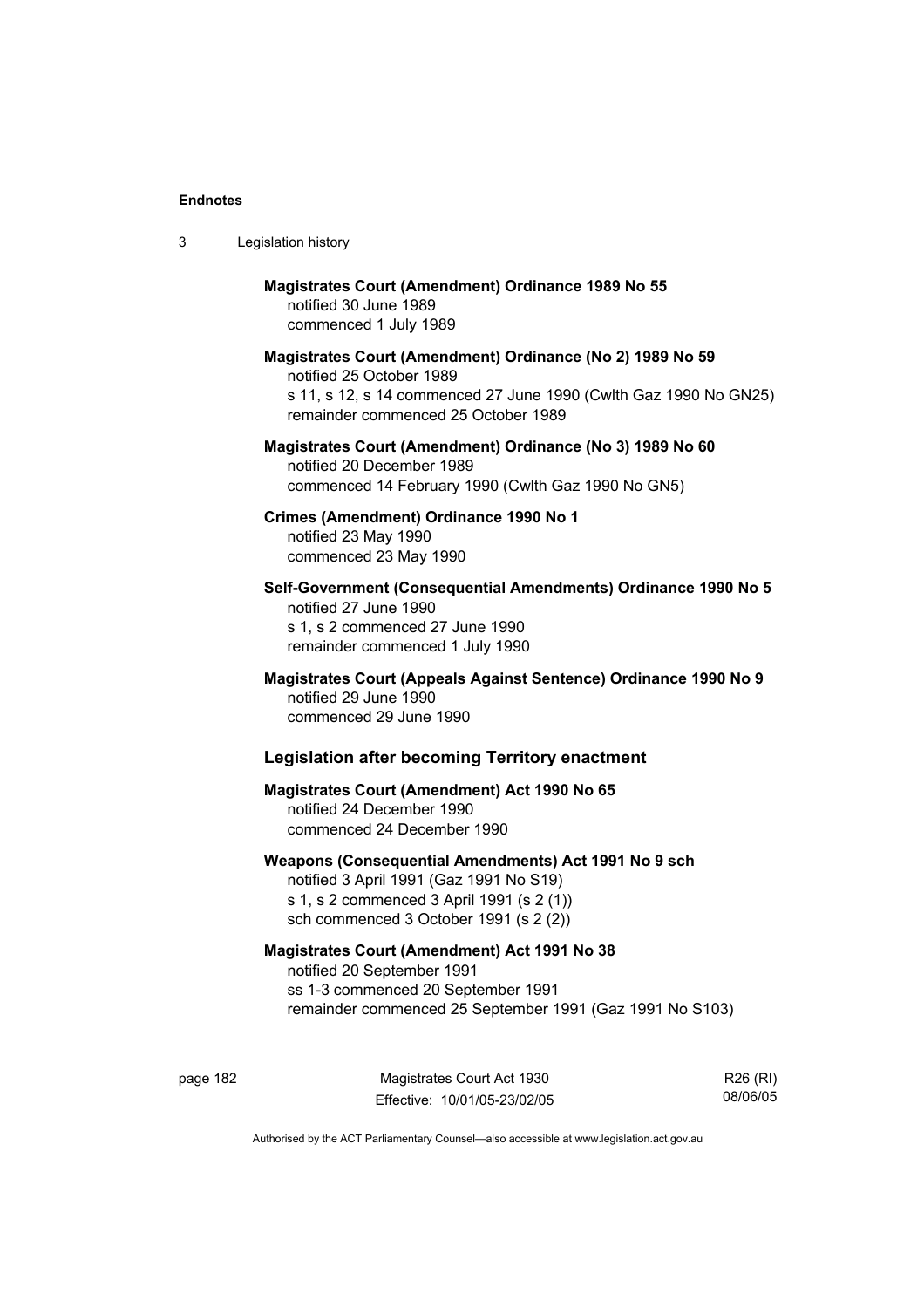**Magistrates Court (Amendment) Ordinance 1989 No 55**
notified 30 June 1989
commenced 1 July 1989

**Magistrates Court (Amendment) Ordinance (No 2) 1989 No 59**
notified 25 October 1989
s 11, s 12, s 14 commenced 27 June 1990 (Cwlth Gaz 1990 No GN25)
remainder commenced 25 October 1989

**Magistrates Court (Amendment) Ordinance (No 3) 1989 No 60**
notified 20 December 1989
commenced 14 February 1990 (Cwlth Gaz 1990 No GN5)

**Crimes (Amendment) Ordinance 1990 No 1**
notified 23 May 1990
commenced 23 May 1990

**Self-Government (Consequential Amendments) Ordinance 1990 No 5**
notified 27 June 1990
s 1, s 2 commenced 27 June 1990
remainder commenced 1 July 1990

**Magistrates Court (Appeals Against Sentence) Ordinance 1990 No 9**
notified 29 June 1990
commenced 29 June 1990

## Legislation after becoming Territory enactment

**Magistrates Court (Amendment) Act 1990 No 65**
notified 24 December 1990
commenced 24 December 1990

**Weapons (Consequential Amendments) Act 1991 No 9 sch**
notified 3 April 1991 (Gaz 1991 No S19)
s 1, s 2 commenced 3 April 1991 (s 2 (1))
sch commenced 3 October 1991 (s 2 (2))

**Magistrates Court (Amendment) Act 1991 No 38**
notified 20 September 1991
ss 1-3 commenced 20 September 1991
remainder commenced 25 September 1991 (Gaz 1991 No S103)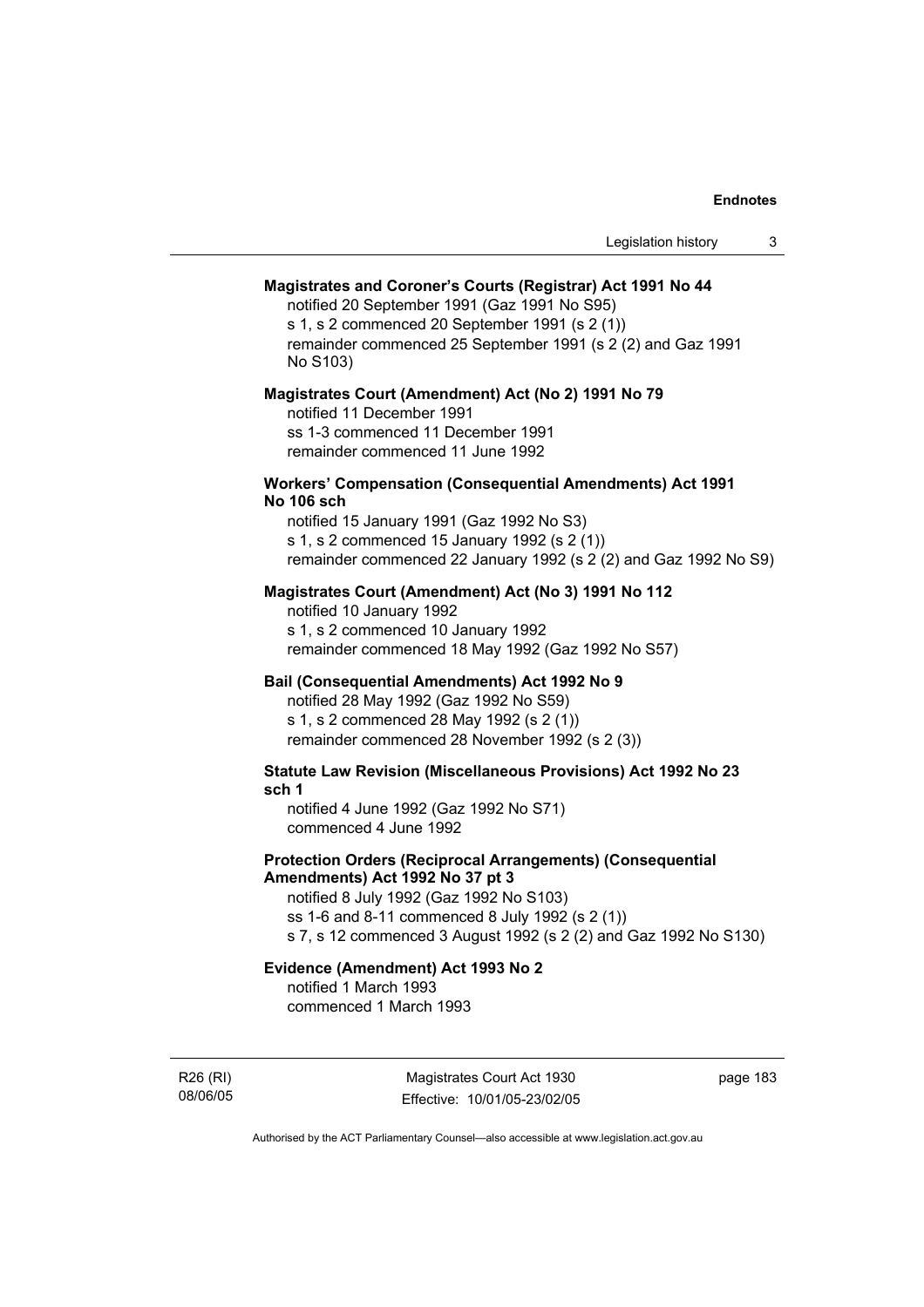**Magistrates and Coroner's Courts (Registrar) Act 1991 No 44**

notified 20 September 1991 (Gaz 1991 No S95)
s 1, s 2 commenced 20 September 1991 (s 2 (1))
remainder commenced 25 September 1991 (s 2 (2) and Gaz 1991 No S103)

**Magistrates Court (Amendment) Act (No 2) 1991 No 79**

notified 11 December 1991
ss 1-3 commenced 11 December 1991
remainder commenced 11 June 1992

**Workers' Compensation (Consequential Amendments) Act 1991 No 106 sch**

notified 15 January 1991 (Gaz 1992 No S3)
s 1, s 2 commenced 15 January 1992 (s 2 (1))
remainder commenced 22 January 1992 (s 2 (2) and Gaz 1992 No S9)

**Magistrates Court (Amendment) Act (No 3) 1991 No 112**

notified 10 January 1992
s 1, s 2 commenced 10 January 1992
remainder commenced 18 May 1992 (Gaz 1992 No S57)

**Bail (Consequential Amendments) Act 1992 No 9**

notified 28 May 1992 (Gaz 1992 No S59)
s 1, s 2 commenced 28 May 1992 (s 2 (1))
remainder commenced 28 November 1992 (s 2 (3))

**Statute Law Revision (Miscellaneous Provisions) Act 1992 No 23 sch 1**

notified 4 June 1992 (Gaz 1992 No S71)
commenced 4 June 1992

**Protection Orders (Reciprocal Arrangements) (Consequential Amendments) Act 1992 No 37 pt 3**

notified 8 July 1992 (Gaz 1992 No S103)
ss 1-6 and 8-11 commenced 8 July 1992 (s 2 (1))
s 7, s 12 commenced 3 August 1992 (s 2 (2) and Gaz 1992 No S130)

**Evidence (Amendment) Act 1993 No 2**

notified 1 March 1993
commenced 1 March 1993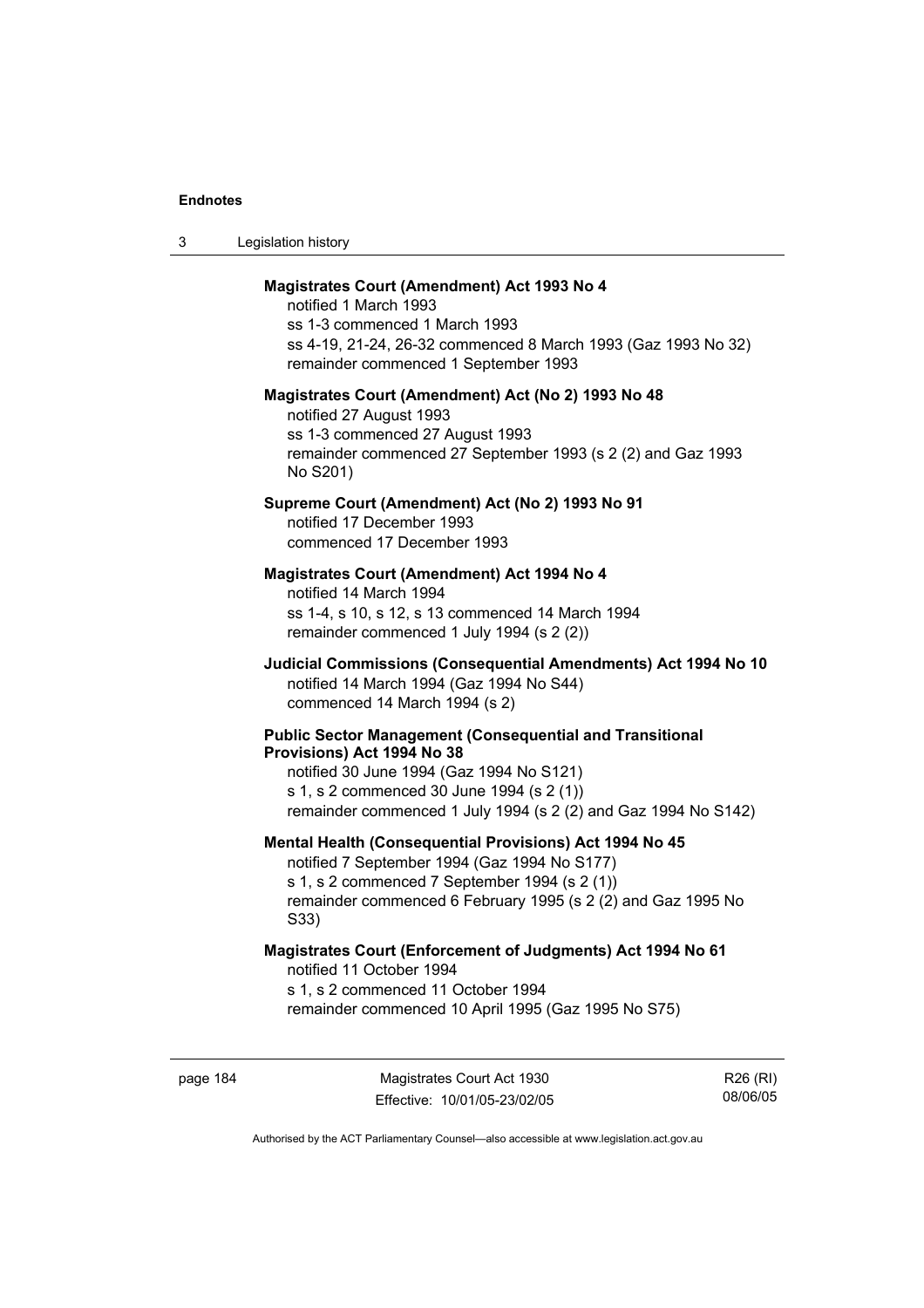**Magistrates Court (Amendment) Act 1993 No 4**

notified 1 March 1993
ss 1-3 commenced 1 March 1993
ss 4-19, 21-24, 26-32 commenced 8 March 1993 (Gaz 1993 No 32)
remainder commenced 1 September 1993

**Magistrates Court (Amendment) Act (No 2) 1993 No 48**

notified 27 August 1993
ss 1-3 commenced 27 August 1993
remainder commenced 27 September 1993 (s 2 (2) and Gaz 1993 No S201)

**Supreme Court (Amendment) Act (No 2) 1993 No 91**

notified 17 December 1993
commenced 17 December 1993

**Magistrates Court (Amendment) Act 1994 No 4**

notified 14 March 1994
ss 1-4, s 10, s 12, s 13 commenced 14 March 1994
remainder commenced 1 July 1994 (s 2 (2))

**Judicial Commissions (Consequential Amendments) Act 1994 No 10**

notified 14 March 1994 (Gaz 1994 No S44)
commenced 14 March 1994 (s 2)

**Public Sector Management (Consequential and Transitional Provisions) Act 1994 No 38**

notified 30 June 1994 (Gaz 1994 No S121)
s 1, s 2 commenced 30 June 1994 (s 2 (1))
remainder commenced 1 July 1994 (s 2 (2) and Gaz 1994 No S142)

**Mental Health (Consequential Provisions) Act 1994 No 45**

notified 7 September 1994 (Gaz 1994 No S177)
s 1, s 2 commenced 7 September 1994 (s 2 (1))
remainder commenced 6 February 1995 (s 2 (2) and Gaz 1995 No S33)

**Magistrates Court (Enforcement of Judgments) Act 1994 No 61**

notified 11 October 1994
s 1, s 2 commenced 11 October 1994
remainder commenced 10 April 1995 (Gaz 1995 No S75)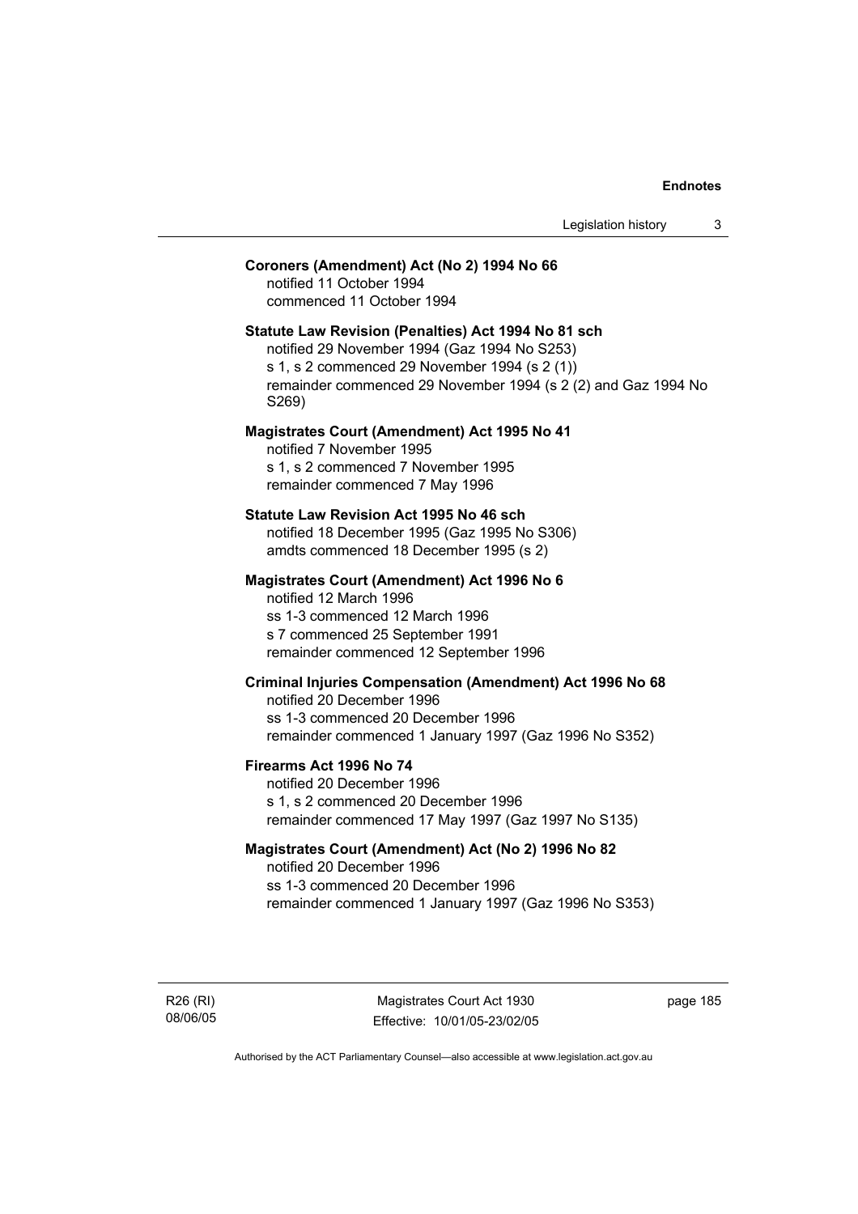**Coroners (Amendment) Act (No 2) 1994 No 66**

notified 11 October 1994
commenced 11 October 1994

**Statute Law Revision (Penalties) Act 1994 No 81 sch**

notified 29 November 1994 (Gaz 1994 No S253)
s 1, s 2 commenced 29 November 1994 (s 2 (1))
remainder commenced 29 November 1994 (s 2 (2) and Gaz 1994 No S269)

**Magistrates Court (Amendment) Act 1995 No 41**

notified 7 November 1995
s 1, s 2 commenced 7 November 1995
remainder commenced 7 May 1996

**Statute Law Revision Act 1995 No 46 sch**

notified 18 December 1995 (Gaz 1995 No S306)
amdts commenced 18 December 1995 (s 2)

**Magistrates Court (Amendment) Act 1996 No 6**

notified 12 March 1996
ss 1-3 commenced 12 March 1996
s 7 commenced 25 September 1991
remainder commenced 12 September 1996

**Criminal Injuries Compensation (Amendment) Act 1996 No 68**

notified 20 December 1996
ss 1-3 commenced 20 December 1996
remainder commenced 1 January 1997 (Gaz 1996 No S352)

**Firearms Act 1996 No 74**

notified 20 December 1996
s 1, s 2 commenced 20 December 1996
remainder commenced 17 May 1997 (Gaz 1997 No S135)

**Magistrates Court (Amendment) Act (No 2) 1996 No 82**

notified 20 December 1996
ss 1-3 commenced 20 December 1996
remainder commenced 1 January 1997 (Gaz 1996 No S353)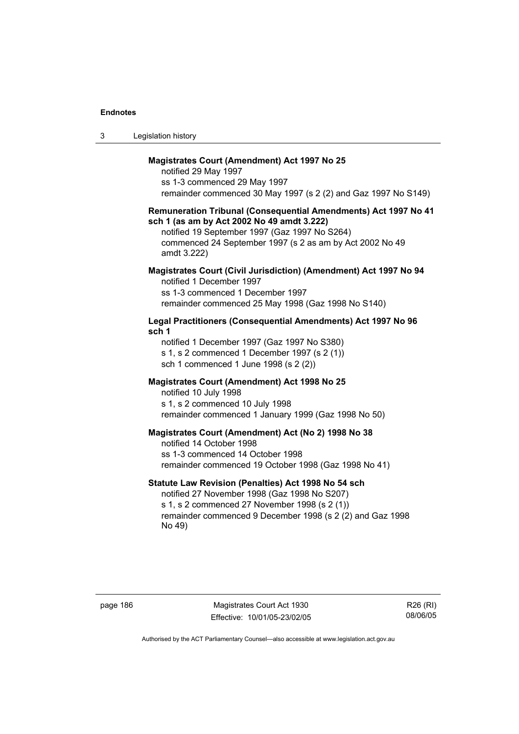**Magistrates Court (Amendment) Act 1997 No 25**

notified 29 May 1997
ss 1-3 commenced 29 May 1997
remainder commenced 30 May 1997 (s 2 (2) and Gaz 1997 No S149)

**Remuneration Tribunal (Consequential Amendments) Act 1997 No 41 sch 1 (as am by Act 2002 No 49 amdt 3.222)**

notified 19 September 1997 (Gaz 1997 No S264)
commenced 24 September 1997 (s 2 as am by Act 2002 No 49 amdt 3.222)

**Magistrates Court (Civil Jurisdiction) (Amendment) Act 1997 No 94**

notified 1 December 1997
ss 1-3 commenced 1 December 1997
remainder commenced 25 May 1998 (Gaz 1998 No S140)

**Legal Practitioners (Consequential Amendments) Act 1997 No 96 sch 1**

notified 1 December 1997 (Gaz 1997 No S380)
s 1, s 2 commenced 1 December 1997 (s 2 (1))
sch 1 commenced 1 June 1998 (s 2 (2))

**Magistrates Court (Amendment) Act 1998 No 25**

notified 10 July 1998
s 1, s 2 commenced 10 July 1998
remainder commenced 1 January 1999 (Gaz 1998 No 50)

**Magistrates Court (Amendment) Act (No 2) 1998 No 38**

notified 14 October 1998
ss 1-3 commenced 14 October 1998
remainder commenced 19 October 1998 (Gaz 1998 No 41)

**Statute Law Revision (Penalties) Act 1998 No 54 sch**

notified 27 November 1998 (Gaz 1998 No S207)
s 1, s 2 commenced 27 November 1998 (s 2 (1))
remainder commenced 9 December 1998 (s 2 (2) and Gaz 1998 No 49)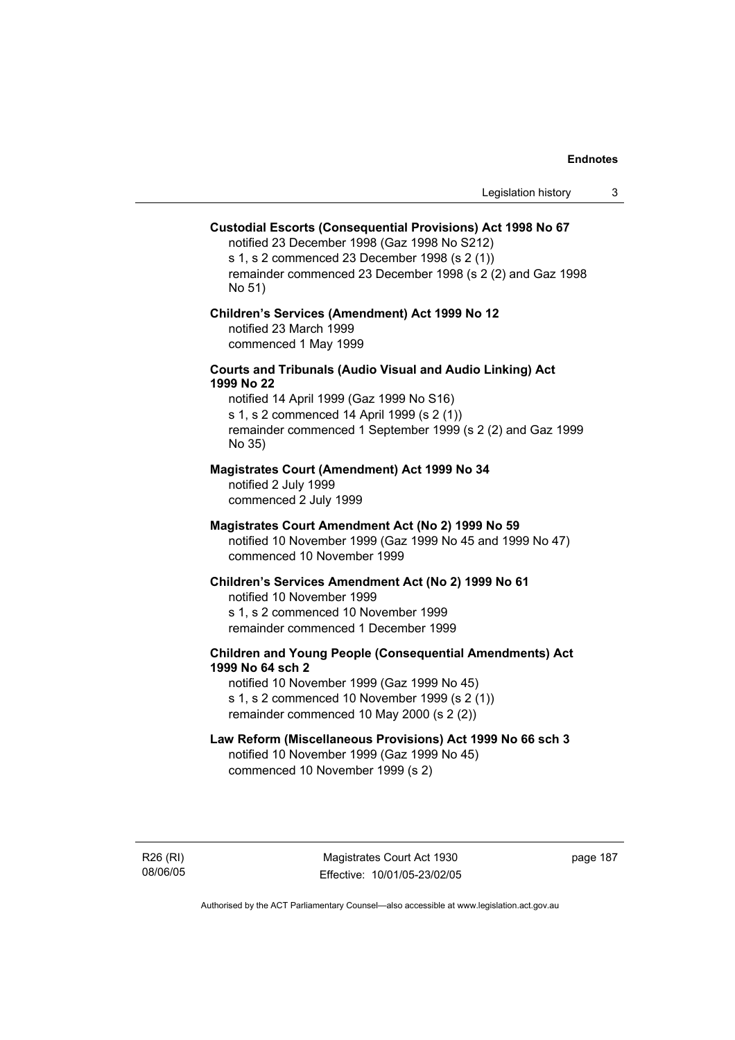**Custodial Escorts (Consequential Provisions) Act 1998 No 67**

notified 23 December 1998 (Gaz 1998 No S212)
s 1, s 2 commenced 23 December 1998 (s 2 (1))
remainder commenced 23 December 1998 (s 2 (2) and Gaz 1998 No 51)

**Children's Services (Amendment) Act 1999 No 12**

notified 23 March 1999
commenced 1 May 1999

**Courts and Tribunals (Audio Visual and Audio Linking) Act 1999 No 22**

notified 14 April 1999 (Gaz 1999 No S16)
s 1, s 2 commenced 14 April 1999 (s 2 (1))
remainder commenced 1 September 1999 (s 2 (2) and Gaz 1999 No 35)

**Magistrates Court (Amendment) Act 1999 No 34**

notified 2 July 1999
commenced 2 July 1999

**Magistrates Court Amendment Act (No 2) 1999 No 59**

notified 10 November 1999 (Gaz 1999 No 45 and 1999 No 47)
commenced 10 November 1999

**Children's Services Amendment Act (No 2) 1999 No 61**

notified 10 November 1999
s 1, s 2 commenced 10 November 1999
remainder commenced 1 December 1999

**Children and Young People (Consequential Amendments) Act 1999 No 64 sch 2**

notified 10 November 1999 (Gaz 1999 No 45)
s 1, s 2 commenced 10 November 1999 (s 2 (1))
remainder commenced 10 May 2000 (s 2 (2))

**Law Reform (Miscellaneous Provisions) Act 1999 No 66 sch 3**

notified 10 November 1999 (Gaz 1999 No 45)
commenced 10 November 1999 (s 2)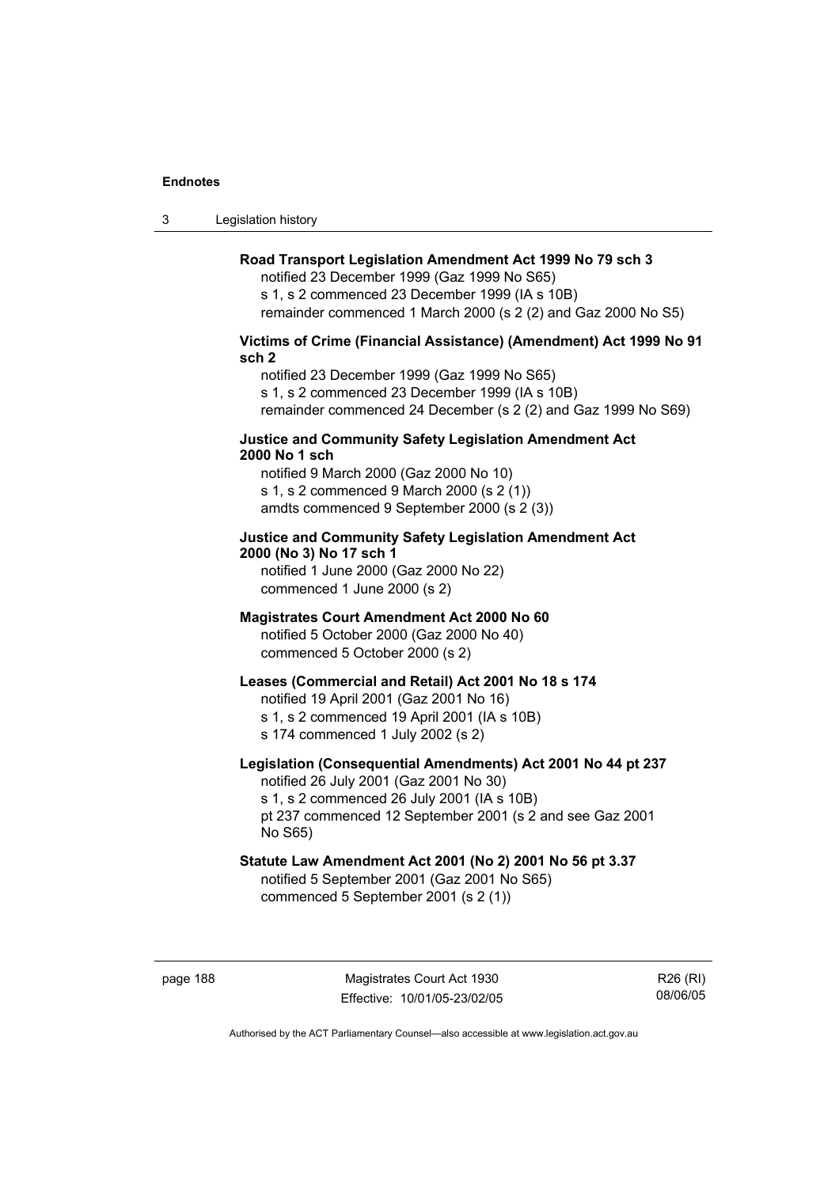**Road Transport Legislation Amendment Act 1999 No 79 sch 3**

notified 23 December 1999 (Gaz 1999 No S65)
s 1, s 2 commenced 23 December 1999 (IA s 10B)
remainder commenced 1 March 2000 (s 2 (2) and Gaz 2000 No S5)

**Victims of Crime (Financial Assistance) (Amendment) Act 1999 No 91 sch 2**

notified 23 December 1999 (Gaz 1999 No S65)
s 1, s 2 commenced 23 December 1999 (IA s 10B)
remainder commenced 24 December (s 2 (2) and Gaz 1999 No S69)

**Justice and Community Safety Legislation Amendment Act 2000 No 1 sch**

notified 9 March 2000 (Gaz 2000 No 10)
s 1, s 2 commenced 9 March 2000 (s 2 (1))
amdts commenced 9 September 2000 (s 2 (3))

**Justice and Community Safety Legislation Amendment Act 2000 (No 3) No 17 sch 1**

notified 1 June 2000 (Gaz 2000 No 22)
commenced 1 June 2000 (s 2)

**Magistrates Court Amendment Act 2000 No 60**

notified 5 October 2000 (Gaz 2000 No 40)
commenced 5 October 2000 (s 2)

**Leases (Commercial and Retail) Act 2001 No 18 s 174**

notified 19 April 2001 (Gaz 2001 No 16)
s 1, s 2 commenced 19 April 2001 (IA s 10B)
s 174 commenced 1 July 2002 (s 2)

**Legislation (Consequential Amendments) Act 2001 No 44 pt 237**

notified 26 July 2001 (Gaz 2001 No 30)
s 1, s 2 commenced 26 July 2001 (IA s 10B)
pt 237 commenced 12 September 2001 (s 2 and see Gaz 2001 No S65)

**Statute Law Amendment Act 2001 (No 2) 2001 No 56 pt 3.37**

notified 5 September 2001 (Gaz 2001 No S65)
commenced 5 September 2001 (s 2 (1))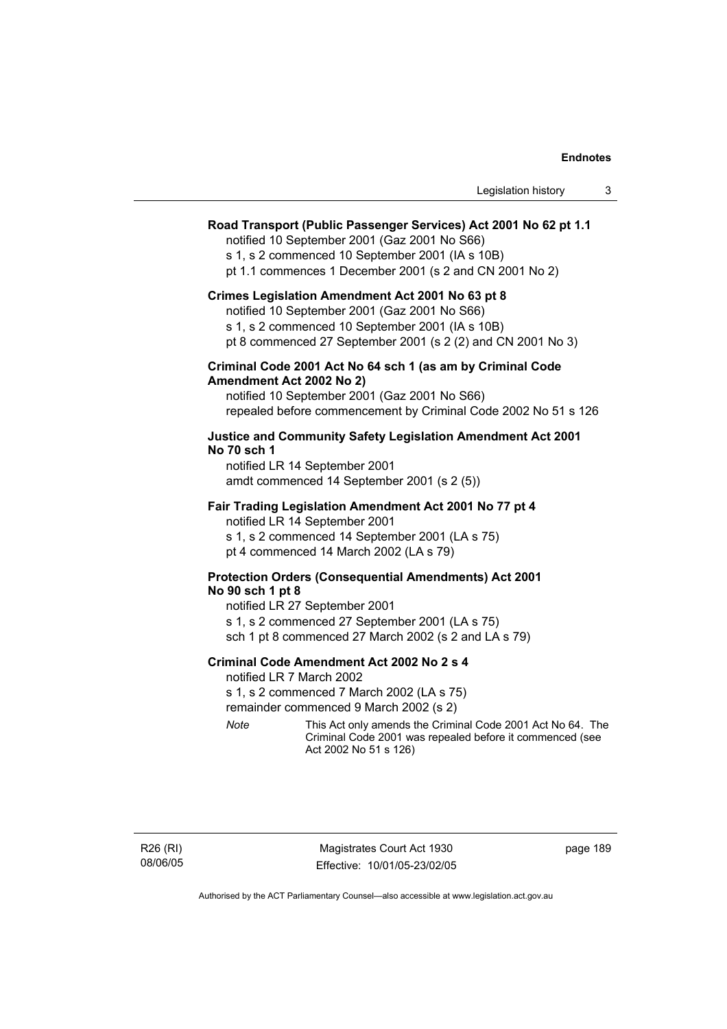**Road Transport (Public Passenger Services) Act 2001 No 62 pt 1.1**

notified 10 September 2001 (Gaz 2001 No S66)

s 1, s 2 commenced 10 September 2001 (IA s 10B)

pt 1.1 commences 1 December 2001 (s 2 and CN 2001 No 2)

**Crimes Legislation Amendment Act 2001 No 63 pt 8**

notified 10 September 2001 (Gaz 2001 No S66)

s 1, s 2 commenced 10 September 2001 (IA s 10B)

pt 8 commenced 27 September 2001 (s 2 (2) and CN 2001 No 3)

**Criminal Code 2001 Act No 64 sch 1 (as am by Criminal Code Amendment Act 2002 No 2)**

notified 10 September 2001 (Gaz 2001 No S66)

repealed before commencement by Criminal Code 2002 No 51 s 126

**Justice and Community Safety Legislation Amendment Act 2001 No 70 sch 1**

notified LR 14 September 2001

amdt commenced 14 September 2001 (s 2 (5))

**Fair Trading Legislation Amendment Act 2001 No 77 pt 4**

notified LR 14 September 2001

s 1, s 2 commenced 14 September 2001 (LA s 75)

pt 4 commenced 14 March 2002 (LA s 79)

**Protection Orders (Consequential Amendments) Act 2001 No 90 sch 1 pt 8**

notified LR 27 September 2001

s 1, s 2 commenced 27 September 2001 (LA s 75)

sch 1 pt 8 commenced 27 March 2002 (s 2 and LA s 79)

**Criminal Code Amendment Act 2002 No 2 s 4**

notified LR 7 March 2002

s 1, s 2 commenced 7 March 2002 (LA s 75)

remainder commenced 9 March 2002 (s 2)

*Note* This Act only amends the Criminal Code 2001 Act No 64. The Criminal Code 2001 was repealed before it commenced (see Act 2002 No 51 s 126)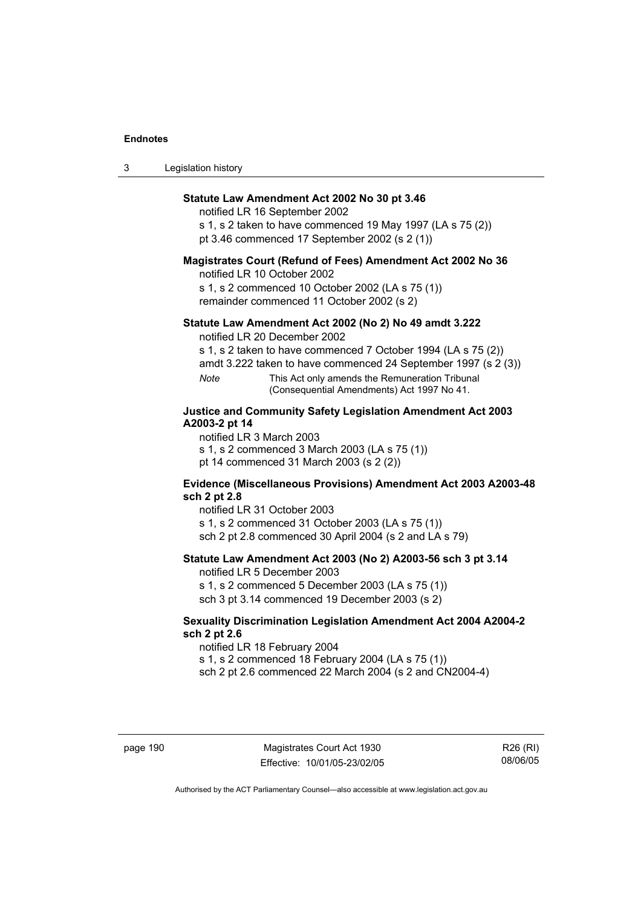**Statute Law Amendment Act 2002 No 30 pt 3.46**

notified LR 16 September 2002

s 1, s 2 taken to have commenced 19 May 1997 (LA s 75 (2))

pt 3.46 commenced 17 September 2002 (s 2 (1))

**Magistrates Court (Refund of Fees) Amendment Act 2002 No 36**

notified LR 10 October 2002

s 1, s 2 commenced 10 October 2002 (LA s 75 (1))

remainder commenced 11 October 2002 (s 2)

**Statute Law Amendment Act 2002 (No 2) No 49 amdt 3.222**

notified LR 20 December 2002

s 1, s 2 taken to have commenced 7 October 1994 (LA s 75 (2))

amdt 3.222 taken to have commenced 24 September 1997 (s 2 (3))

*Note* This Act only amends the Remuneration Tribunal (Consequential Amendments) Act 1997 No 41.

**Justice and Community Safety Legislation Amendment Act 2003 A2003-2 pt 14**

notified LR 3 March 2003

s 1, s 2 commenced 3 March 2003 (LA s 75 (1))

pt 14 commenced 31 March 2003 (s 2 (2))

**Evidence (Miscellaneous Provisions) Amendment Act 2003 A2003-48 sch 2 pt 2.8**

notified LR 31 October 2003

s 1, s 2 commenced 31 October 2003 (LA s 75 (1))

sch 2 pt 2.8 commenced 30 April 2004 (s 2 and LA s 79)

**Statute Law Amendment Act 2003 (No 2) A2003-56 sch 3 pt 3.14**

notified LR 5 December 2003

s 1, s 2 commenced 5 December 2003 (LA s 75 (1))

sch 3 pt 3.14 commenced 19 December 2003 (s 2)

**Sexuality Discrimination Legislation Amendment Act 2004 A2004-2 sch 2 pt 2.6**

notified LR 18 February 2004

s 1, s 2 commenced 18 February 2004 (LA s 75 (1))

sch 2 pt 2.6 commenced 22 March 2004 (s 2 and CN2004-4)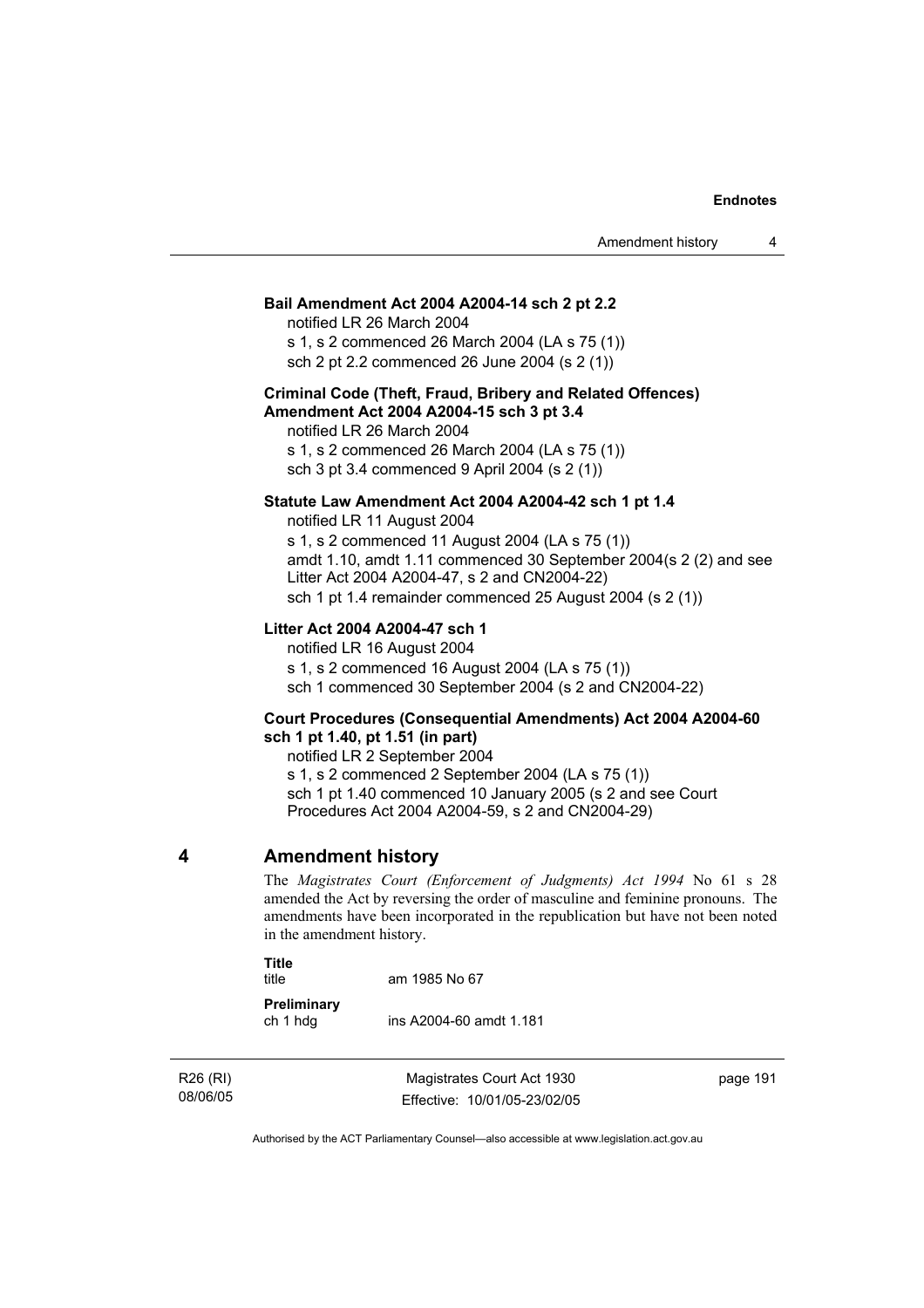**Bail Amendment Act 2004 A2004-14 sch 2 pt 2.2**

notified LR 26 March 2004
s 1, s 2 commenced 26 March 2004 (LA s 75 (1))
sch 2 pt 2.2 commenced 26 June 2004 (s 2 (1))

**Criminal Code (Theft, Fraud, Bribery and Related Offences) Amendment Act 2004 A2004-15 sch 3 pt 3.4**

notified LR 26 March 2004
s 1, s 2 commenced 26 March 2004 (LA s 75 (1))
sch 3 pt 3.4 commenced 9 April 2004 (s 2 (1))

**Statute Law Amendment Act 2004 A2004-42 sch 1 pt 1.4**

notified LR 11 August 2004
s 1, s 2 commenced 11 August 2004 (LA s 75 (1))
amdt 1.10, amdt 1.11 commenced 30 September 2004(s 2 (2) and see Litter Act 2004 A2004-47, s 2 and CN2004-22)
sch 1 pt 1.4 remainder commenced 25 August 2004 (s 2 (1))

**Litter Act 2004 A2004-47 sch 1**

notified LR 16 August 2004
s 1, s 2 commenced 16 August 2004 (LA s 75 (1))
sch 1 commenced 30 September 2004 (s 2 and CN2004-22)

**Court Procedures (Consequential Amendments) Act 2004 A2004-60 sch 1 pt 1.40, pt 1.51 (in part)**

notified LR 2 September 2004
s 1, s 2 commenced 2 September 2004 (LA s 75 (1))
sch 1 pt 1.40 commenced 10 January 2005 (s 2 and see Court Procedures Act 2004 A2004-59, s 2 and CN2004-29)

## 4 Amendment history

The *Magistrates Court (Enforcement of Judgments) Act 1994* No 61 s 28 amended the Act by reversing the order of masculine and feminine pronouns. The amendments have been incorporated in the republication but have not been noted in the amendment history.

**Title**
title — am 1985 No 67

**Preliminary**
ch 1 hdg — ins A2004-60 amdt 1.181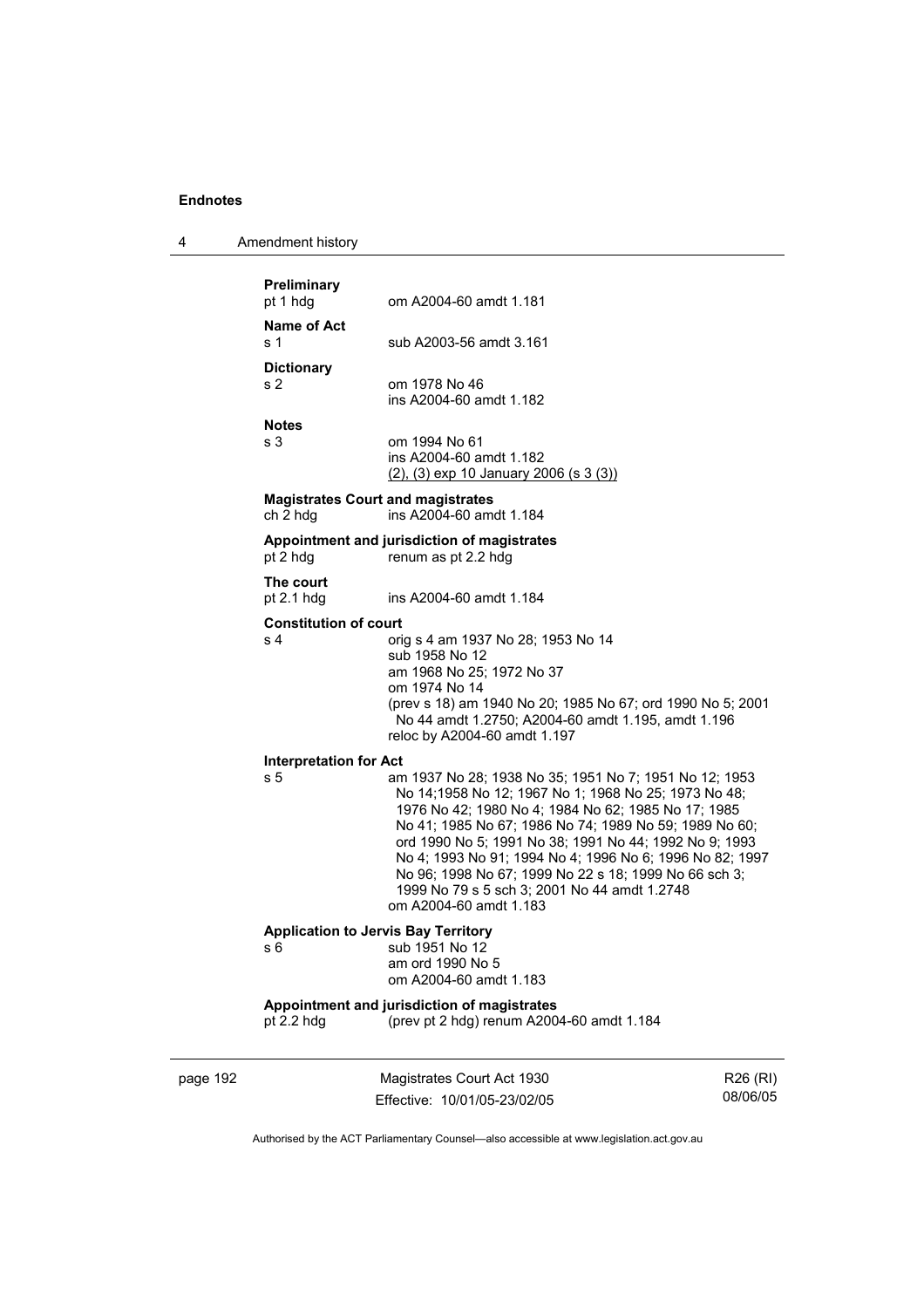**Preliminary**
pt 1 hdg om A2004-60 amdt 1.181

**Name of Act**
s 1 sub A2003-56 amdt 3.161

**Dictionary**
s 2 om 1978 No 46
ins A2004-60 amdt 1.182

**Notes**
s 3 om 1994 No 61
ins A2004-60 amdt 1.182
(2), (3) exp 10 January 2006 (s 3 (3))

**Magistrates Court and magistrates**
ch 2 hdg ins A2004-60 amdt 1.184

**Appointment and jurisdiction of magistrates**
pt 2 hdg renum as pt 2.2 hdg

**The court**
pt 2.1 hdg ins A2004-60 amdt 1.184

**Constitution of court**
s 4 orig s 4 am 1937 No 28; 1953 No 14
sub 1958 No 12
am 1968 No 25; 1972 No 37
om 1974 No 14
(prev s 18) am 1940 No 20; 1985 No 67; ord 1990 No 5; 2001 No 44 amdt 1.2750; A2004-60 amdt 1.195, amdt 1.196
reloc by A2004-60 amdt 1.197

**Interpretation for Act**
s 5 am 1937 No 28; 1938 No 35; 1951 No 7; 1951 No 12; 1953 No 14;1958 No 12; 1967 No 1; 1968 No 25; 1973 No 48; 1976 No 42; 1980 No 4; 1984 No 62; 1985 No 17; 1985 No 41; 1985 No 67; 1986 No 74; 1989 No 59; 1989 No 60; ord 1990 No 5; 1991 No 38; 1991 No 44; 1992 No 9; 1993 No 4; 1993 No 91; 1994 No 4; 1996 No 6; 1996 No 82; 1997 No 96; 1998 No 67; 1999 No 22 s 18; 1999 No 66 sch 3; 1999 No 79 s 5 sch 3; 2001 No 44 amdt 1.2748
om A2004-60 amdt 1.183

**Application to Jervis Bay Territory**
s 6 sub 1951 No 12
am ord 1990 No 5
om A2004-60 amdt 1.183

**Appointment and jurisdiction of magistrates**
pt 2.2 hdg (prev pt 2 hdg) renum A2004-60 amdt 1.184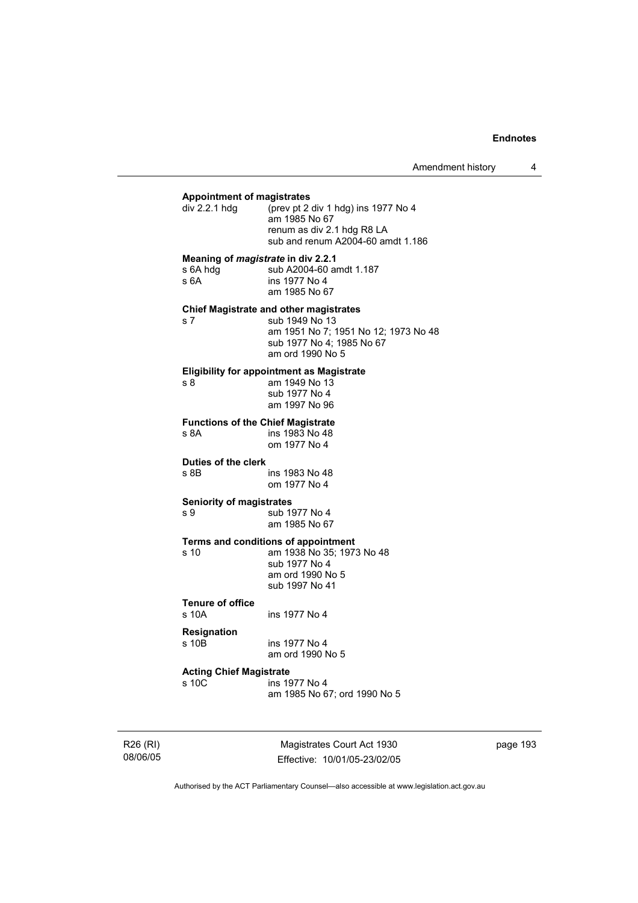**Appointment of magistrates**

div 2.2.1 hdg (prev pt 2 div 1 hdg) ins 1977 No 4
am 1985 No 67
renum as div 2.1 hdg R8 LA
sub and renum A2004-60 amdt 1.186

**Meaning of *magistrate* in div 2.2.1**

s 6A hdg sub A2004-60 amdt 1.187
s 6A ins 1977 No 4
am 1985 No 67

**Chief Magistrate and other magistrates**

s 7 sub 1949 No 13
am 1951 No 7; 1951 No 12; 1973 No 48
sub 1977 No 4; 1985 No 67
am ord 1990 No 5

**Eligibility for appointment as Magistrate**

s 8 am 1949 No 13
sub 1977 No 4
am 1997 No 96

**Functions of the Chief Magistrate**

s 8A ins 1983 No 48
om 1977 No 4

**Duties of the clerk**

s 8B ins 1983 No 48
om 1977 No 4

**Seniority of magistrates**

s 9 sub 1977 No 4
am 1985 No 67

**Terms and conditions of appointment**

s 10 am 1938 No 35; 1973 No 48
sub 1977 No 4
am ord 1990 No 5
sub 1997 No 41

**Tenure of office**

s 10A ins 1977 No 4

**Resignation**

s 10B ins 1977 No 4
am ord 1990 No 5

**Acting Chief Magistrate**

s 10C ins 1977 No 4
am 1985 No 67; ord 1990 No 5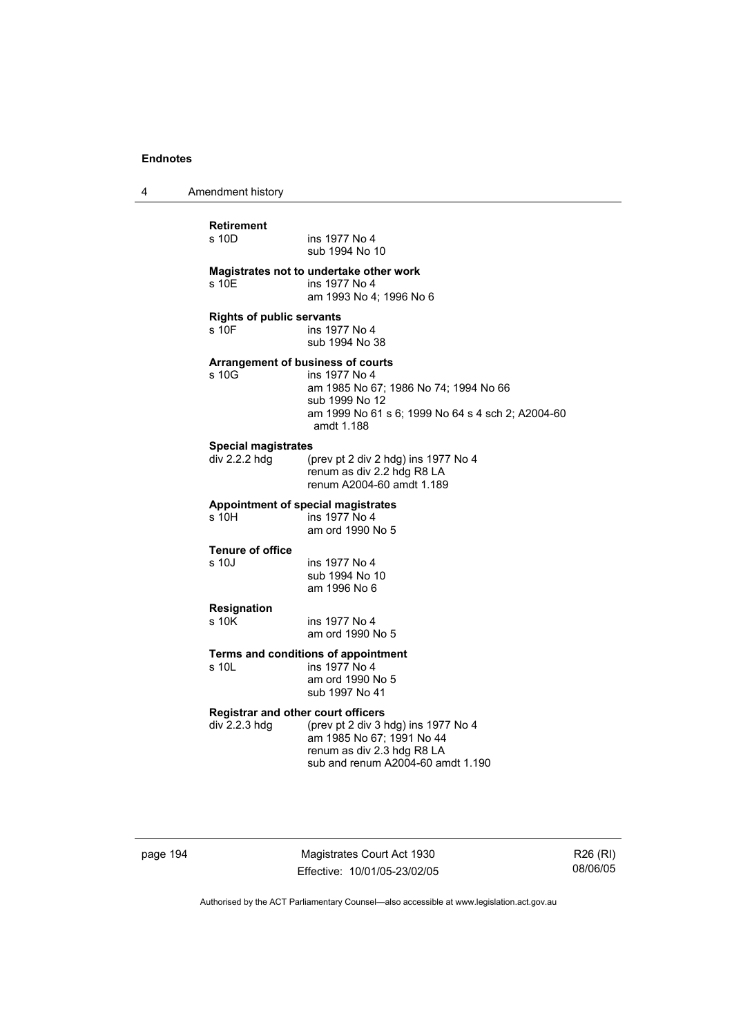**Retirement**

s 10D ins 1977 No 4
sub 1994 No 10

**Magistrates not to undertake other work**

s 10E ins 1977 No 4
am 1993 No 4; 1996 No 6

**Rights of public servants**

s 10F ins 1977 No 4
sub 1994 No 38

**Arrangement of business of courts**

s 10G ins 1977 No 4
am 1985 No 67; 1986 No 74; 1994 No 66
sub 1999 No 12
am 1999 No 61 s 6; 1999 No 64 s 4 sch 2; A2004-60 amdt 1.188

**Special magistrates**

div 2.2.2 hdg (prev pt 2 div 2 hdg) ins 1977 No 4
renum as div 2.2 hdg R8 LA
renum A2004-60 amdt 1.189

**Appointment of special magistrates**

s 10H ins 1977 No 4
am ord 1990 No 5

**Tenure of office**

s 10J ins 1977 No 4
sub 1994 No 10
am 1996 No 6

**Resignation**

s 10K ins 1977 No 4
am ord 1990 No 5

**Terms and conditions of appointment**

s 10L ins 1977 No 4
am ord 1990 No 5
sub 1997 No 41

**Registrar and other court officers**

div 2.2.3 hdg (prev pt 2 div 3 hdg) ins 1977 No 4
am 1985 No 67; 1991 No 44
renum as div 2.3 hdg R8 LA
sub and renum A2004-60 amdt 1.190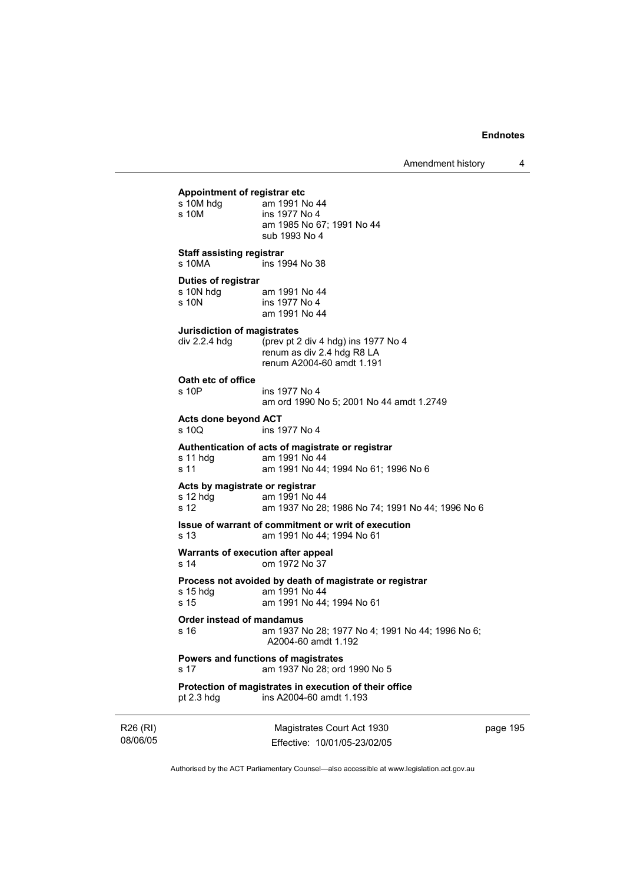**Appointment of registrar etc**

| | |
|---|---|
| s 10M hdg | am 1991 No 44 |
| s 10M | ins 1977 No 4<br>am 1985 No 67; 1991 No 44<br>sub 1993 No 4 |

**Staff assisting registrar**

| | |
|---|---|
| s 10MA | ins 1994 No 38 |

**Duties of registrar**

| | |
|---|---|
| s 10N hdg | am 1991 No 44 |
| s 10N | ins 1977 No 4<br>am 1991 No 44 |

**Jurisdiction of magistrates**

| | |
|---|---|
| div 2.2.4 hdg | (prev pt 2 div 4 hdg) ins 1977 No 4<br>renum as div 2.4 hdg R8 LA<br>renum A2004-60 amdt 1.191 |

**Oath etc of office**

| | |
|---|---|
| s 10P | ins 1977 No 4<br>am ord 1990 No 5; 2001 No 44 amdt 1.2749 |

**Acts done beyond ACT**

| | |
|---|---|
| s 10Q | ins 1977 No 4 |

**Authentication of acts of magistrate or registrar**

| | |
|---|---|
| s 11 hdg | am 1991 No 44 |
| s 11 | am 1991 No 44; 1994 No 61; 1996 No 6 |

**Acts by magistrate or registrar**

| | |
|---|---|
| s 12 hdg | am 1991 No 44 |
| s 12 | am 1937 No 28; 1986 No 74; 1991 No 44; 1996 No 6 |

**Issue of warrant of commitment or writ of execution**

| | |
|---|---|
| s 13 | am 1991 No 44; 1994 No 61 |

**Warrants of execution after appeal**

| | |
|---|---|
| s 14 | om 1972 No 37 |

**Process not avoided by death of magistrate or registrar**

| | |
|---|---|
| s 15 hdg | am 1991 No 44 |
| s 15 | am 1991 No 44; 1994 No 61 |

**Order instead of mandamus**

| | |
|---|---|
| s 16 | am 1937 No 28; 1977 No 4; 1991 No 44; 1996 No 6; A2004-60 amdt 1.192 |

**Powers and functions of magistrates**

| | |
|---|---|
| s 17 | am 1937 No 28; ord 1990 No 5 |

**Protection of magistrates in execution of their office**

| | |
|---|---|
| pt 2.3 hdg | ins A2004-60 amdt 1.193 |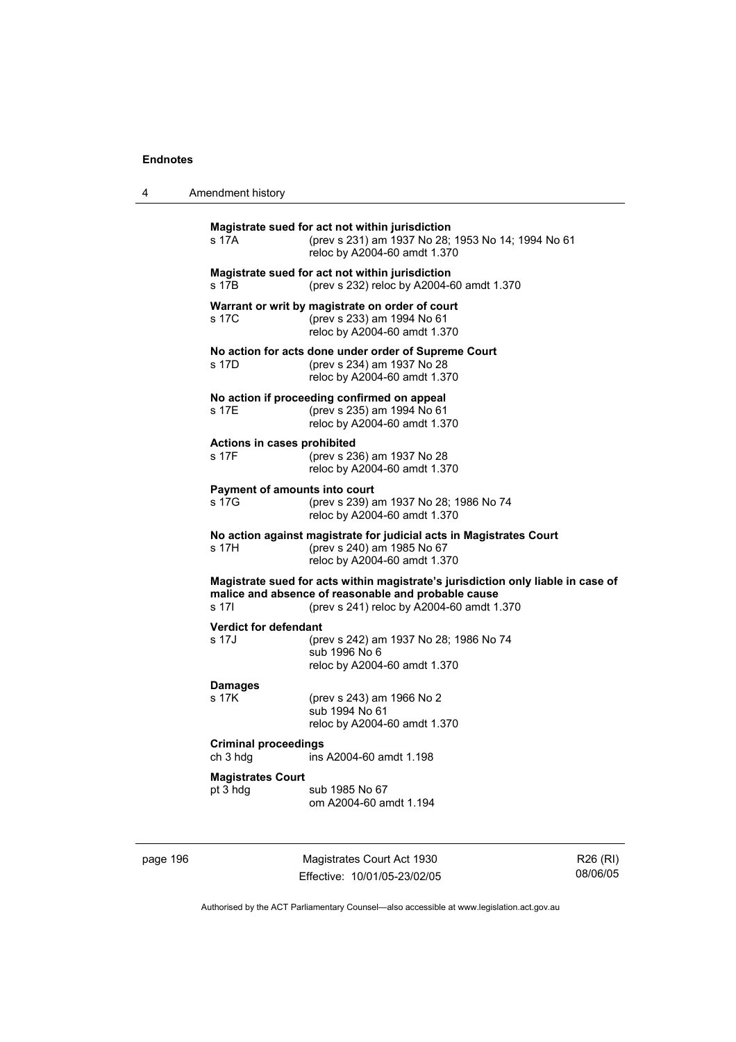**Magistrate sued for act not within jurisdiction**

s 17A (prev s 231) am 1937 No 28; 1953 No 14; 1994 No 61
reloc by A2004-60 amdt 1.370

**Magistrate sued for act not within jurisdiction**

s 17B (prev s 232) reloc by A2004-60 amdt 1.370

**Warrant or writ by magistrate on order of court**

s 17C (prev s 233) am 1994 No 61
reloc by A2004-60 amdt 1.370

**No action for acts done under order of Supreme Court**

s 17D (prev s 234) am 1937 No 28
reloc by A2004-60 amdt 1.370

**No action if proceeding confirmed on appeal**

s 17E (prev s 235) am 1994 No 61
reloc by A2004-60 amdt 1.370

**Actions in cases prohibited**

s 17F (prev s 236) am 1937 No 28
reloc by A2004-60 amdt 1.370

**Payment of amounts into court**

s 17G (prev s 239) am 1937 No 28; 1986 No 74
reloc by A2004-60 amdt 1.370

**No action against magistrate for judicial acts in Magistrates Court**

s 17H (prev s 240) am 1985 No 67
reloc by A2004-60 amdt 1.370

**Magistrate sued for acts within magistrate's jurisdiction only liable in case of malice and absence of reasonable and probable cause**

s 17I (prev s 241) reloc by A2004-60 amdt 1.370

**Verdict for defendant**

s 17J (prev s 242) am 1937 No 28; 1986 No 74
sub 1996 No 6
reloc by A2004-60 amdt 1.370

**Damages**

s 17K (prev s 243) am 1966 No 2
sub 1994 No 61
reloc by A2004-60 amdt 1.370

**Criminal proceedings**

ch 3 hdg ins A2004-60 amdt 1.198

**Magistrates Court**

pt 3 hdg sub 1985 No 67
om A2004-60 amdt 1.194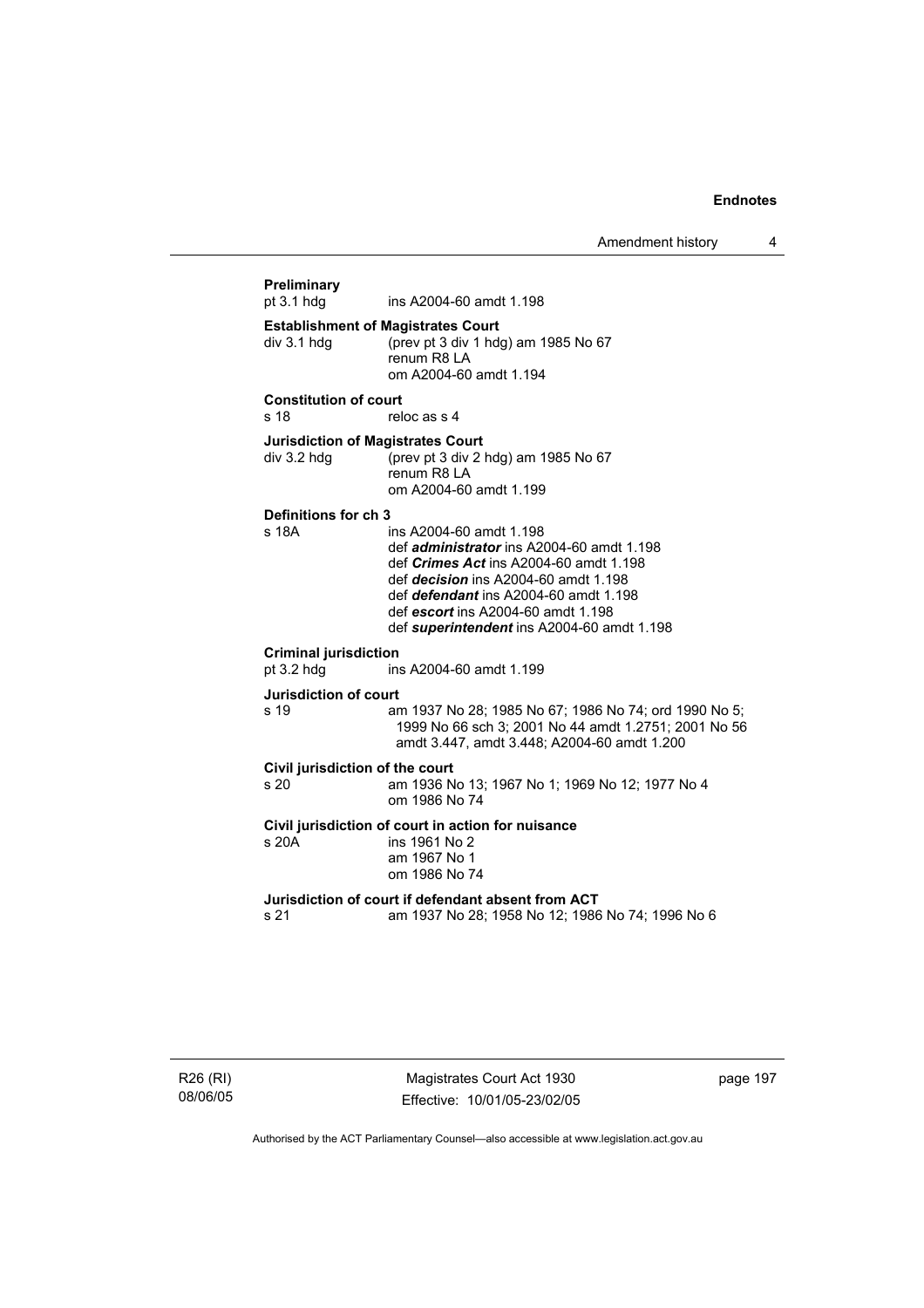**Preliminary**
pt 3.1 hdg ins A2004-60 amdt 1.198

**Establishment of Magistrates Court**
div 3.1 hdg (prev pt 3 div 1 hdg) am 1985 No 67
renum R8 LA
om A2004-60 amdt 1.194

**Constitution of court**
s 18 reloc as s 4

**Jurisdiction of Magistrates Court**
div 3.2 hdg (prev pt 3 div 2 hdg) am 1985 No 67
renum R8 LA
om A2004-60 amdt 1.199

**Definitions for ch 3**
s 18A ins A2004-60 amdt 1.198
def ***administrator*** ins A2004-60 amdt 1.198
def ***Crimes Act*** ins A2004-60 amdt 1.198
def ***decision*** ins A2004-60 amdt 1.198
def ***defendant*** ins A2004-60 amdt 1.198
def ***escort*** ins A2004-60 amdt 1.198
def ***superintendent*** ins A2004-60 amdt 1.198

**Criminal jurisdiction**
pt 3.2 hdg ins A2004-60 amdt 1.199

**Jurisdiction of court**
s 19 am 1937 No 28; 1985 No 67; 1986 No 74; ord 1990 No 5; 1999 No 66 sch 3; 2001 No 44 amdt 1.2751; 2001 No 56 amdt 3.447, amdt 3.448; A2004-60 amdt 1.200

**Civil jurisdiction of the court**
s 20 am 1936 No 13; 1967 No 1; 1969 No 12; 1977 No 4
om 1986 No 74

**Civil jurisdiction of court in action for nuisance**
s 20A ins 1961 No 2
am 1967 No 1
om 1986 No 74

**Jurisdiction of court if defendant absent from ACT**
s 21 am 1937 No 28; 1958 No 12; 1986 No 74; 1996 No 6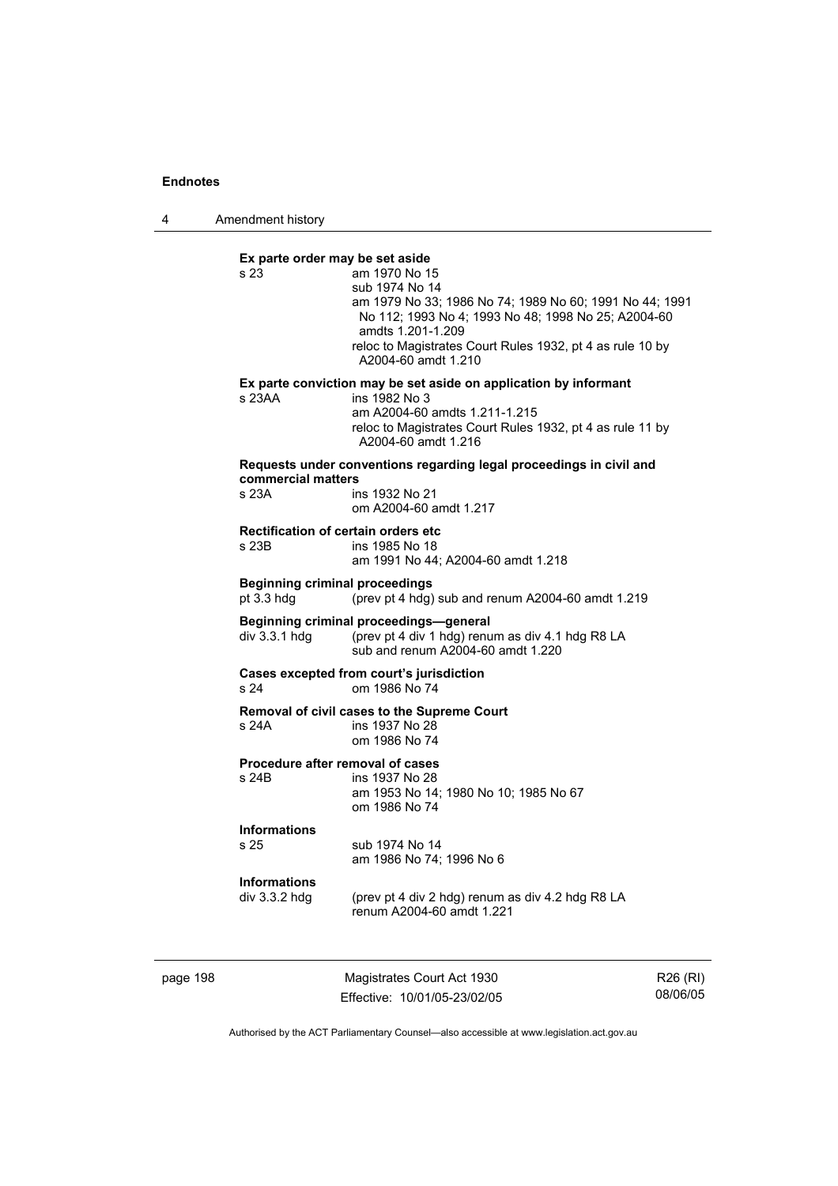**Ex parte order may be set aside**

s 23 — am 1970 No 15
sub 1974 No 14
am 1979 No 33; 1986 No 74; 1989 No 60; 1991 No 44; 1991 No 112; 1993 No 4; 1993 No 48; 1998 No 25; A2004-60 amdts 1.201-1.209
reloc to Magistrates Court Rules 1932, pt 4 as rule 10 by A2004-60 amdt 1.210

**Ex parte conviction may be set aside on application by informant**

s 23AA — ins 1982 No 3
am A2004-60 amdts 1.211-1.215
reloc to Magistrates Court Rules 1932, pt 4 as rule 11 by A2004-60 amdt 1.216

**Requests under conventions regarding legal proceedings in civil and commercial matters**

s 23A — ins 1932 No 21
om A2004-60 amdt 1.217

**Rectification of certain orders etc**

s 23B — ins 1985 No 18
am 1991 No 44; A2004-60 amdt 1.218

**Beginning criminal proceedings**

pt 3.3 hdg — (prev pt 4 hdg) sub and renum A2004-60 amdt 1.219

**Beginning criminal proceedings—general**

div 3.3.1 hdg — (prev pt 4 div 1 hdg) renum as div 4.1 hdg R8 LA
sub and renum A2004-60 amdt 1.220

**Cases excepted from court's jurisdiction**

s 24 — om 1986 No 74

**Removal of civil cases to the Supreme Court**

s 24A — ins 1937 No 28
om 1986 No 74

**Procedure after removal of cases**

s 24B — ins 1937 No 28
am 1953 No 14; 1980 No 10; 1985 No 67
om 1986 No 74

**Informations**

s 25 — sub 1974 No 14
am 1986 No 74; 1996 No 6

**Informations**

div 3.3.2 hdg — (prev pt 4 div 2 hdg) renum as div 4.2 hdg R8 LA
renum A2004-60 amdt 1.221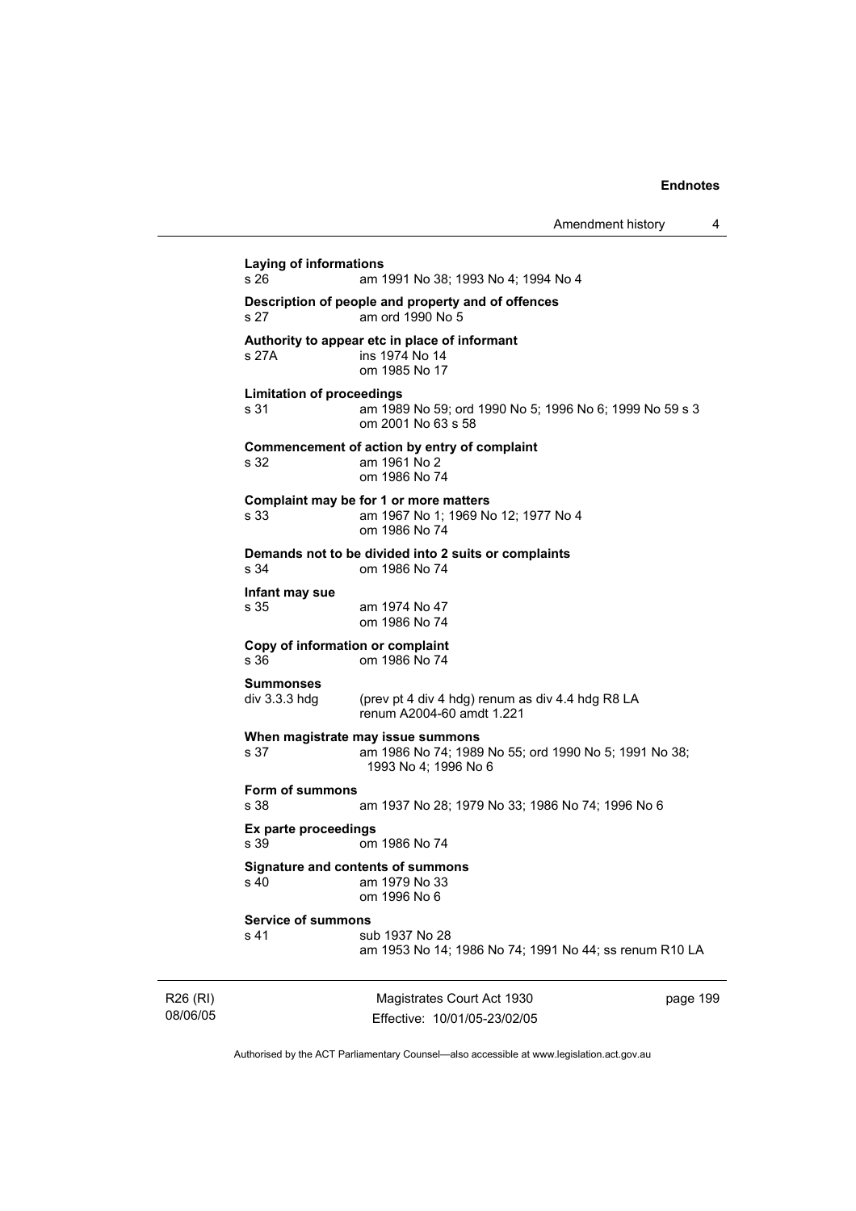**Laying of informations**

s 26 am 1991 No 38; 1993 No 4; 1994 No 4

**Description of people and property and of offences**

s 27 am ord 1990 No 5

**Authority to appear etc in place of informant**

s 27A ins 1974 No 14
om 1985 No 17

**Limitation of proceedings**

s 31 am 1989 No 59; ord 1990 No 5; 1996 No 6; 1999 No 59 s 3
om 2001 No 63 s 58

**Commencement of action by entry of complaint**

s 32 am 1961 No 2
om 1986 No 74

**Complaint may be for 1 or more matters**

s 33 am 1967 No 1; 1969 No 12; 1977 No 4
om 1986 No 74

**Demands not to be divided into 2 suits or complaints**

s 34 om 1986 No 74

**Infant may sue**

s 35 am 1974 No 47
om 1986 No 74

**Copy of information or complaint**

s 36 om 1986 No 74

**Summonses**

div 3.3.3 hdg (prev pt 4 div 4 hdg) renum as div 4.4 hdg R8 LA
renum A2004-60 amdt 1.221

**When magistrate may issue summons**

s 37 am 1986 No 74; 1989 No 55; ord 1990 No 5; 1991 No 38; 1993 No 4; 1996 No 6

**Form of summons**

s 38 am 1937 No 28; 1979 No 33; 1986 No 74; 1996 No 6

**Ex parte proceedings**

s 39 om 1986 No 74

**Signature and contents of summons**

s 40 am 1979 No 33
om 1996 No 6

**Service of summons**

s 41 sub 1937 No 28
am 1953 No 14; 1986 No 74; 1991 No 44; ss renum R10 LA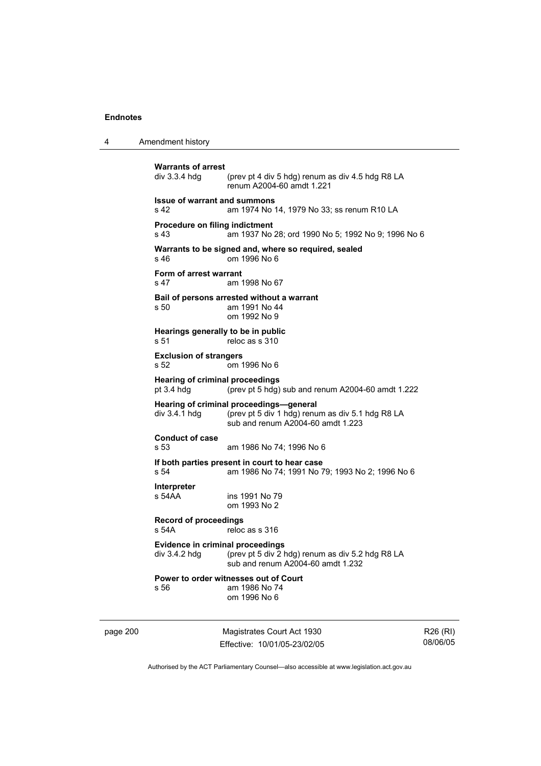**Warrants of arrest**
div 3.3.4 hdg (prev pt 4 div 5 hdg) renum as div 4.5 hdg R8 LA
renum A2004-60 amdt 1.221

**Issue of warrant and summons**
s 42 am 1974 No 14, 1979 No 33; ss renum R10 LA

**Procedure on filing indictment**
s 43 am 1937 No 28; ord 1990 No 5; 1992 No 9; 1996 No 6

**Warrants to be signed and, where so required, sealed**
s 46 om 1996 No 6

**Form of arrest warrant**
s 47 am 1998 No 67

**Bail of persons arrested without a warrant**
s 50 am 1991 No 44
om 1992 No 9

**Hearings generally to be in public**
s 51 reloc as s 310

**Exclusion of strangers**
s 52 om 1996 No 6

**Hearing of criminal proceedings**
pt 3.4 hdg (prev pt 5 hdg) sub and renum A2004-60 amdt 1.222

**Hearing of criminal proceedings—general**
div 3.4.1 hdg (prev pt 5 div 1 hdg) renum as div 5.1 hdg R8 LA
sub and renum A2004-60 amdt 1.223

**Conduct of case**
s 53 am 1986 No 74; 1996 No 6

**If both parties present in court to hear case**
s 54 am 1986 No 74; 1991 No 79; 1993 No 2; 1996 No 6

**Interpreter**
s 54AA ins 1991 No 79
om 1993 No 2

**Record of proceedings**
s 54A reloc as s 316

**Evidence in criminal proceedings**
div 3.4.2 hdg (prev pt 5 div 2 hdg) renum as div 5.2 hdg R8 LA
sub and renum A2004-60 amdt 1.232

**Power to order witnesses out of Court**
s 56 am 1986 No 74
om 1996 No 6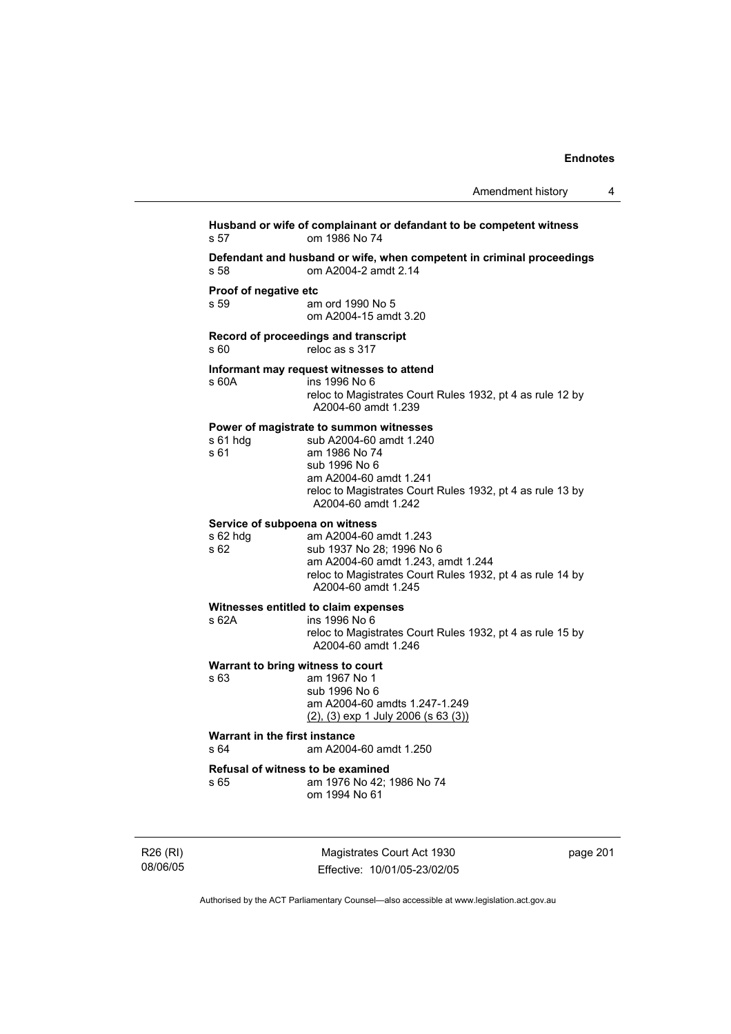**Husband or wife of complainant or defandant to be competent witness**
s 57 om 1986 No 74

**Defendant and husband or wife, when competent in criminal proceedings**
s 58 om A2004-2 amdt 2.14

**Proof of negative etc**
s 59 am ord 1990 No 5
om A2004-15 amdt 3.20

**Record of proceedings and transcript**
s 60 reloc as s 317

**Informant may request witnesses to attend**
s 60A ins 1996 No 6
reloc to Magistrates Court Rules 1932, pt 4 as rule 12 by A2004-60 amdt 1.239

**Power of magistrate to summon witnesses**
s 61 hdg sub A2004-60 amdt 1.240
s 61 am 1986 No 74
sub 1996 No 6
am A2004-60 amdt 1.241
reloc to Magistrates Court Rules 1932, pt 4 as rule 13 by A2004-60 amdt 1.242

**Service of subpoena on witness**
s 62 hdg am A2004-60 amdt 1.243
s 62 sub 1937 No 28; 1996 No 6
am A2004-60 amdt 1.243, amdt 1.244
reloc to Magistrates Court Rules 1932, pt 4 as rule 14 by A2004-60 amdt 1.245

**Witnesses entitled to claim expenses**
s 62A ins 1996 No 6
reloc to Magistrates Court Rules 1932, pt 4 as rule 15 by A2004-60 amdt 1.246

**Warrant to bring witness to court**
s 63 am 1967 No 1
sub 1996 No 6
am A2004-60 amdts 1.247-1.249
(2), (3) exp 1 July 2006 (s 63 (3))

**Warrant in the first instance**
s 64 am A2004-60 amdt 1.250

**Refusal of witness to be examined**
s 65 am 1976 No 42; 1986 No 74
om 1994 No 61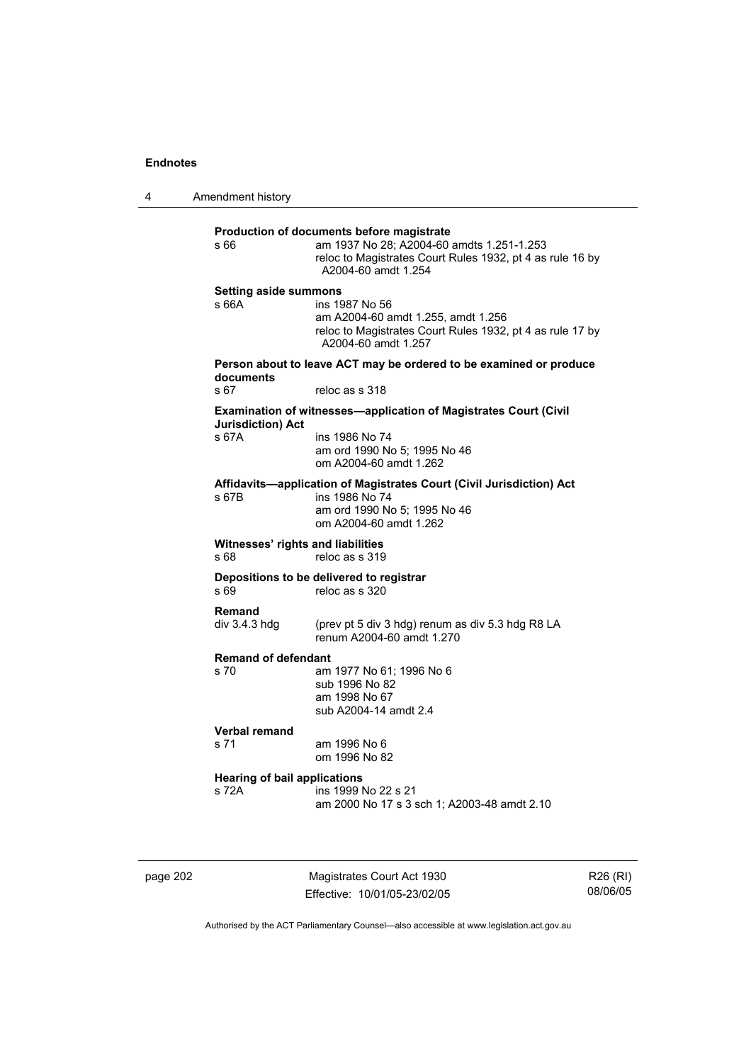**Production of documents before magistrate**

s 66 — am 1937 No 28; A2004-60 amdts 1.251-1.253
reloc to Magistrates Court Rules 1932, pt 4 as rule 16 by A2004-60 amdt 1.254

**Setting aside summons**

s 66A — ins 1987 No 56
am A2004-60 amdt 1.255, amdt 1.256
reloc to Magistrates Court Rules 1932, pt 4 as rule 17 by A2004-60 amdt 1.257

**Person about to leave ACT may be ordered to be examined or produce documents**

s 67 — reloc as s 318

**Examination of witnesses—application of Magistrates Court (Civil Jurisdiction) Act**

s 67A — ins 1986 No 74
am ord 1990 No 5; 1995 No 46
om A2004-60 amdt 1.262

**Affidavits—application of Magistrates Court (Civil Jurisdiction) Act**

s 67B — ins 1986 No 74
am ord 1990 No 5; 1995 No 46
om A2004-60 amdt 1.262

**Witnesses' rights and liabilities**

s 68 — reloc as s 319

**Depositions to be delivered to registrar**

s 69 — reloc as s 320

**Remand**

div 3.4.3 hdg — (prev pt 5 div 3 hdg) renum as div 5.3 hdg R8 LA
renum A2004-60 amdt 1.270

**Remand of defendant**

s 70 — am 1977 No 61; 1996 No 6
sub 1996 No 82
am 1998 No 67
sub A2004-14 amdt 2.4

**Verbal remand**

s 71 — am 1996 No 6
om 1996 No 82

**Hearing of bail applications**

s 72A — ins 1999 No 22 s 21
am 2000 No 17 s 3 sch 1; A2003-48 amdt 2.10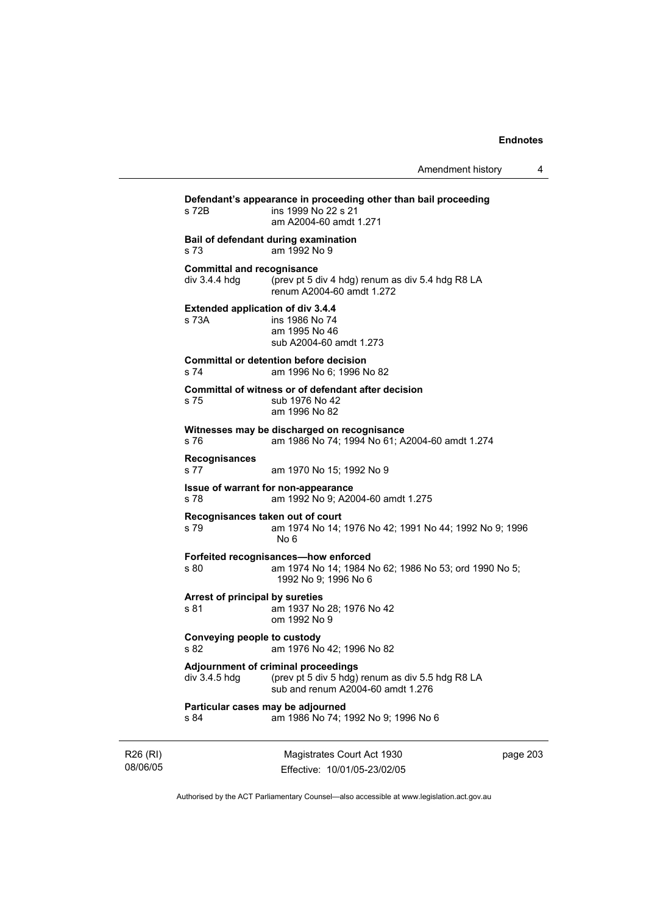**Defendant's appearance in proceeding other than bail proceeding**

s 72B ins 1999 No 22 s 21
am A2004-60 amdt 1.271

**Bail of defendant during examination**

s 73 am 1992 No 9

**Committal and recognisance**

div 3.4.4 hdg (prev pt 5 div 4 hdg) renum as div 5.4 hdg R8 LA
renum A2004-60 amdt 1.272

**Extended application of div 3.4.4**

s 73A ins 1986 No 74
am 1995 No 46
sub A2004-60 amdt 1.273

**Committal or detention before decision**

s 74 am 1996 No 6; 1996 No 82

**Committal of witness or of defendant after decision**

s 75 sub 1976 No 42
am 1996 No 82

**Witnesses may be discharged on recognisance**

s 76 am 1986 No 74; 1994 No 61; A2004-60 amdt 1.274

**Recognisances**

s 77 am 1970 No 15; 1992 No 9

**Issue of warrant for non-appearance**

s 78 am 1992 No 9; A2004-60 amdt 1.275

**Recognisances taken out of court**

s 79 am 1974 No 14; 1976 No 42; 1991 No 44; 1992 No 9; 1996 No 6

**Forfeited recognisances—how enforced**

s 80 am 1974 No 14; 1984 No 62; 1986 No 53; ord 1990 No 5; 1992 No 9; 1996 No 6

**Arrest of principal by sureties**

s 81 am 1937 No 28; 1976 No 42
om 1992 No 9

**Conveying people to custody**

s 82 am 1976 No 42; 1996 No 82

**Adjournment of criminal proceedings**

div 3.4.5 hdg (prev pt 5 div 5 hdg) renum as div 5.5 hdg R8 LA
sub and renum A2004-60 amdt 1.276

**Particular cases may be adjourned**

s 84 am 1986 No 74; 1992 No 9; 1996 No 6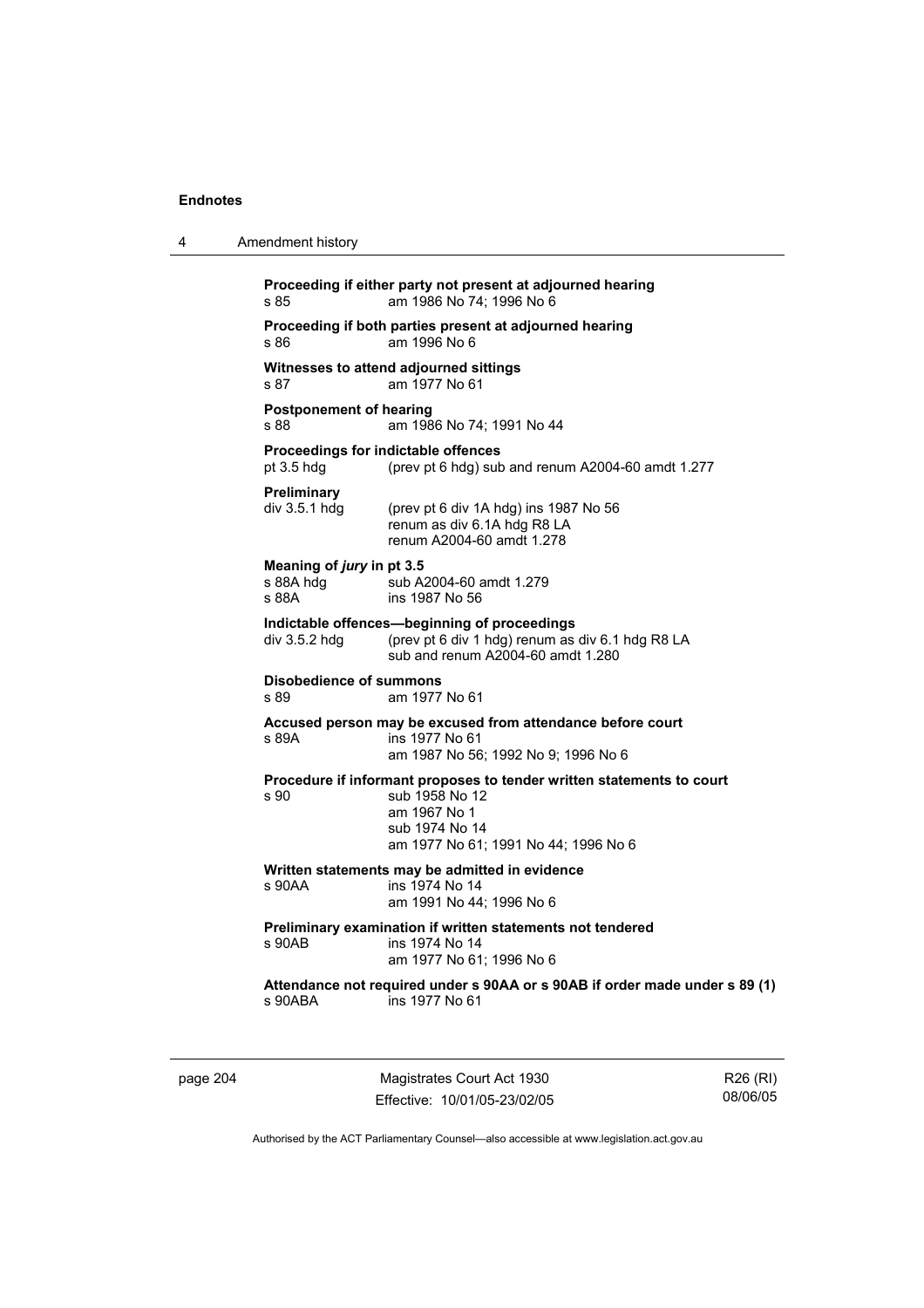**Proceeding if either party not present at adjourned hearing**
s 85 am 1986 No 74; 1996 No 6

**Proceeding if both parties present at adjourned hearing**
s 86 am 1996 No 6

**Witnesses to attend adjourned sittings**
s 87 am 1977 No 61

**Postponement of hearing**
s 88 am 1986 No 74; 1991 No 44

**Proceedings for indictable offences**
pt 3.5 hdg (prev pt 6 hdg) sub and renum A2004-60 amdt 1.277

**Preliminary**
div 3.5.1 hdg (prev pt 6 div 1A hdg) ins 1987 No 56
renum as div 6.1A hdg R8 LA
renum A2004-60 amdt 1.278

**Meaning of *jury* in pt 3.5**
s 88A hdg sub A2004-60 amdt 1.279
s 88A ins 1987 No 56

**Indictable offences—beginning of proceedings**
div 3.5.2 hdg (prev pt 6 div 1 hdg) renum as div 6.1 hdg R8 LA
sub and renum A2004-60 amdt 1.280

**Disobedience of summons**
s 89 am 1977 No 61

**Accused person may be excused from attendance before court**
s 89A ins 1977 No 61
am 1987 No 56; 1992 No 9; 1996 No 6

**Procedure if informant proposes to tender written statements to court**
s 90 sub 1958 No 12
am 1967 No 1
sub 1974 No 14
am 1977 No 61; 1991 No 44; 1996 No 6

**Written statements may be admitted in evidence**
s 90AA ins 1974 No 14
am 1991 No 44; 1996 No 6

**Preliminary examination if written statements not tendered**
s 90AB ins 1974 No 14
am 1977 No 61; 1996 No 6

**Attendance not required under s 90AA or s 90AB if order made under s 89 (1)**
s 90ABA ins 1977 No 61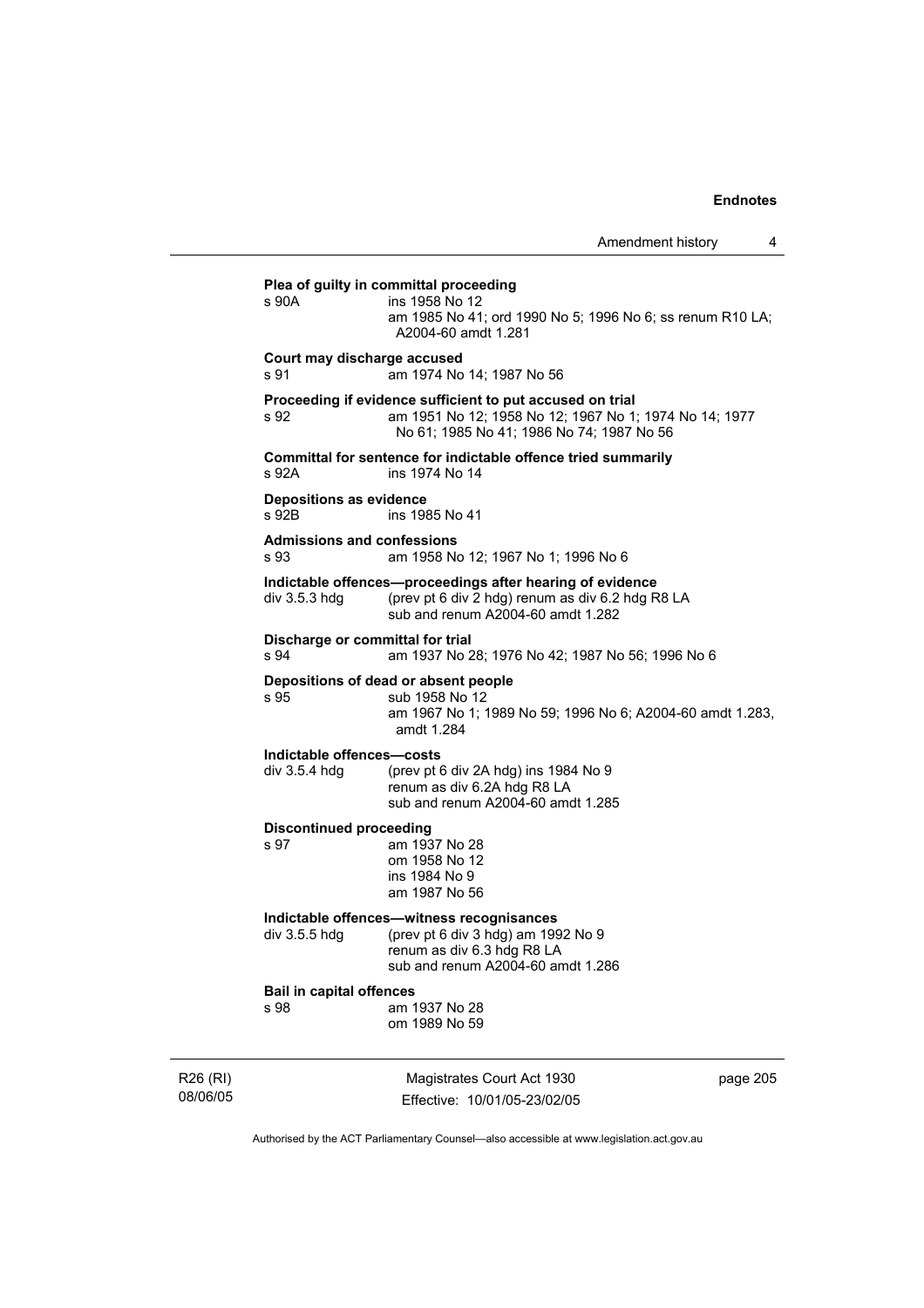**Plea of guilty in committal proceeding**

s 90A ins 1958 No 12
am 1985 No 41; ord 1990 No 5; 1996 No 6; ss renum R10 LA; A2004-60 amdt 1.281

**Court may discharge accused**

s 91 am 1974 No 14; 1987 No 56

**Proceeding if evidence sufficient to put accused on trial**

s 92 am 1951 No 12; 1958 No 12; 1967 No 1; 1974 No 14; 1977 No 61; 1985 No 41; 1986 No 74; 1987 No 56

**Committal for sentence for indictable offence tried summarily**

s 92A ins 1974 No 14

**Depositions as evidence**

s 92B ins 1985 No 41

**Admissions and confessions**

s 93 am 1958 No 12; 1967 No 1; 1996 No 6

**Indictable offences—proceedings after hearing of evidence**

div 3.5.3 hdg (prev pt 6 div 2 hdg) renum as div 6.2 hdg R8 LA
sub and renum A2004-60 amdt 1.282

**Discharge or committal for trial**

s 94 am 1937 No 28; 1976 No 42; 1987 No 56; 1996 No 6

**Depositions of dead or absent people**

s 95 sub 1958 No 12
am 1967 No 1; 1989 No 59; 1996 No 6; A2004-60 amdt 1.283, amdt 1.284

**Indictable offences—costs**

div 3.5.4 hdg (prev pt 6 div 2A hdg) ins 1984 No 9
renum as div 6.2A hdg R8 LA
sub and renum A2004-60 amdt 1.285

**Discontinued proceeding**

s 97 am 1937 No 28
om 1958 No 12
ins 1984 No 9
am 1987 No 56

**Indictable offences—witness recognisances**

div 3.5.5 hdg (prev pt 6 div 3 hdg) am 1992 No 9
renum as div 6.3 hdg R8 LA
sub and renum A2004-60 amdt 1.286

**Bail in capital offences**

s 98 am 1937 No 28
om 1989 No 59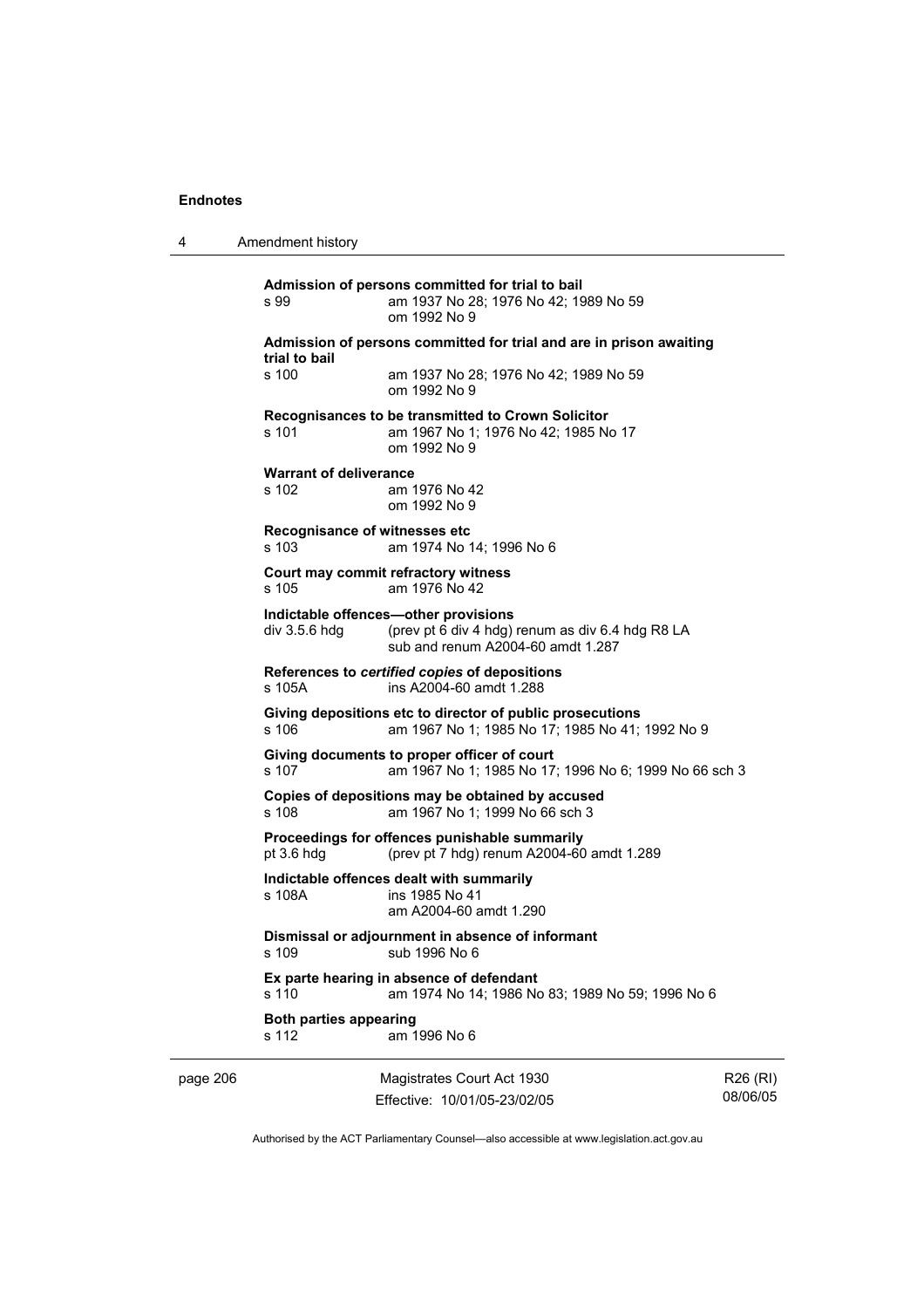**Admission of persons committed for trial to bail**

s 99 am 1937 No 28; 1976 No 42; 1989 No 59
om 1992 No 9

**Admission of persons committed for trial and are in prison awaiting trial to bail**

s 100 am 1937 No 28; 1976 No 42; 1989 No 59
om 1992 No 9

**Recognisances to be transmitted to Crown Solicitor**

s 101 am 1967 No 1; 1976 No 42; 1985 No 17
om 1992 No 9

**Warrant of deliverance**

s 102 am 1976 No 42
om 1992 No 9

**Recognisance of witnesses etc**

s 103 am 1974 No 14; 1996 No 6

**Court may commit refractory witness**

s 105 am 1976 No 42

**Indictable offences—other provisions**

div 3.5.6 hdg (prev pt 6 div 4 hdg) renum as div 6.4 hdg R8 LA
sub and renum A2004-60 amdt 1.287

**References to *certified copies* of depositions**

s 105A ins A2004-60 amdt 1.288

**Giving depositions etc to director of public prosecutions**

s 106 am 1967 No 1; 1985 No 17; 1985 No 41; 1992 No 9

**Giving documents to proper officer of court**

s 107 am 1967 No 1; 1985 No 17; 1996 No 6; 1999 No 66 sch 3

**Copies of depositions may be obtained by accused**

s 108 am 1967 No 1; 1999 No 66 sch 3

**Proceedings for offences punishable summarily**

pt 3.6 hdg (prev pt 7 hdg) renum A2004-60 amdt 1.289

**Indictable offences dealt with summarily**

s 108A ins 1985 No 41
am A2004-60 amdt 1.290

**Dismissal or adjournment in absence of informant**

s 109 sub 1996 No 6

**Ex parte hearing in absence of defendant**

s 110 am 1974 No 14; 1986 No 83; 1989 No 59; 1996 No 6

**Both parties appearing**

s 112 am 1996 No 6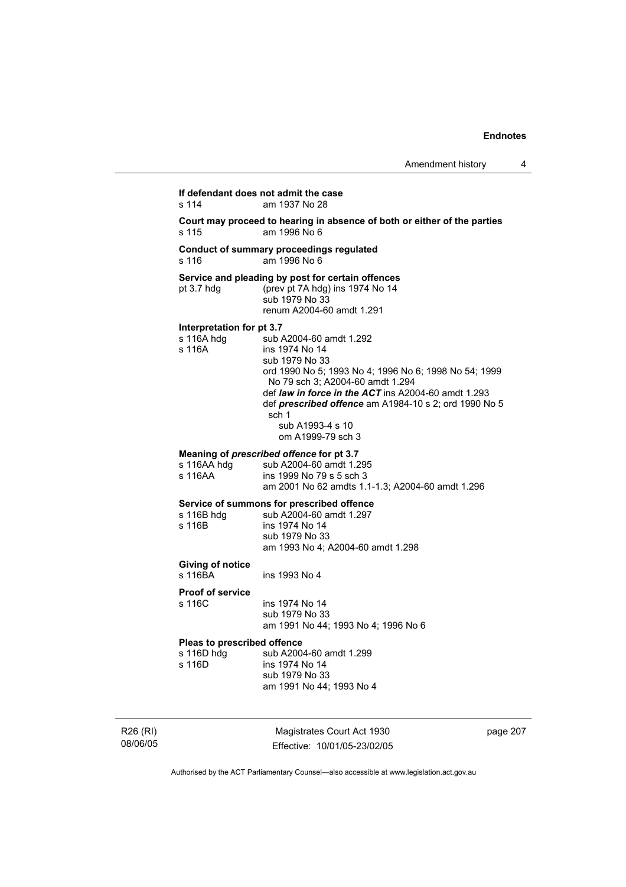**If defendant does not admit the case**
s 114 am 1937 No 28

**Court may proceed to hearing in absence of both or either of the parties**
s 115 am 1996 No 6

**Conduct of summary proceedings regulated**
s 116 am 1996 No 6

**Service and pleading by post for certain offences**
pt 3.7 hdg (prev pt 7A hdg) ins 1974 No 14
sub 1979 No 33
renum A2004-60 amdt 1.291

**Interpretation for pt 3.7**
s 116A hdg sub A2004-60 amdt 1.292
s 116A ins 1974 No 14
sub 1979 No 33
ord 1990 No 5; 1993 No 4; 1996 No 6; 1998 No 54; 1999 No 79 sch 3; A2004-60 amdt 1.294
def ***law in force in the ACT*** ins A2004-60 amdt 1.293
def ***prescribed offence*** am A1984-10 s 2; ord 1990 No 5 sch 1
sub A1993-4 s 10
om A1999-79 sch 3

**Meaning of *prescribed offence* for pt 3.7**
s 116AA hdg sub A2004-60 amdt 1.295
s 116AA ins 1999 No 79 s 5 sch 3
am 2001 No 62 amdts 1.1-1.3; A2004-60 amdt 1.296

**Service of summons for prescribed offence**
s 116B hdg sub A2004-60 amdt 1.297
s 116B ins 1974 No 14
sub 1979 No 33
am 1993 No 4; A2004-60 amdt 1.298

**Giving of notice**
s 116BA ins 1993 No 4

**Proof of service**
s 116C ins 1974 No 14
sub 1979 No 33
am 1991 No 44; 1993 No 4; 1996 No 6

**Pleas to prescribed offence**
s 116D hdg sub A2004-60 amdt 1.299
s 116D ins 1974 No 14
sub 1979 No 33
am 1991 No 44; 1993 No 4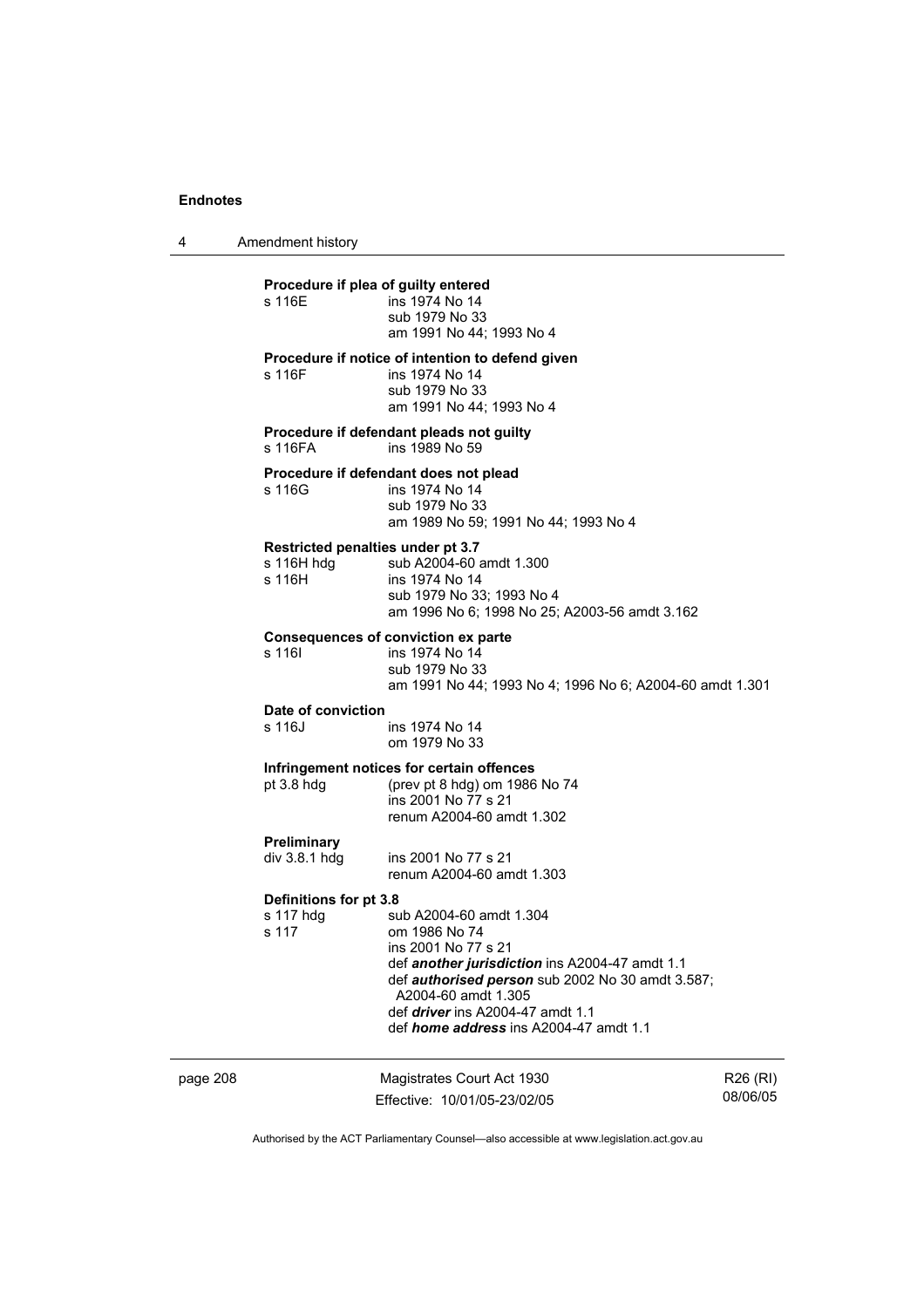**Procedure if plea of guilty entered**

| | |
|---|---|
| s 116E | ins 1974 No 14 |
| | sub 1979 No 33 |
| | am 1991 No 44; 1993 No 4 |

**Procedure if notice of intention to defend given**

| | |
|---|---|
| s 116F | ins 1974 No 14 |
| | sub 1979 No 33 |
| | am 1991 No 44; 1993 No 4 |

**Procedure if defendant pleads not guilty**

| | |
|---|---|
| s 116FA | ins 1989 No 59 |

**Procedure if defendant does not plead**

| | |
|---|---|
| s 116G | ins 1974 No 14 |
| | sub 1979 No 33 |
| | am 1989 No 59; 1991 No 44; 1993 No 4 |

**Restricted penalties under pt 3.7**

| | |
|---|---|
| s 116H hdg | sub A2004-60 amdt 1.300 |
| s 116H | ins 1974 No 14 |
| | sub 1979 No 33; 1993 No 4 |
| | am 1996 No 6; 1998 No 25; A2003-56 amdt 3.162 |

**Consequences of conviction ex parte**

| | |
|---|---|
| s 116I | ins 1974 No 14 |
| | sub 1979 No 33 |
| | am 1991 No 44; 1993 No 4; 1996 No 6; A2004-60 amdt 1.301 |

**Date of conviction**

| | |
|---|---|
| s 116J | ins 1974 No 14 |
| | om 1979 No 33 |

**Infringement notices for certain offences**

| | |
|---|---|
| pt 3.8 hdg | (prev pt 8 hdg) om 1986 No 74 |
| | ins 2001 No 77 s 21 |
| | renum A2004-60 amdt 1.302 |

**Preliminary**

| | |
|---|---|
| div 3.8.1 hdg | ins 2001 No 77 s 21 |
| | renum A2004-60 amdt 1.303 |

**Definitions for pt 3.8**

| | |
|---|---|
| s 117 hdg | sub A2004-60 amdt 1.304 |
| s 117 | om 1986 No 74 |
| | ins 2001 No 77 s 21 |
| | def ***another jurisdiction*** ins A2004-47 amdt 1.1 |
| | def ***authorised person*** sub 2002 No 30 amdt 3.587; A2004-60 amdt 1.305 |
| | def ***driver*** ins A2004-47 amdt 1.1 |
| | def ***home address*** ins A2004-47 amdt 1.1 |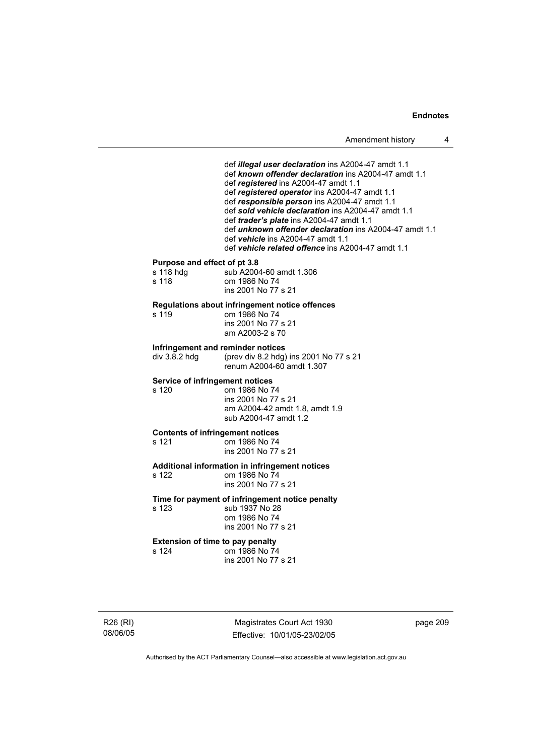def ***illegal user declaration*** ins A2004-47 amdt 1.1
def ***known offender declaration*** ins A2004-47 amdt 1.1
def ***registered*** ins A2004-47 amdt 1.1
def ***registered operator*** ins A2004-47 amdt 1.1
def ***responsible person*** ins A2004-47 amdt 1.1
def ***sold vehicle declaration*** ins A2004-47 amdt 1.1
def ***trader's plate*** ins A2004-47 amdt 1.1
def ***unknown offender declaration*** ins A2004-47 amdt 1.1
def ***vehicle*** ins A2004-47 amdt 1.1
def ***vehicle related offence*** ins A2004-47 amdt 1.1

**Purpose and effect of pt 3.8**

| | |
|---|---|
| s 118 hdg | sub A2004-60 amdt 1.306 |
| s 118 | om 1986 No 74<br>ins 2001 No 77 s 21 |

**Regulations about infringement notice offences**

| | |
|---|---|
| s 119 | om 1986 No 74<br>ins 2001 No 77 s 21<br>am A2003-2 s 70 |

**Infringement and reminder notices**

| | |
|---|---|
| div 3.8.2 hdg | (prev div 8.2 hdg) ins 2001 No 77 s 21<br>renum A2004-60 amdt 1.307 |

**Service of infringement notices**

| | |
|---|---|
| s 120 | om 1986 No 74<br>ins 2001 No 77 s 21<br>am A2004-42 amdt 1.8, amdt 1.9<br>sub A2004-47 amdt 1.2 |

**Contents of infringement notices**

| | |
|---|---|
| s 121 | om 1986 No 74<br>ins 2001 No 77 s 21 |

**Additional information in infringement notices**

| | |
|---|---|
| s 122 | om 1986 No 74<br>ins 2001 No 77 s 21 |

**Time for payment of infringement notice penalty**

| | |
|---|---|
| s 123 | sub 1937 No 28<br>om 1986 No 74<br>ins 2001 No 77 s 21 |

**Extension of time to pay penalty**

| | |
|---|---|
| s 124 | om 1986 No 74<br>ins 2001 No 77 s 21 |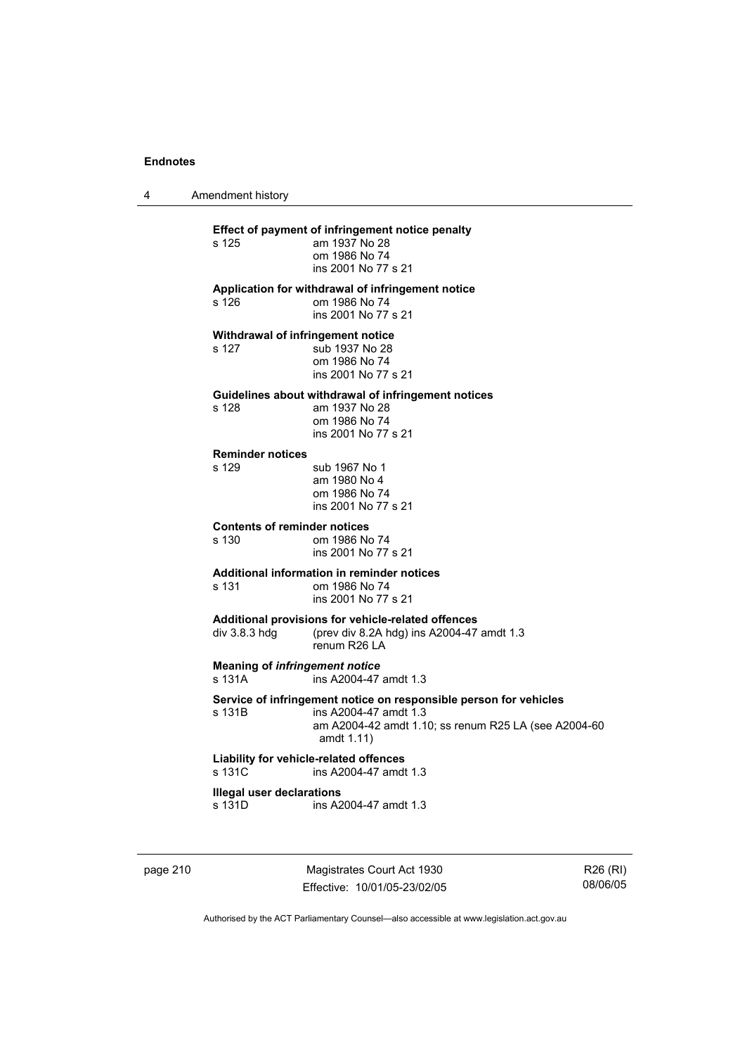**Effect of payment of infringement notice penalty**

s 125 am 1937 No 28
om 1986 No 74
ins 2001 No 77 s 21

**Application for withdrawal of infringement notice**

s 126 om 1986 No 74
ins 2001 No 77 s 21

**Withdrawal of infringement notice**

s 127 sub 1937 No 28
om 1986 No 74
ins 2001 No 77 s 21

**Guidelines about withdrawal of infringement notices**

s 128 am 1937 No 28
om 1986 No 74
ins 2001 No 77 s 21

**Reminder notices**

s 129 sub 1967 No 1
am 1980 No 4
om 1986 No 74
ins 2001 No 77 s 21

**Contents of reminder notices**

s 130 om 1986 No 74
ins 2001 No 77 s 21

**Additional information in reminder notices**

s 131 om 1986 No 74
ins 2001 No 77 s 21

**Additional provisions for vehicle-related offences**

div 3.8.3 hdg (prev div 8.2A hdg) ins A2004-47 amdt 1.3
renum R26 LA

**Meaning of *infringement notice***

s 131A ins A2004-47 amdt 1.3

**Service of infringement notice on responsible person for vehicles**

s 131B ins A2004-47 amdt 1.3
am A2004-42 amdt 1.10; ss renum R25 LA (see A2004-60 amdt 1.11)

**Liability for vehicle-related offences**

s 131C ins A2004-47 amdt 1.3

**Illegal user declarations**

s 131D ins A2004-47 amdt 1.3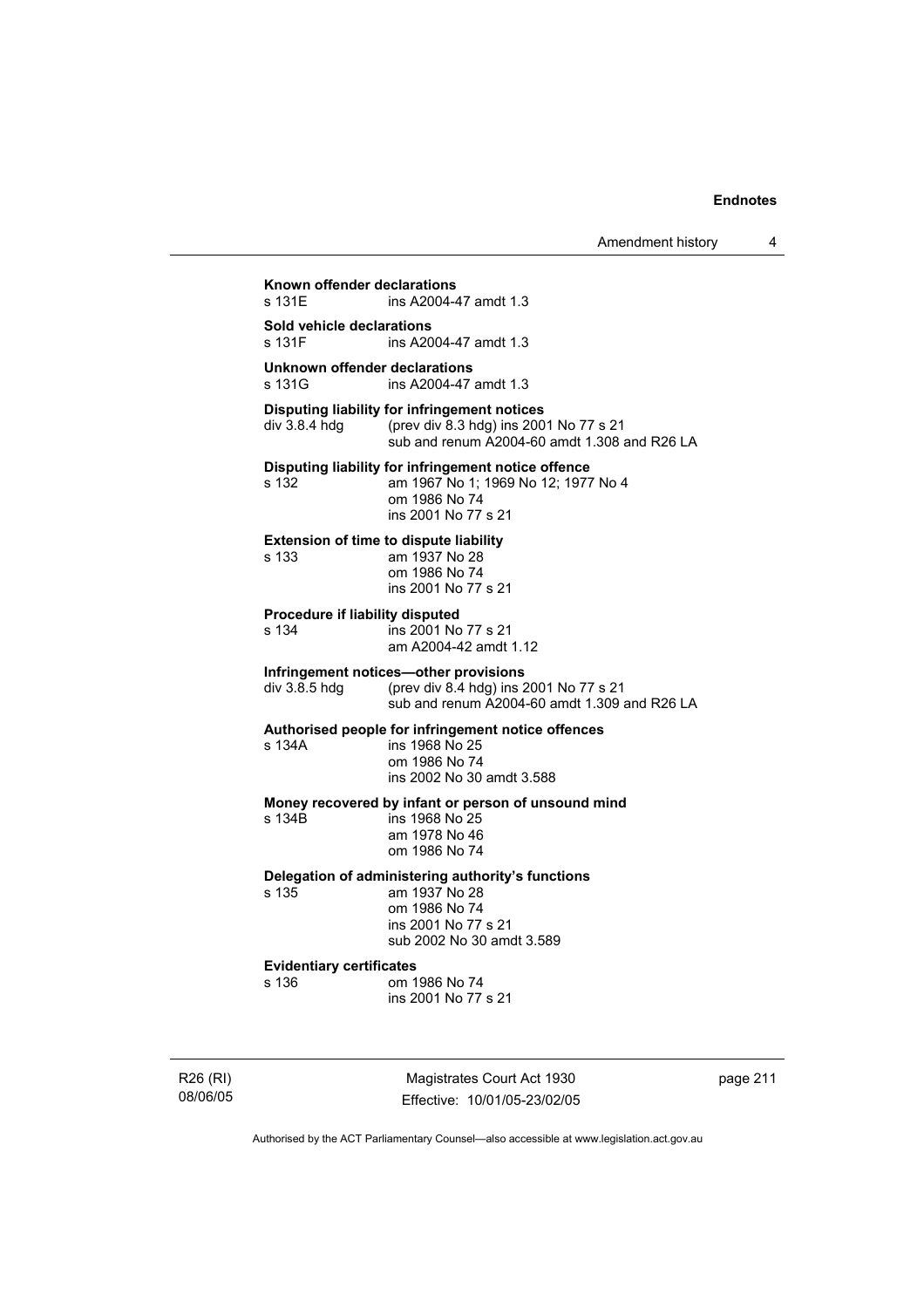**Known offender declarations**
s 131E ins A2004-47 amdt 1.3

**Sold vehicle declarations**
s 131F ins A2004-47 amdt 1.3

**Unknown offender declarations**
s 131G ins A2004-47 amdt 1.3

**Disputing liability for infringement notices**
div 3.8.4 hdg (prev div 8.3 hdg) ins 2001 No 77 s 21
sub and renum A2004-60 amdt 1.308 and R26 LA

**Disputing liability for infringement notice offence**
s 132 am 1967 No 1; 1969 No 12; 1977 No 4
om 1986 No 74
ins 2001 No 77 s 21

**Extension of time to dispute liability**
s 133 am 1937 No 28
om 1986 No 74
ins 2001 No 77 s 21

**Procedure if liability disputed**
s 134 ins 2001 No 77 s 21
am A2004-42 amdt 1.12

**Infringement notices—other provisions**
div 3.8.5 hdg (prev div 8.4 hdg) ins 2001 No 77 s 21
sub and renum A2004-60 amdt 1.309 and R26 LA

**Authorised people for infringement notice offences**
s 134A ins 1968 No 25
om 1986 No 74
ins 2002 No 30 amdt 3.588

**Money recovered by infant or person of unsound mind**
s 134B ins 1968 No 25
am 1978 No 46
om 1986 No 74

**Delegation of administering authority's functions**
s 135 am 1937 No 28
om 1986 No 74
ins 2001 No 77 s 21
sub 2002 No 30 amdt 3.589

**Evidentiary certificates**
s 136 om 1986 No 74
ins 2001 No 77 s 21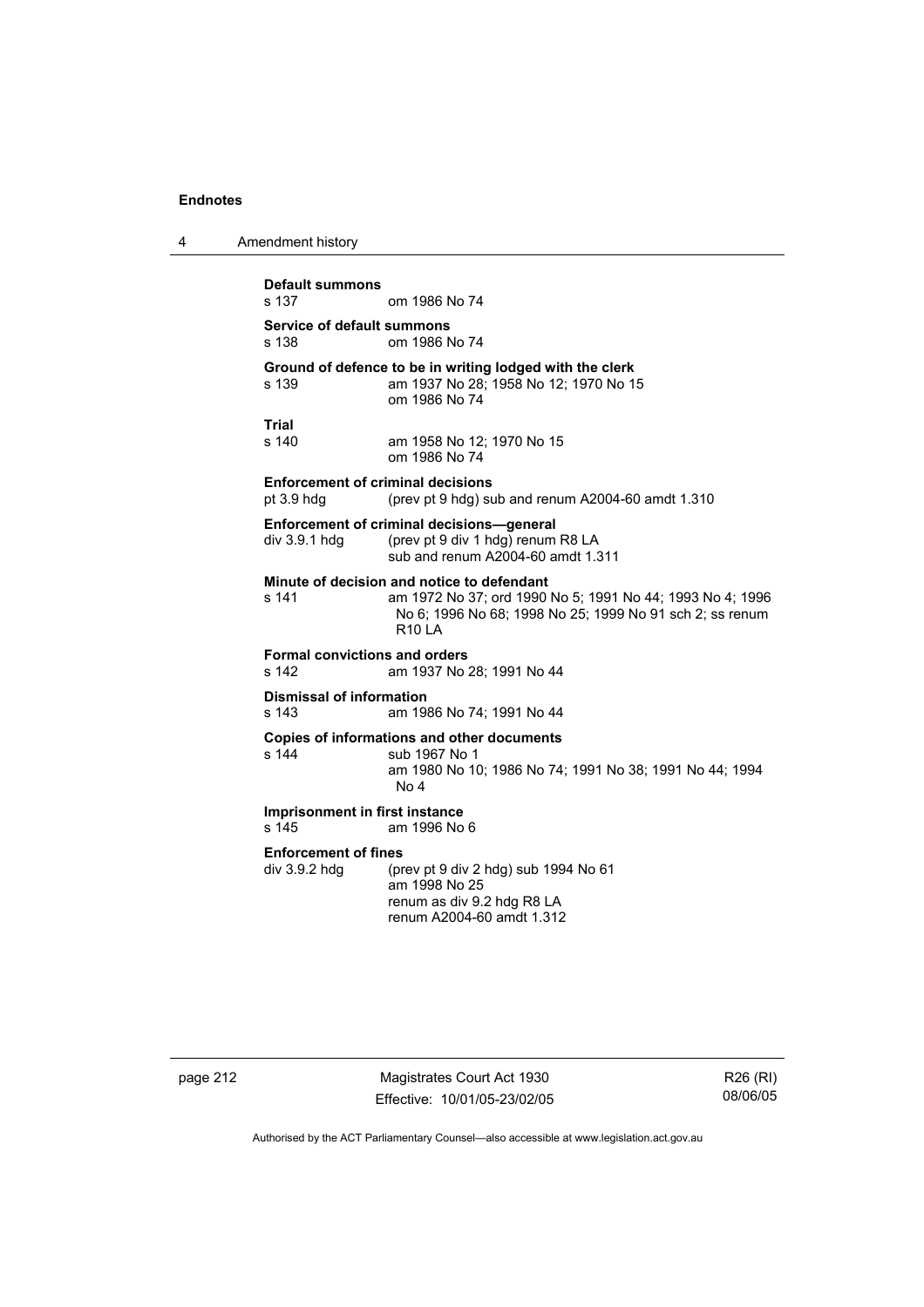**Default summons**

s 137 om 1986 No 74

**Service of default summons**

s 138 om 1986 No 74

**Ground of defence to be in writing lodged with the clerk**

s 139 am 1937 No 28; 1958 No 12; 1970 No 15
om 1986 No 74

**Trial**

s 140 am 1958 No 12; 1970 No 15
om 1986 No 74

**Enforcement of criminal decisions**

pt 3.9 hdg (prev pt 9 hdg) sub and renum A2004-60 amdt 1.310

**Enforcement of criminal decisions—general**

div 3.9.1 hdg (prev pt 9 div 1 hdg) renum R8 LA
sub and renum A2004-60 amdt 1.311

**Minute of decision and notice to defendant**

s 141 am 1972 No 37; ord 1990 No 5; 1991 No 44; 1993 No 4; 1996 No 6; 1996 No 68; 1998 No 25; 1999 No 91 sch 2; ss renum R10 LA

**Formal convictions and orders**

s 142 am 1937 No 28; 1991 No 44

**Dismissal of information**

s 143 am 1986 No 74; 1991 No 44

**Copies of informations and other documents**

s 144 sub 1967 No 1
am 1980 No 10; 1986 No 74; 1991 No 38; 1991 No 44; 1994 No 4

**Imprisonment in first instance**

s 145 am 1996 No 6

**Enforcement of fines**

div 3.9.2 hdg (prev pt 9 div 2 hdg) sub 1994 No 61
am 1998 No 25
renum as div 9.2 hdg R8 LA
renum A2004-60 amdt 1.312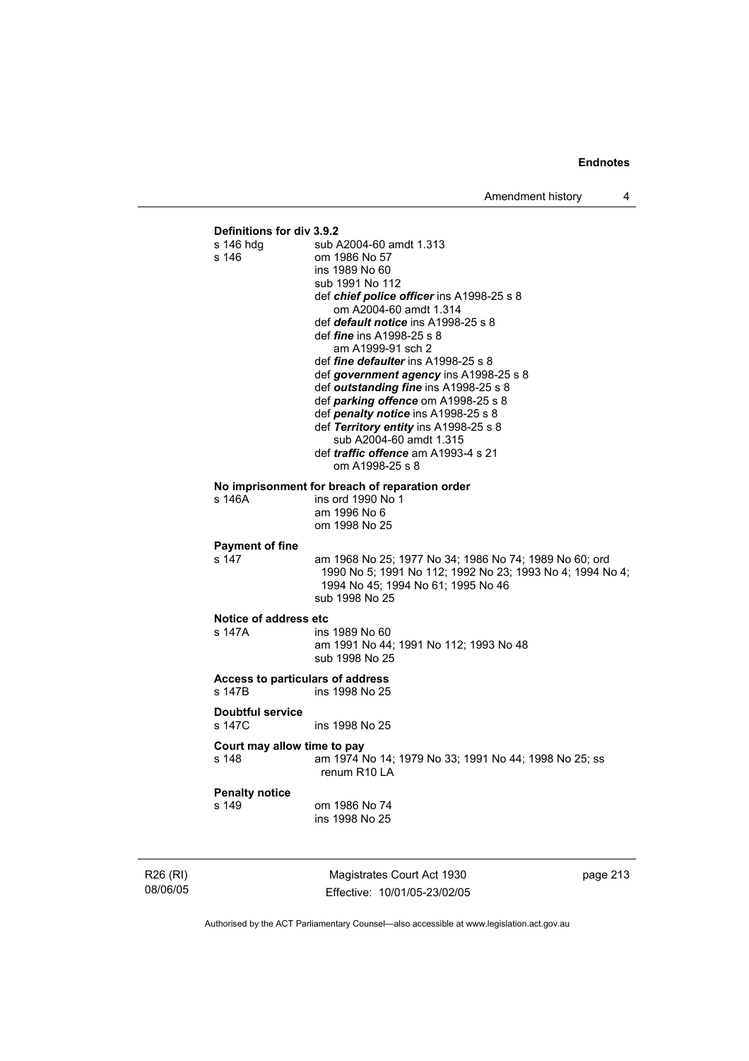**Definitions for div 3.9.2**

s 146 hdg — sub A2004-60 amdt 1.313

s 146 — om 1986 No 57
ins 1989 No 60
sub 1991 No 112
def ***chief police officer*** ins A1998-25 s 8
om A2004-60 amdt 1.314
def ***default notice*** ins A1998-25 s 8
def ***fine*** ins A1998-25 s 8
am A1999-91 sch 2
def ***fine defaulter*** ins A1998-25 s 8
def ***government agency*** ins A1998-25 s 8
def ***outstanding fine*** ins A1998-25 s 8
def ***parking offence*** om A1998-25 s 8
def ***penalty notice*** ins A1998-25 s 8
def ***Territory entity*** ins A1998-25 s 8
sub A2004-60 amdt 1.315
def ***traffic offence*** am A1993-4 s 21
om A1998-25 s 8

**No imprisonment for breach of reparation order**

s 146A — ins ord 1990 No 1
am 1996 No 6
om 1998 No 25

**Payment of fine**

s 147 — am 1968 No 25; 1977 No 34; 1986 No 74; 1989 No 60; ord 1990 No 5; 1991 No 112; 1992 No 23; 1993 No 4; 1994 No 4; 1994 No 45; 1994 No 61; 1995 No 46
sub 1998 No 25

**Notice of address etc**

s 147A — ins 1989 No 60
am 1991 No 44; 1991 No 112; 1993 No 48
sub 1998 No 25

**Access to particulars of address**

s 147B — ins 1998 No 25

**Doubtful service**

s 147C — ins 1998 No 25

**Court may allow time to pay**

s 148 — am 1974 No 14; 1979 No 33; 1991 No 44; 1998 No 25; ss renum R10 LA

**Penalty notice**

s 149 — om 1986 No 74
ins 1998 No 25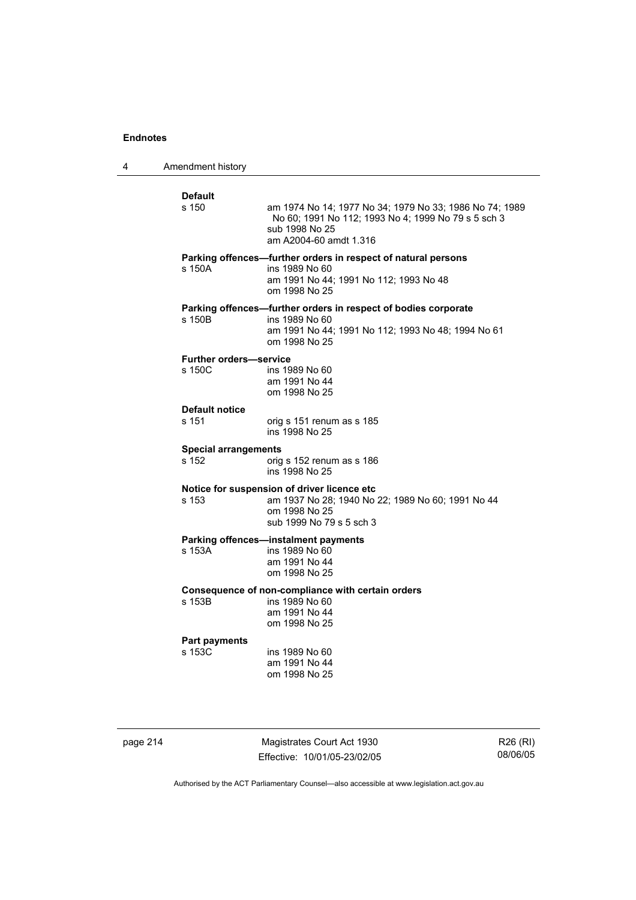**Default**

s 150 — am 1974 No 14; 1977 No 34; 1979 No 33; 1986 No 74; 1989 No 60; 1991 No 112; 1993 No 4; 1999 No 79 s 5 sch 3
sub 1998 No 25
am A2004-60 amdt 1.316

**Parking offences—further orders in respect of natural persons**

s 150A — ins 1989 No 60
am 1991 No 44; 1991 No 112; 1993 No 48
om 1998 No 25

**Parking offences—further orders in respect of bodies corporate**

s 150B — ins 1989 No 60
am 1991 No 44; 1991 No 112; 1993 No 48; 1994 No 61
om 1998 No 25

**Further orders—service**

s 150C — ins 1989 No 60
am 1991 No 44
om 1998 No 25

**Default notice**

s 151 — orig s 151 renum as s 185
ins 1998 No 25

**Special arrangements**

s 152 — orig s 152 renum as s 186
ins 1998 No 25

**Notice for suspension of driver licence etc**

s 153 — am 1937 No 28; 1940 No 22; 1989 No 60; 1991 No 44
om 1998 No 25
sub 1999 No 79 s 5 sch 3

**Parking offences—instalment payments**

s 153A — ins 1989 No 60
am 1991 No 44
om 1998 No 25

**Consequence of non-compliance with certain orders**

s 153B — ins 1989 No 60
am 1991 No 44
om 1998 No 25

**Part payments**

s 153C — ins 1989 No 60
am 1991 No 44
om 1998 No 25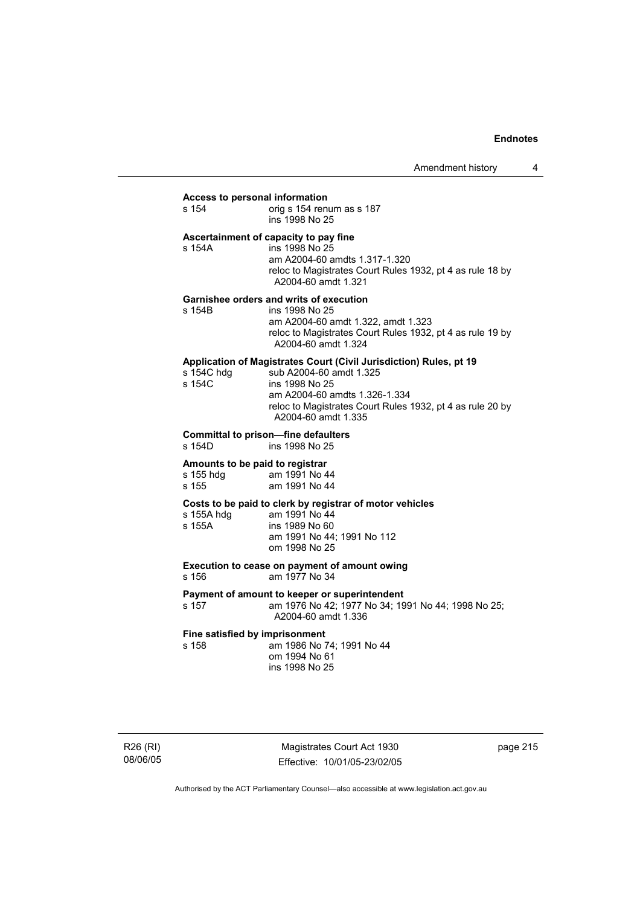**Access to personal information**

| | |
|---|---|
| s 154 | orig s 154 renum as s 187<br>ins 1998 No 25 |

**Ascertainment of capacity to pay fine**

| | |
|---|---|
| s 154A | ins 1998 No 25<br>am A2004-60 amdts 1.317-1.320<br>reloc to Magistrates Court Rules 1932, pt 4 as rule 18 by A2004-60 amdt 1.321 |

**Garnishee orders and writs of execution**

| | |
|---|---|
| s 154B | ins 1998 No 25<br>am A2004-60 amdt 1.322, amdt 1.323<br>reloc to Magistrates Court Rules 1932, pt 4 as rule 19 by A2004-60 amdt 1.324 |

**Application of Magistrates Court (Civil Jurisdiction) Rules, pt 19**

| | |
|---|---|
| s 154C hdg | sub A2004-60 amdt 1.325 |
| s 154C | ins 1998 No 25<br>am A2004-60 amdts 1.326-1.334<br>reloc to Magistrates Court Rules 1932, pt 4 as rule 20 by A2004-60 amdt 1.335 |

**Committal to prison—fine defaulters**

| | |
|---|---|
| s 154D | ins 1998 No 25 |

**Amounts to be paid to registrar**

| | |
|---|---|
| s 155 hdg | am 1991 No 44 |
| s 155 | am 1991 No 44 |

**Costs to be paid to clerk by registrar of motor vehicles**

| | |
|---|---|
| s 155A hdg | am 1991 No 44 |
| s 155A | ins 1989 No 60<br>am 1991 No 44; 1991 No 112<br>om 1998 No 25 |

**Execution to cease on payment of amount owing**

| | |
|---|---|
| s 156 | am 1977 No 34 |

**Payment of amount to keeper or superintendent**

| | |
|---|---|
| s 157 | am 1976 No 42; 1977 No 34; 1991 No 44; 1998 No 25; A2004-60 amdt 1.336 |

**Fine satisfied by imprisonment**

| | |
|---|---|
| s 158 | am 1986 No 74; 1991 No 44<br>om 1994 No 61<br>ins 1998 No 25 |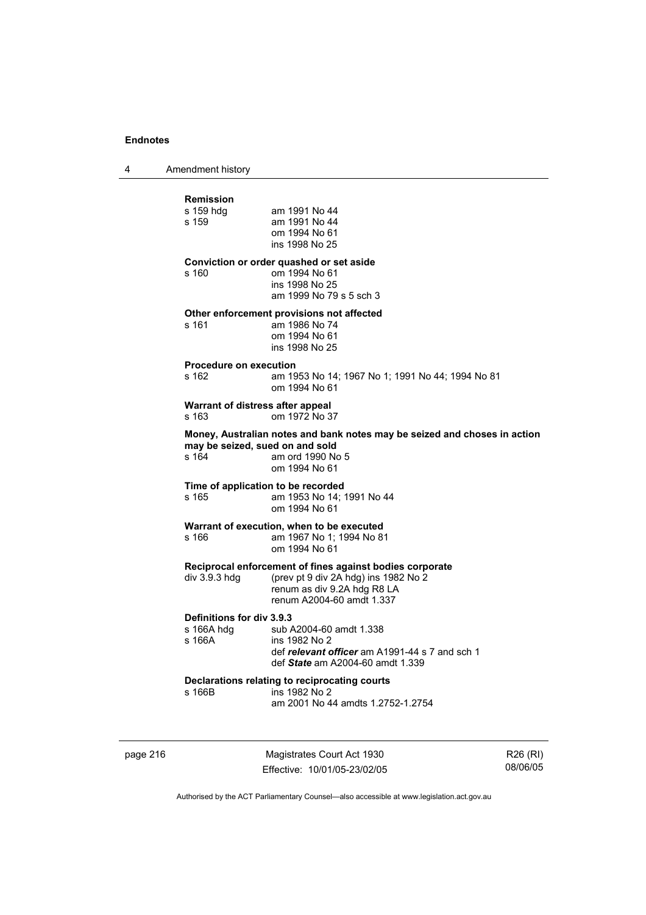**Remission**

| | |
|---|---|
| s 159 hdg | am 1991 No 44 |
| s 159 | am 1991 No 44<br>om 1994 No 61<br>ins 1998 No 25 |

**Conviction or order quashed or set aside**

| | |
|---|---|
| s 160 | om 1994 No 61<br>ins 1998 No 25<br>am 1999 No 79 s 5 sch 3 |

**Other enforcement provisions not affected**

| | |
|---|---|
| s 161 | am 1986 No 74<br>om 1994 No 61<br>ins 1998 No 25 |

**Procedure on execution**

| | |
|---|---|
| s 162 | am 1953 No 14; 1967 No 1; 1991 No 44; 1994 No 81<br>om 1994 No 61 |

**Warrant of distress after appeal**

| | |
|---|---|
| s 163 | om 1972 No 37 |

**Money, Australian notes and bank notes may be seized and choses in action may be seized, sued on and sold**

| | |
|---|---|
| s 164 | am ord 1990 No 5<br>om 1994 No 61 |

**Time of application to be recorded**

| | |
|---|---|
| s 165 | am 1953 No 14; 1991 No 44<br>om 1994 No 61 |

**Warrant of execution, when to be executed**

| | |
|---|---|
| s 166 | am 1967 No 1; 1994 No 81<br>om 1994 No 61 |

**Reciprocal enforcement of fines against bodies corporate**

| | |
|---|---|
| div 3.9.3 hdg | (prev pt 9 div 2A hdg) ins 1982 No 2<br>renum as div 9.2A hdg R8 LA<br>renum A2004-60 amdt 1.337 |

**Definitions for div 3.9.3**

| | |
|---|---|
| s 166A hdg | sub A2004-60 amdt 1.338 |
| s 166A | ins 1982 No 2<br>def ***relevant officer*** am A1991-44 s 7 and sch 1<br>def ***State*** am A2004-60 amdt 1.339 |

**Declarations relating to reciprocating courts**

| | |
|---|---|
| s 166B | ins 1982 No 2<br>am 2001 No 44 amdts 1.2752-1.2754 |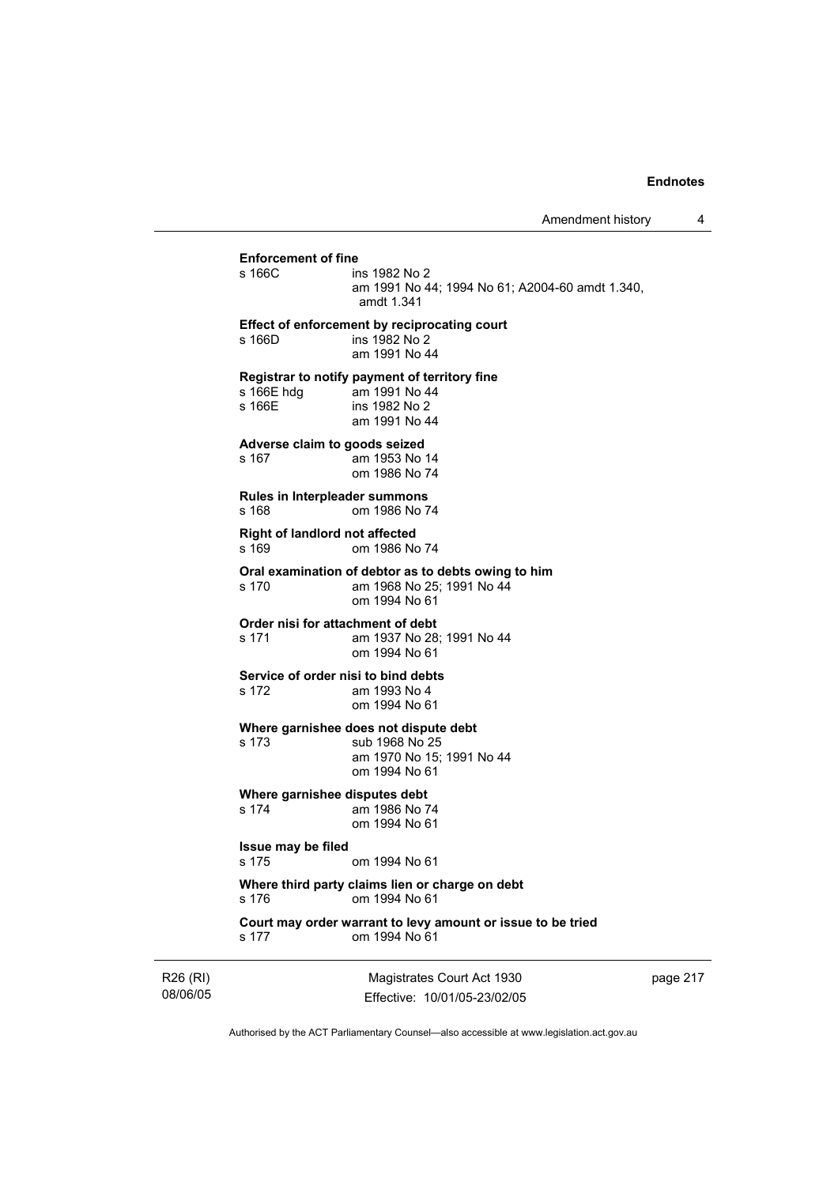**Enforcement of fine**

s 166C ins 1982 No 2
am 1991 No 44; 1994 No 61; A2004-60 amdt 1.340, amdt 1.341

**Effect of enforcement by reciprocating court**

s 166D ins 1982 No 2
am 1991 No 44

**Registrar to notify payment of territory fine**

s 166E hdg am 1991 No 44
s 166E ins 1982 No 2
am 1991 No 44

**Adverse claim to goods seized**

s 167 am 1953 No 14
om 1986 No 74

**Rules in Interpleader summons**

s 168 om 1986 No 74

**Right of landlord not affected**

s 169 om 1986 No 74

**Oral examination of debtor as to debts owing to him**

s 170 am 1968 No 25; 1991 No 44
om 1994 No 61

**Order nisi for attachment of debt**

s 171 am 1937 No 28; 1991 No 44
om 1994 No 61

**Service of order nisi to bind debts**

s 172 am 1993 No 4
om 1994 No 61

**Where garnishee does not dispute debt**

s 173 sub 1968 No 25
am 1970 No 15; 1991 No 44
om 1994 No 61

**Where garnishee disputes debt**

s 174 am 1986 No 74
om 1994 No 61

**Issue may be filed**

s 175 om 1994 No 61

**Where third party claims lien or charge on debt**

s 176 om 1994 No 61

**Court may order warrant to levy amount or issue to be tried**

s 177 om 1994 No 61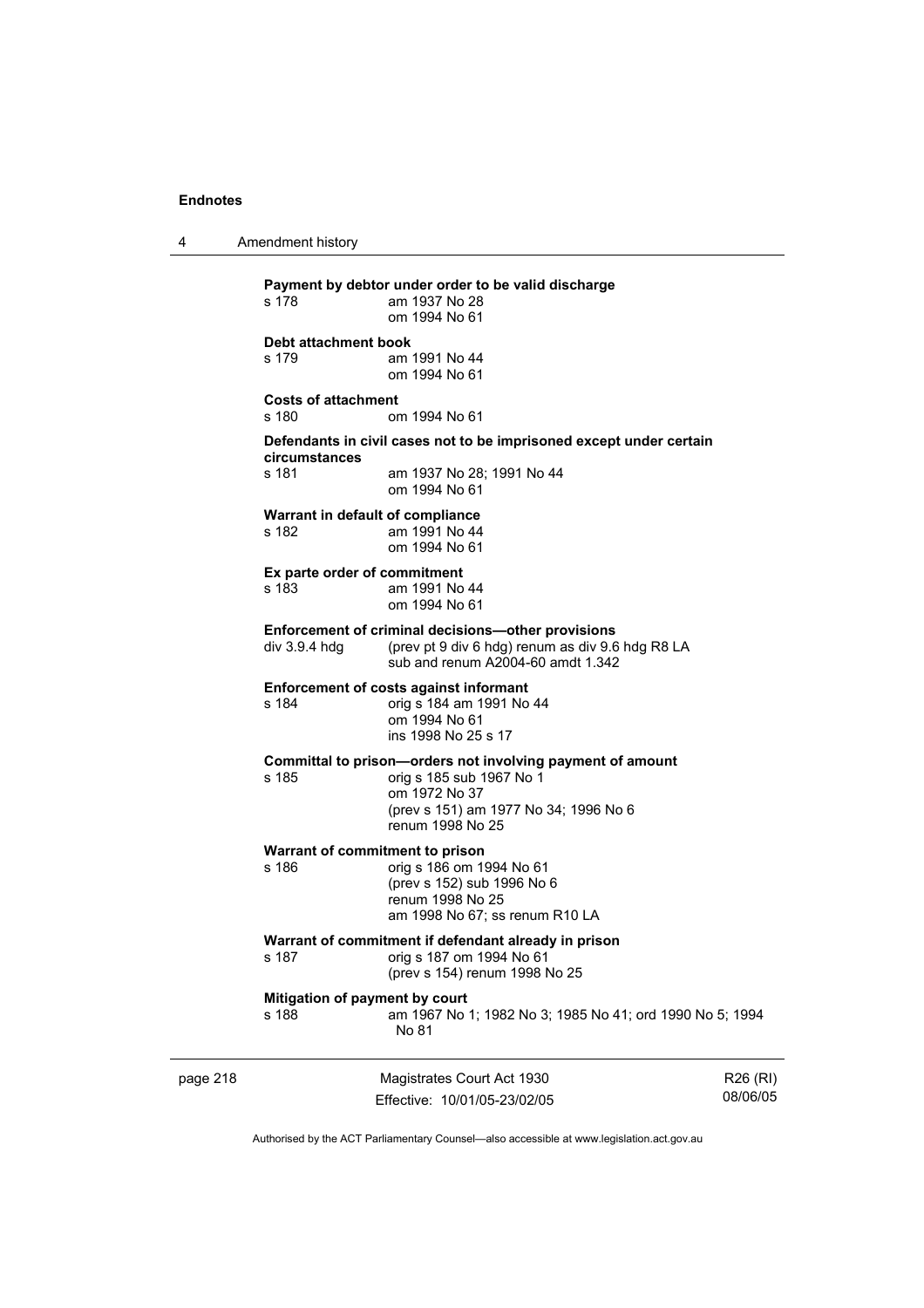**Payment by debtor under order to be valid discharge**

s 178 am 1937 No 28
om 1994 No 61

**Debt attachment book**

s 179 am 1991 No 44
om 1994 No 61

**Costs of attachment**

s 180 om 1994 No 61

**Defendants in civil cases not to be imprisoned except under certain circumstances**

s 181 am 1937 No 28; 1991 No 44
om 1994 No 61

**Warrant in default of compliance**

s 182 am 1991 No 44
om 1994 No 61

**Ex parte order of commitment**

s 183 am 1991 No 44
om 1994 No 61

**Enforcement of criminal decisions—other provisions**

div 3.9.4 hdg (prev pt 9 div 6 hdg) renum as div 9.6 hdg R8 LA
sub and renum A2004-60 amdt 1.342

**Enforcement of costs against informant**

s 184 orig s 184 am 1991 No 44
om 1994 No 61
ins 1998 No 25 s 17

**Committal to prison—orders not involving payment of amount**

s 185 orig s 185 sub 1967 No 1
om 1972 No 37
(prev s 151) am 1977 No 34; 1996 No 6
renum 1998 No 25

**Warrant of commitment to prison**

s 186 orig s 186 om 1994 No 61
(prev s 152) sub 1996 No 6
renum 1998 No 25
am 1998 No 67; ss renum R10 LA

**Warrant of commitment if defendant already in prison**

s 187 orig s 187 om 1994 No 61
(prev s 154) renum 1998 No 25

**Mitigation of payment by court**

s 188 am 1967 No 1; 1982 No 3; 1985 No 41; ord 1990 No 5; 1994 No 81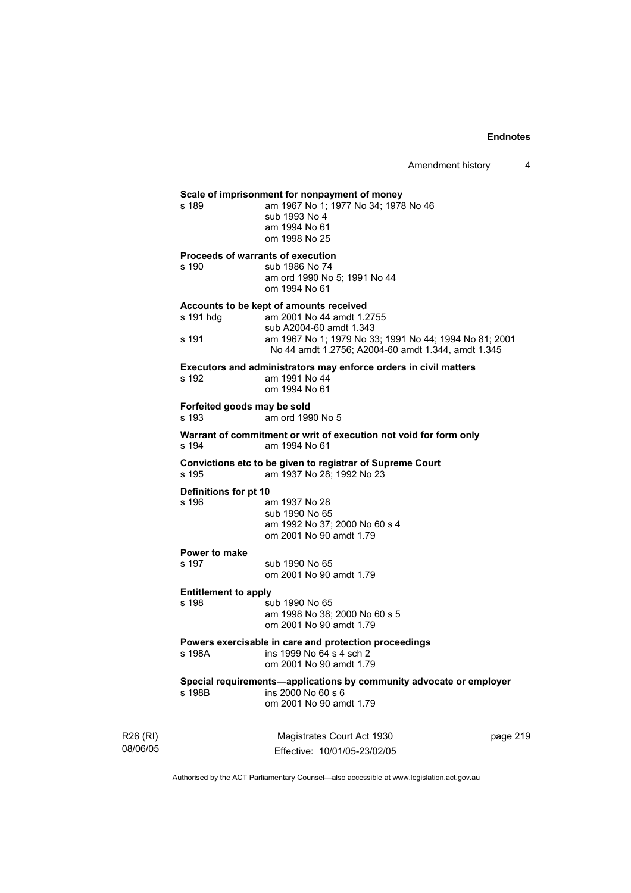**Scale of imprisonment for nonpayment of money**

s 189 am 1967 No 1; 1977 No 34; 1978 No 46
sub 1993 No 4
am 1994 No 61
om 1998 No 25

**Proceeds of warrants of execution**

s 190 sub 1986 No 74
am ord 1990 No 5; 1991 No 44
om 1994 No 61

**Accounts to be kept of amounts received**

s 191 hdg am 2001 No 44 amdt 1.2755
sub A2004-60 amdt 1.343

s 191 am 1967 No 1; 1979 No 33; 1991 No 44; 1994 No 81; 2001 No 44 amdt 1.2756; A2004-60 amdt 1.344, amdt 1.345

**Executors and administrators may enforce orders in civil matters**

s 192 am 1991 No 44
om 1994 No 61

**Forfeited goods may be sold**

s 193 am ord 1990 No 5

**Warrant of commitment or writ of execution not void for form only**

s 194 am 1994 No 61

**Convictions etc to be given to registrar of Supreme Court**

s 195 am 1937 No 28; 1992 No 23

**Definitions for pt 10**

s 196 am 1937 No 28
sub 1990 No 65
am 1992 No 37; 2000 No 60 s 4
om 2001 No 90 amdt 1.79

**Power to make**

s 197 sub 1990 No 65
om 2001 No 90 amdt 1.79

**Entitlement to apply**

s 198 sub 1990 No 65
am 1998 No 38; 2000 No 60 s 5
om 2001 No 90 amdt 1.79

**Powers exercisable in care and protection proceedings**

s 198A ins 1999 No 64 s 4 sch 2
om 2001 No 90 amdt 1.79

**Special requirements—applications by community advocate or employer**

s 198B ins 2000 No 60 s 6
om 2001 No 90 amdt 1.79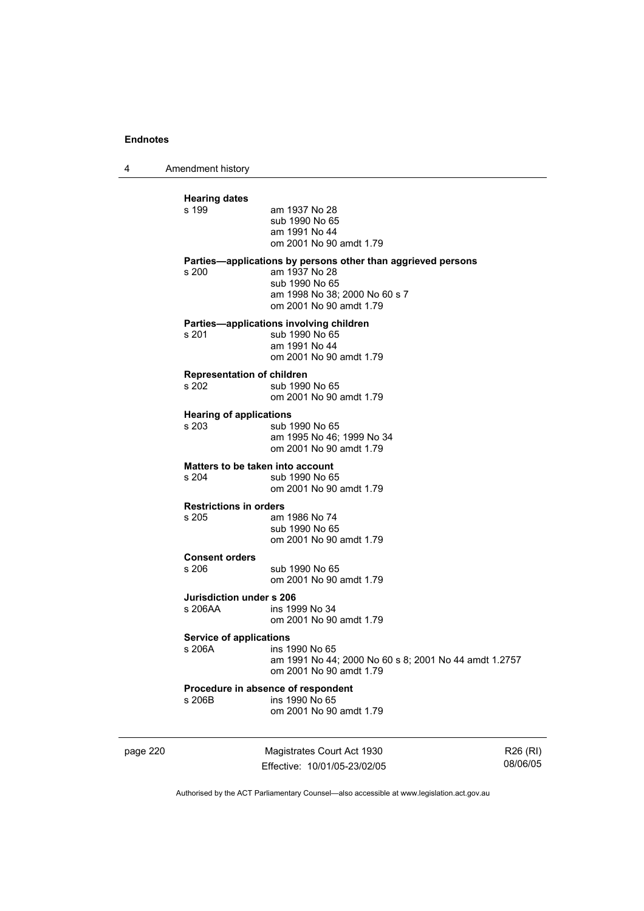**Hearing dates**

s 199 am 1937 No 28
sub 1990 No 65
am 1991 No 44
om 2001 No 90 amdt 1.79

**Parties—applications by persons other than aggrieved persons**

s 200 am 1937 No 28
sub 1990 No 65
am 1998 No 38; 2000 No 60 s 7
om 2001 No 90 amdt 1.79

**Parties—applications involving children**

s 201 sub 1990 No 65
am 1991 No 44
om 2001 No 90 amdt 1.79

**Representation of children**

s 202 sub 1990 No 65
om 2001 No 90 amdt 1.79

**Hearing of applications**

s 203 sub 1990 No 65
am 1995 No 46; 1999 No 34
om 2001 No 90 amdt 1.79

**Matters to be taken into account**

s 204 sub 1990 No 65
om 2001 No 90 amdt 1.79

**Restrictions in orders**

s 205 am 1986 No 74
sub 1990 No 65
om 2001 No 90 amdt 1.79

**Consent orders**

s 206 sub 1990 No 65
om 2001 No 90 amdt 1.79

**Jurisdiction under s 206**

s 206AA ins 1999 No 34
om 2001 No 90 amdt 1.79

**Service of applications**

s 206A ins 1990 No 65
am 1991 No 44; 2000 No 60 s 8; 2001 No 44 amdt 1.2757
om 2001 No 90 amdt 1.79

**Procedure in absence of respondent**

s 206B ins 1990 No 65
om 2001 No 90 amdt 1.79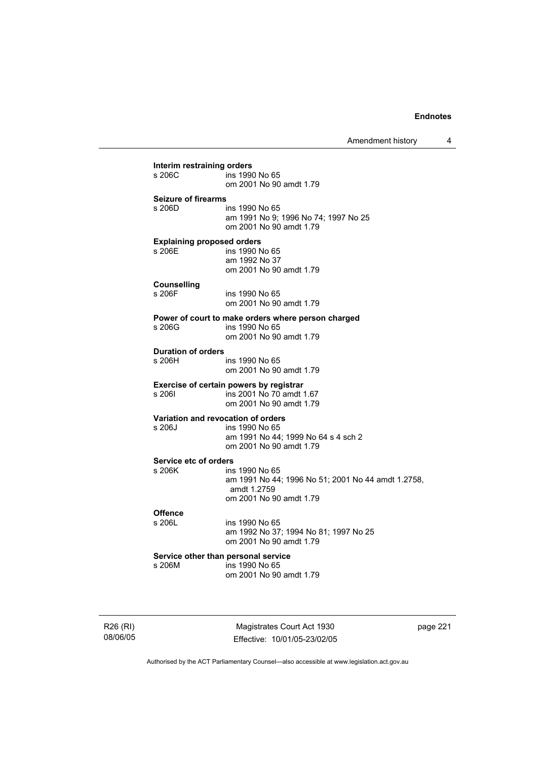**Interim restraining orders**
s 206C ins 1990 No 65
om 2001 No 90 amdt 1.79

**Seizure of firearms**
s 206D ins 1990 No 65
am 1991 No 9; 1996 No 74; 1997 No 25
om 2001 No 90 amdt 1.79

**Explaining proposed orders**
s 206E ins 1990 No 65
am 1992 No 37
om 2001 No 90 amdt 1.79

**Counselling**
s 206F ins 1990 No 65
om 2001 No 90 amdt 1.79

**Power of court to make orders where person charged**
s 206G ins 1990 No 65
om 2001 No 90 amdt 1.79

**Duration of orders**
s 206H ins 1990 No 65
om 2001 No 90 amdt 1.79

**Exercise of certain powers by registrar**
s 206I ins 2001 No 70 amdt 1.67
om 2001 No 90 amdt 1.79

**Variation and revocation of orders**
s 206J ins 1990 No 65
am 1991 No 44; 1999 No 64 s 4 sch 2
om 2001 No 90 amdt 1.79

**Service etc of orders**
s 206K ins 1990 No 65
am 1991 No 44; 1996 No 51; 2001 No 44 amdt 1.2758, amdt 1.2759
om 2001 No 90 amdt 1.79

**Offence**
s 206L ins 1990 No 65
am 1992 No 37; 1994 No 81; 1997 No 25
om 2001 No 90 amdt 1.79

**Service other than personal service**
s 206M ins 1990 No 65
om 2001 No 90 amdt 1.79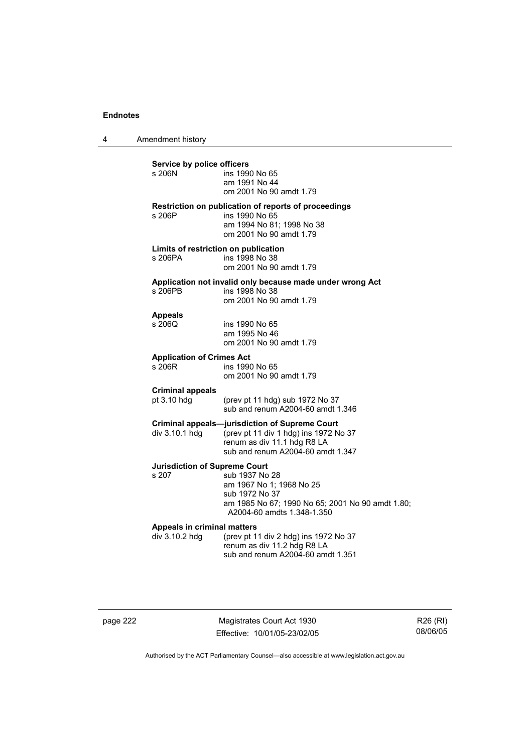**Service by police officers**

| | |
|---|---|
| s 206N | ins 1990 No 65<br>am 1991 No 44<br>om 2001 No 90 amdt 1.79 |

**Restriction on publication of reports of proceedings**

| | |
|---|---|
| s 206P | ins 1990 No 65<br>am 1994 No 81; 1998 No 38<br>om 2001 No 90 amdt 1.79 |

**Limits of restriction on publication**

| | |
|---|---|
| s 206PA | ins 1998 No 38<br>om 2001 No 90 amdt 1.79 |

**Application not invalid only because made under wrong Act**

| | |
|---|---|
| s 206PB | ins 1998 No 38<br>om 2001 No 90 amdt 1.79 |

**Appeals**

| | |
|---|---|
| s 206Q | ins 1990 No 65<br>am 1995 No 46<br>om 2001 No 90 amdt 1.79 |

**Application of Crimes Act**

| | |
|---|---|
| s 206R | ins 1990 No 65<br>om 2001 No 90 amdt 1.79 |

**Criminal appeals**

| | |
|---|---|
| pt 3.10 hdg | (prev pt 11 hdg) sub 1972 No 37<br>sub and renum A2004-60 amdt 1.346 |

**Criminal appeals—jurisdiction of Supreme Court**

| | |
|---|---|
| div 3.10.1 hdg | (prev pt 11 div 1 hdg) ins 1972 No 37<br>renum as div 11.1 hdg R8 LA<br>sub and renum A2004-60 amdt 1.347 |

**Jurisdiction of Supreme Court**

| | |
|---|---|
| s 207 | sub 1937 No 28<br>am 1967 No 1; 1968 No 25<br>sub 1972 No 37<br>am 1985 No 67; 1990 No 65; 2001 No 90 amdt 1.80; A2004-60 amdts 1.348-1.350 |

**Appeals in criminal matters**

| | |
|---|---|
| div 3.10.2 hdg | (prev pt 11 div 2 hdg) ins 1972 No 37<br>renum as div 11.2 hdg R8 LA<br>sub and renum A2004-60 amdt 1.351 |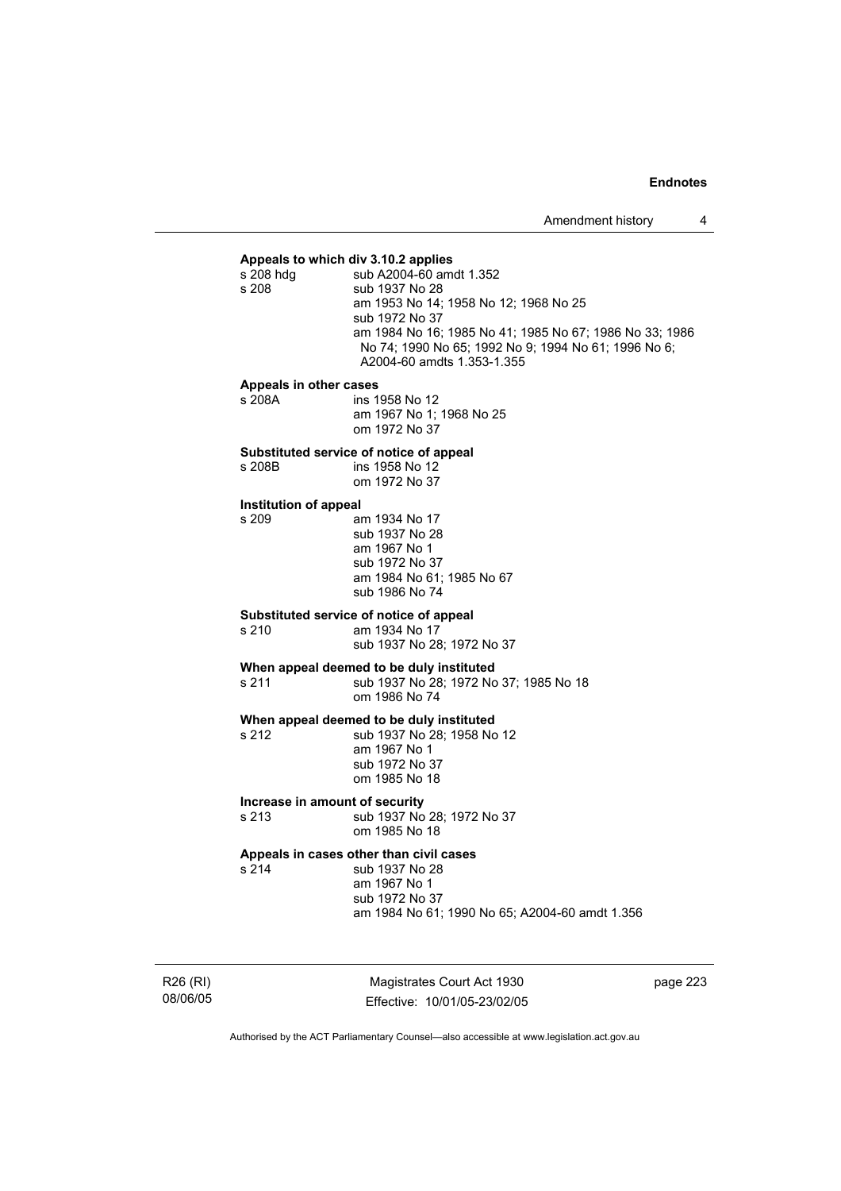**Appeals to which div 3.10.2 applies**

s 208 hdg sub A2004-60 amdt 1.352

s 208 sub 1937 No 28
am 1953 No 14; 1958 No 12; 1968 No 25
sub 1972 No 37
am 1984 No 16; 1985 No 41; 1985 No 67; 1986 No 33; 1986 No 74; 1990 No 65; 1992 No 9; 1994 No 61; 1996 No 6; A2004-60 amdts 1.353-1.355

**Appeals in other cases**

s 208A ins 1958 No 12
am 1967 No 1; 1968 No 25
om 1972 No 37

**Substituted service of notice of appeal**

s 208B ins 1958 No 12
om 1972 No 37

**Institution of appeal**

s 209 am 1934 No 17
sub 1937 No 28
am 1967 No 1
sub 1972 No 37
am 1984 No 61; 1985 No 67
sub 1986 No 74

**Substituted service of notice of appeal**

s 210 am 1934 No 17
sub 1937 No 28; 1972 No 37

**When appeal deemed to be duly instituted**

s 211 sub 1937 No 28; 1972 No 37; 1985 No 18
om 1986 No 74

**When appeal deemed to be duly instituted**

s 212 sub 1937 No 28; 1958 No 12
am 1967 No 1
sub 1972 No 37
om 1985 No 18

**Increase in amount of security**

s 213 sub 1937 No 28; 1972 No 37
om 1985 No 18

**Appeals in cases other than civil cases**

s 214 sub 1937 No 28
am 1967 No 1
sub 1972 No 37
am 1984 No 61; 1990 No 65; A2004-60 amdt 1.356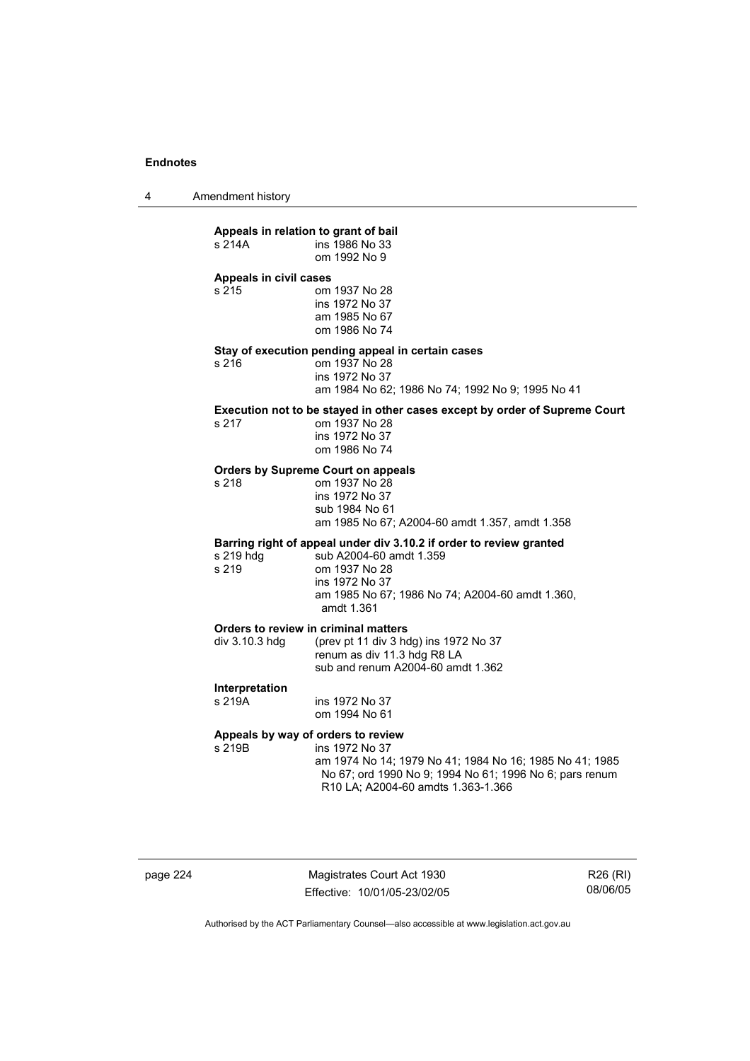**Appeals in relation to grant of bail**

s 214A ins 1986 No 33
om 1992 No 9

**Appeals in civil cases**

s 215 om 1937 No 28
ins 1972 No 37
am 1985 No 67
om 1986 No 74

**Stay of execution pending appeal in certain cases**

s 216 om 1937 No 28
ins 1972 No 37
am 1984 No 62; 1986 No 74; 1992 No 9; 1995 No 41

**Execution not to be stayed in other cases except by order of Supreme Court**

s 217 om 1937 No 28
ins 1972 No 37
om 1986 No 74

**Orders by Supreme Court on appeals**

s 218 om 1937 No 28
ins 1972 No 37
sub 1984 No 61
am 1985 No 67; A2004-60 amdt 1.357, amdt 1.358

**Barring right of appeal under div 3.10.2 if order to review granted**

s 219 hdg sub A2004-60 amdt 1.359
s 219 om 1937 No 28
ins 1972 No 37
am 1985 No 67; 1986 No 74; A2004-60 amdt 1.360, amdt 1.361

**Orders to review in criminal matters**

div 3.10.3 hdg (prev pt 11 div 3 hdg) ins 1972 No 37
renum as div 11.3 hdg R8 LA
sub and renum A2004-60 amdt 1.362

**Interpretation**

s 219A ins 1972 No 37
om 1994 No 61

**Appeals by way of orders to review**

s 219B ins 1972 No 37
am 1974 No 14; 1979 No 41; 1984 No 16; 1985 No 41; 1985 No 67; ord 1990 No 9; 1994 No 61; 1996 No 6; pars renum R10 LA; A2004-60 amdts 1.363-1.366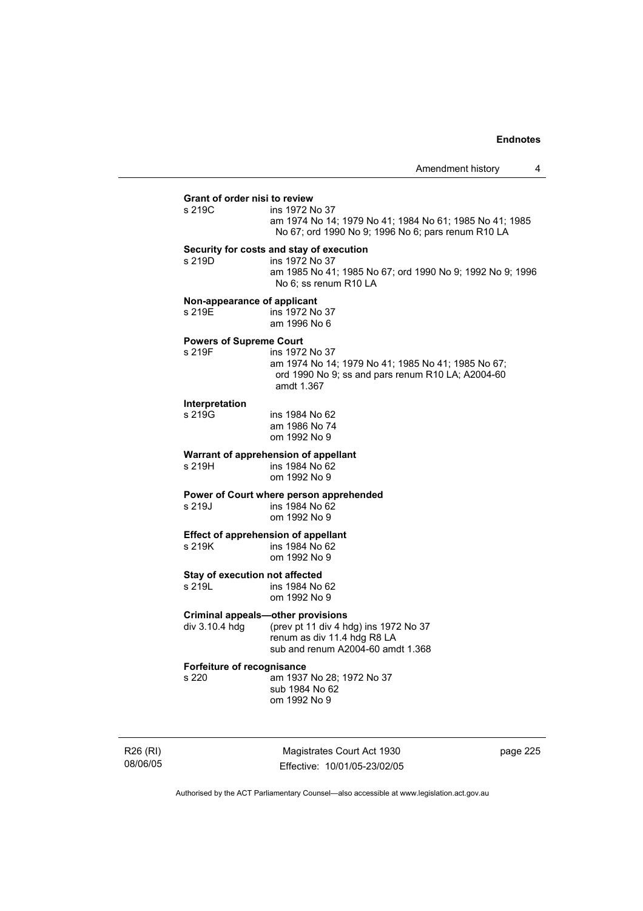**Grant of order nisi to review**

s 219C ins 1972 No 37
am 1974 No 14; 1979 No 41; 1984 No 61; 1985 No 41; 1985 No 67; ord 1990 No 9; 1996 No 6; pars renum R10 LA

**Security for costs and stay of execution**

s 219D ins 1972 No 37
am 1985 No 41; 1985 No 67; ord 1990 No 9; 1992 No 9; 1996 No 6; ss renum R10 LA

**Non-appearance of applicant**

s 219E ins 1972 No 37
am 1996 No 6

**Powers of Supreme Court**

s 219F ins 1972 No 37
am 1974 No 14; 1979 No 41; 1985 No 41; 1985 No 67; ord 1990 No 9; ss and pars renum R10 LA; A2004-60 amdt 1.367

**Interpretation**

s 219G ins 1984 No 62
am 1986 No 74
om 1992 No 9

**Warrant of apprehension of appellant**

s 219H ins 1984 No 62
om 1992 No 9

**Power of Court where person apprehended**

s 219J ins 1984 No 62
om 1992 No 9

**Effect of apprehension of appellant**

s 219K ins 1984 No 62
om 1992 No 9

**Stay of execution not affected**

s 219L ins 1984 No 62
om 1992 No 9

**Criminal appeals—other provisions**

div 3.10.4 hdg (prev pt 11 div 4 hdg) ins 1972 No 37
renum as div 11.4 hdg R8 LA
sub and renum A2004-60 amdt 1.368

**Forfeiture of recognisance**

s 220 am 1937 No 28; 1972 No 37
sub 1984 No 62
om 1992 No 9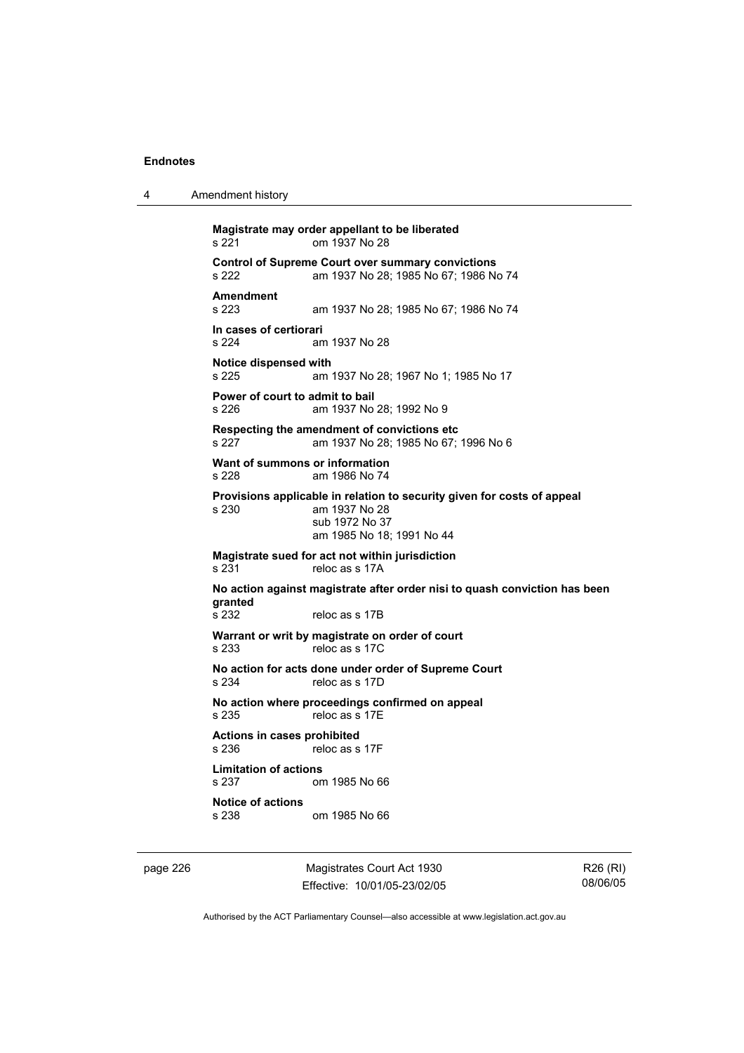**Magistrate may order appellant to be liberated**
s 221 om 1937 No 28

**Control of Supreme Court over summary convictions**
s 222 am 1937 No 28; 1985 No 67; 1986 No 74

**Amendment**
s 223 am 1937 No 28; 1985 No 67; 1986 No 74

**In cases of certiorari**
s 224 am 1937 No 28

**Notice dispensed with**
s 225 am 1937 No 28; 1967 No 1; 1985 No 17

**Power of court to admit to bail**
s 226 am 1937 No 28; 1992 No 9

**Respecting the amendment of convictions etc**
s 227 am 1937 No 28; 1985 No 67; 1996 No 6

**Want of summons or information**
s 228 am 1986 No 74

**Provisions applicable in relation to security given for costs of appeal**
s 230 am 1937 No 28
sub 1972 No 37
am 1985 No 18; 1991 No 44

**Magistrate sued for act not within jurisdiction**
s 231 reloc as s 17A

**No action against magistrate after order nisi to quash conviction has been granted**
s 232 reloc as s 17B

**Warrant or writ by magistrate on order of court**
s 233 reloc as s 17C

**No action for acts done under order of Supreme Court**
s 234 reloc as s 17D

**No action where proceedings confirmed on appeal**
s 235 reloc as s 17E

**Actions in cases prohibited**
s 236 reloc as s 17F

**Limitation of actions**
s 237 om 1985 No 66

**Notice of actions**
s 238 om 1985 No 66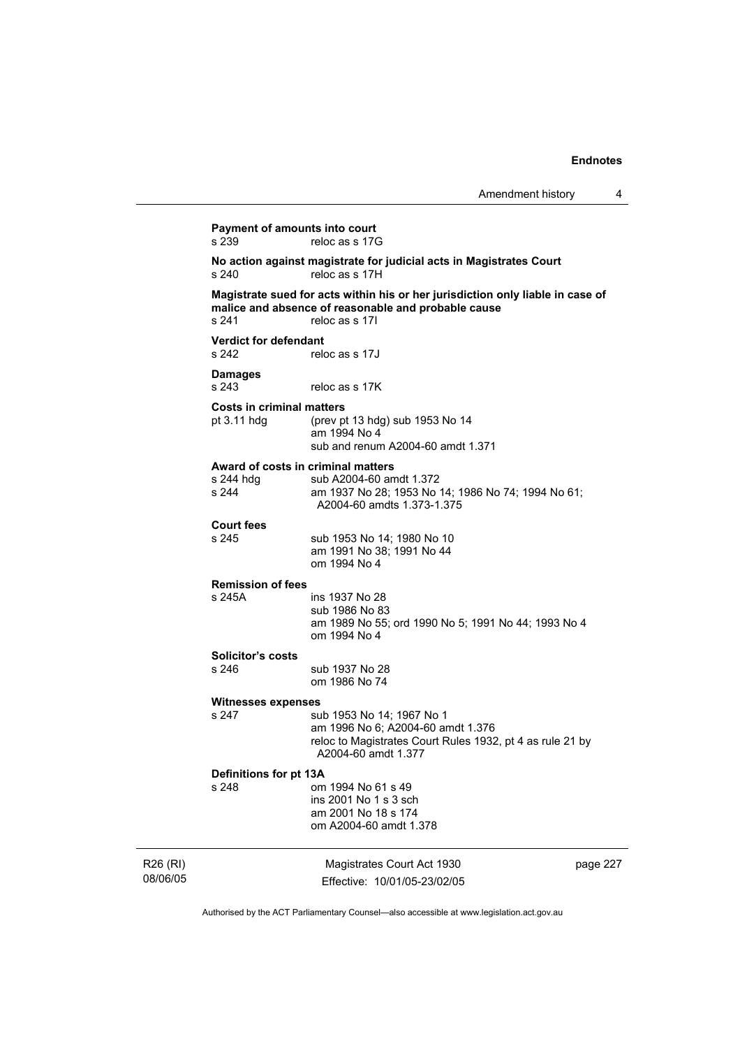**Payment of amounts into court**
s 239 reloc as s 17G

**No action against magistrate for judicial acts in Magistrates Court**
s 240 reloc as s 17H

**Magistrate sued for acts within his or her jurisdiction only liable in case of malice and absence of reasonable and probable cause**
s 241 reloc as s 17I

**Verdict for defendant**
s 242 reloc as s 17J

**Damages**
s 243 reloc as s 17K

**Costs in criminal matters**
pt 3.11 hdg (prev pt 13 hdg) sub 1953 No 14
am 1994 No 4
sub and renum A2004-60 amdt 1.371

**Award of costs in criminal matters**
s 244 hdg sub A2004-60 amdt 1.372
s 244 am 1937 No 28; 1953 No 14; 1986 No 74; 1994 No 61; A2004-60 amdts 1.373-1.375

**Court fees**
s 245 sub 1953 No 14; 1980 No 10
am 1991 No 38; 1991 No 44
om 1994 No 4

**Remission of fees**
s 245A ins 1937 No 28
sub 1986 No 83
am 1989 No 55; ord 1990 No 5; 1991 No 44; 1993 No 4
om 1994 No 4

**Solicitor's costs**
s 246 sub 1937 No 28
om 1986 No 74

**Witnesses expenses**
s 247 sub 1953 No 14; 1967 No 1
am 1996 No 6; A2004-60 amdt 1.376
reloc to Magistrates Court Rules 1932, pt 4 as rule 21 by A2004-60 amdt 1.377

**Definitions for pt 13A**
s 248 om 1994 No 61 s 49
ins 2001 No 1 s 3 sch
am 2001 No 18 s 174
om A2004-60 amdt 1.378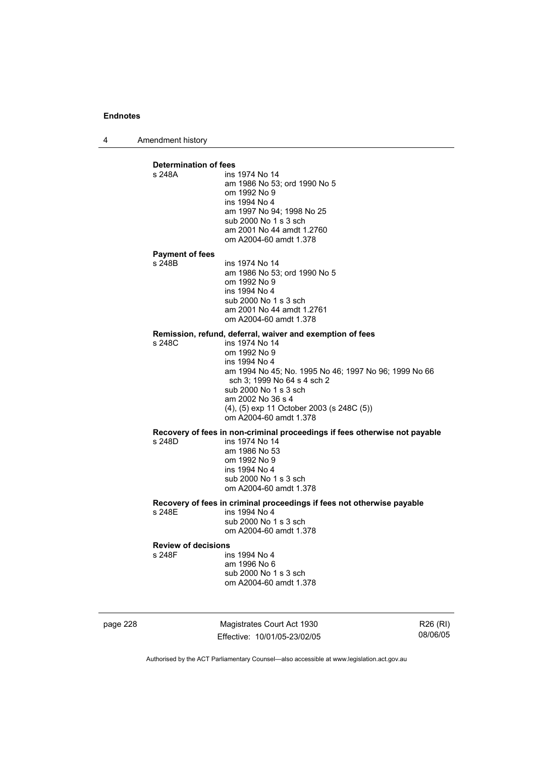**Determination of fees**

s 248A ins 1974 No 14
am 1986 No 53; ord 1990 No 5
om 1992 No 9
ins 1994 No 4
am 1997 No 94; 1998 No 25
sub 2000 No 1 s 3 sch
am 2001 No 44 amdt 1.2760
om A2004-60 amdt 1.378

**Payment of fees**

s 248B ins 1974 No 14
am 1986 No 53; ord 1990 No 5
om 1992 No 9
ins 1994 No 4
sub 2000 No 1 s 3 sch
am 2001 No 44 amdt 1.2761
om A2004-60 amdt 1.378

**Remission, refund, deferral, waiver and exemption of fees**

s 248C ins 1974 No 14
om 1992 No 9
ins 1994 No 4
am 1994 No 45; No. 1995 No 46; 1997 No 96; 1999 No 66 sch 3; 1999 No 64 s 4 sch 2
sub 2000 No 1 s 3 sch
am 2002 No 36 s 4
(4), (5) exp 11 October 2003 (s 248C (5))
om A2004-60 amdt 1.378

**Recovery of fees in non-criminal proceedings if fees otherwise not payable**

s 248D ins 1974 No 14
am 1986 No 53
om 1992 No 9
ins 1994 No 4
sub 2000 No 1 s 3 sch
om A2004-60 amdt 1.378

**Recovery of fees in criminal proceedings if fees not otherwise payable**

s 248E ins 1994 No 4
sub 2000 No 1 s 3 sch
om A2004-60 amdt 1.378

**Review of decisions**

s 248F ins 1994 No 4
am 1996 No 6
sub 2000 No 1 s 3 sch
om A2004-60 amdt 1.378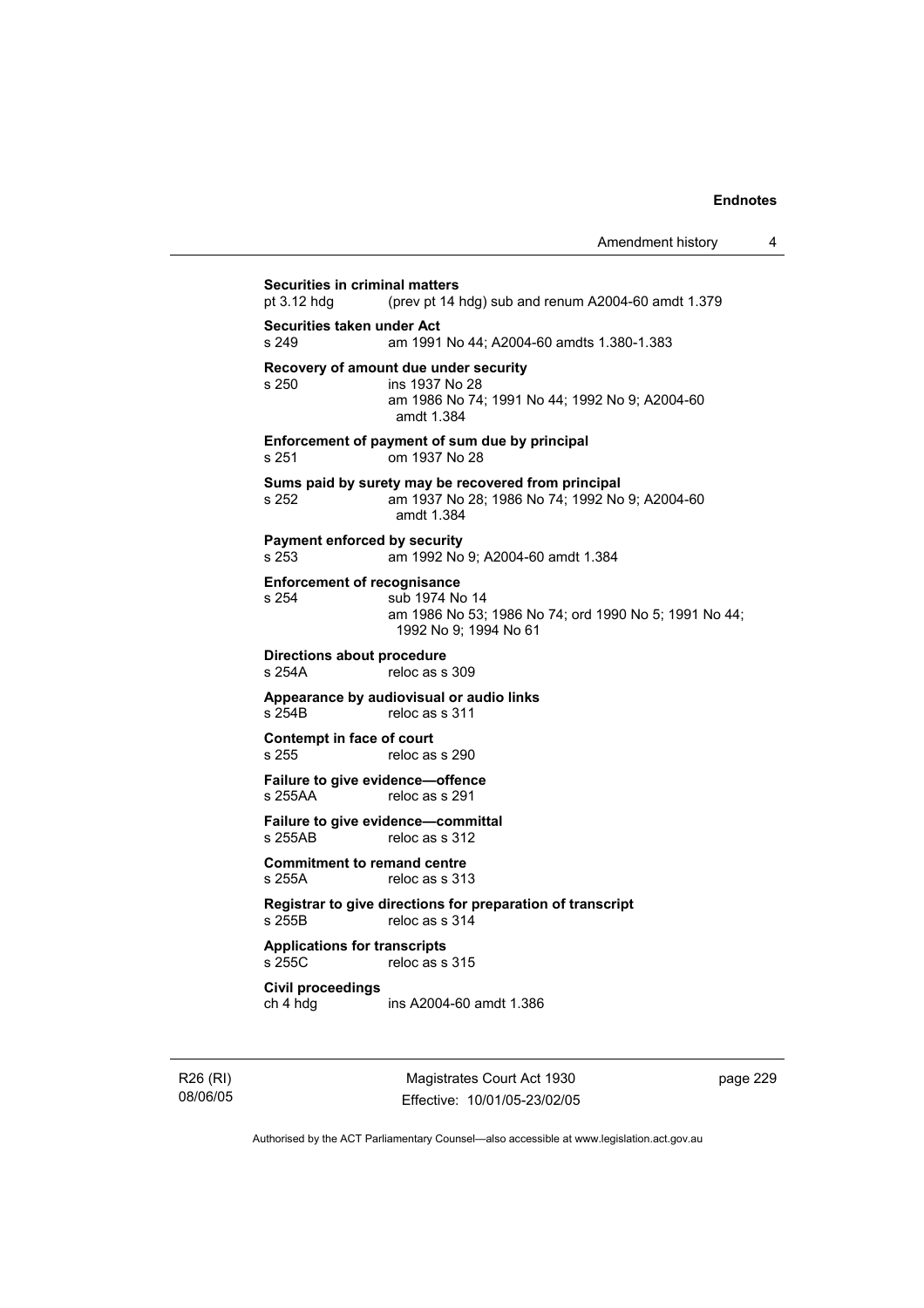**Securities in criminal matters**
pt 3.12 hdg (prev pt 14 hdg) sub and renum A2004-60 amdt 1.379

**Securities taken under Act**
s 249 am 1991 No 44; A2004-60 amdts 1.380-1.383

**Recovery of amount due under security**
s 250 ins 1937 No 28
am 1986 No 74; 1991 No 44; 1992 No 9; A2004-60 amdt 1.384

**Enforcement of payment of sum due by principal**
s 251 om 1937 No 28

**Sums paid by surety may be recovered from principal**
s 252 am 1937 No 28; 1986 No 74; 1992 No 9; A2004-60 amdt 1.384

**Payment enforced by security**
s 253 am 1992 No 9; A2004-60 amdt 1.384

**Enforcement of recognisance**
s 254 sub 1974 No 14
am 1986 No 53; 1986 No 74; ord 1990 No 5; 1991 No 44; 1992 No 9; 1994 No 61

**Directions about procedure**
s 254A reloc as s 309

**Appearance by audiovisual or audio links**
s 254B reloc as s 311

**Contempt in face of court**
s 255 reloc as s 290

**Failure to give evidence—offence**
s 255AA reloc as s 291

**Failure to give evidence—committal**
s 255AB reloc as s 312

**Commitment to remand centre**
s 255A reloc as s 313

**Registrar to give directions for preparation of transcript**
s 255B reloc as s 314

**Applications for transcripts**
s 255C reloc as s 315

**Civil proceedings**
ch 4 hdg ins A2004-60 amdt 1.386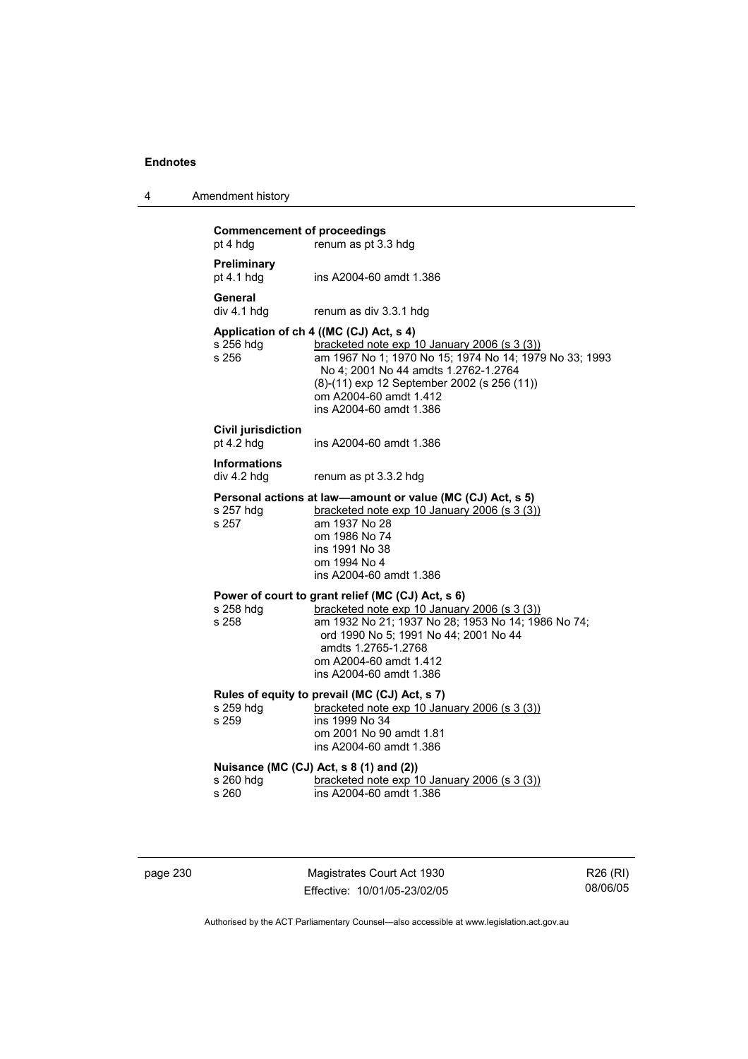**Commencement of proceedings**
pt 4 hdg renum as pt 3.3 hdg

**Preliminary**
pt 4.1 hdg ins A2004-60 amdt 1.386

**General**
div 4.1 hdg renum as div 3.3.1 hdg

**Application of ch 4 ((MC (CJ) Act, s 4)**
s 256 hdg bracketed note exp 10 January 2006 (s 3 (3))
s 256 am 1967 No 1; 1970 No 15; 1974 No 14; 1979 No 33; 1993 No 4; 2001 No 44 amdts 1.2762-1.2764
(8)-(11) exp 12 September 2002 (s 256 (11))
om A2004-60 amdt 1.412
ins A2004-60 amdt 1.386

**Civil jurisdiction**
pt 4.2 hdg ins A2004-60 amdt 1.386

**Informations**
div 4.2 hdg renum as pt 3.3.2 hdg

**Personal actions at law—amount or value (MC (CJ) Act, s 5)**
s 257 hdg bracketed note exp 10 January 2006 (s 3 (3))
s 257 am 1937 No 28
om 1986 No 74
ins 1991 No 38
om 1994 No 4
ins A2004-60 amdt 1.386

**Power of court to grant relief (MC (CJ) Act, s 6)**
s 258 hdg bracketed note exp 10 January 2006 (s 3 (3))
s 258 am 1932 No 21; 1937 No 28; 1953 No 14; 1986 No 74; ord 1990 No 5; 1991 No 44; 2001 No 44 amdts 1.2765-1.2768
om A2004-60 amdt 1.412
ins A2004-60 amdt 1.386

**Rules of equity to prevail (MC (CJ) Act, s 7)**
s 259 hdg bracketed note exp 10 January 2006 (s 3 (3))
s 259 ins 1999 No 34
om 2001 No 90 amdt 1.81
ins A2004-60 amdt 1.386

**Nuisance (MC (CJ) Act, s 8 (1) and (2))**
s 260 hdg bracketed note exp 10 January 2006 (s 3 (3))
s 260 ins A2004-60 amdt 1.386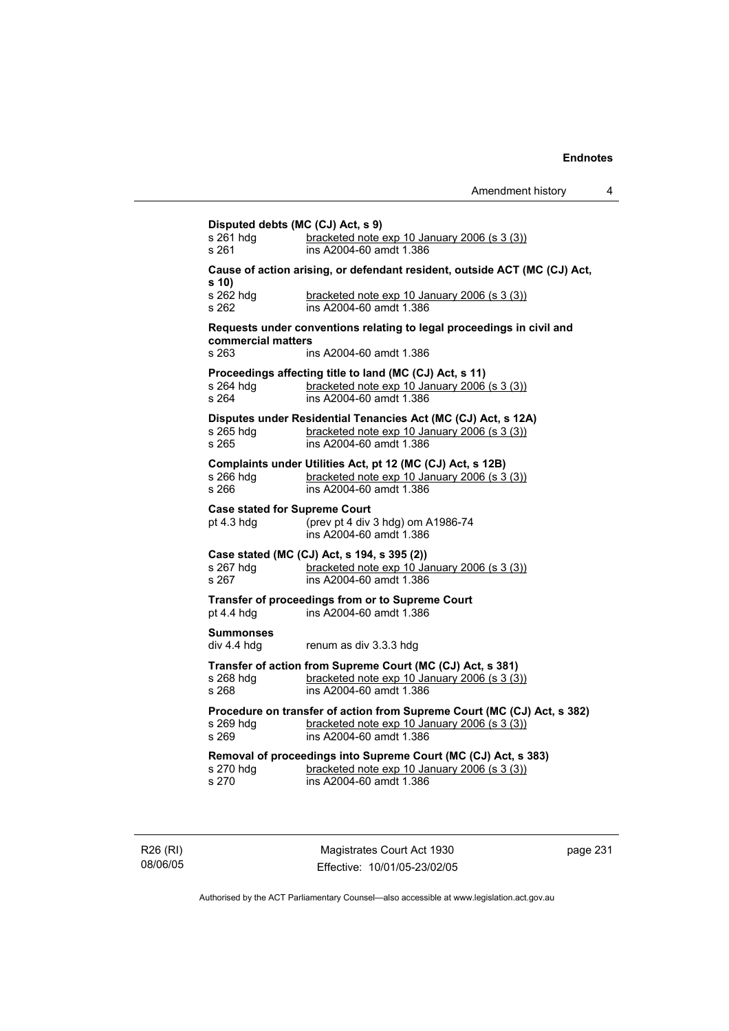**Disputed debts (MC (CJ) Act, s 9)**
s 261 hdg bracketed note exp 10 January 2006 (s 3 (3))
s 261 ins A2004-60 amdt 1.386

**Cause of action arising, or defendant resident, outside ACT (MC (CJ) Act, s 10)**
s 262 hdg bracketed note exp 10 January 2006 (s 3 (3))
s 262 ins A2004-60 amdt 1.386

**Requests under conventions relating to legal proceedings in civil and commercial matters**
s 263 ins A2004-60 amdt 1.386

**Proceedings affecting title to land (MC (CJ) Act, s 11)**
s 264 hdg bracketed note exp 10 January 2006 (s 3 (3))
s 264 ins A2004-60 amdt 1.386

**Disputes under Residential Tenancies Act (MC (CJ) Act, s 12A)**
s 265 hdg bracketed note exp 10 January 2006 (s 3 (3))
s 265 ins A2004-60 amdt 1.386

**Complaints under Utilities Act, pt 12 (MC (CJ) Act, s 12B)**
s 266 hdg bracketed note exp 10 January 2006 (s 3 (3))
s 266 ins A2004-60 amdt 1.386

**Case stated for Supreme Court**
pt 4.3 hdg (prev pt 4 div 3 hdg) om A1986-74
ins A2004-60 amdt 1.386

**Case stated (MC (CJ) Act, s 194, s 395 (2))**
s 267 hdg bracketed note exp 10 January 2006 (s 3 (3))
s 267 ins A2004-60 amdt 1.386

**Transfer of proceedings from or to Supreme Court**
pt 4.4 hdg ins A2004-60 amdt 1.386

**Summonses**
div 4.4 hdg renum as div 3.3.3 hdg

**Transfer of action from Supreme Court (MC (CJ) Act, s 381)**
s 268 hdg bracketed note exp 10 January 2006 (s 3 (3))
s 268 ins A2004-60 amdt 1.386

**Procedure on transfer of action from Supreme Court (MC (CJ) Act, s 382)**
s 269 hdg bracketed note exp 10 January 2006 (s 3 (3))
s 269 ins A2004-60 amdt 1.386

**Removal of proceedings into Supreme Court (MC (CJ) Act, s 383)**
s 270 hdg bracketed note exp 10 January 2006 (s 3 (3))
s 270 ins A2004-60 amdt 1.386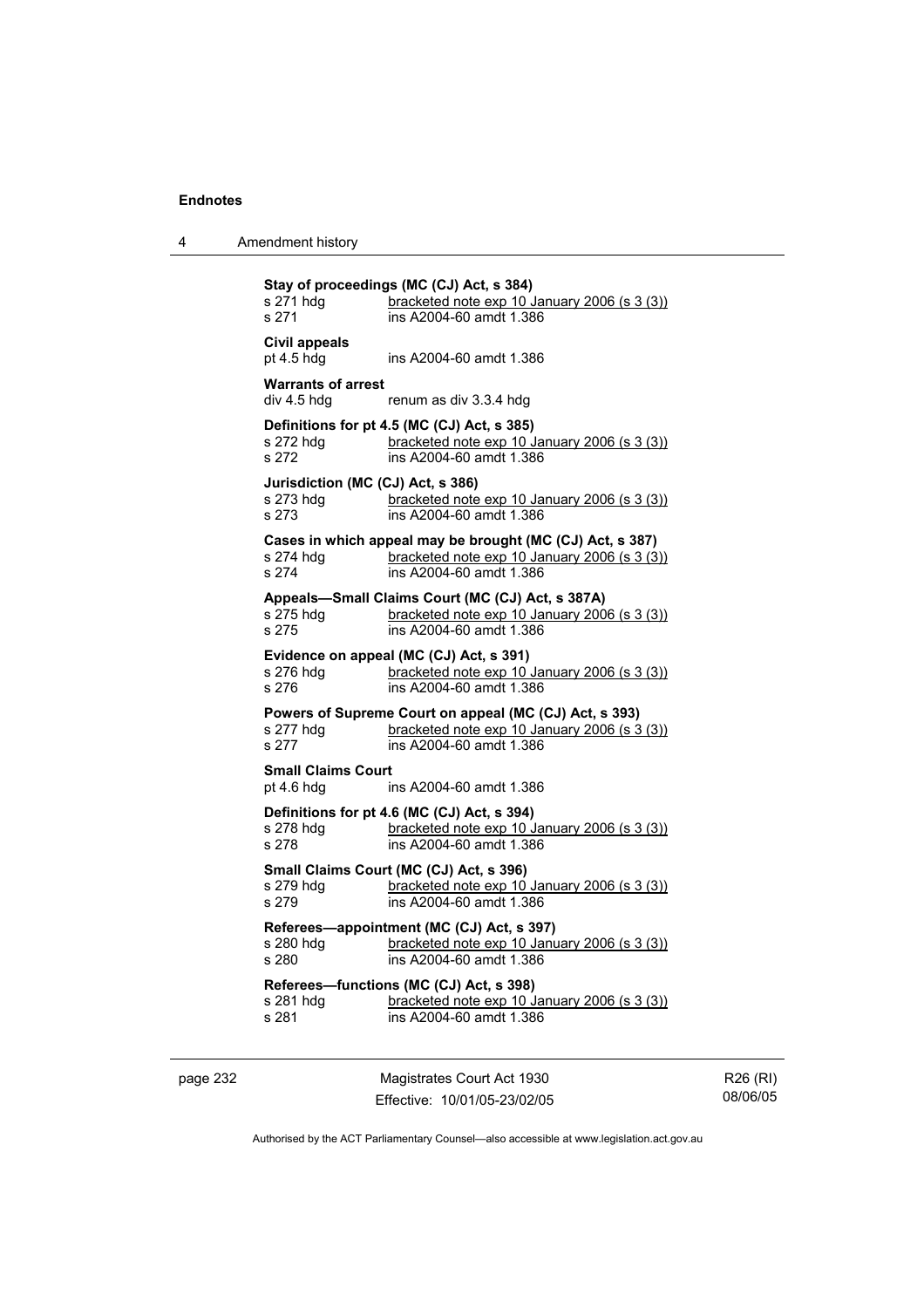**Stay of proceedings (MC (CJ) Act, s 384)**

s 271 hdg — bracketed note exp 10 January 2006 (s 3 (3))
s 271 — ins A2004-60 amdt 1.386

**Civil appeals**

pt 4.5 hdg — ins A2004-60 amdt 1.386

**Warrants of arrest**

div 4.5 hdg — renum as div 3.3.4 hdg

**Definitions for pt 4.5 (MC (CJ) Act, s 385)**

s 272 hdg — bracketed note exp 10 January 2006 (s 3 (3))
s 272 — ins A2004-60 amdt 1.386

**Jurisdiction (MC (CJ) Act, s 386)**

s 273 hdg — bracketed note exp 10 January 2006 (s 3 (3))
s 273 — ins A2004-60 amdt 1.386

**Cases in which appeal may be brought (MC (CJ) Act, s 387)**

s 274 hdg — bracketed note exp 10 January 2006 (s 3 (3))
s 274 — ins A2004-60 amdt 1.386

**Appeals—Small Claims Court (MC (CJ) Act, s 387A)**

s 275 hdg — bracketed note exp 10 January 2006 (s 3 (3))
s 275 — ins A2004-60 amdt 1.386

**Evidence on appeal (MC (CJ) Act, s 391)**

s 276 hdg — bracketed note exp 10 January 2006 (s 3 (3))
s 276 — ins A2004-60 amdt 1.386

**Powers of Supreme Court on appeal (MC (CJ) Act, s 393)**

s 277 hdg — bracketed note exp 10 January 2006 (s 3 (3))
s 277 — ins A2004-60 amdt 1.386

**Small Claims Court**

pt 4.6 hdg — ins A2004-60 amdt 1.386

**Definitions for pt 4.6 (MC (CJ) Act, s 394)**

s 278 hdg — bracketed note exp 10 January 2006 (s 3 (3))
s 278 — ins A2004-60 amdt 1.386

**Small Claims Court (MC (CJ) Act, s 396)**

s 279 hdg — bracketed note exp 10 January 2006 (s 3 (3))
s 279 — ins A2004-60 amdt 1.386

**Referees—appointment (MC (CJ) Act, s 397)**

s 280 hdg — bracketed note exp 10 January 2006 (s 3 (3))
s 280 — ins A2004-60 amdt 1.386

**Referees—functions (MC (CJ) Act, s 398)**

s 281 hdg — bracketed note exp 10 January 2006 (s 3 (3))
s 281 — ins A2004-60 amdt 1.386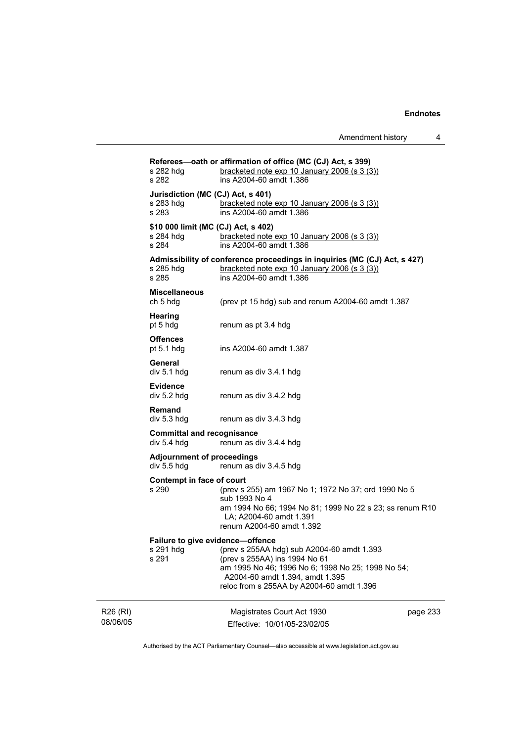**Referees—oath or affirmation of office (MC (CJ) Act, s 399)**

| | |
|---|---|
| s 282 hdg | bracketed note exp 10 January 2006 (s 3 (3)) |
| s 282 | ins A2004-60 amdt 1.386 |

**Jurisdiction (MC (CJ) Act, s 401)**

| | |
|---|---|
| s 283 hdg | bracketed note exp 10 January 2006 (s 3 (3)) |
| s 283 | ins A2004-60 amdt 1.386 |

**$10 000 limit (MC (CJ) Act, s 402)**

| | |
|---|---|
| s 284 hdg | bracketed note exp 10 January 2006 (s 3 (3)) |
| s 284 | ins A2004-60 amdt 1.386 |

**Admissibility of conference proceedings in inquiries (MC (CJ) Act, s 427)**

| | |
|---|---|
| s 285 hdg | bracketed note exp 10 January 2006 (s 3 (3)) |
| s 285 | ins A2004-60 amdt 1.386 |

**Miscellaneous**

| | |
|---|---|
| ch 5 hdg | (prev pt 15 hdg) sub and renum A2004-60 amdt 1.387 |

**Hearing**

| | |
|---|---|
| pt 5 hdg | renum as pt 3.4 hdg |

**Offences**

| | |
|---|---|
| pt 5.1 hdg | ins A2004-60 amdt 1.387 |

**General**

| | |
|---|---|
| div 5.1 hdg | renum as div 3.4.1 hdg |

**Evidence**

| | |
|---|---|
| div 5.2 hdg | renum as div 3.4.2 hdg |

**Remand**

| | |
|---|---|
| div 5.3 hdg | renum as div 3.4.3 hdg |

**Committal and recognisance**

| | |
|---|---|
| div 5.4 hdg | renum as div 3.4.4 hdg |

**Adjournment of proceedings**

| | |
|---|---|
| div 5.5 hdg | renum as div 3.4.5 hdg |

**Contempt in face of court**

| | |
|---|---|
| s 290 | (prev s 255) am 1967 No 1; 1972 No 37; ord 1990 No 5<br>sub 1993 No 4<br>am 1994 No 66; 1994 No 81; 1999 No 22 s 23; ss renum R10 LA; A2004-60 amdt 1.391<br>renum A2004-60 amdt 1.392 |

**Failure to give evidence—offence**

| | |
|---|---|
| s 291 hdg | (prev s 255AA hdg) sub A2004-60 amdt 1.393 |
| s 291 | (prev s 255AA) ins 1994 No 61<br>am 1995 No 46; 1996 No 6; 1998 No 25; 1998 No 54; A2004-60 amdt 1.394, amdt 1.395<br>reloc from s 255AA by A2004-60 amdt 1.396 |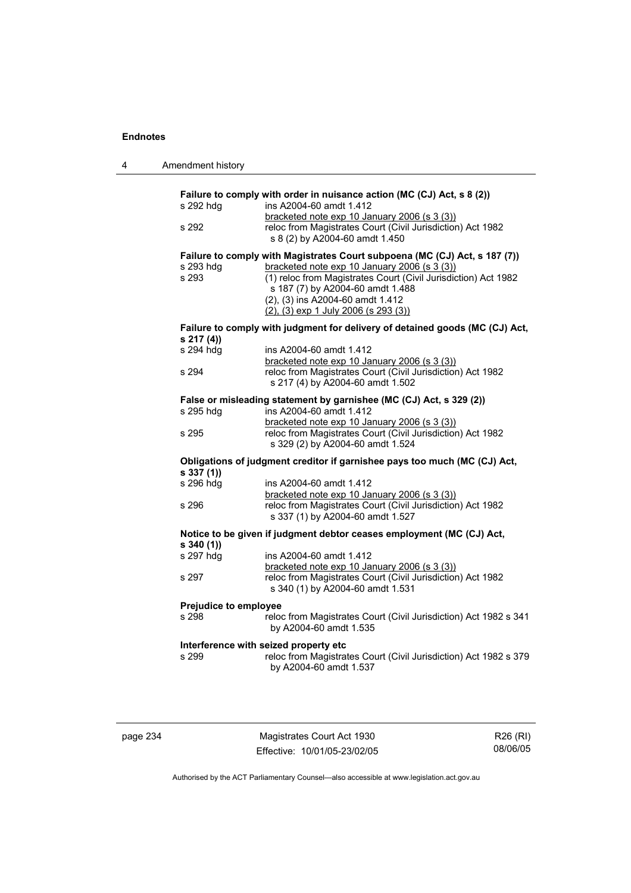**Failure to comply with order in nuisance action (MC (CJ) Act, s 8 (2))**

s 292 hdg ins A2004-60 amdt 1.412
bracketed note exp 10 January 2006 (s 3 (3))

s 292 reloc from Magistrates Court (Civil Jurisdiction) Act 1982 s 8 (2) by A2004-60 amdt 1.450

**Failure to comply with Magistrates Court subpoena (MC (CJ) Act, s 187 (7))**

s 293 hdg bracketed note exp 10 January 2006 (s 3 (3))

s 293 (1) reloc from Magistrates Court (Civil Jurisdiction) Act 1982 s 187 (7) by A2004-60 amdt 1.488
(2), (3) ins A2004-60 amdt 1.412
(2), (3) exp 1 July 2006 (s 293 (3))

**Failure to comply with judgment for delivery of detained goods (MC (CJ) Act, s 217 (4))**

s 294 hdg ins A2004-60 amdt 1.412
bracketed note exp 10 January 2006 (s 3 (3))

s 294 reloc from Magistrates Court (Civil Jurisdiction) Act 1982 s 217 (4) by A2004-60 amdt 1.502

**False or misleading statement by garnishee (MC (CJ) Act, s 329 (2))**

s 295 hdg ins A2004-60 amdt 1.412
bracketed note exp 10 January 2006 (s 3 (3))

s 295 reloc from Magistrates Court (Civil Jurisdiction) Act 1982 s 329 (2) by A2004-60 amdt 1.524

**Obligations of judgment creditor if garnishee pays too much (MC (CJ) Act, s 337 (1))**

s 296 hdg ins A2004-60 amdt 1.412
bracketed note exp 10 January 2006 (s 3 (3))

s 296 reloc from Magistrates Court (Civil Jurisdiction) Act 1982 s 337 (1) by A2004-60 amdt 1.527

**Notice to be given if judgment debtor ceases employment (MC (CJ) Act, s 340 (1))**

s 297 hdg ins A2004-60 amdt 1.412
bracketed note exp 10 January 2006 (s 3 (3))

s 297 reloc from Magistrates Court (Civil Jurisdiction) Act 1982 s 340 (1) by A2004-60 amdt 1.531

**Prejudice to employee**

s 298 reloc from Magistrates Court (Civil Jurisdiction) Act 1982 s 341 by A2004-60 amdt 1.535

**Interference with seized property etc**

s 299 reloc from Magistrates Court (Civil Jurisdiction) Act 1982 s 379 by A2004-60 amdt 1.537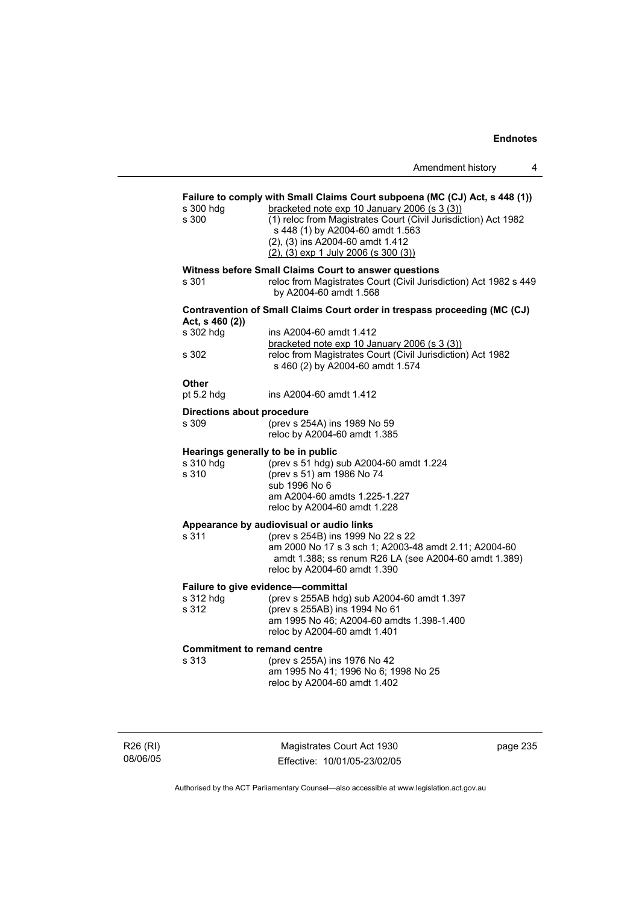**Failure to comply with Small Claims Court subpoena (MC (CJ) Act, s 448 (1))**

| | |
|---|---|
| s 300 hdg | bracketed note exp 10 January 2006 (s 3 (3)) |
| s 300 | (1) reloc from Magistrates Court (Civil Jurisdiction) Act 1982 s 448 (1) by A2004-60 amdt 1.563<br>(2), (3) ins A2004-60 amdt 1.412<br>(2), (3) exp 1 July 2006 (s 300 (3)) |

**Witness before Small Claims Court to answer questions**

| | |
|---|---|
| s 301 | reloc from Magistrates Court (Civil Jurisdiction) Act 1982 s 449 by A2004-60 amdt 1.568 |

**Contravention of Small Claims Court order in trespass proceeding (MC (CJ) Act, s 460 (2))**

| | |
|---|---|
| s 302 hdg | ins A2004-60 amdt 1.412<br>bracketed note exp 10 January 2006 (s 3 (3)) |
| s 302 | reloc from Magistrates Court (Civil Jurisdiction) Act 1982 s 460 (2) by A2004-60 amdt 1.574 |

**Other**

| | |
|---|---|
| pt 5.2 hdg | ins A2004-60 amdt 1.412 |

**Directions about procedure**

| | |
|---|---|
| s 309 | (prev s 254A) ins 1989 No 59<br>reloc by A2004-60 amdt 1.385 |

**Hearings generally to be in public**

| | |
|---|---|
| s 310 hdg | (prev s 51 hdg) sub A2004-60 amdt 1.224 |
| s 310 | (prev s 51) am 1986 No 74<br>sub 1996 No 6<br>am A2004-60 amdts 1.225-1.227<br>reloc by A2004-60 amdt 1.228 |

**Appearance by audiovisual or audio links**

| | |
|---|---|
| s 311 | (prev s 254B) ins 1999 No 22 s 22<br>am 2000 No 17 s 3 sch 1; A2003-48 amdt 2.11; A2004-60 amdt 1.388; ss renum R26 LA (see A2004-60 amdt 1.389)<br>reloc by A2004-60 amdt 1.390 |

**Failure to give evidence—committal**

| | |
|---|---|
| s 312 hdg | (prev s 255AB hdg) sub A2004-60 amdt 1.397 |
| s 312 | (prev s 255AB) ins 1994 No 61<br>am 1995 No 46; A2004-60 amdts 1.398-1.400<br>reloc by A2004-60 amdt 1.401 |

**Commitment to remand centre**

| | |
|---|---|
| s 313 | (prev s 255A) ins 1976 No 42<br>am 1995 No 41; 1996 No 6; 1998 No 25<br>reloc by A2004-60 amdt 1.402 |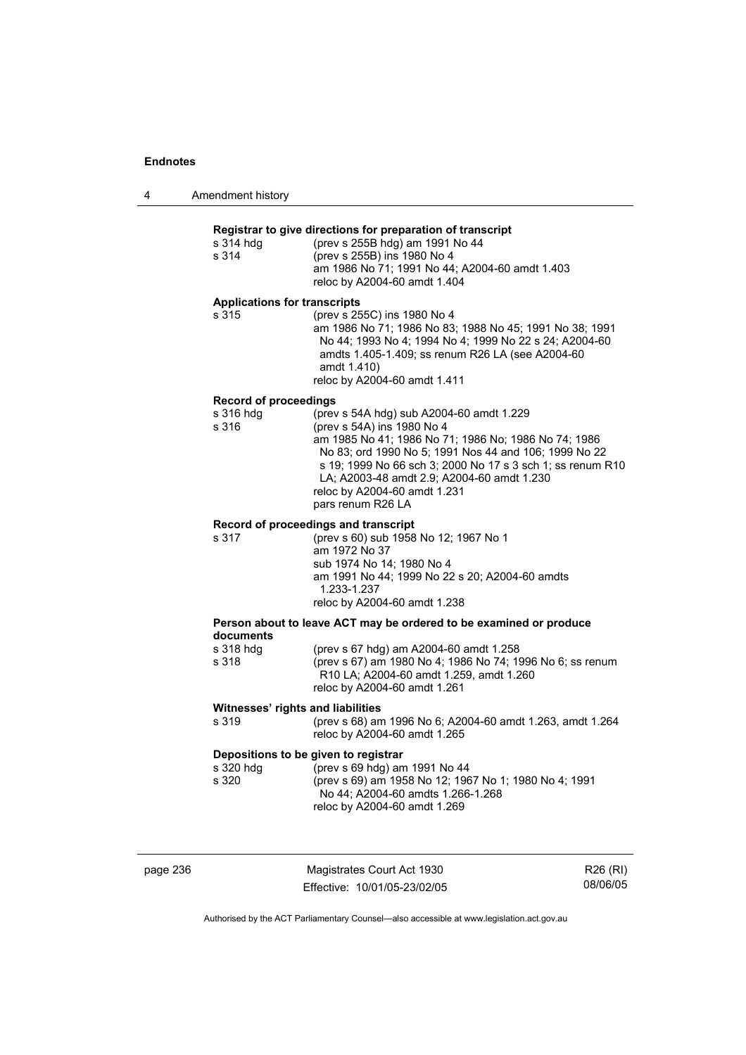**Registrar to give directions for preparation of transcript**

s 314 hdg (prev s 255B hdg) am 1991 No 44

s 314 (prev s 255B) ins 1980 No 4
am 1986 No 71; 1991 No 44; A2004-60 amdt 1.403
reloc by A2004-60 amdt 1.404

**Applications for transcripts**

s 315 (prev s 255C) ins 1980 No 4
am 1986 No 71; 1986 No 83; 1988 No 45; 1991 No 38; 1991 No 44; 1993 No 4; 1994 No 4; 1999 No 22 s 24; A2004-60 amdts 1.405-1.409; ss renum R26 LA (see A2004-60 amdt 1.410)
reloc by A2004-60 amdt 1.411

**Record of proceedings**

s 316 hdg (prev s 54A hdg) sub A2004-60 amdt 1.229

s 316 (prev s 54A) ins 1980 No 4
am 1985 No 41; 1986 No 71; 1986 No; 1986 No 74; 1986 No 83; ord 1990 No 5; 1991 Nos 44 and 106; 1999 No 22 s 19; 1999 No 66 sch 3; 2000 No 17 s 3 sch 1; ss renum R10 LA; A2003-48 amdt 2.9; A2004-60 amdt 1.230
reloc by A2004-60 amdt 1.231
pars renum R26 LA

**Record of proceedings and transcript**

s 317 (prev s 60) sub 1958 No 12; 1967 No 1
am 1972 No 37
sub 1974 No 14; 1980 No 4
am 1991 No 44; 1999 No 22 s 20; A2004-60 amdts 1.233-1.237
reloc by A2004-60 amdt 1.238

**Person about to leave ACT may be ordered to be examined or produce documents**

s 318 hdg (prev s 67 hdg) am A2004-60 amdt 1.258

s 318 (prev s 67) am 1980 No 4; 1986 No 74; 1996 No 6; ss renum R10 LA; A2004-60 amdt 1.259, amdt 1.260
reloc by A2004-60 amdt 1.261

**Witnesses' rights and liabilities**

s 319 (prev s 68) am 1996 No 6; A2004-60 amdt 1.263, amdt 1.264
reloc by A2004-60 amdt 1.265

**Depositions to be given to registrar**

s 320 hdg (prev s 69 hdg) am 1991 No 44

s 320 (prev s 69) am 1958 No 12; 1967 No 1; 1980 No 4; 1991 No 44; A2004-60 amdts 1.266-1.268
reloc by A2004-60 amdt 1.269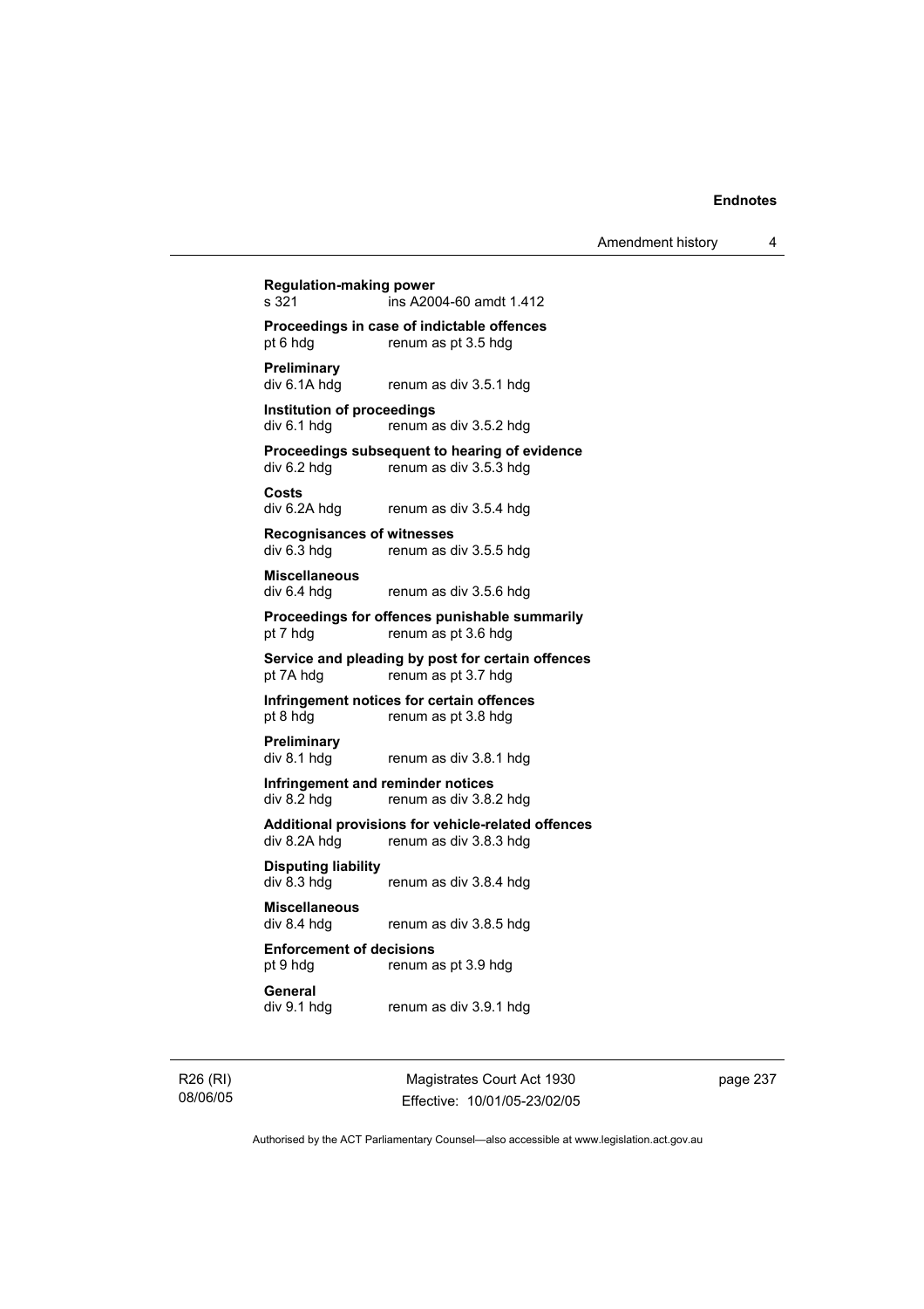**Regulation-making power**
s 321 ins A2004-60 amdt 1.412

**Proceedings in case of indictable offences**
pt 6 hdg renum as pt 3.5 hdg

**Preliminary**
div 6.1A hdg renum as div 3.5.1 hdg

**Institution of proceedings**
div 6.1 hdg renum as div 3.5.2 hdg

**Proceedings subsequent to hearing of evidence**
div 6.2 hdg renum as div 3.5.3 hdg

**Costs**
div 6.2A hdg renum as div 3.5.4 hdg

**Recognisances of witnesses**
div 6.3 hdg renum as div 3.5.5 hdg

**Miscellaneous**
div 6.4 hdg renum as div 3.5.6 hdg

**Proceedings for offences punishable summarily**
pt 7 hdg renum as pt 3.6 hdg

**Service and pleading by post for certain offences**
pt 7A hdg renum as pt 3.7 hdg

**Infringement notices for certain offences**
pt 8 hdg renum as pt 3.8 hdg

**Preliminary**
div 8.1 hdg renum as div 3.8.1 hdg

**Infringement and reminder notices**
div 8.2 hdg renum as div 3.8.2 hdg

**Additional provisions for vehicle-related offences**
div 8.2A hdg renum as div 3.8.3 hdg

**Disputing liability**
div 8.3 hdg renum as div 3.8.4 hdg

**Miscellaneous**
div 8.4 hdg renum as div 3.8.5 hdg

**Enforcement of decisions**
pt 9 hdg renum as pt 3.9 hdg

**General**
div 9.1 hdg renum as div 3.9.1 hdg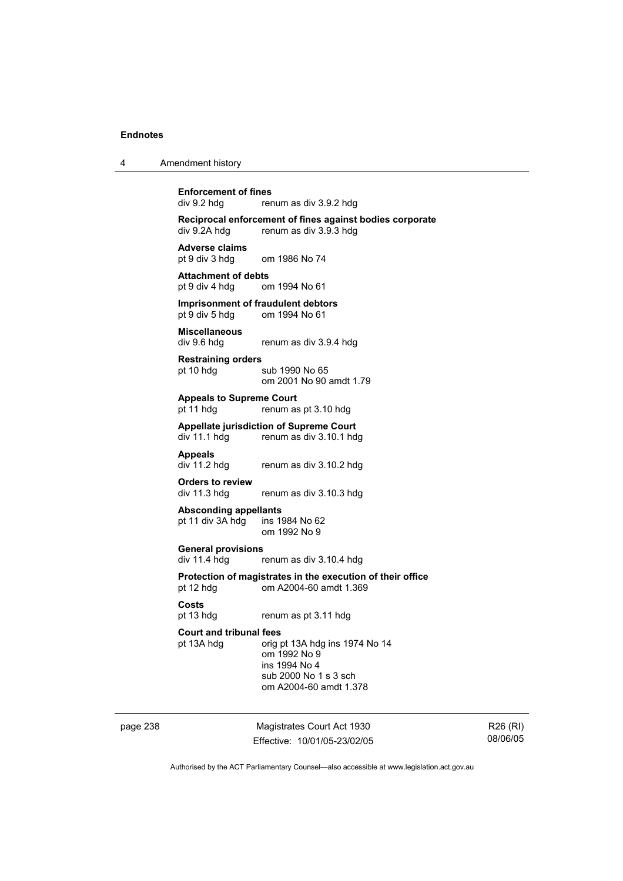**Enforcement of fines**
div 9.2 hdg renum as div 3.9.2 hdg

**Reciprocal enforcement of fines against bodies corporate**
div 9.2A hdg renum as div 3.9.3 hdg

**Adverse claims**
pt 9 div 3 hdg om 1986 No 74

**Attachment of debts**
pt 9 div 4 hdg om 1994 No 61

**Imprisonment of fraudulent debtors**
pt 9 div 5 hdg om 1994 No 61

**Miscellaneous**
div 9.6 hdg renum as div 3.9.4 hdg

**Restraining orders**
pt 10 hdg sub 1990 No 65
om 2001 No 90 amdt 1.79

**Appeals to Supreme Court**
pt 11 hdg renum as pt 3.10 hdg

**Appellate jurisdiction of Supreme Court**
div 11.1 hdg renum as div 3.10.1 hdg

**Appeals**
div 11.2 hdg renum as div 3.10.2 hdg

**Orders to review**
div 11.3 hdg renum as div 3.10.3 hdg

**Absconding appellants**
pt 11 div 3A hdg ins 1984 No 62
om 1992 No 9

**General provisions**
div 11.4 hdg renum as div 3.10.4 hdg

**Protection of magistrates in the execution of their office**
pt 12 hdg om A2004-60 amdt 1.369

**Costs**
pt 13 hdg renum as pt 3.11 hdg

**Court and tribunal fees**
pt 13A hdg orig pt 13A hdg ins 1974 No 14
om 1992 No 9
ins 1994 No 4
sub 2000 No 1 s 3 sch
om A2004-60 amdt 1.378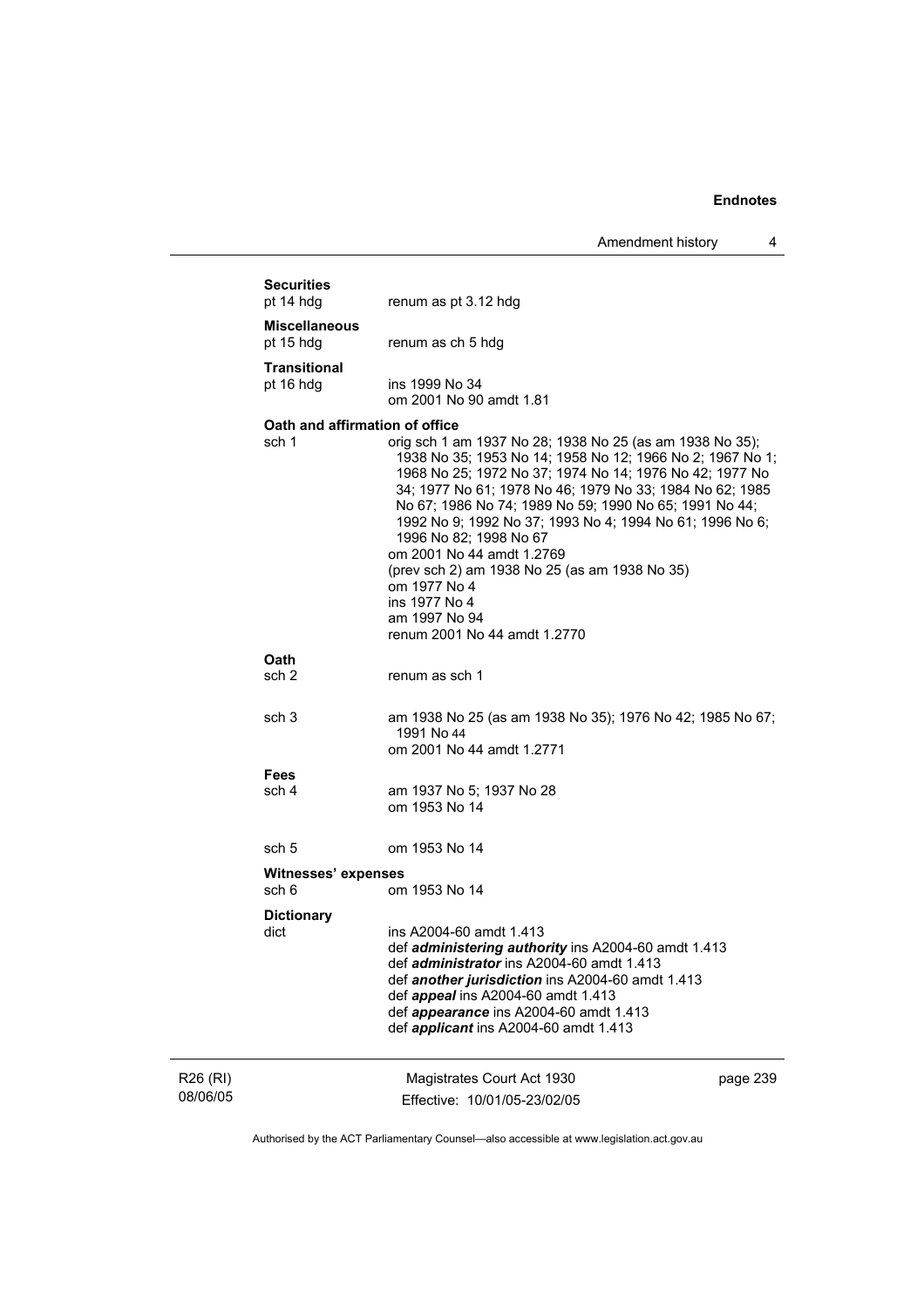**Securities**

pt 14 hdg renum as pt 3.12 hdg

**Miscellaneous**

pt 15 hdg renum as ch 5 hdg

**Transitional**

pt 16 hdg ins 1999 No 34
om 2001 No 90 amdt 1.81

**Oath and affirmation of office**

sch 1 orig sch 1 am 1937 No 28; 1938 No 25 (as am 1938 No 35); 1938 No 35; 1953 No 14; 1958 No 12; 1966 No 2; 1967 No 1; 1968 No 25; 1972 No 37; 1974 No 14; 1976 No 42; 1977 No 34; 1977 No 61; 1978 No 46; 1979 No 33; 1984 No 62; 1985 No 67; 1986 No 74; 1989 No 59; 1990 No 65; 1991 No 44; 1992 No 9; 1992 No 37; 1993 No 4; 1994 No 61; 1996 No 6; 1996 No 82; 1998 No 67
om 2001 No 44 amdt 1.2769
(prev sch 2) am 1938 No 25 (as am 1938 No 35)
om 1977 No 4
ins 1977 No 4
am 1997 No 94
renum 2001 No 44 amdt 1.2770

**Oath**

sch 2 renum as sch 1

sch 3 am 1938 No 25 (as am 1938 No 35); 1976 No 42; 1985 No 67; 1991 No 44
om 2001 No 44 amdt 1.2771

**Fees**

sch 4 am 1937 No 5; 1937 No 28
om 1953 No 14

sch 5 om 1953 No 14

**Witnesses' expenses**

sch 6 om 1953 No 14

**Dictionary**

dict ins A2004-60 amdt 1.413
def ***administering authority*** ins A2004-60 amdt 1.413
def ***administrator*** ins A2004-60 amdt 1.413
def ***another jurisdiction*** ins A2004-60 amdt 1.413
def ***appeal*** ins A2004-60 amdt 1.413
def ***appearance*** ins A2004-60 amdt 1.413
def ***applicant*** ins A2004-60 amdt 1.413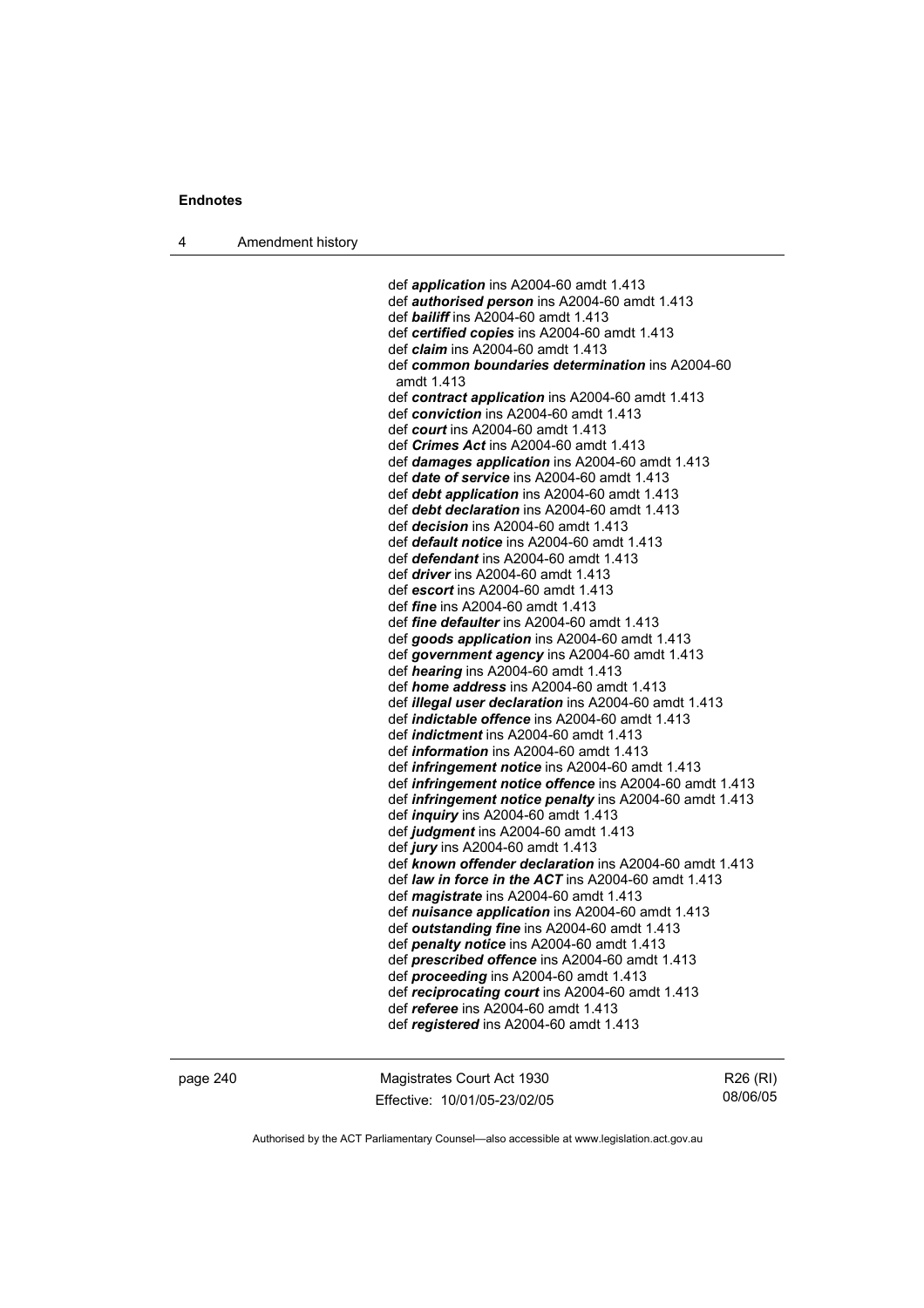def ***application*** ins A2004-60 amdt 1.413
def ***authorised person*** ins A2004-60 amdt 1.413
def ***bailiff*** ins A2004-60 amdt 1.413
def ***certified copies*** ins A2004-60 amdt 1.413
def ***claim*** ins A2004-60 amdt 1.413
def ***common boundaries determination*** ins A2004-60 amdt 1.413
def ***contract application*** ins A2004-60 amdt 1.413
def ***conviction*** ins A2004-60 amdt 1.413
def ***court*** ins A2004-60 amdt 1.413
def ***Crimes Act*** ins A2004-60 amdt 1.413
def ***damages application*** ins A2004-60 amdt 1.413
def ***date of service*** ins A2004-60 amdt 1.413
def ***debt application*** ins A2004-60 amdt 1.413
def ***debt declaration*** ins A2004-60 amdt 1.413
def ***decision*** ins A2004-60 amdt 1.413
def ***default notice*** ins A2004-60 amdt 1.413
def ***defendant*** ins A2004-60 amdt 1.413
def ***driver*** ins A2004-60 amdt 1.413
def ***escort*** ins A2004-60 amdt 1.413
def ***fine*** ins A2004-60 amdt 1.413
def ***fine defaulter*** ins A2004-60 amdt 1.413
def ***goods application*** ins A2004-60 amdt 1.413
def ***government agency*** ins A2004-60 amdt 1.413
def ***hearing*** ins A2004-60 amdt 1.413
def ***home address*** ins A2004-60 amdt 1.413
def ***illegal user declaration*** ins A2004-60 amdt 1.413
def ***indictable offence*** ins A2004-60 amdt 1.413
def ***indictment*** ins A2004-60 amdt 1.413
def ***information*** ins A2004-60 amdt 1.413
def ***infringement notice*** ins A2004-60 amdt 1.413
def ***infringement notice offence*** ins A2004-60 amdt 1.413
def ***infringement notice penalty*** ins A2004-60 amdt 1.413
def ***inquiry*** ins A2004-60 amdt 1.413
def ***judgment*** ins A2004-60 amdt 1.413
def ***jury*** ins A2004-60 amdt 1.413
def ***known offender declaration*** ins A2004-60 amdt 1.413
def ***law in force in the ACT*** ins A2004-60 amdt 1.413
def ***magistrate*** ins A2004-60 amdt 1.413
def ***nuisance application*** ins A2004-60 amdt 1.413
def ***outstanding fine*** ins A2004-60 amdt 1.413
def ***penalty notice*** ins A2004-60 amdt 1.413
def ***prescribed offence*** ins A2004-60 amdt 1.413
def ***proceeding*** ins A2004-60 amdt 1.413
def ***reciprocating court*** ins A2004-60 amdt 1.413
def ***referee*** ins A2004-60 amdt 1.413
def ***registered*** ins A2004-60 amdt 1.413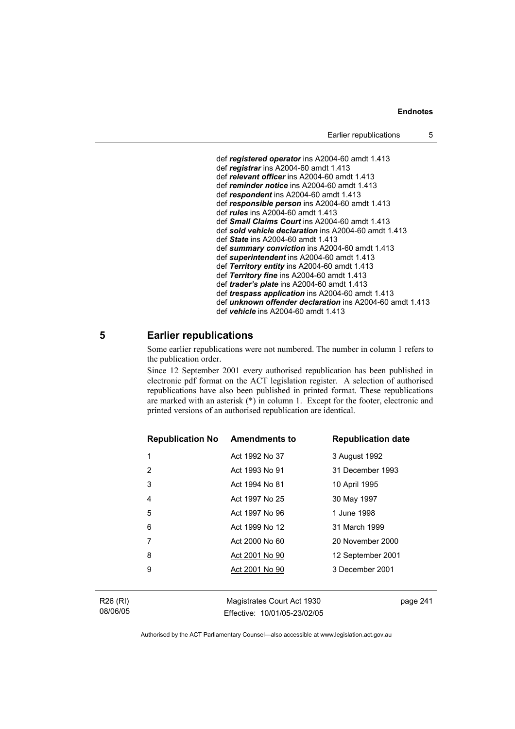def ***registered operator*** ins A2004-60 amdt 1.413
def ***registrar*** ins A2004-60 amdt 1.413
def ***relevant officer*** ins A2004-60 amdt 1.413
def ***reminder notice*** ins A2004-60 amdt 1.413
def ***respondent*** ins A2004-60 amdt 1.413
def ***responsible person*** ins A2004-60 amdt 1.413
def ***rules*** ins A2004-60 amdt 1.413
def ***Small Claims Court*** ins A2004-60 amdt 1.413
def ***sold vehicle declaration*** ins A2004-60 amdt 1.413
def ***State*** ins A2004-60 amdt 1.413
def ***summary conviction*** ins A2004-60 amdt 1.413
def ***superintendent*** ins A2004-60 amdt 1.413
def ***Territory entity*** ins A2004-60 amdt 1.413
def ***Territory fine*** ins A2004-60 amdt 1.413
def ***trader's plate*** ins A2004-60 amdt 1.413
def ***trespass application*** ins A2004-60 amdt 1.413
def ***unknown offender declaration*** ins A2004-60 amdt 1.413
def ***vehicle*** ins A2004-60 amdt 1.413

## 5 Earlier republications

Some earlier republications were not numbered. The number in column 1 refers to the publication order.

Since 12 September 2001 every authorised republication has been published in electronic pdf format on the ACT legislation register. A selection of authorised republications have also been published in printed format. These republications are marked with an asterisk (*) in column 1. Except for the footer, electronic and printed versions of an authorised republication are identical.

| Republication No | Amendments to | Republication date |
|---|---|---|
| 1 | Act 1992 No 37 | 3 August 1992 |
| 2 | Act 1993 No 91 | 31 December 1993 |
| 3 | Act 1994 No 81 | 10 April 1995 |
| 4 | Act 1997 No 25 | 30 May 1997 |
| 5 | Act 1997 No 96 | 1 June 1998 |
| 6 | Act 1999 No 12 | 31 March 1999 |
| 7 | Act 2000 No 60 | 20 November 2000 |
| 8 | Act 2001 No 90 | 12 September 2001 |
| 9 | Act 2001 No 90 | 3 December 2001 |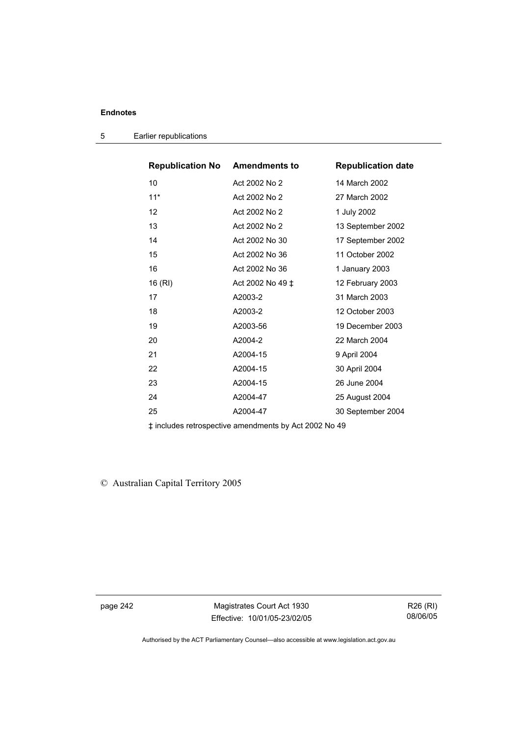| Republication No | Amendments to | Republication date |
|---|---|---|
| 10 | Act 2002 No 2 | 14 March 2002 |
| 11* | Act 2002 No 2 | 27 March 2002 |
| 12 | Act 2002 No 2 | 1 July 2002 |
| 13 | Act 2002 No 2 | 13 September 2002 |
| 14 | Act 2002 No 30 | 17 September 2002 |
| 15 | Act 2002 No 36 | 11 October 2002 |
| 16 | Act 2002 No 36 | 1 January 2003 |
| 16 (RI) | Act 2002 No 49 ‡ | 12 February 2003 |
| 17 | A2003-2 | 31 March 2003 |
| 18 | A2003-2 | 12 October 2003 |
| 19 | A2003-56 | 19 December 2003 |
| 20 | A2004-2 | 22 March 2004 |
| 21 | A2004-15 | 9 April 2004 |
| 22 | A2004-15 | 30 April 2004 |
| 23 | A2004-15 | 26 June 2004 |
| 24 | A2004-47 | 25 August 2004 |
| 25 | A2004-47 | 30 September 2004 |

‡ includes retrospective amendments by Act 2002 No 49

© Australian Capital Territory 2005